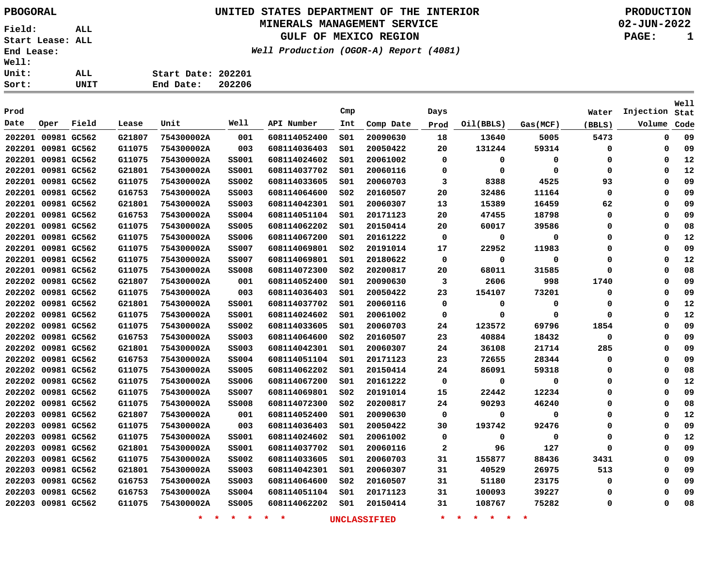PBOGORAL

# UNITED STATES DEPARTMENT OF THE INTERIOR
## MINERALS MANAGEMENT SERVICE
## GULF OF MEXICO REGION

*Well Production (OGOR-A) Report (4081)*

PRODUCTION
02-JUN-2022

Field: ALL
Start Lease: ALL
End Lease:
Well:
Unit: ALL
Sort: UNIT

Start Date: 202201
End Date: 202206

| Prod Date | Oper | Field | Lease | Unit | Well | API Number | Cmp Int | Comp Date | Days Prod | Oil(BBLS) | Gas(MCF) | Water (BBLS) | Injection Volume | Well Stat Code |
|---|---|---|---|---|---|---|---|---|---|---|---|---|---|---|
| 202201 | 00981 | GC562 | G21807 | 754300002A | 001 | 608114052400 | S01 | 20090630 | 18 | 13640 | 5005 | 5473 | 0 | 09 |
| 202201 | 00981 | GC562 | G11075 | 754300002A | 003 | 608114036403 | S01 | 20050422 | 20 | 131244 | 59314 | 0 | 0 | 09 |
| 202201 | 00981 | GC562 | G11075 | 754300002A | SS001 | 608114024602 | S01 | 20061002 | 0 | 0 | 0 | 0 | 0 | 12 |
| 202201 | 00981 | GC562 | G21801 | 754300002A | SS001 | 608114037702 | S01 | 20060116 | 0 | 0 | 0 | 0 | 0 | 12 |
| 202201 | 00981 | GC562 | G11075 | 754300002A | SS002 | 608114033605 | S01 | 20060703 | 3 | 8388 | 4525 | 93 | 0 | 09 |
| 202201 | 00981 | GC562 | G16753 | 754300002A | SS003 | 608114064600 | S02 | 20160507 | 20 | 32486 | 11164 | 0 | 0 | 09 |
| 202201 | 00981 | GC562 | G21801 | 754300002A | SS003 | 608114042301 | S01 | 20060307 | 13 | 15389 | 16459 | 62 | 0 | 09 |
| 202201 | 00981 | GC562 | G16753 | 754300002A | SS004 | 608114051104 | S01 | 20171123 | 20 | 47455 | 18798 | 0 | 0 | 09 |
| 202201 | 00981 | GC562 | G11075 | 754300002A | SS005 | 608114062202 | S01 | 20150414 | 20 | 60017 | 39586 | 0 | 0 | 08 |
| 202201 | 00981 | GC562 | G11075 | 754300002A | SS006 | 608114067200 | S01 | 20161222 | 0 | 0 | 0 | 0 | 0 | 12 |
| 202201 | 00981 | GC562 | G11075 | 754300002A | SS007 | 608114069801 | S02 | 20191014 | 17 | 22952 | 11983 | 0 | 0 | 09 |
| 202201 | 00981 | GC562 | G11075 | 754300002A | SS007 | 608114069801 | S01 | 20180622 | 0 | 0 | 0 | 0 | 0 | 12 |
| 202201 | 00981 | GC562 | G11075 | 754300002A | SS008 | 608114072300 | S02 | 20200817 | 20 | 68011 | 31585 | 0 | 0 | 08 |
| 202202 | 00981 | GC562 | G21807 | 754300002A | 001 | 608114052400 | S01 | 20090630 | 3 | 2606 | 998 | 1740 | 0 | 09 |
| 202202 | 00981 | GC562 | G11075 | 754300002A | 003 | 608114036403 | S01 | 20050422 | 23 | 154107 | 73201 | 0 | 0 | 09 |
| 202202 | 00981 | GC562 | G21801 | 754300002A | SS001 | 608114037702 | S01 | 20060116 | 0 | 0 | 0 | 0 | 0 | 12 |
| 202202 | 00981 | GC562 | G11075 | 754300002A | SS001 | 608114024602 | S01 | 20061002 | 0 | 0 | 0 | 0 | 0 | 12 |
| 202202 | 00981 | GC562 | G11075 | 754300002A | SS002 | 608114033605 | S01 | 20060703 | 24 | 123572 | 69796 | 1854 | 0 | 09 |
| 202202 | 00981 | GC562 | G16753 | 754300002A | SS003 | 608114064600 | S02 | 20160507 | 23 | 40884 | 18432 | 0 | 0 | 09 |
| 202202 | 00981 | GC562 | G21801 | 754300002A | SS003 | 608114042301 | S01 | 20060307 | 24 | 36108 | 21714 | 285 | 0 | 09 |
| 202202 | 00981 | GC562 | G16753 | 754300002A | SS004 | 608114051104 | S01 | 20171123 | 23 | 72655 | 28344 | 0 | 0 | 09 |
| 202202 | 00981 | GC562 | G11075 | 754300002A | SS005 | 608114062202 | S01 | 20150414 | 24 | 86091 | 59318 | 0 | 0 | 08 |
| 202202 | 00981 | GC562 | G11075 | 754300002A | SS006 | 608114067200 | S01 | 20161222 | 0 | 0 | 0 | 0 | 0 | 12 |
| 202202 | 00981 | GC562 | G11075 | 754300002A | SS007 | 608114069801 | S02 | 20191014 | 15 | 22442 | 12234 | 0 | 0 | 09 |
| 202202 | 00981 | GC562 | G11075 | 754300002A | SS008 | 608114072300 | S02 | 20200817 | 24 | 90293 | 46240 | 0 | 0 | 08 |
| 202203 | 00981 | GC562 | G21807 | 754300002A | 001 | 608114052400 | S01 | 20090630 | 0 | 0 | 0 | 0 | 0 | 12 |
| 202203 | 00981 | GC562 | G11075 | 754300002A | 003 | 608114036403 | S01 | 20050422 | 30 | 193742 | 92476 | 0 | 0 | 09 |
| 202203 | 00981 | GC562 | G11075 | 754300002A | SS001 | 608114024602 | S01 | 20061002 | 0 | 0 | 0 | 0 | 0 | 12 |
| 202203 | 00981 | GC562 | G21801 | 754300002A | SS001 | 608114037702 | S01 | 20060116 | 2 | 96 | 127 | 0 | 0 | 09 |
| 202203 | 00981 | GC562 | G11075 | 754300002A | SS002 | 608114033605 | S01 | 20060703 | 31 | 155877 | 88436 | 3431 | 0 | 09 |
| 202203 | 00981 | GC562 | G21801 | 754300002A | SS003 | 608114042301 | S01 | 20060307 | 31 | 40529 | 26975 | 513 | 0 | 09 |
| 202203 | 00981 | GC562 | G16753 | 754300002A | SS003 | 608114064600 | S02 | 20160507 | 31 | 51180 | 23175 | 0 | 0 | 09 |
| 202203 | 00981 | GC562 | G16753 | 754300002A | SS004 | 608114051104 | S01 | 20171123 | 31 | 100093 | 39227 | 0 | 0 | 09 |
| 202203 | 00981 | GC562 | G11075 | 754300002A | SS005 | 608114062202 | S01 | 20150414 | 31 | 108767 | 75282 | 0 | 0 | 08 |

* * * * * * UNCLASSIFIED * * * * * *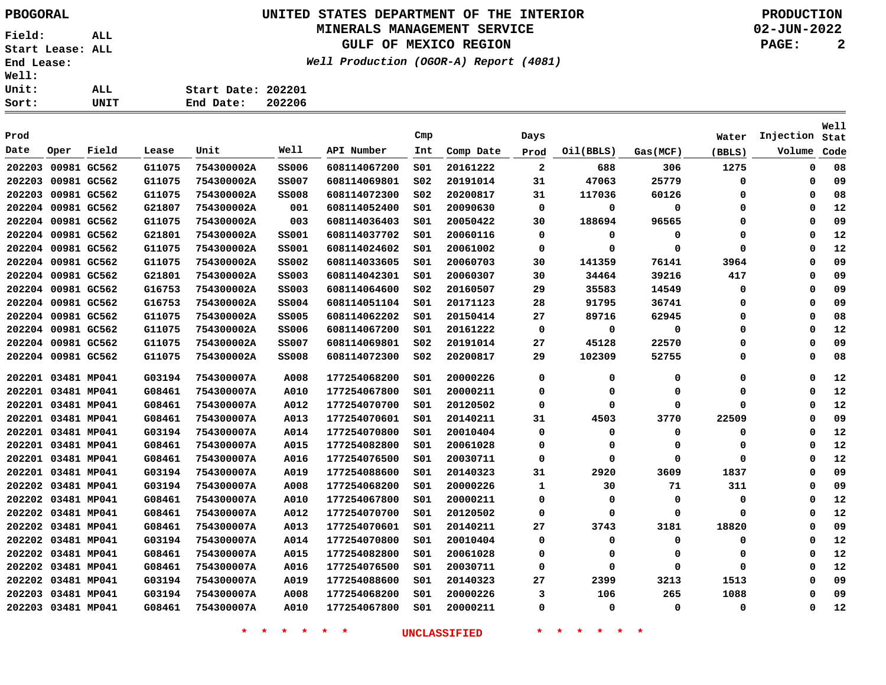PBOGORAL

**UNITED STATES DEPARTMENT OF THE INTERIOR**
**MINERALS MANAGEMENT SERVICE**
**GULF OF MEXICO REGION**
*Well Production (OGOR-A) Report (4081)*

PRODUCTION
02-JUN-2022

Field: ALL
Start Lease: ALL
End Lease:
Well:
Unit: ALL
Sort: UNIT

Start Date: 202201
End Date: 202206

| Prod Date | Oper | Field | Lease | Unit | Well | API Number | Cmp Int | Comp Date | Days Prod | Oil(BBLS) | Gas(MCF) | Water (BBLS) | Injection Volume | Well Stat Code |
|---|---|---|---|---|---|---|---|---|---|---|---|---|---|---|
| 202203 | 00981 | GC562 | G11075 | 754300002A | SS006 | 608114067200 | S01 | 20161222 | 2 | 688 | 306 | 1275 | 0 | 08 |
| 202203 | 00981 | GC562 | G11075 | 754300002A | SS007 | 608114069801 | S02 | 20191014 | 31 | 47063 | 25779 | 0 | 0 | 09 |
| 202203 | 00981 | GC562 | G11075 | 754300002A | SS008 | 608114072300 | S02 | 20200817 | 31 | 117036 | 60126 | 0 | 0 | 08 |
| 202204 | 00981 | GC562 | G21807 | 754300002A | 001 | 608114052400 | S01 | 20090630 | 0 | 0 | 0 | 0 | 0 | 12 |
| 202204 | 00981 | GC562 | G11075 | 754300002A | 003 | 608114036403 | S01 | 20050422 | 30 | 188694 | 96565 | 0 | 0 | 09 |
| 202204 | 00981 | GC562 | G21801 | 754300002A | SS001 | 608114037702 | S01 | 20060116 | 0 | 0 | 0 | 0 | 0 | 12 |
| 202204 | 00981 | GC562 | G11075 | 754300002A | SS001 | 608114024602 | S01 | 20061002 | 0 | 0 | 0 | 0 | 0 | 12 |
| 202204 | 00981 | GC562 | G11075 | 754300002A | SS002 | 608114033605 | S01 | 20060703 | 30 | 141359 | 76141 | 3964 | 0 | 09 |
| 202204 | 00981 | GC562 | G21801 | 754300002A | SS003 | 608114042301 | S01 | 20060307 | 30 | 34464 | 39216 | 417 | 0 | 09 |
| 202204 | 00981 | GC562 | G16753 | 754300002A | SS003 | 608114064600 | S02 | 20160507 | 29 | 35583 | 14549 | 0 | 0 | 09 |
| 202204 | 00981 | GC562 | G16753 | 754300002A | SS004 | 608114051104 | S01 | 20171123 | 28 | 91795 | 36741 | 0 | 0 | 09 |
| 202204 | 00981 | GC562 | G11075 | 754300002A | SS005 | 608114062202 | S01 | 20150414 | 27 | 89716 | 62945 | 0 | 0 | 08 |
| 202204 | 00981 | GC562 | G11075 | 754300002A | SS006 | 608114067200 | S01 | 20161222 | 0 | 0 | 0 | 0 | 0 | 12 |
| 202204 | 00981 | GC562 | G11075 | 754300002A | SS007 | 608114069801 | S02 | 20191014 | 27 | 45128 | 22570 | 0 | 0 | 09 |
| 202204 | 00981 | GC562 | G11075 | 754300002A | SS008 | 608114072300 | S02 | 20200817 | 29 | 102309 | 52755 | 0 | 0 | 08 |
| 202201 | 03481 | MP041 | G03194 | 754300007A | A008 | 177254068200 | S01 | 20000226 | 0 | 0 | 0 | 0 | 0 | 12 |
| 202201 | 03481 | MP041 | G08461 | 754300007A | A010 | 177254067800 | S01 | 20000211 | 0 | 0 | 0 | 0 | 0 | 12 |
| 202201 | 03481 | MP041 | G08461 | 754300007A | A012 | 177254070700 | S01 | 20120502 | 0 | 0 | 0 | 0 | 0 | 12 |
| 202201 | 03481 | MP041 | G08461 | 754300007A | A013 | 177254070601 | S01 | 20140211 | 31 | 4503 | 3770 | 22509 | 0 | 09 |
| 202201 | 03481 | MP041 | G03194 | 754300007A | A014 | 177254070800 | S01 | 20010404 | 0 | 0 | 0 | 0 | 0 | 12 |
| 202201 | 03481 | MP041 | G08461 | 754300007A | A015 | 177254082800 | S01 | 20061028 | 0 | 0 | 0 | 0 | 0 | 12 |
| 202201 | 03481 | MP041 | G08461 | 754300007A | A016 | 177254076500 | S01 | 20030711 | 0 | 0 | 0 | 0 | 0 | 12 |
| 202201 | 03481 | MP041 | G03194 | 754300007A | A019 | 177254088600 | S01 | 20140323 | 31 | 2920 | 3609 | 1837 | 0 | 09 |
| 202202 | 03481 | MP041 | G03194 | 754300007A | A008 | 177254068200 | S01 | 20000226 | 1 | 30 | 71 | 311 | 0 | 09 |
| 202202 | 03481 | MP041 | G08461 | 754300007A | A010 | 177254067800 | S01 | 20000211 | 0 | 0 | 0 | 0 | 0 | 12 |
| 202202 | 03481 | MP041 | G08461 | 754300007A | A012 | 177254070700 | S01 | 20120502 | 0 | 0 | 0 | 0 | 0 | 12 |
| 202202 | 03481 | MP041 | G08461 | 754300007A | A013 | 177254070601 | S01 | 20140211 | 27 | 3743 | 3181 | 18820 | 0 | 09 |
| 202202 | 03481 | MP041 | G03194 | 754300007A | A014 | 177254070800 | S01 | 20010404 | 0 | 0 | 0 | 0 | 0 | 12 |
| 202202 | 03481 | MP041 | G08461 | 754300007A | A015 | 177254082800 | S01 | 20061028 | 0 | 0 | 0 | 0 | 0 | 12 |
| 202202 | 03481 | MP041 | G08461 | 754300007A | A016 | 177254076500 | S01 | 20030711 | 0 | 0 | 0 | 0 | 0 | 12 |
| 202202 | 03481 | MP041 | G03194 | 754300007A | A019 | 177254088600 | S01 | 20140323 | 27 | 2399 | 3213 | 1513 | 0 | 09 |
| 202203 | 03481 | MP041 | G03194 | 754300007A | A008 | 177254068200 | S01 | 20000226 | 3 | 106 | 265 | 1088 | 0 | 09 |
| 202203 | 03481 | MP041 | G08461 | 754300007A | A010 | 177254067800 | S01 | 20000211 | 0 | 0 | 0 | 0 | 0 | 12 |

* * * * * * UNCLASSIFIED * * * * * *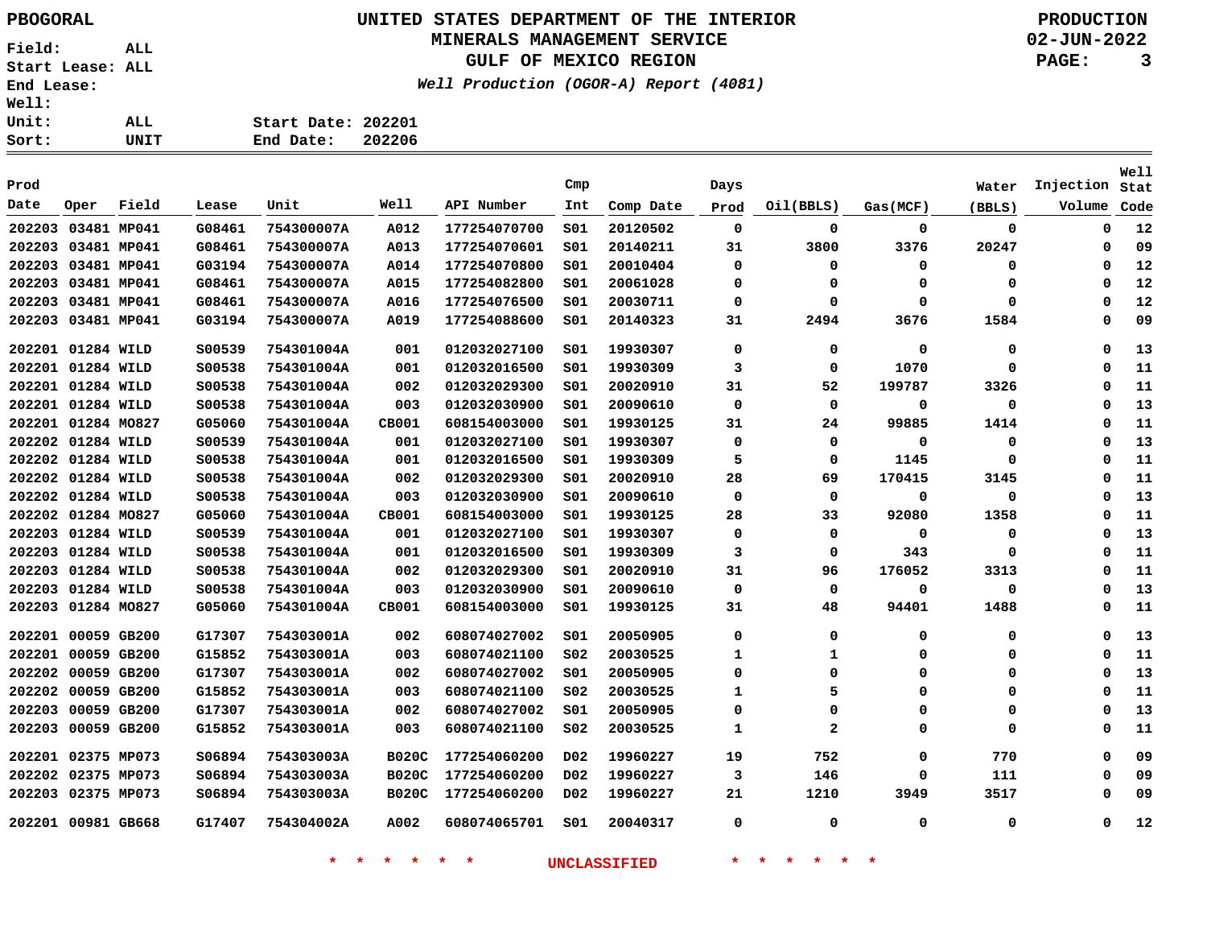PBOGORAL

# UNITED STATES DEPARTMENT OF THE INTERIOR
## MINERALS MANAGEMENT SERVICE
## GULF OF MEXICO REGION
### *Well Production (OGOR-A) Report (4081)*

PRODUCTION
02-JUN-2022

Field: ALL
Start Lease: ALL
End Lease:
Well:
Unit: ALL
Sort: UNIT

Start Date: 202201
End Date: 202206

| Prod Date | Oper | Field | Lease | Unit | Well | API Number | Cmp Int | Comp Date | Days Prod | Oil(BBLS) | Gas(MCF) | Water (BBLS) | Injection Volume | Well Stat Code |
|---|---|---|---|---|---|---|---|---|---|---|---|---|---|---|
| 202203 | 03481 | MP041 | G08461 | 754300007A | A012 | 177254070700 | S01 | 20120502 | 0 | 0 | 0 | 0 | 0 | 12 |
| 202203 | 03481 | MP041 | G08461 | 754300007A | A013 | 177254070601 | S01 | 20140211 | 31 | 3800 | 3376 | 20247 | 0 | 09 |
| 202203 | 03481 | MP041 | G03194 | 754300007A | A014 | 177254070800 | S01 | 20010404 | 0 | 0 | 0 | 0 | 0 | 12 |
| 202203 | 03481 | MP041 | G08461 | 754300007A | A015 | 177254082800 | S01 | 20061028 | 0 | 0 | 0 | 0 | 0 | 12 |
| 202203 | 03481 | MP041 | G08461 | 754300007A | A016 | 177254076500 | S01 | 20030711 | 0 | 0 | 0 | 0 | 0 | 12 |
| 202203 | 03481 | MP041 | G03194 | 754300007A | A019 | 177254088600 | S01 | 20140323 | 31 | 2494 | 3676 | 1584 | 0 | 09 |
| 202201 | 01284 | WILD | S00539 | 754301004A | 001 | 012032027100 | S01 | 19930307 | 0 | 0 | 0 | 0 | 0 | 13 |
| 202201 | 01284 | WILD | S00538 | 754301004A | 001 | 012032016500 | S01 | 19930309 | 3 | 0 | 1070 | 0 | 0 | 11 |
| 202201 | 01284 | WILD | S00538 | 754301004A | 002 | 012032029300 | S01 | 20020910 | 31 | 52 | 199787 | 3326 | 0 | 11 |
| 202201 | 01284 | WILD | S00538 | 754301004A | 003 | 012032030900 | S01 | 20090610 | 0 | 0 | 0 | 0 | 0 | 13 |
| 202201 | 01284 | MO827 | G05060 | 754301004A | CB001 | 608154003000 | S01 | 19930125 | 31 | 24 | 99885 | 1414 | 0 | 11 |
| 202202 | 01284 | WILD | S00539 | 754301004A | 001 | 012032027100 | S01 | 19930307 | 0 | 0 | 0 | 0 | 0 | 13 |
| 202202 | 01284 | WILD | S00538 | 754301004A | 001 | 012032016500 | S01 | 19930309 | 5 | 0 | 1145 | 0 | 0 | 11 |
| 202202 | 01284 | WILD | S00538 | 754301004A | 002 | 012032029300 | S01 | 20020910 | 28 | 69 | 170415 | 3145 | 0 | 11 |
| 202202 | 01284 | WILD | S00538 | 754301004A | 003 | 012032030900 | S01 | 20090610 | 0 | 0 | 0 | 0 | 0 | 13 |
| 202202 | 01284 | MO827 | G05060 | 754301004A | CB001 | 608154003000 | S01 | 19930125 | 28 | 33 | 92080 | 1358 | 0 | 11 |
| 202203 | 01284 | WILD | S00539 | 754301004A | 001 | 012032027100 | S01 | 19930307 | 0 | 0 | 0 | 0 | 0 | 13 |
| 202203 | 01284 | WILD | S00538 | 754301004A | 001 | 012032016500 | S01 | 19930309 | 3 | 0 | 343 | 0 | 0 | 11 |
| 202203 | 01284 | WILD | S00538 | 754301004A | 002 | 012032029300 | S01 | 20020910 | 31 | 96 | 176052 | 3313 | 0 | 11 |
| 202203 | 01284 | WILD | S00538 | 754301004A | 003 | 012032030900 | S01 | 20090610 | 0 | 0 | 0 | 0 | 0 | 13 |
| 202203 | 01284 | MO827 | G05060 | 754301004A | CB001 | 608154003000 | S01 | 19930125 | 31 | 48 | 94401 | 1488 | 0 | 11 |
| 202201 | 00059 | GB200 | G17307 | 754303001A | 002 | 608074027002 | S01 | 20050905 | 0 | 0 | 0 | 0 | 0 | 13 |
| 202201 | 00059 | GB200 | G15852 | 754303001A | 003 | 608074021100 | S02 | 20030525 | 1 | 1 | 0 | 0 | 0 | 11 |
| 202202 | 00059 | GB200 | G17307 | 754303001A | 002 | 608074027002 | S01 | 20050905 | 0 | 0 | 0 | 0 | 0 | 13 |
| 202202 | 00059 | GB200 | G15852 | 754303001A | 003 | 608074021100 | S02 | 20030525 | 1 | 5 | 0 | 0 | 0 | 11 |
| 202203 | 00059 | GB200 | G17307 | 754303001A | 002 | 608074027002 | S01 | 20050905 | 0 | 0 | 0 | 0 | 0 | 13 |
| 202203 | 00059 | GB200 | G15852 | 754303001A | 003 | 608074021100 | S02 | 20030525 | 1 | 2 | 0 | 0 | 0 | 11 |
| 202201 | 02375 | MP073 | S06894 | 754303003A | B020C | 177254060200 | D02 | 19960227 | 19 | 752 | 0 | 770 | 0 | 09 |
| 202202 | 02375 | MP073 | S06894 | 754303003A | B020C | 177254060200 | D02 | 19960227 | 3 | 146 | 0 | 111 | 0 | 09 |
| 202203 | 02375 | MP073 | S06894 | 754303003A | B020C | 177254060200 | D02 | 19960227 | 21 | 1210 | 3949 | 3517 | 0 | 09 |
| 202201 | 00981 | GB668 | G17407 | 754304002A | A002 | 608074065701 | S01 | 20040317 | 0 | 0 | 0 | 0 | 0 | 12 |

* * * * * * UNCLASSIFIED * * * * * *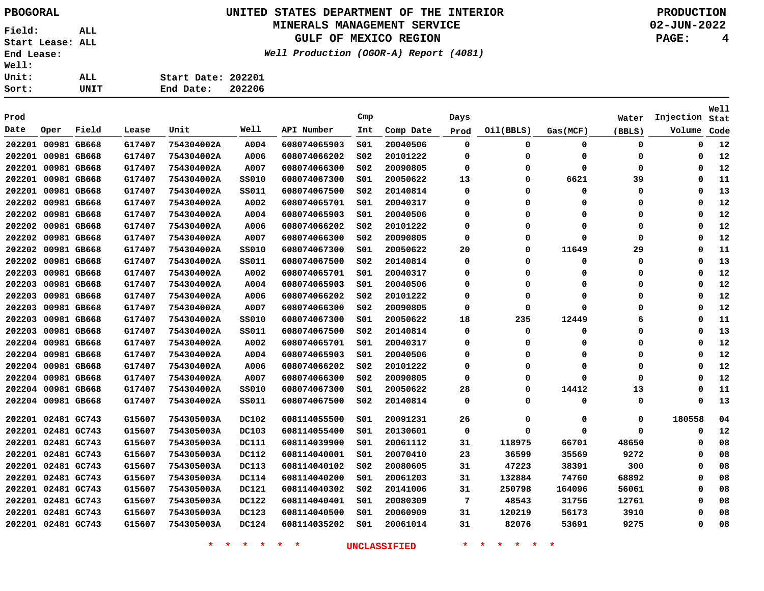PBOGORAL

# UNITED STATES DEPARTMENT OF THE INTERIOR
## MINERALS MANAGEMENT SERVICE
## GULF OF MEXICO REGION
*Well Production (OGOR-A) Report (4081)*

PRODUCTION
02-JUN-2022

Field: ALL
Start Lease: ALL
End Lease:
Well:
Unit: ALL
Sort: UNIT

Start Date: 202201
End Date: 202206

| Prod Date | Oper | Field | Lease | Unit | Well | API Number | Cmp Int | Comp Date | Days Prod | Oil(BBLS) | Gas(MCF) | Water (BBLS) | Injection Volume | Well Stat Code |
|---|---|---|---|---|---|---|---|---|---|---|---|---|---|---|
| 202201 | 00981 | GB668 | G17407 | 754304002A | A004 | 608074065903 | S01 | 20040506 | 0 | 0 | 0 | 0 | 0 | 12 |
| 202201 | 00981 | GB668 | G17407 | 754304002A | A006 | 608074066202 | S02 | 20101222 | 0 | 0 | 0 | 0 | 0 | 12 |
| 202201 | 00981 | GB668 | G17407 | 754304002A | A007 | 608074066300 | S02 | 20090805 | 0 | 0 | 0 | 0 | 0 | 12 |
| 202201 | 00981 | GB668 | G17407 | 754304002A | SS010 | 608074067300 | S01 | 20050622 | 13 | 0 | 6621 | 39 | 0 | 11 |
| 202201 | 00981 | GB668 | G17407 | 754304002A | SS011 | 608074067500 | S02 | 20140814 | 0 | 0 | 0 | 0 | 0 | 13 |
| 202202 | 00981 | GB668 | G17407 | 754304002A | A002 | 608074065701 | S01 | 20040317 | 0 | 0 | 0 | 0 | 0 | 12 |
| 202202 | 00981 | GB668 | G17407 | 754304002A | A004 | 608074065903 | S01 | 20040506 | 0 | 0 | 0 | 0 | 0 | 12 |
| 202202 | 00981 | GB668 | G17407 | 754304002A | A006 | 608074066202 | S02 | 20101222 | 0 | 0 | 0 | 0 | 0 | 12 |
| 202202 | 00981 | GB668 | G17407 | 754304002A | A007 | 608074066300 | S02 | 20090805 | 0 | 0 | 0 | 0 | 0 | 12 |
| 202202 | 00981 | GB668 | G17407 | 754304002A | SS010 | 608074067300 | S01 | 20050622 | 20 | 0 | 11649 | 29 | 0 | 11 |
| 202202 | 00981 | GB668 | G17407 | 754304002A | SS011 | 608074067500 | S02 | 20140814 | 0 | 0 | 0 | 0 | 0 | 13 |
| 202203 | 00981 | GB668 | G17407 | 754304002A | A002 | 608074065701 | S01 | 20040317 | 0 | 0 | 0 | 0 | 0 | 12 |
| 202203 | 00981 | GB668 | G17407 | 754304002A | A004 | 608074065903 | S01 | 20040506 | 0 | 0 | 0 | 0 | 0 | 12 |
| 202203 | 00981 | GB668 | G17407 | 754304002A | A006 | 608074066202 | S02 | 20101222 | 0 | 0 | 0 | 0 | 0 | 12 |
| 202203 | 00981 | GB668 | G17407 | 754304002A | A007 | 608074066300 | S02 | 20090805 | 0 | 0 | 0 | 0 | 0 | 12 |
| 202203 | 00981 | GB668 | G17407 | 754304002A | SS010 | 608074067300 | S01 | 20050622 | 18 | 235 | 12449 | 6 | 0 | 11 |
| 202203 | 00981 | GB668 | G17407 | 754304002A | SS011 | 608074067500 | S02 | 20140814 | 0 | 0 | 0 | 0 | 0 | 13 |
| 202204 | 00981 | GB668 | G17407 | 754304002A | A002 | 608074065701 | S01 | 20040317 | 0 | 0 | 0 | 0 | 0 | 12 |
| 202204 | 00981 | GB668 | G17407 | 754304002A | A004 | 608074065903 | S01 | 20040506 | 0 | 0 | 0 | 0 | 0 | 12 |
| 202204 | 00981 | GB668 | G17407 | 754304002A | A006 | 608074066202 | S02 | 20101222 | 0 | 0 | 0 | 0 | 0 | 12 |
| 202204 | 00981 | GB668 | G17407 | 754304002A | A007 | 608074066300 | S02 | 20090805 | 0 | 0 | 0 | 0 | 0 | 12 |
| 202204 | 00981 | GB668 | G17407 | 754304002A | SS010 | 608074067300 | S01 | 20050622 | 28 | 0 | 14412 | 13 | 0 | 11 |
| 202204 | 00981 | GB668 | G17407 | 754304002A | SS011 | 608074067500 | S02 | 20140814 | 0 | 0 | 0 | 0 | 0 | 13 |
| 202201 | 02481 | GC743 | G15607 | 754305003A | DC102 | 608114055500 | S01 | 20091231 | 26 | 0 | 0 | 0 | 180558 | 04 |
| 202201 | 02481 | GC743 | G15607 | 754305003A | DC103 | 608114055400 | S01 | 20130601 | 0 | 0 | 0 | 0 | 0 | 12 |
| 202201 | 02481 | GC743 | G15607 | 754305003A | DC111 | 608114039900 | S01 | 20061112 | 31 | 118975 | 66701 | 48650 | 0 | 08 |
| 202201 | 02481 | GC743 | G15607 | 754305003A | DC112 | 608114040001 | S01 | 20070410 | 23 | 36599 | 35569 | 9272 | 0 | 08 |
| 202201 | 02481 | GC743 | G15607 | 754305003A | DC113 | 608114040102 | S02 | 20080605 | 31 | 47223 | 38391 | 300 | 0 | 08 |
| 202201 | 02481 | GC743 | G15607 | 754305003A | DC114 | 608114040200 | S01 | 20061203 | 31 | 132884 | 74760 | 68892 | 0 | 08 |
| 202201 | 02481 | GC743 | G15607 | 754305003A | DC121 | 608114040302 | S02 | 20141006 | 31 | 250798 | 164096 | 56061 | 0 | 08 |
| 202201 | 02481 | GC743 | G15607 | 754305003A | DC122 | 608114040401 | S01 | 20080309 | 7 | 48543 | 31756 | 12761 | 0 | 08 |
| 202201 | 02481 | GC743 | G15607 | 754305003A | DC123 | 608114040500 | S01 | 20060909 | 31 | 120219 | 56173 | 3910 | 0 | 08 |
| 202201 | 02481 | GC743 | G15607 | 754305003A | DC124 | 608114035202 | S01 | 20061014 | 31 | 82076 | 53691 | 9275 | 0 | 08 |

* * * * * * UNCLASSIFIED * * * * * *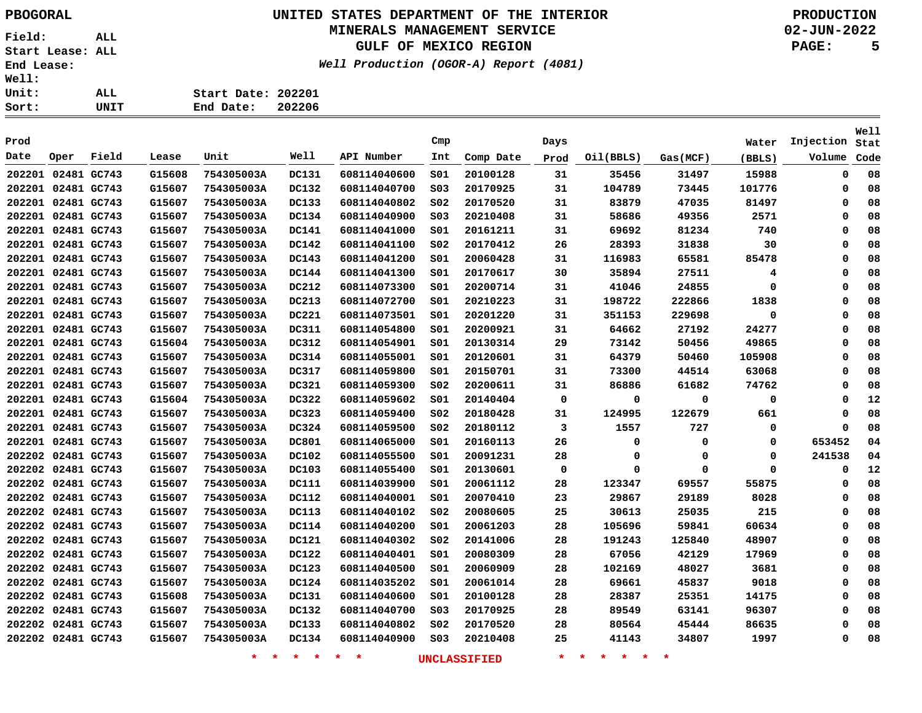PBOGORAL

# UNITED STATES DEPARTMENT OF THE INTERIOR
## MINERALS MANAGEMENT SERVICE
## GULF OF MEXICO REGION

*Well Production (OGOR-A) Report (4081)*

PRODUCTION
02-JUN-2022

Field: ALL
Start Lease: ALL
End Lease:
Well:
Unit: ALL
Sort: UNIT

Start Date: 202201
End Date: 202206

| Prod Date | Oper | Field | Lease | Unit | Well | API Number | Cmp Int | Comp Date | Days Prod | Oil(BBLS) | Gas(MCF) | Water (BBLS) | Injection Volume | Well Stat Code |
|---|---|---|---|---|---|---|---|---|---|---|---|---|---|---|
| 202201 | 02481 | GC743 | G15608 | 754305003A | DC131 | 608114040600 | S01 | 20100128 | 31 | 35456 | 31497 | 15988 | 0 | 08 |
| 202201 | 02481 | GC743 | G15607 | 754305003A | DC132 | 608114040700 | S03 | 20170925 | 31 | 104789 | 73445 | 101776 | 0 | 08 |
| 202201 | 02481 | GC743 | G15607 | 754305003A | DC133 | 608114040802 | S02 | 20170520 | 31 | 83879 | 47035 | 81497 | 0 | 08 |
| 202201 | 02481 | GC743 | G15607 | 754305003A | DC134 | 608114040900 | S03 | 20210408 | 31 | 58686 | 49356 | 2571 | 0 | 08 |
| 202201 | 02481 | GC743 | G15607 | 754305003A | DC141 | 608114041000 | S01 | 20161211 | 31 | 69692 | 81234 | 740 | 0 | 08 |
| 202201 | 02481 | GC743 | G15607 | 754305003A | DC142 | 608114041100 | S02 | 20170412 | 26 | 28393 | 31838 | 30 | 0 | 08 |
| 202201 | 02481 | GC743 | G15607 | 754305003A | DC143 | 608114041200 | S01 | 20060428 | 31 | 116983 | 65581 | 85478 | 0 | 08 |
| 202201 | 02481 | GC743 | G15607 | 754305003A | DC144 | 608114041300 | S01 | 20170617 | 30 | 35894 | 27511 | 4 | 0 | 08 |
| 202201 | 02481 | GC743 | G15607 | 754305003A | DC212 | 608114073300 | S01 | 20200714 | 31 | 41046 | 24855 | 0 | 0 | 08 |
| 202201 | 02481 | GC743 | G15607 | 754305003A | DC213 | 608114072700 | S01 | 20210223 | 31 | 198722 | 222866 | 1838 | 0 | 08 |
| 202201 | 02481 | GC743 | G15607 | 754305003A | DC221 | 608114073501 | S01 | 20201220 | 31 | 351153 | 229698 | 0 | 0 | 08 |
| 202201 | 02481 | GC743 | G15607 | 754305003A | DC311 | 608114054800 | S01 | 20200921 | 31 | 64662 | 27192 | 24277 | 0 | 08 |
| 202201 | 02481 | GC743 | G15604 | 754305003A | DC312 | 608114054901 | S01 | 20130314 | 29 | 73142 | 50456 | 49865 | 0 | 08 |
| 202201 | 02481 | GC743 | G15607 | 754305003A | DC314 | 608114055001 | S01 | 20120601 | 31 | 64379 | 50460 | 105908 | 0 | 08 |
| 202201 | 02481 | GC743 | G15607 | 754305003A | DC317 | 608114059800 | S01 | 20150701 | 31 | 73300 | 44514 | 63068 | 0 | 08 |
| 202201 | 02481 | GC743 | G15607 | 754305003A | DC321 | 608114059300 | S02 | 20200611 | 31 | 86886 | 61682 | 74762 | 0 | 08 |
| 202201 | 02481 | GC743 | G15604 | 754305003A | DC322 | 608114059602 | S01 | 20140404 | 0 | 0 | 0 | 0 | 0 | 12 |
| 202201 | 02481 | GC743 | G15607 | 754305003A | DC323 | 608114059400 | S02 | 20180428 | 31 | 124995 | 122679 | 661 | 0 | 08 |
| 202201 | 02481 | GC743 | G15607 | 754305003A | DC324 | 608114059500 | S02 | 20180112 | 3 | 1557 | 727 | 0 | 0 | 08 |
| 202201 | 02481 | GC743 | G15607 | 754305003A | DC801 | 608114065000 | S01 | 20160113 | 26 | 0 | 0 | 0 | 653452 | 04 |
| 202202 | 02481 | GC743 | G15607 | 754305003A | DC102 | 608114055500 | S01 | 20091231 | 28 | 0 | 0 | 0 | 241538 | 04 |
| 202202 | 02481 | GC743 | G15607 | 754305003A | DC103 | 608114055400 | S01 | 20130601 | 0 | 0 | 0 | 0 | 0 | 12 |
| 202202 | 02481 | GC743 | G15607 | 754305003A | DC111 | 608114039900 | S01 | 20061112 | 28 | 123347 | 69557 | 55875 | 0 | 08 |
| 202202 | 02481 | GC743 | G15607 | 754305003A | DC112 | 608114040001 | S01 | 20070410 | 23 | 29867 | 29189 | 8028 | 0 | 08 |
| 202202 | 02481 | GC743 | G15607 | 754305003A | DC113 | 608114040102 | S02 | 20080605 | 25 | 30613 | 25035 | 215 | 0 | 08 |
| 202202 | 02481 | GC743 | G15607 | 754305003A | DC114 | 608114040200 | S01 | 20061203 | 28 | 105696 | 59841 | 60634 | 0 | 08 |
| 202202 | 02481 | GC743 | G15607 | 754305003A | DC121 | 608114040302 | S02 | 20141006 | 28 | 191243 | 125840 | 48907 | 0 | 08 |
| 202202 | 02481 | GC743 | G15607 | 754305003A | DC122 | 608114040401 | S01 | 20080309 | 28 | 67056 | 42129 | 17969 | 0 | 08 |
| 202202 | 02481 | GC743 | G15607 | 754305003A | DC123 | 608114040500 | S01 | 20060909 | 28 | 102169 | 48027 | 3681 | 0 | 08 |
| 202202 | 02481 | GC743 | G15607 | 754305003A | DC124 | 608114035202 | S01 | 20061014 | 28 | 69661 | 45837 | 9018 | 0 | 08 |
| 202202 | 02481 | GC743 | G15608 | 754305003A | DC131 | 608114040600 | S01 | 20100128 | 28 | 28387 | 25351 | 14175 | 0 | 08 |
| 202202 | 02481 | GC743 | G15607 | 754305003A | DC132 | 608114040700 | S03 | 20170925 | 28 | 89549 | 63141 | 96307 | 0 | 08 |
| 202202 | 02481 | GC743 | G15607 | 754305003A | DC133 | 608114040802 | S02 | 20170520 | 28 | 80564 | 45444 | 86635 | 0 | 08 |
| 202202 | 02481 | GC743 | G15607 | 754305003A | DC134 | 608114040900 | S03 | 20210408 | 25 | 41143 | 34807 | 1997 | 0 | 08 |

* * * * * * UNCLASSIFIED * * * * * *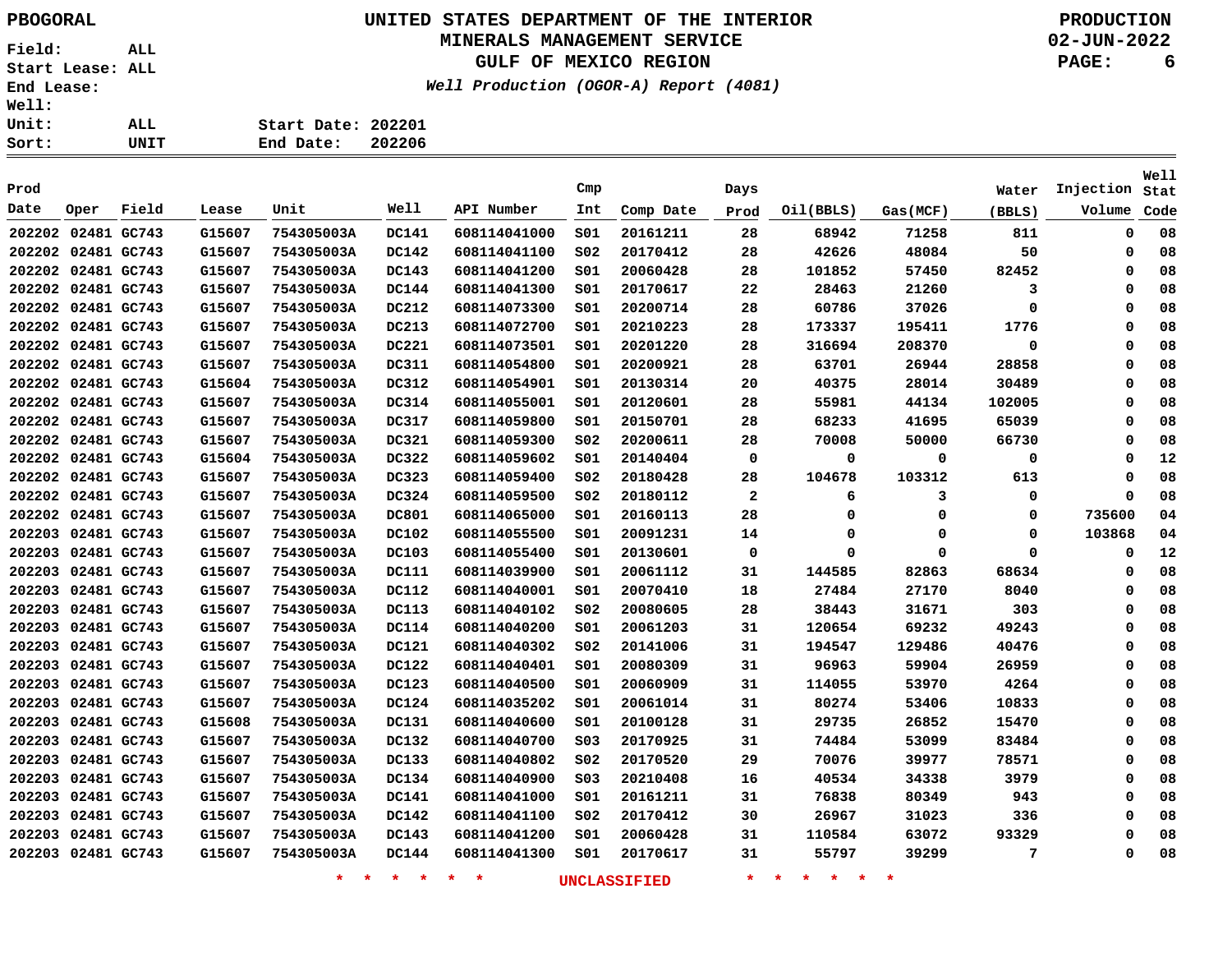PBOGORAL

# UNITED STATES DEPARTMENT OF THE INTERIOR
## MINERALS MANAGEMENT SERVICE
## GULF OF MEXICO REGION

*Well Production (OGOR-A) Report (4081)*

PRODUCTION
02-JUN-2022

Field: ALL
Start Lease: ALL
End Lease:
Well:
Unit: ALL
Sort: UNIT

Start Date: 202201
End Date: 202206

| Prod Date | Oper | Field | Lease | Unit | Well | API Number | Cmp Int | Comp Date | Days Prod | Oil(BBLS) | Gas(MCF) | Water (BBLS) | Injection Volume | Well Stat Code |
|---|---|---|---|---|---|---|---|---|---|---|---|---|---|---|
| 202202 | 02481 | GC743 | G15607 | 754305003A | DC141 | 608114041000 | S01 | 20161211 | 28 | 68942 | 71258 | 811 | 0 | 08 |
| 202202 | 02481 | GC743 | G15607 | 754305003A | DC142 | 608114041100 | S02 | 20170412 | 28 | 42626 | 48084 | 50 | 0 | 08 |
| 202202 | 02481 | GC743 | G15607 | 754305003A | DC143 | 608114041200 | S01 | 20060428 | 28 | 101852 | 57450 | 82452 | 0 | 08 |
| 202202 | 02481 | GC743 | G15607 | 754305003A | DC144 | 608114041300 | S01 | 20170617 | 22 | 28463 | 21260 | 3 | 0 | 08 |
| 202202 | 02481 | GC743 | G15607 | 754305003A | DC212 | 608114073300 | S01 | 20200714 | 28 | 60786 | 37026 | 0 | 0 | 08 |
| 202202 | 02481 | GC743 | G15607 | 754305003A | DC213 | 608114072700 | S01 | 20210223 | 28 | 173337 | 195411 | 1776 | 0 | 08 |
| 202202 | 02481 | GC743 | G15607 | 754305003A | DC221 | 608114073501 | S01 | 20201220 | 28 | 316694 | 208370 | 0 | 0 | 08 |
| 202202 | 02481 | GC743 | G15607 | 754305003A | DC311 | 608114054800 | S01 | 20200921 | 28 | 63701 | 26944 | 28858 | 0 | 08 |
| 202202 | 02481 | GC743 | G15604 | 754305003A | DC312 | 608114054901 | S01 | 20130314 | 20 | 40375 | 28014 | 30489 | 0 | 08 |
| 202202 | 02481 | GC743 | G15607 | 754305003A | DC314 | 608114055001 | S01 | 20120601 | 28 | 55981 | 44134 | 102005 | 0 | 08 |
| 202202 | 02481 | GC743 | G15607 | 754305003A | DC317 | 608114059800 | S01 | 20150701 | 28 | 68233 | 41695 | 65039 | 0 | 08 |
| 202202 | 02481 | GC743 | G15607 | 754305003A | DC321 | 608114059300 | S02 | 20200611 | 28 | 70008 | 50000 | 66730 | 0 | 08 |
| 202202 | 02481 | GC743 | G15604 | 754305003A | DC322 | 608114059602 | S01 | 20140404 | 0 | 0 | 0 | 0 | 0 | 12 |
| 202202 | 02481 | GC743 | G15607 | 754305003A | DC323 | 608114059400 | S02 | 20180428 | 28 | 104678 | 103312 | 613 | 0 | 08 |
| 202202 | 02481 | GC743 | G15607 | 754305003A | DC324 | 608114059500 | S02 | 20180112 | 2 | 6 | 3 | 0 | 0 | 08 |
| 202202 | 02481 | GC743 | G15607 | 754305003A | DC801 | 608114065000 | S01 | 20160113 | 28 | 0 | 0 | 0 | 735600 | 04 |
| 202203 | 02481 | GC743 | G15607 | 754305003A | DC102 | 608114055500 | S01 | 20091231 | 14 | 0 | 0 | 0 | 103868 | 04 |
| 202203 | 02481 | GC743 | G15607 | 754305003A | DC103 | 608114055400 | S01 | 20130601 | 0 | 0 | 0 | 0 | 0 | 12 |
| 202203 | 02481 | GC743 | G15607 | 754305003A | DC111 | 608114039900 | S01 | 20061112 | 31 | 144585 | 82863 | 68634 | 0 | 08 |
| 202203 | 02481 | GC743 | G15607 | 754305003A | DC112 | 608114040001 | S01 | 20070410 | 18 | 27484 | 27170 | 8040 | 0 | 08 |
| 202203 | 02481 | GC743 | G15607 | 754305003A | DC113 | 608114040102 | S02 | 20080605 | 28 | 38443 | 31671 | 303 | 0 | 08 |
| 202203 | 02481 | GC743 | G15607 | 754305003A | DC114 | 608114040200 | S01 | 20061203 | 31 | 120654 | 69232 | 49243 | 0 | 08 |
| 202203 | 02481 | GC743 | G15607 | 754305003A | DC121 | 608114040302 | S02 | 20141006 | 31 | 194547 | 129486 | 40476 | 0 | 08 |
| 202203 | 02481 | GC743 | G15607 | 754305003A | DC122 | 608114040401 | S01 | 20080309 | 31 | 96963 | 59904 | 26959 | 0 | 08 |
| 202203 | 02481 | GC743 | G15607 | 754305003A | DC123 | 608114040500 | S01 | 20060909 | 31 | 114055 | 53970 | 4264 | 0 | 08 |
| 202203 | 02481 | GC743 | G15607 | 754305003A | DC124 | 608114035202 | S01 | 20061014 | 31 | 80274 | 53406 | 10833 | 0 | 08 |
| 202203 | 02481 | GC743 | G15608 | 754305003A | DC131 | 608114040600 | S01 | 20100128 | 31 | 29735 | 26852 | 15470 | 0 | 08 |
| 202203 | 02481 | GC743 | G15607 | 754305003A | DC132 | 608114040700 | S03 | 20170925 | 31 | 74484 | 53099 | 83484 | 0 | 08 |
| 202203 | 02481 | GC743 | G15607 | 754305003A | DC133 | 608114040802 | S02 | 20170520 | 29 | 70076 | 39977 | 78571 | 0 | 08 |
| 202203 | 02481 | GC743 | G15607 | 754305003A | DC134 | 608114040900 | S03 | 20210408 | 16 | 40534 | 34338 | 3979 | 0 | 08 |
| 202203 | 02481 | GC743 | G15607 | 754305003A | DC141 | 608114041000 | S01 | 20161211 | 31 | 76838 | 80349 | 943 | 0 | 08 |
| 202203 | 02481 | GC743 | G15607 | 754305003A | DC142 | 608114041100 | S02 | 20170412 | 30 | 26967 | 31023 | 336 | 0 | 08 |
| 202203 | 02481 | GC743 | G15607 | 754305003A | DC143 | 608114041200 | S01 | 20060428 | 31 | 110584 | 63072 | 93329 | 0 | 08 |
| 202203 | 02481 | GC743 | G15607 | 754305003A | DC144 | 608114041300 | S01 | 20170617 | 31 | 55797 | 39299 | 7 | 0 | 08 |

* * * * * * UNCLASSIFIED * * * * * *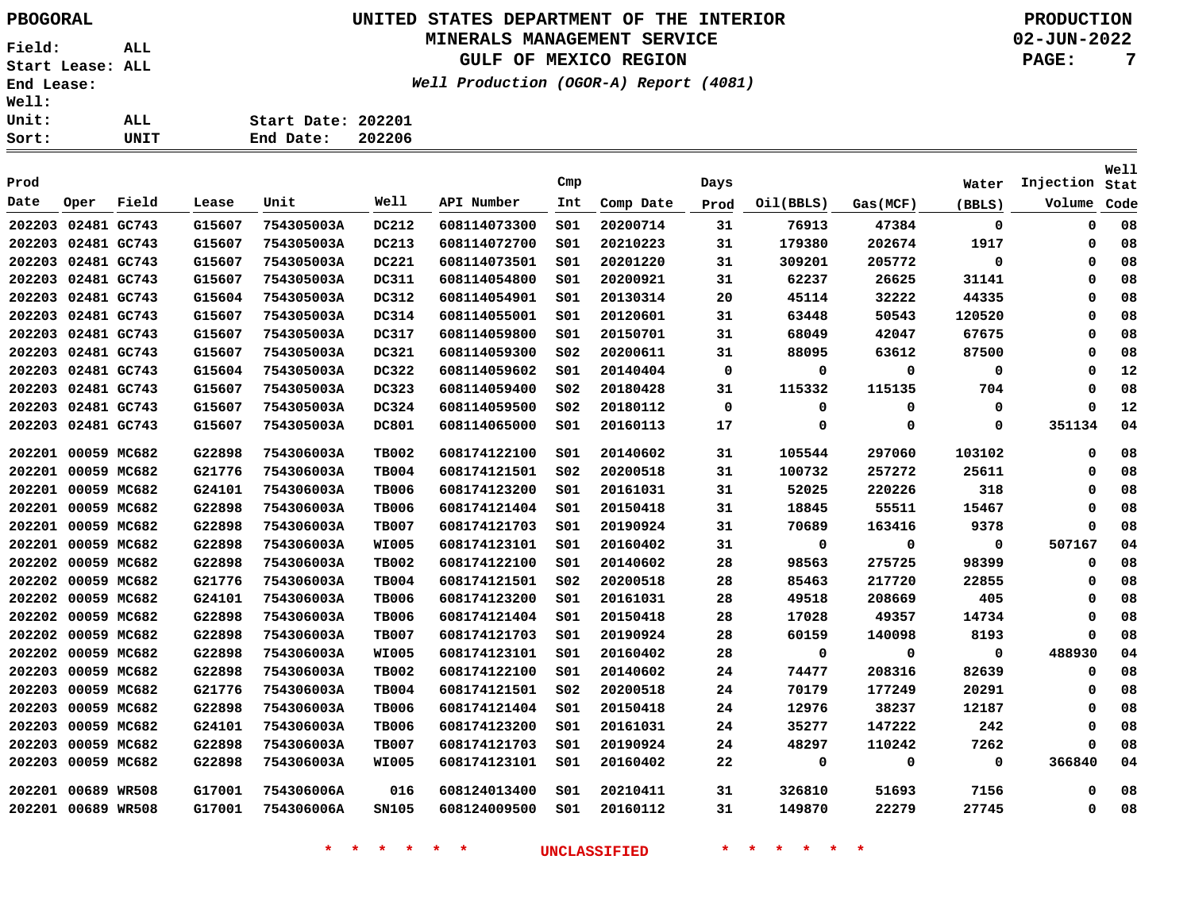PBOGORAL

# UNITED STATES DEPARTMENT OF THE INTERIOR
## MINERALS MANAGEMENT SERVICE
## GULF OF MEXICO REGION
*Well Production (OGOR-A) Report (4081)*

PRODUCTION
02-JUN-2022

Field: ALL
Start Lease: ALL
End Lease:
Well:
Unit: ALL
Sort: UNIT

Start Date: 202201
End Date: 202206

| Prod Date | Oper | Field | Lease | Unit | Well | API Number | Cmp Int | Comp Date | Days Prod | Oil(BBLS) | Gas(MCF) | Water (BBLS) | Injection Volume | Well Stat Code |
|---|---|---|---|---|---|---|---|---|---|---|---|---|---|---|
| 202203 | 02481 | GC743 | G15607 | 754305003A | DC212 | 608114073300 | S01 | 20200714 | 31 | 76913 | 47384 | 0 | 0 | 08 |
| 202203 | 02481 | GC743 | G15607 | 754305003A | DC213 | 608114072700 | S01 | 20210223 | 31 | 179380 | 202674 | 1917 | 0 | 08 |
| 202203 | 02481 | GC743 | G15607 | 754305003A | DC221 | 608114073501 | S01 | 20201220 | 31 | 309201 | 205772 | 0 | 0 | 08 |
| 202203 | 02481 | GC743 | G15607 | 754305003A | DC311 | 608114054800 | S01 | 20200921 | 31 | 62237 | 26625 | 31141 | 0 | 08 |
| 202203 | 02481 | GC743 | G15604 | 754305003A | DC312 | 608114054901 | S01 | 20130314 | 20 | 45114 | 32222 | 44335 | 0 | 08 |
| 202203 | 02481 | GC743 | G15607 | 754305003A | DC314 | 608114055001 | S01 | 20120601 | 31 | 63448 | 50543 | 120520 | 0 | 08 |
| 202203 | 02481 | GC743 | G15607 | 754305003A | DC317 | 608114059800 | S01 | 20150701 | 31 | 68049 | 42047 | 67675 | 0 | 08 |
| 202203 | 02481 | GC743 | G15607 | 754305003A | DC321 | 608114059300 | S02 | 20200611 | 31 | 88095 | 63612 | 87500 | 0 | 08 |
| 202203 | 02481 | GC743 | G15604 | 754305003A | DC322 | 608114059602 | S01 | 20140404 | 0 | 0 | 0 | 0 | 0 | 12 |
| 202203 | 02481 | GC743 | G15607 | 754305003A | DC323 | 608114059400 | S02 | 20180428 | 31 | 115332 | 115135 | 704 | 0 | 08 |
| 202203 | 02481 | GC743 | G15607 | 754305003A | DC324 | 608114059500 | S02 | 20180112 | 0 | 0 | 0 | 0 | 0 | 12 |
| 202203 | 02481 | GC743 | G15607 | 754305003A | DC801 | 608114065000 | S01 | 20160113 | 17 | 0 | 0 | 0 | 351134 | 04 |
| 202201 | 00059 | MC682 | G22898 | 754306003A | TB002 | 608174122100 | S01 | 20140602 | 31 | 105544 | 297060 | 103102 | 0 | 08 |
| 202201 | 00059 | MC682 | G21776 | 754306003A | TB004 | 608174121501 | S02 | 20200518 | 31 | 100732 | 257272 | 25611 | 0 | 08 |
| 202201 | 00059 | MC682 | G24101 | 754306003A | TB006 | 608174123200 | S01 | 20161031 | 31 | 52025 | 220226 | 318 | 0 | 08 |
| 202201 | 00059 | MC682 | G22898 | 754306003A | TB006 | 608174121404 | S01 | 20150418 | 31 | 18845 | 55511 | 15467 | 0 | 08 |
| 202201 | 00059 | MC682 | G22898 | 754306003A | TB007 | 608174121703 | S01 | 20190924 | 31 | 70689 | 163416 | 9378 | 0 | 08 |
| 202201 | 00059 | MC682 | G22898 | 754306003A | WI005 | 608174123101 | S01 | 20160402 | 31 | 0 | 0 | 0 | 507167 | 04 |
| 202202 | 00059 | MC682 | G22898 | 754306003A | TB002 | 608174122100 | S01 | 20140602 | 28 | 98563 | 275725 | 98399 | 0 | 08 |
| 202202 | 00059 | MC682 | G21776 | 754306003A | TB004 | 608174121501 | S02 | 20200518 | 28 | 85463 | 217720 | 22855 | 0 | 08 |
| 202202 | 00059 | MC682 | G24101 | 754306003A | TB006 | 608174123200 | S01 | 20161031 | 28 | 49518 | 208669 | 405 | 0 | 08 |
| 202202 | 00059 | MC682 | G22898 | 754306003A | TB006 | 608174121404 | S01 | 20150418 | 28 | 17028 | 49357 | 14734 | 0 | 08 |
| 202202 | 00059 | MC682 | G22898 | 754306003A | TB007 | 608174121703 | S01 | 20190924 | 28 | 60159 | 140098 | 8193 | 0 | 08 |
| 202202 | 00059 | MC682 | G22898 | 754306003A | WI005 | 608174123101 | S01 | 20160402 | 28 | 0 | 0 | 0 | 488930 | 04 |
| 202203 | 00059 | MC682 | G22898 | 754306003A | TB002 | 608174122100 | S01 | 20140602 | 24 | 74477 | 208316 | 82639 | 0 | 08 |
| 202203 | 00059 | MC682 | G21776 | 754306003A | TB004 | 608174121501 | S02 | 20200518 | 24 | 70179 | 177249 | 20291 | 0 | 08 |
| 202203 | 00059 | MC682 | G22898 | 754306003A | TB006 | 608174121404 | S01 | 20150418 | 24 | 12976 | 38237 | 12187 | 0 | 08 |
| 202203 | 00059 | MC682 | G24101 | 754306003A | TB006 | 608174123200 | S01 | 20161031 | 24 | 35277 | 147222 | 242 | 0 | 08 |
| 202203 | 00059 | MC682 | G22898 | 754306003A | TB007 | 608174121703 | S01 | 20190924 | 24 | 48297 | 110242 | 7262 | 0 | 08 |
| 202203 | 00059 | MC682 | G22898 | 754306003A | WI005 | 608174123101 | S01 | 20160402 | 22 | 0 | 0 | 0 | 366840 | 04 |
| 202201 | 00689 | WR508 | G17001 | 754306006A | 016 | 608124013400 | S01 | 20210411 | 31 | 326810 | 51693 | 7156 | 0 | 08 |
| 202201 | 00689 | WR508 | G17001 | 754306006A | SN105 | 608124009500 | S01 | 20160112 | 31 | 149870 | 22279 | 27745 | 0 | 08 |

* * * * * * UNCLASSIFIED * * * * * *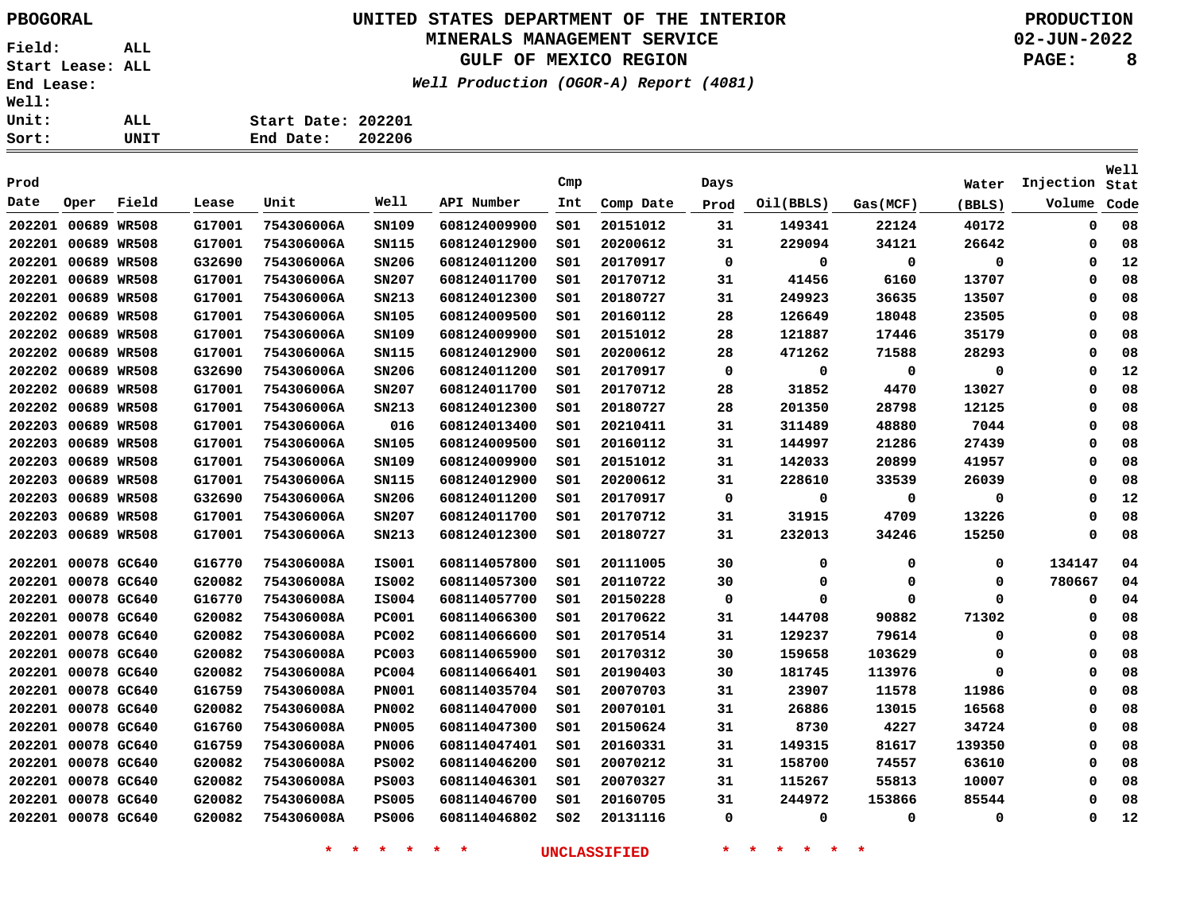PBOGORAL

**UNITED STATES DEPARTMENT OF THE INTERIOR**
**MINERALS MANAGEMENT SERVICE**
**GULF OF MEXICO REGION**
*Well Production (OGOR-A) Report (4081)*

PRODUCTION
02-JUN-2022

Field: ALL
Start Lease: ALL
End Lease:
Well:
Unit: ALL
Sort: UNIT

Start Date: 202201
End Date: 202206

| Prod Date | Oper | Field | Lease | Unit | Well | API Number | Cmp Int | Comp Date | Days Prod | Oil(BBLS) | Gas(MCF) | Water (BBLS) | Injection Volume | Well Stat Code |
|---|---|---|---|---|---|---|---|---|---|---|---|---|---|---|
| 202201 | 00689 | WR508 | G17001 | 754306006A | SN109 | 608124009900 | S01 | 20151012 | 31 | 149341 | 22124 | 40172 | 0 | 08 |
| 202201 | 00689 | WR508 | G17001 | 754306006A | SN115 | 608124012900 | S01 | 20200612 | 31 | 229094 | 34121 | 26642 | 0 | 08 |
| 202201 | 00689 | WR508 | G32690 | 754306006A | SN206 | 608124011200 | S01 | 20170917 | 0 | 0 | 0 | 0 | 0 | 12 |
| 202201 | 00689 | WR508 | G17001 | 754306006A | SN207 | 608124011700 | S01 | 20170712 | 31 | 41456 | 6160 | 13707 | 0 | 08 |
| 202201 | 00689 | WR508 | G17001 | 754306006A | SN213 | 608124012300 | S01 | 20180727 | 31 | 249923 | 36635 | 13507 | 0 | 08 |
| 202202 | 00689 | WR508 | G17001 | 754306006A | SN105 | 608124009500 | S01 | 20160112 | 28 | 126649 | 18048 | 23505 | 0 | 08 |
| 202202 | 00689 | WR508 | G17001 | 754306006A | SN109 | 608124009900 | S01 | 20151012 | 28 | 121887 | 17446 | 35179 | 0 | 08 |
| 202202 | 00689 | WR508 | G17001 | 754306006A | SN115 | 608124012900 | S01 | 20200612 | 28 | 471262 | 71588 | 28293 | 0 | 08 |
| 202202 | 00689 | WR508 | G32690 | 754306006A | SN206 | 608124011200 | S01 | 20170917 | 0 | 0 | 0 | 0 | 0 | 12 |
| 202202 | 00689 | WR508 | G17001 | 754306006A | SN207 | 608124011700 | S01 | 20170712 | 28 | 31852 | 4470 | 13027 | 0 | 08 |
| 202202 | 00689 | WR508 | G17001 | 754306006A | SN213 | 608124012300 | S01 | 20180727 | 28 | 201350 | 28798 | 12125 | 0 | 08 |
| 202203 | 00689 | WR508 | G17001 | 754306006A | 016 | 608124013400 | S01 | 20210411 | 31 | 311489 | 48880 | 7044 | 0 | 08 |
| 202203 | 00689 | WR508 | G17001 | 754306006A | SN105 | 608124009500 | S01 | 20160112 | 31 | 144997 | 21286 | 27439 | 0 | 08 |
| 202203 | 00689 | WR508 | G17001 | 754306006A | SN109 | 608124009900 | S01 | 20151012 | 31 | 142033 | 20899 | 41957 | 0 | 08 |
| 202203 | 00689 | WR508 | G17001 | 754306006A | SN115 | 608124012900 | S01 | 20200612 | 31 | 228610 | 33539 | 26039 | 0 | 08 |
| 202203 | 00689 | WR508 | G32690 | 754306006A | SN206 | 608124011200 | S01 | 20170917 | 0 | 0 | 0 | 0 | 0 | 12 |
| 202203 | 00689 | WR508 | G17001 | 754306006A | SN207 | 608124011700 | S01 | 20170712 | 31 | 31915 | 4709 | 13226 | 0 | 08 |
| 202203 | 00689 | WR508 | G17001 | 754306006A | SN213 | 608124012300 | S01 | 20180727 | 31 | 232013 | 34246 | 15250 | 0 | 08 |
| 202201 | 00078 | GC640 | G16770 | 754306008A | IS001 | 608114057800 | S01 | 20111005 | 30 | 0 | 0 | 0 | 134147 | 04 |
| 202201 | 00078 | GC640 | G20082 | 754306008A | IS002 | 608114057300 | S01 | 20110722 | 30 | 0 | 0 | 0 | 780667 | 04 |
| 202201 | 00078 | GC640 | G16770 | 754306008A | IS004 | 608114057700 | S01 | 20150228 | 0 | 0 | 0 | 0 | 0 | 04 |
| 202201 | 00078 | GC640 | G20082 | 754306008A | PC001 | 608114066300 | S01 | 20170622 | 31 | 144708 | 90882 | 71302 | 0 | 08 |
| 202201 | 00078 | GC640 | G20082 | 754306008A | PC002 | 608114066600 | S01 | 20170514 | 31 | 129237 | 79614 | 0 | 0 | 08 |
| 202201 | 00078 | GC640 | G20082 | 754306008A | PC003 | 608114065900 | S01 | 20170312 | 30 | 159658 | 103629 | 0 | 0 | 08 |
| 202201 | 00078 | GC640 | G20082 | 754306008A | PC004 | 608114066401 | S01 | 20190403 | 30 | 181745 | 113976 | 0 | 0 | 08 |
| 202201 | 00078 | GC640 | G16759 | 754306008A | PN001 | 608114035704 | S01 | 20070703 | 31 | 23907 | 11578 | 11986 | 0 | 08 |
| 202201 | 00078 | GC640 | G20082 | 754306008A | PN002 | 608114047000 | S01 | 20070101 | 31 | 26886 | 13015 | 16568 | 0 | 08 |
| 202201 | 00078 | GC640 | G16760 | 754306008A | PN005 | 608114047300 | S01 | 20150624 | 31 | 8730 | 4227 | 34724 | 0 | 08 |
| 202201 | 00078 | GC640 | G16759 | 754306008A | PN006 | 608114047401 | S01 | 20160331 | 31 | 149315 | 81617 | 139350 | 0 | 08 |
| 202201 | 00078 | GC640 | G20082 | 754306008A | PS002 | 608114046200 | S01 | 20070212 | 31 | 158700 | 74557 | 63610 | 0 | 08 |
| 202201 | 00078 | GC640 | G20082 | 754306008A | PS003 | 608114046301 | S01 | 20070327 | 31 | 115267 | 55813 | 10007 | 0 | 08 |
| 202201 | 00078 | GC640 | G20082 | 754306008A | PS005 | 608114046700 | S01 | 20160705 | 31 | 244972 | 153866 | 85544 | 0 | 08 |
| 202201 | 00078 | GC640 | G20082 | 754306008A | PS006 | 608114046802 | S02 | 20131116 | 0 | 0 | 0 | 0 | 0 | 12 |

* * * * * * UNCLASSIFIED * * * * * *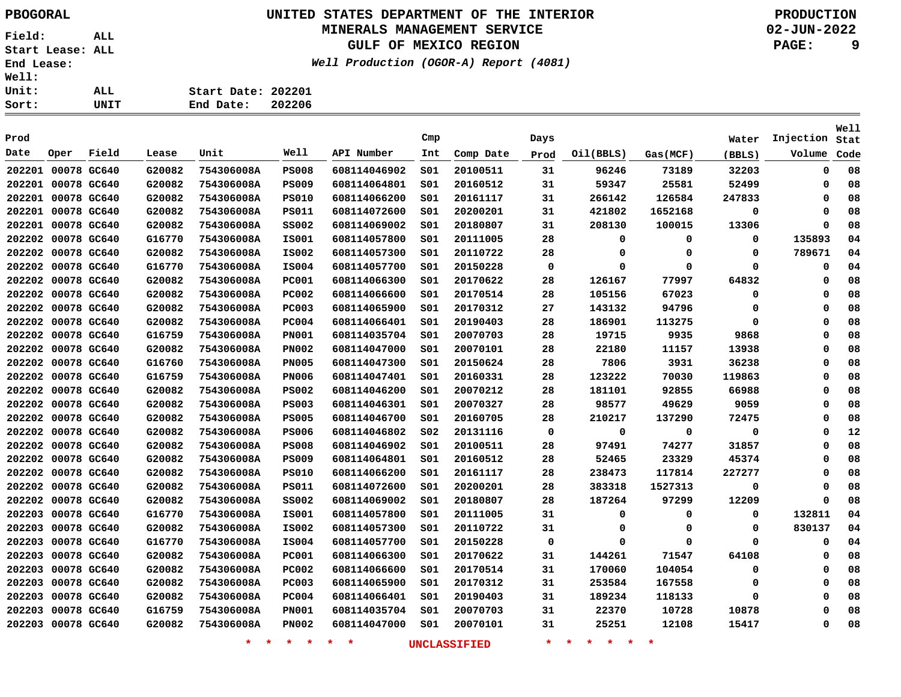PBOGORAL

# UNITED STATES DEPARTMENT OF THE INTERIOR
## MINERALS MANAGEMENT SERVICE
## GULF OF MEXICO REGION
*Well Production (OGOR-A) Report (4081)*

PRODUCTION
02-JUN-2022

Field: ALL
Start Lease: ALL
End Lease:
Well:
Unit: ALL
Sort: UNIT

Start Date: 202201
End Date: 202206

| Prod Date | Oper | Field | Lease | Unit | Well | API Number | Cmp Int | Comp Date | Days Prod | Oil(BBLS) | Gas(MCF) | Water (BBLS) | Injection Volume | Well Stat Code |
|---|---|---|---|---|---|---|---|---|---|---|---|---|---|---|
| 202201 | 00078 | GC640 | G20082 | 754306008A | PS008 | 608114046902 | S01 | 20100511 | 31 | 96246 | 73189 | 32203 | 0 | 08 |
| 202201 | 00078 | GC640 | G20082 | 754306008A | PS009 | 608114064801 | S01 | 20160512 | 31 | 59347 | 25581 | 52499 | 0 | 08 |
| 202201 | 00078 | GC640 | G20082 | 754306008A | PS010 | 608114066200 | S01 | 20161117 | 31 | 266142 | 126584 | 247833 | 0 | 08 |
| 202201 | 00078 | GC640 | G20082 | 754306008A | PS011 | 608114072600 | S01 | 20200201 | 31 | 421802 | 1652168 | 0 | 0 | 08 |
| 202201 | 00078 | GC640 | G20082 | 754306008A | SS002 | 608114069002 | S01 | 20180807 | 31 | 208130 | 100015 | 13306 | 0 | 08 |
| 202202 | 00078 | GC640 | G16770 | 754306008A | IS001 | 608114057800 | S01 | 20111005 | 28 | 0 | 0 | 0 | 135893 | 04 |
| 202202 | 00078 | GC640 | G20082 | 754306008A | IS002 | 608114057300 | S01 | 20110722 | 28 | 0 | 0 | 0 | 789671 | 04 |
| 202202 | 00078 | GC640 | G16770 | 754306008A | IS004 | 608114057700 | S01 | 20150228 | 0 | 0 | 0 | 0 | 0 | 04 |
| 202202 | 00078 | GC640 | G20082 | 754306008A | PC001 | 608114066300 | S01 | 20170622 | 28 | 126167 | 77997 | 64832 | 0 | 08 |
| 202202 | 00078 | GC640 | G20082 | 754306008A | PC002 | 608114066600 | S01 | 20170514 | 28 | 105156 | 67023 | 0 | 0 | 08 |
| 202202 | 00078 | GC640 | G20082 | 754306008A | PC003 | 608114065900 | S01 | 20170312 | 27 | 143132 | 94796 | 0 | 0 | 08 |
| 202202 | 00078 | GC640 | G20082 | 754306008A | PC004 | 608114066401 | S01 | 20190403 | 28 | 186901 | 113275 | 0 | 0 | 08 |
| 202202 | 00078 | GC640 | G16759 | 754306008A | PN001 | 608114035704 | S01 | 20070703 | 28 | 19715 | 9935 | 9868 | 0 | 08 |
| 202202 | 00078 | GC640 | G20082 | 754306008A | PN002 | 608114047000 | S01 | 20070101 | 28 | 22180 | 11157 | 13938 | 0 | 08 |
| 202202 | 00078 | GC640 | G16760 | 754306008A | PN005 | 608114047300 | S01 | 20150624 | 28 | 7806 | 3931 | 36238 | 0 | 08 |
| 202202 | 00078 | GC640 | G16759 | 754306008A | PN006 | 608114047401 | S01 | 20160331 | 28 | 123222 | 70030 | 119863 | 0 | 08 |
| 202202 | 00078 | GC640 | G20082 | 754306008A | PS002 | 608114046200 | S01 | 20070212 | 28 | 181101 | 92855 | 66988 | 0 | 08 |
| 202202 | 00078 | GC640 | G20082 | 754306008A | PS003 | 608114046301 | S01 | 20070327 | 28 | 98577 | 49629 | 9059 | 0 | 08 |
| 202202 | 00078 | GC640 | G20082 | 754306008A | PS005 | 608114046700 | S01 | 20160705 | 28 | 210217 | 137290 | 72475 | 0 | 08 |
| 202202 | 00078 | GC640 | G20082 | 754306008A | PS006 | 608114046802 | S02 | 20131116 | 0 | 0 | 0 | 0 | 0 | 12 |
| 202202 | 00078 | GC640 | G20082 | 754306008A | PS008 | 608114046902 | S01 | 20100511 | 28 | 97491 | 74277 | 31857 | 0 | 08 |
| 202202 | 00078 | GC640 | G20082 | 754306008A | PS009 | 608114064801 | S01 | 20160512 | 28 | 52465 | 23329 | 45374 | 0 | 08 |
| 202202 | 00078 | GC640 | G20082 | 754306008A | PS010 | 608114066200 | S01 | 20161117 | 28 | 238473 | 117814 | 227277 | 0 | 08 |
| 202202 | 00078 | GC640 | G20082 | 754306008A | PS011 | 608114072600 | S01 | 20200201 | 28 | 383318 | 1527313 | 0 | 0 | 08 |
| 202202 | 00078 | GC640 | G20082 | 754306008A | SS002 | 608114069002 | S01 | 20180807 | 28 | 187264 | 97299 | 12209 | 0 | 08 |
| 202203 | 00078 | GC640 | G16770 | 754306008A | IS001 | 608114057800 | S01 | 20111005 | 31 | 0 | 0 | 0 | 132811 | 04 |
| 202203 | 00078 | GC640 | G20082 | 754306008A | IS002 | 608114057300 | S01 | 20110722 | 31 | 0 | 0 | 0 | 830137 | 04 |
| 202203 | 00078 | GC640 | G16770 | 754306008A | IS004 | 608114057700 | S01 | 20150228 | 0 | 0 | 0 | 0 | 0 | 04 |
| 202203 | 00078 | GC640 | G20082 | 754306008A | PC001 | 608114066300 | S01 | 20170622 | 31 | 144261 | 71547 | 64108 | 0 | 08 |
| 202203 | 00078 | GC640 | G20082 | 754306008A | PC002 | 608114066600 | S01 | 20170514 | 31 | 170060 | 104054 | 0 | 0 | 08 |
| 202203 | 00078 | GC640 | G20082 | 754306008A | PC003 | 608114065900 | S01 | 20170312 | 31 | 253584 | 167558 | 0 | 0 | 08 |
| 202203 | 00078 | GC640 | G20082 | 754306008A | PC004 | 608114066401 | S01 | 20190403 | 31 | 189234 | 118133 | 0 | 0 | 08 |
| 202203 | 00078 | GC640 | G16759 | 754306008A | PN001 | 608114035704 | S01 | 20070703 | 31 | 22370 | 10728 | 10878 | 0 | 08 |
| 202203 | 00078 | GC640 | G20082 | 754306008A | PN002 | 608114047000 | S01 | 20070101 | 31 | 25251 | 12108 | 15417 | 0 | 08 |

* * * * * * UNCLASSIFIED * * * * * *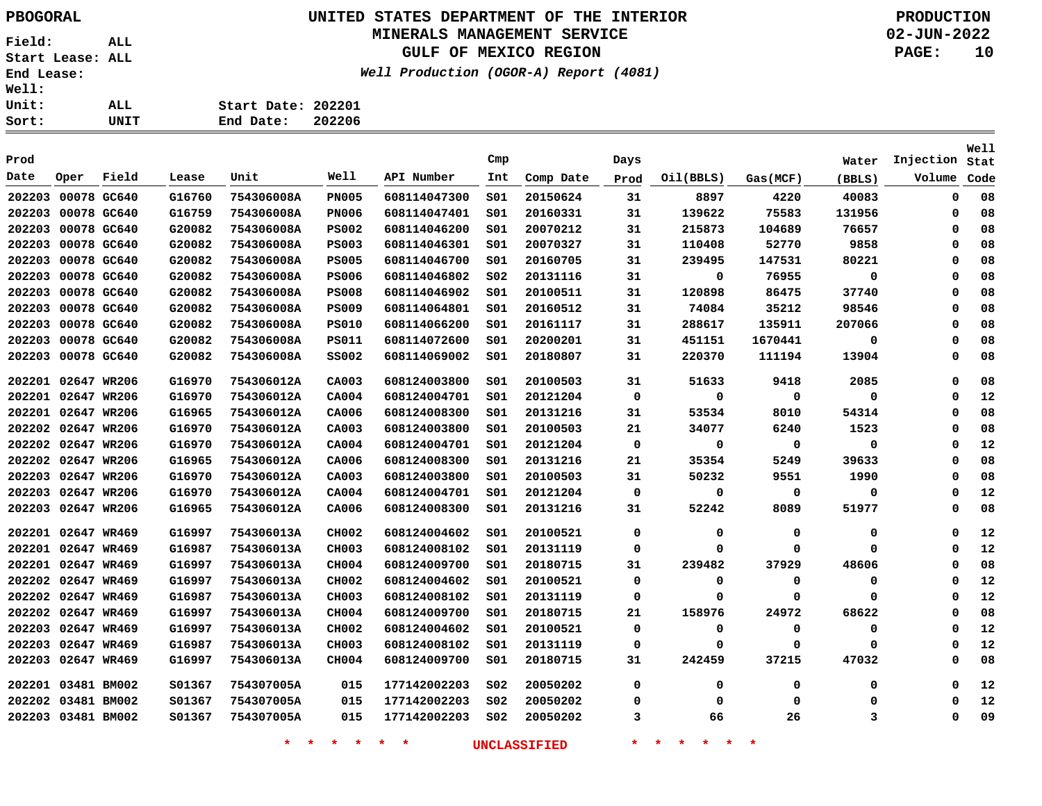PBOGORAL

# UNITED STATES DEPARTMENT OF THE INTERIOR
## MINERALS MANAGEMENT SERVICE
## GULF OF MEXICO REGION
### *Well Production (OGOR-A) Report (4081)*

PRODUCTION
02-JUN-2022

Field: ALL
Start Lease: ALL
End Lease:
Well:
Unit: ALL
Sort: UNIT

Start Date: 202201
End Date: 202206

| Prod Date | Oper | Field | Lease | Unit | Well | API Number | Cmp Int | Comp Date | Days Prod | Oil(BBLS) | Gas(MCF) | Water (BBLS) | Injection Volume | Well Stat Code |
|---|---|---|---|---|---|---|---|---|---|---|---|---|---|---|
| 202203 | 00078 | GC640 | G16760 | 754306008A | PN005 | 608114047300 | S01 | 20150624 | 31 | 8897 | 4220 | 40083 | 0 | 08 |
| 202203 | 00078 | GC640 | G16759 | 754306008A | PN006 | 608114047401 | S01 | 20160331 | 31 | 139622 | 75583 | 131956 | 0 | 08 |
| 202203 | 00078 | GC640 | G20082 | 754306008A | PS002 | 608114046200 | S01 | 20070212 | 31 | 215873 | 104689 | 76657 | 0 | 08 |
| 202203 | 00078 | GC640 | G20082 | 754306008A | PS003 | 608114046301 | S01 | 20070327 | 31 | 110408 | 52770 | 9858 | 0 | 08 |
| 202203 | 00078 | GC640 | G20082 | 754306008A | PS005 | 608114046700 | S01 | 20160705 | 31 | 239495 | 147531 | 80221 | 0 | 08 |
| 202203 | 00078 | GC640 | G20082 | 754306008A | PS006 | 608114046802 | S02 | 20131116 | 31 | 0 | 76955 | 0 | 0 | 08 |
| 202203 | 00078 | GC640 | G20082 | 754306008A | PS008 | 608114046902 | S01 | 20100511 | 31 | 120898 | 86475 | 37740 | 0 | 08 |
| 202203 | 00078 | GC640 | G20082 | 754306008A | PS009 | 608114064801 | S01 | 20160512 | 31 | 74084 | 35212 | 98546 | 0 | 08 |
| 202203 | 00078 | GC640 | G20082 | 754306008A | PS010 | 608114066200 | S01 | 20161117 | 31 | 288617 | 135911 | 207066 | 0 | 08 |
| 202203 | 00078 | GC640 | G20082 | 754306008A | PS011 | 608114072600 | S01 | 20200201 | 31 | 451151 | 1670441 | 0 | 0 | 08 |
| 202203 | 00078 | GC640 | G20082 | 754306008A | SS002 | 608114069002 | S01 | 20180807 | 31 | 220370 | 111194 | 13904 | 0 | 08 |
| 202201 | 02647 | WR206 | G16970 | 754306012A | CA003 | 608124003800 | S01 | 20100503 | 31 | 51633 | 9418 | 2085 | 0 | 08 |
| 202201 | 02647 | WR206 | G16970 | 754306012A | CA004 | 608124004701 | S01 | 20121204 | 0 | 0 | 0 | 0 | 0 | 12 |
| 202201 | 02647 | WR206 | G16965 | 754306012A | CA006 | 608124008300 | S01 | 20131216 | 31 | 53534 | 8010 | 54314 | 0 | 08 |
| 202202 | 02647 | WR206 | G16970 | 754306012A | CA003 | 608124003800 | S01 | 20100503 | 21 | 34077 | 6240 | 1523 | 0 | 08 |
| 202202 | 02647 | WR206 | G16970 | 754306012A | CA004 | 608124004701 | S01 | 20121204 | 0 | 0 | 0 | 0 | 0 | 12 |
| 202202 | 02647 | WR206 | G16965 | 754306012A | CA006 | 608124008300 | S01 | 20131216 | 21 | 35354 | 5249 | 39633 | 0 | 08 |
| 202203 | 02647 | WR206 | G16970 | 754306012A | CA003 | 608124003800 | S01 | 20100503 | 31 | 50232 | 9551 | 1990 | 0 | 08 |
| 202203 | 02647 | WR206 | G16970 | 754306012A | CA004 | 608124004701 | S01 | 20121204 | 0 | 0 | 0 | 0 | 0 | 12 |
| 202203 | 02647 | WR206 | G16965 | 754306012A | CA006 | 608124008300 | S01 | 20131216 | 31 | 52242 | 8089 | 51977 | 0 | 08 |
| 202201 | 02647 | WR469 | G16997 | 754306013A | CH002 | 608124004602 | S01 | 20100521 | 0 | 0 | 0 | 0 | 0 | 12 |
| 202201 | 02647 | WR469 | G16987 | 754306013A | CH003 | 608124008102 | S01 | 20131119 | 0 | 0 | 0 | 0 | 0 | 12 |
| 202201 | 02647 | WR469 | G16997 | 754306013A | CH004 | 608124009700 | S01 | 20180715 | 31 | 239482 | 37929 | 48606 | 0 | 08 |
| 202202 | 02647 | WR469 | G16997 | 754306013A | CH002 | 608124004602 | S01 | 20100521 | 0 | 0 | 0 | 0 | 0 | 12 |
| 202202 | 02647 | WR469 | G16987 | 754306013A | CH003 | 608124008102 | S01 | 20131119 | 0 | 0 | 0 | 0 | 0 | 12 |
| 202202 | 02647 | WR469 | G16997 | 754306013A | CH004 | 608124009700 | S01 | 20180715 | 21 | 158976 | 24972 | 68622 | 0 | 08 |
| 202203 | 02647 | WR469 | G16997 | 754306013A | CH002 | 608124004602 | S01 | 20100521 | 0 | 0 | 0 | 0 | 0 | 12 |
| 202203 | 02647 | WR469 | G16987 | 754306013A | CH003 | 608124008102 | S01 | 20131119 | 0 | 0 | 0 | 0 | 0 | 12 |
| 202203 | 02647 | WR469 | G16997 | 754306013A | CH004 | 608124009700 | S01 | 20180715 | 31 | 242459 | 37215 | 47032 | 0 | 08 |
| 202201 | 03481 | BM002 | S01367 | 754307005A | 015 | 177142002203 | S02 | 20050202 | 0 | 0 | 0 | 0 | 0 | 12 |
| 202202 | 03481 | BM002 | S01367 | 754307005A | 015 | 177142002203 | S02 | 20050202 | 0 | 0 | 0 | 0 | 0 | 12 |
| 202203 | 03481 | BM002 | S01367 | 754307005A | 015 | 177142002203 | S02 | 20050202 | 3 | 66 | 26 | 3 | 0 | 09 |

* * * * * * UNCLASSIFIED * * * * * *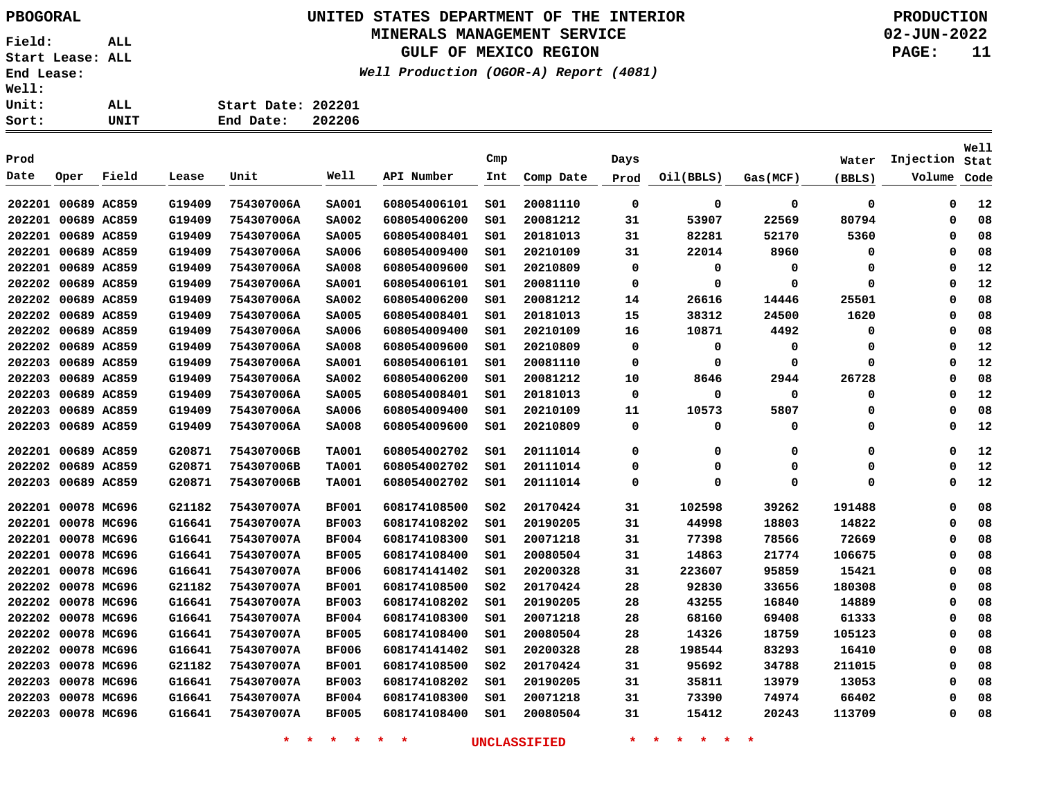PBOGORAL

# UNITED STATES DEPARTMENT OF THE INTERIOR
## MINERALS MANAGEMENT SERVICE
## GULF OF MEXICO REGION

*Well Production (OGOR-A) Report (4081)*

PRODUCTION
02-JUN-2022

Field: ALL
Start Lease: ALL
End Lease:
Well:
Unit: ALL
Sort: UNIT

Start Date: 202201
End Date: 202206

| Prod Date | Oper | Field | Lease | Unit | Well | API Number | Cmp Int | Comp Date | Days Prod | Oil(BBLS) | Gas(MCF) | Water (BBLS) | Injection Volume | Well Stat Code |
|---|---|---|---|---|---|---|---|---|---|---|---|---|---|---|
| 202201 | 00689 | AC859 | G19409 | 754307006A | SA001 | 608054006101 | S01 | 20081110 | 0 | 0 | 0 | 0 | 0 | 12 |
| 202201 | 00689 | AC859 | G19409 | 754307006A | SA002 | 608054006200 | S01 | 20081212 | 31 | 53907 | 22569 | 80794 | 0 | 08 |
| 202201 | 00689 | AC859 | G19409 | 754307006A | SA005 | 608054008401 | S01 | 20181013 | 31 | 82281 | 52170 | 5360 | 0 | 08 |
| 202201 | 00689 | AC859 | G19409 | 754307006A | SA006 | 608054009400 | S01 | 20210109 | 31 | 22014 | 8960 | 0 | 0 | 08 |
| 202201 | 00689 | AC859 | G19409 | 754307006A | SA008 | 608054009600 | S01 | 20210809 | 0 | 0 | 0 | 0 | 0 | 12 |
| 202202 | 00689 | AC859 | G19409 | 754307006A | SA001 | 608054006101 | S01 | 20081110 | 0 | 0 | 0 | 0 | 0 | 12 |
| 202202 | 00689 | AC859 | G19409 | 754307006A | SA002 | 608054006200 | S01 | 20081212 | 14 | 26616 | 14446 | 25501 | 0 | 08 |
| 202202 | 00689 | AC859 | G19409 | 754307006A | SA005 | 608054008401 | S01 | 20181013 | 15 | 38312 | 24500 | 1620 | 0 | 08 |
| 202202 | 00689 | AC859 | G19409 | 754307006A | SA006 | 608054009400 | S01 | 20210109 | 16 | 10871 | 4492 | 0 | 0 | 08 |
| 202202 | 00689 | AC859 | G19409 | 754307006A | SA008 | 608054009600 | S01 | 20210809 | 0 | 0 | 0 | 0 | 0 | 12 |
| 202203 | 00689 | AC859 | G19409 | 754307006A | SA001 | 608054006101 | S01 | 20081110 | 0 | 0 | 0 | 0 | 0 | 12 |
| 202203 | 00689 | AC859 | G19409 | 754307006A | SA002 | 608054006200 | S01 | 20081212 | 10 | 8646 | 2944 | 26728 | 0 | 08 |
| 202203 | 00689 | AC859 | G19409 | 754307006A | SA005 | 608054008401 | S01 | 20181013 | 0 | 0 | 0 | 0 | 0 | 12 |
| 202203 | 00689 | AC859 | G19409 | 754307006A | SA006 | 608054009400 | S01 | 20210109 | 11 | 10573 | 5807 | 0 | 0 | 08 |
| 202203 | 00689 | AC859 | G19409 | 754307006A | SA008 | 608054009600 | S01 | 20210809 | 0 | 0 | 0 | 0 | 0 | 12 |
| 202201 | 00689 | AC859 | G20871 | 754307006B | TA001 | 608054002702 | S01 | 20111014 | 0 | 0 | 0 | 0 | 0 | 12 |
| 202202 | 00689 | AC859 | G20871 | 754307006B | TA001 | 608054002702 | S01 | 20111014 | 0 | 0 | 0 | 0 | 0 | 12 |
| 202203 | 00689 | AC859 | G20871 | 754307006B | TA001 | 608054002702 | S01 | 20111014 | 0 | 0 | 0 | 0 | 0 | 12 |
| 202201 | 00078 | MC696 | G21182 | 754307007A | BF001 | 608174108500 | S02 | 20170424 | 31 | 102598 | 39262 | 191488 | 0 | 08 |
| 202201 | 00078 | MC696 | G16641 | 754307007A | BF003 | 608174108202 | S01 | 20190205 | 31 | 44998 | 18803 | 14822 | 0 | 08 |
| 202201 | 00078 | MC696 | G16641 | 754307007A | BF004 | 608174108300 | S01 | 20071218 | 31 | 77398 | 78566 | 72669 | 0 | 08 |
| 202201 | 00078 | MC696 | G16641 | 754307007A | BF005 | 608174108400 | S01 | 20080504 | 31 | 14863 | 21774 | 106675 | 0 | 08 |
| 202201 | 00078 | MC696 | G16641 | 754307007A | BF006 | 608174141402 | S01 | 20200328 | 31 | 223607 | 95859 | 15421 | 0 | 08 |
| 202202 | 00078 | MC696 | G21182 | 754307007A | BF001 | 608174108500 | S02 | 20170424 | 28 | 92830 | 33656 | 180308 | 0 | 08 |
| 202202 | 00078 | MC696 | G16641 | 754307007A | BF003 | 608174108202 | S01 | 20190205 | 28 | 43255 | 16840 | 14889 | 0 | 08 |
| 202202 | 00078 | MC696 | G16641 | 754307007A | BF004 | 608174108300 | S01 | 20071218 | 28 | 68160 | 69408 | 61333 | 0 | 08 |
| 202202 | 00078 | MC696 | G16641 | 754307007A | BF005 | 608174108400 | S01 | 20080504 | 28 | 14326 | 18759 | 105123 | 0 | 08 |
| 202202 | 00078 | MC696 | G16641 | 754307007A | BF006 | 608174141402 | S01 | 20200328 | 28 | 198544 | 83293 | 16410 | 0 | 08 |
| 202203 | 00078 | MC696 | G21182 | 754307007A | BF001 | 608174108500 | S02 | 20170424 | 31 | 95692 | 34788 | 211015 | 0 | 08 |
| 202203 | 00078 | MC696 | G16641 | 754307007A | BF003 | 608174108202 | S01 | 20190205 | 31 | 35811 | 13979 | 13053 | 0 | 08 |
| 202203 | 00078 | MC696 | G16641 | 754307007A | BF004 | 608174108300 | S01 | 20071218 | 31 | 73390 | 74974 | 66402 | 0 | 08 |
| 202203 | 00078 | MC696 | G16641 | 754307007A | BF005 | 608174108400 | S01 | 20080504 | 31 | 15412 | 20243 | 113709 | 0 | 08 |

* * * * * * UNCLASSIFIED * * * * * *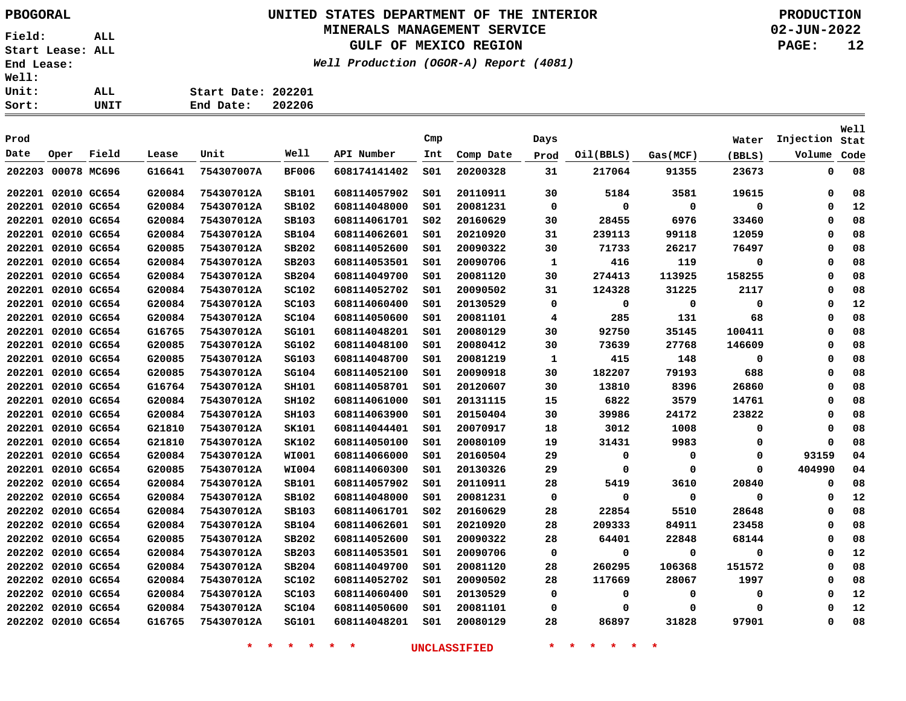PBOGORAL

# UNITED STATES DEPARTMENT OF THE INTERIOR
## MINERALS MANAGEMENT SERVICE
## GULF OF MEXICO REGION
### *Well Production (OGOR-A) Report (4081)*

PRODUCTION
02-JUN-2022

Field: ALL
Start Lease: ALL
End Lease:
Well:
Unit: ALL
Sort: UNIT

Start Date: 202201
End Date: 202206

| Prod Date | Oper | Field | Lease | Unit | Well | API Number | Cmp Int | Comp Date | Days Prod | Oil(BBLS) | Gas(MCF) | Water (BBLS) | Injection Volume | Well Stat Code |
|---|---|---|---|---|---|---|---|---|---|---|---|---|---|---|
| 202203 | 00078 | MC696 | G16641 | 754307007A | BF006 | 608174141402 | S01 | 20200328 | 31 | 217064 | 91355 | 23673 | 0 | 08 |
| 202201 | 02010 | GC654 | G20084 | 754307012A | SB101 | 608114057902 | S01 | 20110911 | 30 | 5184 | 3581 | 19615 | 0 | 08 |
| 202201 | 02010 | GC654 | G20084 | 754307012A | SB102 | 608114048000 | S01 | 20081231 | 0 | 0 | 0 | 0 | 0 | 12 |
| 202201 | 02010 | GC654 | G20084 | 754307012A | SB103 | 608114061701 | S02 | 20160629 | 30 | 28455 | 6976 | 33460 | 0 | 08 |
| 202201 | 02010 | GC654 | G20084 | 754307012A | SB104 | 608114062601 | S01 | 20210920 | 31 | 239113 | 99118 | 12059 | 0 | 08 |
| 202201 | 02010 | GC654 | G20085 | 754307012A | SB202 | 608114052600 | S01 | 20090322 | 30 | 71733 | 26217 | 76497 | 0 | 08 |
| 202201 | 02010 | GC654 | G20084 | 754307012A | SB203 | 608114053501 | S01 | 20090706 | 1 | 416 | 119 | 0 | 0 | 08 |
| 202201 | 02010 | GC654 | G20084 | 754307012A | SB204 | 608114049700 | S01 | 20081120 | 30 | 274413 | 113925 | 158255 | 0 | 08 |
| 202201 | 02010 | GC654 | G20084 | 754307012A | SC102 | 608114052702 | S01 | 20090502 | 31 | 124328 | 31225 | 2117 | 0 | 08 |
| 202201 | 02010 | GC654 | G20084 | 754307012A | SC103 | 608114060400 | S01 | 20130529 | 0 | 0 | 0 | 0 | 0 | 12 |
| 202201 | 02010 | GC654 | G20084 | 754307012A | SC104 | 608114050600 | S01 | 20081101 | 4 | 285 | 131 | 68 | 0 | 08 |
| 202201 | 02010 | GC654 | G16765 | 754307012A | SG101 | 608114048201 | S01 | 20080129 | 30 | 92750 | 35145 | 100411 | 0 | 08 |
| 202201 | 02010 | GC654 | G20085 | 754307012A | SG102 | 608114048100 | S01 | 20080412 | 30 | 73639 | 27768 | 146609 | 0 | 08 |
| 202201 | 02010 | GC654 | G20085 | 754307012A | SG103 | 608114048700 | S01 | 20081219 | 1 | 415 | 148 | 0 | 0 | 08 |
| 202201 | 02010 | GC654 | G20085 | 754307012A | SG104 | 608114052100 | S01 | 20090918 | 30 | 182207 | 79193 | 688 | 0 | 08 |
| 202201 | 02010 | GC654 | G16764 | 754307012A | SH101 | 608114058701 | S01 | 20120607 | 30 | 13810 | 8396 | 26860 | 0 | 08 |
| 202201 | 02010 | GC654 | G20084 | 754307012A | SH102 | 608114061000 | S01 | 20131115 | 15 | 6822 | 3579 | 14761 | 0 | 08 |
| 202201 | 02010 | GC654 | G20084 | 754307012A | SH103 | 608114063900 | S01 | 20150404 | 30 | 39986 | 24172 | 23822 | 0 | 08 |
| 202201 | 02010 | GC654 | G21810 | 754307012A | SK101 | 608114044401 | S01 | 20070917 | 18 | 3012 | 1008 | 0 | 0 | 08 |
| 202201 | 02010 | GC654 | G21810 | 754307012A | SK102 | 608114050100 | S01 | 20080109 | 19 | 31431 | 9983 | 0 | 0 | 08 |
| 202201 | 02010 | GC654 | G20084 | 754307012A | WI001 | 608114066000 | S01 | 20160504 | 29 | 0 | 0 | 0 | 93159 | 04 |
| 202201 | 02010 | GC654 | G20085 | 754307012A | WI004 | 608114060300 | S01 | 20130326 | 29 | 0 | 0 | 0 | 404990 | 04 |
| 202202 | 02010 | GC654 | G20084 | 754307012A | SB101 | 608114057902 | S01 | 20110911 | 28 | 5419 | 3610 | 20840 | 0 | 08 |
| 202202 | 02010 | GC654 | G20084 | 754307012A | SB102 | 608114048000 | S01 | 20081231 | 0 | 0 | 0 | 0 | 0 | 12 |
| 202202 | 02010 | GC654 | G20084 | 754307012A | SB103 | 608114061701 | S02 | 20160629 | 28 | 22854 | 5510 | 28648 | 0 | 08 |
| 202202 | 02010 | GC654 | G20084 | 754307012A | SB104 | 608114062601 | S01 | 20210920 | 28 | 209333 | 84911 | 23458 | 0 | 08 |
| 202202 | 02010 | GC654 | G20085 | 754307012A | SB202 | 608114052600 | S01 | 20090322 | 28 | 64401 | 22848 | 68144 | 0 | 08 |
| 202202 | 02010 | GC654 | G20084 | 754307012A | SB203 | 608114053501 | S01 | 20090706 | 0 | 0 | 0 | 0 | 0 | 12 |
| 202202 | 02010 | GC654 | G20084 | 754307012A | SB204 | 608114049700 | S01 | 20081120 | 28 | 260295 | 106368 | 151572 | 0 | 08 |
| 202202 | 02010 | GC654 | G20084 | 754307012A | SC102 | 608114052702 | S01 | 20090502 | 28 | 117669 | 28067 | 1997 | 0 | 08 |
| 202202 | 02010 | GC654 | G20084 | 754307012A | SC103 | 608114060400 | S01 | 20130529 | 0 | 0 | 0 | 0 | 0 | 12 |
| 202202 | 02010 | GC654 | G20084 | 754307012A | SC104 | 608114050600 | S01 | 20081101 | 0 | 0 | 0 | 0 | 0 | 12 |
| 202202 | 02010 | GC654 | G16765 | 754307012A | SG101 | 608114048201 | S01 | 20080129 | 28 | 86897 | 31828 | 97901 | 0 | 08 |

* * * * * * UNCLASSIFIED * * * * * *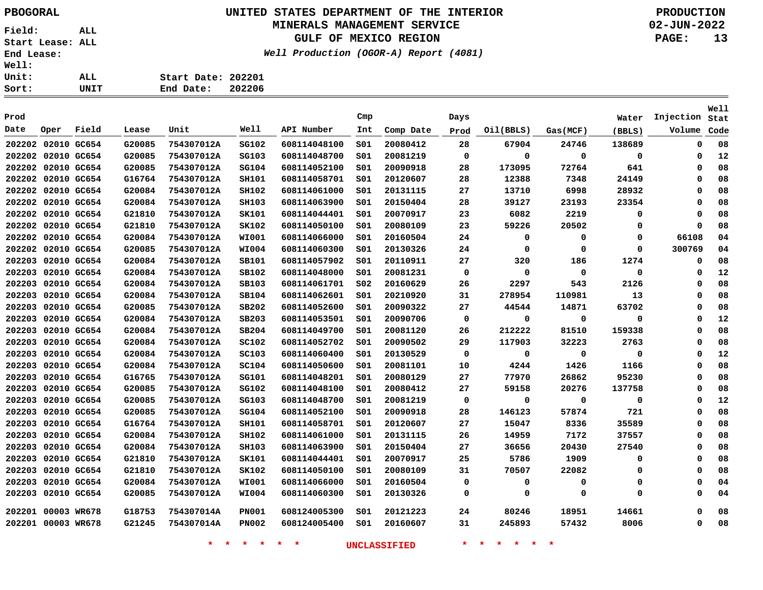PBOGORAL

# UNITED STATES DEPARTMENT OF THE INTERIOR
## MINERALS MANAGEMENT SERVICE
## GULF OF MEXICO REGION

*Well Production (OGOR-A) Report (4081)*

PRODUCTION
02-JUN-2022

Field: ALL
Start Lease: ALL
End Lease:
Well:
Unit: ALL
Sort: UNIT

Start Date: 202201
End Date: 202206

| Prod Date | Oper | Field | Lease | Unit | Well | API Number | Cmp Int | Comp Date | Days Prod | Oil(BBLS) | Gas(MCF) | Water (BBLS) | Injection Volume | Well Stat Code |
|---|---|---|---|---|---|---|---|---|---|---|---|---|---|---|
| 202202 | 02010 | GC654 | G20085 | 754307012A | SG102 | 608114048100 | S01 | 20080412 | 28 | 67904 | 24746 | 138689 | 0 | 08 |
| 202202 | 02010 | GC654 | G20085 | 754307012A | SG103 | 608114048700 | S01 | 20081219 | 0 | 0 | 0 | 0 | 0 | 12 |
| 202202 | 02010 | GC654 | G20085 | 754307012A | SG104 | 608114052100 | S01 | 20090918 | 28 | 173095 | 72764 | 641 | 0 | 08 |
| 202202 | 02010 | GC654 | G16764 | 754307012A | SH101 | 608114058701 | S01 | 20120607 | 28 | 12388 | 7348 | 24149 | 0 | 08 |
| 202202 | 02010 | GC654 | G20084 | 754307012A | SH102 | 608114061000 | S01 | 20131115 | 27 | 13710 | 6998 | 28932 | 0 | 08 |
| 202202 | 02010 | GC654 | G20084 | 754307012A | SH103 | 608114063900 | S01 | 20150404 | 28 | 39127 | 23193 | 23354 | 0 | 08 |
| 202202 | 02010 | GC654 | G21810 | 754307012A | SK101 | 608114044401 | S01 | 20070917 | 23 | 6082 | 2219 | 0 | 0 | 08 |
| 202202 | 02010 | GC654 | G21810 | 754307012A | SK102 | 608114050100 | S01 | 20080109 | 23 | 59226 | 20502 | 0 | 0 | 08 |
| 202202 | 02010 | GC654 | G20084 | 754307012A | WI001 | 608114066000 | S01 | 20160504 | 24 | 0 | 0 | 0 | 66108 | 04 |
| 202202 | 02010 | GC654 | G20085 | 754307012A | WI004 | 608114060300 | S01 | 20130326 | 24 | 0 | 0 | 0 | 300769 | 04 |
| 202203 | 02010 | GC654 | G20084 | 754307012A | SB101 | 608114057902 | S01 | 20110911 | 27 | 320 | 186 | 1274 | 0 | 08 |
| 202203 | 02010 | GC654 | G20084 | 754307012A | SB102 | 608114048000 | S01 | 20081231 | 0 | 0 | 0 | 0 | 0 | 12 |
| 202203 | 02010 | GC654 | G20084 | 754307012A | SB103 | 608114061701 | S02 | 20160629 | 26 | 2297 | 543 | 2126 | 0 | 08 |
| 202203 | 02010 | GC654 | G20084 | 754307012A | SB104 | 608114062601 | S01 | 20210920 | 31 | 278954 | 110981 | 13 | 0 | 08 |
| 202203 | 02010 | GC654 | G20085 | 754307012A | SB202 | 608114052600 | S01 | 20090322 | 27 | 44544 | 14871 | 63702 | 0 | 08 |
| 202203 | 02010 | GC654 | G20084 | 754307012A | SB203 | 608114053501 | S01 | 20090706 | 0 | 0 | 0 | 0 | 0 | 12 |
| 202203 | 02010 | GC654 | G20084 | 754307012A | SB204 | 608114049700 | S01 | 20081120 | 26 | 212222 | 81510 | 159338 | 0 | 08 |
| 202203 | 02010 | GC654 | G20084 | 754307012A | SC102 | 608114052702 | S01 | 20090502 | 29 | 117903 | 32223 | 2763 | 0 | 08 |
| 202203 | 02010 | GC654 | G20084 | 754307012A | SC103 | 608114060400 | S01 | 20130529 | 0 | 0 | 0 | 0 | 0 | 12 |
| 202203 | 02010 | GC654 | G20084 | 754307012A | SC104 | 608114050600 | S01 | 20081101 | 10 | 4244 | 1426 | 1166 | 0 | 08 |
| 202203 | 02010 | GC654 | G16765 | 754307012A | SG101 | 608114048201 | S01 | 20080129 | 27 | 77970 | 26862 | 95230 | 0 | 08 |
| 202203 | 02010 | GC654 | G20085 | 754307012A | SG102 | 608114048100 | S01 | 20080412 | 27 | 59158 | 20276 | 137758 | 0 | 08 |
| 202203 | 02010 | GC654 | G20085 | 754307012A | SG103 | 608114048700 | S01 | 20081219 | 0 | 0 | 0 | 0 | 0 | 12 |
| 202203 | 02010 | GC654 | G20085 | 754307012A | SG104 | 608114052100 | S01 | 20090918 | 28 | 146123 | 57874 | 721 | 0 | 08 |
| 202203 | 02010 | GC654 | G16764 | 754307012A | SH101 | 608114058701 | S01 | 20120607 | 27 | 15047 | 8336 | 35589 | 0 | 08 |
| 202203 | 02010 | GC654 | G20084 | 754307012A | SH102 | 608114061000 | S01 | 20131115 | 26 | 14959 | 7172 | 37557 | 0 | 08 |
| 202203 | 02010 | GC654 | G20084 | 754307012A | SH103 | 608114063900 | S01 | 20150404 | 27 | 36656 | 20430 | 27540 | 0 | 08 |
| 202203 | 02010 | GC654 | G21810 | 754307012A | SK101 | 608114044401 | S01 | 20070917 | 25 | 5786 | 1909 | 0 | 0 | 08 |
| 202203 | 02010 | GC654 | G21810 | 754307012A | SK102 | 608114050100 | S01 | 20080109 | 31 | 70507 | 22082 | 0 | 0 | 08 |
| 202203 | 02010 | GC654 | G20084 | 754307012A | WI001 | 608114066000 | S01 | 20160504 | 0 | 0 | 0 | 0 | 0 | 04 |
| 202203 | 02010 | GC654 | G20085 | 754307012A | WI004 | 608114060300 | S01 | 20130326 | 0 | 0 | 0 | 0 | 0 | 04 |
| 202201 | 00003 | WR678 | G18753 | 754307014A | PN001 | 608124005300 | S01 | 20121223 | 24 | 80246 | 18951 | 14661 | 0 | 08 |
| 202201 | 00003 | WR678 | G21245 | 754307014A | PN002 | 608124005400 | S01 | 20160607 | 31 | 245893 | 57432 | 8006 | 0 | 08 |

* * * * * * UNCLASSIFIED * * * * * *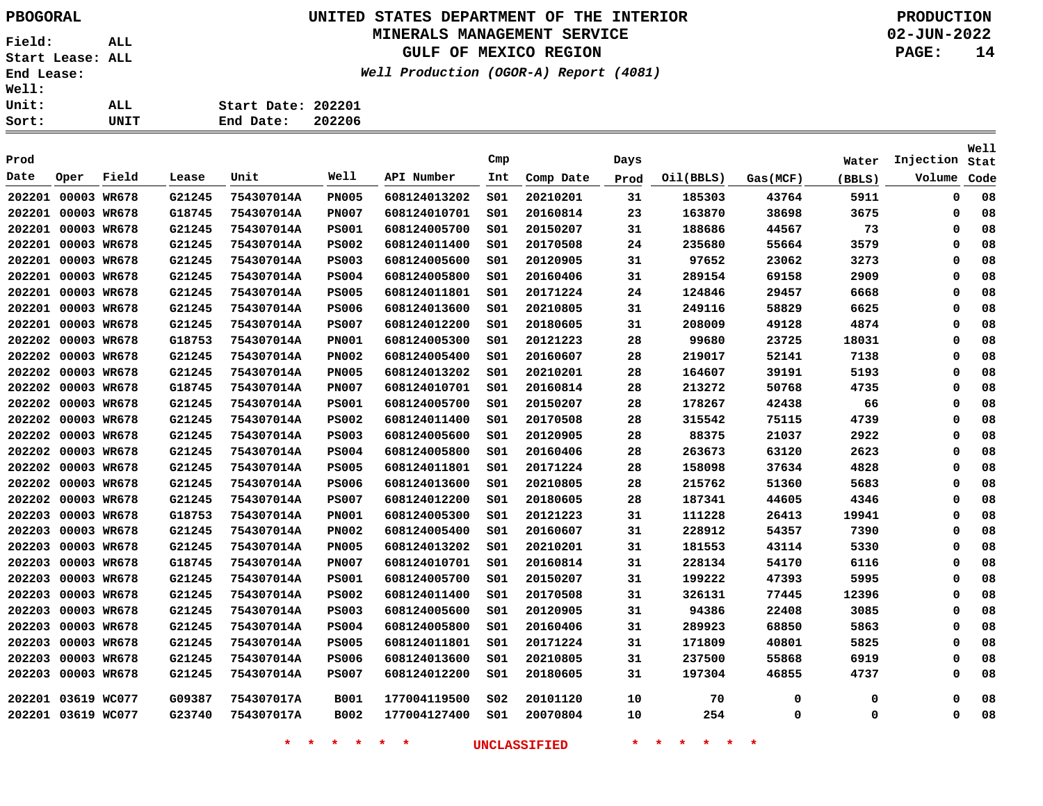PBOGORAL

# UNITED STATES DEPARTMENT OF THE INTERIOR
## MINERALS MANAGEMENT SERVICE
## GULF OF MEXICO REGION
### *Well Production (OGOR-A) Report (4081)*

PRODUCTION
02-JUN-2022

Field: ALL
Start Lease: ALL
End Lease:
Well:
Unit: ALL
Sort: UNIT

Start Date: 202201
End Date: 202206

| Prod Date | Oper | Field | Lease | Unit | Well | API Number | Cmp Int | Comp Date | Days Prod | Oil(BBLS) | Gas(MCF) | Water (BBLS) | Injection Volume | Well Stat Code |
|---|---|---|---|---|---|---|---|---|---|---|---|---|---|---|
| 202201 | 00003 | WR678 | G21245 | 754307014A | PN005 | 608124013202 | S01 | 20210201 | 31 | 185303 | 43764 | 5911 | 0 | 08 |
| 202201 | 00003 | WR678 | G18745 | 754307014A | PN007 | 608124010701 | S01 | 20160814 | 23 | 163870 | 38698 | 3675 | 0 | 08 |
| 202201 | 00003 | WR678 | G21245 | 754307014A | PS001 | 608124005700 | S01 | 20150207 | 31 | 188686 | 44567 | 73 | 0 | 08 |
| 202201 | 00003 | WR678 | G21245 | 754307014A | PS002 | 608124011400 | S01 | 20170508 | 24 | 235680 | 55664 | 3579 | 0 | 08 |
| 202201 | 00003 | WR678 | G21245 | 754307014A | PS003 | 608124005600 | S01 | 20120905 | 31 | 97652 | 23062 | 3273 | 0 | 08 |
| 202201 | 00003 | WR678 | G21245 | 754307014A | PS004 | 608124005800 | S01 | 20160406 | 31 | 289154 | 69158 | 2909 | 0 | 08 |
| 202201 | 00003 | WR678 | G21245 | 754307014A | PS005 | 608124011801 | S01 | 20171224 | 24 | 124846 | 29457 | 6668 | 0 | 08 |
| 202201 | 00003 | WR678 | G21245 | 754307014A | PS006 | 608124013600 | S01 | 20210805 | 31 | 249116 | 58829 | 6625 | 0 | 08 |
| 202201 | 00003 | WR678 | G21245 | 754307014A | PS007 | 608124012200 | S01 | 20180605 | 31 | 208009 | 49128 | 4874 | 0 | 08 |
| 202202 | 00003 | WR678 | G18753 | 754307014A | PN001 | 608124005300 | S01 | 20121223 | 28 | 99680 | 23725 | 18031 | 0 | 08 |
| 202202 | 00003 | WR678 | G21245 | 754307014A | PN002 | 608124005400 | S01 | 20160607 | 28 | 219017 | 52141 | 7138 | 0 | 08 |
| 202202 | 00003 | WR678 | G21245 | 754307014A | PN005 | 608124013202 | S01 | 20210201 | 28 | 164607 | 39191 | 5193 | 0 | 08 |
| 202202 | 00003 | WR678 | G18745 | 754307014A | PN007 | 608124010701 | S01 | 20160814 | 28 | 213272 | 50768 | 4735 | 0 | 08 |
| 202202 | 00003 | WR678 | G21245 | 754307014A | PS001 | 608124005700 | S01 | 20150207 | 28 | 178267 | 42438 | 66 | 0 | 08 |
| 202202 | 00003 | WR678 | G21245 | 754307014A | PS002 | 608124011400 | S01 | 20170508 | 28 | 315542 | 75115 | 4739 | 0 | 08 |
| 202202 | 00003 | WR678 | G21245 | 754307014A | PS003 | 608124005600 | S01 | 20120905 | 28 | 88375 | 21037 | 2922 | 0 | 08 |
| 202202 | 00003 | WR678 | G21245 | 754307014A | PS004 | 608124005800 | S01 | 20160406 | 28 | 263673 | 63120 | 2623 | 0 | 08 |
| 202202 | 00003 | WR678 | G21245 | 754307014A | PS005 | 608124011801 | S01 | 20171224 | 28 | 158098 | 37634 | 4828 | 0 | 08 |
| 202202 | 00003 | WR678 | G21245 | 754307014A | PS006 | 608124013600 | S01 | 20210805 | 28 | 215762 | 51360 | 5683 | 0 | 08 |
| 202202 | 00003 | WR678 | G21245 | 754307014A | PS007 | 608124012200 | S01 | 20180605 | 28 | 187341 | 44605 | 4346 | 0 | 08 |
| 202203 | 00003 | WR678 | G18753 | 754307014A | PN001 | 608124005300 | S01 | 20121223 | 31 | 111228 | 26413 | 19941 | 0 | 08 |
| 202203 | 00003 | WR678 | G21245 | 754307014A | PN002 | 608124005400 | S01 | 20160607 | 31 | 228912 | 54357 | 7390 | 0 | 08 |
| 202203 | 00003 | WR678 | G21245 | 754307014A | PN005 | 608124013202 | S01 | 20210201 | 31 | 181553 | 43114 | 5330 | 0 | 08 |
| 202203 | 00003 | WR678 | G18745 | 754307014A | PN007 | 608124010701 | S01 | 20160814 | 31 | 228134 | 54170 | 6116 | 0 | 08 |
| 202203 | 00003 | WR678 | G21245 | 754307014A | PS001 | 608124005700 | S01 | 20150207 | 31 | 199222 | 47393 | 5995 | 0 | 08 |
| 202203 | 00003 | WR678 | G21245 | 754307014A | PS002 | 608124011400 | S01 | 20170508 | 31 | 326131 | 77445 | 12396 | 0 | 08 |
| 202203 | 00003 | WR678 | G21245 | 754307014A | PS003 | 608124005600 | S01 | 20120905 | 31 | 94386 | 22408 | 3085 | 0 | 08 |
| 202203 | 00003 | WR678 | G21245 | 754307014A | PS004 | 608124005800 | S01 | 20160406 | 31 | 289923 | 68850 | 5863 | 0 | 08 |
| 202203 | 00003 | WR678 | G21245 | 754307014A | PS005 | 608124011801 | S01 | 20171224 | 31 | 171809 | 40801 | 5825 | 0 | 08 |
| 202203 | 00003 | WR678 | G21245 | 754307014A | PS006 | 608124013600 | S01 | 20210805 | 31 | 237500 | 55868 | 6919 | 0 | 08 |
| 202203 | 00003 | WR678 | G21245 | 754307014A | PS007 | 608124012200 | S01 | 20180605 | 31 | 197304 | 46855 | 4737 | 0 | 08 |
| 202201 | 03619 | WC077 | G09387 | 754307017A | B001 | 177004119500 | S02 | 20101120 | 10 | 70 | 0 | 0 | 0 | 08 |
| 202201 | 03619 | WC077 | G23740 | 754307017A | B002 | 177004127400 | S01 | 20070804 | 10 | 254 | 0 | 0 | 0 | 08 |

* * * * * * UNCLASSIFIED * * * * * *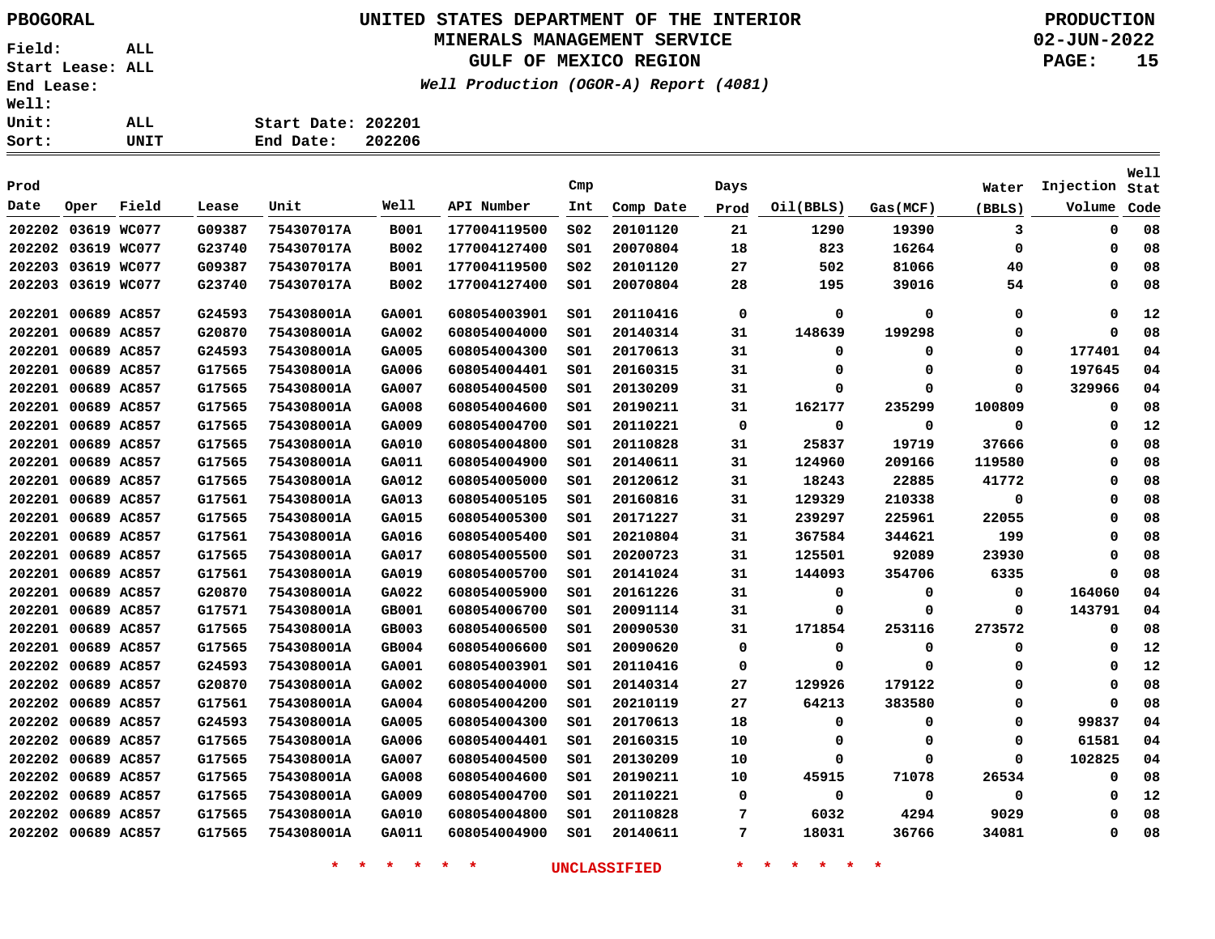PBOGORAL

# UNITED STATES DEPARTMENT OF THE INTERIOR
## MINERALS MANAGEMENT SERVICE
## GULF OF MEXICO REGION

*Well Production (OGOR-A) Report (4081)*

PRODUCTION
02-JUN-2022

Field: ALL
Start Lease: ALL
End Lease:
Well:
Unit: ALL
Sort: UNIT

Start Date: 202201
End Date: 202206

| Prod Date | Oper | Field | Lease | Unit | Well | API Number | Cmp Int | Comp Date | Days Prod | Oil(BBLS) | Gas(MCF) | Water (BBLS) | Injection Volume | Well Stat Code |
|---|---|---|---|---|---|---|---|---|---|---|---|---|---|---|
| 202202 | 03619 | WC077 | G09387 | 754307017A | B001 | 177004119500 | S02 | 20101120 | 21 | 1290 | 19390 | 3 | 0 | 08 |
| 202202 | 03619 | WC077 | G23740 | 754307017A | B002 | 177004127400 | S01 | 20070804 | 18 | 823 | 16264 | 0 | 0 | 08 |
| 202203 | 03619 | WC077 | G09387 | 754307017A | B001 | 177004119500 | S02 | 20101120 | 27 | 502 | 81066 | 40 | 0 | 08 |
| 202203 | 03619 | WC077 | G23740 | 754307017A | B002 | 177004127400 | S01 | 20070804 | 28 | 195 | 39016 | 54 | 0 | 08 |
| 202201 | 00689 | AC857 | G24593 | 754308001A | GA001 | 608054003901 | S01 | 20110416 | 0 | 0 | 0 | 0 | 0 | 12 |
| 202201 | 00689 | AC857 | G20870 | 754308001A | GA002 | 608054004000 | S01 | 20140314 | 31 | 148639 | 199298 | 0 | 0 | 08 |
| 202201 | 00689 | AC857 | G24593 | 754308001A | GA005 | 608054004300 | S01 | 20170613 | 31 | 0 | 0 | 0 | 177401 | 04 |
| 202201 | 00689 | AC857 | G17565 | 754308001A | GA006 | 608054004401 | S01 | 20160315 | 31 | 0 | 0 | 0 | 197645 | 04 |
| 202201 | 00689 | AC857 | G17565 | 754308001A | GA007 | 608054004500 | S01 | 20130209 | 31 | 0 | 0 | 0 | 329966 | 04 |
| 202201 | 00689 | AC857 | G17565 | 754308001A | GA008 | 608054004600 | S01 | 20190211 | 31 | 162177 | 235299 | 100809 | 0 | 08 |
| 202201 | 00689 | AC857 | G17565 | 754308001A | GA009 | 608054004700 | S01 | 20110221 | 0 | 0 | 0 | 0 | 0 | 12 |
| 202201 | 00689 | AC857 | G17565 | 754308001A | GA010 | 608054004800 | S01 | 20110828 | 31 | 25837 | 19719 | 37666 | 0 | 08 |
| 202201 | 00689 | AC857 | G17565 | 754308001A | GA011 | 608054004900 | S01 | 20140611 | 31 | 124960 | 209166 | 119580 | 0 | 08 |
| 202201 | 00689 | AC857 | G17565 | 754308001A | GA012 | 608054005000 | S01 | 20120612 | 31 | 18243 | 22885 | 41772 | 0 | 08 |
| 202201 | 00689 | AC857 | G17561 | 754308001A | GA013 | 608054005105 | S01 | 20160816 | 31 | 129329 | 210338 | 0 | 0 | 08 |
| 202201 | 00689 | AC857 | G17565 | 754308001A | GA015 | 608054005300 | S01 | 20171227 | 31 | 239297 | 225961 | 22055 | 0 | 08 |
| 202201 | 00689 | AC857 | G17561 | 754308001A | GA016 | 608054005400 | S01 | 20210804 | 31 | 367584 | 344621 | 199 | 0 | 08 |
| 202201 | 00689 | AC857 | G17565 | 754308001A | GA017 | 608054005500 | S01 | 20200723 | 31 | 125501 | 92089 | 23930 | 0 | 08 |
| 202201 | 00689 | AC857 | G17561 | 754308001A | GA019 | 608054005700 | S01 | 20141024 | 31 | 144093 | 354706 | 6335 | 0 | 08 |
| 202201 | 00689 | AC857 | G20870 | 754308001A | GA022 | 608054005900 | S01 | 20161226 | 31 | 0 | 0 | 0 | 164060 | 04 |
| 202201 | 00689 | AC857 | G17571 | 754308001A | GB001 | 608054006700 | S01 | 20091114 | 31 | 0 | 0 | 0 | 143791 | 04 |
| 202201 | 00689 | AC857 | G17565 | 754308001A | GB003 | 608054006500 | S01 | 20090530 | 31 | 171854 | 253116 | 273572 | 0 | 08 |
| 202201 | 00689 | AC857 | G17565 | 754308001A | GB004 | 608054006600 | S01 | 20090620 | 0 | 0 | 0 | 0 | 0 | 12 |
| 202202 | 00689 | AC857 | G24593 | 754308001A | GA001 | 608054003901 | S01 | 20110416 | 0 | 0 | 0 | 0 | 0 | 12 |
| 202202 | 00689 | AC857 | G20870 | 754308001A | GA002 | 608054004000 | S01 | 20140314 | 27 | 129926 | 179122 | 0 | 0 | 08 |
| 202202 | 00689 | AC857 | G17561 | 754308001A | GA004 | 608054004200 | S01 | 20210119 | 27 | 64213 | 383580 | 0 | 0 | 08 |
| 202202 | 00689 | AC857 | G24593 | 754308001A | GA005 | 608054004300 | S01 | 20170613 | 18 | 0 | 0 | 0 | 99837 | 04 |
| 202202 | 00689 | AC857 | G17565 | 754308001A | GA006 | 608054004401 | S01 | 20160315 | 10 | 0 | 0 | 0 | 61581 | 04 |
| 202202 | 00689 | AC857 | G17565 | 754308001A | GA007 | 608054004500 | S01 | 20130209 | 10 | 0 | 0 | 0 | 102825 | 04 |
| 202202 | 00689 | AC857 | G17565 | 754308001A | GA008 | 608054004600 | S01 | 20190211 | 10 | 45915 | 71078 | 26534 | 0 | 08 |
| 202202 | 00689 | AC857 | G17565 | 754308001A | GA009 | 608054004700 | S01 | 20110221 | 0 | 0 | 0 | 0 | 0 | 12 |
| 202202 | 00689 | AC857 | G17565 | 754308001A | GA010 | 608054004800 | S01 | 20110828 | 7 | 6032 | 4294 | 9029 | 0 | 08 |
| 202202 | 00689 | AC857 | G17565 | 754308001A | GA011 | 608054004900 | S01 | 20140611 | 7 | 18031 | 36766 | 34081 | 0 | 08 |

\* \* \* \* \* \* UNCLASSIFIED \* \* \* \* \* \*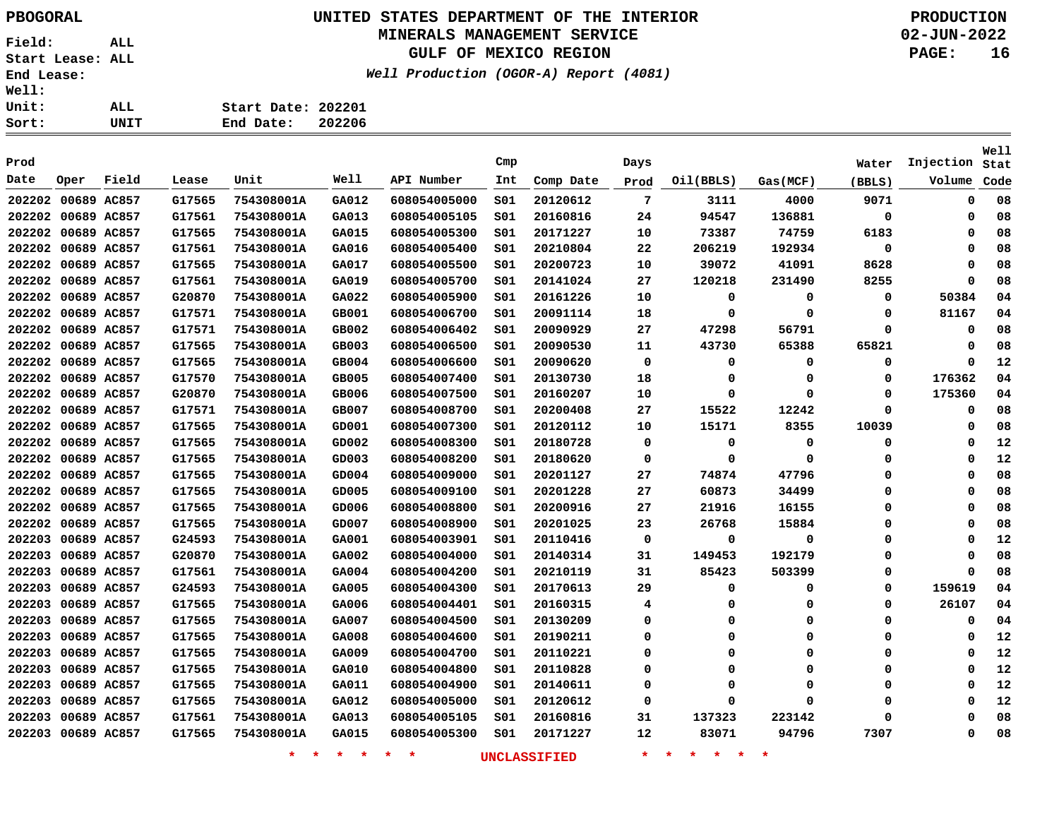PBOGORAL

Field: ALL
Start Lease: ALL
End Lease:
Well:
Unit: ALL
Sort: UNIT

# UNITED STATES DEPARTMENT OF THE INTERIOR
## MINERALS MANAGEMENT SERVICE
## GULF OF MEXICO REGION

*Well Production (OGOR-A) Report (4081)*

PRODUCTION
02-JUN-2022

Start Date: 202201
End Date: 202206

| Prod Date | Oper | Field | Lease | Unit | Well | API Number | Cmp Int | Comp Date | Days Prod | Oil(BBLS) | Gas(MCF) | Water (BBLS) | Injection Volume | Well Stat Code |
|---|---|---|---|---|---|---|---|---|---|---|---|---|---|---|
| 202202 | 00689 | AC857 | G17565 | 754308001A | GA012 | 608054005000 | S01 | 20120612 | 7 | 3111 | 4000 | 9071 | 0 | 08 |
| 202202 | 00689 | AC857 | G17561 | 754308001A | GA013 | 608054005105 | S01 | 20160816 | 24 | 94547 | 136881 | 0 | 0 | 08 |
| 202202 | 00689 | AC857 | G17565 | 754308001A | GA015 | 608054005300 | S01 | 20171227 | 10 | 73387 | 74759 | 6183 | 0 | 08 |
| 202202 | 00689 | AC857 | G17561 | 754308001A | GA016 | 608054005400 | S01 | 20210804 | 22 | 206219 | 192934 | 0 | 0 | 08 |
| 202202 | 00689 | AC857 | G17565 | 754308001A | GA017 | 608054005500 | S01 | 20200723 | 10 | 39072 | 41091 | 8628 | 0 | 08 |
| 202202 | 00689 | AC857 | G17561 | 754308001A | GA019 | 608054005700 | S01 | 20141024 | 27 | 120218 | 231490 | 8255 | 0 | 08 |
| 202202 | 00689 | AC857 | G20870 | 754308001A | GA022 | 608054005900 | S01 | 20161226 | 10 | 0 | 0 | 0 | 50384 | 04 |
| 202202 | 00689 | AC857 | G17571 | 754308001A | GB001 | 608054006700 | S01 | 20091114 | 18 | 0 | 0 | 0 | 81167 | 04 |
| 202202 | 00689 | AC857 | G17571 | 754308001A | GB002 | 608054006402 | S01 | 20090929 | 27 | 47298 | 56791 | 0 | 0 | 08 |
| 202202 | 00689 | AC857 | G17565 | 754308001A | GB003 | 608054006500 | S01 | 20090530 | 11 | 43730 | 65388 | 65821 | 0 | 08 |
| 202202 | 00689 | AC857 | G17565 | 754308001A | GB004 | 608054006600 | S01 | 20090620 | 0 | 0 | 0 | 0 | 0 | 12 |
| 202202 | 00689 | AC857 | G17570 | 754308001A | GB005 | 608054007400 | S01 | 20130730 | 18 | 0 | 0 | 0 | 176362 | 04 |
| 202202 | 00689 | AC857 | G20870 | 754308001A | GB006 | 608054007500 | S01 | 20160207 | 10 | 0 | 0 | 0 | 175360 | 04 |
| 202202 | 00689 | AC857 | G17571 | 754308001A | GB007 | 608054008700 | S01 | 20200408 | 27 | 15522 | 12242 | 0 | 0 | 08 |
| 202202 | 00689 | AC857 | G17565 | 754308001A | GD001 | 608054007300 | S01 | 20120112 | 10 | 15171 | 8355 | 10039 | 0 | 08 |
| 202202 | 00689 | AC857 | G17565 | 754308001A | GD002 | 608054008300 | S01 | 20180728 | 0 | 0 | 0 | 0 | 0 | 12 |
| 202202 | 00689 | AC857 | G17565 | 754308001A | GD003 | 608054008200 | S01 | 20180620 | 0 | 0 | 0 | 0 | 0 | 12 |
| 202202 | 00689 | AC857 | G17565 | 754308001A | GD004 | 608054009000 | S01 | 20201127 | 27 | 74874 | 47796 | 0 | 0 | 08 |
| 202202 | 00689 | AC857 | G17565 | 754308001A | GD005 | 608054009100 | S01 | 20201228 | 27 | 60873 | 34499 | 0 | 0 | 08 |
| 202202 | 00689 | AC857 | G17565 | 754308001A | GD006 | 608054008800 | S01 | 20200916 | 27 | 21916 | 16155 | 0 | 0 | 08 |
| 202202 | 00689 | AC857 | G17565 | 754308001A | GD007 | 608054008900 | S01 | 20201025 | 23 | 26768 | 15884 | 0 | 0 | 08 |
| 202203 | 00689 | AC857 | G24593 | 754308001A | GA001 | 608054003901 | S01 | 20110416 | 0 | 0 | 0 | 0 | 0 | 12 |
| 202203 | 00689 | AC857 | G20870 | 754308001A | GA002 | 608054004000 | S01 | 20140314 | 31 | 149453 | 192179 | 0 | 0 | 08 |
| 202203 | 00689 | AC857 | G17561 | 754308001A | GA004 | 608054004200 | S01 | 20210119 | 31 | 85423 | 503399 | 0 | 0 | 08 |
| 202203 | 00689 | AC857 | G24593 | 754308001A | GA005 | 608054004300 | S01 | 20170613 | 29 | 0 | 0 | 0 | 159619 | 04 |
| 202203 | 00689 | AC857 | G17565 | 754308001A | GA006 | 608054004401 | S01 | 20160315 | 4 | 0 | 0 | 0 | 26107 | 04 |
| 202203 | 00689 | AC857 | G17565 | 754308001A | GA007 | 608054004500 | S01 | 20130209 | 0 | 0 | 0 | 0 | 0 | 04 |
| 202203 | 00689 | AC857 | G17565 | 754308001A | GA008 | 608054004600 | S01 | 20190211 | 0 | 0 | 0 | 0 | 0 | 12 |
| 202203 | 00689 | AC857 | G17565 | 754308001A | GA009 | 608054004700 | S01 | 20110221 | 0 | 0 | 0 | 0 | 0 | 12 |
| 202203 | 00689 | AC857 | G17565 | 754308001A | GA010 | 608054004800 | S01 | 20110828 | 0 | 0 | 0 | 0 | 0 | 12 |
| 202203 | 00689 | AC857 | G17565 | 754308001A | GA011 | 608054004900 | S01 | 20140611 | 0 | 0 | 0 | 0 | 0 | 12 |
| 202203 | 00689 | AC857 | G17565 | 754308001A | GA012 | 608054005000 | S01 | 20120612 | 0 | 0 | 0 | 0 | 0 | 12 |
| 202203 | 00689 | AC857 | G17561 | 754308001A | GA013 | 608054005105 | S01 | 20160816 | 31 | 137323 | 223142 | 0 | 0 | 08 |
| 202203 | 00689 | AC857 | G17565 | 754308001A | GA015 | 608054005300 | S01 | 20171227 | 12 | 83071 | 94796 | 7307 | 0 | 08 |

* * * * * * UNCLASSIFIED * * * * * *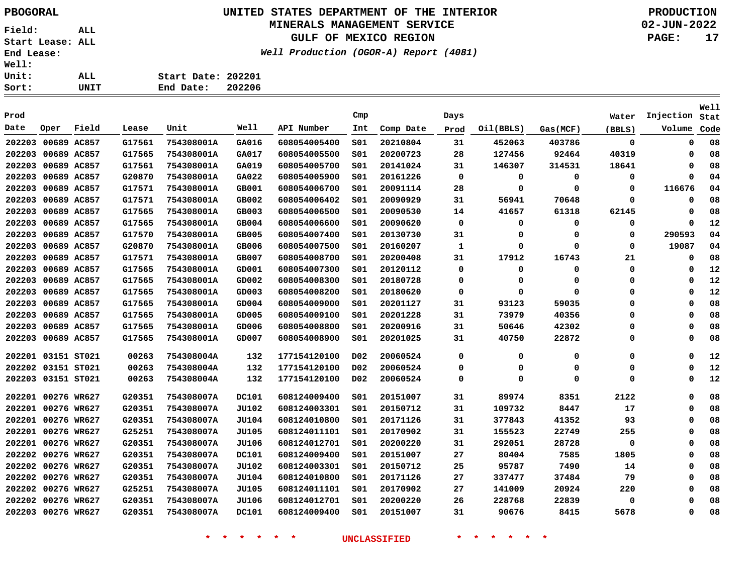PBOGORAL

# UNITED STATES DEPARTMENT OF THE INTERIOR
## MINERALS MANAGEMENT SERVICE
## GULF OF MEXICO REGION

*Well Production (OGOR-A) Report (4081)*

PRODUCTION
02-JUN-2022

Field: ALL
Start Lease: ALL
End Lease:
Well:
Unit: ALL
Sort: UNIT

Start Date: 202201
End Date: 202206

| Prod Date | Oper | Field | Lease | Unit | Well | API Number | Cmp Int | Comp Date | Days Prod | Oil(BBLS) | Gas(MCF) | Water (BBLS) | Injection Volume | Well Stat Code |
|---|---|---|---|---|---|---|---|---|---|---|---|---|---|---|
| 202203 | 00689 | AC857 | G17561 | 754308001A | GA016 | 608054005400 | S01 | 20210804 | 31 | 452063 | 403786 | 0 | 0 | 08 |
| 202203 | 00689 | AC857 | G17565 | 754308001A | GA017 | 608054005500 | S01 | 20200723 | 28 | 127456 | 92464 | 40319 | 0 | 08 |
| 202203 | 00689 | AC857 | G17561 | 754308001A | GA019 | 608054005700 | S01 | 20141024 | 31 | 146307 | 314531 | 18641 | 0 | 08 |
| 202203 | 00689 | AC857 | G20870 | 754308001A | GA022 | 608054005900 | S01 | 20161226 | 0 | 0 | 0 | 0 | 0 | 04 |
| 202203 | 00689 | AC857 | G17571 | 754308001A | GB001 | 608054006700 | S01 | 20091114 | 28 | 0 | 0 | 0 | 116676 | 04 |
| 202203 | 00689 | AC857 | G17571 | 754308001A | GB002 | 608054006402 | S01 | 20090929 | 31 | 56941 | 70648 | 0 | 0 | 08 |
| 202203 | 00689 | AC857 | G17565 | 754308001A | GB003 | 608054006500 | S01 | 20090530 | 14 | 41657 | 61318 | 62145 | 0 | 08 |
| 202203 | 00689 | AC857 | G17565 | 754308001A | GB004 | 608054006600 | S01 | 20090620 | 0 | 0 | 0 | 0 | 0 | 12 |
| 202203 | 00689 | AC857 | G17570 | 754308001A | GB005 | 608054007400 | S01 | 20130730 | 31 | 0 | 0 | 0 | 290593 | 04 |
| 202203 | 00689 | AC857 | G20870 | 754308001A | GB006 | 608054007500 | S01 | 20160207 | 1 | 0 | 0 | 0 | 19087 | 04 |
| 202203 | 00689 | AC857 | G17571 | 754308001A | GB007 | 608054008700 | S01 | 20200408 | 31 | 17912 | 16743 | 21 | 0 | 08 |
| 202203 | 00689 | AC857 | G17565 | 754308001A | GD001 | 608054007300 | S01 | 20120112 | 0 | 0 | 0 | 0 | 0 | 12 |
| 202203 | 00689 | AC857 | G17565 | 754308001A | GD002 | 608054008300 | S01 | 20180728 | 0 | 0 | 0 | 0 | 0 | 12 |
| 202203 | 00689 | AC857 | G17565 | 754308001A | GD003 | 608054008200 | S01 | 20180620 | 0 | 0 | 0 | 0 | 0 | 12 |
| 202203 | 00689 | AC857 | G17565 | 754308001A | GD004 | 608054009000 | S01 | 20201127 | 31 | 93123 | 59035 | 0 | 0 | 08 |
| 202203 | 00689 | AC857 | G17565 | 754308001A | GD005 | 608054009100 | S01 | 20201228 | 31 | 73979 | 40356 | 0 | 0 | 08 |
| 202203 | 00689 | AC857 | G17565 | 754308001A | GD006 | 608054008800 | S01 | 20200916 | 31 | 50646 | 42302 | 0 | 0 | 08 |
| 202203 | 00689 | AC857 | G17565 | 754308001A | GD007 | 608054008900 | S01 | 20201025 | 31 | 40750 | 22872 | 0 | 0 | 08 |
| 202201 | 03151 | ST021 | 00263 | 754308004A | 132 | 177154120100 | D02 | 20060524 | 0 | 0 | 0 | 0 | 0 | 12 |
| 202202 | 03151 | ST021 | 00263 | 754308004A | 132 | 177154120100 | D02 | 20060524 | 0 | 0 | 0 | 0 | 0 | 12 |
| 202203 | 03151 | ST021 | 00263 | 754308004A | 132 | 177154120100 | D02 | 20060524 | 0 | 0 | 0 | 0 | 0 | 12 |
| 202201 | 00276 | WR627 | G20351 | 754308007A | DC101 | 608124009400 | S01 | 20151007 | 31 | 89974 | 8351 | 2122 | 0 | 08 |
| 202201 | 00276 | WR627 | G20351 | 754308007A | JU102 | 608124003301 | S01 | 20150712 | 31 | 109732 | 8447 | 17 | 0 | 08 |
| 202201 | 00276 | WR627 | G20351 | 754308007A | JU104 | 608124010800 | S01 | 20171126 | 31 | 377843 | 41352 | 93 | 0 | 08 |
| 202201 | 00276 | WR627 | G25251 | 754308007A | JU105 | 608124011101 | S01 | 20170902 | 31 | 155523 | 22749 | 255 | 0 | 08 |
| 202201 | 00276 | WR627 | G20351 | 754308007A | JU106 | 608124012701 | S01 | 20200220 | 31 | 292051 | 28728 | 0 | 0 | 08 |
| 202202 | 00276 | WR627 | G20351 | 754308007A | DC101 | 608124009400 | S01 | 20151007 | 27 | 80404 | 7585 | 1805 | 0 | 08 |
| 202202 | 00276 | WR627 | G20351 | 754308007A | JU102 | 608124003301 | S01 | 20150712 | 25 | 95787 | 7490 | 14 | 0 | 08 |
| 202202 | 00276 | WR627 | G20351 | 754308007A | JU104 | 608124010800 | S01 | 20171126 | 27 | 337477 | 37484 | 79 | 0 | 08 |
| 202202 | 00276 | WR627 | G25251 | 754308007A | JU105 | 608124011101 | S01 | 20170902 | 27 | 141009 | 20924 | 220 | 0 | 08 |
| 202202 | 00276 | WR627 | G20351 | 754308007A | JU106 | 608124012701 | S01 | 20200220 | 26 | 228768 | 22839 | 0 | 0 | 08 |
| 202203 | 00276 | WR627 | G20351 | 754308007A | DC101 | 608124009400 | S01 | 20151007 | 31 | 90676 | 8415 | 5678 | 0 | 08 |

* * * * * * UNCLASSIFIED * * * * * *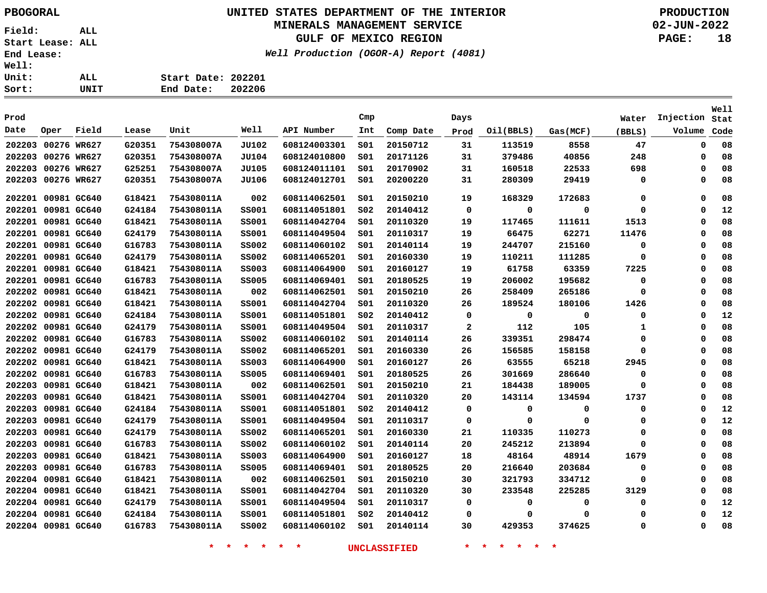PBOGORAL

# UNITED STATES DEPARTMENT OF THE INTERIOR
## MINERALS MANAGEMENT SERVICE
## GULF OF MEXICO REGION

*Well Production (OGOR-A) Report (4081)*

PRODUCTION
02-JUN-2022

Field: ALL
Start Lease: ALL
End Lease:
Well:
Unit: ALL
Sort: UNIT

Start Date: 202201
End Date: 202206

| Prod Date | Oper | Field | Lease | Unit | Well | API Number | Cmp Int | Comp Date | Days Prod | Oil(BBLS) | Gas(MCF) | Water (BBLS) | Injection Volume | Well Stat Code |
|---|---|---|---|---|---|---|---|---|---|---|---|---|---|---|
| 202203 | 00276 | WR627 | G20351 | 754308007A | JU102 | 608124003301 | S01 | 20150712 | 31 | 113519 | 8558 | 47 | 0 | 08 |
| 202203 | 00276 | WR627 | G20351 | 754308007A | JU104 | 608124010800 | S01 | 20171126 | 31 | 379486 | 40856 | 248 | 0 | 08 |
| 202203 | 00276 | WR627 | G25251 | 754308007A | JU105 | 608124011101 | S01 | 20170902 | 31 | 160518 | 22533 | 698 | 0 | 08 |
| 202203 | 00276 | WR627 | G20351 | 754308007A | JU106 | 608124012701 | S01 | 20200220 | 31 | 280309 | 29419 | 0 | 0 | 08 |
| 202201 | 00981 | GC640 | G18421 | 754308011A | 002 | 608114062501 | S01 | 20150210 | 19 | 168329 | 172683 | 0 | 0 | 08 |
| 202201 | 00981 | GC640 | G24184 | 754308011A | SS001 | 608114051801 | S02 | 20140412 | 0 | 0 | 0 | 0 | 0 | 12 |
| 202201 | 00981 | GC640 | G18421 | 754308011A | SS001 | 608114042704 | S01 | 20110320 | 19 | 117465 | 111611 | 1513 | 0 | 08 |
| 202201 | 00981 | GC640 | G24179 | 754308011A | SS001 | 608114049504 | S01 | 20110317 | 19 | 66475 | 62271 | 11476 | 0 | 08 |
| 202201 | 00981 | GC640 | G16783 | 754308011A | SS002 | 608114060102 | S01 | 20140114 | 19 | 244707 | 215160 | 0 | 0 | 08 |
| 202201 | 00981 | GC640 | G24179 | 754308011A | SS002 | 608114065201 | S01 | 20160330 | 19 | 110211 | 111285 | 0 | 0 | 08 |
| 202201 | 00981 | GC640 | G18421 | 754308011A | SS003 | 608114064900 | S01 | 20160127 | 19 | 61758 | 63359 | 7225 | 0 | 08 |
| 202201 | 00981 | GC640 | G16783 | 754308011A | SS005 | 608114069401 | S01 | 20180525 | 19 | 206002 | 195682 | 0 | 0 | 08 |
| 202202 | 00981 | GC640 | G18421 | 754308011A | 002 | 608114062501 | S01 | 20150210 | 26 | 258409 | 265186 | 0 | 0 | 08 |
| 202202 | 00981 | GC640 | G18421 | 754308011A | SS001 | 608114042704 | S01 | 20110320 | 26 | 189524 | 180106 | 1426 | 0 | 08 |
| 202202 | 00981 | GC640 | G24184 | 754308011A | SS001 | 608114051801 | S02 | 20140412 | 0 | 0 | 0 | 0 | 0 | 12 |
| 202202 | 00981 | GC640 | G24179 | 754308011A | SS001 | 608114049504 | S01 | 20110317 | 2 | 112 | 105 | 1 | 0 | 08 |
| 202202 | 00981 | GC640 | G16783 | 754308011A | SS002 | 608114060102 | S01 | 20140114 | 26 | 339351 | 298474 | 0 | 0 | 08 |
| 202202 | 00981 | GC640 | G24179 | 754308011A | SS002 | 608114065201 | S01 | 20160330 | 26 | 156585 | 158158 | 0 | 0 | 08 |
| 202202 | 00981 | GC640 | G18421 | 754308011A | SS003 | 608114064900 | S01 | 20160127 | 26 | 63555 | 65218 | 2945 | 0 | 08 |
| 202202 | 00981 | GC640 | G16783 | 754308011A | SS005 | 608114069401 | S01 | 20180525 | 26 | 301669 | 286640 | 0 | 0 | 08 |
| 202203 | 00981 | GC640 | G18421 | 754308011A | 002 | 608114062501 | S01 | 20150210 | 21 | 184438 | 189005 | 0 | 0 | 08 |
| 202203 | 00981 | GC640 | G18421 | 754308011A | SS001 | 608114042704 | S01 | 20110320 | 20 | 143114 | 134594 | 1737 | 0 | 08 |
| 202203 | 00981 | GC640 | G24184 | 754308011A | SS001 | 608114051801 | S02 | 20140412 | 0 | 0 | 0 | 0 | 0 | 12 |
| 202203 | 00981 | GC640 | G24179 | 754308011A | SS001 | 608114049504 | S01 | 20110317 | 0 | 0 | 0 | 0 | 0 | 12 |
| 202203 | 00981 | GC640 | G24179 | 754308011A | SS002 | 608114065201 | S01 | 20160330 | 21 | 110335 | 110273 | 0 | 0 | 08 |
| 202203 | 00981 | GC640 | G16783 | 754308011A | SS002 | 608114060102 | S01 | 20140114 | 20 | 245212 | 213894 | 0 | 0 | 08 |
| 202203 | 00981 | GC640 | G18421 | 754308011A | SS003 | 608114064900 | S01 | 20160127 | 18 | 48164 | 48914 | 1679 | 0 | 08 |
| 202203 | 00981 | GC640 | G16783 | 754308011A | SS005 | 608114069401 | S01 | 20180525 | 20 | 216640 | 203684 | 0 | 0 | 08 |
| 202204 | 00981 | GC640 | G18421 | 754308011A | 002 | 608114062501 | S01 | 20150210 | 30 | 321793 | 334712 | 0 | 0 | 08 |
| 202204 | 00981 | GC640 | G18421 | 754308011A | SS001 | 608114042704 | S01 | 20110320 | 30 | 233548 | 225285 | 3129 | 0 | 08 |
| 202204 | 00981 | GC640 | G24179 | 754308011A | SS001 | 608114049504 | S01 | 20110317 | 0 | 0 | 0 | 0 | 0 | 12 |
| 202204 | 00981 | GC640 | G24184 | 754308011A | SS001 | 608114051801 | S02 | 20140412 | 0 | 0 | 0 | 0 | 0 | 12 |
| 202204 | 00981 | GC640 | G16783 | 754308011A | SS002 | 608114060102 | S01 | 20140114 | 30 | 429353 | 374625 | 0 | 0 | 08 |

* * * * * * UNCLASSIFIED * * * * * *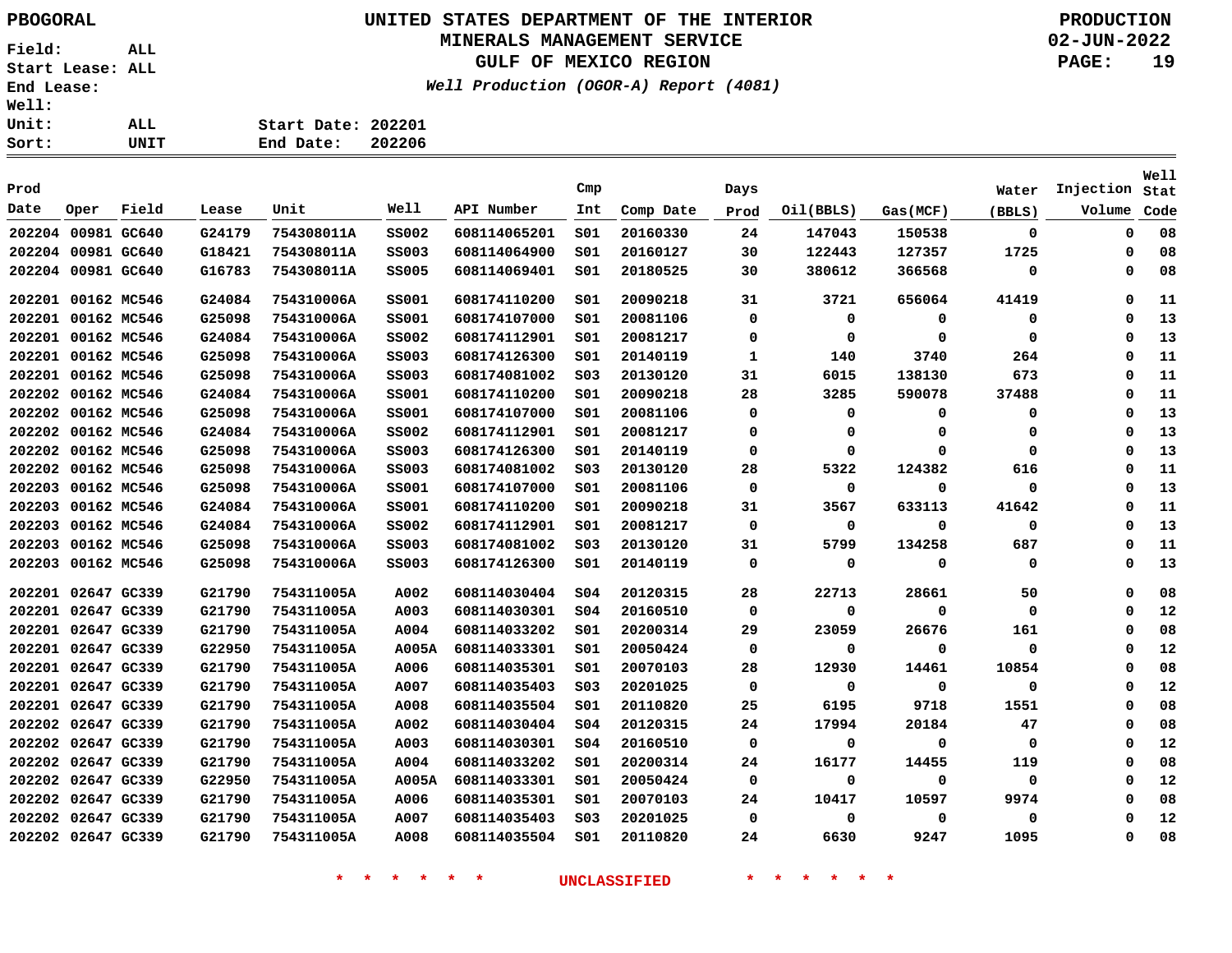PBOGORAL

**UNITED STATES DEPARTMENT OF THE INTERIOR**
**MINERALS MANAGEMENT SERVICE**
**GULF OF MEXICO REGION**
*Well Production (OGOR-A) Report (4081)*

PRODUCTION
02-JUN-2022

Field: ALL
Start Lease: ALL
End Lease:
Well:
Unit: ALL
Sort: UNIT

Start Date: 202201
End Date: 202206

| Prod Date | Oper | Field | Lease | Unit | Well | API Number | Cmp Int | Comp Date | Days Prod | Oil(BBLS) | Gas(MCF) | Water (BBLS) | Injection Volume | Well Stat Code |
|---|---|---|---|---|---|---|---|---|---|---|---|---|---|---|
| 202204 | 00981 | GC640 | G24179 | 754308011A | SS002 | 608114065201 | S01 | 20160330 | 24 | 147043 | 150538 | 0 | 0 | 08 |
| 202204 | 00981 | GC640 | G18421 | 754308011A | SS003 | 608114064900 | S01 | 20160127 | 30 | 122443 | 127357 | 1725 | 0 | 08 |
| 202204 | 00981 | GC640 | G16783 | 754308011A | SS005 | 608114069401 | S01 | 20180525 | 30 | 380612 | 366568 | 0 | 0 | 08 |
| 202201 | 00162 | MC546 | G24084 | 754310006A | SS001 | 608174110200 | S01 | 20090218 | 31 | 3721 | 656064 | 41419 | 0 | 11 |
| 202201 | 00162 | MC546 | G25098 | 754310006A | SS001 | 608174107000 | S01 | 20081106 | 0 | 0 | 0 | 0 | 0 | 13 |
| 202201 | 00162 | MC546 | G24084 | 754310006A | SS002 | 608174112901 | S01 | 20081217 | 0 | 0 | 0 | 0 | 0 | 13 |
| 202201 | 00162 | MC546 | G25098 | 754310006A | SS003 | 608174126300 | S01 | 20140119 | 1 | 140 | 3740 | 264 | 0 | 11 |
| 202201 | 00162 | MC546 | G25098 | 754310006A | SS003 | 608174081002 | S03 | 20130120 | 31 | 6015 | 138130 | 673 | 0 | 11 |
| 202202 | 00162 | MC546 | G24084 | 754310006A | SS001 | 608174110200 | S01 | 20090218 | 28 | 3285 | 590078 | 37488 | 0 | 11 |
| 202202 | 00162 | MC546 | G25098 | 754310006A | SS001 | 608174107000 | S01 | 20081106 | 0 | 0 | 0 | 0 | 0 | 13 |
| 202202 | 00162 | MC546 | G24084 | 754310006A | SS002 | 608174112901 | S01 | 20081217 | 0 | 0 | 0 | 0 | 0 | 13 |
| 202202 | 00162 | MC546 | G25098 | 754310006A | SS003 | 608174126300 | S01 | 20140119 | 0 | 0 | 0 | 0 | 0 | 13 |
| 202202 | 00162 | MC546 | G25098 | 754310006A | SS003 | 608174081002 | S03 | 20130120 | 28 | 5322 | 124382 | 616 | 0 | 11 |
| 202203 | 00162 | MC546 | G25098 | 754310006A | SS001 | 608174107000 | S01 | 20081106 | 0 | 0 | 0 | 0 | 0 | 13 |
| 202203 | 00162 | MC546 | G24084 | 754310006A | SS001 | 608174110200 | S01 | 20090218 | 31 | 3567 | 633113 | 41642 | 0 | 11 |
| 202203 | 00162 | MC546 | G24084 | 754310006A | SS002 | 608174112901 | S01 | 20081217 | 0 | 0 | 0 | 0 | 0 | 13 |
| 202203 | 00162 | MC546 | G25098 | 754310006A | SS003 | 608174081002 | S03 | 20130120 | 31 | 5799 | 134258 | 687 | 0 | 11 |
| 202203 | 00162 | MC546 | G25098 | 754310006A | SS003 | 608174126300 | S01 | 20140119 | 0 | 0 | 0 | 0 | 0 | 13 |
| 202201 | 02647 | GC339 | G21790 | 754311005A | A002 | 608114030404 | S04 | 20120315 | 28 | 22713 | 28661 | 50 | 0 | 08 |
| 202201 | 02647 | GC339 | G21790 | 754311005A | A003 | 608114030301 | S04 | 20160510 | 0 | 0 | 0 | 0 | 0 | 12 |
| 202201 | 02647 | GC339 | G21790 | 754311005A | A004 | 608114033202 | S01 | 20200314 | 29 | 23059 | 26676 | 161 | 0 | 08 |
| 202201 | 02647 | GC339 | G22950 | 754311005A | A005A | 608114033301 | S01 | 20050424 | 0 | 0 | 0 | 0 | 0 | 12 |
| 202201 | 02647 | GC339 | G21790 | 754311005A | A006 | 608114035301 | S01 | 20070103 | 28 | 12930 | 14461 | 10854 | 0 | 08 |
| 202201 | 02647 | GC339 | G21790 | 754311005A | A007 | 608114035403 | S03 | 20201025 | 0 | 0 | 0 | 0 | 0 | 12 |
| 202201 | 02647 | GC339 | G21790 | 754311005A | A008 | 608114035504 | S01 | 20110820 | 25 | 6195 | 9718 | 1551 | 0 | 08 |
| 202202 | 02647 | GC339 | G21790 | 754311005A | A002 | 608114030404 | S04 | 20120315 | 24 | 17994 | 20184 | 47 | 0 | 08 |
| 202202 | 02647 | GC339 | G21790 | 754311005A | A003 | 608114030301 | S04 | 20160510 | 0 | 0 | 0 | 0 | 0 | 12 |
| 202202 | 02647 | GC339 | G21790 | 754311005A | A004 | 608114033202 | S01 | 20200314 | 24 | 16177 | 14455 | 119 | 0 | 08 |
| 202202 | 02647 | GC339 | G22950 | 754311005A | A005A | 608114033301 | S01 | 20050424 | 0 | 0 | 0 | 0 | 0 | 12 |
| 202202 | 02647 | GC339 | G21790 | 754311005A | A006 | 608114035301 | S01 | 20070103 | 24 | 10417 | 10597 | 9974 | 0 | 08 |
| 202202 | 02647 | GC339 | G21790 | 754311005A | A007 | 608114035403 | S03 | 20201025 | 0 | 0 | 0 | 0 | 0 | 12 |
| 202202 | 02647 | GC339 | G21790 | 754311005A | A008 | 608114035504 | S01 | 20110820 | 24 | 6630 | 9247 | 1095 | 0 | 08 |

* * * * * * UNCLASSIFIED * * * * * *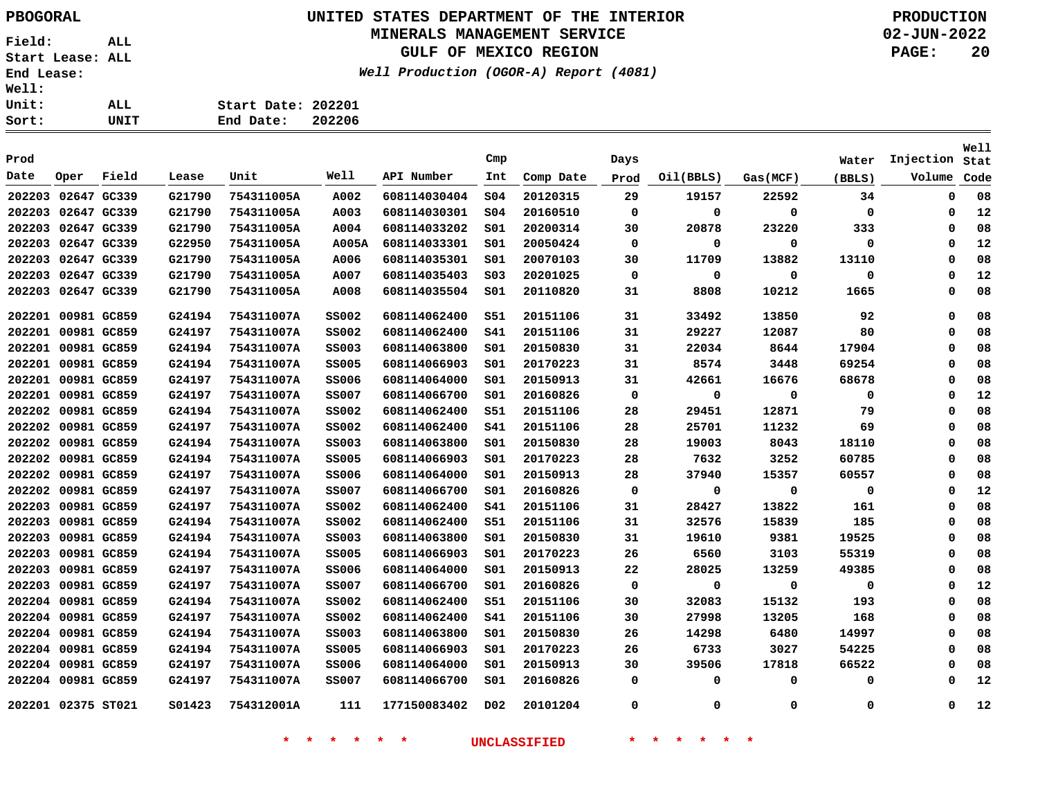PBOGORAL

# UNITED STATES DEPARTMENT OF THE INTERIOR
## MINERALS MANAGEMENT SERVICE
## GULF OF MEXICO REGION

*Well Production (OGOR-A) Report (4081)*

PRODUCTION
02-JUN-2022

Field: ALL
Start Lease: ALL
End Lease:
Well:
Unit: ALL
Sort: UNIT

Start Date: 202201
End Date: 202206

| Prod Date | Oper | Field | Lease | Unit | Well | API Number | Cmp Int | Comp Date | Days Prod | Oil(BBLS) | Gas(MCF) | Water (BBLS) | Injection Volume | Well Stat Code |
|---|---|---|---|---|---|---|---|---|---|---|---|---|---|---|
| 202203 | 02647 | GC339 | G21790 | 754311005A | A002 | 608114030404 | S04 | 20120315 | 29 | 19157 | 22592 | 34 | 0 | 08 |
| 202203 | 02647 | GC339 | G21790 | 754311005A | A003 | 608114030301 | S04 | 20160510 | 0 | 0 | 0 | 0 | 0 | 12 |
| 202203 | 02647 | GC339 | G21790 | 754311005A | A004 | 608114033202 | S01 | 20200314 | 30 | 20878 | 23220 | 333 | 0 | 08 |
| 202203 | 02647 | GC339 | G22950 | 754311005A | A005A | 608114033301 | S01 | 20050424 | 0 | 0 | 0 | 0 | 0 | 12 |
| 202203 | 02647 | GC339 | G21790 | 754311005A | A006 | 608114035301 | S01 | 20070103 | 30 | 11709 | 13882 | 13110 | 0 | 08 |
| 202203 | 02647 | GC339 | G21790 | 754311005A | A007 | 608114035403 | S03 | 20201025 | 0 | 0 | 0 | 0 | 0 | 12 |
| 202203 | 02647 | GC339 | G21790 | 754311005A | A008 | 608114035504 | S01 | 20110820 | 31 | 8808 | 10212 | 1665 | 0 | 08 |
| 202201 | 00981 | GC859 | G24194 | 754311007A | SS002 | 608114062400 | S51 | 20151106 | 31 | 33492 | 13850 | 92 | 0 | 08 |
| 202201 | 00981 | GC859 | G24197 | 754311007A | SS002 | 608114062400 | S41 | 20151106 | 31 | 29227 | 12087 | 80 | 0 | 08 |
| 202201 | 00981 | GC859 | G24194 | 754311007A | SS003 | 608114063800 | S01 | 20150830 | 31 | 22034 | 8644 | 17904 | 0 | 08 |
| 202201 | 00981 | GC859 | G24194 | 754311007A | SS005 | 608114066903 | S01 | 20170223 | 31 | 8574 | 3448 | 69254 | 0 | 08 |
| 202201 | 00981 | GC859 | G24197 | 754311007A | SS006 | 608114064000 | S01 | 20150913 | 31 | 42661 | 16676 | 68678 | 0 | 08 |
| 202201 | 00981 | GC859 | G24197 | 754311007A | SS007 | 608114066700 | S01 | 20160826 | 0 | 0 | 0 | 0 | 0 | 12 |
| 202202 | 00981 | GC859 | G24194 | 754311007A | SS002 | 608114062400 | S51 | 20151106 | 28 | 29451 | 12871 | 79 | 0 | 08 |
| 202202 | 00981 | GC859 | G24197 | 754311007A | SS002 | 608114062400 | S41 | 20151106 | 28 | 25701 | 11232 | 69 | 0 | 08 |
| 202202 | 00981 | GC859 | G24194 | 754311007A | SS003 | 608114063800 | S01 | 20150830 | 28 | 19003 | 8043 | 18110 | 0 | 08 |
| 202202 | 00981 | GC859 | G24194 | 754311007A | SS005 | 608114066903 | S01 | 20170223 | 28 | 7632 | 3252 | 60785 | 0 | 08 |
| 202202 | 00981 | GC859 | G24197 | 754311007A | SS006 | 608114064000 | S01 | 20150913 | 28 | 37940 | 15357 | 60557 | 0 | 08 |
| 202202 | 00981 | GC859 | G24197 | 754311007A | SS007 | 608114066700 | S01 | 20160826 | 0 | 0 | 0 | 0 | 0 | 12 |
| 202203 | 00981 | GC859 | G24197 | 754311007A | SS002 | 608114062400 | S41 | 20151106 | 31 | 28427 | 13822 | 161 | 0 | 08 |
| 202203 | 00981 | GC859 | G24194 | 754311007A | SS002 | 608114062400 | S51 | 20151106 | 31 | 32576 | 15839 | 185 | 0 | 08 |
| 202203 | 00981 | GC859 | G24194 | 754311007A | SS003 | 608114063800 | S01 | 20150830 | 31 | 19610 | 9381 | 19525 | 0 | 08 |
| 202203 | 00981 | GC859 | G24194 | 754311007A | SS005 | 608114066903 | S01 | 20170223 | 26 | 6560 | 3103 | 55319 | 0 | 08 |
| 202203 | 00981 | GC859 | G24197 | 754311007A | SS006 | 608114064000 | S01 | 20150913 | 22 | 28025 | 13259 | 49385 | 0 | 08 |
| 202203 | 00981 | GC859 | G24197 | 754311007A | SS007 | 608114066700 | S01 | 20160826 | 0 | 0 | 0 | 0 | 0 | 12 |
| 202204 | 00981 | GC859 | G24194 | 754311007A | SS002 | 608114062400 | S51 | 20151106 | 30 | 32083 | 15132 | 193 | 0 | 08 |
| 202204 | 00981 | GC859 | G24197 | 754311007A | SS002 | 608114062400 | S41 | 20151106 | 30 | 27998 | 13205 | 168 | 0 | 08 |
| 202204 | 00981 | GC859 | G24194 | 754311007A | SS003 | 608114063800 | S01 | 20150830 | 26 | 14298 | 6480 | 14997 | 0 | 08 |
| 202204 | 00981 | GC859 | G24194 | 754311007A | SS005 | 608114066903 | S01 | 20170223 | 26 | 6733 | 3027 | 54225 | 0 | 08 |
| 202204 | 00981 | GC859 | G24197 | 754311007A | SS006 | 608114064000 | S01 | 20150913 | 30 | 39506 | 17818 | 66522 | 0 | 08 |
| 202204 | 00981 | GC859 | G24197 | 754311007A | SS007 | 608114066700 | S01 | 20160826 | 0 | 0 | 0 | 0 | 0 | 12 |
| 202201 | 02375 | ST021 | S01423 | 754312001A | 111 | 177150083402 | D02 | 20101204 | 0 | 0 | 0 | 0 | 0 | 12 |

* * * * * * UNCLASSIFIED * * * * * *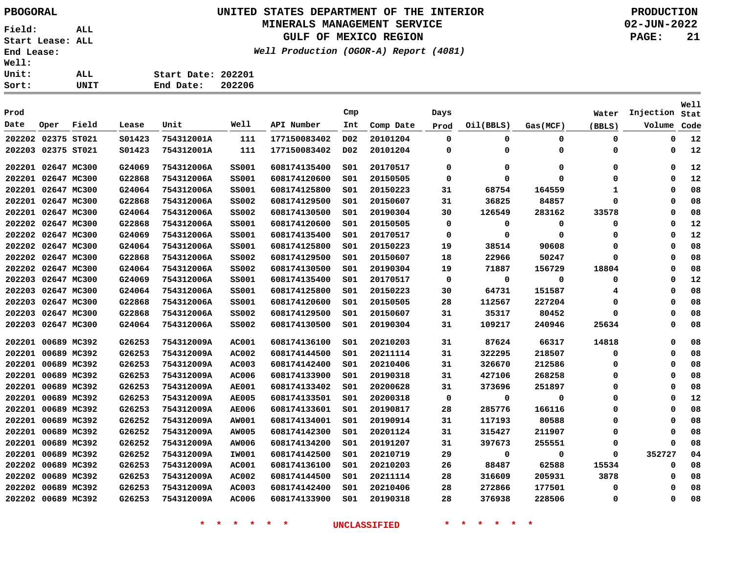PBOGORAL

Field: ALL
Start Lease: ALL
End Lease:
Well:
Unit: ALL
Sort: UNIT

# UNITED STATES DEPARTMENT OF THE INTERIOR
## MINERALS MANAGEMENT SERVICE
## GULF OF MEXICO REGION

*Well Production (OGOR-A) Report (4081)*

Start Date: 202201
End Date: 202206

PRODUCTION
02-JUN-2022

| Prod Date | Oper | Field | Lease | Unit | Well | API Number | Cmp Int | Comp Date | Days Prod | Oil(BBLS) | Gas(MCF) | Water (BBLS) | Injection Volume | Well Stat Code |
|---|---|---|---|---|---|---|---|---|---|---|---|---|---|---|
| 202202 | 02375 | ST021 | S01423 | 754312001A | 111 | 177150083402 | D02 | 20101204 | 0 | 0 | 0 | 0 | 0 | 12 |
| 202203 | 02375 | ST021 | S01423 | 754312001A | 111 | 177150083402 | D02 | 20101204 | 0 | 0 | 0 | 0 | 0 | 12 |
| 202201 | 02647 | MC300 | G24069 | 754312006A | SS001 | 608174135400 | S01 | 20170517 | 0 | 0 | 0 | 0 | 0 | 12 |
| 202201 | 02647 | MC300 | G22868 | 754312006A | SS001 | 608174120600 | S01 | 20150505 | 0 | 0 | 0 | 0 | 0 | 12 |
| 202201 | 02647 | MC300 | G24064 | 754312006A | SS001 | 608174125800 | S01 | 20150223 | 31 | 68754 | 164559 | 1 | 0 | 08 |
| 202201 | 02647 | MC300 | G22868 | 754312006A | SS002 | 608174129500 | S01 | 20150607 | 31 | 36825 | 84857 | 0 | 0 | 08 |
| 202201 | 02647 | MC300 | G24064 | 754312006A | SS002 | 608174130500 | S01 | 20190304 | 30 | 126549 | 283162 | 33578 | 0 | 08 |
| 202202 | 02647 | MC300 | G22868 | 754312006A | SS001 | 608174120600 | S01 | 20150505 | 0 | 0 | 0 | 0 | 0 | 12 |
| 202202 | 02647 | MC300 | G24069 | 754312006A | SS001 | 608174135400 | S01 | 20170517 | 0 | 0 | 0 | 0 | 0 | 12 |
| 202202 | 02647 | MC300 | G24064 | 754312006A | SS001 | 608174125800 | S01 | 20150223 | 19 | 38514 | 90608 | 0 | 0 | 08 |
| 202202 | 02647 | MC300 | G22868 | 754312006A | SS002 | 608174129500 | S01 | 20150607 | 18 | 22966 | 50247 | 0 | 0 | 08 |
| 202202 | 02647 | MC300 | G24064 | 754312006A | SS002 | 608174130500 | S01 | 20190304 | 19 | 71887 | 156729 | 18804 | 0 | 08 |
| 202203 | 02647 | MC300 | G24069 | 754312006A | SS001 | 608174135400 | S01 | 20170517 | 0 | 0 | 0 | 0 | 0 | 12 |
| 202203 | 02647 | MC300 | G24064 | 754312006A | SS001 | 608174125800 | S01 | 20150223 | 30 | 64731 | 151587 | 4 | 0 | 08 |
| 202203 | 02647 | MC300 | G22868 | 754312006A | SS001 | 608174120600 | S01 | 20150505 | 28 | 112567 | 227204 | 0 | 0 | 08 |
| 202203 | 02647 | MC300 | G22868 | 754312006A | SS002 | 608174129500 | S01 | 20150607 | 31 | 35317 | 80452 | 0 | 0 | 08 |
| 202203 | 02647 | MC300 | G24064 | 754312006A | SS002 | 608174130500 | S01 | 20190304 | 31 | 109217 | 240946 | 25634 | 0 | 08 |
| 202201 | 00689 | MC392 | G26253 | 754312009A | AC001 | 608174136100 | S01 | 20210203 | 31 | 87624 | 66317 | 14818 | 0 | 08 |
| 202201 | 00689 | MC392 | G26253 | 754312009A | AC002 | 608174144500 | S01 | 20211114 | 31 | 322295 | 218507 | 0 | 0 | 08 |
| 202201 | 00689 | MC392 | G26253 | 754312009A | AC003 | 608174142400 | S01 | 20210406 | 31 | 326670 | 212586 | 0 | 0 | 08 |
| 202201 | 00689 | MC392 | G26253 | 754312009A | AC006 | 608174133900 | S01 | 20190318 | 31 | 427106 | 268258 | 0 | 0 | 08 |
| 202201 | 00689 | MC392 | G26253 | 754312009A | AE001 | 608174133402 | S01 | 20200628 | 31 | 373696 | 251897 | 0 | 0 | 08 |
| 202201 | 00689 | MC392 | G26253 | 754312009A | AE005 | 608174133501 | S01 | 20200318 | 0 | 0 | 0 | 0 | 0 | 12 |
| 202201 | 00689 | MC392 | G26253 | 754312009A | AE006 | 608174133601 | S01 | 20190817 | 28 | 285776 | 166116 | 0 | 0 | 08 |
| 202201 | 00689 | MC392 | G26252 | 754312009A | AW001 | 608174134001 | S01 | 20190914 | 31 | 117193 | 80588 | 0 | 0 | 08 |
| 202201 | 00689 | MC392 | G26252 | 754312009A | AW005 | 608174142300 | S01 | 20201124 | 31 | 315427 | 211907 | 0 | 0 | 08 |
| 202201 | 00689 | MC392 | G26252 | 754312009A | AW006 | 608174134200 | S01 | 20191207 | 31 | 397673 | 255551 | 0 | 0 | 08 |
| 202201 | 00689 | MC392 | G26252 | 754312009A | IW001 | 608174142500 | S01 | 20210719 | 29 | 0 | 0 | 0 | 352727 | 04 |
| 202202 | 00689 | MC392 | G26253 | 754312009A | AC001 | 608174136100 | S01 | 20210203 | 26 | 88487 | 62588 | 15534 | 0 | 08 |
| 202202 | 00689 | MC392 | G26253 | 754312009A | AC002 | 608174144500 | S01 | 20211114 | 28 | 316609 | 205931 | 3878 | 0 | 08 |
| 202202 | 00689 | MC392 | G26253 | 754312009A | AC003 | 608174142400 | S01 | 20210406 | 28 | 272866 | 177501 | 0 | 0 | 08 |
| 202202 | 00689 | MC392 | G26253 | 754312009A | AC006 | 608174133900 | S01 | 20190318 | 28 | 376938 | 228506 | 0 | 0 | 08 |

* * * * * * UNCLASSIFIED * * * * * *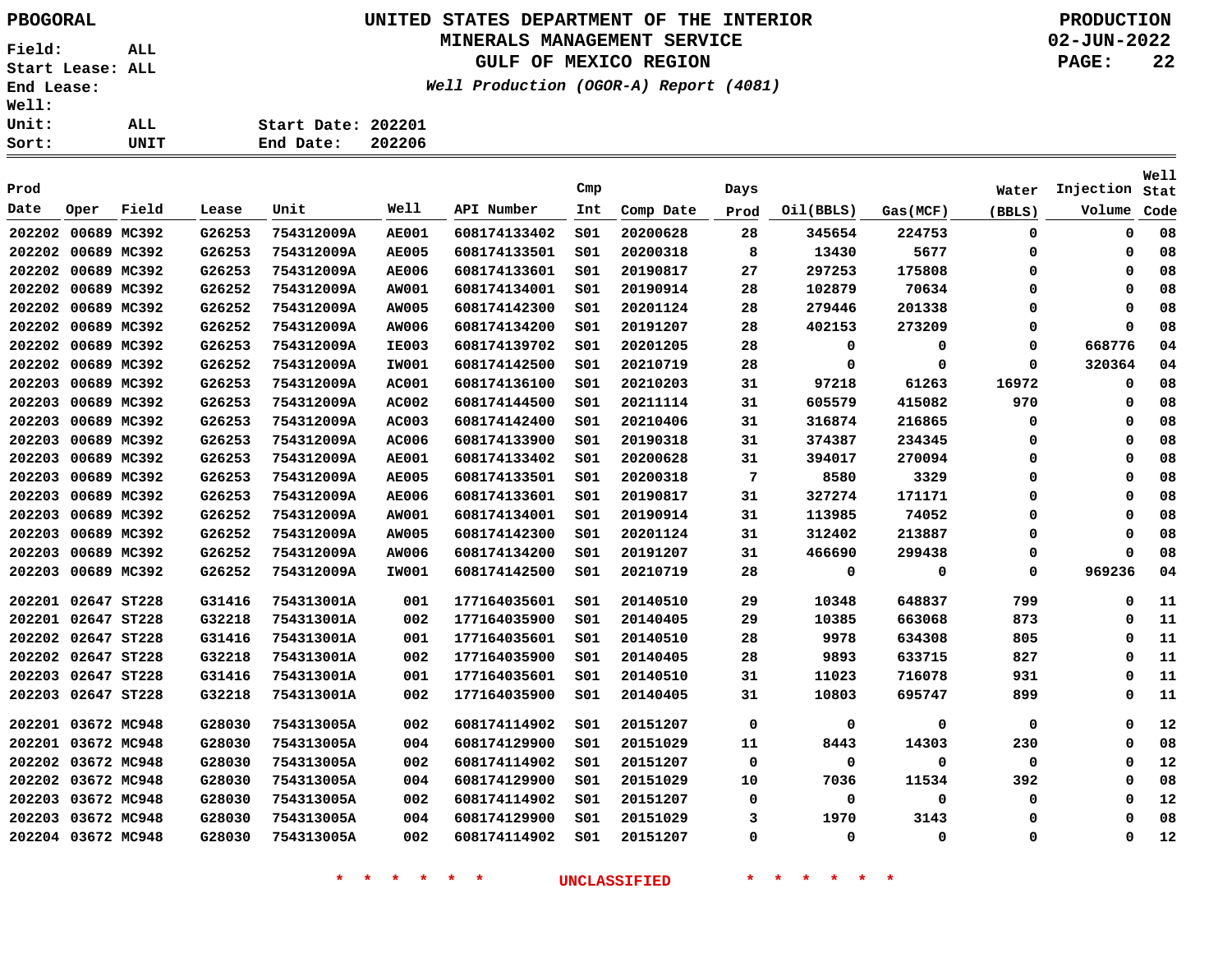PBOGORAL

# UNITED STATES DEPARTMENT OF THE INTERIOR
## MINERALS MANAGEMENT SERVICE
## GULF OF MEXICO REGION
*Well Production (OGOR-A) Report (4081)*

PRODUCTION
02-JUN-2022

Field: ALL
Start Lease: ALL
End Lease:
Well:
Unit: ALL
Sort: UNIT

Start Date: 202201
End Date: 202206

| Prod Date | Oper | Field | Lease | Unit | Well | API Number | Cmp Int | Comp Date | Days Prod | Oil(BBLS) | Gas(MCF) | Water (BBLS) | Injection Volume | Well Stat Code |
|---|---|---|---|---|---|---|---|---|---|---|---|---|---|---|
| 202202 | 00689 | MC392 | G26253 | 754312009A | AE001 | 608174133402 | S01 | 20200628 | 28 | 345654 | 224753 | 0 | 0 | 08 |
| 202202 | 00689 | MC392 | G26253 | 754312009A | AE005 | 608174133501 | S01 | 20200318 | 8 | 13430 | 5677 | 0 | 0 | 08 |
| 202202 | 00689 | MC392 | G26253 | 754312009A | AE006 | 608174133601 | S01 | 20190817 | 27 | 297253 | 175808 | 0 | 0 | 08 |
| 202202 | 00689 | MC392 | G26252 | 754312009A | AW001 | 608174134001 | S01 | 20190914 | 28 | 102879 | 70634 | 0 | 0 | 08 |
| 202202 | 00689 | MC392 | G26252 | 754312009A | AW005 | 608174142300 | S01 | 20201124 | 28 | 279446 | 201338 | 0 | 0 | 08 |
| 202202 | 00689 | MC392 | G26252 | 754312009A | AW006 | 608174134200 | S01 | 20191207 | 28 | 402153 | 273209 | 0 | 0 | 08 |
| 202202 | 00689 | MC392 | G26253 | 754312009A | IE003 | 608174139702 | S01 | 20201205 | 28 | 0 | 0 | 0 | 668776 | 04 |
| 202202 | 00689 | MC392 | G26252 | 754312009A | IW001 | 608174142500 | S01 | 20210719 | 28 | 0 | 0 | 0 | 320364 | 04 |
| 202203 | 00689 | MC392 | G26253 | 754312009A | AC001 | 608174136100 | S01 | 20210203 | 31 | 97218 | 61263 | 16972 | 0 | 08 |
| 202203 | 00689 | MC392 | G26253 | 754312009A | AC002 | 608174144500 | S01 | 20211114 | 31 | 605579 | 415082 | 970 | 0 | 08 |
| 202203 | 00689 | MC392 | G26253 | 754312009A | AC003 | 608174142400 | S01 | 20210406 | 31 | 316874 | 216865 | 0 | 0 | 08 |
| 202203 | 00689 | MC392 | G26253 | 754312009A | AC006 | 608174133900 | S01 | 20190318 | 31 | 374387 | 234345 | 0 | 0 | 08 |
| 202203 | 00689 | MC392 | G26253 | 754312009A | AE001 | 608174133402 | S01 | 20200628 | 31 | 394017 | 270094 | 0 | 0 | 08 |
| 202203 | 00689 | MC392 | G26253 | 754312009A | AE005 | 608174133501 | S01 | 20200318 | 7 | 8580 | 3329 | 0 | 0 | 08 |
| 202203 | 00689 | MC392 | G26253 | 754312009A | AE006 | 608174133601 | S01 | 20190817 | 31 | 327274 | 171171 | 0 | 0 | 08 |
| 202203 | 00689 | MC392 | G26252 | 754312009A | AW001 | 608174134001 | S01 | 20190914 | 31 | 113985 | 74052 | 0 | 0 | 08 |
| 202203 | 00689 | MC392 | G26252 | 754312009A | AW005 | 608174142300 | S01 | 20201124 | 31 | 312402 | 213887 | 0 | 0 | 08 |
| 202203 | 00689 | MC392 | G26252 | 754312009A | AW006 | 608174134200 | S01 | 20191207 | 31 | 466690 | 299438 | 0 | 0 | 08 |
| 202203 | 00689 | MC392 | G26252 | 754312009A | IW001 | 608174142500 | S01 | 20210719 | 28 | 0 | 0 | 0 | 969236 | 04 |
| 202201 | 02647 | ST228 | G31416 | 754313001A | 001 | 177164035601 | S01 | 20140510 | 29 | 10348 | 648837 | 799 | 0 | 11 |
| 202201 | 02647 | ST228 | G32218 | 754313001A | 002 | 177164035900 | S01 | 20140405 | 29 | 10385 | 663068 | 873 | 0 | 11 |
| 202202 | 02647 | ST228 | G31416 | 754313001A | 001 | 177164035601 | S01 | 20140510 | 28 | 9978 | 634308 | 805 | 0 | 11 |
| 202202 | 02647 | ST228 | G32218 | 754313001A | 002 | 177164035900 | S01 | 20140405 | 28 | 9893 | 633715 | 827 | 0 | 11 |
| 202203 | 02647 | ST228 | G31416 | 754313001A | 001 | 177164035601 | S01 | 20140510 | 31 | 11023 | 716078 | 931 | 0 | 11 |
| 202203 | 02647 | ST228 | G32218 | 754313001A | 002 | 177164035900 | S01 | 20140405 | 31 | 10803 | 695747 | 899 | 0 | 11 |
| 202201 | 03672 | MC948 | G28030 | 754313005A | 002 | 608174114902 | S01 | 20151207 | 0 | 0 | 0 | 0 | 0 | 12 |
| 202201 | 03672 | MC948 | G28030 | 754313005A | 004 | 608174129900 | S01 | 20151029 | 11 | 8443 | 14303 | 230 | 0 | 08 |
| 202202 | 03672 | MC948 | G28030 | 754313005A | 002 | 608174114902 | S01 | 20151207 | 0 | 0 | 0 | 0 | 0 | 12 |
| 202202 | 03672 | MC948 | G28030 | 754313005A | 004 | 608174129900 | S01 | 20151029 | 10 | 7036 | 11534 | 392 | 0 | 08 |
| 202203 | 03672 | MC948 | G28030 | 754313005A | 002 | 608174114902 | S01 | 20151207 | 0 | 0 | 0 | 0 | 0 | 12 |
| 202203 | 03672 | MC948 | G28030 | 754313005A | 004 | 608174129900 | S01 | 20151029 | 3 | 1970 | 3143 | 0 | 0 | 08 |
| 202204 | 03672 | MC948 | G28030 | 754313005A | 002 | 608174114902 | S01 | 20151207 | 0 | 0 | 0 | 0 | 0 | 12 |

* * * * * * UNCLASSIFIED * * * * * *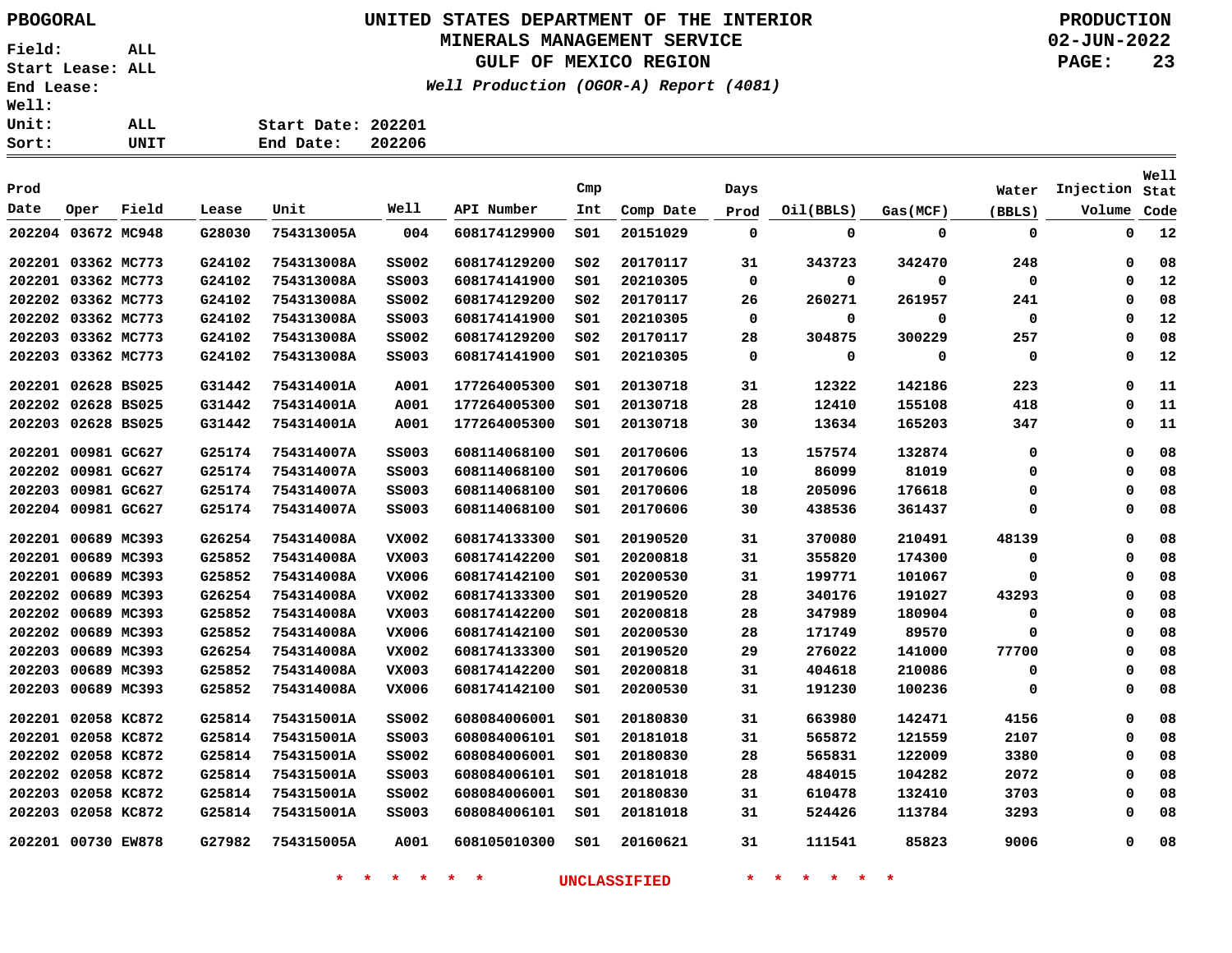PBOGORAL

Field: ALL
Start Lease: ALL
End Lease:
Well:
Unit: ALL
Sort: UNIT

# UNITED STATES DEPARTMENT OF THE INTERIOR
## MINERALS MANAGEMENT SERVICE
## GULF OF MEXICO REGION

*Well Production (OGOR-A) Report (4081)*

Start Date: 202201
End Date: 202206

PRODUCTION
02-JUN-2022

| Prod Date | Oper | Field | Lease | Unit | Well | API Number | Cmp Int | Comp Date | Days Prod | Oil(BBLS) | Gas(MCF) | Water (BBLS) | Injection Volume | Well Stat Code |
|---|---|---|---|---|---|---|---|---|---|---|---|---|---|---|
| 202204 | 03672 | MC948 | G28030 | 754313005A | 004 | 608174129900 | S01 | 20151029 | 0 | 0 | 0 | 0 | 0 | 12 |
| 202201 | 03362 | MC773 | G24102 | 754313008A | SS002 | 608174129200 | S02 | 20170117 | 31 | 343723 | 342470 | 248 | 0 | 08 |
| 202201 | 03362 | MC773 | G24102 | 754313008A | SS003 | 608174141900 | S01 | 20210305 | 0 | 0 | 0 | 0 | 0 | 12 |
| 202202 | 03362 | MC773 | G24102 | 754313008A | SS002 | 608174129200 | S02 | 20170117 | 26 | 260271 | 261957 | 241 | 0 | 08 |
| 202202 | 03362 | MC773 | G24102 | 754313008A | SS003 | 608174141900 | S01 | 20210305 | 0 | 0 | 0 | 0 | 0 | 12 |
| 202203 | 03362 | MC773 | G24102 | 754313008A | SS002 | 608174129200 | S02 | 20170117 | 28 | 304875 | 300229 | 257 | 0 | 08 |
| 202203 | 03362 | MC773 | G24102 | 754313008A | SS003 | 608174141900 | S01 | 20210305 | 0 | 0 | 0 | 0 | 0 | 12 |
| 202201 | 02628 | BS025 | G31442 | 754314001A | A001 | 177264005300 | S01 | 20130718 | 31 | 12322 | 142186 | 223 | 0 | 11 |
| 202202 | 02628 | BS025 | G31442 | 754314001A | A001 | 177264005300 | S01 | 20130718 | 28 | 12410 | 155108 | 418 | 0 | 11 |
| 202203 | 02628 | BS025 | G31442 | 754314001A | A001 | 177264005300 | S01 | 20130718 | 30 | 13634 | 165203 | 347 | 0 | 11 |
| 202201 | 00981 | GC627 | G25174 | 754314007A | SS003 | 608114068100 | S01 | 20170606 | 13 | 157574 | 132874 | 0 | 0 | 08 |
| 202202 | 00981 | GC627 | G25174 | 754314007A | SS003 | 608114068100 | S01 | 20170606 | 10 | 86099 | 81019 | 0 | 0 | 08 |
| 202203 | 00981 | GC627 | G25174 | 754314007A | SS003 | 608114068100 | S01 | 20170606 | 18 | 205096 | 176618 | 0 | 0 | 08 |
| 202204 | 00981 | GC627 | G25174 | 754314007A | SS003 | 608114068100 | S01 | 20170606 | 30 | 438536 | 361437 | 0 | 0 | 08 |
| 202201 | 00689 | MC393 | G26254 | 754314008A | VX002 | 608174133300 | S01 | 20190520 | 31 | 370080 | 210491 | 48139 | 0 | 08 |
| 202201 | 00689 | MC393 | G25852 | 754314008A | VX003 | 608174142200 | S01 | 20200818 | 31 | 355820 | 174300 | 0 | 0 | 08 |
| 202201 | 00689 | MC393 | G25852 | 754314008A | VX006 | 608174142100 | S01 | 20200530 | 31 | 199771 | 101067 | 0 | 0 | 08 |
| 202202 | 00689 | MC393 | G26254 | 754314008A | VX002 | 608174133300 | S01 | 20190520 | 28 | 340176 | 191027 | 43293 | 0 | 08 |
| 202202 | 00689 | MC393 | G25852 | 754314008A | VX003 | 608174142200 | S01 | 20200818 | 28 | 347989 | 180904 | 0 | 0 | 08 |
| 202202 | 00689 | MC393 | G25852 | 754314008A | VX006 | 608174142100 | S01 | 20200530 | 28 | 171749 | 89570 | 0 | 0 | 08 |
| 202203 | 00689 | MC393 | G26254 | 754314008A | VX002 | 608174133300 | S01 | 20190520 | 29 | 276022 | 141000 | 77700 | 0 | 08 |
| 202203 | 00689 | MC393 | G25852 | 754314008A | VX003 | 608174142200 | S01 | 20200818 | 31 | 404618 | 210086 | 0 | 0 | 08 |
| 202203 | 00689 | MC393 | G25852 | 754314008A | VX006 | 608174142100 | S01 | 20200530 | 31 | 191230 | 100236 | 0 | 0 | 08 |
| 202201 | 02058 | KC872 | G25814 | 754315001A | SS002 | 608084006001 | S01 | 20180830 | 31 | 663980 | 142471 | 4156 | 0 | 08 |
| 202201 | 02058 | KC872 | G25814 | 754315001A | SS003 | 608084006101 | S01 | 20181018 | 31 | 565872 | 121559 | 2107 | 0 | 08 |
| 202202 | 02058 | KC872 | G25814 | 754315001A | SS002 | 608084006001 | S01 | 20180830 | 28 | 565831 | 122009 | 3380 | 0 | 08 |
| 202202 | 02058 | KC872 | G25814 | 754315001A | SS003 | 608084006101 | S01 | 20181018 | 28 | 484015 | 104282 | 2072 | 0 | 08 |
| 202203 | 02058 | KC872 | G25814 | 754315001A | SS002 | 608084006001 | S01 | 20180830 | 31 | 610478 | 132410 | 3703 | 0 | 08 |
| 202203 | 02058 | KC872 | G25814 | 754315001A | SS003 | 608084006101 | S01 | 20181018 | 31 | 524426 | 113784 | 3293 | 0 | 08 |
| 202201 | 00730 | EW878 | G27982 | 754315005A | A001 | 608105010300 | S01 | 20160621 | 31 | 111541 | 85823 | 9006 | 0 | 08 |

* * * * * * UNCLASSIFIED * * * * * *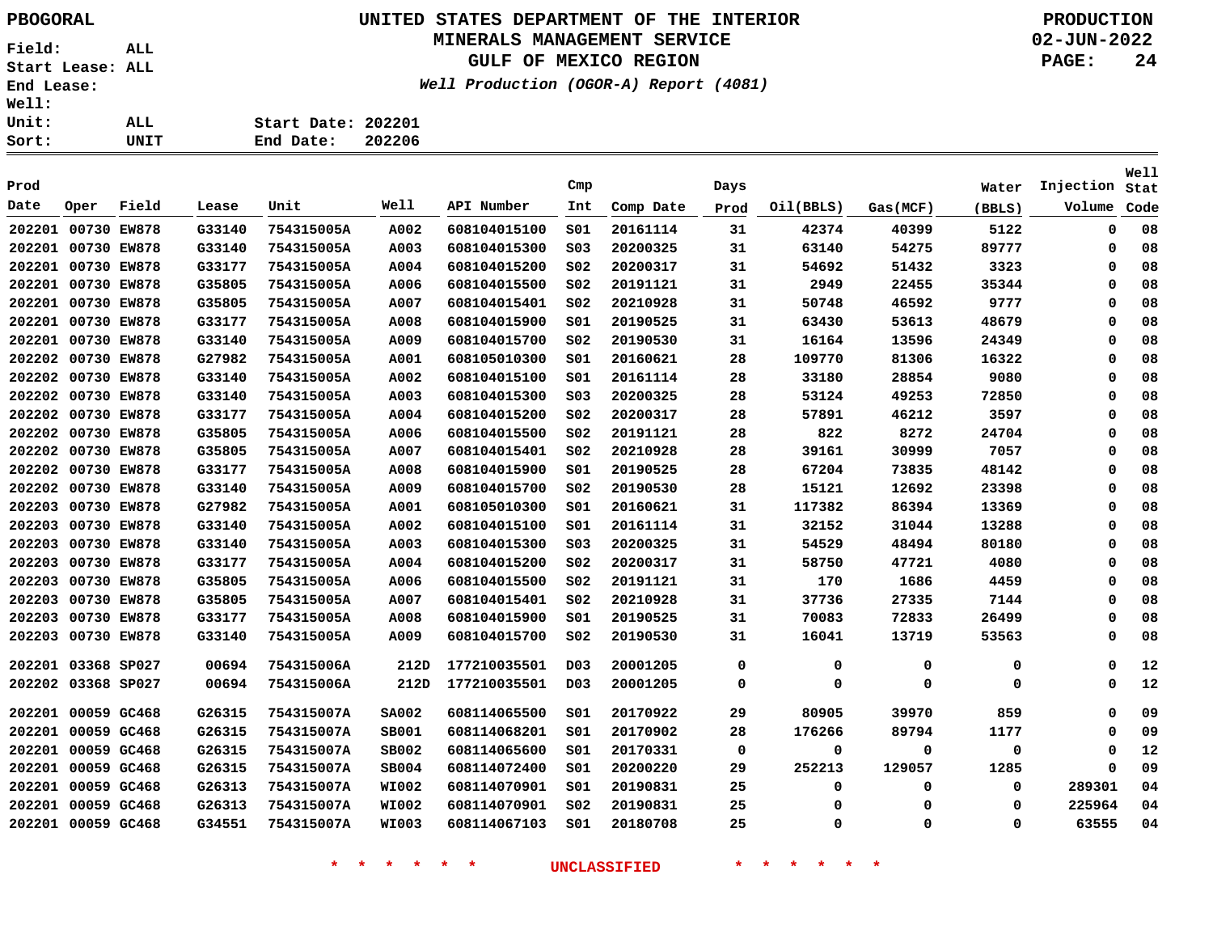**PBOGORAL**

# UNITED STATES DEPARTMENT OF THE INTERIOR
## MINERALS MANAGEMENT SERVICE
## GULF OF MEXICO REGION
*Well Production (OGOR-A) Report (4081)*

**PRODUCTION**
**02-JUN-2022**

Field: ALL
Start Lease: ALL
End Lease:
Well:
Unit: ALL
Sort: UNIT

Start Date: 202201
End Date: 202206

| Prod Date | Oper | Field | Lease | Unit | Well | API Number | Cmp Int | Comp Date | Days Prod | Oil(BBLS) | Gas(MCF) | Water (BBLS) | Injection Volume | Well Stat Code |
|---|---|---|---|---|---|---|---|---|---|---|---|---|---|---|
| 202201 | 00730 | EW878 | G33140 | 754315005A | A002 | 608104015100 | S01 | 20161114 | 31 | 42374 | 40399 | 5122 | 0 | 08 |
| 202201 | 00730 | EW878 | G33140 | 754315005A | A003 | 608104015300 | S03 | 20200325 | 31 | 63140 | 54275 | 89777 | 0 | 08 |
| 202201 | 00730 | EW878 | G33177 | 754315005A | A004 | 608104015200 | S02 | 20200317 | 31 | 54692 | 51432 | 3323 | 0 | 08 |
| 202201 | 00730 | EW878 | G35805 | 754315005A | A006 | 608104015500 | S02 | 20191121 | 31 | 2949 | 22455 | 35344 | 0 | 08 |
| 202201 | 00730 | EW878 | G35805 | 754315005A | A007 | 608104015401 | S02 | 20210928 | 31 | 50748 | 46592 | 9777 | 0 | 08 |
| 202201 | 00730 | EW878 | G33177 | 754315005A | A008 | 608104015900 | S01 | 20190525 | 31 | 63430 | 53613 | 48679 | 0 | 08 |
| 202201 | 00730 | EW878 | G33140 | 754315005A | A009 | 608104015700 | S02 | 20190530 | 31 | 16164 | 13596 | 24349 | 0 | 08 |
| 202202 | 00730 | EW878 | G27982 | 754315005A | A001 | 608105010300 | S01 | 20160621 | 28 | 109770 | 81306 | 16322 | 0 | 08 |
| 202202 | 00730 | EW878 | G33140 | 754315005A | A002 | 608104015100 | S01 | 20161114 | 28 | 33180 | 28854 | 9080 | 0 | 08 |
| 202202 | 00730 | EW878 | G33140 | 754315005A | A003 | 608104015300 | S03 | 20200325 | 28 | 53124 | 49253 | 72850 | 0 | 08 |
| 202202 | 00730 | EW878 | G33177 | 754315005A | A004 | 608104015200 | S02 | 20200317 | 28 | 57891 | 46212 | 3597 | 0 | 08 |
| 202202 | 00730 | EW878 | G35805 | 754315005A | A006 | 608104015500 | S02 | 20191121 | 28 | 822 | 8272 | 24704 | 0 | 08 |
| 202202 | 00730 | EW878 | G35805 | 754315005A | A007 | 608104015401 | S02 | 20210928 | 28 | 39161 | 30999 | 7057 | 0 | 08 |
| 202202 | 00730 | EW878 | G33177 | 754315005A | A008 | 608104015900 | S01 | 20190525 | 28 | 67204 | 73835 | 48142 | 0 | 08 |
| 202202 | 00730 | EW878 | G33140 | 754315005A | A009 | 608104015700 | S02 | 20190530 | 28 | 15121 | 12692 | 23398 | 0 | 08 |
| 202203 | 00730 | EW878 | G27982 | 754315005A | A001 | 608105010300 | S01 | 20160621 | 31 | 117382 | 86394 | 13369 | 0 | 08 |
| 202203 | 00730 | EW878 | G33140 | 754315005A | A002 | 608104015100 | S01 | 20161114 | 31 | 32152 | 31044 | 13288 | 0 | 08 |
| 202203 | 00730 | EW878 | G33140 | 754315005A | A003 | 608104015300 | S03 | 20200325 | 31 | 54529 | 48494 | 80180 | 0 | 08 |
| 202203 | 00730 | EW878 | G33177 | 754315005A | A004 | 608104015200 | S02 | 20200317 | 31 | 58750 | 47721 | 4080 | 0 | 08 |
| 202203 | 00730 | EW878 | G35805 | 754315005A | A006 | 608104015500 | S02 | 20191121 | 31 | 170 | 1686 | 4459 | 0 | 08 |
| 202203 | 00730 | EW878 | G35805 | 754315005A | A007 | 608104015401 | S02 | 20210928 | 31 | 37736 | 27335 | 7144 | 0 | 08 |
| 202203 | 00730 | EW878 | G33177 | 754315005A | A008 | 608104015900 | S01 | 20190525 | 31 | 70083 | 72833 | 26499 | 0 | 08 |
| 202203 | 00730 | EW878 | G33140 | 754315005A | A009 | 608104015700 | S02 | 20190530 | 31 | 16041 | 13719 | 53563 | 0 | 08 |
| 202201 | 03368 | SP027 | 00694 | 754315006A | 212D | 177210035501 | D03 | 20001205 | 0 | 0 | 0 | 0 | 0 | 12 |
| 202202 | 03368 | SP027 | 00694 | 754315006A | 212D | 177210035501 | D03 | 20001205 | 0 | 0 | 0 | 0 | 0 | 12 |
| 202201 | 00059 | GC468 | G26315 | 754315007A | SA002 | 608114065500 | S01 | 20170922 | 29 | 80905 | 39970 | 859 | 0 | 09 |
| 202201 | 00059 | GC468 | G26315 | 754315007A | SB001 | 608114068201 | S01 | 20170902 | 28 | 176266 | 89794 | 1177 | 0 | 09 |
| 202201 | 00059 | GC468 | G26315 | 754315007A | SB002 | 608114065600 | S01 | 20170331 | 0 | 0 | 0 | 0 | 0 | 12 |
| 202201 | 00059 | GC468 | G26315 | 754315007A | SB004 | 608114072400 | S01 | 20200220 | 29 | 252213 | 129057 | 1285 | 0 | 09 |
| 202201 | 00059 | GC468 | G26313 | 754315007A | WI002 | 608114070901 | S01 | 20190831 | 25 | 0 | 0 | 0 | 289301 | 04 |
| 202201 | 00059 | GC468 | G26313 | 754315007A | WI002 | 608114070901 | S02 | 20190831 | 25 | 0 | 0 | 0 | 225964 | 04 |
| 202201 | 00059 | GC468 | G34551 | 754315007A | WI003 | 608114067103 | S01 | 20180708 | 25 | 0 | 0 | 0 | 63555 | 04 |

* * * * * * UNCLASSIFIED * * * * * *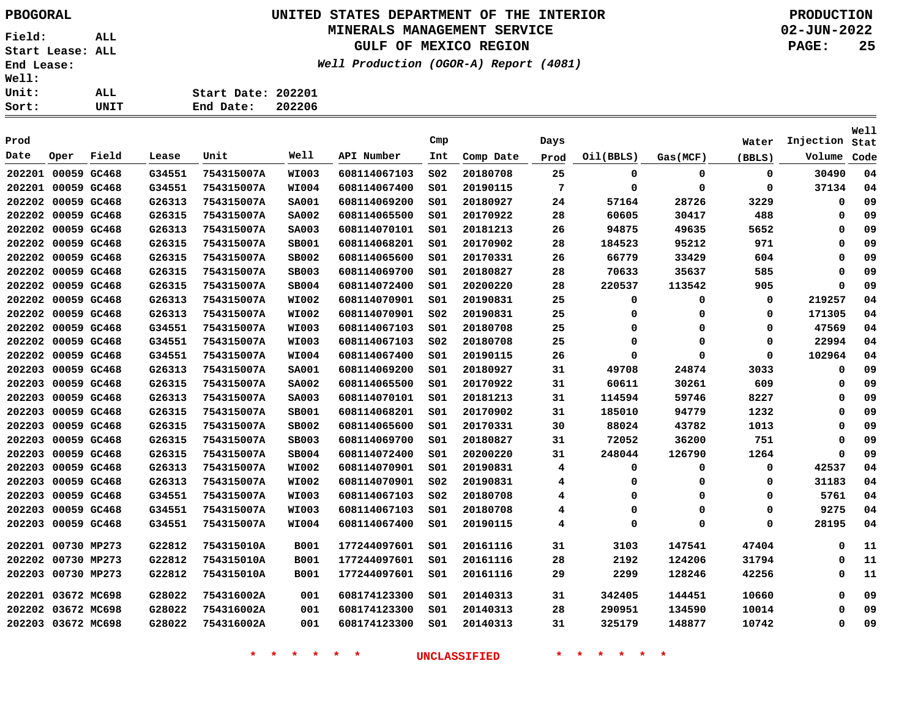PBOGORAL

# UNITED STATES DEPARTMENT OF THE INTERIOR
## MINERALS MANAGEMENT SERVICE
## GULF OF MEXICO REGION
### *Well Production (OGOR-A) Report (4081)*

PRODUCTION
02-JUN-2022

Field: ALL
Start Lease: ALL
End Lease:
Well:
Unit: ALL
Sort: UNIT

Start Date: 202201
End Date: 202206

| Prod Date | Oper | Field | Lease | Unit | Well | API Number | Cmp Int | Comp Date | Days Prod | Oil(BBLS) | Gas(MCF) | Water (BBLS) | Injection Volume | Well Stat Code |
|---|---|---|---|---|---|---|---|---|---|---|---|---|---|---|
| 202201 | 00059 | GC468 | G34551 | 754315007A | WI003 | 608114067103 | S02 | 20180708 | 25 | 0 | 0 | 0 | 30490 | 04 |
| 202201 | 00059 | GC468 | G34551 | 754315007A | WI004 | 608114067400 | S01 | 20190115 | 7 | 0 | 0 | 0 | 37134 | 04 |
| 202202 | 00059 | GC468 | G26313 | 754315007A | SA001 | 608114069200 | S01 | 20180927 | 24 | 57164 | 28726 | 3229 | 0 | 09 |
| 202202 | 00059 | GC468 | G26315 | 754315007A | SA002 | 608114065500 | S01 | 20170922 | 28 | 60605 | 30417 | 488 | 0 | 09 |
| 202202 | 00059 | GC468 | G26313 | 754315007A | SA003 | 608114070101 | S01 | 20181213 | 26 | 94875 | 49635 | 5652 | 0 | 09 |
| 202202 | 00059 | GC468 | G26315 | 754315007A | SB001 | 608114068201 | S01 | 20170902 | 28 | 184523 | 95212 | 971 | 0 | 09 |
| 202202 | 00059 | GC468 | G26315 | 754315007A | SB002 | 608114065600 | S01 | 20170331 | 26 | 66779 | 33429 | 604 | 0 | 09 |
| 202202 | 00059 | GC468 | G26315 | 754315007A | SB003 | 608114069700 | S01 | 20180827 | 28 | 70633 | 35637 | 585 | 0 | 09 |
| 202202 | 00059 | GC468 | G26315 | 754315007A | SB004 | 608114072400 | S01 | 20200220 | 28 | 220537 | 113542 | 905 | 0 | 09 |
| 202202 | 00059 | GC468 | G26313 | 754315007A | WI002 | 608114070901 | S01 | 20190831 | 25 | 0 | 0 | 0 | 219257 | 04 |
| 202202 | 00059 | GC468 | G26313 | 754315007A | WI002 | 608114070901 | S02 | 20190831 | 25 | 0 | 0 | 0 | 171305 | 04 |
| 202202 | 00059 | GC468 | G34551 | 754315007A | WI003 | 608114067103 | S01 | 20180708 | 25 | 0 | 0 | 0 | 47569 | 04 |
| 202202 | 00059 | GC468 | G34551 | 754315007A | WI003 | 608114067103 | S02 | 20180708 | 25 | 0 | 0 | 0 | 22994 | 04 |
| 202202 | 00059 | GC468 | G34551 | 754315007A | WI004 | 608114067400 | S01 | 20190115 | 26 | 0 | 0 | 0 | 102964 | 04 |
| 202203 | 00059 | GC468 | G26313 | 754315007A | SA001 | 608114069200 | S01 | 20180927 | 31 | 49708 | 24874 | 3033 | 0 | 09 |
| 202203 | 00059 | GC468 | G26315 | 754315007A | SA002 | 608114065500 | S01 | 20170922 | 31 | 60611 | 30261 | 609 | 0 | 09 |
| 202203 | 00059 | GC468 | G26313 | 754315007A | SA003 | 608114070101 | S01 | 20181213 | 31 | 114594 | 59746 | 8227 | 0 | 09 |
| 202203 | 00059 | GC468 | G26315 | 754315007A | SB001 | 608114068201 | S01 | 20170902 | 31 | 185010 | 94779 | 1232 | 0 | 09 |
| 202203 | 00059 | GC468 | G26315 | 754315007A | SB002 | 608114065600 | S01 | 20170331 | 30 | 88024 | 43782 | 1013 | 0 | 09 |
| 202203 | 00059 | GC468 | G26315 | 754315007A | SB003 | 608114069700 | S01 | 20180827 | 31 | 72052 | 36200 | 751 | 0 | 09 |
| 202203 | 00059 | GC468 | G26315 | 754315007A | SB004 | 608114072400 | S01 | 20200220 | 31 | 248044 | 126790 | 1264 | 0 | 09 |
| 202203 | 00059 | GC468 | G26313 | 754315007A | WI002 | 608114070901 | S01 | 20190831 | 4 | 0 | 0 | 0 | 42537 | 04 |
| 202203 | 00059 | GC468 | G26313 | 754315007A | WI002 | 608114070901 | S02 | 20190831 | 4 | 0 | 0 | 0 | 31183 | 04 |
| 202203 | 00059 | GC468 | G34551 | 754315007A | WI003 | 608114067103 | S02 | 20180708 | 4 | 0 | 0 | 0 | 5761 | 04 |
| 202203 | 00059 | GC468 | G34551 | 754315007A | WI003 | 608114067103 | S01 | 20180708 | 4 | 0 | 0 | 0 | 9275 | 04 |
| 202203 | 00059 | GC468 | G34551 | 754315007A | WI004 | 608114067400 | S01 | 20190115 | 4 | 0 | 0 | 0 | 28195 | 04 |
| 202201 | 00730 | MP273 | G22812 | 754315010A | B001 | 177244097601 | S01 | 20161116 | 31 | 3103 | 147541 | 47404 | 0 | 11 |
| 202202 | 00730 | MP273 | G22812 | 754315010A | B001 | 177244097601 | S01 | 20161116 | 28 | 2192 | 124206 | 31794 | 0 | 11 |
| 202203 | 00730 | MP273 | G22812 | 754315010A | B001 | 177244097601 | S01 | 20161116 | 29 | 2299 | 128246 | 42256 | 0 | 11 |
| 202201 | 03672 | MC698 | G28022 | 754316002A | 001 | 608174123300 | S01 | 20140313 | 31 | 342405 | 144451 | 10660 | 0 | 09 |
| 202202 | 03672 | MC698 | G28022 | 754316002A | 001 | 608174123300 | S01 | 20140313 | 28 | 290951 | 134590 | 10014 | 0 | 09 |
| 202203 | 03672 | MC698 | G28022 | 754316002A | 001 | 608174123300 | S01 | 20140313 | 31 | 325179 | 148877 | 10742 | 0 | 09 |

* * * * * * UNCLASSIFIED * * * * * *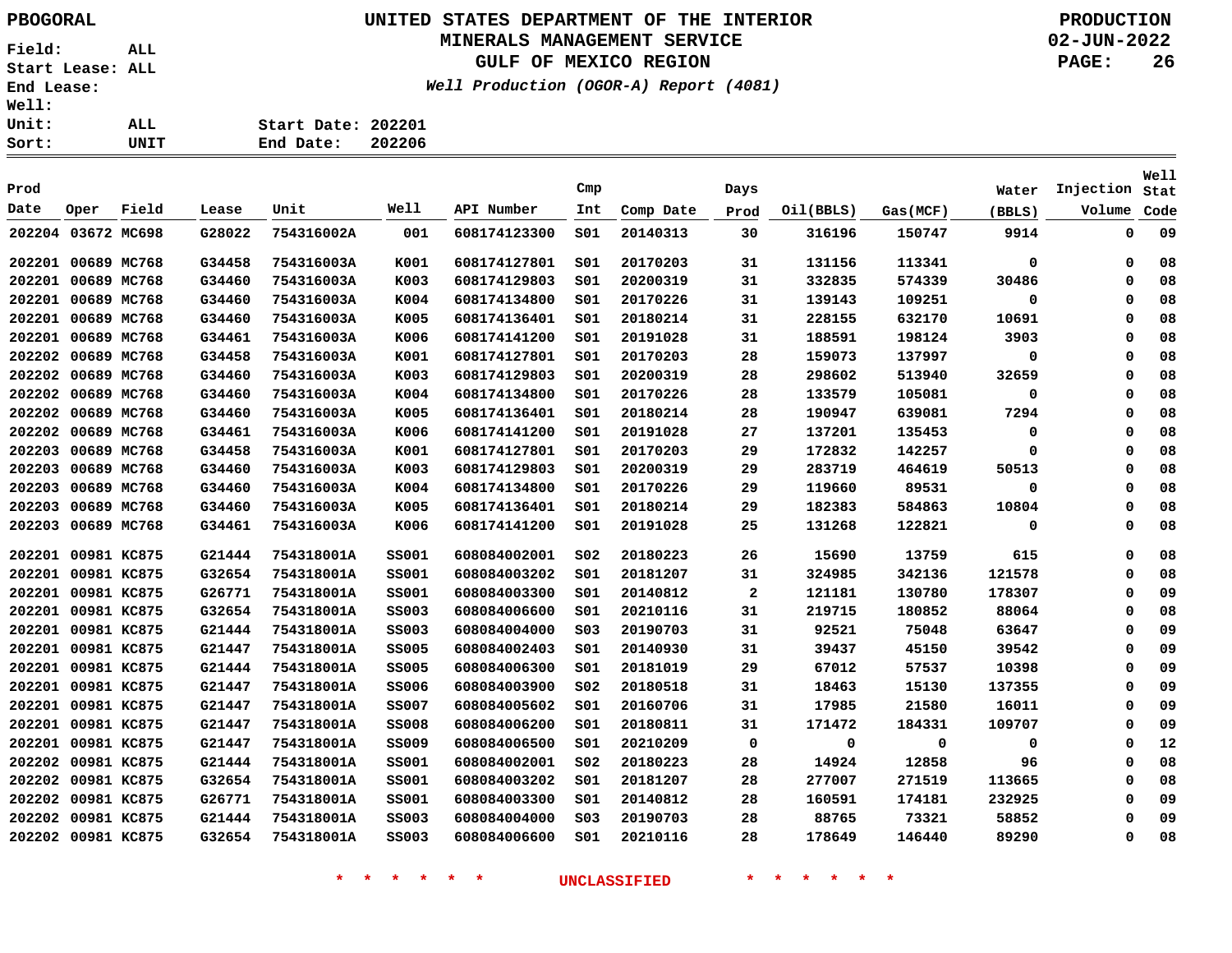PBOGORAL

UNITED STATES DEPARTMENT OF THE INTERIOR
MINERALS MANAGEMENT SERVICE
GULF OF MEXICO REGION

*Well Production (OGOR-A) Report (4081)*

PRODUCTION
02-JUN-2022

Field: ALL
Start Lease: ALL
End Lease:
Well:
Unit: ALL
Sort: UNIT

Start Date: 202201
End Date: 202206

| Prod Date | Oper | Field | Lease | Unit | Well | API Number | Cmp Int | Comp Date | Days Prod | Oil(BBLS) | Gas(MCF) | Water (BBLS) | Injection Volume | Well Stat Code |
|---|---|---|---|---|---|---|---|---|---|---|---|---|---|---|
| 202204 | 03672 | MC698 | G28022 | 754316002A | 001 | 608174123300 | S01 | 20140313 | 30 | 316196 | 150747 | 9914 | 0 | 09 |
| 202201 | 00689 | MC768 | G34458 | 754316003A | K001 | 608174127801 | S01 | 20170203 | 31 | 131156 | 113341 | 0 | 0 | 08 |
| 202201 | 00689 | MC768 | G34460 | 754316003A | K003 | 608174129803 | S01 | 20200319 | 31 | 332835 | 574339 | 30486 | 0 | 08 |
| 202201 | 00689 | MC768 | G34460 | 754316003A | K004 | 608174134800 | S01 | 20170226 | 31 | 139143 | 109251 | 0 | 0 | 08 |
| 202201 | 00689 | MC768 | G34460 | 754316003A | K005 | 608174136401 | S01 | 20180214 | 31 | 228155 | 632170 | 10691 | 0 | 08 |
| 202201 | 00689 | MC768 | G34461 | 754316003A | K006 | 608174141200 | S01 | 20191028 | 31 | 188591 | 198124 | 3903 | 0 | 08 |
| 202202 | 00689 | MC768 | G34458 | 754316003A | K001 | 608174127801 | S01 | 20170203 | 28 | 159073 | 137997 | 0 | 0 | 08 |
| 202202 | 00689 | MC768 | G34460 | 754316003A | K003 | 608174129803 | S01 | 20200319 | 28 | 298602 | 513940 | 32659 | 0 | 08 |
| 202202 | 00689 | MC768 | G34460 | 754316003A | K004 | 608174134800 | S01 | 20170226 | 28 | 133579 | 105081 | 0 | 0 | 08 |
| 202202 | 00689 | MC768 | G34460 | 754316003A | K005 | 608174136401 | S01 | 20180214 | 28 | 190947 | 639081 | 7294 | 0 | 08 |
| 202202 | 00689 | MC768 | G34461 | 754316003A | K006 | 608174141200 | S01 | 20191028 | 27 | 137201 | 135453 | 0 | 0 | 08 |
| 202203 | 00689 | MC768 | G34458 | 754316003A | K001 | 608174127801 | S01 | 20170203 | 29 | 172832 | 142257 | 0 | 0 | 08 |
| 202203 | 00689 | MC768 | G34460 | 754316003A | K003 | 608174129803 | S01 | 20200319 | 29 | 283719 | 464619 | 50513 | 0 | 08 |
| 202203 | 00689 | MC768 | G34460 | 754316003A | K004 | 608174134800 | S01 | 20170226 | 29 | 119660 | 89531 | 0 | 0 | 08 |
| 202203 | 00689 | MC768 | G34460 | 754316003A | K005 | 608174136401 | S01 | 20180214 | 29 | 182383 | 584863 | 10804 | 0 | 08 |
| 202203 | 00689 | MC768 | G34461 | 754316003A | K006 | 608174141200 | S01 | 20191028 | 25 | 131268 | 122821 | 0 | 0 | 08 |
| 202201 | 00981 | KC875 | G21444 | 754318001A | SS001 | 608084002001 | S02 | 20180223 | 26 | 15690 | 13759 | 615 | 0 | 08 |
| 202201 | 00981 | KC875 | G32654 | 754318001A | SS001 | 608084003202 | S01 | 20181207 | 31 | 324985 | 342136 | 121578 | 0 | 08 |
| 202201 | 00981 | KC875 | G26771 | 754318001A | SS001 | 608084003300 | S01 | 20140812 | 2 | 121181 | 130780 | 178307 | 0 | 09 |
| 202201 | 00981 | KC875 | G32654 | 754318001A | SS003 | 608084006600 | S01 | 20210116 | 31 | 219715 | 180852 | 88064 | 0 | 08 |
| 202201 | 00981 | KC875 | G21444 | 754318001A | SS003 | 608084004000 | S03 | 20190703 | 31 | 92521 | 75048 | 63647 | 0 | 09 |
| 202201 | 00981 | KC875 | G21447 | 754318001A | SS005 | 608084002403 | S01 | 20140930 | 31 | 39437 | 45150 | 39542 | 0 | 09 |
| 202201 | 00981 | KC875 | G21444 | 754318001A | SS005 | 608084006300 | S01 | 20181019 | 29 | 67012 | 57537 | 10398 | 0 | 09 |
| 202201 | 00981 | KC875 | G21447 | 754318001A | SS006 | 608084003900 | S02 | 20180518 | 31 | 18463 | 15130 | 137355 | 0 | 09 |
| 202201 | 00981 | KC875 | G21447 | 754318001A | SS007 | 608084005602 | S01 | 20160706 | 31 | 17985 | 21580 | 16011 | 0 | 09 |
| 202201 | 00981 | KC875 | G21447 | 754318001A | SS008 | 608084006200 | S01 | 20180811 | 31 | 171472 | 184331 | 109707 | 0 | 09 |
| 202201 | 00981 | KC875 | G21447 | 754318001A | SS009 | 608084006500 | S01 | 20210209 | 0 | 0 | 0 | 0 | 0 | 12 |
| 202202 | 00981 | KC875 | G21444 | 754318001A | SS001 | 608084002001 | S02 | 20180223 | 28 | 14924 | 12858 | 96 | 0 | 08 |
| 202202 | 00981 | KC875 | G32654 | 754318001A | SS001 | 608084003202 | S01 | 20181207 | 28 | 277007 | 271519 | 113665 | 0 | 08 |
| 202202 | 00981 | KC875 | G26771 | 754318001A | SS001 | 608084003300 | S01 | 20140812 | 28 | 160591 | 174181 | 232925 | 0 | 09 |
| 202202 | 00981 | KC875 | G21444 | 754318001A | SS003 | 608084004000 | S03 | 20190703 | 28 | 88765 | 73321 | 58852 | 0 | 09 |
| 202202 | 00981 | KC875 | G32654 | 754318001A | SS003 | 608084006600 | S01 | 20210116 | 28 | 178649 | 146440 | 89290 | 0 | 08 |

\* \* \* \* \* \* UNCLASSIFIED \* \* \* \* \* \*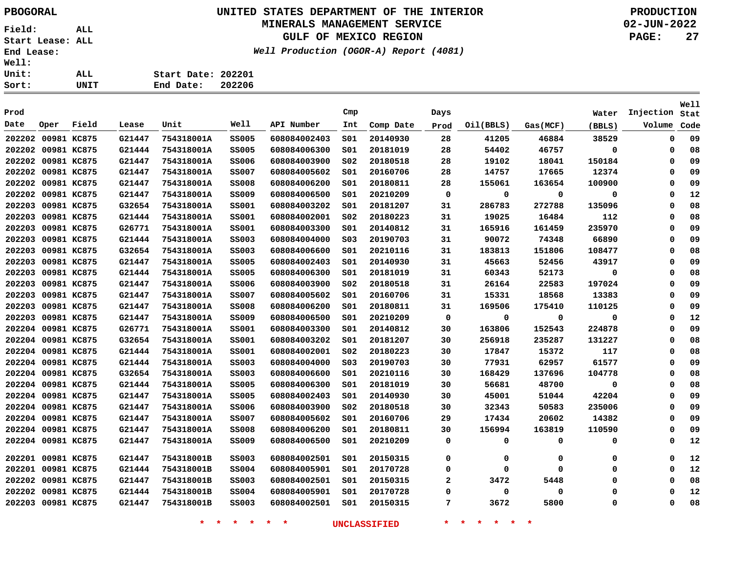PBOGORAL

**UNITED STATES DEPARTMENT OF THE INTERIOR**
**MINERALS MANAGEMENT SERVICE**
**GULF OF MEXICO REGION**
*Well Production (OGOR-A) Report (4081)*

PRODUCTION
02-JUN-2022

Field: ALL
Start Lease: ALL
End Lease:
Well:
Unit: ALL
Sort: UNIT

Start Date: 202201
End Date: 202206

| Prod Date | Oper | Field | Lease | Unit | Well | API Number | Cmp Int | Comp Date | Days Prod | Oil(BBLS) | Gas(MCF) | Water (BBLS) | Injection Volume | Well Stat Code |
|---|---|---|---|---|---|---|---|---|---|---|---|---|---|---|
| 202202 | 00981 | KC875 | G21447 | 754318001A | SS005 | 608084002403 | S01 | 20140930 | 28 | 41205 | 46884 | 38529 | 0 | 09 |
| 202202 | 00981 | KC875 | G21444 | 754318001A | SS005 | 608084006300 | S01 | 20181019 | 28 | 54402 | 46757 | 0 | 0 | 08 |
| 202202 | 00981 | KC875 | G21447 | 754318001A | SS006 | 608084003900 | S02 | 20180518 | 28 | 19102 | 18041 | 150184 | 0 | 09 |
| 202202 | 00981 | KC875 | G21447 | 754318001A | SS007 | 608084005602 | S01 | 20160706 | 28 | 14757 | 17665 | 12374 | 0 | 09 |
| 202202 | 00981 | KC875 | G21447 | 754318001A | SS008 | 608084006200 | S01 | 20180811 | 28 | 155061 | 163654 | 100900 | 0 | 09 |
| 202202 | 00981 | KC875 | G21447 | 754318001A | SS009 | 608084006500 | S01 | 20210209 | 0 | 0 | 0 | 0 | 0 | 12 |
| 202203 | 00981 | KC875 | G32654 | 754318001A | SS001 | 608084003202 | S01 | 20181207 | 31 | 286783 | 272788 | 135096 | 0 | 08 |
| 202203 | 00981 | KC875 | G21444 | 754318001A | SS001 | 608084002001 | S02 | 20180223 | 31 | 19025 | 16484 | 112 | 0 | 08 |
| 202203 | 00981 | KC875 | G26771 | 754318001A | SS001 | 608084003300 | S01 | 20140812 | 31 | 165916 | 161459 | 235970 | 0 | 09 |
| 202203 | 00981 | KC875 | G21444 | 754318001A | SS003 | 608084004000 | S03 | 20190703 | 31 | 90072 | 74348 | 66890 | 0 | 09 |
| 202203 | 00981 | KC875 | G32654 | 754318001A | SS003 | 608084006600 | S01 | 20210116 | 31 | 183813 | 151806 | 108477 | 0 | 08 |
| 202203 | 00981 | KC875 | G21447 | 754318001A | SS005 | 608084002403 | S01 | 20140930 | 31 | 45663 | 52456 | 43917 | 0 | 09 |
| 202203 | 00981 | KC875 | G21444 | 754318001A | SS005 | 608084006300 | S01 | 20181019 | 31 | 60343 | 52173 | 0 | 0 | 08 |
| 202203 | 00981 | KC875 | G21447 | 754318001A | SS006 | 608084003900 | S02 | 20180518 | 31 | 26164 | 22583 | 197024 | 0 | 09 |
| 202203 | 00981 | KC875 | G21447 | 754318001A | SS007 | 608084005602 | S01 | 20160706 | 31 | 15331 | 18568 | 13383 | 0 | 09 |
| 202203 | 00981 | KC875 | G21447 | 754318001A | SS008 | 608084006200 | S01 | 20180811 | 31 | 169506 | 175410 | 110125 | 0 | 09 |
| 202203 | 00981 | KC875 | G21447 | 754318001A | SS009 | 608084006500 | S01 | 20210209 | 0 | 0 | 0 | 0 | 0 | 12 |
| 202204 | 00981 | KC875 | G26771 | 754318001A | SS001 | 608084003300 | S01 | 20140812 | 30 | 163806 | 152543 | 224878 | 0 | 09 |
| 202204 | 00981 | KC875 | G32654 | 754318001A | SS001 | 608084003202 | S01 | 20181207 | 30 | 256918 | 235287 | 131227 | 0 | 08 |
| 202204 | 00981 | KC875 | G21444 | 754318001A | SS001 | 608084002001 | S02 | 20180223 | 30 | 17847 | 15372 | 117 | 0 | 08 |
| 202204 | 00981 | KC875 | G21444 | 754318001A | SS003 | 608084004000 | S03 | 20190703 | 30 | 77931 | 62957 | 61577 | 0 | 09 |
| 202204 | 00981 | KC875 | G32654 | 754318001A | SS003 | 608084006600 | S01 | 20210116 | 30 | 168429 | 137696 | 104778 | 0 | 08 |
| 202204 | 00981 | KC875 | G21444 | 754318001A | SS005 | 608084006300 | S01 | 20181019 | 30 | 56681 | 48700 | 0 | 0 | 08 |
| 202204 | 00981 | KC875 | G21447 | 754318001A | SS005 | 608084002403 | S01 | 20140930 | 30 | 45001 | 51044 | 42204 | 0 | 09 |
| 202204 | 00981 | KC875 | G21447 | 754318001A | SS006 | 608084003900 | S02 | 20180518 | 30 | 32343 | 50583 | 235006 | 0 | 09 |
| 202204 | 00981 | KC875 | G21447 | 754318001A | SS007 | 608084005602 | S01 | 20160706 | 29 | 17434 | 20602 | 14382 | 0 | 09 |
| 202204 | 00981 | KC875 | G21447 | 754318001A | SS008 | 608084006200 | S01 | 20180811 | 30 | 156994 | 163819 | 110590 | 0 | 09 |
| 202204 | 00981 | KC875 | G21447 | 754318001A | SS009 | 608084006500 | S01 | 20210209 | 0 | 0 | 0 | 0 | 0 | 12 |
| 202201 | 00981 | KC875 | G21447 | 754318001B | SS003 | 608084002501 | S01 | 20150315 | 0 | 0 | 0 | 0 | 0 | 12 |
| 202201 | 00981 | KC875 | G21444 | 754318001B | SS004 | 608084005901 | S01 | 20170728 | 0 | 0 | 0 | 0 | 0 | 12 |
| 202202 | 00981 | KC875 | G21447 | 754318001B | SS003 | 608084002501 | S01 | 20150315 | 2 | 3472 | 5448 | 0 | 0 | 08 |
| 202202 | 00981 | KC875 | G21444 | 754318001B | SS004 | 608084005901 | S01 | 20170728 | 0 | 0 | 0 | 0 | 0 | 12 |
| 202203 | 00981 | KC875 | G21447 | 754318001B | SS003 | 608084002501 | S01 | 20150315 | 7 | 3672 | 5800 | 0 | 0 | 08 |

* * * * * * UNCLASSIFIED * * * * * *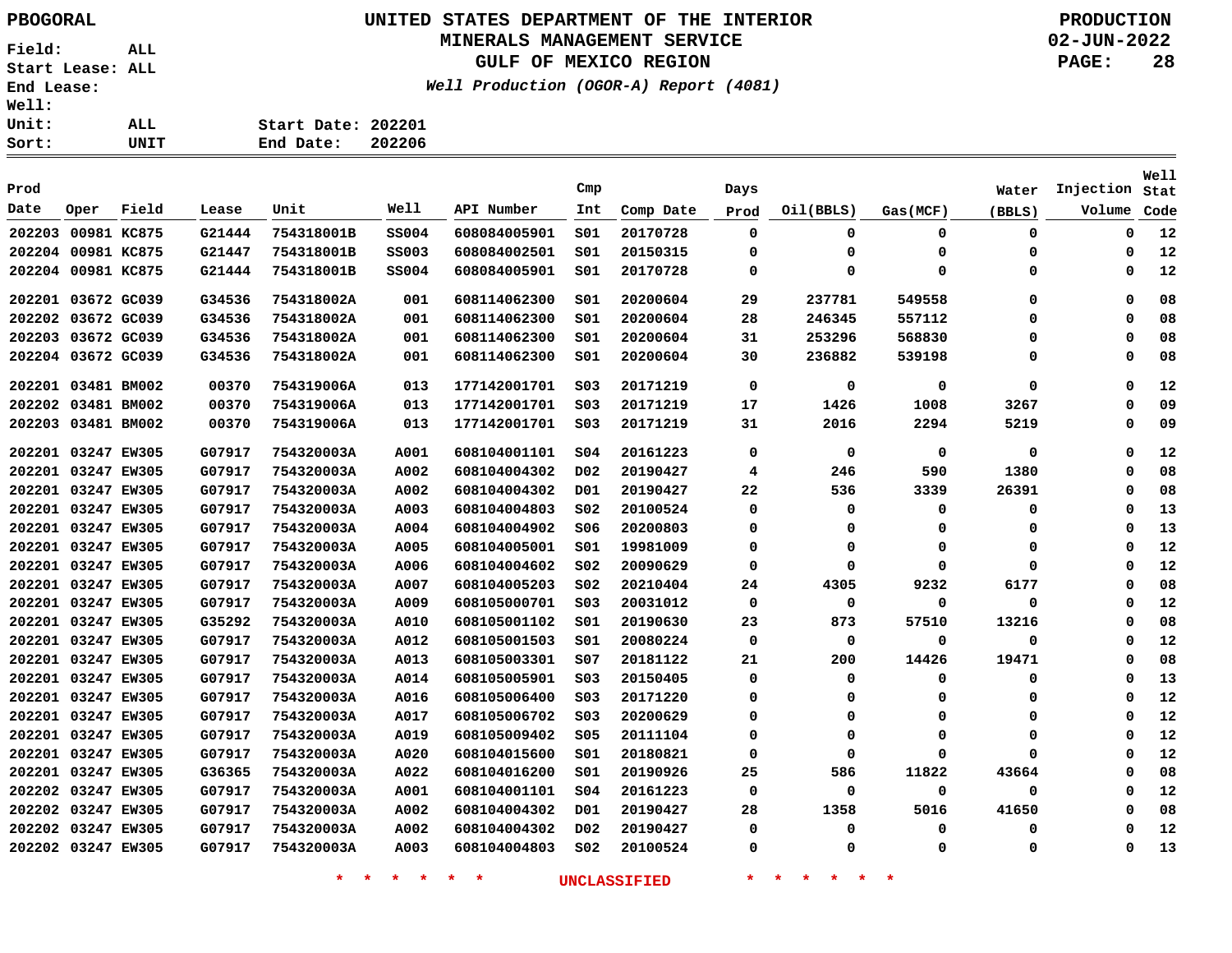PBOGORAL

**UNITED STATES DEPARTMENT OF THE INTERIOR**
**MINERALS MANAGEMENT SERVICE**
**GULF OF MEXICO REGION**

*Well Production (OGOR-A) Report (4081)*

PRODUCTION
02-JUN-2022

Field: ALL
Start Lease: ALL
End Lease:
Well:
Unit: ALL
Sort: UNIT

Start Date: 202201
End Date: 202206

| Prod Date | Oper | Field | Lease | Unit | Well | API Number | Cmp Int | Comp Date | Days Prod | Oil(BBLS) | Gas(MCF) | Water (BBLS) | Injection Volume | Well Stat Code |
|---|---|---|---|---|---|---|---|---|---|---|---|---|---|---|
| 202203 | 00981 | KC875 | G21444 | 754318001B | SS004 | 608084005901 | S01 | 20170728 | 0 | 0 | 0 | 0 | 0 | 12 |
| 202204 | 00981 | KC875 | G21447 | 754318001B | SS003 | 608084002501 | S01 | 20150315 | 0 | 0 | 0 | 0 | 0 | 12 |
| 202204 | 00981 | KC875 | G21444 | 754318001B | SS004 | 608084005901 | S01 | 20170728 | 0 | 0 | 0 | 0 | 0 | 12 |
| 202201 | 03672 | GC039 | G34536 | 754318002A | 001 | 608114062300 | S01 | 20200604 | 29 | 237781 | 549558 | 0 | 0 | 08 |
| 202202 | 03672 | GC039 | G34536 | 754318002A | 001 | 608114062300 | S01 | 20200604 | 28 | 246345 | 557112 | 0 | 0 | 08 |
| 202203 | 03672 | GC039 | G34536 | 754318002A | 001 | 608114062300 | S01 | 20200604 | 31 | 253296 | 568830 | 0 | 0 | 08 |
| 202204 | 03672 | GC039 | G34536 | 754318002A | 001 | 608114062300 | S01 | 20200604 | 30 | 236882 | 539198 | 0 | 0 | 08 |
| 202201 | 03481 | BM002 | 00370 | 754319006A | 013 | 177142001701 | S03 | 20171219 | 0 | 0 | 0 | 0 | 0 | 12 |
| 202202 | 03481 | BM002 | 00370 | 754319006A | 013 | 177142001701 | S03 | 20171219 | 17 | 1426 | 1008 | 3267 | 0 | 09 |
| 202203 | 03481 | BM002 | 00370 | 754319006A | 013 | 177142001701 | S03 | 20171219 | 31 | 2016 | 2294 | 5219 | 0 | 09 |
| 202201 | 03247 | EW305 | G07917 | 754320003A | A001 | 608104001101 | S04 | 20161223 | 0 | 0 | 0 | 0 | 0 | 12 |
| 202201 | 03247 | EW305 | G07917 | 754320003A | A002 | 608104004302 | D02 | 20190427 | 4 | 246 | 590 | 1380 | 0 | 08 |
| 202201 | 03247 | EW305 | G07917 | 754320003A | A002 | 608104004302 | D01 | 20190427 | 22 | 536 | 3339 | 26391 | 0 | 08 |
| 202201 | 03247 | EW305 | G07917 | 754320003A | A003 | 608104004803 | S02 | 20100524 | 0 | 0 | 0 | 0 | 0 | 13 |
| 202201 | 03247 | EW305 | G07917 | 754320003A | A004 | 608104004902 | S06 | 20200803 | 0 | 0 | 0 | 0 | 0 | 13 |
| 202201 | 03247 | EW305 | G07917 | 754320003A | A005 | 608104005001 | S01 | 19981009 | 0 | 0 | 0 | 0 | 0 | 12 |
| 202201 | 03247 | EW305 | G07917 | 754320003A | A006 | 608104004602 | S02 | 20090629 | 0 | 0 | 0 | 0 | 0 | 12 |
| 202201 | 03247 | EW305 | G07917 | 754320003A | A007 | 608104005203 | S02 | 20210404 | 24 | 4305 | 9232 | 6177 | 0 | 08 |
| 202201 | 03247 | EW305 | G07917 | 754320003A | A009 | 608105000701 | S03 | 20031012 | 0 | 0 | 0 | 0 | 0 | 12 |
| 202201 | 03247 | EW305 | G35292 | 754320003A | A010 | 608105001102 | S01 | 20190630 | 23 | 873 | 57510 | 13216 | 0 | 08 |
| 202201 | 03247 | EW305 | G07917 | 754320003A | A012 | 608105001503 | S01 | 20080224 | 0 | 0 | 0 | 0 | 0 | 12 |
| 202201 | 03247 | EW305 | G07917 | 754320003A | A013 | 608105003301 | S07 | 20181122 | 21 | 200 | 14426 | 19471 | 0 | 08 |
| 202201 | 03247 | EW305 | G07917 | 754320003A | A014 | 608105005901 | S03 | 20150405 | 0 | 0 | 0 | 0 | 0 | 13 |
| 202201 | 03247 | EW305 | G07917 | 754320003A | A016 | 608105006400 | S03 | 20171220 | 0 | 0 | 0 | 0 | 0 | 12 |
| 202201 | 03247 | EW305 | G07917 | 754320003A | A017 | 608105006702 | S03 | 20200629 | 0 | 0 | 0 | 0 | 0 | 12 |
| 202201 | 03247 | EW305 | G07917 | 754320003A | A019 | 608105009402 | S05 | 20111104 | 0 | 0 | 0 | 0 | 0 | 12 |
| 202201 | 03247 | EW305 | G07917 | 754320003A | A020 | 608104015600 | S01 | 20180821 | 0 | 0 | 0 | 0 | 0 | 12 |
| 202201 | 03247 | EW305 | G36365 | 754320003A | A022 | 608104016200 | S01 | 20190926 | 25 | 586 | 11822 | 43664 | 0 | 08 |
| 202202 | 03247 | EW305 | G07917 | 754320003A | A001 | 608104001101 | S04 | 20161223 | 0 | 0 | 0 | 0 | 0 | 12 |
| 202202 | 03247 | EW305 | G07917 | 754320003A | A002 | 608104004302 | D01 | 20190427 | 28 | 1358 | 5016 | 41650 | 0 | 08 |
| 202202 | 03247 | EW305 | G07917 | 754320003A | A002 | 608104004302 | D02 | 20190427 | 0 | 0 | 0 | 0 | 0 | 12 |
| 202202 | 03247 | EW305 | G07917 | 754320003A | A003 | 608104004803 | S02 | 20100524 | 0 | 0 | 0 | 0 | 0 | 13 |

* * * * * * UNCLASSIFIED * * * * * *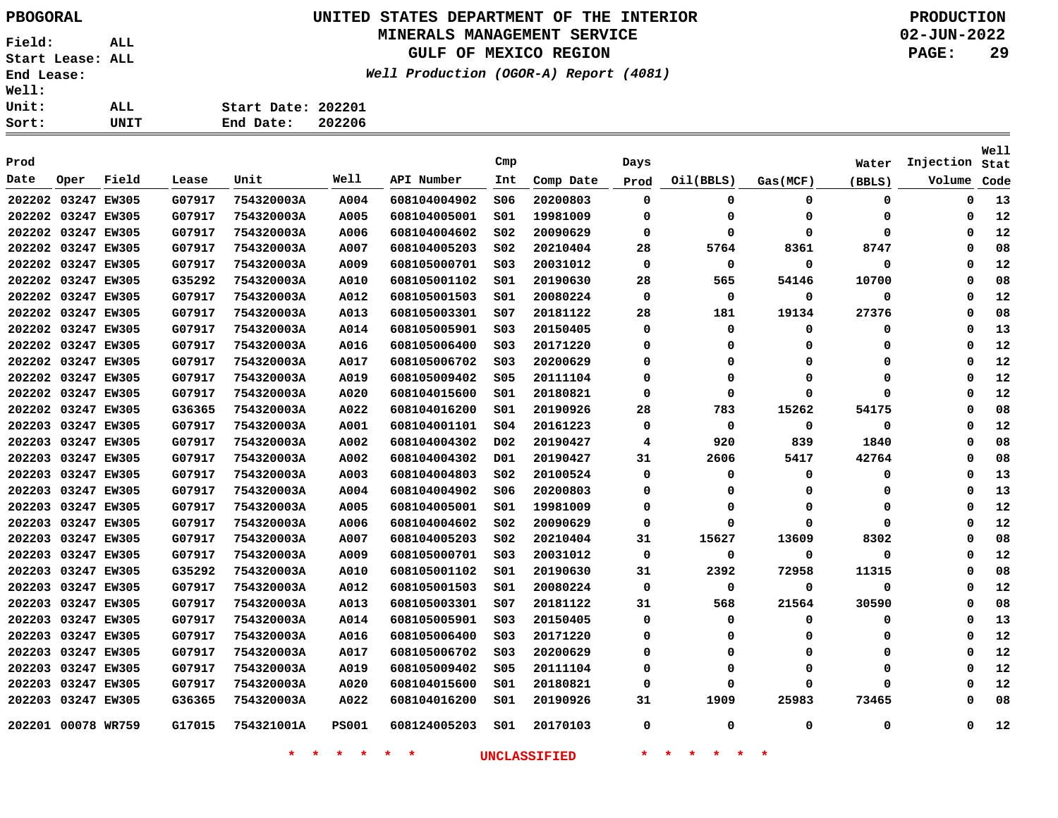PBOGORAL

**UNITED STATES DEPARTMENT OF THE INTERIOR**
**MINERALS MANAGEMENT SERVICE**
**GULF OF MEXICO REGION**

*Well Production (OGOR-A) Report (4081)*

PRODUCTION
02-JUN-2022

Field: ALL
Start Lease: ALL
End Lease:
Well:
Unit: ALL
Sort: UNIT

Start Date: 202201
End Date: 202206

| Prod Date | Oper | Field | Lease | Unit | Well | API Number | Cmp Int | Comp Date | Days Prod | Oil(BBLS) | Gas(MCF) | Water (BBLS) | Injection Volume | Well Stat Code |
|---|---|---|---|---|---|---|---|---|---|---|---|---|---|---|
| 202202 | 03247 | EW305 | G07917 | 754320003A | A004 | 608104004902 | S06 | 20200803 | 0 | 0 | 0 | 0 | 0 | 13 |
| 202202 | 03247 | EW305 | G07917 | 754320003A | A005 | 608104005001 | S01 | 19981009 | 0 | 0 | 0 | 0 | 0 | 12 |
| 202202 | 03247 | EW305 | G07917 | 754320003A | A006 | 608104004602 | S02 | 20090629 | 0 | 0 | 0 | 0 | 0 | 12 |
| 202202 | 03247 | EW305 | G07917 | 754320003A | A007 | 608104005203 | S02 | 20210404 | 28 | 5764 | 8361 | 8747 | 0 | 08 |
| 202202 | 03247 | EW305 | G07917 | 754320003A | A009 | 608105000701 | S03 | 20031012 | 0 | 0 | 0 | 0 | 0 | 12 |
| 202202 | 03247 | EW305 | G35292 | 754320003A | A010 | 608105001102 | S01 | 20190630 | 28 | 565 | 54146 | 10700 | 0 | 08 |
| 202202 | 03247 | EW305 | G07917 | 754320003A | A012 | 608105001503 | S01 | 20080224 | 0 | 0 | 0 | 0 | 0 | 12 |
| 202202 | 03247 | EW305 | G07917 | 754320003A | A013 | 608105003301 | S07 | 20181122 | 28 | 181 | 19134 | 27376 | 0 | 08 |
| 202202 | 03247 | EW305 | G07917 | 754320003A | A014 | 608105005901 | S03 | 20150405 | 0 | 0 | 0 | 0 | 0 | 13 |
| 202202 | 03247 | EW305 | G07917 | 754320003A | A016 | 608105006400 | S03 | 20171220 | 0 | 0 | 0 | 0 | 0 | 12 |
| 202202 | 03247 | EW305 | G07917 | 754320003A | A017 | 608105006702 | S03 | 20200629 | 0 | 0 | 0 | 0 | 0 | 12 |
| 202202 | 03247 | EW305 | G07917 | 754320003A | A019 | 608105009402 | S05 | 20111104 | 0 | 0 | 0 | 0 | 0 | 12 |
| 202202 | 03247 | EW305 | G07917 | 754320003A | A020 | 608104015600 | S01 | 20180821 | 0 | 0 | 0 | 0 | 0 | 12 |
| 202202 | 03247 | EW305 | G36365 | 754320003A | A022 | 608104016200 | S01 | 20190926 | 28 | 783 | 15262 | 54175 | 0 | 08 |
| 202203 | 03247 | EW305 | G07917 | 754320003A | A001 | 608104001101 | S04 | 20161223 | 0 | 0 | 0 | 0 | 0 | 12 |
| 202203 | 03247 | EW305 | G07917 | 754320003A | A002 | 608104004302 | D02 | 20190427 | 4 | 920 | 839 | 1840 | 0 | 08 |
| 202203 | 03247 | EW305 | G07917 | 754320003A | A002 | 608104004302 | D01 | 20190427 | 31 | 2606 | 5417 | 42764 | 0 | 08 |
| 202203 | 03247 | EW305 | G07917 | 754320003A | A003 | 608104004803 | S02 | 20100524 | 0 | 0 | 0 | 0 | 0 | 13 |
| 202203 | 03247 | EW305 | G07917 | 754320003A | A004 | 608104004902 | S06 | 20200803 | 0 | 0 | 0 | 0 | 0 | 13 |
| 202203 | 03247 | EW305 | G07917 | 754320003A | A005 | 608104005001 | S01 | 19981009 | 0 | 0 | 0 | 0 | 0 | 12 |
| 202203 | 03247 | EW305 | G07917 | 754320003A | A006 | 608104004602 | S02 | 20090629 | 0 | 0 | 0 | 0 | 0 | 12 |
| 202203 | 03247 | EW305 | G07917 | 754320003A | A007 | 608104005203 | S02 | 20210404 | 31 | 15627 | 13609 | 8302 | 0 | 08 |
| 202203 | 03247 | EW305 | G07917 | 754320003A | A009 | 608105000701 | S03 | 20031012 | 0 | 0 | 0 | 0 | 0 | 12 |
| 202203 | 03247 | EW305 | G35292 | 754320003A | A010 | 608105001102 | S01 | 20190630 | 31 | 2392 | 72958 | 11315 | 0 | 08 |
| 202203 | 03247 | EW305 | G07917 | 754320003A | A012 | 608105001503 | S01 | 20080224 | 0 | 0 | 0 | 0 | 0 | 12 |
| 202203 | 03247 | EW305 | G07917 | 754320003A | A013 | 608105003301 | S07 | 20181122 | 31 | 568 | 21564 | 30590 | 0 | 08 |
| 202203 | 03247 | EW305 | G07917 | 754320003A | A014 | 608105005901 | S03 | 20150405 | 0 | 0 | 0 | 0 | 0 | 13 |
| 202203 | 03247 | EW305 | G07917 | 754320003A | A016 | 608105006400 | S03 | 20171220 | 0 | 0 | 0 | 0 | 0 | 12 |
| 202203 | 03247 | EW305 | G07917 | 754320003A | A017 | 608105006702 | S03 | 20200629 | 0 | 0 | 0 | 0 | 0 | 12 |
| 202203 | 03247 | EW305 | G07917 | 754320003A | A019 | 608105009402 | S05 | 20111104 | 0 | 0 | 0 | 0 | 0 | 12 |
| 202203 | 03247 | EW305 | G07917 | 754320003A | A020 | 608104015600 | S01 | 20180821 | 0 | 0 | 0 | 0 | 0 | 12 |
| 202203 | 03247 | EW305 | G36365 | 754320003A | A022 | 608104016200 | S01 | 20190926 | 31 | 1909 | 25983 | 73465 | 0 | 08 |
| 202201 | 00078 | WR759 | G17015 | 754321001A | PS001 | 608124005203 | S01 | 20170103 | 0 | 0 | 0 | 0 | 0 | 12 |

* * * * * * UNCLASSIFIED * * * * * *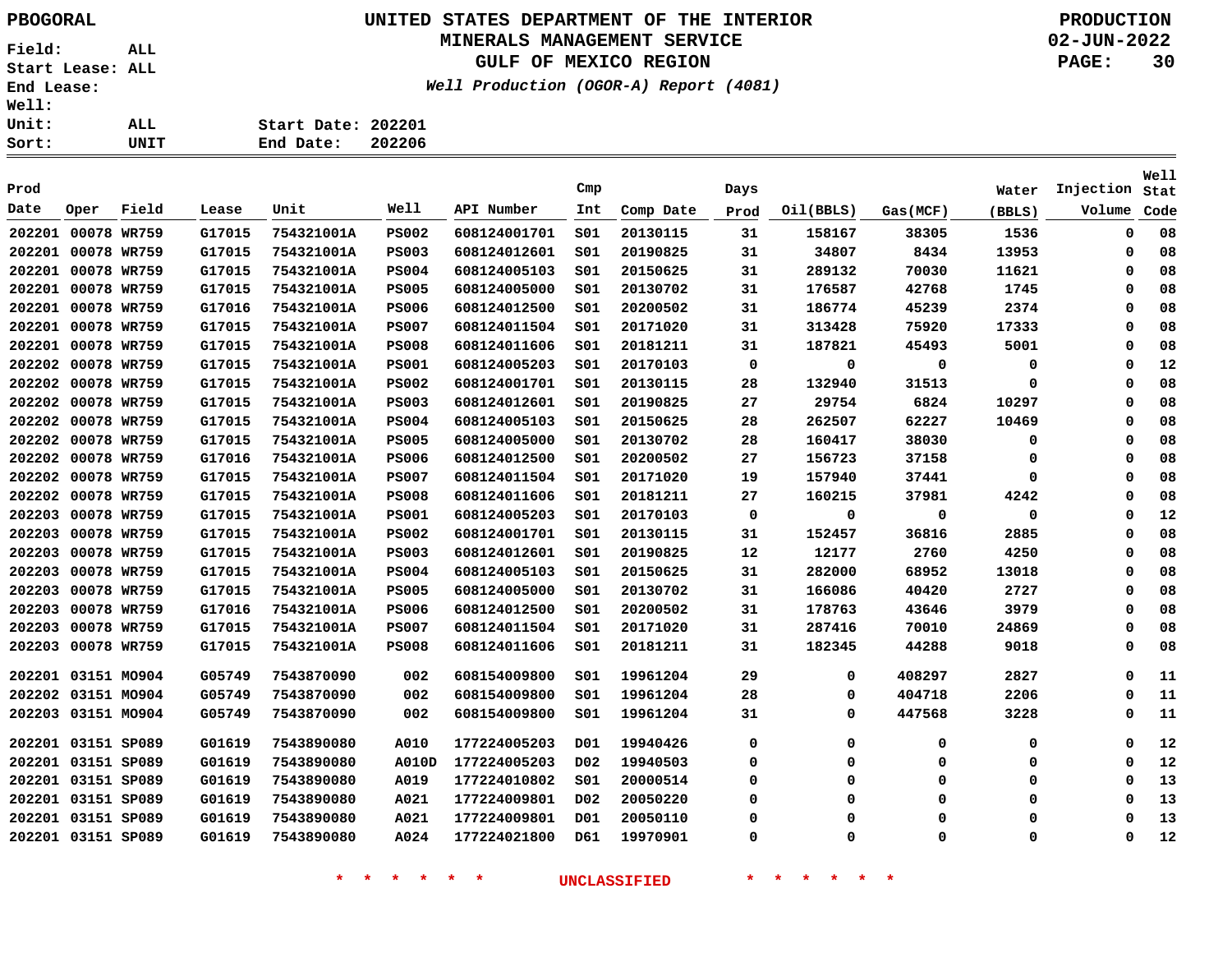**PBOGORAL**

# UNITED STATES DEPARTMENT OF THE INTERIOR
## MINERALS MANAGEMENT SERVICE
## GULF OF MEXICO REGION

*Well Production (OGOR-A) Report (4081)*

**PRODUCTION**
**02-JUN-2022**

Field: ALL
Start Lease: ALL
End Lease:
Well:
Unit: ALL
Sort: UNIT

Start Date: 202201
End Date: 202206

| Prod Date | Oper | Field | Lease | Unit | Well | API Number | Cmp Int | Comp Date | Days Prod | Oil(BBLS) | Gas(MCF) | Water (BBLS) | Injection Volume | Well Stat Code |
|---|---|---|---|---|---|---|---|---|---|---|---|---|---|---|
| 202201 | 00078 | WR759 | G17015 | 754321001A | PS002 | 608124001701 | S01 | 20130115 | 31 | 158167 | 38305 | 1536 | 0 | 08 |
| 202201 | 00078 | WR759 | G17015 | 754321001A | PS003 | 608124012601 | S01 | 20190825 | 31 | 34807 | 8434 | 13953 | 0 | 08 |
| 202201 | 00078 | WR759 | G17015 | 754321001A | PS004 | 608124005103 | S01 | 20150625 | 31 | 289132 | 70030 | 11621 | 0 | 08 |
| 202201 | 00078 | WR759 | G17015 | 754321001A | PS005 | 608124005000 | S01 | 20130702 | 31 | 176587 | 42768 | 1745 | 0 | 08 |
| 202201 | 00078 | WR759 | G17016 | 754321001A | PS006 | 608124012500 | S01 | 20200502 | 31 | 186774 | 45239 | 2374 | 0 | 08 |
| 202201 | 00078 | WR759 | G17015 | 754321001A | PS007 | 608124011504 | S01 | 20171020 | 31 | 313428 | 75920 | 17333 | 0 | 08 |
| 202201 | 00078 | WR759 | G17015 | 754321001A | PS008 | 608124011606 | S01 | 20181211 | 31 | 187821 | 45493 | 5001 | 0 | 08 |
| 202202 | 00078 | WR759 | G17015 | 754321001A | PS001 | 608124005203 | S01 | 20170103 | 0 | 0 | 0 | 0 | 0 | 12 |
| 202202 | 00078 | WR759 | G17015 | 754321001A | PS002 | 608124001701 | S01 | 20130115 | 28 | 132940 | 31513 | 0 | 0 | 08 |
| 202202 | 00078 | WR759 | G17015 | 754321001A | PS003 | 608124012601 | S01 | 20190825 | 27 | 29754 | 6824 | 10297 | 0 | 08 |
| 202202 | 00078 | WR759 | G17015 | 754321001A | PS004 | 608124005103 | S01 | 20150625 | 28 | 262507 | 62227 | 10469 | 0 | 08 |
| 202202 | 00078 | WR759 | G17015 | 754321001A | PS005 | 608124005000 | S01 | 20130702 | 28 | 160417 | 38030 | 0 | 0 | 08 |
| 202202 | 00078 | WR759 | G17016 | 754321001A | PS006 | 608124012500 | S01 | 20200502 | 27 | 156723 | 37158 | 0 | 0 | 08 |
| 202202 | 00078 | WR759 | G17015 | 754321001A | PS007 | 608124011504 | S01 | 20171020 | 19 | 157940 | 37441 | 0 | 0 | 08 |
| 202202 | 00078 | WR759 | G17015 | 754321001A | PS008 | 608124011606 | S01 | 20181211 | 27 | 160215 | 37981 | 4242 | 0 | 08 |
| 202203 | 00078 | WR759 | G17015 | 754321001A | PS001 | 608124005203 | S01 | 20170103 | 0 | 0 | 0 | 0 | 0 | 12 |
| 202203 | 00078 | WR759 | G17015 | 754321001A | PS002 | 608124001701 | S01 | 20130115 | 31 | 152457 | 36816 | 2885 | 0 | 08 |
| 202203 | 00078 | WR759 | G17015 | 754321001A | PS003 | 608124012601 | S01 | 20190825 | 12 | 12177 | 2760 | 4250 | 0 | 08 |
| 202203 | 00078 | WR759 | G17015 | 754321001A | PS004 | 608124005103 | S01 | 20150625 | 31 | 282000 | 68952 | 13018 | 0 | 08 |
| 202203 | 00078 | WR759 | G17015 | 754321001A | PS005 | 608124005000 | S01 | 20130702 | 31 | 166086 | 40420 | 2727 | 0 | 08 |
| 202203 | 00078 | WR759 | G17016 | 754321001A | PS006 | 608124012500 | S01 | 20200502 | 31 | 178763 | 43646 | 3979 | 0 | 08 |
| 202203 | 00078 | WR759 | G17015 | 754321001A | PS007 | 608124011504 | S01 | 20171020 | 31 | 287416 | 70010 | 24869 | 0 | 08 |
| 202203 | 00078 | WR759 | G17015 | 754321001A | PS008 | 608124011606 | S01 | 20181211 | 31 | 182345 | 44288 | 9018 | 0 | 08 |
| 202201 | 03151 | MO904 | G05749 | 7543870090 | 002 | 608154009800 | S01 | 19961204 | 29 | 0 | 408297 | 2827 | 0 | 11 |
| 202202 | 03151 | MO904 | G05749 | 7543870090 | 002 | 608154009800 | S01 | 19961204 | 28 | 0 | 404718 | 2206 | 0 | 11 |
| 202203 | 03151 | MO904 | G05749 | 7543870090 | 002 | 608154009800 | S01 | 19961204 | 31 | 0 | 447568 | 3228 | 0 | 11 |
| 202201 | 03151 | SP089 | G01619 | 7543890080 | A010 | 177224005203 | D01 | 19940426 | 0 | 0 | 0 | 0 | 0 | 12 |
| 202201 | 03151 | SP089 | G01619 | 7543890080 | A010D | 177224005203 | D02 | 19940503 | 0 | 0 | 0 | 0 | 0 | 12 |
| 202201 | 03151 | SP089 | G01619 | 7543890080 | A019 | 177224010802 | S01 | 20000514 | 0 | 0 | 0 | 0 | 0 | 13 |
| 202201 | 03151 | SP089 | G01619 | 7543890080 | A021 | 177224009801 | D02 | 20050220 | 0 | 0 | 0 | 0 | 0 | 13 |
| 202201 | 03151 | SP089 | G01619 | 7543890080 | A021 | 177224009801 | D01 | 20050110 | 0 | 0 | 0 | 0 | 0 | 13 |
| 202201 | 03151 | SP089 | G01619 | 7543890080 | A024 | 177224021800 | D61 | 19970901 | 0 | 0 | 0 | 0 | 0 | 12 |

* * * * * * UNCLASSIFIED * * * * * *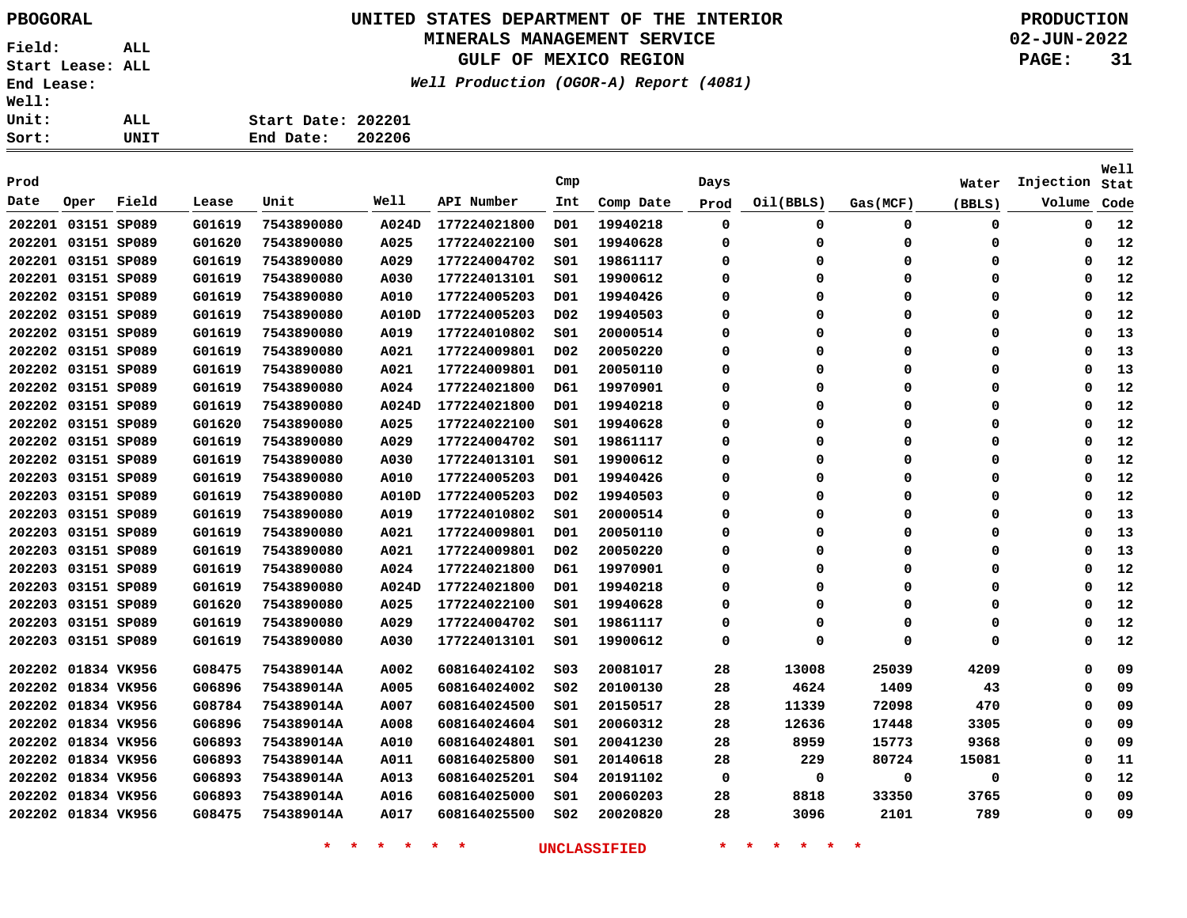PBOGORAL

# UNITED STATES DEPARTMENT OF THE INTERIOR
## MINERALS MANAGEMENT SERVICE
## GULF OF MEXICO REGION

*Well Production (OGOR-A) Report (4081)*

PRODUCTION
02-JUN-2022

Field: ALL
Start Lease: ALL
End Lease:
Well:
Unit: ALL
Sort: UNIT

Start Date: 202201
End Date: 202206

| Prod Date | Oper | Field | Lease | Unit | Well | API Number | Cmp Int | Comp Date | Days Prod | Oil(BBLS) | Gas(MCF) | Water (BBLS) | Injection Volume | Well Stat Code |
|---|---|---|---|---|---|---|---|---|---|---|---|---|---|---|
| 202201 | 03151 | SP089 | G01619 | 7543890080 | A024D | 177224021800 | D01 | 19940218 | 0 | 0 | 0 | 0 | 0 | 12 |
| 202201 | 03151 | SP089 | G01620 | 7543890080 | A025 | 177224022100 | S01 | 19940628 | 0 | 0 | 0 | 0 | 0 | 12 |
| 202201 | 03151 | SP089 | G01619 | 7543890080 | A029 | 177224004702 | S01 | 19861117 | 0 | 0 | 0 | 0 | 0 | 12 |
| 202201 | 03151 | SP089 | G01619 | 7543890080 | A030 | 177224013101 | S01 | 19900612 | 0 | 0 | 0 | 0 | 0 | 12 |
| 202202 | 03151 | SP089 | G01619 | 7543890080 | A010 | 177224005203 | D01 | 19940426 | 0 | 0 | 0 | 0 | 0 | 12 |
| 202202 | 03151 | SP089 | G01619 | 7543890080 | A010D | 177224005203 | D02 | 19940503 | 0 | 0 | 0 | 0 | 0 | 12 |
| 202202 | 03151 | SP089 | G01619 | 7543890080 | A019 | 177224010802 | S01 | 20000514 | 0 | 0 | 0 | 0 | 0 | 13 |
| 202202 | 03151 | SP089 | G01619 | 7543890080 | A021 | 177224009801 | D02 | 20050220 | 0 | 0 | 0 | 0 | 0 | 13 |
| 202202 | 03151 | SP089 | G01619 | 7543890080 | A021 | 177224009801 | D01 | 20050110 | 0 | 0 | 0 | 0 | 0 | 13 |
| 202202 | 03151 | SP089 | G01619 | 7543890080 | A024 | 177224021800 | D61 | 19970901 | 0 | 0 | 0 | 0 | 0 | 12 |
| 202202 | 03151 | SP089 | G01619 | 7543890080 | A024D | 177224021800 | D01 | 19940218 | 0 | 0 | 0 | 0 | 0 | 12 |
| 202202 | 03151 | SP089 | G01620 | 7543890080 | A025 | 177224022100 | S01 | 19940628 | 0 | 0 | 0 | 0 | 0 | 12 |
| 202202 | 03151 | SP089 | G01619 | 7543890080 | A029 | 177224004702 | S01 | 19861117 | 0 | 0 | 0 | 0 | 0 | 12 |
| 202202 | 03151 | SP089 | G01619 | 7543890080 | A030 | 177224013101 | S01 | 19900612 | 0 | 0 | 0 | 0 | 0 | 12 |
| 202203 | 03151 | SP089 | G01619 | 7543890080 | A010 | 177224005203 | D01 | 19940426 | 0 | 0 | 0 | 0 | 0 | 12 |
| 202203 | 03151 | SP089 | G01619 | 7543890080 | A010D | 177224005203 | D02 | 19940503 | 0 | 0 | 0 | 0 | 0 | 12 |
| 202203 | 03151 | SP089 | G01619 | 7543890080 | A019 | 177224010802 | S01 | 20000514 | 0 | 0 | 0 | 0 | 0 | 13 |
| 202203 | 03151 | SP089 | G01619 | 7543890080 | A021 | 177224009801 | D01 | 20050110 | 0 | 0 | 0 | 0 | 0 | 13 |
| 202203 | 03151 | SP089 | G01619 | 7543890080 | A021 | 177224009801 | D02 | 20050220 | 0 | 0 | 0 | 0 | 0 | 13 |
| 202203 | 03151 | SP089 | G01619 | 7543890080 | A024 | 177224021800 | D61 | 19970901 | 0 | 0 | 0 | 0 | 0 | 12 |
| 202203 | 03151 | SP089 | G01619 | 7543890080 | A024D | 177224021800 | D01 | 19940218 | 0 | 0 | 0 | 0 | 0 | 12 |
| 202203 | 03151 | SP089 | G01620 | 7543890080 | A025 | 177224022100 | S01 | 19940628 | 0 | 0 | 0 | 0 | 0 | 12 |
| 202203 | 03151 | SP089 | G01619 | 7543890080 | A029 | 177224004702 | S01 | 19861117 | 0 | 0 | 0 | 0 | 0 | 12 |
| 202203 | 03151 | SP089 | G01619 | 7543890080 | A030 | 177224013101 | S01 | 19900612 | 0 | 0 | 0 | 0 | 0 | 12 |
| 202202 | 01834 | VK956 | G08475 | 754389014A | A002 | 608164024102 | S03 | 20081017 | 28 | 13008 | 25039 | 4209 | 0 | 09 |
| 202202 | 01834 | VK956 | G06896 | 754389014A | A005 | 608164024002 | S02 | 20100130 | 28 | 4624 | 1409 | 43 | 0 | 09 |
| 202202 | 01834 | VK956 | G08784 | 754389014A | A007 | 608164024500 | S01 | 20150517 | 28 | 11339 | 72098 | 470 | 0 | 09 |
| 202202 | 01834 | VK956 | G06896 | 754389014A | A008 | 608164024604 | S01 | 20060312 | 28 | 12636 | 17448 | 3305 | 0 | 09 |
| 202202 | 01834 | VK956 | G06893 | 754389014A | A010 | 608164024801 | S01 | 20041230 | 28 | 8959 | 15773 | 9368 | 0 | 09 |
| 202202 | 01834 | VK956 | G06893 | 754389014A | A011 | 608164025800 | S01 | 20140618 | 28 | 229 | 80724 | 15081 | 0 | 11 |
| 202202 | 01834 | VK956 | G06893 | 754389014A | A013 | 608164025201 | S04 | 20191102 | 0 | 0 | 0 | 0 | 0 | 12 |
| 202202 | 01834 | VK956 | G06893 | 754389014A | A016 | 608164025000 | S01 | 20060203 | 28 | 8818 | 33350 | 3765 | 0 | 09 |
| 202202 | 01834 | VK956 | G08475 | 754389014A | A017 | 608164025500 | S02 | 20020820 | 28 | 3096 | 2101 | 789 | 0 | 09 |

* * * * * * UNCLASSIFIED * * * * * *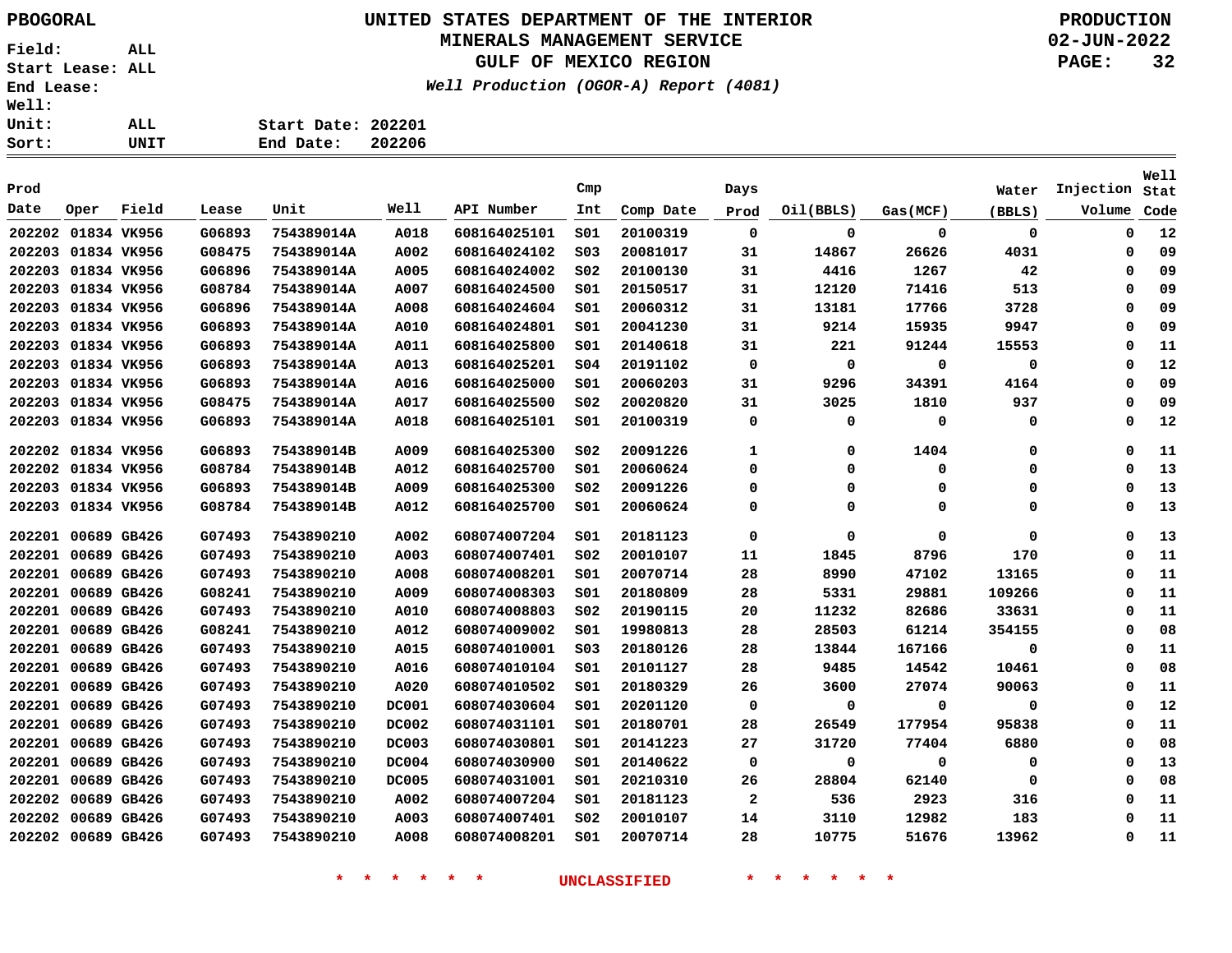PBOGORAL

# UNITED STATES DEPARTMENT OF THE INTERIOR
## MINERALS MANAGEMENT SERVICE
## GULF OF MEXICO REGION

*Well Production (OGOR-A) Report (4081)*

PRODUCTION
02-JUN-2022

Field: ALL
Start Lease: ALL
End Lease:
Well:
Unit: ALL
Sort: UNIT

Start Date: 202201
End Date: 202206

| Prod Date | Oper | Field | Lease | Unit | Well | API Number | Cmp Int | Comp Date | Days Prod | Oil(BBLS) | Gas(MCF) | Water (BBLS) | Injection Volume | Well Stat Code |
|---|---|---|---|---|---|---|---|---|---|---|---|---|---|---|
| 202202 | 01834 | VK956 | G06893 | 754389014A | A018 | 608164025101 | S01 | 20100319 | 0 | 0 | 0 | 0 | 0 | 12 |
| 202203 | 01834 | VK956 | G08475 | 754389014A | A002 | 608164024102 | S03 | 20081017 | 31 | 14867 | 26626 | 4031 | 0 | 09 |
| 202203 | 01834 | VK956 | G06896 | 754389014A | A005 | 608164024002 | S02 | 20100130 | 31 | 4416 | 1267 | 42 | 0 | 09 |
| 202203 | 01834 | VK956 | G08784 | 754389014A | A007 | 608164024500 | S01 | 20150517 | 31 | 12120 | 71416 | 513 | 0 | 09 |
| 202203 | 01834 | VK956 | G06896 | 754389014A | A008 | 608164024604 | S01 | 20060312 | 31 | 13181 | 17766 | 3728 | 0 | 09 |
| 202203 | 01834 | VK956 | G06893 | 754389014A | A010 | 608164024801 | S01 | 20041230 | 31 | 9214 | 15935 | 9947 | 0 | 09 |
| 202203 | 01834 | VK956 | G06893 | 754389014A | A011 | 608164025800 | S01 | 20140618 | 31 | 221 | 91244 | 15553 | 0 | 11 |
| 202203 | 01834 | VK956 | G06893 | 754389014A | A013 | 608164025201 | S04 | 20191102 | 0 | 0 | 0 | 0 | 0 | 12 |
| 202203 | 01834 | VK956 | G06893 | 754389014A | A016 | 608164025000 | S01 | 20060203 | 31 | 9296 | 34391 | 4164 | 0 | 09 |
| 202203 | 01834 | VK956 | G08475 | 754389014A | A017 | 608164025500 | S02 | 20020820 | 31 | 3025 | 1810 | 937 | 0 | 09 |
| 202203 | 01834 | VK956 | G06893 | 754389014A | A018 | 608164025101 | S01 | 20100319 | 0 | 0 | 0 | 0 | 0 | 12 |
| 202202 | 01834 | VK956 | G06893 | 754389014B | A009 | 608164025300 | S02 | 20091226 | 1 | 0 | 1404 | 0 | 0 | 11 |
| 202202 | 01834 | VK956 | G08784 | 754389014B | A012 | 608164025700 | S01 | 20060624 | 0 | 0 | 0 | 0 | 0 | 13 |
| 202203 | 01834 | VK956 | G06893 | 754389014B | A009 | 608164025300 | S02 | 20091226 | 0 | 0 | 0 | 0 | 0 | 13 |
| 202203 | 01834 | VK956 | G08784 | 754389014B | A012 | 608164025700 | S01 | 20060624 | 0 | 0 | 0 | 0 | 0 | 13 |
| 202201 | 00689 | GB426 | G07493 | 7543890210 | A002 | 608074007204 | S01 | 20181123 | 0 | 0 | 0 | 0 | 0 | 13 |
| 202201 | 00689 | GB426 | G07493 | 7543890210 | A003 | 608074007401 | S02 | 20010107 | 11 | 1845 | 8796 | 170 | 0 | 11 |
| 202201 | 00689 | GB426 | G07493 | 7543890210 | A008 | 608074008201 | S01 | 20070714 | 28 | 8990 | 47102 | 13165 | 0 | 11 |
| 202201 | 00689 | GB426 | G08241 | 7543890210 | A009 | 608074008303 | S01 | 20180809 | 28 | 5331 | 29881 | 109266 | 0 | 11 |
| 202201 | 00689 | GB426 | G07493 | 7543890210 | A010 | 608074008803 | S02 | 20190115 | 20 | 11232 | 82686 | 33631 | 0 | 11 |
| 202201 | 00689 | GB426 | G08241 | 7543890210 | A012 | 608074009002 | S01 | 19980813 | 28 | 28503 | 61214 | 354155 | 0 | 08 |
| 202201 | 00689 | GB426 | G07493 | 7543890210 | A015 | 608074010001 | S03 | 20180126 | 28 | 13844 | 167166 | 0 | 0 | 11 |
| 202201 | 00689 | GB426 | G07493 | 7543890210 | A016 | 608074010104 | S01 | 20101127 | 28 | 9485 | 14542 | 10461 | 0 | 08 |
| 202201 | 00689 | GB426 | G07493 | 7543890210 | A020 | 608074010502 | S01 | 20180329 | 26 | 3600 | 27074 | 90063 | 0 | 11 |
| 202201 | 00689 | GB426 | G07493 | 7543890210 | DC001 | 608074030604 | S01 | 20201120 | 0 | 0 | 0 | 0 | 0 | 12 |
| 202201 | 00689 | GB426 | G07493 | 7543890210 | DC002 | 608074031101 | S01 | 20180701 | 28 | 26549 | 177954 | 95838 | 0 | 11 |
| 202201 | 00689 | GB426 | G07493 | 7543890210 | DC003 | 608074030801 | S01 | 20141223 | 27 | 31720 | 77404 | 6880 | 0 | 08 |
| 202201 | 00689 | GB426 | G07493 | 7543890210 | DC004 | 608074030900 | S01 | 20140622 | 0 | 0 | 0 | 0 | 0 | 13 |
| 202201 | 00689 | GB426 | G07493 | 7543890210 | DC005 | 608074031001 | S01 | 20210310 | 26 | 28804 | 62140 | 0 | 0 | 08 |
| 202202 | 00689 | GB426 | G07493 | 7543890210 | A002 | 608074007204 | S01 | 20181123 | 2 | 536 | 2923 | 316 | 0 | 11 |
| 202202 | 00689 | GB426 | G07493 | 7543890210 | A003 | 608074007401 | S02 | 20010107 | 14 | 3110 | 12982 | 183 | 0 | 11 |
| 202202 | 00689 | GB426 | G07493 | 7543890210 | A008 | 608074008201 | S01 | 20070714 | 28 | 10775 | 51676 | 13962 | 0 | 11 |

* * * * * * UNCLASSIFIED * * * * * *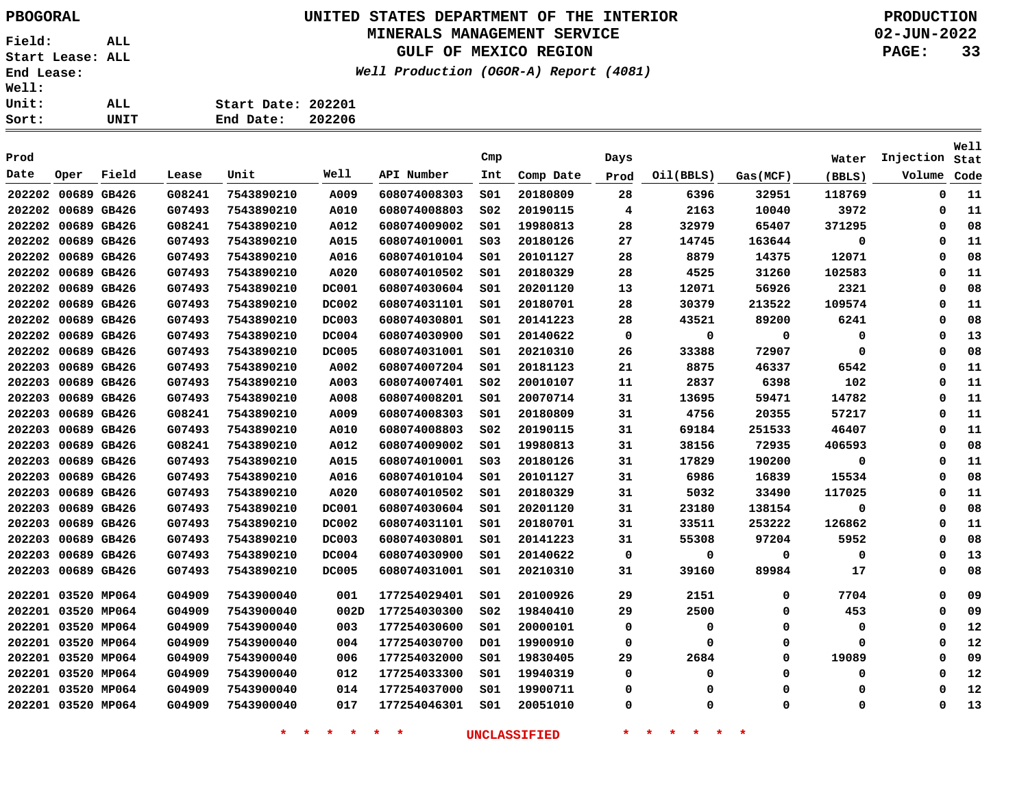PBOGORAL

**UNITED STATES DEPARTMENT OF THE INTERIOR**
**MINERALS MANAGEMENT SERVICE**
**GULF OF MEXICO REGION**
*Well Production (OGOR-A) Report (4081)*

PRODUCTION
02-JUN-2022

Field: ALL
Start Lease: ALL
End Lease:
Well:
Unit: ALL
Sort: UNIT

Start Date: 202201
End Date: 202206

| Prod Date | Oper | Field | Lease | Unit | Well | API Number | Cmp Int | Comp Date | Days Prod | Oil(BBLS) | Gas(MCF) | Water (BBLS) | Injection Volume | Well Stat Code |
|---|---|---|---|---|---|---|---|---|---|---|---|---|---|---|
| 202202 | 00689 | GB426 | G08241 | 7543890210 | A009 | 608074008303 | S01 | 20180809 | 28 | 6396 | 32951 | 118769 | 0 | 11 |
| 202202 | 00689 | GB426 | G07493 | 7543890210 | A010 | 608074008803 | S02 | 20190115 | 4 | 2163 | 10040 | 3972 | 0 | 11 |
| 202202 | 00689 | GB426 | G08241 | 7543890210 | A012 | 608074009002 | S01 | 19980813 | 28 | 32979 | 65407 | 371295 | 0 | 08 |
| 202202 | 00689 | GB426 | G07493 | 7543890210 | A015 | 608074010001 | S03 | 20180126 | 27 | 14745 | 163644 | 0 | 0 | 11 |
| 202202 | 00689 | GB426 | G07493 | 7543890210 | A016 | 608074010104 | S01 | 20101127 | 28 | 8879 | 14375 | 12071 | 0 | 08 |
| 202202 | 00689 | GB426 | G07493 | 7543890210 | A020 | 608074010502 | S01 | 20180329 | 28 | 4525 | 31260 | 102583 | 0 | 11 |
| 202202 | 00689 | GB426 | G07493 | 7543890210 | DC001 | 608074030604 | S01 | 20201120 | 13 | 12071 | 56926 | 2321 | 0 | 08 |
| 202202 | 00689 | GB426 | G07493 | 7543890210 | DC002 | 608074031101 | S01 | 20180701 | 28 | 30379 | 213522 | 109574 | 0 | 11 |
| 202202 | 00689 | GB426 | G07493 | 7543890210 | DC003 | 608074030801 | S01 | 20141223 | 28 | 43521 | 89200 | 6241 | 0 | 08 |
| 202202 | 00689 | GB426 | G07493 | 7543890210 | DC004 | 608074030900 | S01 | 20140622 | 0 | 0 | 0 | 0 | 0 | 13 |
| 202202 | 00689 | GB426 | G07493 | 7543890210 | DC005 | 608074031001 | S01 | 20210310 | 26 | 33388 | 72907 | 0 | 0 | 08 |
| 202203 | 00689 | GB426 | G07493 | 7543890210 | A002 | 608074007204 | S01 | 20181123 | 21 | 8875 | 46337 | 6542 | 0 | 11 |
| 202203 | 00689 | GB426 | G07493 | 7543890210 | A003 | 608074007401 | S02 | 20010107 | 11 | 2837 | 6398 | 102 | 0 | 11 |
| 202203 | 00689 | GB426 | G07493 | 7543890210 | A008 | 608074008201 | S01 | 20070714 | 31 | 13695 | 59471 | 14782 | 0 | 11 |
| 202203 | 00689 | GB426 | G08241 | 7543890210 | A009 | 608074008303 | S01 | 20180809 | 31 | 4756 | 20355 | 57217 | 0 | 11 |
| 202203 | 00689 | GB426 | G07493 | 7543890210 | A010 | 608074008803 | S02 | 20190115 | 31 | 69184 | 251533 | 46407 | 0 | 11 |
| 202203 | 00689 | GB426 | G08241 | 7543890210 | A012 | 608074009002 | S01 | 19980813 | 31 | 38156 | 72935 | 406593 | 0 | 08 |
| 202203 | 00689 | GB426 | G07493 | 7543890210 | A015 | 608074010001 | S03 | 20180126 | 31 | 17829 | 190200 | 0 | 0 | 11 |
| 202203 | 00689 | GB426 | G07493 | 7543890210 | A016 | 608074010104 | S01 | 20101127 | 31 | 6986 | 16839 | 15534 | 0 | 08 |
| 202203 | 00689 | GB426 | G07493 | 7543890210 | A020 | 608074010502 | S01 | 20180329 | 31 | 5032 | 33490 | 117025 | 0 | 11 |
| 202203 | 00689 | GB426 | G07493 | 7543890210 | DC001 | 608074030604 | S01 | 20201120 | 31 | 23180 | 138154 | 0 | 0 | 08 |
| 202203 | 00689 | GB426 | G07493 | 7543890210 | DC002 | 608074031101 | S01 | 20180701 | 31 | 33511 | 253222 | 126862 | 0 | 11 |
| 202203 | 00689 | GB426 | G07493 | 7543890210 | DC003 | 608074030801 | S01 | 20141223 | 31 | 55308 | 97204 | 5952 | 0 | 08 |
| 202203 | 00689 | GB426 | G07493 | 7543890210 | DC004 | 608074030900 | S01 | 20140622 | 0 | 0 | 0 | 0 | 0 | 13 |
| 202203 | 00689 | GB426 | G07493 | 7543890210 | DC005 | 608074031001 | S01 | 20210310 | 31 | 39160 | 89984 | 17 | 0 | 08 |
| 202201 | 03520 | MP064 | G04909 | 7543900040 | 001 | 177254029401 | S01 | 20100926 | 29 | 2151 | 0 | 7704 | 0 | 09 |
| 202201 | 03520 | MP064 | G04909 | 7543900040 | 002D | 177254030300 | S02 | 19840410 | 29 | 2500 | 0 | 453 | 0 | 09 |
| 202201 | 03520 | MP064 | G04909 | 7543900040 | 003 | 177254030600 | S01 | 20000101 | 0 | 0 | 0 | 0 | 0 | 12 |
| 202201 | 03520 | MP064 | G04909 | 7543900040 | 004 | 177254030700 | D01 | 19900910 | 0 | 0 | 0 | 0 | 0 | 12 |
| 202201 | 03520 | MP064 | G04909 | 7543900040 | 006 | 177254032000 | S01 | 19830405 | 29 | 2684 | 0 | 19089 | 0 | 09 |
| 202201 | 03520 | MP064 | G04909 | 7543900040 | 012 | 177254033300 | S01 | 19940319 | 0 | 0 | 0 | 0 | 0 | 12 |
| 202201 | 03520 | MP064 | G04909 | 7543900040 | 014 | 177254037000 | S01 | 19900711 | 0 | 0 | 0 | 0 | 0 | 12 |
| 202201 | 03520 | MP064 | G04909 | 7543900040 | 017 | 177254046301 | S01 | 20051010 | 0 | 0 | 0 | 0 | 0 | 13 |

* * * * * * UNCLASSIFIED * * * * * *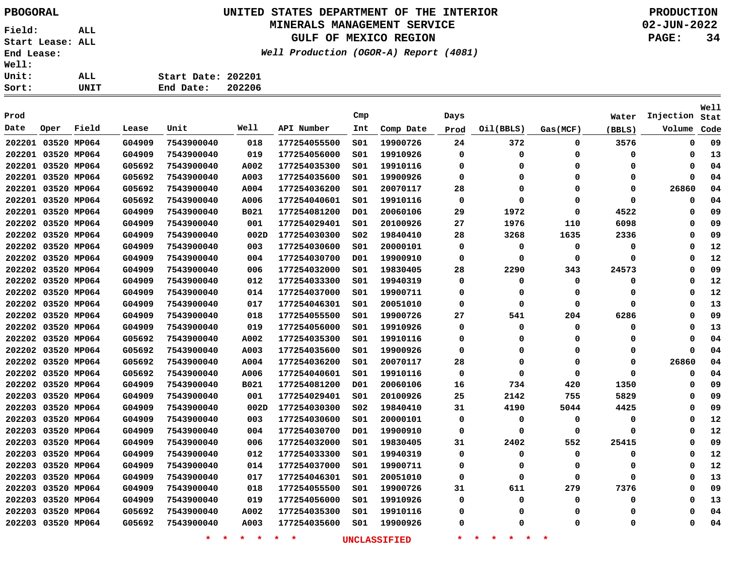PBOGORAL

Field: ALL
Start Lease: ALL
End Lease:
Well:
Unit: ALL
Sort: UNIT

# UNITED STATES DEPARTMENT OF THE INTERIOR
## MINERALS MANAGEMENT SERVICE
## GULF OF MEXICO REGION

*Well Production (OGOR-A) Report (4081)*

PRODUCTION
02-JUN-2022

Start Date: 202201
End Date: 202206

| Prod Date | Oper | Field | Lease | Unit | Well | API Number | Cmp Int | Comp Date | Days Prod | Oil(BBLS) | Gas(MCF) | Water (BBLS) | Injection Volume | Well Stat Code |
|---|---|---|---|---|---|---|---|---|---|---|---|---|---|---|
| 202201 | 03520 | MP064 | G04909 | 7543900040 | 018 | 177254055500 | S01 | 19900726 | 24 | 372 | 0 | 3576 | 0 | 09 |
| 202201 | 03520 | MP064 | G04909 | 7543900040 | 019 | 177254056000 | S01 | 19910926 | 0 | 0 | 0 | 0 | 0 | 13 |
| 202201 | 03520 | MP064 | G05692 | 7543900040 | A002 | 177254035300 | S01 | 19910116 | 0 | 0 | 0 | 0 | 0 | 04 |
| 202201 | 03520 | MP064 | G05692 | 7543900040 | A003 | 177254035600 | S01 | 19900926 | 0 | 0 | 0 | 0 | 0 | 04 |
| 202201 | 03520 | MP064 | G05692 | 7543900040 | A004 | 177254036200 | S01 | 20070117 | 28 | 0 | 0 | 0 | 26860 | 04 |
| 202201 | 03520 | MP064 | G05692 | 7543900040 | A006 | 177254040601 | S01 | 19910116 | 0 | 0 | 0 | 0 | 0 | 04 |
| 202201 | 03520 | MP064 | G04909 | 7543900040 | B021 | 177254081200 | D01 | 20060106 | 29 | 1972 | 0 | 4522 | 0 | 09 |
| 202202 | 03520 | MP064 | G04909 | 7543900040 | 001 | 177254029401 | S01 | 20100926 | 27 | 1976 | 110 | 6098 | 0 | 09 |
| 202202 | 03520 | MP064 | G04909 | 7543900040 | 002D | 177254030300 | S02 | 19840410 | 28 | 3268 | 1635 | 2336 | 0 | 09 |
| 202202 | 03520 | MP064 | G04909 | 7543900040 | 003 | 177254030600 | S01 | 20000101 | 0 | 0 | 0 | 0 | 0 | 12 |
| 202202 | 03520 | MP064 | G04909 | 7543900040 | 004 | 177254030700 | D01 | 19900910 | 0 | 0 | 0 | 0 | 0 | 12 |
| 202202 | 03520 | MP064 | G04909 | 7543900040 | 006 | 177254032000 | S01 | 19830405 | 28 | 2290 | 343 | 24573 | 0 | 09 |
| 202202 | 03520 | MP064 | G04909 | 7543900040 | 012 | 177254033300 | S01 | 19940319 | 0 | 0 | 0 | 0 | 0 | 12 |
| 202202 | 03520 | MP064 | G04909 | 7543900040 | 014 | 177254037000 | S01 | 19900711 | 0 | 0 | 0 | 0 | 0 | 12 |
| 202202 | 03520 | MP064 | G04909 | 7543900040 | 017 | 177254046301 | S01 | 20051010 | 0 | 0 | 0 | 0 | 0 | 13 |
| 202202 | 03520 | MP064 | G04909 | 7543900040 | 018 | 177254055500 | S01 | 19900726 | 27 | 541 | 204 | 6286 | 0 | 09 |
| 202202 | 03520 | MP064 | G04909 | 7543900040 | 019 | 177254056000 | S01 | 19910926 | 0 | 0 | 0 | 0 | 0 | 13 |
| 202202 | 03520 | MP064 | G05692 | 7543900040 | A002 | 177254035300 | S01 | 19910116 | 0 | 0 | 0 | 0 | 0 | 04 |
| 202202 | 03520 | MP064 | G05692 | 7543900040 | A003 | 177254035600 | S01 | 19900926 | 0 | 0 | 0 | 0 | 0 | 04 |
| 202202 | 03520 | MP064 | G05692 | 7543900040 | A004 | 177254036200 | S01 | 20070117 | 28 | 0 | 0 | 0 | 26860 | 04 |
| 202202 | 03520 | MP064 | G05692 | 7543900040 | A006 | 177254040601 | S01 | 19910116 | 0 | 0 | 0 | 0 | 0 | 04 |
| 202202 | 03520 | MP064 | G04909 | 7543900040 | B021 | 177254081200 | D01 | 20060106 | 16 | 734 | 420 | 1350 | 0 | 09 |
| 202203 | 03520 | MP064 | G04909 | 7543900040 | 001 | 177254029401 | S01 | 20100926 | 25 | 2142 | 755 | 5829 | 0 | 09 |
| 202203 | 03520 | MP064 | G04909 | 7543900040 | 002D | 177254030300 | S02 | 19840410 | 31 | 4190 | 5044 | 4425 | 0 | 09 |
| 202203 | 03520 | MP064 | G04909 | 7543900040 | 003 | 177254030600 | S01 | 20000101 | 0 | 0 | 0 | 0 | 0 | 12 |
| 202203 | 03520 | MP064 | G04909 | 7543900040 | 004 | 177254030700 | D01 | 19900910 | 0 | 0 | 0 | 0 | 0 | 12 |
| 202203 | 03520 | MP064 | G04909 | 7543900040 | 006 | 177254032000 | S01 | 19830405 | 31 | 2402 | 552 | 25415 | 0 | 09 |
| 202203 | 03520 | MP064 | G04909 | 7543900040 | 012 | 177254033300 | S01 | 19940319 | 0 | 0 | 0 | 0 | 0 | 12 |
| 202203 | 03520 | MP064 | G04909 | 7543900040 | 014 | 177254037000 | S01 | 19900711 | 0 | 0 | 0 | 0 | 0 | 12 |
| 202203 | 03520 | MP064 | G04909 | 7543900040 | 017 | 177254046301 | S01 | 20051010 | 0 | 0 | 0 | 0 | 0 | 13 |
| 202203 | 03520 | MP064 | G04909 | 7543900040 | 018 | 177254055500 | S01 | 19900726 | 31 | 611 | 279 | 7376 | 0 | 09 |
| 202203 | 03520 | MP064 | G04909 | 7543900040 | 019 | 177254056000 | S01 | 19910926 | 0 | 0 | 0 | 0 | 0 | 13 |
| 202203 | 03520 | MP064 | G05692 | 7543900040 | A002 | 177254035300 | S01 | 19910116 | 0 | 0 | 0 | 0 | 0 | 04 |
| 202203 | 03520 | MP064 | G05692 | 7543900040 | A003 | 177254035600 | S01 | 19900926 | 0 | 0 | 0 | 0 | 0 | 04 |

* * * * * * UNCLASSIFIED * * * * * *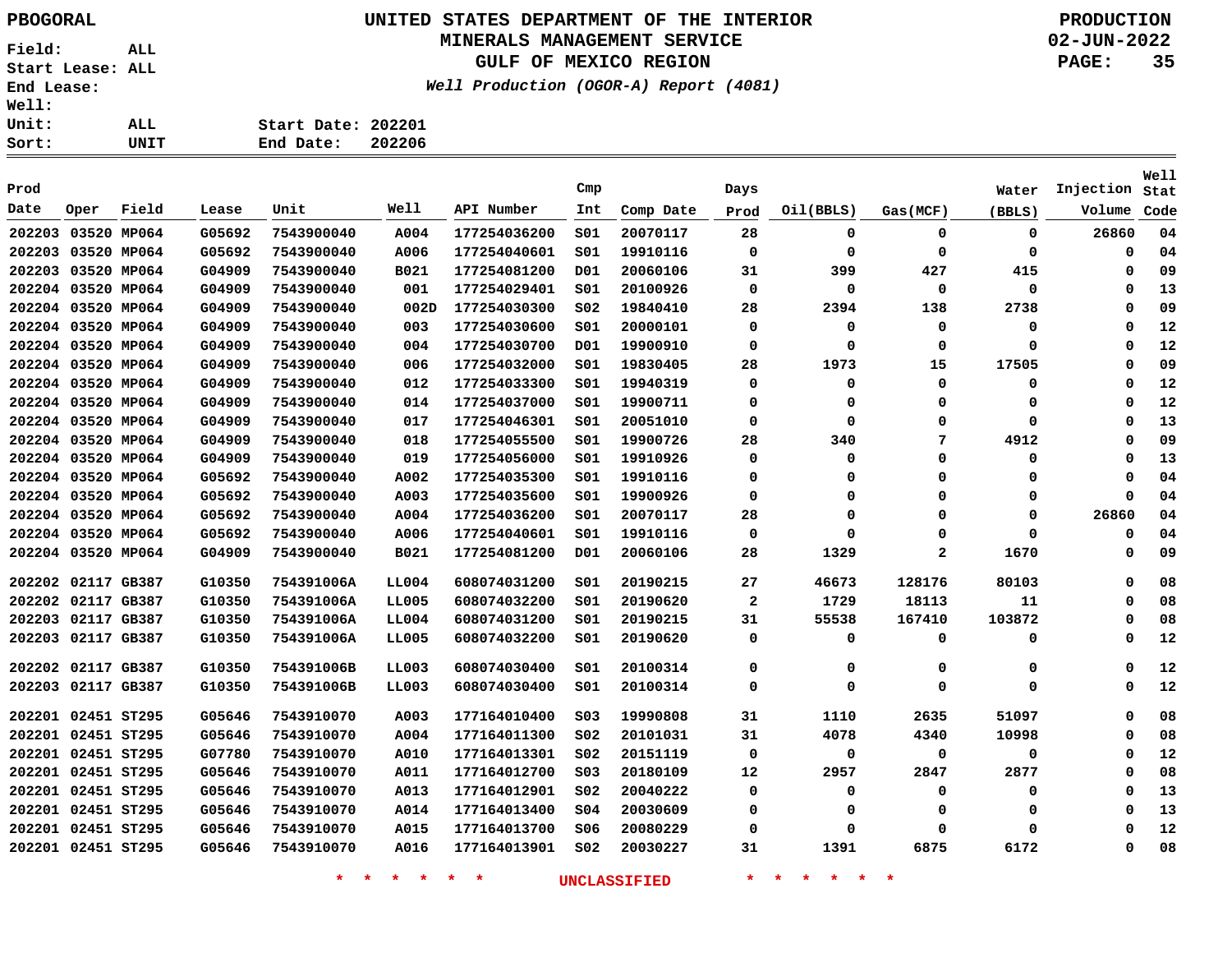PBOGORAL

# UNITED STATES DEPARTMENT OF THE INTERIOR
## MINERALS MANAGEMENT SERVICE
## GULF OF MEXICO REGION

*Well Production (OGOR-A) Report (4081)*

PRODUCTION
02-JUN-2022

Field: ALL
Start Lease: ALL
End Lease:
Well:
Unit: ALL
Sort: UNIT

Start Date: 202201
End Date: 202206

| Prod Date | Oper | Field | Lease | Unit | Well | API Number | Cmp Int | Comp Date | Days Prod | Oil(BBLS) | Gas(MCF) | Water (BBLS) | Injection Volume | Well Stat Code |
|---|---|---|---|---|---|---|---|---|---|---|---|---|---|---|
| 202203 | 03520 | MP064 | G05692 | 7543900040 | A004 | 177254036200 | S01 | 20070117 | 28 | 0 | 0 | 0 | 26860 | 04 |
| 202203 | 03520 | MP064 | G05692 | 7543900040 | A006 | 177254040601 | S01 | 19910116 | 0 | 0 | 0 | 0 | 0 | 04 |
| 202203 | 03520 | MP064 | G04909 | 7543900040 | B021 | 177254081200 | D01 | 20060106 | 31 | 399 | 427 | 415 | 0 | 09 |
| 202204 | 03520 | MP064 | G04909 | 7543900040 | 001 | 177254029401 | S01 | 20100926 | 0 | 0 | 0 | 0 | 0 | 13 |
| 202204 | 03520 | MP064 | G04909 | 7543900040 | 002D | 177254030300 | S02 | 19840410 | 28 | 2394 | 138 | 2738 | 0 | 09 |
| 202204 | 03520 | MP064 | G04909 | 7543900040 | 003 | 177254030600 | S01 | 20000101 | 0 | 0 | 0 | 0 | 0 | 12 |
| 202204 | 03520 | MP064 | G04909 | 7543900040 | 004 | 177254030700 | D01 | 19900910 | 0 | 0 | 0 | 0 | 0 | 12 |
| 202204 | 03520 | MP064 | G04909 | 7543900040 | 006 | 177254032000 | S01 | 19830405 | 28 | 1973 | 15 | 17505 | 0 | 09 |
| 202204 | 03520 | MP064 | G04909 | 7543900040 | 012 | 177254033300 | S01 | 19940319 | 0 | 0 | 0 | 0 | 0 | 12 |
| 202204 | 03520 | MP064 | G04909 | 7543900040 | 014 | 177254037000 | S01 | 19900711 | 0 | 0 | 0 | 0 | 0 | 12 |
| 202204 | 03520 | MP064 | G04909 | 7543900040 | 017 | 177254046301 | S01 | 20051010 | 0 | 0 | 0 | 0 | 0 | 13 |
| 202204 | 03520 | MP064 | G04909 | 7543900040 | 018 | 177254055500 | S01 | 19900726 | 28 | 340 | 7 | 4912 | 0 | 09 |
| 202204 | 03520 | MP064 | G04909 | 7543900040 | 019 | 177254056000 | S01 | 19910926 | 0 | 0 | 0 | 0 | 0 | 13 |
| 202204 | 03520 | MP064 | G05692 | 7543900040 | A002 | 177254035300 | S01 | 19910116 | 0 | 0 | 0 | 0 | 0 | 04 |
| 202204 | 03520 | MP064 | G05692 | 7543900040 | A003 | 177254035600 | S01 | 19900926 | 0 | 0 | 0 | 0 | 0 | 04 |
| 202204 | 03520 | MP064 | G05692 | 7543900040 | A004 | 177254036200 | S01 | 20070117 | 28 | 0 | 0 | 0 | 26860 | 04 |
| 202204 | 03520 | MP064 | G05692 | 7543900040 | A006 | 177254040601 | S01 | 19910116 | 0 | 0 | 0 | 0 | 0 | 04 |
| 202204 | 03520 | MP064 | G04909 | 7543900040 | B021 | 177254081200 | D01 | 20060106 | 28 | 1329 | 2 | 1670 | 0 | 09 |
| 202202 | 02117 | GB387 | G10350 | 754391006A | LL004 | 608074031200 | S01 | 20190215 | 27 | 46673 | 128176 | 80103 | 0 | 08 |
| 202202 | 02117 | GB387 | G10350 | 754391006A | LL005 | 608074032200 | S01 | 20190620 | 2 | 1729 | 18113 | 11 | 0 | 08 |
| 202203 | 02117 | GB387 | G10350 | 754391006A | LL004 | 608074031200 | S01 | 20190215 | 31 | 55538 | 167410 | 103872 | 0 | 08 |
| 202203 | 02117 | GB387 | G10350 | 754391006A | LL005 | 608074032200 | S01 | 20190620 | 0 | 0 | 0 | 0 | 0 | 12 |
| 202202 | 02117 | GB387 | G10350 | 754391006B | LL003 | 608074030400 | S01 | 20100314 | 0 | 0 | 0 | 0 | 0 | 12 |
| 202203 | 02117 | GB387 | G10350 | 754391006B | LL003 | 608074030400 | S01 | 20100314 | 0 | 0 | 0 | 0 | 0 | 12 |
| 202201 | 02451 | ST295 | G05646 | 7543910070 | A003 | 177164010400 | S03 | 19990808 | 31 | 1110 | 2635 | 51097 | 0 | 08 |
| 202201 | 02451 | ST295 | G05646 | 7543910070 | A004 | 177164011300 | S02 | 20101031 | 31 | 4078 | 4340 | 10998 | 0 | 08 |
| 202201 | 02451 | ST295 | G07780 | 7543910070 | A010 | 177164013301 | S02 | 20151119 | 0 | 0 | 0 | 0 | 0 | 12 |
| 202201 | 02451 | ST295 | G05646 | 7543910070 | A011 | 177164012700 | S03 | 20180109 | 12 | 2957 | 2847 | 2877 | 0 | 08 |
| 202201 | 02451 | ST295 | G05646 | 7543910070 | A013 | 177164012901 | S02 | 20040222 | 0 | 0 | 0 | 0 | 0 | 13 |
| 202201 | 02451 | ST295 | G05646 | 7543910070 | A014 | 177164013400 | S04 | 20030609 | 0 | 0 | 0 | 0 | 0 | 13 |
| 202201 | 02451 | ST295 | G05646 | 7543910070 | A015 | 177164013700 | S06 | 20080229 | 0 | 0 | 0 | 0 | 0 | 12 |
| 202201 | 02451 | ST295 | G05646 | 7543910070 | A016 | 177164013901 | S02 | 20030227 | 31 | 1391 | 6875 | 6172 | 0 | 08 |

* * * * * * UNCLASSIFIED * * * * * *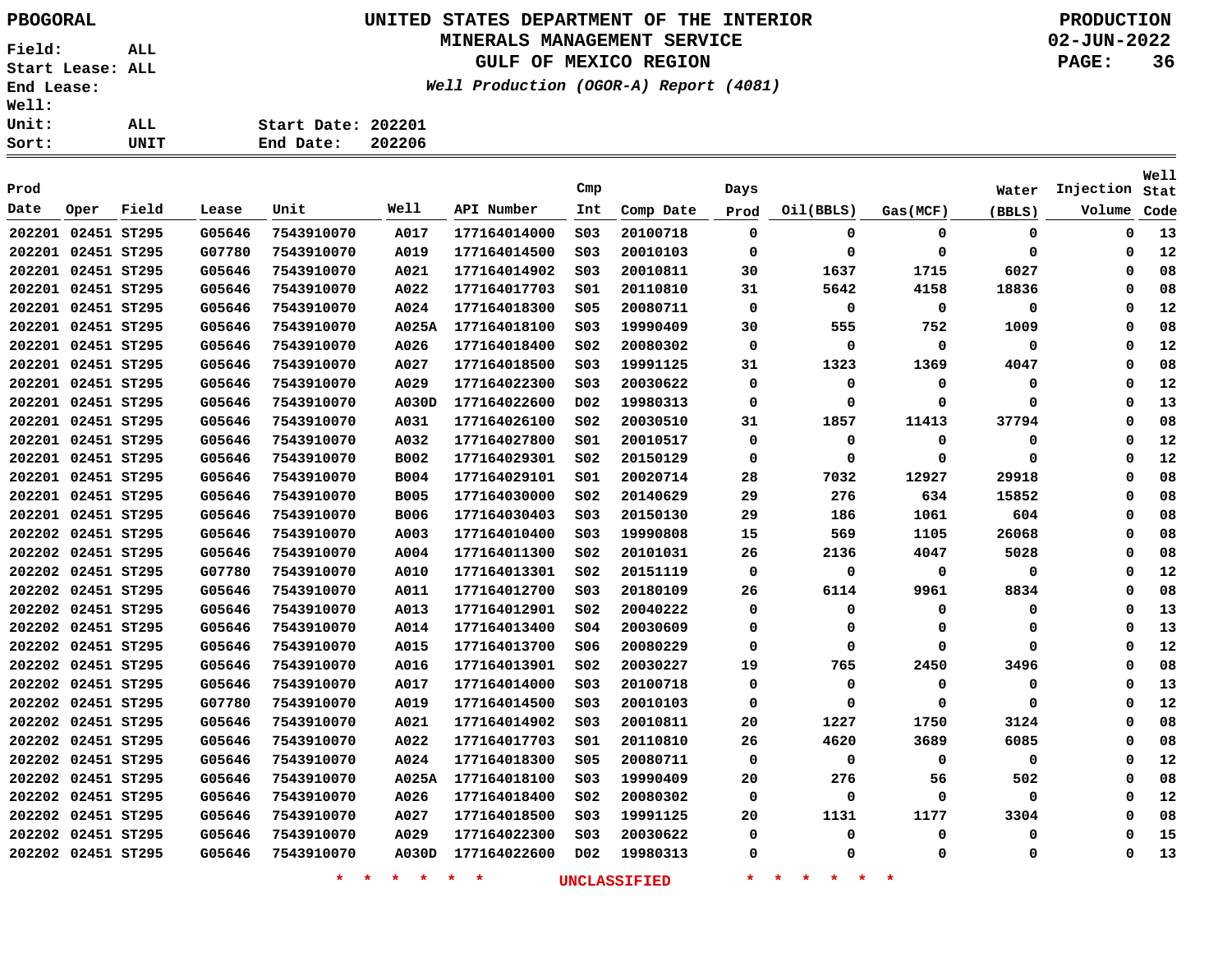PBOGORAL

# UNITED STATES DEPARTMENT OF THE INTERIOR
## MINERALS MANAGEMENT SERVICE
## GULF OF MEXICO REGION

*Well Production (OGOR-A) Report (4081)*

PRODUCTION
02-JUN-2022

Field: ALL
Start Lease: ALL
End Lease:
Well:
Unit: ALL
Sort: UNIT

Start Date: 202201
End Date: 202206

| Prod Date | Oper | Field | Lease | Unit | Well | API Number | Cmp Int | Comp Date | Days Prod | Oil(BBLS) | Gas(MCF) | Water (BBLS) | Injection Volume | Well Stat Code |
|---|---|---|---|---|---|---|---|---|---|---|---|---|---|---|
| 202201 | 02451 | ST295 | G05646 | 7543910070 | A017 | 177164014000 | S03 | 20100718 | 0 | 0 | 0 | 0 | 0 | 13 |
| 202201 | 02451 | ST295 | G07780 | 7543910070 | A019 | 177164014500 | S03 | 20010103 | 0 | 0 | 0 | 0 | 0 | 12 |
| 202201 | 02451 | ST295 | G05646 | 7543910070 | A021 | 177164014902 | S03 | 20010811 | 30 | 1637 | 1715 | 6027 | 0 | 08 |
| 202201 | 02451 | ST295 | G05646 | 7543910070 | A022 | 177164017703 | S01 | 20110810 | 31 | 5642 | 4158 | 18836 | 0 | 08 |
| 202201 | 02451 | ST295 | G05646 | 7543910070 | A024 | 177164018300 | S05 | 20080711 | 0 | 0 | 0 | 0 | 0 | 12 |
| 202201 | 02451 | ST295 | G05646 | 7543910070 | A025A | 177164018100 | S03 | 19990409 | 30 | 555 | 752 | 1009 | 0 | 08 |
| 202201 | 02451 | ST295 | G05646 | 7543910070 | A026 | 177164018400 | S02 | 20080302 | 0 | 0 | 0 | 0 | 0 | 12 |
| 202201 | 02451 | ST295 | G05646 | 7543910070 | A027 | 177164018500 | S03 | 19991125 | 31 | 1323 | 1369 | 4047 | 0 | 08 |
| 202201 | 02451 | ST295 | G05646 | 7543910070 | A029 | 177164022300 | S03 | 20030622 | 0 | 0 | 0 | 0 | 0 | 12 |
| 202201 | 02451 | ST295 | G05646 | 7543910070 | A030D | 177164022600 | D02 | 19980313 | 0 | 0 | 0 | 0 | 0 | 13 |
| 202201 | 02451 | ST295 | G05646 | 7543910070 | A031 | 177164026100 | S02 | 20030510 | 31 | 1857 | 11413 | 37794 | 0 | 08 |
| 202201 | 02451 | ST295 | G05646 | 7543910070 | A032 | 177164027800 | S01 | 20010517 | 0 | 0 | 0 | 0 | 0 | 12 |
| 202201 | 02451 | ST295 | G05646 | 7543910070 | B002 | 177164029301 | S02 | 20150129 | 0 | 0 | 0 | 0 | 0 | 12 |
| 202201 | 02451 | ST295 | G05646 | 7543910070 | B004 | 177164029101 | S01 | 20020714 | 28 | 7032 | 12927 | 29918 | 0 | 08 |
| 202201 | 02451 | ST295 | G05646 | 7543910070 | B005 | 177164030000 | S02 | 20140629 | 29 | 276 | 634 | 15852 | 0 | 08 |
| 202201 | 02451 | ST295 | G05646 | 7543910070 | B006 | 177164030403 | S03 | 20150130 | 29 | 186 | 1061 | 604 | 0 | 08 |
| 202202 | 02451 | ST295 | G05646 | 7543910070 | A003 | 177164010400 | S03 | 19990808 | 15 | 569 | 1105 | 26068 | 0 | 08 |
| 202202 | 02451 | ST295 | G05646 | 7543910070 | A004 | 177164011300 | S02 | 20101031 | 26 | 2136 | 4047 | 5028 | 0 | 08 |
| 202202 | 02451 | ST295 | G07780 | 7543910070 | A010 | 177164013301 | S02 | 20151119 | 0 | 0 | 0 | 0 | 0 | 12 |
| 202202 | 02451 | ST295 | G05646 | 7543910070 | A011 | 177164012700 | S03 | 20180109 | 26 | 6114 | 9961 | 8834 | 0 | 08 |
| 202202 | 02451 | ST295 | G05646 | 7543910070 | A013 | 177164012901 | S02 | 20040222 | 0 | 0 | 0 | 0 | 0 | 13 |
| 202202 | 02451 | ST295 | G05646 | 7543910070 | A014 | 177164013400 | S04 | 20030609 | 0 | 0 | 0 | 0 | 0 | 13 |
| 202202 | 02451 | ST295 | G05646 | 7543910070 | A015 | 177164013700 | S06 | 20080229 | 0 | 0 | 0 | 0 | 0 | 12 |
| 202202 | 02451 | ST295 | G05646 | 7543910070 | A016 | 177164013901 | S02 | 20030227 | 19 | 765 | 2450 | 3496 | 0 | 08 |
| 202202 | 02451 | ST295 | G05646 | 7543910070 | A017 | 177164014000 | S03 | 20100718 | 0 | 0 | 0 | 0 | 0 | 13 |
| 202202 | 02451 | ST295 | G07780 | 7543910070 | A019 | 177164014500 | S03 | 20010103 | 0 | 0 | 0 | 0 | 0 | 12 |
| 202202 | 02451 | ST295 | G05646 | 7543910070 | A021 | 177164014902 | S03 | 20010811 | 20 | 1227 | 1750 | 3124 | 0 | 08 |
| 202202 | 02451 | ST295 | G05646 | 7543910070 | A022 | 177164017703 | S01 | 20110810 | 26 | 4620 | 3689 | 6085 | 0 | 08 |
| 202202 | 02451 | ST295 | G05646 | 7543910070 | A024 | 177164018300 | S05 | 20080711 | 0 | 0 | 0 | 0 | 0 | 12 |
| 202202 | 02451 | ST295 | G05646 | 7543910070 | A025A | 177164018100 | S03 | 19990409 | 20 | 276 | 56 | 502 | 0 | 08 |
| 202202 | 02451 | ST295 | G05646 | 7543910070 | A026 | 177164018400 | S02 | 20080302 | 0 | 0 | 0 | 0 | 0 | 12 |
| 202202 | 02451 | ST295 | G05646 | 7543910070 | A027 | 177164018500 | S03 | 19991125 | 20 | 1131 | 1177 | 3304 | 0 | 08 |
| 202202 | 02451 | ST295 | G05646 | 7543910070 | A029 | 177164022300 | S03 | 20030622 | 0 | 0 | 0 | 0 | 0 | 15 |
| 202202 | 02451 | ST295 | G05646 | 7543910070 | A030D | 177164022600 | D02 | 19980313 | 0 | 0 | 0 | 0 | 0 | 13 |

* * * * * * UNCLASSIFIED * * * * * *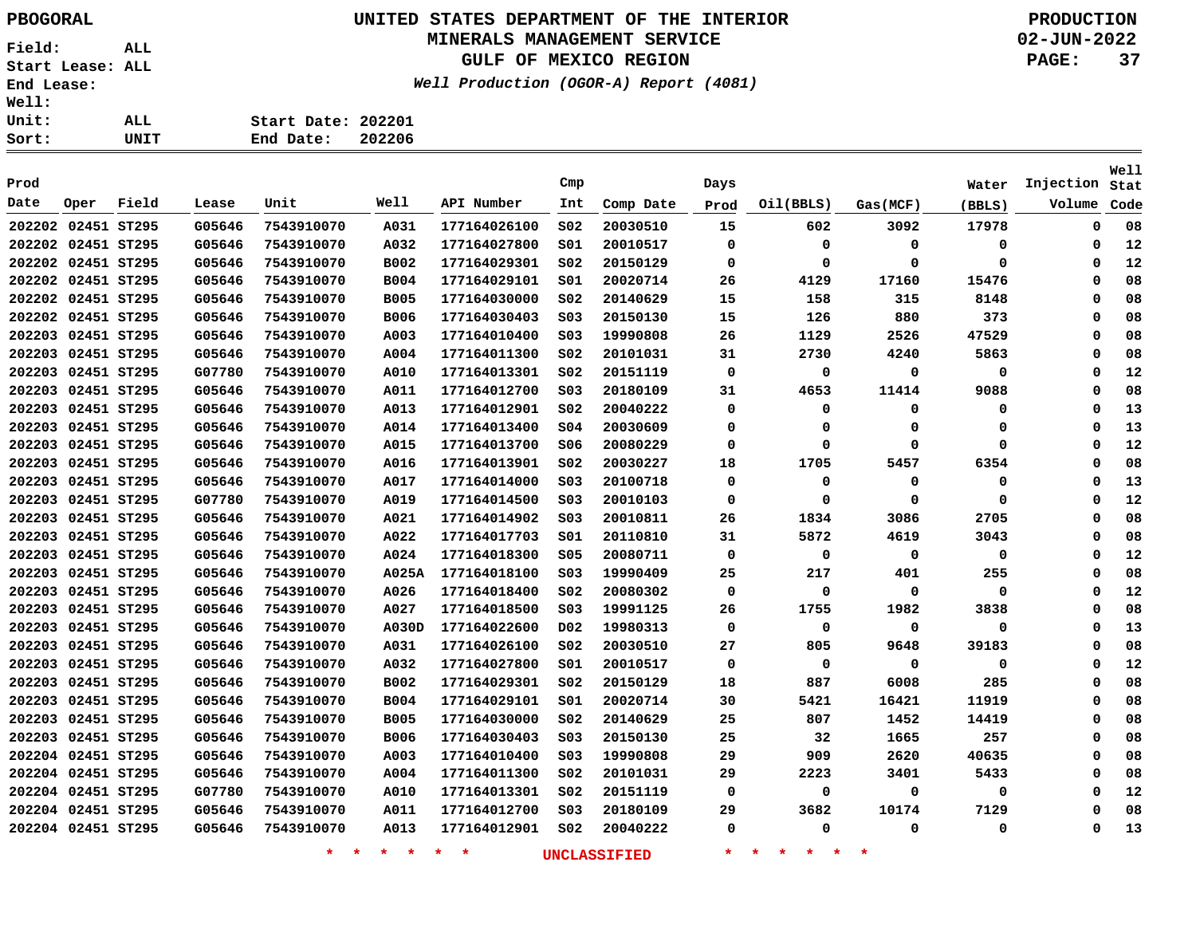PBOGORAL

# UNITED STATES DEPARTMENT OF THE INTERIOR
## MINERALS MANAGEMENT SERVICE
## GULF OF MEXICO REGION
*Well Production (OGOR-A) Report (4081)*

PRODUCTION
02-JUN-2022

Field: ALL
Start Lease: ALL
End Lease:
Well:
Unit: ALL
Sort: UNIT

Start Date: 202201
End Date: 202206

| Prod Date | Oper | Field | Lease | Unit | Well | API Number | Cmp Int | Comp Date | Days Prod | Oil(BBLS) | Gas(MCF) | Water (BBLS) | Injection Volume | Well Stat Code |
|---|---|---|---|---|---|---|---|---|---|---|---|---|---|---|
| 202202 | 02451 | ST295 | G05646 | 7543910070 | A031 | 177164026100 | S02 | 20030510 | 15 | 602 | 3092 | 17978 | 0 | 08 |
| 202202 | 02451 | ST295 | G05646 | 7543910070 | A032 | 177164027800 | S01 | 20010517 | 0 | 0 | 0 | 0 | 0 | 12 |
| 202202 | 02451 | ST295 | G05646 | 7543910070 | B002 | 177164029301 | S02 | 20150129 | 0 | 0 | 0 | 0 | 0 | 12 |
| 202202 | 02451 | ST295 | G05646 | 7543910070 | B004 | 177164029101 | S01 | 20020714 | 26 | 4129 | 17160 | 15476 | 0 | 08 |
| 202202 | 02451 | ST295 | G05646 | 7543910070 | B005 | 177164030000 | S02 | 20140629 | 15 | 158 | 315 | 8148 | 0 | 08 |
| 202202 | 02451 | ST295 | G05646 | 7543910070 | B006 | 177164030403 | S03 | 20150130 | 15 | 126 | 880 | 373 | 0 | 08 |
| 202203 | 02451 | ST295 | G05646 | 7543910070 | A003 | 177164010400 | S03 | 19990808 | 26 | 1129 | 2526 | 47529 | 0 | 08 |
| 202203 | 02451 | ST295 | G05646 | 7543910070 | A004 | 177164011300 | S02 | 20101031 | 31 | 2730 | 4240 | 5863 | 0 | 08 |
| 202203 | 02451 | ST295 | G07780 | 7543910070 | A010 | 177164013301 | S02 | 20151119 | 0 | 0 | 0 | 0 | 0 | 12 |
| 202203 | 02451 | ST295 | G05646 | 7543910070 | A011 | 177164012700 | S03 | 20180109 | 31 | 4653 | 11414 | 9088 | 0 | 08 |
| 202203 | 02451 | ST295 | G05646 | 7543910070 | A013 | 177164012901 | S02 | 20040222 | 0 | 0 | 0 | 0 | 0 | 13 |
| 202203 | 02451 | ST295 | G05646 | 7543910070 | A014 | 177164013400 | S04 | 20030609 | 0 | 0 | 0 | 0 | 0 | 13 |
| 202203 | 02451 | ST295 | G05646 | 7543910070 | A015 | 177164013700 | S06 | 20080229 | 0 | 0 | 0 | 0 | 0 | 12 |
| 202203 | 02451 | ST295 | G05646 | 7543910070 | A016 | 177164013901 | S02 | 20030227 | 18 | 1705 | 5457 | 6354 | 0 | 08 |
| 202203 | 02451 | ST295 | G05646 | 7543910070 | A017 | 177164014000 | S03 | 20100718 | 0 | 0 | 0 | 0 | 0 | 13 |
| 202203 | 02451 | ST295 | G07780 | 7543910070 | A019 | 177164014500 | S03 | 20010103 | 0 | 0 | 0 | 0 | 0 | 12 |
| 202203 | 02451 | ST295 | G05646 | 7543910070 | A021 | 177164014902 | S03 | 20010811 | 26 | 1834 | 3086 | 2705 | 0 | 08 |
| 202203 | 02451 | ST295 | G05646 | 7543910070 | A022 | 177164017703 | S01 | 20110810 | 31 | 5872 | 4619 | 3043 | 0 | 08 |
| 202203 | 02451 | ST295 | G05646 | 7543910070 | A024 | 177164018300 | S05 | 20080711 | 0 | 0 | 0 | 0 | 0 | 12 |
| 202203 | 02451 | ST295 | G05646 | 7543910070 | A025A | 177164018100 | S03 | 19990409 | 25 | 217 | 401 | 255 | 0 | 08 |
| 202203 | 02451 | ST295 | G05646 | 7543910070 | A026 | 177164018400 | S02 | 20080302 | 0 | 0 | 0 | 0 | 0 | 12 |
| 202203 | 02451 | ST295 | G05646 | 7543910070 | A027 | 177164018500 | S03 | 19991125 | 26 | 1755 | 1982 | 3838 | 0 | 08 |
| 202203 | 02451 | ST295 | G05646 | 7543910070 | A030D | 177164022600 | D02 | 19980313 | 0 | 0 | 0 | 0 | 0 | 13 |
| 202203 | 02451 | ST295 | G05646 | 7543910070 | A031 | 177164026100 | S02 | 20030510 | 27 | 805 | 9648 | 39183 | 0 | 08 |
| 202203 | 02451 | ST295 | G05646 | 7543910070 | A032 | 177164027800 | S01 | 20010517 | 0 | 0 | 0 | 0 | 0 | 12 |
| 202203 | 02451 | ST295 | G05646 | 7543910070 | B002 | 177164029301 | S02 | 20150129 | 18 | 887 | 6008 | 285 | 0 | 08 |
| 202203 | 02451 | ST295 | G05646 | 7543910070 | B004 | 177164029101 | S01 | 20020714 | 30 | 5421 | 16421 | 11919 | 0 | 08 |
| 202203 | 02451 | ST295 | G05646 | 7543910070 | B005 | 177164030000 | S02 | 20140629 | 25 | 807 | 1452 | 14419 | 0 | 08 |
| 202203 | 02451 | ST295 | G05646 | 7543910070 | B006 | 177164030403 | S03 | 20150130 | 25 | 32 | 1665 | 257 | 0 | 08 |
| 202204 | 02451 | ST295 | G05646 | 7543910070 | A003 | 177164010400 | S03 | 19990808 | 29 | 909 | 2620 | 40635 | 0 | 08 |
| 202204 | 02451 | ST295 | G05646 | 7543910070 | A004 | 177164011300 | S02 | 20101031 | 29 | 2223 | 3401 | 5433 | 0 | 08 |
| 202204 | 02451 | ST295 | G07780 | 7543910070 | A010 | 177164013301 | S02 | 20151119 | 0 | 0 | 0 | 0 | 0 | 12 |
| 202204 | 02451 | ST295 | G05646 | 7543910070 | A011 | 177164012700 | S03 | 20180109 | 29 | 3682 | 10174 | 7129 | 0 | 08 |
| 202204 | 02451 | ST295 | G05646 | 7543910070 | A013 | 177164012901 | S02 | 20040222 | 0 | 0 | 0 | 0 | 0 | 13 |

* * * * * * UNCLASSIFIED * * * * * *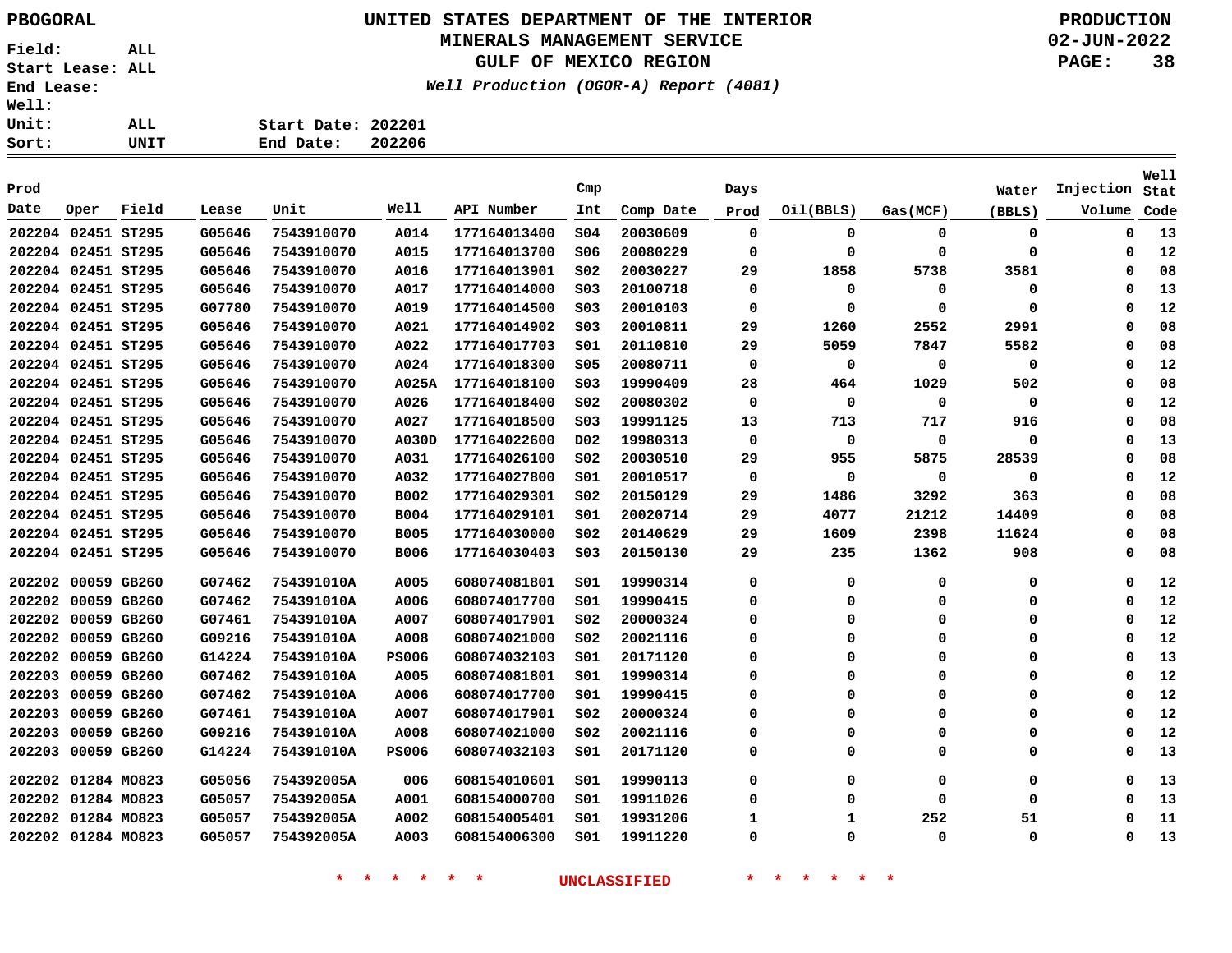PBOGORAL

# UNITED STATES DEPARTMENT OF THE INTERIOR
## MINERALS MANAGEMENT SERVICE
## GULF OF MEXICO REGION

*Well Production (OGOR-A) Report (4081)*

PRODUCTION
02-JUN-2022

Field: ALL
Start Lease: ALL
End Lease:
Well:
Unit: ALL
Sort: UNIT

Start Date: 202201
End Date: 202206

| Prod Date | Oper | Field | Lease | Unit | Well | API Number | Cmp Int | Comp Date | Days Prod | Oil(BBLS) | Gas(MCF) | Water (BBLS) | Injection Volume | Well Stat Code |
|---|---|---|---|---|---|---|---|---|---|---|---|---|---|---|
| 202204 | 02451 | ST295 | G05646 | 7543910070 | A014 | 177164013400 | S04 | 20030609 | 0 | 0 | 0 | 0 | 0 | 13 |
| 202204 | 02451 | ST295 | G05646 | 7543910070 | A015 | 177164013700 | S06 | 20080229 | 0 | 0 | 0 | 0 | 0 | 12 |
| 202204 | 02451 | ST295 | G05646 | 7543910070 | A016 | 177164013901 | S02 | 20030227 | 29 | 1858 | 5738 | 3581 | 0 | 08 |
| 202204 | 02451 | ST295 | G05646 | 7543910070 | A017 | 177164014000 | S03 | 20100718 | 0 | 0 | 0 | 0 | 0 | 13 |
| 202204 | 02451 | ST295 | G07780 | 7543910070 | A019 | 177164014500 | S03 | 20010103 | 0 | 0 | 0 | 0 | 0 | 12 |
| 202204 | 02451 | ST295 | G05646 | 7543910070 | A021 | 177164014902 | S03 | 20010811 | 29 | 1260 | 2552 | 2991 | 0 | 08 |
| 202204 | 02451 | ST295 | G05646 | 7543910070 | A022 | 177164017703 | S01 | 20110810 | 29 | 5059 | 7847 | 5582 | 0 | 08 |
| 202204 | 02451 | ST295 | G05646 | 7543910070 | A024 | 177164018300 | S05 | 20080711 | 0 | 0 | 0 | 0 | 0 | 12 |
| 202204 | 02451 | ST295 | G05646 | 7543910070 | A025A | 177164018100 | S03 | 19990409 | 28 | 464 | 1029 | 502 | 0 | 08 |
| 202204 | 02451 | ST295 | G05646 | 7543910070 | A026 | 177164018400 | S02 | 20080302 | 0 | 0 | 0 | 0 | 0 | 12 |
| 202204 | 02451 | ST295 | G05646 | 7543910070 | A027 | 177164018500 | S03 | 19991125 | 13 | 713 | 717 | 916 | 0 | 08 |
| 202204 | 02451 | ST295 | G05646 | 7543910070 | A030D | 177164022600 | D02 | 19980313 | 0 | 0 | 0 | 0 | 0 | 13 |
| 202204 | 02451 | ST295 | G05646 | 7543910070 | A031 | 177164026100 | S02 | 20030510 | 29 | 955 | 5875 | 28539 | 0 | 08 |
| 202204 | 02451 | ST295 | G05646 | 7543910070 | A032 | 177164027800 | S01 | 20010517 | 0 | 0 | 0 | 0 | 0 | 12 |
| 202204 | 02451 | ST295 | G05646 | 7543910070 | B002 | 177164029301 | S02 | 20150129 | 29 | 1486 | 3292 | 363 | 0 | 08 |
| 202204 | 02451 | ST295 | G05646 | 7543910070 | B004 | 177164029101 | S01 | 20020714 | 29 | 4077 | 21212 | 14409 | 0 | 08 |
| 202204 | 02451 | ST295 | G05646 | 7543910070 | B005 | 177164030000 | S02 | 20140629 | 29 | 1609 | 2398 | 11624 | 0 | 08 |
| 202204 | 02451 | ST295 | G05646 | 7543910070 | B006 | 177164030403 | S03 | 20150130 | 29 | 235 | 1362 | 908 | 0 | 08 |
| 202202 | 00059 | GB260 | G07462 | 754391010A | A005 | 608074081801 | S01 | 19990314 | 0 | 0 | 0 | 0 | 0 | 12 |
| 202202 | 00059 | GB260 | G07462 | 754391010A | A006 | 608074017700 | S01 | 19990415 | 0 | 0 | 0 | 0 | 0 | 12 |
| 202202 | 00059 | GB260 | G07461 | 754391010A | A007 | 608074017901 | S02 | 20000324 | 0 | 0 | 0 | 0 | 0 | 12 |
| 202202 | 00059 | GB260 | G09216 | 754391010A | A008 | 608074021000 | S02 | 20021116 | 0 | 0 | 0 | 0 | 0 | 12 |
| 202202 | 00059 | GB260 | G14224 | 754391010A | PS006 | 608074032103 | S01 | 20171120 | 0 | 0 | 0 | 0 | 0 | 13 |
| 202203 | 00059 | GB260 | G07462 | 754391010A | A005 | 608074081801 | S01 | 19990314 | 0 | 0 | 0 | 0 | 0 | 12 |
| 202203 | 00059 | GB260 | G07462 | 754391010A | A006 | 608074017700 | S01 | 19990415 | 0 | 0 | 0 | 0 | 0 | 12 |
| 202203 | 00059 | GB260 | G07461 | 754391010A | A007 | 608074017901 | S02 | 20000324 | 0 | 0 | 0 | 0 | 0 | 12 |
| 202203 | 00059 | GB260 | G09216 | 754391010A | A008 | 608074021000 | S02 | 20021116 | 0 | 0 | 0 | 0 | 0 | 12 |
| 202203 | 00059 | GB260 | G14224 | 754391010A | PS006 | 608074032103 | S01 | 20171120 | 0 | 0 | 0 | 0 | 0 | 13 |
| 202202 | 01284 | MO823 | G05056 | 754392005A | 006 | 608154010601 | S01 | 19990113 | 0 | 0 | 0 | 0 | 0 | 13 |
| 202202 | 01284 | MO823 | G05057 | 754392005A | A001 | 608154000700 | S01 | 19911026 | 0 | 0 | 0 | 0 | 0 | 13 |
| 202202 | 01284 | MO823 | G05057 | 754392005A | A002 | 608154005401 | S01 | 19931206 | 1 | 1 | 252 | 51 | 0 | 11 |
| 202202 | 01284 | MO823 | G05057 | 754392005A | A003 | 608154006300 | S01 | 19911220 | 0 | 0 | 0 | 0 | 0 | 13 |

* * * * * * UNCLASSIFIED * * * * * *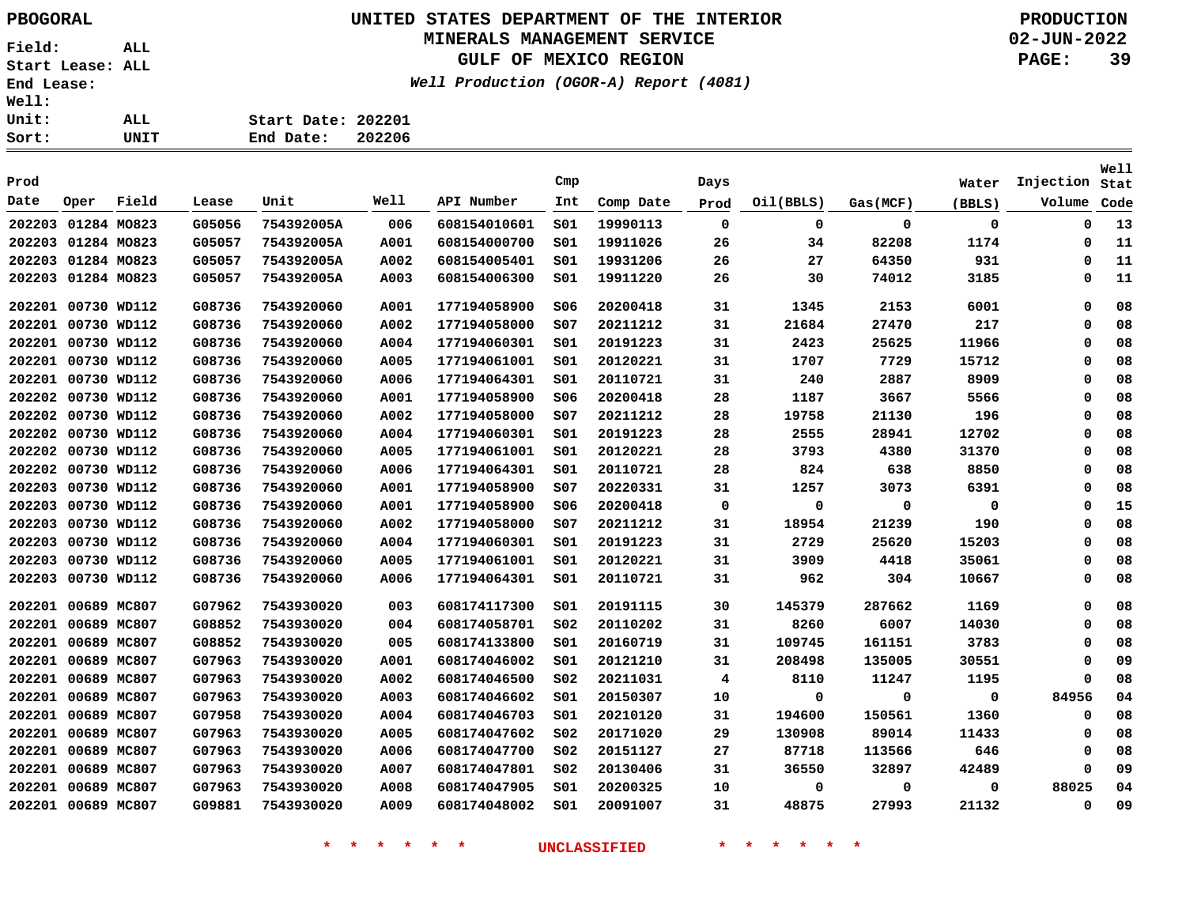PBOGORAL

# UNITED STATES DEPARTMENT OF THE INTERIOR
## MINERALS MANAGEMENT SERVICE
## GULF OF MEXICO REGION

PRODUCTION
02-JUN-2022

*Well Production (OGOR-A) Report (4081)*

Field: ALL
Start Lease: ALL
End Lease:
Well:
Unit: ALL
Sort: UNIT

Start Date: 202201
End Date: 202206

| Prod Date | Oper | Field | Lease | Unit | Well | API Number | Cmp Int | Comp Date | Days Prod | Oil(BBLS) | Gas(MCF) | Water (BBLS) | Injection Volume | Well Stat Code |
|---|---|---|---|---|---|---|---|---|---|---|---|---|---|---|
| 202203 | 01284 | MO823 | G05056 | 754392005A | 006 | 608154010601 | S01 | 19990113 | 0 | 0 | 0 | 0 | 0 | 13 |
| 202203 | 01284 | MO823 | G05057 | 754392005A | A001 | 608154000700 | S01 | 19911026 | 26 | 34 | 82208 | 1174 | 0 | 11 |
| 202203 | 01284 | MO823 | G05057 | 754392005A | A002 | 608154005401 | S01 | 19931206 | 26 | 27 | 64350 | 931 | 0 | 11 |
| 202203 | 01284 | MO823 | G05057 | 754392005A | A003 | 608154006300 | S01 | 19911220 | 26 | 30 | 74012 | 3185 | 0 | 11 |
| 202201 | 00730 | WD112 | G08736 | 7543920060 | A001 | 177194058900 | S06 | 20200418 | 31 | 1345 | 2153 | 6001 | 0 | 08 |
| 202201 | 00730 | WD112 | G08736 | 7543920060 | A002 | 177194058000 | S07 | 20211212 | 31 | 21684 | 27470 | 217 | 0 | 08 |
| 202201 | 00730 | WD112 | G08736 | 7543920060 | A004 | 177194060301 | S01 | 20191223 | 31 | 2423 | 25625 | 11966 | 0 | 08 |
| 202201 | 00730 | WD112 | G08736 | 7543920060 | A005 | 177194061001 | S01 | 20120221 | 31 | 1707 | 7729 | 15712 | 0 | 08 |
| 202201 | 00730 | WD112 | G08736 | 7543920060 | A006 | 177194064301 | S01 | 20110721 | 31 | 240 | 2887 | 8909 | 0 | 08 |
| 202202 | 00730 | WD112 | G08736 | 7543920060 | A001 | 177194058900 | S06 | 20200418 | 28 | 1187 | 3667 | 5566 | 0 | 08 |
| 202202 | 00730 | WD112 | G08736 | 7543920060 | A002 | 177194058000 | S07 | 20211212 | 28 | 19758 | 21130 | 196 | 0 | 08 |
| 202202 | 00730 | WD112 | G08736 | 7543920060 | A004 | 177194060301 | S01 | 20191223 | 28 | 2555 | 28941 | 12702 | 0 | 08 |
| 202202 | 00730 | WD112 | G08736 | 7543920060 | A005 | 177194061001 | S01 | 20120221 | 28 | 3793 | 4380 | 31370 | 0 | 08 |
| 202202 | 00730 | WD112 | G08736 | 7543920060 | A006 | 177194064301 | S01 | 20110721 | 28 | 824 | 638 | 8850 | 0 | 08 |
| 202203 | 00730 | WD112 | G08736 | 7543920060 | A001 | 177194058900 | S07 | 20220331 | 31 | 1257 | 3073 | 6391 | 0 | 08 |
| 202203 | 00730 | WD112 | G08736 | 7543920060 | A001 | 177194058900 | S06 | 20200418 | 0 | 0 | 0 | 0 | 0 | 15 |
| 202203 | 00730 | WD112 | G08736 | 7543920060 | A002 | 177194058000 | S07 | 20211212 | 31 | 18954 | 21239 | 190 | 0 | 08 |
| 202203 | 00730 | WD112 | G08736 | 7543920060 | A004 | 177194060301 | S01 | 20191223 | 31 | 2729 | 25620 | 15203 | 0 | 08 |
| 202203 | 00730 | WD112 | G08736 | 7543920060 | A005 | 177194061001 | S01 | 20120221 | 31 | 3909 | 4418 | 35061 | 0 | 08 |
| 202203 | 00730 | WD112 | G08736 | 7543920060 | A006 | 177194064301 | S01 | 20110721 | 31 | 962 | 304 | 10667 | 0 | 08 |
| 202201 | 00689 | MC807 | G07962 | 7543930020 | 003 | 608174117300 | S01 | 20191115 | 30 | 145379 | 287662 | 1169 | 0 | 08 |
| 202201 | 00689 | MC807 | G08852 | 7543930020 | 004 | 608174058701 | S02 | 20110202 | 31 | 8260 | 6007 | 14030 | 0 | 08 |
| 202201 | 00689 | MC807 | G08852 | 7543930020 | 005 | 608174133800 | S01 | 20160719 | 31 | 109745 | 161151 | 3783 | 0 | 08 |
| 202201 | 00689 | MC807 | G07963 | 7543930020 | A001 | 608174046002 | S01 | 20121210 | 31 | 208498 | 135005 | 30551 | 0 | 09 |
| 202201 | 00689 | MC807 | G07963 | 7543930020 | A002 | 608174046500 | S02 | 20211031 | 4 | 8110 | 11247 | 1195 | 0 | 08 |
| 202201 | 00689 | MC807 | G07963 | 7543930020 | A003 | 608174046602 | S01 | 20150307 | 10 | 0 | 0 | 0 | 84956 | 04 |
| 202201 | 00689 | MC807 | G07958 | 7543930020 | A004 | 608174046703 | S01 | 20210120 | 31 | 194600 | 150561 | 1360 | 0 | 08 |
| 202201 | 00689 | MC807 | G07963 | 7543930020 | A005 | 608174047602 | S02 | 20171020 | 29 | 130908 | 89014 | 11433 | 0 | 08 |
| 202201 | 00689 | MC807 | G07963 | 7543930020 | A006 | 608174047700 | S02 | 20151127 | 27 | 87718 | 113566 | 646 | 0 | 08 |
| 202201 | 00689 | MC807 | G07963 | 7543930020 | A007 | 608174047801 | S02 | 20130406 | 31 | 36550 | 32897 | 42489 | 0 | 09 |
| 202201 | 00689 | MC807 | G07963 | 7543930020 | A008 | 608174047905 | S01 | 20200325 | 10 | 0 | 0 | 0 | 88025 | 04 |
| 202201 | 00689 | MC807 | G09881 | 7543930020 | A009 | 608174048002 | S01 | 20091007 | 31 | 48875 | 27993 | 21132 | 0 | 09 |

* * * * * * UNCLASSIFIED * * * * * *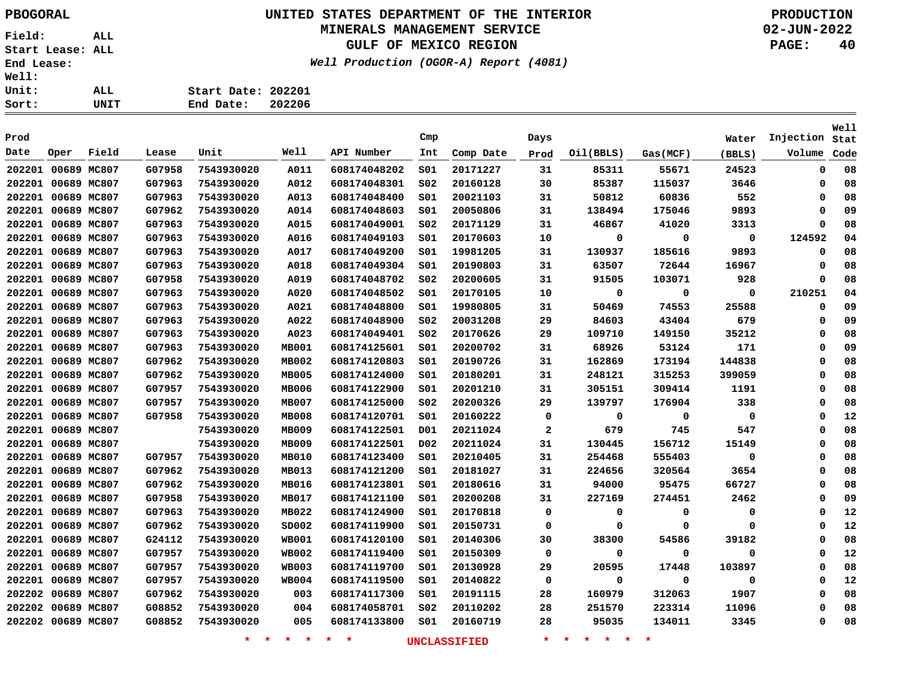PBOGORAL

# UNITED STATES DEPARTMENT OF THE INTERIOR
## MINERALS MANAGEMENT SERVICE
## GULF OF MEXICO REGION

*Well Production (OGOR-A) Report (4081)*

PRODUCTION
02-JUN-2022

Field: ALL
Start Lease: ALL
End Lease:
Well:
Unit: ALL
Sort: UNIT

Start Date: 202201
End Date: 202206

| Prod Date | Oper | Field | Lease | Unit | Well | API Number | Cmp Int | Comp Date | Days Prod | Oil(BBLS) | Gas(MCF) | Water (BBLS) | Injection Volume | Well Stat Code |
|---|---|---|---|---|---|---|---|---|---|---|---|---|---|---|
| 202201 | 00689 | MC807 | G07958 | 7543930020 | A011 | 608174048202 | S01 | 20171227 | 31 | 85311 | 55671 | 24523 | 0 | 08 |
| 202201 | 00689 | MC807 | G07963 | 7543930020 | A012 | 608174048301 | S02 | 20160128 | 30 | 85387 | 115037 | 3646 | 0 | 08 |
| 202201 | 00689 | MC807 | G07963 | 7543930020 | A013 | 608174048400 | S01 | 20021103 | 31 | 50812 | 60836 | 552 | 0 | 08 |
| 202201 | 00689 | MC807 | G07962 | 7543930020 | A014 | 608174048603 | S01 | 20050806 | 31 | 138494 | 175046 | 9893 | 0 | 09 |
| 202201 | 00689 | MC807 | G07963 | 7543930020 | A015 | 608174049001 | S02 | 20171129 | 31 | 46867 | 41020 | 3313 | 0 | 08 |
| 202201 | 00689 | MC807 | G07963 | 7543930020 | A016 | 608174049103 | S01 | 20170603 | 10 | 0 | 0 | 0 | 124592 | 04 |
| 202201 | 00689 | MC807 | G07963 | 7543930020 | A017 | 608174049200 | S01 | 19981205 | 31 | 130937 | 185616 | 9893 | 0 | 08 |
| 202201 | 00689 | MC807 | G07963 | 7543930020 | A018 | 608174049304 | S01 | 20190803 | 31 | 63507 | 72644 | 16967 | 0 | 08 |
| 202201 | 00689 | MC807 | G07958 | 7543930020 | A019 | 608174048702 | S02 | 20200605 | 31 | 91505 | 103071 | 928 | 0 | 08 |
| 202201 | 00689 | MC807 | G07963 | 7543930020 | A020 | 608174048502 | S01 | 20170105 | 10 | 0 | 0 | 0 | 210251 | 04 |
| 202201 | 00689 | MC807 | G07963 | 7543930020 | A021 | 608174048800 | S01 | 19980805 | 31 | 50469 | 74553 | 25588 | 0 | 09 |
| 202201 | 00689 | MC807 | G07963 | 7543930020 | A022 | 608174048900 | S02 | 20031208 | 29 | 84603 | 43404 | 679 | 0 | 09 |
| 202201 | 00689 | MC807 | G07963 | 7543930020 | A023 | 608174049401 | S02 | 20170626 | 29 | 109710 | 149150 | 35212 | 0 | 08 |
| 202201 | 00689 | MC807 | G07963 | 7543930020 | MB001 | 608174125601 | S01 | 20200702 | 31 | 68926 | 53124 | 171 | 0 | 09 |
| 202201 | 00689 | MC807 | G07962 | 7543930020 | MB002 | 608174120803 | S01 | 20190726 | 31 | 162869 | 173194 | 144838 | 0 | 08 |
| 202201 | 00689 | MC807 | G07962 | 7543930020 | MB005 | 608174124000 | S01 | 20180201 | 31 | 248121 | 315253 | 399059 | 0 | 08 |
| 202201 | 00689 | MC807 | G07957 | 7543930020 | MB006 | 608174122900 | S01 | 20201210 | 31 | 305151 | 309414 | 1191 | 0 | 08 |
| 202201 | 00689 | MC807 | G07957 | 7543930020 | MB007 | 608174125000 | S02 | 20200326 | 29 | 139797 | 176904 | 338 | 0 | 08 |
| 202201 | 00689 | MC807 | G07958 | 7543930020 | MB008 | 608174120701 | S01 | 20160222 | 0 | 0 | 0 | 0 | 0 | 12 |
| 202201 | 00689 | MC807 | | 7543930020 | MB009 | 608174122501 | D01 | 20211024 | 2 | 679 | 745 | 547 | 0 | 08 |
| 202201 | 00689 | MC807 | | 7543930020 | MB009 | 608174122501 | D02 | 20211024 | 31 | 130445 | 156712 | 15149 | 0 | 08 |
| 202201 | 00689 | MC807 | G07957 | 7543930020 | MB010 | 608174123400 | S01 | 20210405 | 31 | 254468 | 555403 | 0 | 0 | 08 |
| 202201 | 00689 | MC807 | G07962 | 7543930020 | MB013 | 608174121200 | S01 | 20181027 | 31 | 224656 | 320564 | 3654 | 0 | 08 |
| 202201 | 00689 | MC807 | G07962 | 7543930020 | MB016 | 608174123801 | S01 | 20180616 | 31 | 94000 | 95475 | 66727 | 0 | 08 |
| 202201 | 00689 | MC807 | G07958 | 7543930020 | MB017 | 608174121100 | S01 | 20200208 | 31 | 227169 | 274451 | 2462 | 0 | 09 |
| 202201 | 00689 | MC807 | G07963 | 7543930020 | MB022 | 608174124900 | S01 | 20170818 | 0 | 0 | 0 | 0 | 0 | 12 |
| 202201 | 00689 | MC807 | G07962 | 7543930020 | SD002 | 608174119900 | S01 | 20150731 | 0 | 0 | 0 | 0 | 0 | 12 |
| 202201 | 00689 | MC807 | G24112 | 7543930020 | WB001 | 608174120100 | S01 | 20140306 | 30 | 38300 | 54586 | 39182 | 0 | 08 |
| 202201 | 00689 | MC807 | G07957 | 7543930020 | WB002 | 608174119400 | S01 | 20150309 | 0 | 0 | 0 | 0 | 0 | 12 |
| 202201 | 00689 | MC807 | G07957 | 7543930020 | WB003 | 608174119700 | S01 | 20130928 | 29 | 20595 | 17448 | 103897 | 0 | 08 |
| 202201 | 00689 | MC807 | G07957 | 7543930020 | WB004 | 608174119500 | S01 | 20140822 | 0 | 0 | 0 | 0 | 0 | 12 |
| 202202 | 00689 | MC807 | G07962 | 7543930020 | 003 | 608174117300 | S01 | 20191115 | 28 | 160979 | 312063 | 1907 | 0 | 08 |
| 202202 | 00689 | MC807 | G08852 | 7543930020 | 004 | 608174058701 | S02 | 20110202 | 28 | 251570 | 223314 | 11096 | 0 | 08 |
| 202202 | 00689 | MC807 | G08852 | 7543930020 | 005 | 608174133800 | S01 | 20160719 | 28 | 95035 | 134011 | 3345 | 0 | 08 |

* * * * * * UNCLASSIFIED * * * * * *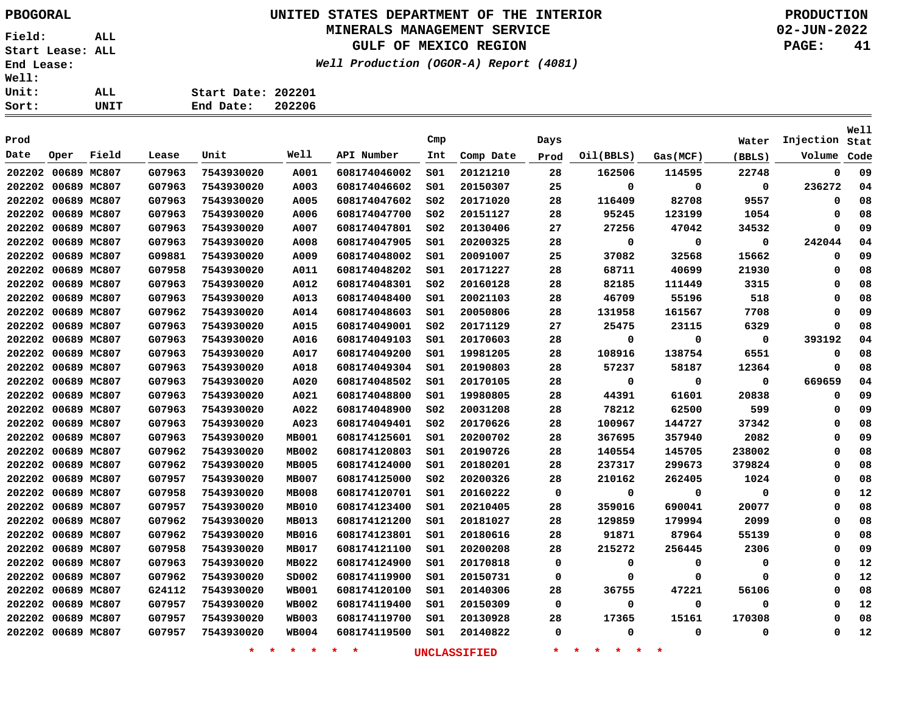PBOGORAL

# UNITED STATES DEPARTMENT OF THE INTERIOR
## MINERALS MANAGEMENT SERVICE
## GULF OF MEXICO REGION

*Well Production (OGOR-A) Report (4081)*

PRODUCTION
02-JUN-2022

Field: ALL
Start Lease: ALL
End Lease:
Well:
Unit: ALL
Sort: UNIT

Start Date: 202201
End Date: 202206

| Prod Date | Oper | Field | Lease | Unit | Well | API Number | Cmp Int | Comp Date | Days Prod | Oil(BBLS) | Gas(MCF) | Water (BBLS) | Injection Volume | Well Stat Code |
|---|---|---|---|---|---|---|---|---|---|---|---|---|---|---|
| 202202 | 00689 | MC807 | G07963 | 7543930020 | A001 | 608174046002 | S01 | 20121210 | 28 | 162506 | 114595 | 22748 | 0 | 09 |
| 202202 | 00689 | MC807 | G07963 | 7543930020 | A003 | 608174046602 | S01 | 20150307 | 25 | 0 | 0 | 0 | 236272 | 04 |
| 202202 | 00689 | MC807 | G07963 | 7543930020 | A005 | 608174047602 | S02 | 20171020 | 28 | 116409 | 82708 | 9557 | 0 | 08 |
| 202202 | 00689 | MC807 | G07963 | 7543930020 | A006 | 608174047700 | S02 | 20151127 | 28 | 95245 | 123199 | 1054 | 0 | 08 |
| 202202 | 00689 | MC807 | G07963 | 7543930020 | A007 | 608174047801 | S02 | 20130406 | 27 | 27256 | 47042 | 34532 | 0 | 09 |
| 202202 | 00689 | MC807 | G07963 | 7543930020 | A008 | 608174047905 | S01 | 20200325 | 28 | 0 | 0 | 0 | 242044 | 04 |
| 202202 | 00689 | MC807 | G09881 | 7543930020 | A009 | 608174048002 | S01 | 20091007 | 25 | 37082 | 32568 | 15662 | 0 | 09 |
| 202202 | 00689 | MC807 | G07958 | 7543930020 | A011 | 608174048202 | S01 | 20171227 | 28 | 68711 | 40699 | 21930 | 0 | 08 |
| 202202 | 00689 | MC807 | G07963 | 7543930020 | A012 | 608174048301 | S02 | 20160128 | 28 | 82185 | 111449 | 3315 | 0 | 08 |
| 202202 | 00689 | MC807 | G07963 | 7543930020 | A013 | 608174048400 | S01 | 20021103 | 28 | 46709 | 55196 | 518 | 0 | 08 |
| 202202 | 00689 | MC807 | G07962 | 7543930020 | A014 | 608174048603 | S01 | 20050806 | 28 | 131958 | 161567 | 7708 | 0 | 09 |
| 202202 | 00689 | MC807 | G07963 | 7543930020 | A015 | 608174049001 | S02 | 20171129 | 27 | 25475 | 23115 | 6329 | 0 | 08 |
| 202202 | 00689 | MC807 | G07963 | 7543930020 | A016 | 608174049103 | S01 | 20170603 | 28 | 0 | 0 | 0 | 393192 | 04 |
| 202202 | 00689 | MC807 | G07963 | 7543930020 | A017 | 608174049200 | S01 | 19981205 | 28 | 108916 | 138754 | 6551 | 0 | 08 |
| 202202 | 00689 | MC807 | G07963 | 7543930020 | A018 | 608174049304 | S01 | 20190803 | 28 | 57237 | 58187 | 12364 | 0 | 08 |
| 202202 | 00689 | MC807 | G07963 | 7543930020 | A020 | 608174048502 | S01 | 20170105 | 28 | 0 | 0 | 0 | 669659 | 04 |
| 202202 | 00689 | MC807 | G07963 | 7543930020 | A021 | 608174048800 | S01 | 19980805 | 28 | 44391 | 61601 | 20838 | 0 | 09 |
| 202202 | 00689 | MC807 | G07963 | 7543930020 | A022 | 608174048900 | S02 | 20031208 | 28 | 78212 | 62500 | 599 | 0 | 09 |
| 202202 | 00689 | MC807 | G07963 | 7543930020 | A023 | 608174049401 | S02 | 20170626 | 28 | 100967 | 144727 | 37342 | 0 | 08 |
| 202202 | 00689 | MC807 | G07963 | 7543930020 | MB001 | 608174125601 | S01 | 20200702 | 28 | 367695 | 357940 | 2082 | 0 | 09 |
| 202202 | 00689 | MC807 | G07962 | 7543930020 | MB002 | 608174120803 | S01 | 20190726 | 28 | 140554 | 145705 | 238002 | 0 | 08 |
| 202202 | 00689 | MC807 | G07962 | 7543930020 | MB005 | 608174124000 | S01 | 20180201 | 28 | 237317 | 299673 | 379824 | 0 | 08 |
| 202202 | 00689 | MC807 | G07957 | 7543930020 | MB007 | 608174125000 | S02 | 20200326 | 28 | 210162 | 262405 | 1024 | 0 | 08 |
| 202202 | 00689 | MC807 | G07958 | 7543930020 | MB008 | 608174120701 | S01 | 20160222 | 0 | 0 | 0 | 0 | 0 | 12 |
| 202202 | 00689 | MC807 | G07957 | 7543930020 | MB010 | 608174123400 | S01 | 20210405 | 28 | 359016 | 690041 | 20077 | 0 | 08 |
| 202202 | 00689 | MC807 | G07962 | 7543930020 | MB013 | 608174121200 | S01 | 20181027 | 28 | 129859 | 179994 | 2099 | 0 | 08 |
| 202202 | 00689 | MC807 | G07962 | 7543930020 | MB016 | 608174123801 | S01 | 20180616 | 28 | 91871 | 87964 | 55139 | 0 | 08 |
| 202202 | 00689 | MC807 | G07958 | 7543930020 | MB017 | 608174121100 | S01 | 20200208 | 28 | 215272 | 256445 | 2306 | 0 | 09 |
| 202202 | 00689 | MC807 | G07963 | 7543930020 | MB022 | 608174124900 | S01 | 20170818 | 0 | 0 | 0 | 0 | 0 | 12 |
| 202202 | 00689 | MC807 | G07962 | 7543930020 | SD002 | 608174119900 | S01 | 20150731 | 0 | 0 | 0 | 0 | 0 | 12 |
| 202202 | 00689 | MC807 | G24112 | 7543930020 | WB001 | 608174120100 | S01 | 20140306 | 28 | 36755 | 47221 | 56106 | 0 | 08 |
| 202202 | 00689 | MC807 | G07957 | 7543930020 | WB002 | 608174119400 | S01 | 20150309 | 0 | 0 | 0 | 0 | 0 | 12 |
| 202202 | 00689 | MC807 | G07957 | 7543930020 | WB003 | 608174119700 | S01 | 20130928 | 28 | 17365 | 15161 | 170308 | 0 | 08 |
| 202202 | 00689 | MC807 | G07957 | 7543930020 | WB004 | 608174119500 | S01 | 20140822 | 0 | 0 | 0 | 0 | 0 | 12 |

* * * * * * UNCLASSIFIED * * * * * *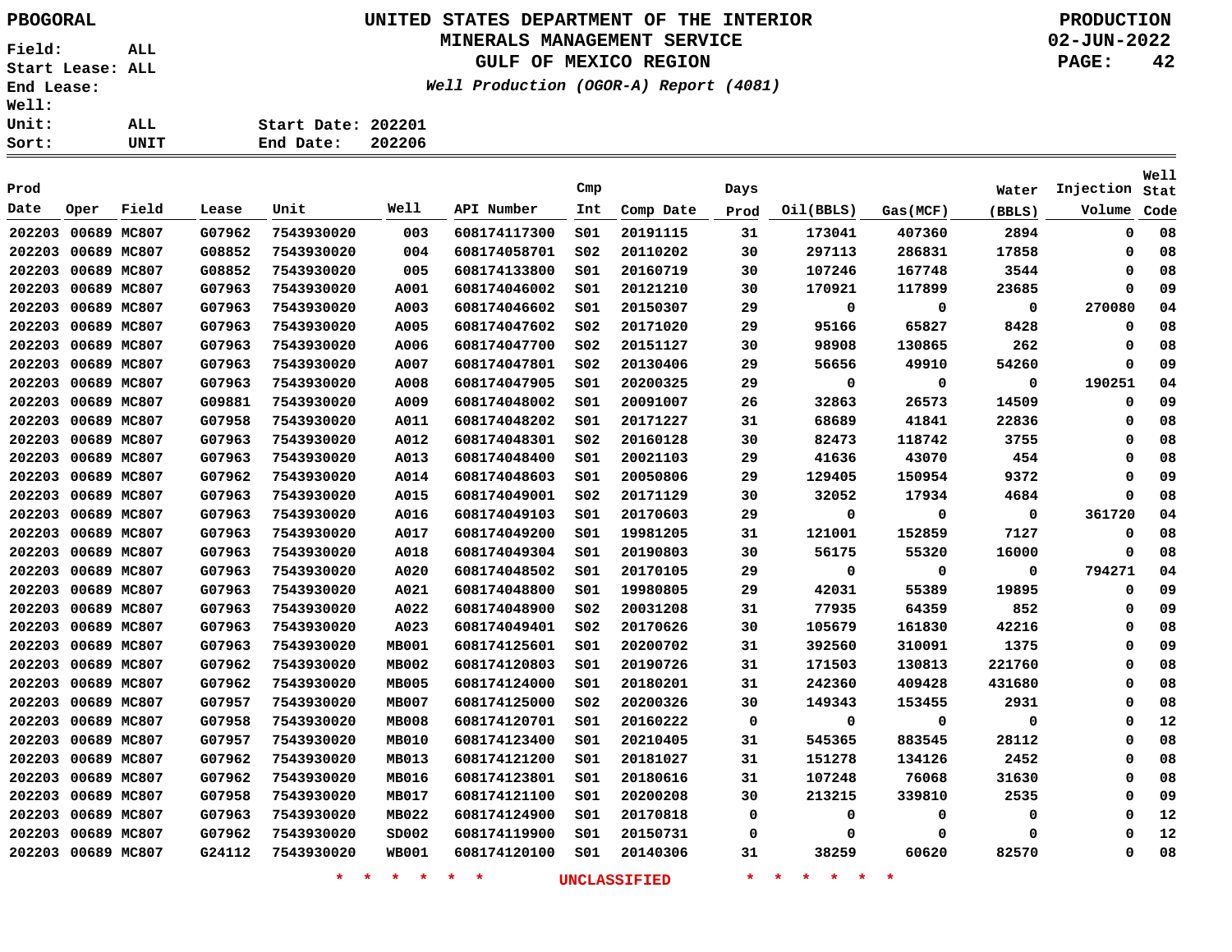PBOGORAL

**UNITED STATES DEPARTMENT OF THE INTERIOR**
**MINERALS MANAGEMENT SERVICE**
**GULF OF MEXICO REGION**
*Well Production (OGOR-A) Report (4081)*

PRODUCTION
02-JUN-2022

Field: ALL
Start Lease: ALL
End Lease:
Well:
Unit: ALL
Sort: UNIT

Start Date: 202201
End Date: 202206

| Prod Date | Oper | Field | Lease | Unit | Well | API Number | Cmp Int | Comp Date | Days Prod | Oil(BBLS) | Gas(MCF) | Water (BBLS) | Injection Volume | Well Stat Code |
|---|---|---|---|---|---|---|---|---|---|---|---|---|---|---|
| 202203 | 00689 | MC807 | G07962 | 7543930020 | 003 | 608174117300 | S01 | 20191115 | 31 | 173041 | 407360 | 2894 | 0 | 08 |
| 202203 | 00689 | MC807 | G08852 | 7543930020 | 004 | 608174058701 | S02 | 20110202 | 30 | 297113 | 286831 | 17858 | 0 | 08 |
| 202203 | 00689 | MC807 | G08852 | 7543930020 | 005 | 608174133800 | S01 | 20160719 | 30 | 107246 | 167748 | 3544 | 0 | 08 |
| 202203 | 00689 | MC807 | G07963 | 7543930020 | A001 | 608174046002 | S01 | 20121210 | 30 | 170921 | 117899 | 23685 | 0 | 09 |
| 202203 | 00689 | MC807 | G07963 | 7543930020 | A003 | 608174046602 | S01 | 20150307 | 29 | 0 | 0 | 0 | 270080 | 04 |
| 202203 | 00689 | MC807 | G07963 | 7543930020 | A005 | 608174047602 | S02 | 20171020 | 29 | 95166 | 65827 | 8428 | 0 | 08 |
| 202203 | 00689 | MC807 | G07963 | 7543930020 | A006 | 608174047700 | S02 | 20151127 | 30 | 98908 | 130865 | 262 | 0 | 08 |
| 202203 | 00689 | MC807 | G07963 | 7543930020 | A007 | 608174047801 | S02 | 20130406 | 29 | 56656 | 49910 | 54260 | 0 | 09 |
| 202203 | 00689 | MC807 | G07963 | 7543930020 | A008 | 608174047905 | S01 | 20200325 | 29 | 0 | 0 | 0 | 190251 | 04 |
| 202203 | 00689 | MC807 | G09881 | 7543930020 | A009 | 608174048002 | S01 | 20091007 | 26 | 32863 | 26573 | 14509 | 0 | 09 |
| 202203 | 00689 | MC807 | G07958 | 7543930020 | A011 | 608174048202 | S01 | 20171227 | 31 | 68689 | 41841 | 22836 | 0 | 08 |
| 202203 | 00689 | MC807 | G07963 | 7543930020 | A012 | 608174048301 | S02 | 20160128 | 30 | 82473 | 118742 | 3755 | 0 | 08 |
| 202203 | 00689 | MC807 | G07963 | 7543930020 | A013 | 608174048400 | S01 | 20021103 | 29 | 41636 | 43070 | 454 | 0 | 08 |
| 202203 | 00689 | MC807 | G07962 | 7543930020 | A014 | 608174048603 | S01 | 20050806 | 29 | 129405 | 150954 | 9372 | 0 | 09 |
| 202203 | 00689 | MC807 | G07963 | 7543930020 | A015 | 608174049001 | S02 | 20171129 | 30 | 32052 | 17934 | 4684 | 0 | 08 |
| 202203 | 00689 | MC807 | G07963 | 7543930020 | A016 | 608174049103 | S01 | 20170603 | 29 | 0 | 0 | 0 | 361720 | 04 |
| 202203 | 00689 | MC807 | G07963 | 7543930020 | A017 | 608174049200 | S01 | 19981205 | 31 | 121001 | 152859 | 7127 | 0 | 08 |
| 202203 | 00689 | MC807 | G07963 | 7543930020 | A018 | 608174049304 | S01 | 20190803 | 30 | 56175 | 55320 | 16000 | 0 | 08 |
| 202203 | 00689 | MC807 | G07963 | 7543930020 | A020 | 608174048502 | S01 | 20170105 | 29 | 0 | 0 | 0 | 794271 | 04 |
| 202203 | 00689 | MC807 | G07963 | 7543930020 | A021 | 608174048800 | S01 | 19980805 | 29 | 42031 | 55389 | 19895 | 0 | 09 |
| 202203 | 00689 | MC807 | G07963 | 7543930020 | A022 | 608174048900 | S02 | 20031208 | 31 | 77935 | 64359 | 852 | 0 | 09 |
| 202203 | 00689 | MC807 | G07963 | 7543930020 | A023 | 608174049401 | S02 | 20170626 | 30 | 105679 | 161830 | 42216 | 0 | 08 |
| 202203 | 00689 | MC807 | G07963 | 7543930020 | MB001 | 608174125601 | S01 | 20200702 | 31 | 392560 | 310091 | 1375 | 0 | 09 |
| 202203 | 00689 | MC807 | G07962 | 7543930020 | MB002 | 608174120803 | S01 | 20190726 | 31 | 171503 | 130813 | 221760 | 0 | 08 |
| 202203 | 00689 | MC807 | G07962 | 7543930020 | MB005 | 608174124000 | S01 | 20180201 | 31 | 242360 | 409428 | 431680 | 0 | 08 |
| 202203 | 00689 | MC807 | G07957 | 7543930020 | MB007 | 608174125000 | S02 | 20200326 | 30 | 149343 | 153455 | 2931 | 0 | 08 |
| 202203 | 00689 | MC807 | G07958 | 7543930020 | MB008 | 608174120701 | S01 | 20160222 | 0 | 0 | 0 | 0 | 0 | 12 |
| 202203 | 00689 | MC807 | G07957 | 7543930020 | MB010 | 608174123400 | S01 | 20210405 | 31 | 545365 | 883545 | 28112 | 0 | 08 |
| 202203 | 00689 | MC807 | G07962 | 7543930020 | MB013 | 608174121200 | S01 | 20181027 | 31 | 151278 | 134126 | 2452 | 0 | 08 |
| 202203 | 00689 | MC807 | G07962 | 7543930020 | MB016 | 608174123801 | S01 | 20180616 | 31 | 107248 | 76068 | 31630 | 0 | 08 |
| 202203 | 00689 | MC807 | G07958 | 7543930020 | MB017 | 608174121100 | S01 | 20200208 | 30 | 213215 | 339810 | 2535 | 0 | 09 |
| 202203 | 00689 | MC807 | G07963 | 7543930020 | MB022 | 608174124900 | S01 | 20170818 | 0 | 0 | 0 | 0 | 0 | 12 |
| 202203 | 00689 | MC807 | G07962 | 7543930020 | SD002 | 608174119900 | S01 | 20150731 | 0 | 0 | 0 | 0 | 0 | 12 |
| 202203 | 00689 | MC807 | G24112 | 7543930020 | WB001 | 608174120100 | S01 | 20140306 | 31 | 38259 | 60620 | 82570 | 0 | 08 |

* * * * * * UNCLASSIFIED * * * * * *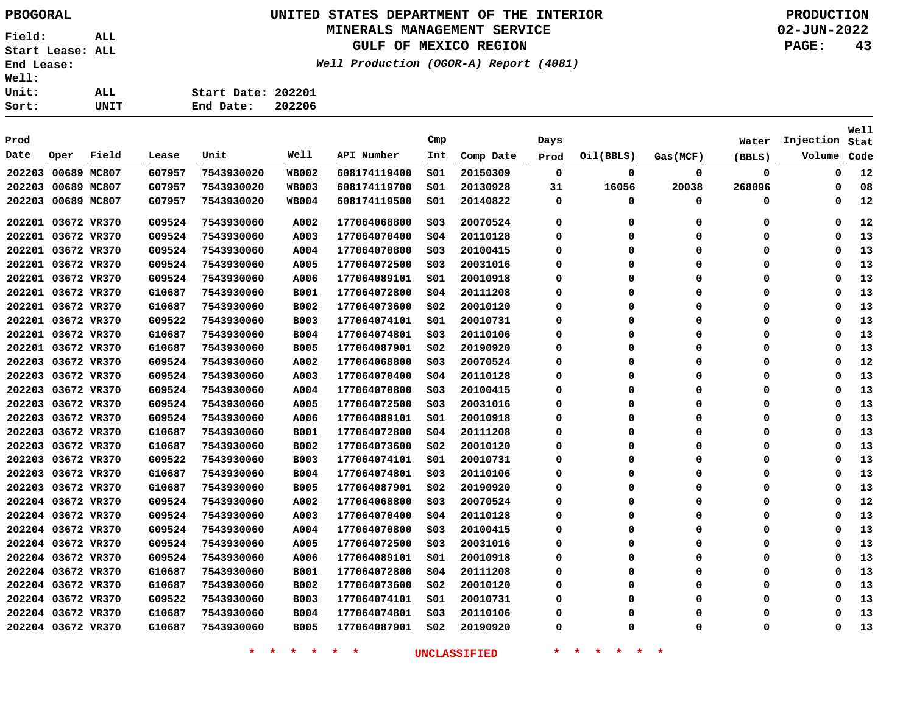PBOGORAL

# UNITED STATES DEPARTMENT OF THE INTERIOR
## MINERALS MANAGEMENT SERVICE
## GULF OF MEXICO REGION
*Well Production (OGOR-A) Report (4081)*

PRODUCTION
02-JUN-2022

Field: ALL
Start Lease: ALL
End Lease:
Well:
Unit: ALL
Sort: UNIT

Start Date: 202201
End Date: 202206

| Prod Date | Oper | Field | Lease | Unit | Well | API Number | Cmp Int | Comp Date | Days Prod | Oil(BBLS) | Gas(MCF) | Water (BBLS) | Injection Volume | Well Stat Code |
|---|---|---|---|---|---|---|---|---|---|---|---|---|---|---|
| 202203 | 00689 | MC807 | G07957 | 7543930020 | WB002 | 608174119400 | S01 | 20150309 | 0 | 0 | 0 | 0 | 0 | 12 |
| 202203 | 00689 | MC807 | G07957 | 7543930020 | WB003 | 608174119700 | S01 | 20130928 | 31 | 16056 | 20038 | 268096 | 0 | 08 |
| 202203 | 00689 | MC807 | G07957 | 7543930020 | WB004 | 608174119500 | S01 | 20140822 | 0 | 0 | 0 | 0 | 0 | 12 |
| 202201 | 03672 | VR370 | G09524 | 7543930060 | A002 | 177064068800 | S03 | 20070524 | 0 | 0 | 0 | 0 | 0 | 12 |
| 202201 | 03672 | VR370 | G09524 | 7543930060 | A003 | 177064070400 | S04 | 20110128 | 0 | 0 | 0 | 0 | 0 | 13 |
| 202201 | 03672 | VR370 | G09524 | 7543930060 | A004 | 177064070800 | S03 | 20100415 | 0 | 0 | 0 | 0 | 0 | 13 |
| 202201 | 03672 | VR370 | G09524 | 7543930060 | A005 | 177064072500 | S03 | 20031016 | 0 | 0 | 0 | 0 | 0 | 13 |
| 202201 | 03672 | VR370 | G09524 | 7543930060 | A006 | 177064089101 | S01 | 20010918 | 0 | 0 | 0 | 0 | 0 | 13 |
| 202201 | 03672 | VR370 | G10687 | 7543930060 | B001 | 177064072800 | S04 | 20111208 | 0 | 0 | 0 | 0 | 0 | 13 |
| 202201 | 03672 | VR370 | G10687 | 7543930060 | B002 | 177064073600 | S02 | 20010120 | 0 | 0 | 0 | 0 | 0 | 13 |
| 202201 | 03672 | VR370 | G09522 | 7543930060 | B003 | 177064074101 | S01 | 20010731 | 0 | 0 | 0 | 0 | 0 | 13 |
| 202201 | 03672 | VR370 | G10687 | 7543930060 | B004 | 177064074801 | S03 | 20110106 | 0 | 0 | 0 | 0 | 0 | 13 |
| 202201 | 03672 | VR370 | G10687 | 7543930060 | B005 | 177064087901 | S02 | 20190920 | 0 | 0 | 0 | 0 | 0 | 13 |
| 202203 | 03672 | VR370 | G09524 | 7543930060 | A002 | 177064068800 | S03 | 20070524 | 0 | 0 | 0 | 0 | 0 | 12 |
| 202203 | 03672 | VR370 | G09524 | 7543930060 | A003 | 177064070400 | S04 | 20110128 | 0 | 0 | 0 | 0 | 0 | 13 |
| 202203 | 03672 | VR370 | G09524 | 7543930060 | A004 | 177064070800 | S03 | 20100415 | 0 | 0 | 0 | 0 | 0 | 13 |
| 202203 | 03672 | VR370 | G09524 | 7543930060 | A005 | 177064072500 | S03 | 20031016 | 0 | 0 | 0 | 0 | 0 | 13 |
| 202203 | 03672 | VR370 | G09524 | 7543930060 | A006 | 177064089101 | S01 | 20010918 | 0 | 0 | 0 | 0 | 0 | 13 |
| 202203 | 03672 | VR370 | G10687 | 7543930060 | B001 | 177064072800 | S04 | 20111208 | 0 | 0 | 0 | 0 | 0 | 13 |
| 202203 | 03672 | VR370 | G10687 | 7543930060 | B002 | 177064073600 | S02 | 20010120 | 0 | 0 | 0 | 0 | 0 | 13 |
| 202203 | 03672 | VR370 | G09522 | 7543930060 | B003 | 177064074101 | S01 | 20010731 | 0 | 0 | 0 | 0 | 0 | 13 |
| 202203 | 03672 | VR370 | G10687 | 7543930060 | B004 | 177064074801 | S03 | 20110106 | 0 | 0 | 0 | 0 | 0 | 13 |
| 202203 | 03672 | VR370 | G10687 | 7543930060 | B005 | 177064087901 | S02 | 20190920 | 0 | 0 | 0 | 0 | 0 | 13 |
| 202204 | 03672 | VR370 | G09524 | 7543930060 | A002 | 177064068800 | S03 | 20070524 | 0 | 0 | 0 | 0 | 0 | 12 |
| 202204 | 03672 | VR370 | G09524 | 7543930060 | A003 | 177064070400 | S04 | 20110128 | 0 | 0 | 0 | 0 | 0 | 13 |
| 202204 | 03672 | VR370 | G09524 | 7543930060 | A004 | 177064070800 | S03 | 20100415 | 0 | 0 | 0 | 0 | 0 | 13 |
| 202204 | 03672 | VR370 | G09524 | 7543930060 | A005 | 177064072500 | S03 | 20031016 | 0 | 0 | 0 | 0 | 0 | 13 |
| 202204 | 03672 | VR370 | G09524 | 7543930060 | A006 | 177064089101 | S01 | 20010918 | 0 | 0 | 0 | 0 | 0 | 13 |
| 202204 | 03672 | VR370 | G10687 | 7543930060 | B001 | 177064072800 | S04 | 20111208 | 0 | 0 | 0 | 0 | 0 | 13 |
| 202204 | 03672 | VR370 | G10687 | 7543930060 | B002 | 177064073600 | S02 | 20010120 | 0 | 0 | 0 | 0 | 0 | 13 |
| 202204 | 03672 | VR370 | G09522 | 7543930060 | B003 | 177064074101 | S01 | 20010731 | 0 | 0 | 0 | 0 | 0 | 13 |
| 202204 | 03672 | VR370 | G10687 | 7543930060 | B004 | 177064074801 | S03 | 20110106 | 0 | 0 | 0 | 0 | 0 | 13 |
| 202204 | 03672 | VR370 | G10687 | 7543930060 | B005 | 177064087901 | S02 | 20190920 | 0 | 0 | 0 | 0 | 0 | 13 |

* * * * * * UNCLASSIFIED * * * * * *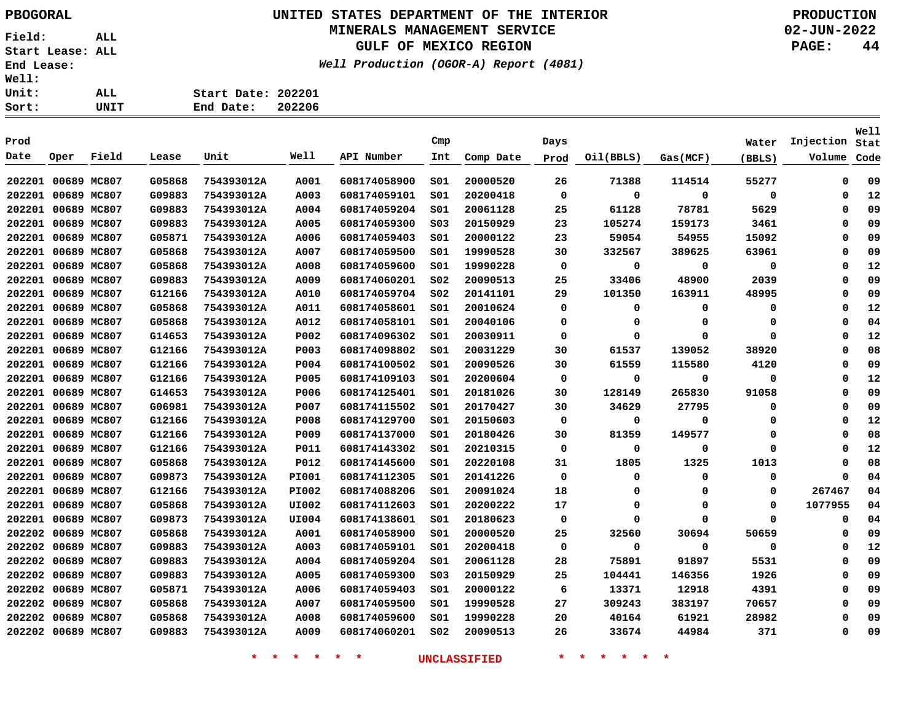PBOGORAL

# UNITED STATES DEPARTMENT OF THE INTERIOR
## MINERALS MANAGEMENT SERVICE
## GULF OF MEXICO REGION
*Well Production (OGOR-A) Report (4081)*

PRODUCTION
02-JUN-2022

Field: ALL
Start Lease: ALL
End Lease:
Well:
Unit: ALL
Sort: UNIT

Start Date: 202201
End Date: 202206

| Prod Date | Oper | Field | Lease | Unit | Well | API Number | Cmp Int | Comp Date | Days Prod | Oil(BBLS) | Gas(MCF) | Water (BBLS) | Injection Volume | Well Stat Code |
|---|---|---|---|---|---|---|---|---|---|---|---|---|---|---|
| 202201 | 00689 | MC807 | G05868 | 754393012A | A001 | 608174058900 | S01 | 20000520 | 26 | 71388 | 114514 | 55277 | 0 | 09 |
| 202201 | 00689 | MC807 | G09883 | 754393012A | A003 | 608174059101 | S01 | 20200418 | 0 | 0 | 0 | 0 | 0 | 12 |
| 202201 | 00689 | MC807 | G09883 | 754393012A | A004 | 608174059204 | S01 | 20061128 | 25 | 61128 | 78781 | 5629 | 0 | 09 |
| 202201 | 00689 | MC807 | G09883 | 754393012A | A005 | 608174059300 | S03 | 20150929 | 23 | 105274 | 159173 | 3461 | 0 | 09 |
| 202201 | 00689 | MC807 | G05871 | 754393012A | A006 | 608174059403 | S01 | 20000122 | 23 | 59054 | 54955 | 15092 | 0 | 09 |
| 202201 | 00689 | MC807 | G05868 | 754393012A | A007 | 608174059500 | S01 | 19990528 | 30 | 332567 | 389625 | 63961 | 0 | 09 |
| 202201 | 00689 | MC807 | G05868 | 754393012A | A008 | 608174059600 | S01 | 19990228 | 0 | 0 | 0 | 0 | 0 | 12 |
| 202201 | 00689 | MC807 | G09883 | 754393012A | A009 | 608174060201 | S02 | 20090513 | 25 | 33406 | 48900 | 2039 | 0 | 09 |
| 202201 | 00689 | MC807 | G12166 | 754393012A | A010 | 608174059704 | S02 | 20141101 | 29 | 101350 | 163911 | 48995 | 0 | 09 |
| 202201 | 00689 | MC807 | G05868 | 754393012A | A011 | 608174058601 | S01 | 20010624 | 0 | 0 | 0 | 0 | 0 | 12 |
| 202201 | 00689 | MC807 | G05868 | 754393012A | A012 | 608174058101 | S01 | 20040106 | 0 | 0 | 0 | 0 | 0 | 04 |
| 202201 | 00689 | MC807 | G14653 | 754393012A | P002 | 608174096302 | S01 | 20030911 | 0 | 0 | 0 | 0 | 0 | 12 |
| 202201 | 00689 | MC807 | G12166 | 754393012A | P003 | 608174098802 | S01 | 20031229 | 30 | 61537 | 139052 | 38920 | 0 | 08 |
| 202201 | 00689 | MC807 | G12166 | 754393012A | P004 | 608174100502 | S01 | 20090526 | 30 | 61559 | 115580 | 4120 | 0 | 09 |
| 202201 | 00689 | MC807 | G12166 | 754393012A | P005 | 608174109103 | S01 | 20200604 | 0 | 0 | 0 | 0 | 0 | 12 |
| 202201 | 00689 | MC807 | G14653 | 754393012A | P006 | 608174125401 | S01 | 20181026 | 30 | 128149 | 265830 | 91058 | 0 | 09 |
| 202201 | 00689 | MC807 | G06981 | 754393012A | P007 | 608174115502 | S01 | 20170427 | 30 | 34629 | 27795 | 0 | 0 | 09 |
| 202201 | 00689 | MC807 | G12166 | 754393012A | P008 | 608174129700 | S01 | 20150603 | 0 | 0 | 0 | 0 | 0 | 12 |
| 202201 | 00689 | MC807 | G12166 | 754393012A | P009 | 608174137000 | S01 | 20180426 | 30 | 81359 | 149577 | 0 | 0 | 08 |
| 202201 | 00689 | MC807 | G12166 | 754393012A | P011 | 608174143302 | S01 | 20210315 | 0 | 0 | 0 | 0 | 0 | 12 |
| 202201 | 00689 | MC807 | G05868 | 754393012A | P012 | 608174145600 | S01 | 20220108 | 31 | 1805 | 1325 | 1013 | 0 | 08 |
| 202201 | 00689 | MC807 | G09873 | 754393012A | PI001 | 608174112305 | S01 | 20141226 | 0 | 0 | 0 | 0 | 0 | 04 |
| 202201 | 00689 | MC807 | G12166 | 754393012A | PI002 | 608174088206 | S01 | 20091024 | 18 | 0 | 0 | 0 | 267467 | 04 |
| 202201 | 00689 | MC807 | G05868 | 754393012A | UI002 | 608174112603 | S01 | 20200222 | 17 | 0 | 0 | 0 | 1077955 | 04 |
| 202201 | 00689 | MC807 | G09873 | 754393012A | UI004 | 608174138601 | S01 | 20180623 | 0 | 0 | 0 | 0 | 0 | 04 |
| 202202 | 00689 | MC807 | G05868 | 754393012A | A001 | 608174058900 | S01 | 20000520 | 25 | 32560 | 30694 | 50659 | 0 | 09 |
| 202202 | 00689 | MC807 | G09883 | 754393012A | A003 | 608174059101 | S01 | 20200418 | 0 | 0 | 0 | 0 | 0 | 12 |
| 202202 | 00689 | MC807 | G09883 | 754393012A | A004 | 608174059204 | S01 | 20061128 | 28 | 75891 | 91897 | 5531 | 0 | 09 |
| 202202 | 00689 | MC807 | G09883 | 754393012A | A005 | 608174059300 | S03 | 20150929 | 25 | 104441 | 146356 | 1926 | 0 | 09 |
| 202202 | 00689 | MC807 | G05871 | 754393012A | A006 | 608174059403 | S01 | 20000122 | 6 | 13371 | 12918 | 4391 | 0 | 09 |
| 202202 | 00689 | MC807 | G05868 | 754393012A | A007 | 608174059500 | S01 | 19990528 | 27 | 309243 | 383197 | 70657 | 0 | 09 |
| 202202 | 00689 | MC807 | G05868 | 754393012A | A008 | 608174059600 | S01 | 19990228 | 20 | 40164 | 61921 | 28982 | 0 | 09 |
| 202202 | 00689 | MC807 | G09883 | 754393012A | A009 | 608174060201 | S02 | 20090513 | 26 | 33674 | 44984 | 371 | 0 | 09 |

* * * * * * UNCLASSIFIED * * * * * *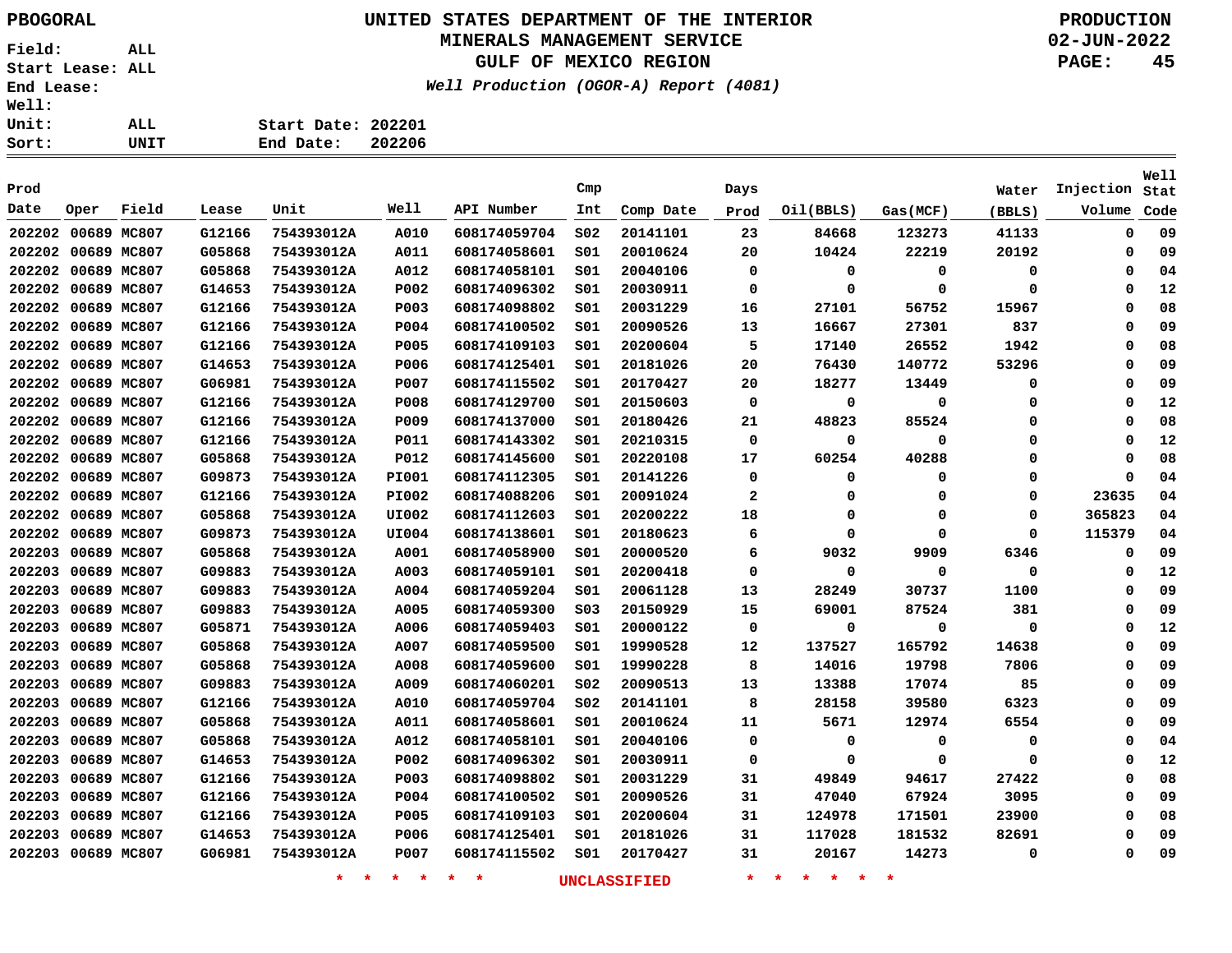PBOGORAL

Field: ALL
Start Lease: ALL
End Lease:
Well:
Unit: ALL
Sort: UNIT

# UNITED STATES DEPARTMENT OF THE INTERIOR
## MINERALS MANAGEMENT SERVICE
## GULF OF MEXICO REGION

*Well Production (OGOR-A) Report (4081)*

PRODUCTION
02-JUN-2022

Start Date: 202201
End Date: 202206

| Prod Date | Oper | Field | Lease | Unit | Well | API Number | Cmp Int | Comp Date | Days Prod | Oil(BBLS) | Gas(MCF) | Water (BBLS) | Injection Volume | Well Stat Code |
|---|---|---|---|---|---|---|---|---|---|---|---|---|---|---|
| 202202 | 00689 | MC807 | G12166 | 754393012A | A010 | 608174059704 | S02 | 20141101 | 23 | 84668 | 123273 | 41133 | 0 | 09 |
| 202202 | 00689 | MC807 | G05868 | 754393012A | A011 | 608174058601 | S01 | 20010624 | 20 | 10424 | 22219 | 20192 | 0 | 09 |
| 202202 | 00689 | MC807 | G05868 | 754393012A | A012 | 608174058101 | S01 | 20040106 | 0 | 0 | 0 | 0 | 0 | 04 |
| 202202 | 00689 | MC807 | G14653 | 754393012A | P002 | 608174096302 | S01 | 20030911 | 0 | 0 | 0 | 0 | 0 | 12 |
| 202202 | 00689 | MC807 | G12166 | 754393012A | P003 | 608174098802 | S01 | 20031229 | 16 | 27101 | 56752 | 15967 | 0 | 08 |
| 202202 | 00689 | MC807 | G12166 | 754393012A | P004 | 608174100502 | S01 | 20090526 | 13 | 16667 | 27301 | 837 | 0 | 09 |
| 202202 | 00689 | MC807 | G12166 | 754393012A | P005 | 608174109103 | S01 | 20200604 | 5 | 17140 | 26552 | 1942 | 0 | 08 |
| 202202 | 00689 | MC807 | G14653 | 754393012A | P006 | 608174125401 | S01 | 20181026 | 20 | 76430 | 140772 | 53296 | 0 | 09 |
| 202202 | 00689 | MC807 | G06981 | 754393012A | P007 | 608174115502 | S01 | 20170427 | 20 | 18277 | 13449 | 0 | 0 | 09 |
| 202202 | 00689 | MC807 | G12166 | 754393012A | P008 | 608174129700 | S01 | 20150603 | 0 | 0 | 0 | 0 | 0 | 12 |
| 202202 | 00689 | MC807 | G12166 | 754393012A | P009 | 608174137000 | S01 | 20180426 | 21 | 48823 | 85524 | 0 | 0 | 08 |
| 202202 | 00689 | MC807 | G12166 | 754393012A | P011 | 608174143302 | S01 | 20210315 | 0 | 0 | 0 | 0 | 0 | 12 |
| 202202 | 00689 | MC807 | G05868 | 754393012A | P012 | 608174145600 | S01 | 20220108 | 17 | 60254 | 40288 | 0 | 0 | 08 |
| 202202 | 00689 | MC807 | G09873 | 754393012A | PI001 | 608174112305 | S01 | 20141226 | 0 | 0 | 0 | 0 | 0 | 04 |
| 202202 | 00689 | MC807 | G12166 | 754393012A | PI002 | 608174088206 | S01 | 20091024 | 2 | 0 | 0 | 0 | 23635 | 04 |
| 202202 | 00689 | MC807 | G05868 | 754393012A | UI002 | 608174112603 | S01 | 20200222 | 18 | 0 | 0 | 0 | 365823 | 04 |
| 202202 | 00689 | MC807 | G09873 | 754393012A | UI004 | 608174138601 | S01 | 20180623 | 6 | 0 | 0 | 0 | 115379 | 04 |
| 202203 | 00689 | MC807 | G05868 | 754393012A | A001 | 608174058900 | S01 | 20000520 | 6 | 9032 | 9909 | 6346 | 0 | 09 |
| 202203 | 00689 | MC807 | G09883 | 754393012A | A003 | 608174059101 | S01 | 20200418 | 0 | 0 | 0 | 0 | 0 | 12 |
| 202203 | 00689 | MC807 | G09883 | 754393012A | A004 | 608174059204 | S01 | 20061128 | 13 | 28249 | 30737 | 1100 | 0 | 09 |
| 202203 | 00689 | MC807 | G09883 | 754393012A | A005 | 608174059300 | S03 | 20150929 | 15 | 69001 | 87524 | 381 | 0 | 09 |
| 202203 | 00689 | MC807 | G05871 | 754393012A | A006 | 608174059403 | S01 | 20000122 | 0 | 0 | 0 | 0 | 0 | 12 |
| 202203 | 00689 | MC807 | G05868 | 754393012A | A007 | 608174059500 | S01 | 19990528 | 12 | 137527 | 165792 | 14638 | 0 | 09 |
| 202203 | 00689 | MC807 | G05868 | 754393012A | A008 | 608174059600 | S01 | 19990228 | 8 | 14016 | 19798 | 7806 | 0 | 09 |
| 202203 | 00689 | MC807 | G09883 | 754393012A | A009 | 608174060201 | S02 | 20090513 | 13 | 13388 | 17074 | 85 | 0 | 09 |
| 202203 | 00689 | MC807 | G12166 | 754393012A | A010 | 608174059704 | S02 | 20141101 | 8 | 28158 | 39580 | 6323 | 0 | 09 |
| 202203 | 00689 | MC807 | G05868 | 754393012A | A011 | 608174058601 | S01 | 20010624 | 11 | 5671 | 12974 | 6554 | 0 | 09 |
| 202203 | 00689 | MC807 | G05868 | 754393012A | A012 | 608174058101 | S01 | 20040106 | 0 | 0 | 0 | 0 | 0 | 04 |
| 202203 | 00689 | MC807 | G14653 | 754393012A | P002 | 608174096302 | S01 | 20030911 | 0 | 0 | 0 | 0 | 0 | 12 |
| 202203 | 00689 | MC807 | G12166 | 754393012A | P003 | 608174098802 | S01 | 20031229 | 31 | 49849 | 94617 | 27422 | 0 | 08 |
| 202203 | 00689 | MC807 | G12166 | 754393012A | P004 | 608174100502 | S01 | 20090526 | 31 | 47040 | 67924 | 3095 | 0 | 09 |
| 202203 | 00689 | MC807 | G12166 | 754393012A | P005 | 608174109103 | S01 | 20200604 | 31 | 124978 | 171501 | 23900 | 0 | 08 |
| 202203 | 00689 | MC807 | G14653 | 754393012A | P006 | 608174125401 | S01 | 20181026 | 31 | 117028 | 181532 | 82691 | 0 | 09 |
| 202203 | 00689 | MC807 | G06981 | 754393012A | P007 | 608174115502 | S01 | 20170427 | 31 | 20167 | 14273 | 0 | 0 | 09 |

* * * * * * UNCLASSIFIED * * * * * *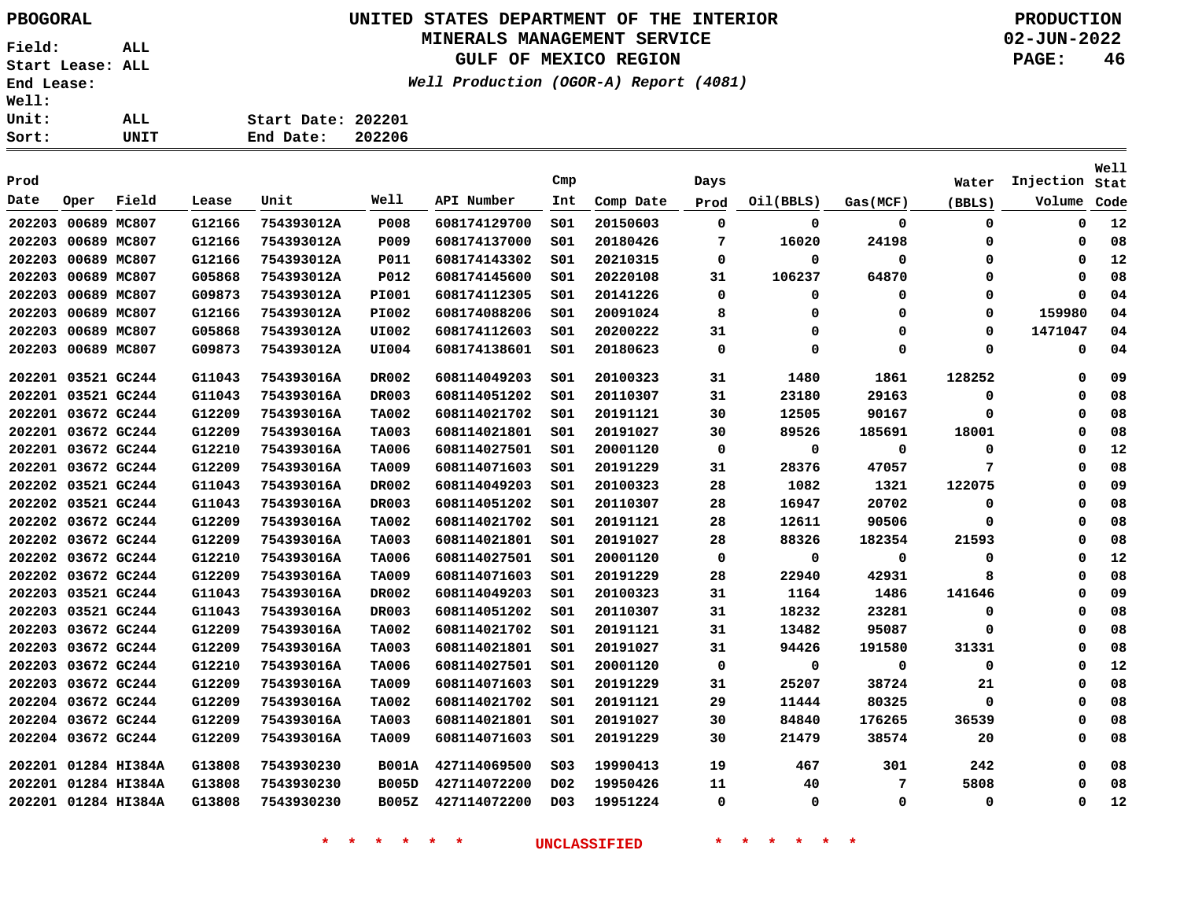PBOGORAL

# UNITED STATES DEPARTMENT OF THE INTERIOR
## MINERALS MANAGEMENT SERVICE
## GULF OF MEXICO REGION

*Well Production (OGOR-A) Report (4081)*

PRODUCTION
02-JUN-2022

Field: ALL
Start Lease: ALL
End Lease:
Well:
Unit: ALL
Sort: UNIT

Start Date: 202201
End Date: 202206

| Prod Date | Oper | Field | Lease | Unit | Well | API Number | Cmp Int | Comp Date | Days Prod | Oil(BBLS) | Gas(MCF) | Water (BBLS) | Injection Volume | Well Stat Code |
|---|---|---|---|---|---|---|---|---|---|---|---|---|---|---|
| 202203 | 00689 | MC807 | G12166 | 754393012A | P008 | 608174129700 | S01 | 20150603 | 0 | 0 | 0 | 0 | 0 | 12 |
| 202203 | 00689 | MC807 | G12166 | 754393012A | P009 | 608174137000 | S01 | 20180426 | 7 | 16020 | 24198 | 0 | 0 | 08 |
| 202203 | 00689 | MC807 | G12166 | 754393012A | P011 | 608174143302 | S01 | 20210315 | 0 | 0 | 0 | 0 | 0 | 12 |
| 202203 | 00689 | MC807 | G05868 | 754393012A | P012 | 608174145600 | S01 | 20220108 | 31 | 106237 | 64870 | 0 | 0 | 08 |
| 202203 | 00689 | MC807 | G09873 | 754393012A | PI001 | 608174112305 | S01 | 20141226 | 0 | 0 | 0 | 0 | 0 | 04 |
| 202203 | 00689 | MC807 | G12166 | 754393012A | PI002 | 608174088206 | S01 | 20091024 | 8 | 0 | 0 | 0 | 159980 | 04 |
| 202203 | 00689 | MC807 | G05868 | 754393012A | UI002 | 608174112603 | S01 | 20200222 | 31 | 0 | 0 | 0 | 1471047 | 04 |
| 202203 | 00689 | MC807 | G09873 | 754393012A | UI004 | 608174138601 | S01 | 20180623 | 0 | 0 | 0 | 0 | 0 | 04 |
| 202201 | 03521 | GC244 | G11043 | 754393016A | DR002 | 608114049203 | S01 | 20100323 | 31 | 1480 | 1861 | 128252 | 0 | 09 |
| 202201 | 03521 | GC244 | G11043 | 754393016A | DR003 | 608114051202 | S01 | 20110307 | 31 | 23180 | 29163 | 0 | 0 | 08 |
| 202201 | 03672 | GC244 | G12209 | 754393016A | TA002 | 608114021702 | S01 | 20191121 | 30 | 12505 | 90167 | 0 | 0 | 08 |
| 202201 | 03672 | GC244 | G12209 | 754393016A | TA003 | 608114021801 | S01 | 20191027 | 30 | 89526 | 185691 | 18001 | 0 | 08 |
| 202201 | 03672 | GC244 | G12210 | 754393016A | TA006 | 608114027501 | S01 | 20001120 | 0 | 0 | 0 | 0 | 0 | 12 |
| 202201 | 03672 | GC244 | G12209 | 754393016A | TA009 | 608114071603 | S01 | 20191229 | 31 | 28376 | 47057 | 7 | 0 | 08 |
| 202202 | 03521 | GC244 | G11043 | 754393016A | DR002 | 608114049203 | S01 | 20100323 | 28 | 1082 | 1321 | 122075 | 0 | 09 |
| 202202 | 03521 | GC244 | G11043 | 754393016A | DR003 | 608114051202 | S01 | 20110307 | 28 | 16947 | 20702 | 0 | 0 | 08 |
| 202202 | 03672 | GC244 | G12209 | 754393016A | TA002 | 608114021702 | S01 | 20191121 | 28 | 12611 | 90506 | 0 | 0 | 08 |
| 202202 | 03672 | GC244 | G12209 | 754393016A | TA003 | 608114021801 | S01 | 20191027 | 28 | 88326 | 182354 | 21593 | 0 | 08 |
| 202202 | 03672 | GC244 | G12210 | 754393016A | TA006 | 608114027501 | S01 | 20001120 | 0 | 0 | 0 | 0 | 0 | 12 |
| 202202 | 03672 | GC244 | G12209 | 754393016A | TA009 | 608114071603 | S01 | 20191229 | 28 | 22940 | 42931 | 8 | 0 | 08 |
| 202203 | 03521 | GC244 | G11043 | 754393016A | DR002 | 608114049203 | S01 | 20100323 | 31 | 1164 | 1486 | 141646 | 0 | 09 |
| 202203 | 03521 | GC244 | G11043 | 754393016A | DR003 | 608114051202 | S01 | 20110307 | 31 | 18232 | 23281 | 0 | 0 | 08 |
| 202203 | 03672 | GC244 | G12209 | 754393016A | TA002 | 608114021702 | S01 | 20191121 | 31 | 13482 | 95087 | 0 | 0 | 08 |
| 202203 | 03672 | GC244 | G12209 | 754393016A | TA003 | 608114021801 | S01 | 20191027 | 31 | 94426 | 191580 | 31331 | 0 | 08 |
| 202203 | 03672 | GC244 | G12210 | 754393016A | TA006 | 608114027501 | S01 | 20001120 | 0 | 0 | 0 | 0 | 0 | 12 |
| 202203 | 03672 | GC244 | G12209 | 754393016A | TA009 | 608114071603 | S01 | 20191229 | 31 | 25207 | 38724 | 21 | 0 | 08 |
| 202204 | 03672 | GC244 | G12209 | 754393016A | TA002 | 608114021702 | S01 | 20191121 | 29 | 11444 | 80325 | 0 | 0 | 08 |
| 202204 | 03672 | GC244 | G12209 | 754393016A | TA003 | 608114021801 | S01 | 20191027 | 30 | 84840 | 176265 | 36539 | 0 | 08 |
| 202204 | 03672 | GC244 | G12209 | 754393016A | TA009 | 608114071603 | S01 | 20191229 | 30 | 21479 | 38574 | 20 | 0 | 08 |
| 202201 | 01284 | HI384A | G13808 | 7543930230 | B001A | 427114069500 | S03 | 19990413 | 19 | 467 | 301 | 242 | 0 | 08 |
| 202201 | 01284 | HI384A | G13808 | 7543930230 | B005D | 427114072200 | D02 | 19950426 | 11 | 40 | 7 | 5808 | 0 | 08 |
| 202201 | 01284 | HI384A | G13808 | 7543930230 | B005Z | 427114072200 | D03 | 19951224 | 0 | 0 | 0 | 0 | 0 | 12 |

* * * * * * UNCLASSIFIED * * * * * *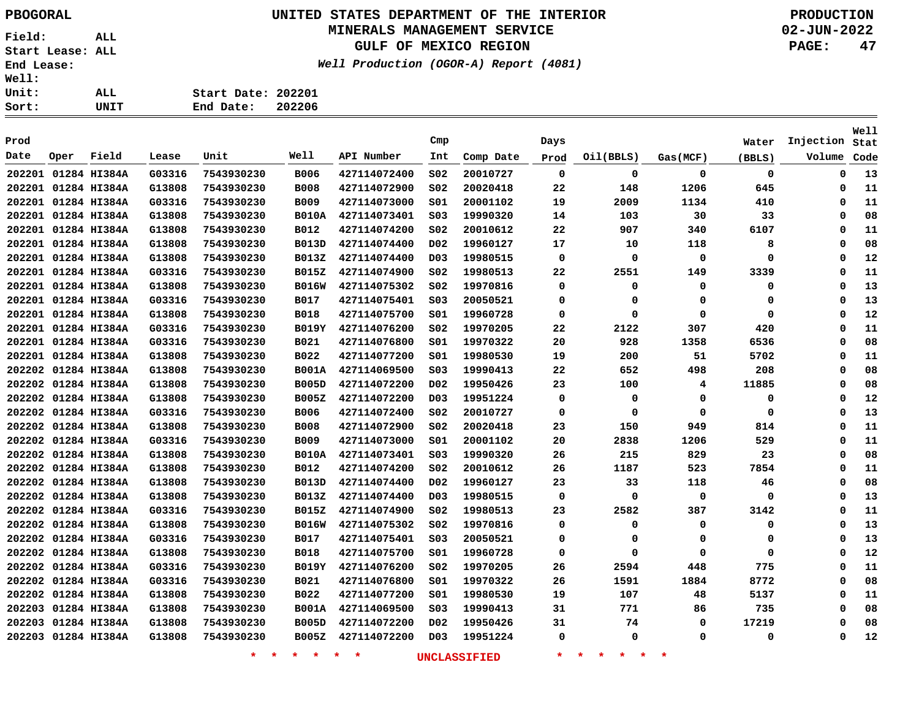# UNITED STATES DEPARTMENT OF THE INTERIOR
## MINERALS MANAGEMENT SERVICE
## GULF OF MEXICO REGION
### *Well Production (OGOR-A) Report (4081)*

PBOGORAL

PRODUCTION
02-JUN-2022

Field: ALL
Start Lease: ALL
End Lease:
Well:
Unit: ALL
Sort: UNIT

Start Date: 202201
End Date: 202206

| Prod Date | Oper | Field | Lease | Unit | Well | API Number | Cmp Int | Comp Date | Days Prod | Oil(BBLS) | Gas(MCF) | Water (BBLS) | Injection Volume | Well Stat Code |
|---|---|---|---|---|---|---|---|---|---|---|---|---|---|---|
| 202201 | 01284 | HI384A | G03316 | 7543930230 | B006 | 427114072400 | S02 | 20010727 | 0 | 0 | 0 | 0 | 0 | 13 |
| 202201 | 01284 | HI384A | G13808 | 7543930230 | B008 | 427114072900 | S02 | 20020418 | 22 | 148 | 1206 | 645 | 0 | 11 |
| 202201 | 01284 | HI384A | G03316 | 7543930230 | B009 | 427114073000 | S01 | 20001102 | 19 | 2009 | 1134 | 410 | 0 | 11 |
| 202201 | 01284 | HI384A | G13808 | 7543930230 | B010A | 427114073401 | S03 | 19990320 | 14 | 103 | 30 | 33 | 0 | 08 |
| 202201 | 01284 | HI384A | G13808 | 7543930230 | B012 | 427114074200 | S02 | 20010612 | 22 | 907 | 340 | 6107 | 0 | 11 |
| 202201 | 01284 | HI384A | G13808 | 7543930230 | B013D | 427114074400 | D02 | 19960127 | 17 | 10 | 118 | 8 | 0 | 08 |
| 202201 | 01284 | HI384A | G13808 | 7543930230 | B013Z | 427114074400 | D03 | 19980515 | 0 | 0 | 0 | 0 | 0 | 12 |
| 202201 | 01284 | HI384A | G03316 | 7543930230 | B015Z | 427114074900 | S02 | 19980513 | 22 | 2551 | 149 | 3339 | 0 | 11 |
| 202201 | 01284 | HI384A | G13808 | 7543930230 | B016W | 427114075302 | S02 | 19970816 | 0 | 0 | 0 | 0 | 0 | 13 |
| 202201 | 01284 | HI384A | G03316 | 7543930230 | B017 | 427114075401 | S03 | 20050521 | 0 | 0 | 0 | 0 | 0 | 13 |
| 202201 | 01284 | HI384A | G13808 | 7543930230 | B018 | 427114075700 | S01 | 19960728 | 0 | 0 | 0 | 0 | 0 | 12 |
| 202201 | 01284 | HI384A | G03316 | 7543930230 | B019Y | 427114076200 | S02 | 19970205 | 22 | 2122 | 307 | 420 | 0 | 11 |
| 202201 | 01284 | HI384A | G03316 | 7543930230 | B021 | 427114076800 | S01 | 19970322 | 20 | 928 | 1358 | 6536 | 0 | 08 |
| 202201 | 01284 | HI384A | G13808 | 7543930230 | B022 | 427114077200 | S01 | 19980530 | 19 | 200 | 51 | 5702 | 0 | 11 |
| 202202 | 01284 | HI384A | G13808 | 7543930230 | B001A | 427114069500 | S03 | 19990413 | 22 | 652 | 498 | 208 | 0 | 08 |
| 202202 | 01284 | HI384A | G13808 | 7543930230 | B005D | 427114072200 | D02 | 19950426 | 23 | 100 | 4 | 11885 | 0 | 08 |
| 202202 | 01284 | HI384A | G13808 | 7543930230 | B005Z | 427114072200 | D03 | 19951224 | 0 | 0 | 0 | 0 | 0 | 12 |
| 202202 | 01284 | HI384A | G03316 | 7543930230 | B006 | 427114072400 | S02 | 20010727 | 0 | 0 | 0 | 0 | 0 | 13 |
| 202202 | 01284 | HI384A | G13808 | 7543930230 | B008 | 427114072900 | S02 | 20020418 | 23 | 150 | 949 | 814 | 0 | 11 |
| 202202 | 01284 | HI384A | G03316 | 7543930230 | B009 | 427114073000 | S01 | 20001102 | 20 | 2838 | 1206 | 529 | 0 | 11 |
| 202202 | 01284 | HI384A | G13808 | 7543930230 | B010A | 427114073401 | S03 | 19990320 | 26 | 215 | 829 | 23 | 0 | 08 |
| 202202 | 01284 | HI384A | G13808 | 7543930230 | B012 | 427114074200 | S02 | 20010612 | 26 | 1187 | 523 | 7854 | 0 | 11 |
| 202202 | 01284 | HI384A | G13808 | 7543930230 | B013D | 427114074400 | D02 | 19960127 | 23 | 33 | 118 | 46 | 0 | 08 |
| 202202 | 01284 | HI384A | G13808 | 7543930230 | B013Z | 427114074400 | D03 | 19980515 | 0 | 0 | 0 | 0 | 0 | 13 |
| 202202 | 01284 | HI384A | G03316 | 7543930230 | B015Z | 427114074900 | S02 | 19980513 | 23 | 2582 | 387 | 3142 | 0 | 11 |
| 202202 | 01284 | HI384A | G13808 | 7543930230 | B016W | 427114075302 | S02 | 19970816 | 0 | 0 | 0 | 0 | 0 | 13 |
| 202202 | 01284 | HI384A | G03316 | 7543930230 | B017 | 427114075401 | S03 | 20050521 | 0 | 0 | 0 | 0 | 0 | 13 |
| 202202 | 01284 | HI384A | G13808 | 7543930230 | B018 | 427114075700 | S01 | 19960728 | 0 | 0 | 0 | 0 | 0 | 12 |
| 202202 | 01284 | HI384A | G03316 | 7543930230 | B019Y | 427114076200 | S02 | 19970205 | 26 | 2594 | 448 | 775 | 0 | 11 |
| 202202 | 01284 | HI384A | G03316 | 7543930230 | B021 | 427114076800 | S01 | 19970322 | 26 | 1591 | 1884 | 8772 | 0 | 08 |
| 202202 | 01284 | HI384A | G13808 | 7543930230 | B022 | 427114077200 | S01 | 19980530 | 19 | 107 | 48 | 5137 | 0 | 11 |
| 202203 | 01284 | HI384A | G13808 | 7543930230 | B001A | 427114069500 | S03 | 19990413 | 31 | 771 | 86 | 735 | 0 | 08 |
| 202203 | 01284 | HI384A | G13808 | 7543930230 | B005D | 427114072200 | D02 | 19950426 | 31 | 74 | 0 | 17219 | 0 | 08 |
| 202203 | 01284 | HI384A | G13808 | 7543930230 | B005Z | 427114072200 | D03 | 19951224 | 0 | 0 | 0 | 0 | 0 | 12 |

\* \* \* \* \* \* UNCLASSIFIED \* \* \* \* \* \*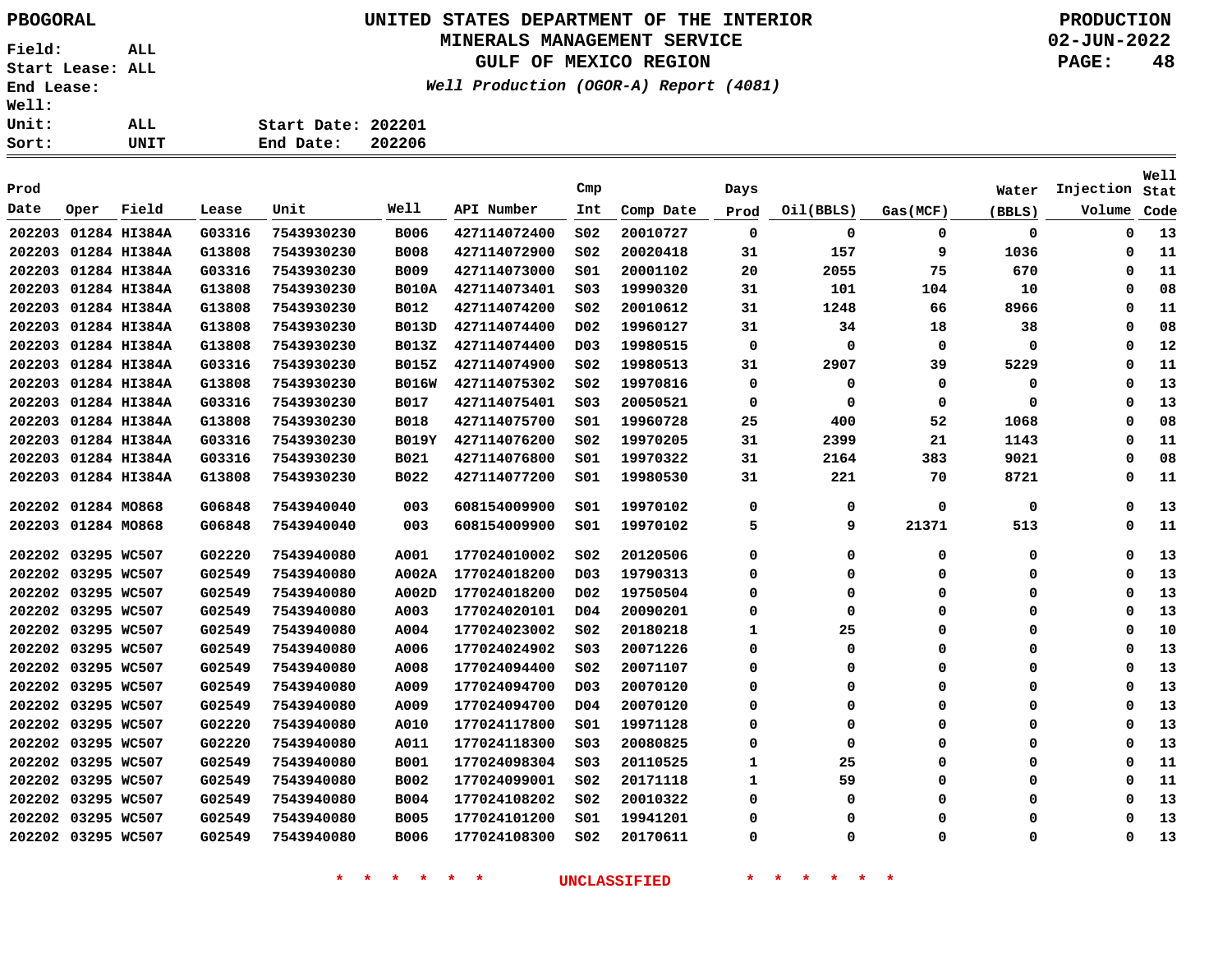PBOGORAL

# UNITED STATES DEPARTMENT OF THE INTERIOR
## MINERALS MANAGEMENT SERVICE
## GULF OF MEXICO REGION

*Well Production (OGOR-A) Report (4081)*

PRODUCTION
02-JUN-2022

Field: ALL
Start Lease: ALL
End Lease:
Well:
Unit: ALL
Sort: UNIT

Start Date: 202201
End Date: 202206

| Prod Date | Oper | Field | Lease | Unit | Well | API Number | Cmp Int | Comp Date | Days Prod | Oil(BBLS) | Gas(MCF) | Water (BBLS) | Injection Volume | Well Stat Code |
|---|---|---|---|---|---|---|---|---|---|---|---|---|---|---|
| 202203 | 01284 | HI384A | G03316 | 7543930230 | B006 | 427114072400 | S02 | 20010727 | 0 | 0 | 0 | 0 | 0 | 13 |
| 202203 | 01284 | HI384A | G13808 | 7543930230 | B008 | 427114072900 | S02 | 20020418 | 31 | 157 | 9 | 1036 | 0 | 11 |
| 202203 | 01284 | HI384A | G03316 | 7543930230 | B009 | 427114073000 | S01 | 20001102 | 20 | 2055 | 75 | 670 | 0 | 11 |
| 202203 | 01284 | HI384A | G13808 | 7543930230 | B010A | 427114073401 | S03 | 19990320 | 31 | 101 | 104 | 10 | 0 | 08 |
| 202203 | 01284 | HI384A | G13808 | 7543930230 | B012 | 427114074200 | S02 | 20010612 | 31 | 1248 | 66 | 8966 | 0 | 11 |
| 202203 | 01284 | HI384A | G13808 | 7543930230 | B013D | 427114074400 | D02 | 19960127 | 31 | 34 | 18 | 38 | 0 | 08 |
| 202203 | 01284 | HI384A | G13808 | 7543930230 | B013Z | 427114074400 | D03 | 19980515 | 0 | 0 | 0 | 0 | 0 | 12 |
| 202203 | 01284 | HI384A | G03316 | 7543930230 | B015Z | 427114074900 | S02 | 19980513 | 31 | 2907 | 39 | 5229 | 0 | 11 |
| 202203 | 01284 | HI384A | G13808 | 7543930230 | B016W | 427114075302 | S02 | 19970816 | 0 | 0 | 0 | 0 | 0 | 13 |
| 202203 | 01284 | HI384A | G03316 | 7543930230 | B017 | 427114075401 | S03 | 20050521 | 0 | 0 | 0 | 0 | 0 | 13 |
| 202203 | 01284 | HI384A | G13808 | 7543930230 | B018 | 427114075700 | S01 | 19960728 | 25 | 400 | 52 | 1068 | 0 | 08 |
| 202203 | 01284 | HI384A | G03316 | 7543930230 | B019Y | 427114076200 | S02 | 19970205 | 31 | 2399 | 21 | 1143 | 0 | 11 |
| 202203 | 01284 | HI384A | G03316 | 7543930230 | B021 | 427114076800 | S01 | 19970322 | 31 | 2164 | 383 | 9021 | 0 | 08 |
| 202203 | 01284 | HI384A | G13808 | 7543930230 | B022 | 427114077200 | S01 | 19980530 | 31 | 221 | 70 | 8721 | 0 | 11 |
| 202202 | 01284 | MO868 | G06848 | 7543940040 | 003 | 608154009900 | S01 | 19970102 | 0 | 0 | 0 | 0 | 0 | 13 |
| 202203 | 01284 | MO868 | G06848 | 7543940040 | 003 | 608154009900 | S01 | 19970102 | 5 | 9 | 21371 | 513 | 0 | 11 |
| 202202 | 03295 | WC507 | G02220 | 7543940080 | A001 | 177024010002 | S02 | 20120506 | 0 | 0 | 0 | 0 | 0 | 13 |
| 202202 | 03295 | WC507 | G02549 | 7543940080 | A002A | 177024018200 | D03 | 19790313 | 0 | 0 | 0 | 0 | 0 | 13 |
| 202202 | 03295 | WC507 | G02549 | 7543940080 | A002D | 177024018200 | D02 | 19750504 | 0 | 0 | 0 | 0 | 0 | 13 |
| 202202 | 03295 | WC507 | G02549 | 7543940080 | A003 | 177024020101 | D04 | 20090201 | 0 | 0 | 0 | 0 | 0 | 13 |
| 202202 | 03295 | WC507 | G02549 | 7543940080 | A004 | 177024023002 | S02 | 20180218 | 1 | 25 | 0 | 0 | 0 | 10 |
| 202202 | 03295 | WC507 | G02549 | 7543940080 | A006 | 177024024902 | S03 | 20071226 | 0 | 0 | 0 | 0 | 0 | 13 |
| 202202 | 03295 | WC507 | G02549 | 7543940080 | A008 | 177024094400 | S02 | 20071107 | 0 | 0 | 0 | 0 | 0 | 13 |
| 202202 | 03295 | WC507 | G02549 | 7543940080 | A009 | 177024094700 | D03 | 20070120 | 0 | 0 | 0 | 0 | 0 | 13 |
| 202202 | 03295 | WC507 | G02549 | 7543940080 | A009 | 177024094700 | D04 | 20070120 | 0 | 0 | 0 | 0 | 0 | 13 |
| 202202 | 03295 | WC507 | G02220 | 7543940080 | A010 | 177024117800 | S01 | 19971128 | 0 | 0 | 0 | 0 | 0 | 13 |
| 202202 | 03295 | WC507 | G02220 | 7543940080 | A011 | 177024118300 | S03 | 20080825 | 0 | 0 | 0 | 0 | 0 | 13 |
| 202202 | 03295 | WC507 | G02549 | 7543940080 | B001 | 177024098304 | S03 | 20110525 | 1 | 25 | 0 | 0 | 0 | 11 |
| 202202 | 03295 | WC507 | G02549 | 7543940080 | B002 | 177024099001 | S02 | 20171118 | 1 | 59 | 0 | 0 | 0 | 11 |
| 202202 | 03295 | WC507 | G02549 | 7543940080 | B004 | 177024108202 | S02 | 20010322 | 0 | 0 | 0 | 0 | 0 | 13 |
| 202202 | 03295 | WC507 | G02549 | 7543940080 | B005 | 177024101200 | S01 | 19941201 | 0 | 0 | 0 | 0 | 0 | 13 |
| 202202 | 03295 | WC507 | G02549 | 7543940080 | B006 | 177024108300 | S02 | 20170611 | 0 | 0 | 0 | 0 | 0 | 13 |

* * * * * * UNCLASSIFIED * * * * * *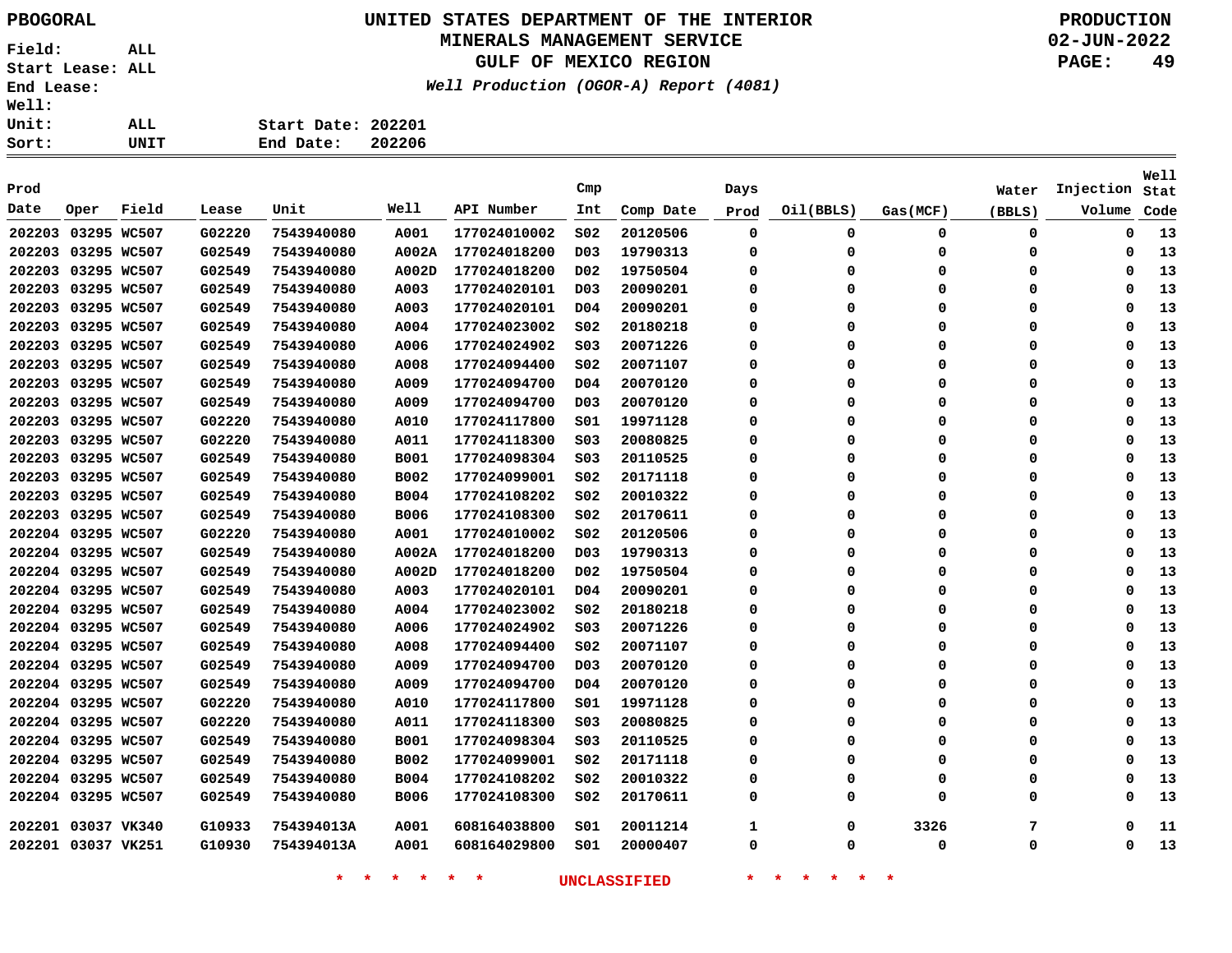PBOGORAL

Field: ALL
Start Lease: ALL
End Lease:
Well:
Unit: ALL
Sort: UNIT

# UNITED STATES DEPARTMENT OF THE INTERIOR
## MINERALS MANAGEMENT SERVICE
## GULF OF MEXICO REGION

*Well Production (OGOR-A) Report (4081)*

PRODUCTION
02-JUN-2022

Start Date: 202201
End Date: 202206

| Prod Date | Oper | Field | Lease | Unit | Well | API Number | Cmp Int | Comp Date | Days Prod | Oil(BBLS) | Gas(MCF) | Water (BBLS) | Injection Volume | Well Stat Code |
|---|---|---|---|---|---|---|---|---|---|---|---|---|---|---|
| 202203 | 03295 | WC507 | G02220 | 7543940080 | A001 | 177024010002 | S02 | 20120506 | 0 | 0 | 0 | 0 | 0 | 13 |
| 202203 | 03295 | WC507 | G02549 | 7543940080 | A002A | 177024018200 | D03 | 19790313 | 0 | 0 | 0 | 0 | 0 | 13 |
| 202203 | 03295 | WC507 | G02549 | 7543940080 | A002D | 177024018200 | D02 | 19750504 | 0 | 0 | 0 | 0 | 0 | 13 |
| 202203 | 03295 | WC507 | G02549 | 7543940080 | A003 | 177024020101 | D03 | 20090201 | 0 | 0 | 0 | 0 | 0 | 13 |
| 202203 | 03295 | WC507 | G02549 | 7543940080 | A003 | 177024020101 | D04 | 20090201 | 0 | 0 | 0 | 0 | 0 | 13 |
| 202203 | 03295 | WC507 | G02549 | 7543940080 | A004 | 177024023002 | S02 | 20180218 | 0 | 0 | 0 | 0 | 0 | 13 |
| 202203 | 03295 | WC507 | G02549 | 7543940080 | A006 | 177024024902 | S03 | 20071226 | 0 | 0 | 0 | 0 | 0 | 13 |
| 202203 | 03295 | WC507 | G02549 | 7543940080 | A008 | 177024094400 | S02 | 20071107 | 0 | 0 | 0 | 0 | 0 | 13 |
| 202203 | 03295 | WC507 | G02549 | 7543940080 | A009 | 177024094700 | D04 | 20070120 | 0 | 0 | 0 | 0 | 0 | 13 |
| 202203 | 03295 | WC507 | G02549 | 7543940080 | A009 | 177024094700 | D03 | 20070120 | 0 | 0 | 0 | 0 | 0 | 13 |
| 202203 | 03295 | WC507 | G02220 | 7543940080 | A010 | 177024117800 | S01 | 19971128 | 0 | 0 | 0 | 0 | 0 | 13 |
| 202203 | 03295 | WC507 | G02220 | 7543940080 | A011 | 177024118300 | S03 | 20080825 | 0 | 0 | 0 | 0 | 0 | 13 |
| 202203 | 03295 | WC507 | G02549 | 7543940080 | B001 | 177024098304 | S03 | 20110525 | 0 | 0 | 0 | 0 | 0 | 13 |
| 202203 | 03295 | WC507 | G02549 | 7543940080 | B002 | 177024099001 | S02 | 20171118 | 0 | 0 | 0 | 0 | 0 | 13 |
| 202203 | 03295 | WC507 | G02549 | 7543940080 | B004 | 177024108202 | S02 | 20010322 | 0 | 0 | 0 | 0 | 0 | 13 |
| 202203 | 03295 | WC507 | G02549 | 7543940080 | B006 | 177024108300 | S02 | 20170611 | 0 | 0 | 0 | 0 | 0 | 13 |
| 202204 | 03295 | WC507 | G02220 | 7543940080 | A001 | 177024010002 | S02 | 20120506 | 0 | 0 | 0 | 0 | 0 | 13 |
| 202204 | 03295 | WC507 | G02549 | 7543940080 | A002A | 177024018200 | D03 | 19790313 | 0 | 0 | 0 | 0 | 0 | 13 |
| 202204 | 03295 | WC507 | G02549 | 7543940080 | A002D | 177024018200 | D02 | 19750504 | 0 | 0 | 0 | 0 | 0 | 13 |
| 202204 | 03295 | WC507 | G02549 | 7543940080 | A003 | 177024020101 | D04 | 20090201 | 0 | 0 | 0 | 0 | 0 | 13 |
| 202204 | 03295 | WC507 | G02549 | 7543940080 | A004 | 177024023002 | S02 | 20180218 | 0 | 0 | 0 | 0 | 0 | 13 |
| 202204 | 03295 | WC507 | G02549 | 7543940080 | A006 | 177024024902 | S03 | 20071226 | 0 | 0 | 0 | 0 | 0 | 13 |
| 202204 | 03295 | WC507 | G02549 | 7543940080 | A008 | 177024094400 | S02 | 20071107 | 0 | 0 | 0 | 0 | 0 | 13 |
| 202204 | 03295 | WC507 | G02549 | 7543940080 | A009 | 177024094700 | D03 | 20070120 | 0 | 0 | 0 | 0 | 0 | 13 |
| 202204 | 03295 | WC507 | G02549 | 7543940080 | A009 | 177024094700 | D04 | 20070120 | 0 | 0 | 0 | 0 | 0 | 13 |
| 202204 | 03295 | WC507 | G02220 | 7543940080 | A010 | 177024117800 | S01 | 19971128 | 0 | 0 | 0 | 0 | 0 | 13 |
| 202204 | 03295 | WC507 | G02220 | 7543940080 | A011 | 177024118300 | S03 | 20080825 | 0 | 0 | 0 | 0 | 0 | 13 |
| 202204 | 03295 | WC507 | G02549 | 7543940080 | B001 | 177024098304 | S03 | 20110525 | 0 | 0 | 0 | 0 | 0 | 13 |
| 202204 | 03295 | WC507 | G02549 | 7543940080 | B002 | 177024099001 | S02 | 20171118 | 0 | 0 | 0 | 0 | 0 | 13 |
| 202204 | 03295 | WC507 | G02549 | 7543940080 | B004 | 177024108202 | S02 | 20010322 | 0 | 0 | 0 | 0 | 0 | 13 |
| 202204 | 03295 | WC507 | G02549 | 7543940080 | B006 | 177024108300 | S02 | 20170611 | 0 | 0 | 0 | 0 | 0 | 13 |
| 202201 | 03037 | VK340 | G10933 | 754394013A | A001 | 608164038800 | S01 | 20011214 | 1 | 0 | 3326 | 7 | 0 | 11 |
| 202201 | 03037 | VK251 | G10930 | 754394013A | A001 | 608164029800 | S01 | 20000407 | 0 | 0 | 0 | 0 | 0 | 13 |

\* \* \* \* \* \* UNCLASSIFIED \* \* \* \* \* \*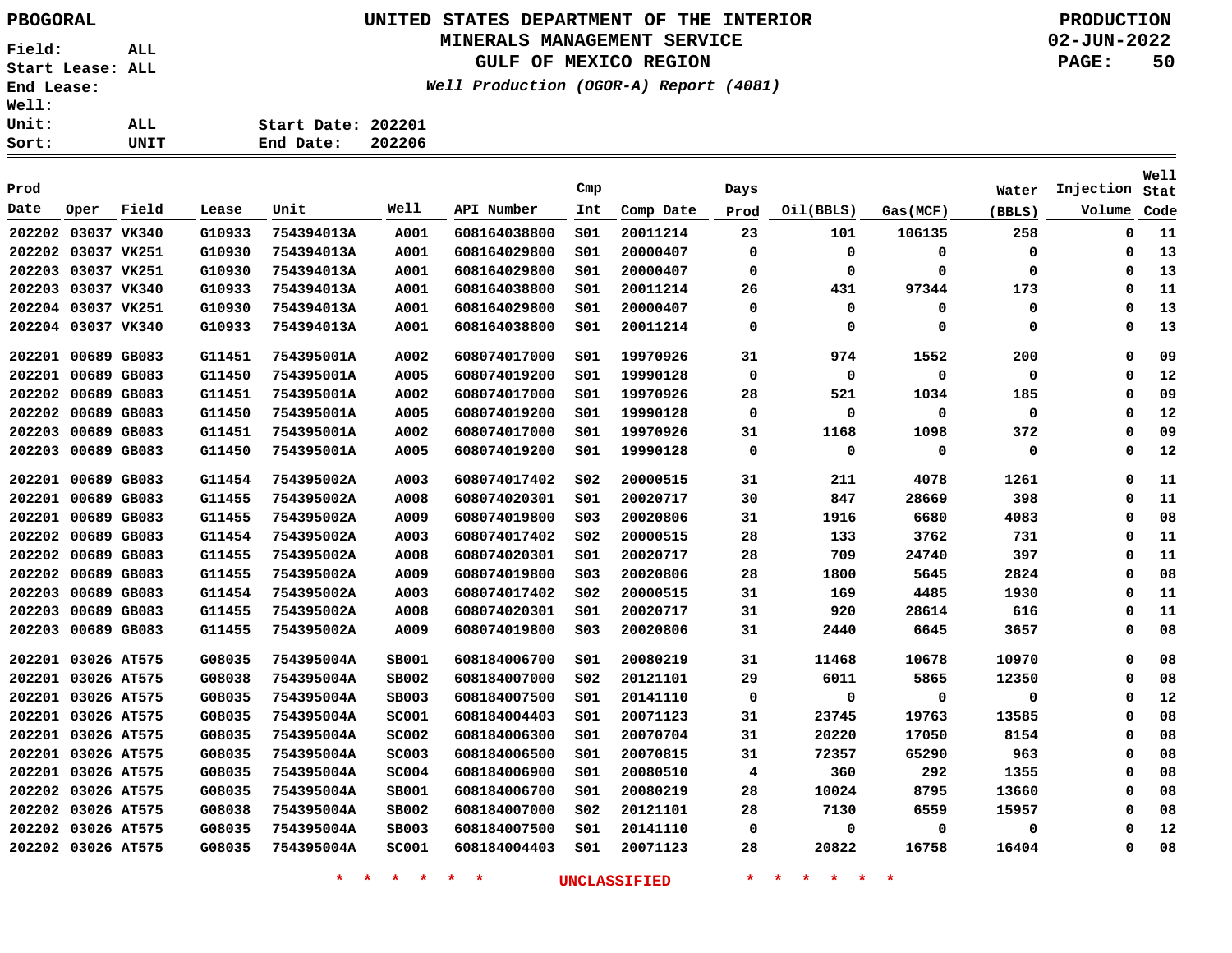PBOGORAL

# UNITED STATES DEPARTMENT OF THE INTERIOR
## MINERALS MANAGEMENT SERVICE
## GULF OF MEXICO REGION
*Well Production (OGOR-A) Report (4081)*

PRODUCTION
02-JUN-2022

Field: ALL
Start Lease: ALL
End Lease:
Well:
Unit: ALL
Sort: UNIT

Start Date: 202201
End Date: 202206

| Prod Date | Oper | Field | Lease | Unit | Well | API Number | Cmp Int | Comp Date | Days Prod | Oil(BBLS) | Gas(MCF) | Water (BBLS) | Injection Volume | Well Stat Code |
|---|---|---|---|---|---|---|---|---|---|---|---|---|---|---|
| 202202 | 03037 | VK340 | G10933 | 754394013A | A001 | 608164038800 | S01 | 20011214 | 23 | 101 | 106135 | 258 | 0 | 11 |
| 202202 | 03037 | VK251 | G10930 | 754394013A | A001 | 608164029800 | S01 | 20000407 | 0 | 0 | 0 | 0 | 0 | 13 |
| 202203 | 03037 | VK251 | G10930 | 754394013A | A001 | 608164029800 | S01 | 20000407 | 0 | 0 | 0 | 0 | 0 | 13 |
| 202203 | 03037 | VK340 | G10933 | 754394013A | A001 | 608164038800 | S01 | 20011214 | 26 | 431 | 97344 | 173 | 0 | 11 |
| 202204 | 03037 | VK251 | G10930 | 754394013A | A001 | 608164029800 | S01 | 20000407 | 0 | 0 | 0 | 0 | 0 | 13 |
| 202204 | 03037 | VK340 | G10933 | 754394013A | A001 | 608164038800 | S01 | 20011214 | 0 | 0 | 0 | 0 | 0 | 13 |
| 202201 | 00689 | GB083 | G11451 | 754395001A | A002 | 608074017000 | S01 | 19970926 | 31 | 974 | 1552 | 200 | 0 | 09 |
| 202201 | 00689 | GB083 | G11450 | 754395001A | A005 | 608074019200 | S01 | 19990128 | 0 | 0 | 0 | 0 | 0 | 12 |
| 202202 | 00689 | GB083 | G11451 | 754395001A | A002 | 608074017000 | S01 | 19970926 | 28 | 521 | 1034 | 185 | 0 | 09 |
| 202202 | 00689 | GB083 | G11450 | 754395001A | A005 | 608074019200 | S01 | 19990128 | 0 | 0 | 0 | 0 | 0 | 12 |
| 202203 | 00689 | GB083 | G11451 | 754395001A | A002 | 608074017000 | S01 | 19970926 | 31 | 1168 | 1098 | 372 | 0 | 09 |
| 202203 | 00689 | GB083 | G11450 | 754395001A | A005 | 608074019200 | S01 | 19990128 | 0 | 0 | 0 | 0 | 0 | 12 |
| 202201 | 00689 | GB083 | G11454 | 754395002A | A003 | 608074017402 | S02 | 20000515 | 31 | 211 | 4078 | 1261 | 0 | 11 |
| 202201 | 00689 | GB083 | G11455 | 754395002A | A008 | 608074020301 | S01 | 20020717 | 30 | 847 | 28669 | 398 | 0 | 11 |
| 202201 | 00689 | GB083 | G11455 | 754395002A | A009 | 608074019800 | S03 | 20020806 | 31 | 1916 | 6680 | 4083 | 0 | 08 |
| 202202 | 00689 | GB083 | G11454 | 754395002A | A003 | 608074017402 | S02 | 20000515 | 28 | 133 | 3762 | 731 | 0 | 11 |
| 202202 | 00689 | GB083 | G11455 | 754395002A | A008 | 608074020301 | S01 | 20020717 | 28 | 709 | 24740 | 397 | 0 | 11 |
| 202202 | 00689 | GB083 | G11455 | 754395002A | A009 | 608074019800 | S03 | 20020806 | 28 | 1800 | 5645 | 2824 | 0 | 08 |
| 202203 | 00689 | GB083 | G11454 | 754395002A | A003 | 608074017402 | S02 | 20000515 | 31 | 169 | 4485 | 1930 | 0 | 11 |
| 202203 | 00689 | GB083 | G11455 | 754395002A | A008 | 608074020301 | S01 | 20020717 | 31 | 920 | 28614 | 616 | 0 | 11 |
| 202203 | 00689 | GB083 | G11455 | 754395002A | A009 | 608074019800 | S03 | 20020806 | 31 | 2440 | 6645 | 3657 | 0 | 08 |
| 202201 | 03026 | AT575 | G08035 | 754395004A | SB001 | 608184006700 | S01 | 20080219 | 31 | 11468 | 10678 | 10970 | 0 | 08 |
| 202201 | 03026 | AT575 | G08038 | 754395004A | SB002 | 608184007000 | S02 | 20121101 | 29 | 6011 | 5865 | 12350 | 0 | 08 |
| 202201 | 03026 | AT575 | G08035 | 754395004A | SB003 | 608184007500 | S01 | 20141110 | 0 | 0 | 0 | 0 | 0 | 12 |
| 202201 | 03026 | AT575 | G08035 | 754395004A | SC001 | 608184004403 | S01 | 20071123 | 31 | 23745 | 19763 | 13585 | 0 | 08 |
| 202201 | 03026 | AT575 | G08035 | 754395004A | SC002 | 608184006300 | S01 | 20070704 | 31 | 20220 | 17050 | 8154 | 0 | 08 |
| 202201 | 03026 | AT575 | G08035 | 754395004A | SC003 | 608184006500 | S01 | 20070815 | 31 | 72357 | 65290 | 963 | 0 | 08 |
| 202201 | 03026 | AT575 | G08035 | 754395004A | SC004 | 608184006900 | S01 | 20080510 | 4 | 360 | 292 | 1355 | 0 | 08 |
| 202202 | 03026 | AT575 | G08035 | 754395004A | SB001 | 608184006700 | S01 | 20080219 | 28 | 10024 | 8795 | 13660 | 0 | 08 |
| 202202 | 03026 | AT575 | G08038 | 754395004A | SB002 | 608184007000 | S02 | 20121101 | 28 | 7130 | 6559 | 15957 | 0 | 08 |
| 202202 | 03026 | AT575 | G08035 | 754395004A | SB003 | 608184007500 | S01 | 20141110 | 0 | 0 | 0 | 0 | 0 | 12 |
| 202202 | 03026 | AT575 | G08035 | 754395004A | SC001 | 608184004403 | S01 | 20071123 | 28 | 20822 | 16758 | 16404 | 0 | 08 |

* * * * * * UNCLASSIFIED * * * * * *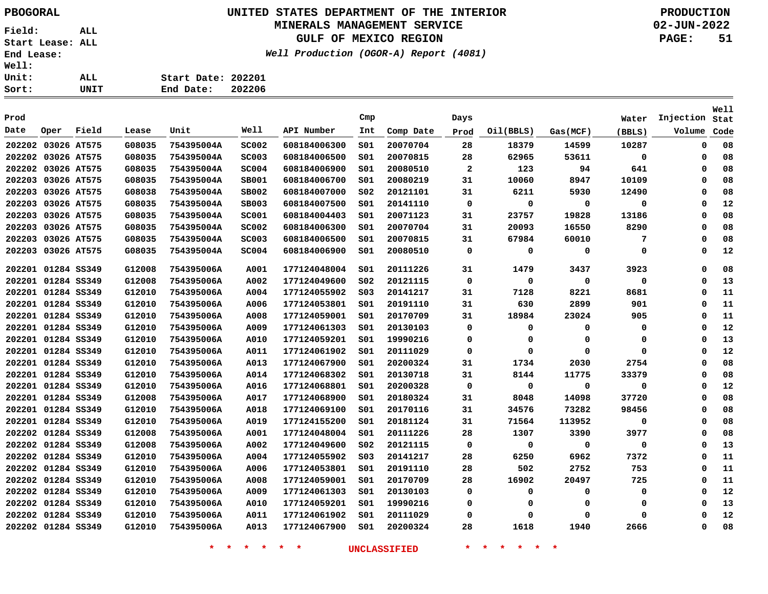PBOGORAL

# UNITED STATES DEPARTMENT OF THE INTERIOR
## MINERALS MANAGEMENT SERVICE
## GULF OF MEXICO REGION
*Well Production (OGOR-A) Report (4081)*

PRODUCTION
02-JUN-2022

Field: ALL
Start Lease: ALL
End Lease:
Well:
Unit: ALL    Start Date: 202201
Sort: UNIT    End Date: 202206

| Prod Date | Oper | Field | Lease | Unit | Well | API Number | Cmp Int | Comp Date | Days Prod | Oil(BBLS) | Gas(MCF) | Water (BBLS) | Injection Volume | Well Stat Code |
|---|---|---|---|---|---|---|---|---|---|---|---|---|---|---|
| 202202 | 03026 | AT575 | G08035 | 754395004A | SC002 | 608184006300 | S01 | 20070704 | 28 | 18379 | 14599 | 10287 | 0 | 08 |
| 202202 | 03026 | AT575 | G08035 | 754395004A | SC003 | 608184006500 | S01 | 20070815 | 28 | 62965 | 53611 | 0 | 0 | 08 |
| 202202 | 03026 | AT575 | G08035 | 754395004A | SC004 | 608184006900 | S01 | 20080510 | 2 | 123 | 94 | 641 | 0 | 08 |
| 202203 | 03026 | AT575 | G08035 | 754395004A | SB001 | 608184006700 | S01 | 20080219 | 31 | 10060 | 8947 | 10109 | 0 | 08 |
| 202203 | 03026 | AT575 | G08038 | 754395004A | SB002 | 608184007000 | S02 | 20121101 | 31 | 6211 | 5930 | 12490 | 0 | 08 |
| 202203 | 03026 | AT575 | G08035 | 754395004A | SB003 | 608184007500 | S01 | 20141110 | 0 | 0 | 0 | 0 | 0 | 12 |
| 202203 | 03026 | AT575 | G08035 | 754395004A | SC001 | 608184004403 | S01 | 20071123 | 31 | 23757 | 19828 | 13186 | 0 | 08 |
| 202203 | 03026 | AT575 | G08035 | 754395004A | SC002 | 608184006300 | S01 | 20070704 | 31 | 20093 | 16550 | 8290 | 0 | 08 |
| 202203 | 03026 | AT575 | G08035 | 754395004A | SC003 | 608184006500 | S01 | 20070815 | 31 | 67984 | 60010 | 7 | 0 | 08 |
| 202203 | 03026 | AT575 | G08035 | 754395004A | SC004 | 608184006900 | S01 | 20080510 | 0 | 0 | 0 | 0 | 0 | 12 |
| 202201 | 01284 | SS349 | G12008 | 754395006A | A001 | 177124048004 | S01 | 20111226 | 31 | 1479 | 3437 | 3923 | 0 | 08 |
| 202201 | 01284 | SS349 | G12008 | 754395006A | A002 | 177124049600 | S02 | 20121115 | 0 | 0 | 0 | 0 | 0 | 13 |
| 202201 | 01284 | SS349 | G12010 | 754395006A | A004 | 177124055902 | S03 | 20141217 | 31 | 7128 | 8221 | 8681 | 0 | 11 |
| 202201 | 01284 | SS349 | G12010 | 754395006A | A006 | 177124053801 | S01 | 20191110 | 31 | 630 | 2899 | 901 | 0 | 11 |
| 202201 | 01284 | SS349 | G12010 | 754395006A | A008 | 177124059001 | S01 | 20170709 | 31 | 18984 | 23024 | 905 | 0 | 11 |
| 202201 | 01284 | SS349 | G12010 | 754395006A | A009 | 177124061303 | S01 | 20130103 | 0 | 0 | 0 | 0 | 0 | 12 |
| 202201 | 01284 | SS349 | G12010 | 754395006A | A010 | 177124059201 | S01 | 19990216 | 0 | 0 | 0 | 0 | 0 | 13 |
| 202201 | 01284 | SS349 | G12010 | 754395006A | A011 | 177124061902 | S01 | 20111029 | 0 | 0 | 0 | 0 | 0 | 12 |
| 202201 | 01284 | SS349 | G12010 | 754395006A | A013 | 177124067900 | S01 | 20200324 | 31 | 1734 | 2030 | 2754 | 0 | 08 |
| 202201 | 01284 | SS349 | G12010 | 754395006A | A014 | 177124068302 | S01 | 20130718 | 31 | 8144 | 11775 | 33379 | 0 | 08 |
| 202201 | 01284 | SS349 | G12010 | 754395006A | A016 | 177124068801 | S01 | 20200328 | 0 | 0 | 0 | 0 | 0 | 12 |
| 202201 | 01284 | SS349 | G12008 | 754395006A | A017 | 177124068900 | S01 | 20180324 | 31 | 8048 | 14098 | 37720 | 0 | 08 |
| 202201 | 01284 | SS349 | G12010 | 754395006A | A018 | 177124069100 | S01 | 20170116 | 31 | 34576 | 73282 | 98456 | 0 | 08 |
| 202201 | 01284 | SS349 | G12010 | 754395006A | A019 | 177124155200 | S01 | 20181124 | 31 | 71564 | 113952 | 0 | 0 | 08 |
| 202202 | 01284 | SS349 | G12008 | 754395006A | A001 | 177124048004 | S01 | 20111226 | 28 | 1307 | 3390 | 3977 | 0 | 08 |
| 202202 | 01284 | SS349 | G12008 | 754395006A | A002 | 177124049600 | S02 | 20121115 | 0 | 0 | 0 | 0 | 0 | 13 |
| 202202 | 01284 | SS349 | G12010 | 754395006A | A004 | 177124055902 | S03 | 20141217 | 28 | 6250 | 6962 | 7372 | 0 | 11 |
| 202202 | 01284 | SS349 | G12010 | 754395006A | A006 | 177124053801 | S01 | 20191110 | 28 | 502 | 2752 | 753 | 0 | 11 |
| 202202 | 01284 | SS349 | G12010 | 754395006A | A008 | 177124059001 | S01 | 20170709 | 28 | 16902 | 20497 | 725 | 0 | 11 |
| 202202 | 01284 | SS349 | G12010 | 754395006A | A009 | 177124061303 | S01 | 20130103 | 0 | 0 | 0 | 0 | 0 | 12 |
| 202202 | 01284 | SS349 | G12010 | 754395006A | A010 | 177124059201 | S01 | 19990216 | 0 | 0 | 0 | 0 | 0 | 13 |
| 202202 | 01284 | SS349 | G12010 | 754395006A | A011 | 177124061902 | S01 | 20111029 | 0 | 0 | 0 | 0 | 0 | 12 |
| 202202 | 01284 | SS349 | G12010 | 754395006A | A013 | 177124067900 | S01 | 20200324 | 28 | 1618 | 1940 | 2666 | 0 | 08 |

* * * * * * UNCLASSIFIED * * * * * *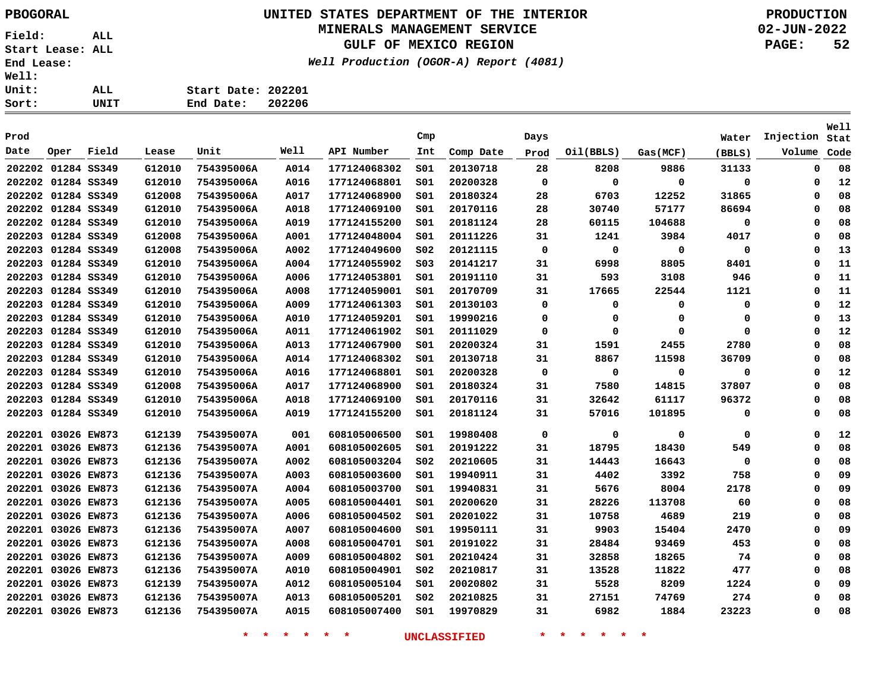PBOGORAL

# UNITED STATES DEPARTMENT OF THE INTERIOR
## MINERALS MANAGEMENT SERVICE
## GULF OF MEXICO REGION
*Well Production (OGOR-A) Report (4081)*

PRODUCTION
02-JUN-2022

Field: ALL
Start Lease: ALL
End Lease:
Well:
Unit: ALL
Sort: UNIT

Start Date: 202201
End Date: 202206

| Prod Date | Oper | Field | Lease | Unit | Well | API Number | Cmp Int | Comp Date | Days Prod | Oil(BBLS) | Gas(MCF) | Water (BBLS) | Injection Volume | Well Stat Code |
|---|---|---|---|---|---|---|---|---|---|---|---|---|---|---|
| 202202 | 01284 | SS349 | G12010 | 754395006A | A014 | 177124068302 | S01 | 20130718 | 28 | 8208 | 9886 | 31133 | 0 | 08 |
| 202202 | 01284 | SS349 | G12010 | 754395006A | A016 | 177124068801 | S01 | 20200328 | 0 | 0 | 0 | 0 | 0 | 12 |
| 202202 | 01284 | SS349 | G12008 | 754395006A | A017 | 177124068900 | S01 | 20180324 | 28 | 6703 | 12252 | 31865 | 0 | 08 |
| 202202 | 01284 | SS349 | G12010 | 754395006A | A018 | 177124069100 | S01 | 20170116 | 28 | 30740 | 57177 | 86694 | 0 | 08 |
| 202202 | 01284 | SS349 | G12010 | 754395006A | A019 | 177124155200 | S01 | 20181124 | 28 | 60115 | 104688 | 0 | 0 | 08 |
| 202203 | 01284 | SS349 | G12008 | 754395006A | A001 | 177124048004 | S01 | 20111226 | 31 | 1241 | 3984 | 4017 | 0 | 08 |
| 202203 | 01284 | SS349 | G12008 | 754395006A | A002 | 177124049600 | S02 | 20121115 | 0 | 0 | 0 | 0 | 0 | 13 |
| 202203 | 01284 | SS349 | G12010 | 754395006A | A004 | 177124055902 | S03 | 20141217 | 31 | 6998 | 8805 | 8401 | 0 | 11 |
| 202203 | 01284 | SS349 | G12010 | 754395006A | A006 | 177124053801 | S01 | 20191110 | 31 | 593 | 3108 | 946 | 0 | 11 |
| 202203 | 01284 | SS349 | G12010 | 754395006A | A008 | 177124059001 | S01 | 20170709 | 31 | 17665 | 22544 | 1121 | 0 | 11 |
| 202203 | 01284 | SS349 | G12010 | 754395006A | A009 | 177124061303 | S01 | 20130103 | 0 | 0 | 0 | 0 | 0 | 12 |
| 202203 | 01284 | SS349 | G12010 | 754395006A | A010 | 177124059201 | S01 | 19990216 | 0 | 0 | 0 | 0 | 0 | 13 |
| 202203 | 01284 | SS349 | G12010 | 754395006A | A011 | 177124061902 | S01 | 20111029 | 0 | 0 | 0 | 0 | 0 | 12 |
| 202203 | 01284 | SS349 | G12010 | 754395006A | A013 | 177124067900 | S01 | 20200324 | 31 | 1591 | 2455 | 2780 | 0 | 08 |
| 202203 | 01284 | SS349 | G12010 | 754395006A | A014 | 177124068302 | S01 | 20130718 | 31 | 8867 | 11598 | 36709 | 0 | 08 |
| 202203 | 01284 | SS349 | G12010 | 754395006A | A016 | 177124068801 | S01 | 20200328 | 0 | 0 | 0 | 0 | 0 | 12 |
| 202203 | 01284 | SS349 | G12008 | 754395006A | A017 | 177124068900 | S01 | 20180324 | 31 | 7580 | 14815 | 37807 | 0 | 08 |
| 202203 | 01284 | SS349 | G12010 | 754395006A | A018 | 177124069100 | S01 | 20170116 | 31 | 32642 | 61117 | 96372 | 0 | 08 |
| 202203 | 01284 | SS349 | G12010 | 754395006A | A019 | 177124155200 | S01 | 20181124 | 31 | 57016 | 101895 | 0 | 0 | 08 |
| 202201 | 03026 | EW873 | G12139 | 754395007A | 001 | 608105006500 | S01 | 19980408 | 0 | 0 | 0 | 0 | 0 | 12 |
| 202201 | 03026 | EW873 | G12136 | 754395007A | A001 | 608105002605 | S01 | 20191222 | 31 | 18795 | 18430 | 549 | 0 | 08 |
| 202201 | 03026 | EW873 | G12136 | 754395007A | A002 | 608105003204 | S02 | 20210605 | 31 | 14443 | 16643 | 0 | 0 | 08 |
| 202201 | 03026 | EW873 | G12136 | 754395007A | A003 | 608105003600 | S01 | 19940911 | 31 | 4402 | 3392 | 758 | 0 | 09 |
| 202201 | 03026 | EW873 | G12136 | 754395007A | A004 | 608105003700 | S01 | 19940831 | 31 | 5676 | 8004 | 2178 | 0 | 09 |
| 202201 | 03026 | EW873 | G12136 | 754395007A | A005 | 608105004401 | S01 | 20200620 | 31 | 28226 | 113708 | 60 | 0 | 08 |
| 202201 | 03026 | EW873 | G12136 | 754395007A | A006 | 608105004502 | S01 | 20201022 | 31 | 10758 | 4689 | 219 | 0 | 08 |
| 202201 | 03026 | EW873 | G12136 | 754395007A | A007 | 608105004600 | S01 | 19950111 | 31 | 9903 | 15404 | 2470 | 0 | 09 |
| 202201 | 03026 | EW873 | G12136 | 754395007A | A008 | 608105004701 | S01 | 20191022 | 31 | 28484 | 93469 | 453 | 0 | 08 |
| 202201 | 03026 | EW873 | G12136 | 754395007A | A009 | 608105004802 | S01 | 20210424 | 31 | 32858 | 18265 | 74 | 0 | 08 |
| 202201 | 03026 | EW873 | G12136 | 754395007A | A010 | 608105004901 | S02 | 20210817 | 31 | 13528 | 11822 | 477 | 0 | 08 |
| 202201 | 03026 | EW873 | G12139 | 754395007A | A012 | 608105005104 | S01 | 20020802 | 31 | 5528 | 8209 | 1224 | 0 | 09 |
| 202201 | 03026 | EW873 | G12136 | 754395007A | A013 | 608105005201 | S02 | 20210825 | 31 | 27151 | 74769 | 274 | 0 | 08 |
| 202201 | 03026 | EW873 | G12136 | 754395007A | A015 | 608105007400 | S01 | 19970829 | 31 | 6982 | 1884 | 23223 | 0 | 08 |

* * * * * * UNCLASSIFIED * * * * * *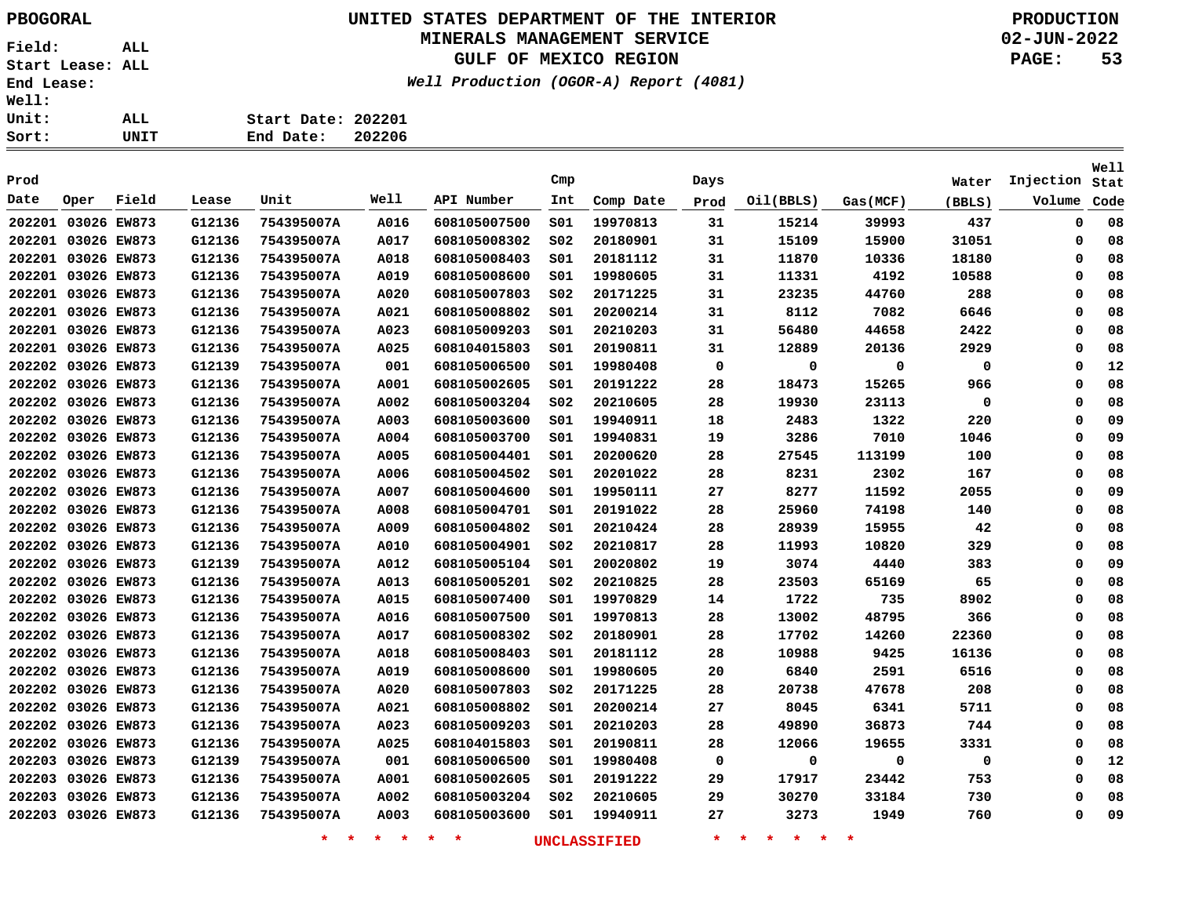PBOGORAL

Field: ALL
Start Lease: ALL
End Lease:
Well:
Unit: ALL
Sort: UNIT

# UNITED STATES DEPARTMENT OF THE INTERIOR
## MINERALS MANAGEMENT SERVICE
## GULF OF MEXICO REGION
### *Well Production (OGOR-A) Report (4081)*

PRODUCTION
02-JUN-2022

Start Date: 202201
End Date: 202206

| Prod Date | Oper | Field | Lease | Unit | Well | API Number | Cmp Int | Comp Date | Days Prod | Oil(BBLS) | Gas(MCF) | Water (BBLS) | Injection Volume | Well Stat Code |
|---|---|---|---|---|---|---|---|---|---|---|---|---|---|---|
| 202201 | 03026 | EW873 | G12136 | 754395007A | A016 | 608105007500 | S01 | 19970813 | 31 | 15214 | 39993 | 437 | 0 | 08 |
| 202201 | 03026 | EW873 | G12136 | 754395007A | A017 | 608105008302 | S02 | 20180901 | 31 | 15109 | 15900 | 31051 | 0 | 08 |
| 202201 | 03026 | EW873 | G12136 | 754395007A | A018 | 608105008403 | S01 | 20181112 | 31 | 11870 | 10336 | 18180 | 0 | 08 |
| 202201 | 03026 | EW873 | G12136 | 754395007A | A019 | 608105008600 | S01 | 19980605 | 31 | 11331 | 4192 | 10588 | 0 | 08 |
| 202201 | 03026 | EW873 | G12136 | 754395007A | A020 | 608105007803 | S02 | 20171225 | 31 | 23235 | 44760 | 288 | 0 | 08 |
| 202201 | 03026 | EW873 | G12136 | 754395007A | A021 | 608105008802 | S01 | 20200214 | 31 | 8112 | 7082 | 6646 | 0 | 08 |
| 202201 | 03026 | EW873 | G12136 | 754395007A | A023 | 608105009203 | S01 | 20210203 | 31 | 56480 | 44658 | 2422 | 0 | 08 |
| 202201 | 03026 | EW873 | G12136 | 754395007A | A025 | 608104015803 | S01 | 20190811 | 31 | 12889 | 20136 | 2929 | 0 | 08 |
| 202202 | 03026 | EW873 | G12139 | 754395007A | 001 | 608105006500 | S01 | 19980408 | 0 | 0 | 0 | 0 | 0 | 12 |
| 202202 | 03026 | EW873 | G12136 | 754395007A | A001 | 608105002605 | S01 | 20191222 | 28 | 18473 | 15265 | 966 | 0 | 08 |
| 202202 | 03026 | EW873 | G12136 | 754395007A | A002 | 608105003204 | S02 | 20210605 | 28 | 19930 | 23113 | 0 | 0 | 08 |
| 202202 | 03026 | EW873 | G12136 | 754395007A | A003 | 608105003600 | S01 | 19940911 | 18 | 2483 | 1322 | 220 | 0 | 09 |
| 202202 | 03026 | EW873 | G12136 | 754395007A | A004 | 608105003700 | S01 | 19940831 | 19 | 3286 | 7010 | 1046 | 0 | 09 |
| 202202 | 03026 | EW873 | G12136 | 754395007A | A005 | 608105004401 | S01 | 20200620 | 28 | 27545 | 113199 | 100 | 0 | 08 |
| 202202 | 03026 | EW873 | G12136 | 754395007A | A006 | 608105004502 | S01 | 20201022 | 28 | 8231 | 2302 | 167 | 0 | 08 |
| 202202 | 03026 | EW873 | G12136 | 754395007A | A007 | 608105004600 | S01 | 19950111 | 27 | 8277 | 11592 | 2055 | 0 | 09 |
| 202202 | 03026 | EW873 | G12136 | 754395007A | A008 | 608105004701 | S01 | 20191022 | 28 | 25960 | 74198 | 140 | 0 | 08 |
| 202202 | 03026 | EW873 | G12136 | 754395007A | A009 | 608105004802 | S01 | 20210424 | 28 | 28939 | 15955 | 42 | 0 | 08 |
| 202202 | 03026 | EW873 | G12136 | 754395007A | A010 | 608105004901 | S02 | 20210817 | 28 | 11993 | 10820 | 329 | 0 | 08 |
| 202202 | 03026 | EW873 | G12139 | 754395007A | A012 | 608105005104 | S01 | 20020802 | 19 | 3074 | 4440 | 383 | 0 | 09 |
| 202202 | 03026 | EW873 | G12136 | 754395007A | A013 | 608105005201 | S02 | 20210825 | 28 | 23503 | 65169 | 65 | 0 | 08 |
| 202202 | 03026 | EW873 | G12136 | 754395007A | A015 | 608105007400 | S01 | 19970829 | 14 | 1722 | 735 | 8902 | 0 | 08 |
| 202202 | 03026 | EW873 | G12136 | 754395007A | A016 | 608105007500 | S01 | 19970813 | 28 | 13002 | 48795 | 366 | 0 | 08 |
| 202202 | 03026 | EW873 | G12136 | 754395007A | A017 | 608105008302 | S02 | 20180901 | 28 | 17702 | 14260 | 22360 | 0 | 08 |
| 202202 | 03026 | EW873 | G12136 | 754395007A | A018 | 608105008403 | S01 | 20181112 | 28 | 10988 | 9425 | 16136 | 0 | 08 |
| 202202 | 03026 | EW873 | G12136 | 754395007A | A019 | 608105008600 | S01 | 19980605 | 20 | 6840 | 2591 | 6516 | 0 | 08 |
| 202202 | 03026 | EW873 | G12136 | 754395007A | A020 | 608105007803 | S02 | 20171225 | 28 | 20738 | 47678 | 208 | 0 | 08 |
| 202202 | 03026 | EW873 | G12136 | 754395007A | A021 | 608105008802 | S01 | 20200214 | 27 | 8045 | 6341 | 5711 | 0 | 08 |
| 202202 | 03026 | EW873 | G12136 | 754395007A | A023 | 608105009203 | S01 | 20210203 | 28 | 49890 | 36873 | 744 | 0 | 08 |
| 202202 | 03026 | EW873 | G12136 | 754395007A | A025 | 608104015803 | S01 | 20190811 | 28 | 12066 | 19655 | 3331 | 0 | 08 |
| 202203 | 03026 | EW873 | G12139 | 754395007A | 001 | 608105006500 | S01 | 19980408 | 0 | 0 | 0 | 0 | 0 | 12 |
| 202203 | 03026 | EW873 | G12136 | 754395007A | A001 | 608105002605 | S01 | 20191222 | 29 | 17917 | 23442 | 753 | 0 | 08 |
| 202203 | 03026 | EW873 | G12136 | 754395007A | A002 | 608105003204 | S02 | 20210605 | 29 | 30270 | 33184 | 730 | 0 | 08 |
| 202203 | 03026 | EW873 | G12136 | 754395007A | A003 | 608105003600 | S01 | 19940911 | 27 | 3273 | 1949 | 760 | 0 | 09 |

\* \* \* \* \* \* UNCLASSIFIED \* \* \* \* \* \*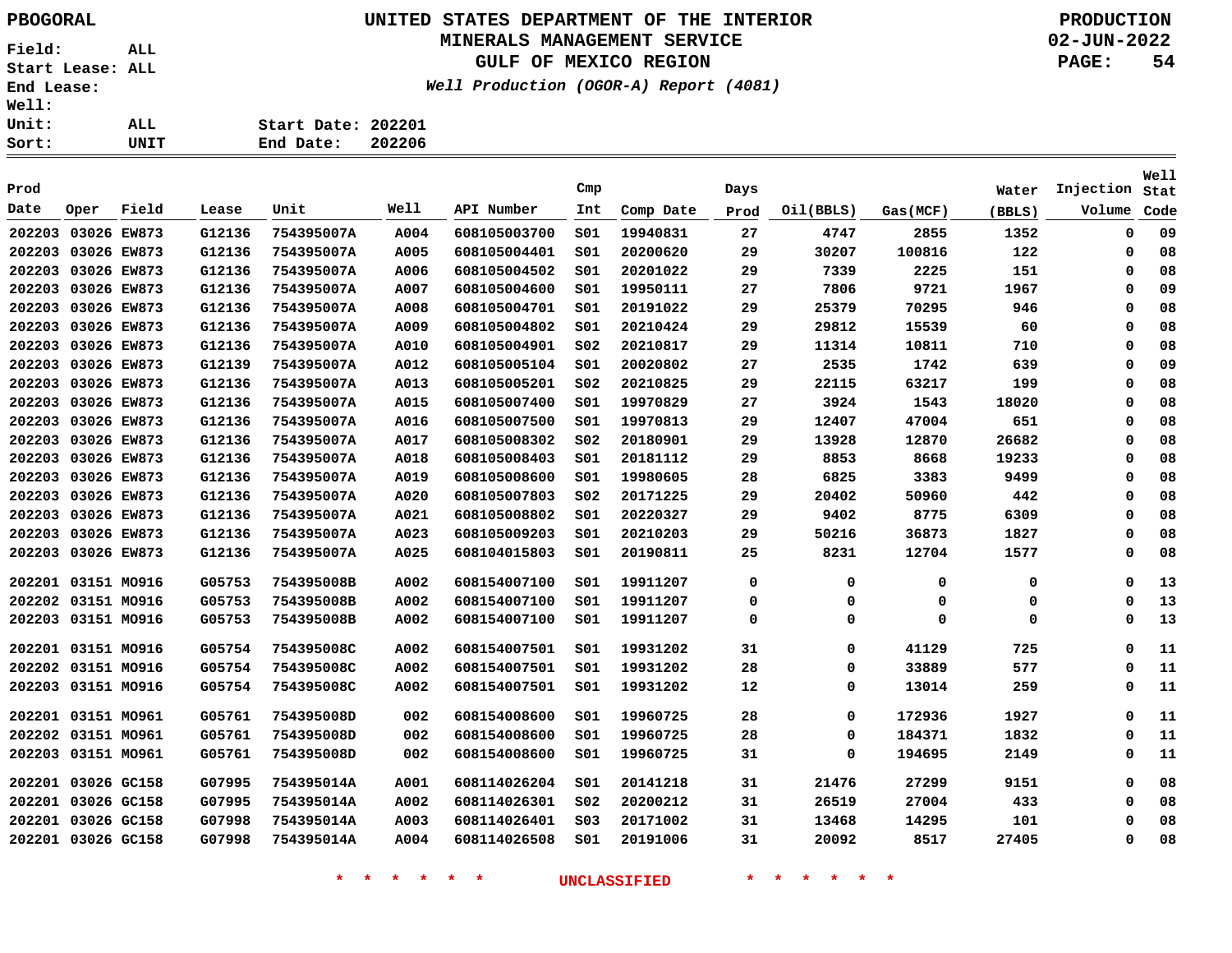PBOGORAL

**UNITED STATES DEPARTMENT OF THE INTERIOR**
**MINERALS MANAGEMENT SERVICE**
**GULF OF MEXICO REGION**
*Well Production (OGOR-A) Report (4081)*

PRODUCTION
02-JUN-2022
PAGE: 54

Field: ALL
Start Lease: ALL
End Lease:
Well:
Unit: ALL
Sort: UNIT

Start Date: 202201
End Date: 202206

| Prod Date | Oper | Field | Lease | Unit | Well | API Number | Cmp Int | Comp Date | Days Prod | Oil(BBLS) | Gas(MCF) | Water (BBLS) | Injection Volume | Well Stat Code |
|---|---|---|---|---|---|---|---|---|---|---|---|---|---|---|
| 202203 | 03026 | EW873 | G12136 | 754395007A | A004 | 608105003700 | S01 | 19940831 | 27 | 4747 | 2855 | 1352 | 0 | 09 |
| 202203 | 03026 | EW873 | G12136 | 754395007A | A005 | 608105004401 | S01 | 20200620 | 29 | 30207 | 100816 | 122 | 0 | 08 |
| 202203 | 03026 | EW873 | G12136 | 754395007A | A006 | 608105004502 | S01 | 20201022 | 29 | 7339 | 2225 | 151 | 0 | 08 |
| 202203 | 03026 | EW873 | G12136 | 754395007A | A007 | 608105004600 | S01 | 19950111 | 27 | 7806 | 9721 | 1967 | 0 | 09 |
| 202203 | 03026 | EW873 | G12136 | 754395007A | A008 | 608105004701 | S01 | 20191022 | 29 | 25379 | 70295 | 946 | 0 | 08 |
| 202203 | 03026 | EW873 | G12136 | 754395007A | A009 | 608105004802 | S01 | 20210424 | 29 | 29812 | 15539 | 60 | 0 | 08 |
| 202203 | 03026 | EW873 | G12136 | 754395007A | A010 | 608105004901 | S02 | 20210817 | 29 | 11314 | 10811 | 710 | 0 | 08 |
| 202203 | 03026 | EW873 | G12139 | 754395007A | A012 | 608105005104 | S01 | 20020802 | 27 | 2535 | 1742 | 639 | 0 | 09 |
| 202203 | 03026 | EW873 | G12136 | 754395007A | A013 | 608105005201 | S02 | 20210825 | 29 | 22115 | 63217 | 199 | 0 | 08 |
| 202203 | 03026 | EW873 | G12136 | 754395007A | A015 | 608105007400 | S01 | 19970829 | 27 | 3924 | 1543 | 18020 | 0 | 08 |
| 202203 | 03026 | EW873 | G12136 | 754395007A | A016 | 608105007500 | S01 | 19970813 | 29 | 12407 | 47004 | 651 | 0 | 08 |
| 202203 | 03026 | EW873 | G12136 | 754395007A | A017 | 608105008302 | S02 | 20180901 | 29 | 13928 | 12870 | 26682 | 0 | 08 |
| 202203 | 03026 | EW873 | G12136 | 754395007A | A018 | 608105008403 | S01 | 20181112 | 29 | 8853 | 8668 | 19233 | 0 | 08 |
| 202203 | 03026 | EW873 | G12136 | 754395007A | A019 | 608105008600 | S01 | 19980605 | 28 | 6825 | 3383 | 9499 | 0 | 08 |
| 202203 | 03026 | EW873 | G12136 | 754395007A | A020 | 608105007803 | S02 | 20171225 | 29 | 20402 | 50960 | 442 | 0 | 08 |
| 202203 | 03026 | EW873 | G12136 | 754395007A | A021 | 608105008802 | S01 | 20220327 | 29 | 9402 | 8775 | 6309 | 0 | 08 |
| 202203 | 03026 | EW873 | G12136 | 754395007A | A023 | 608105009203 | S01 | 20210203 | 29 | 50216 | 36873 | 1827 | 0 | 08 |
| 202203 | 03026 | EW873 | G12136 | 754395007A | A025 | 608104015803 | S01 | 20190811 | 25 | 8231 | 12704 | 1577 | 0 | 08 |
| 202201 | 03151 | MO916 | G05753 | 754395008B | A002 | 608154007100 | S01 | 19911207 | 0 | 0 | 0 | 0 | 0 | 13 |
| 202202 | 03151 | MO916 | G05753 | 754395008B | A002 | 608154007100 | S01 | 19911207 | 0 | 0 | 0 | 0 | 0 | 13 |
| 202203 | 03151 | MO916 | G05753 | 754395008B | A002 | 608154007100 | S01 | 19911207 | 0 | 0 | 0 | 0 | 0 | 13 |
| 202201 | 03151 | MO916 | G05754 | 754395008C | A002 | 608154007501 | S01 | 19931202 | 31 | 0 | 41129 | 725 | 0 | 11 |
| 202202 | 03151 | MO916 | G05754 | 754395008C | A002 | 608154007501 | S01 | 19931202 | 28 | 0 | 33889 | 577 | 0 | 11 |
| 202203 | 03151 | MO916 | G05754 | 754395008C | A002 | 608154007501 | S01 | 19931202 | 12 | 0 | 13014 | 259 | 0 | 11 |
| 202201 | 03151 | MO961 | G05761 | 754395008D | 002 | 608154008600 | S01 | 19960725 | 28 | 0 | 172936 | 1927 | 0 | 11 |
| 202202 | 03151 | MO961 | G05761 | 754395008D | 002 | 608154008600 | S01 | 19960725 | 28 | 0 | 184371 | 1832 | 0 | 11 |
| 202203 | 03151 | MO961 | G05761 | 754395008D | 002 | 608154008600 | S01 | 19960725 | 31 | 0 | 194695 | 2149 | 0 | 11 |
| 202201 | 03026 | GC158 | G07995 | 754395014A | A001 | 608114026204 | S01 | 20141218 | 31 | 21476 | 27299 | 9151 | 0 | 08 |
| 202201 | 03026 | GC158 | G07995 | 754395014A | A002 | 608114026301 | S02 | 20200212 | 31 | 26519 | 27004 | 433 | 0 | 08 |
| 202201 | 03026 | GC158 | G07998 | 754395014A | A003 | 608114026401 | S03 | 20171002 | 31 | 13468 | 14295 | 101 | 0 | 08 |
| 202201 | 03026 | GC158 | G07998 | 754395014A | A004 | 608114026508 | S01 | 20191006 | 31 | 20092 | 8517 | 27405 | 0 | 08 |

* * * * * * UNCLASSIFIED * * * * * *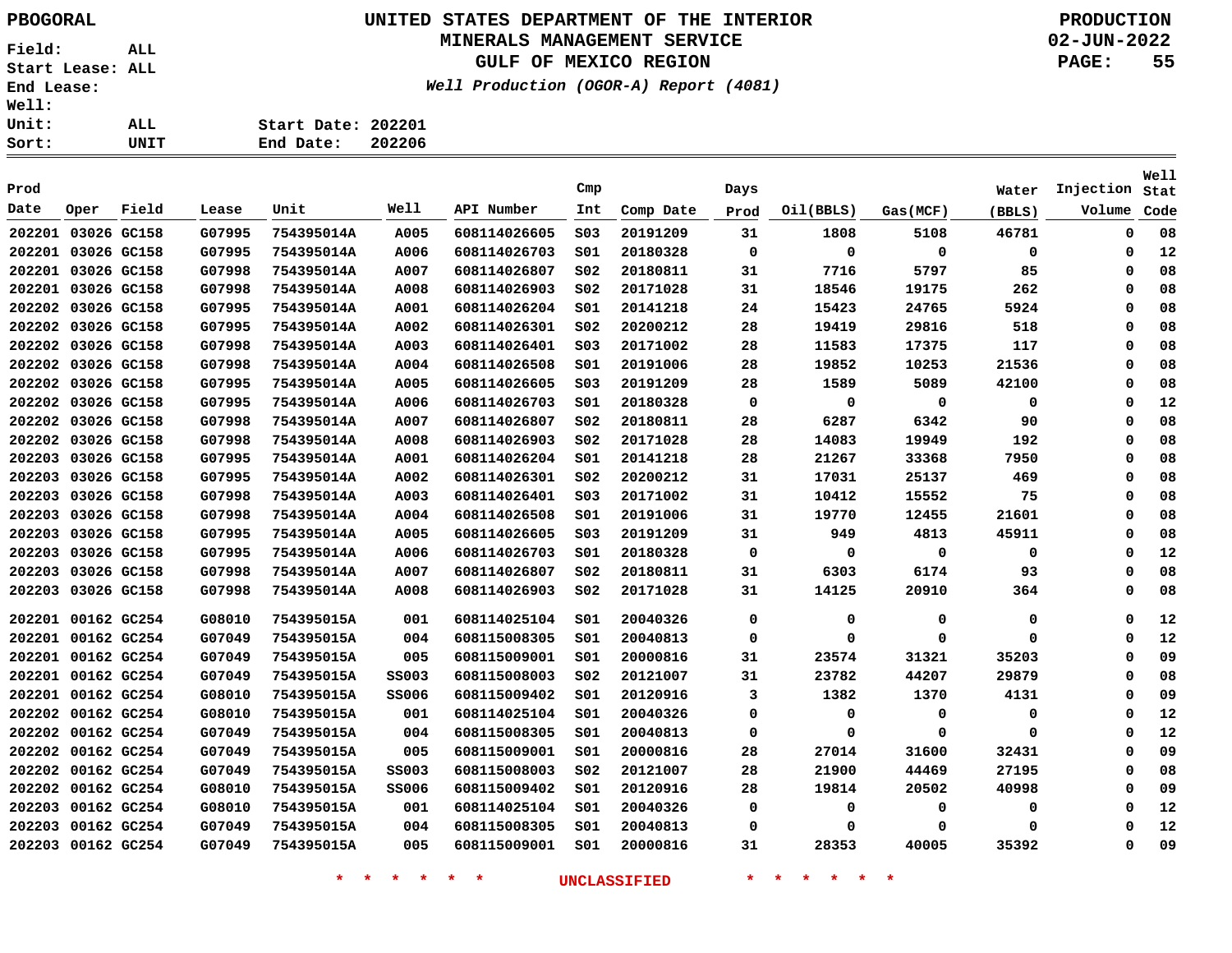PBOGORAL

**UNITED STATES DEPARTMENT OF THE INTERIOR**
**MINERALS MANAGEMENT SERVICE**
**GULF OF MEXICO REGION**
*Well Production (OGOR-A) Report (4081)*

PRODUCTION
02-JUN-2022

Field: ALL
Start Lease: ALL
End Lease:
Well:
Unit: ALL
Sort: UNIT

Start Date: 202201
End Date: 202206

| Prod Date | Oper | Field | Lease | Unit | Well | API Number | Cmp Int | Comp Date | Days Prod | Oil(BBLS) | Gas(MCF) | Water (BBLS) | Injection Volume | Well Stat Code |
|---|---|---|---|---|---|---|---|---|---|---|---|---|---|---|
| 202201 | 03026 | GC158 | G07995 | 754395014A | A005 | 608114026605 | S03 | 20191209 | 31 | 1808 | 5108 | 46781 | 0 | 08 |
| 202201 | 03026 | GC158 | G07995 | 754395014A | A006 | 608114026703 | S01 | 20180328 | 0 | 0 | 0 | 0 | 0 | 12 |
| 202201 | 03026 | GC158 | G07998 | 754395014A | A007 | 608114026807 | S02 | 20180811 | 31 | 7716 | 5797 | 85 | 0 | 08 |
| 202201 | 03026 | GC158 | G07998 | 754395014A | A008 | 608114026903 | S02 | 20171028 | 31 | 18546 | 19175 | 262 | 0 | 08 |
| 202202 | 03026 | GC158 | G07995 | 754395014A | A001 | 608114026204 | S01 | 20141218 | 24 | 15423 | 24765 | 5924 | 0 | 08 |
| 202202 | 03026 | GC158 | G07995 | 754395014A | A002 | 608114026301 | S02 | 20200212 | 28 | 19419 | 29816 | 518 | 0 | 08 |
| 202202 | 03026 | GC158 | G07998 | 754395014A | A003 | 608114026401 | S03 | 20171002 | 28 | 11583 | 17375 | 117 | 0 | 08 |
| 202202 | 03026 | GC158 | G07998 | 754395014A | A004 | 608114026508 | S01 | 20191006 | 28 | 19852 | 10253 | 21536 | 0 | 08 |
| 202202 | 03026 | GC158 | G07995 | 754395014A | A005 | 608114026605 | S03 | 20191209 | 28 | 1589 | 5089 | 42100 | 0 | 08 |
| 202202 | 03026 | GC158 | G07995 | 754395014A | A006 | 608114026703 | S01 | 20180328 | 0 | 0 | 0 | 0 | 0 | 12 |
| 202202 | 03026 | GC158 | G07998 | 754395014A | A007 | 608114026807 | S02 | 20180811 | 28 | 6287 | 6342 | 90 | 0 | 08 |
| 202202 | 03026 | GC158 | G07998 | 754395014A | A008 | 608114026903 | S02 | 20171028 | 28 | 14083 | 19949 | 192 | 0 | 08 |
| 202203 | 03026 | GC158 | G07995 | 754395014A | A001 | 608114026204 | S01 | 20141218 | 28 | 21267 | 33368 | 7950 | 0 | 08 |
| 202203 | 03026 | GC158 | G07995 | 754395014A | A002 | 608114026301 | S02 | 20200212 | 31 | 17031 | 25137 | 469 | 0 | 08 |
| 202203 | 03026 | GC158 | G07998 | 754395014A | A003 | 608114026401 | S03 | 20171002 | 31 | 10412 | 15552 | 75 | 0 | 08 |
| 202203 | 03026 | GC158 | G07998 | 754395014A | A004 | 608114026508 | S01 | 20191006 | 31 | 19770 | 12455 | 21601 | 0 | 08 |
| 202203 | 03026 | GC158 | G07995 | 754395014A | A005 | 608114026605 | S03 | 20191209 | 31 | 949 | 4813 | 45911 | 0 | 08 |
| 202203 | 03026 | GC158 | G07995 | 754395014A | A006 | 608114026703 | S01 | 20180328 | 0 | 0 | 0 | 0 | 0 | 12 |
| 202203 | 03026 | GC158 | G07998 | 754395014A | A007 | 608114026807 | S02 | 20180811 | 31 | 6303 | 6174 | 93 | 0 | 08 |
| 202203 | 03026 | GC158 | G07998 | 754395014A | A008 | 608114026903 | S02 | 20171028 | 31 | 14125 | 20910 | 364 | 0 | 08 |
| 202201 | 00162 | GC254 | G08010 | 754395015A | 001 | 608114025104 | S01 | 20040326 | 0 | 0 | 0 | 0 | 0 | 12 |
| 202201 | 00162 | GC254 | G07049 | 754395015A | 004 | 608115008305 | S01 | 20040813 | 0 | 0 | 0 | 0 | 0 | 12 |
| 202201 | 00162 | GC254 | G07049 | 754395015A | 005 | 608115009001 | S01 | 20000816 | 31 | 23574 | 31321 | 35203 | 0 | 09 |
| 202201 | 00162 | GC254 | G07049 | 754395015A | SS003 | 608115008003 | S02 | 20121007 | 31 | 23782 | 44207 | 29879 | 0 | 08 |
| 202201 | 00162 | GC254 | G08010 | 754395015A | SS006 | 608115009402 | S01 | 20120916 | 3 | 1382 | 1370 | 4131 | 0 | 09 |
| 202202 | 00162 | GC254 | G08010 | 754395015A | 001 | 608114025104 | S01 | 20040326 | 0 | 0 | 0 | 0 | 0 | 12 |
| 202202 | 00162 | GC254 | G07049 | 754395015A | 004 | 608115008305 | S01 | 20040813 | 0 | 0 | 0 | 0 | 0 | 12 |
| 202202 | 00162 | GC254 | G07049 | 754395015A | 005 | 608115009001 | S01 | 20000816 | 28 | 27014 | 31600 | 32431 | 0 | 09 |
| 202202 | 00162 | GC254 | G07049 | 754395015A | SS003 | 608115008003 | S02 | 20121007 | 28 | 21900 | 44469 | 27195 | 0 | 08 |
| 202202 | 00162 | GC254 | G08010 | 754395015A | SS006 | 608115009402 | S01 | 20120916 | 28 | 19814 | 20502 | 40998 | 0 | 09 |
| 202203 | 00162 | GC254 | G08010 | 754395015A | 001 | 608114025104 | S01 | 20040326 | 0 | 0 | 0 | 0 | 0 | 12 |
| 202203 | 00162 | GC254 | G07049 | 754395015A | 004 | 608115008305 | S01 | 20040813 | 0 | 0 | 0 | 0 | 0 | 12 |
| 202203 | 00162 | GC254 | G07049 | 754395015A | 005 | 608115009001 | S01 | 20000816 | 31 | 28353 | 40005 | 35392 | 0 | 09 |

\* \* \* \* \* \* UNCLASSIFIED \* \* \* \* \* \*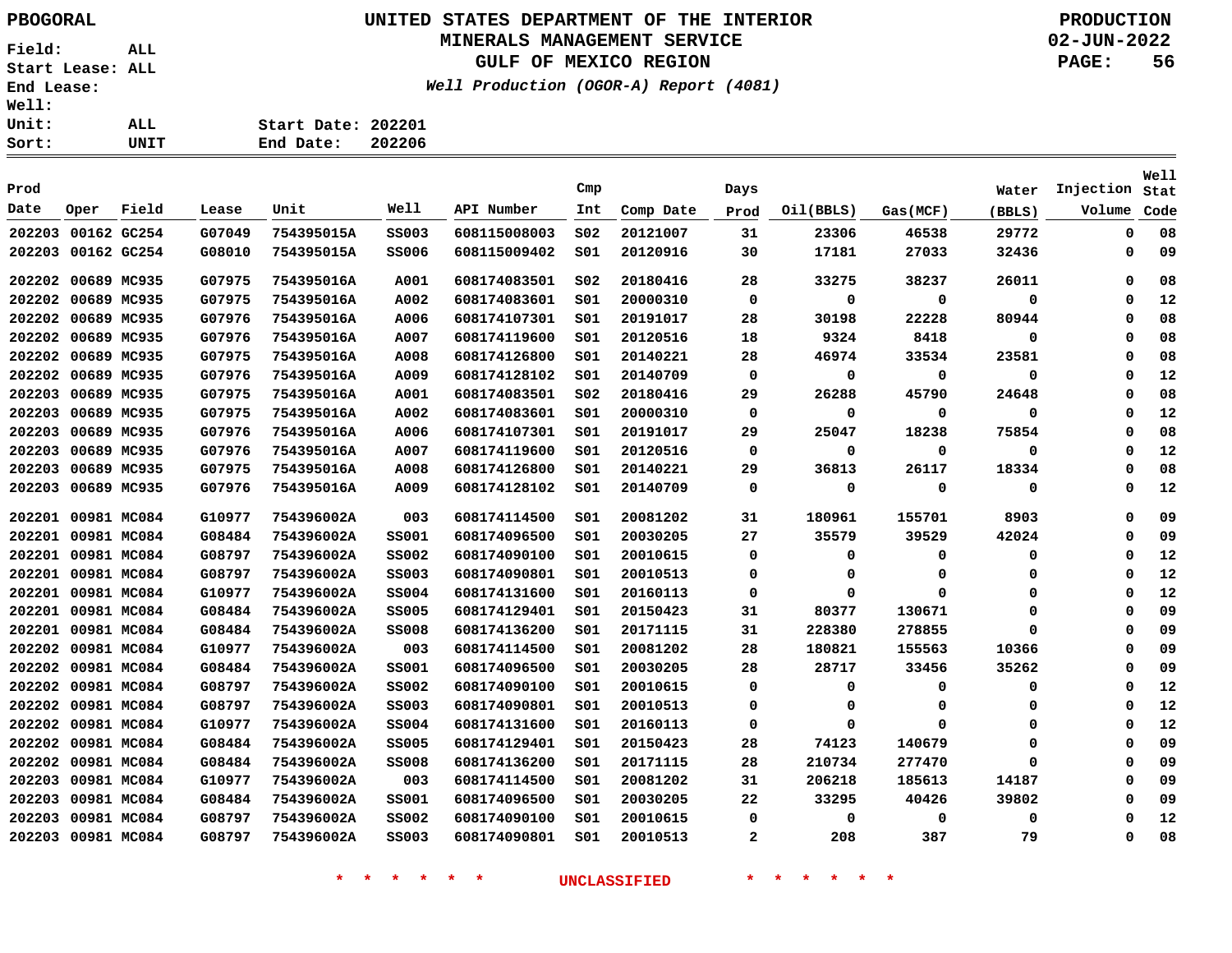PBOGORAL

# UNITED STATES DEPARTMENT OF THE INTERIOR
## MINERALS MANAGEMENT SERVICE
## GULF OF MEXICO REGION
### *Well Production (OGOR-A) Report (4081)*

PRODUCTION
02-JUN-2022

Field: ALL
Start Lease: ALL
End Lease:
Well:
Unit: ALL
Sort: UNIT

Start Date: 202201
End Date: 202206

| Prod Date | Oper | Field | Lease | Unit | Well | API Number | Cmp Int | Comp Date | Days Prod | Oil(BBLS) | Gas(MCF) | Water (BBLS) | Injection Volume | Well Stat Code |
|---|---|---|---|---|---|---|---|---|---|---|---|---|---|---|
| 202203 | 00162 | GC254 | G07049 | 754395015A | SS003 | 608115008003 | S02 | 20121007 | 31 | 23306 | 46538 | 29772 | 0 | 08 |
| 202203 | 00162 | GC254 | G08010 | 754395015A | SS006 | 608115009402 | S01 | 20120916 | 30 | 17181 | 27033 | 32436 | 0 | 09 |
| 202202 | 00689 | MC935 | G07975 | 754395016A | A001 | 608174083501 | S02 | 20180416 | 28 | 33275 | 38237 | 26011 | 0 | 08 |
| 202202 | 00689 | MC935 | G07975 | 754395016A | A002 | 608174083601 | S01 | 20000310 | 0 | 0 | 0 | 0 | 0 | 12 |
| 202202 | 00689 | MC935 | G07976 | 754395016A | A006 | 608174107301 | S01 | 20191017 | 28 | 30198 | 22228 | 80944 | 0 | 08 |
| 202202 | 00689 | MC935 | G07976 | 754395016A | A007 | 608174119600 | S01 | 20120516 | 18 | 9324 | 8418 | 0 | 0 | 08 |
| 202202 | 00689 | MC935 | G07975 | 754395016A | A008 | 608174126800 | S01 | 20140221 | 28 | 46974 | 33534 | 23581 | 0 | 08 |
| 202202 | 00689 | MC935 | G07976 | 754395016A | A009 | 608174128102 | S01 | 20140709 | 0 | 0 | 0 | 0 | 0 | 12 |
| 202203 | 00689 | MC935 | G07975 | 754395016A | A001 | 608174083501 | S02 | 20180416 | 29 | 26288 | 45790 | 24648 | 0 | 08 |
| 202203 | 00689 | MC935 | G07975 | 754395016A | A002 | 608174083601 | S01 | 20000310 | 0 | 0 | 0 | 0 | 0 | 12 |
| 202203 | 00689 | MC935 | G07976 | 754395016A | A006 | 608174107301 | S01 | 20191017 | 29 | 25047 | 18238 | 75854 | 0 | 08 |
| 202203 | 00689 | MC935 | G07976 | 754395016A | A007 | 608174119600 | S01 | 20120516 | 0 | 0 | 0 | 0 | 0 | 12 |
| 202203 | 00689 | MC935 | G07975 | 754395016A | A008 | 608174126800 | S01 | 20140221 | 29 | 36813 | 26117 | 18334 | 0 | 08 |
| 202203 | 00689 | MC935 | G07976 | 754395016A | A009 | 608174128102 | S01 | 20140709 | 0 | 0 | 0 | 0 | 0 | 12 |
| 202201 | 00981 | MC084 | G10977 | 754396002A | 003 | 608174114500 | S01 | 20081202 | 31 | 180961 | 155701 | 8903 | 0 | 09 |
| 202201 | 00981 | MC084 | G08484 | 754396002A | SS001 | 608174096500 | S01 | 20030205 | 27 | 35579 | 39529 | 42024 | 0 | 09 |
| 202201 | 00981 | MC084 | G08797 | 754396002A | SS002 | 608174090100 | S01 | 20010615 | 0 | 0 | 0 | 0 | 0 | 12 |
| 202201 | 00981 | MC084 | G08797 | 754396002A | SS003 | 608174090801 | S01 | 20010513 | 0 | 0 | 0 | 0 | 0 | 12 |
| 202201 | 00981 | MC084 | G10977 | 754396002A | SS004 | 608174131600 | S01 | 20160113 | 0 | 0 | 0 | 0 | 0 | 12 |
| 202201 | 00981 | MC084 | G08484 | 754396002A | SS005 | 608174129401 | S01 | 20150423 | 31 | 80377 | 130671 | 0 | 0 | 09 |
| 202201 | 00981 | MC084 | G08484 | 754396002A | SS008 | 608174136200 | S01 | 20171115 | 31 | 228380 | 278855 | 0 | 0 | 09 |
| 202202 | 00981 | MC084 | G10977 | 754396002A | 003 | 608174114500 | S01 | 20081202 | 28 | 180821 | 155563 | 10366 | 0 | 09 |
| 202202 | 00981 | MC084 | G08484 | 754396002A | SS001 | 608174096500 | S01 | 20030205 | 28 | 28717 | 33456 | 35262 | 0 | 09 |
| 202202 | 00981 | MC084 | G08797 | 754396002A | SS002 | 608174090100 | S01 | 20010615 | 0 | 0 | 0 | 0 | 0 | 12 |
| 202202 | 00981 | MC084 | G08797 | 754396002A | SS003 | 608174090801 | S01 | 20010513 | 0 | 0 | 0 | 0 | 0 | 12 |
| 202202 | 00981 | MC084 | G10977 | 754396002A | SS004 | 608174131600 | S01 | 20160113 | 0 | 0 | 0 | 0 | 0 | 12 |
| 202202 | 00981 | MC084 | G08484 | 754396002A | SS005 | 608174129401 | S01 | 20150423 | 28 | 74123 | 140679 | 0 | 0 | 09 |
| 202202 | 00981 | MC084 | G08484 | 754396002A | SS008 | 608174136200 | S01 | 20171115 | 28 | 210734 | 277470 | 0 | 0 | 09 |
| 202203 | 00981 | MC084 | G10977 | 754396002A | 003 | 608174114500 | S01 | 20081202 | 31 | 206218 | 185613 | 14187 | 0 | 09 |
| 202203 | 00981 | MC084 | G08484 | 754396002A | SS001 | 608174096500 | S01 | 20030205 | 22 | 33295 | 40426 | 39802 | 0 | 09 |
| 202203 | 00981 | MC084 | G08797 | 754396002A | SS002 | 608174090100 | S01 | 20010615 | 0 | 0 | 0 | 0 | 0 | 12 |
| 202203 | 00981 | MC084 | G08797 | 754396002A | SS003 | 608174090801 | S01 | 20010513 | 2 | 208 | 387 | 79 | 0 | 08 |

* * * * * * UNCLASSIFIED * * * * * *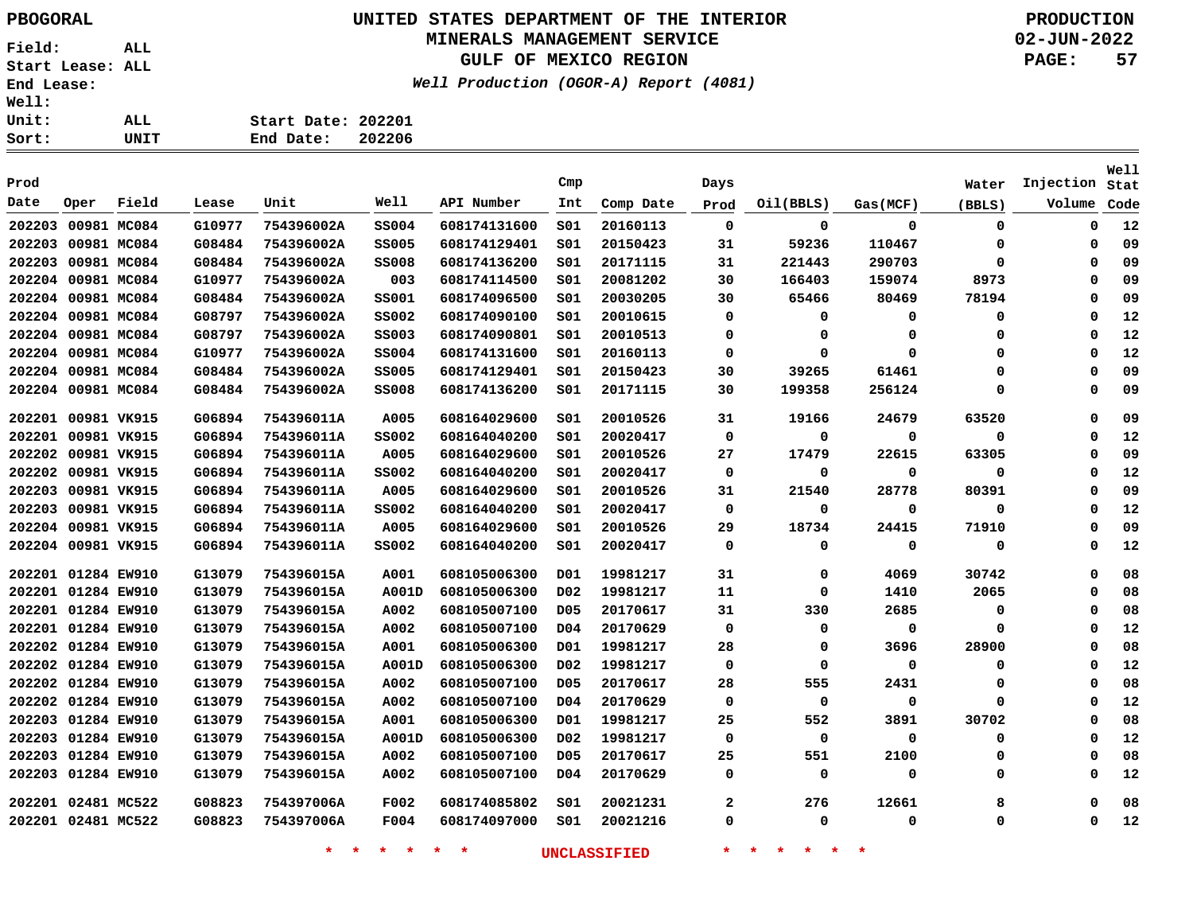PBOGORAL

# UNITED STATES DEPARTMENT OF THE INTERIOR
## MINERALS MANAGEMENT SERVICE
## GULF OF MEXICO REGION
*Well Production (OGOR-A) Report (4081)*

PRODUCTION
02-JUN-2022

Field: ALL
Start Lease: ALL
End Lease:
Well:
Unit: ALL
Sort: UNIT

Start Date: 202201
End Date: 202206

| Prod Date | Oper | Field | Lease | Unit | Well | API Number | Cmp Int | Comp Date | Days Prod | Oil(BBLS) | Gas(MCF) | Water (BBLS) | Injection Volume | Well Stat Code |
|---|---|---|---|---|---|---|---|---|---|---|---|---|---|---|
| 202203 | 00981 | MC084 | G10977 | 754396002A | SS004 | 608174131600 | S01 | 20160113 | 0 | 0 | 0 | 0 | 0 | 12 |
| 202203 | 00981 | MC084 | G08484 | 754396002A | SS005 | 608174129401 | S01 | 20150423 | 31 | 59236 | 110467 | 0 | 0 | 09 |
| 202203 | 00981 | MC084 | G08484 | 754396002A | SS008 | 608174136200 | S01 | 20171115 | 31 | 221443 | 290703 | 0 | 0 | 09 |
| 202204 | 00981 | MC084 | G10977 | 754396002A | 003 | 608174114500 | S01 | 20081202 | 30 | 166403 | 159074 | 8973 | 0 | 09 |
| 202204 | 00981 | MC084 | G08484 | 754396002A | SS001 | 608174096500 | S01 | 20030205 | 30 | 65466 | 80469 | 78194 | 0 | 09 |
| 202204 | 00981 | MC084 | G08797 | 754396002A | SS002 | 608174090100 | S01 | 20010615 | 0 | 0 | 0 | 0 | 0 | 12 |
| 202204 | 00981 | MC084 | G08797 | 754396002A | SS003 | 608174090801 | S01 | 20010513 | 0 | 0 | 0 | 0 | 0 | 12 |
| 202204 | 00981 | MC084 | G10977 | 754396002A | SS004 | 608174131600 | S01 | 20160113 | 0 | 0 | 0 | 0 | 0 | 12 |
| 202204 | 00981 | MC084 | G08484 | 754396002A | SS005 | 608174129401 | S01 | 20150423 | 30 | 39265 | 61461 | 0 | 0 | 09 |
| 202204 | 00981 | MC084 | G08484 | 754396002A | SS008 | 608174136200 | S01 | 20171115 | 30 | 199358 | 256124 | 0 | 0 | 09 |
| 202201 | 00981 | VK915 | G06894 | 754396011A | A005 | 608164029600 | S01 | 20010526 | 31 | 19166 | 24679 | 63520 | 0 | 09 |
| 202201 | 00981 | VK915 | G06894 | 754396011A | SS002 | 608164040200 | S01 | 20020417 | 0 | 0 | 0 | 0 | 0 | 12 |
| 202202 | 00981 | VK915 | G06894 | 754396011A | A005 | 608164029600 | S01 | 20010526 | 27 | 17479 | 22615 | 63305 | 0 | 09 |
| 202202 | 00981 | VK915 | G06894 | 754396011A | SS002 | 608164040200 | S01 | 20020417 | 0 | 0 | 0 | 0 | 0 | 12 |
| 202203 | 00981 | VK915 | G06894 | 754396011A | A005 | 608164029600 | S01 | 20010526 | 31 | 21540 | 28778 | 80391 | 0 | 09 |
| 202203 | 00981 | VK915 | G06894 | 754396011A | SS002 | 608164040200 | S01 | 20020417 | 0 | 0 | 0 | 0 | 0 | 12 |
| 202204 | 00981 | VK915 | G06894 | 754396011A | A005 | 608164029600 | S01 | 20010526 | 29 | 18734 | 24415 | 71910 | 0 | 09 |
| 202204 | 00981 | VK915 | G06894 | 754396011A | SS002 | 608164040200 | S01 | 20020417 | 0 | 0 | 0 | 0 | 0 | 12 |
| 202201 | 01284 | EW910 | G13079 | 754396015A | A001 | 608105006300 | D01 | 19981217 | 31 | 0 | 4069 | 30742 | 0 | 08 |
| 202201 | 01284 | EW910 | G13079 | 754396015A | A001D | 608105006300 | D02 | 19981217 | 11 | 0 | 1410 | 2065 | 0 | 08 |
| 202201 | 01284 | EW910 | G13079 | 754396015A | A002 | 608105007100 | D05 | 20170617 | 31 | 330 | 2685 | 0 | 0 | 08 |
| 202201 | 01284 | EW910 | G13079 | 754396015A | A002 | 608105007100 | D04 | 20170629 | 0 | 0 | 0 | 0 | 0 | 12 |
| 202202 | 01284 | EW910 | G13079 | 754396015A | A001 | 608105006300 | D01 | 19981217 | 28 | 0 | 3696 | 28900 | 0 | 08 |
| 202202 | 01284 | EW910 | G13079 | 754396015A | A001D | 608105006300 | D02 | 19981217 | 0 | 0 | 0 | 0 | 0 | 12 |
| 202202 | 01284 | EW910 | G13079 | 754396015A | A002 | 608105007100 | D05 | 20170617 | 28 | 555 | 2431 | 0 | 0 | 08 |
| 202202 | 01284 | EW910 | G13079 | 754396015A | A002 | 608105007100 | D04 | 20170629 | 0 | 0 | 0 | 0 | 0 | 12 |
| 202203 | 01284 | EW910 | G13079 | 754396015A | A001 | 608105006300 | D01 | 19981217 | 25 | 552 | 3891 | 30702 | 0 | 08 |
| 202203 | 01284 | EW910 | G13079 | 754396015A | A001D | 608105006300 | D02 | 19981217 | 0 | 0 | 0 | 0 | 0 | 12 |
| 202203 | 01284 | EW910 | G13079 | 754396015A | A002 | 608105007100 | D05 | 20170617 | 25 | 551 | 2100 | 0 | 0 | 08 |
| 202203 | 01284 | EW910 | G13079 | 754396015A | A002 | 608105007100 | D04 | 20170629 | 0 | 0 | 0 | 0 | 0 | 12 |
| 202201 | 02481 | MC522 | G08823 | 754397006A | F002 | 608174085802 | S01 | 20021231 | 2 | 276 | 12661 | 8 | 0 | 08 |
| 202201 | 02481 | MC522 | G08823 | 754397006A | F004 | 608174097000 | S01 | 20021216 | 0 | 0 | 0 | 0 | 0 | 12 |

* * * * * * UNCLASSIFIED * * * * * *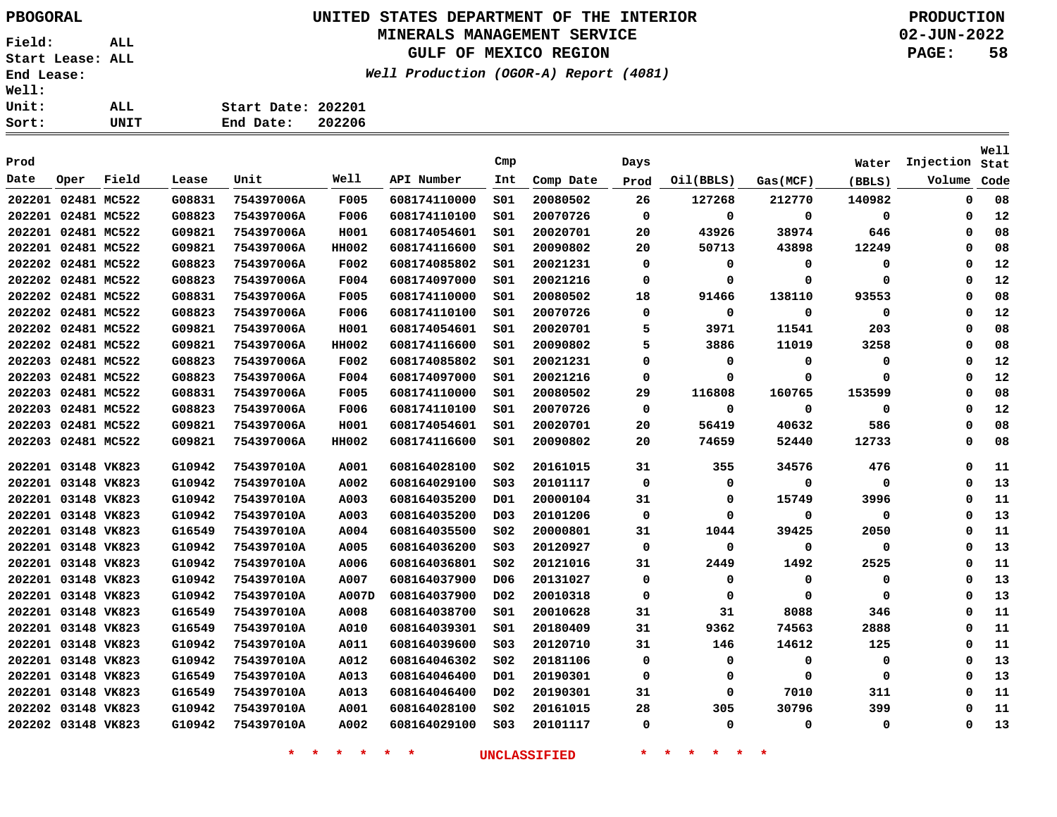PBOGORAL

# UNITED STATES DEPARTMENT OF THE INTERIOR
## MINERALS MANAGEMENT SERVICE
## GULF OF MEXICO REGION
*Well Production (OGOR-A) Report (4081)*

PRODUCTION
02-JUN-2022

Field: ALL
Start Lease: ALL
End Lease:
Well:
Unit: ALL
Sort: UNIT

Start Date: 202201
End Date: 202206

| Prod Date | Oper | Field | Lease | Unit | Well | API Number | Cmp Int | Comp Date | Days Prod | Oil(BBLS) | Gas(MCF) | Water (BBLS) | Injection Volume | Well Stat Code |
|---|---|---|---|---|---|---|---|---|---|---|---|---|---|---|
| 202201 | 02481 | MC522 | G08831 | 754397006A | F005 | 608174110000 | S01 | 20080502 | 26 | 127268 | 212770 | 140982 | 0 | 08 |
| 202201 | 02481 | MC522 | G08823 | 754397006A | F006 | 608174110100 | S01 | 20070726 | 0 | 0 | 0 | 0 | 0 | 12 |
| 202201 | 02481 | MC522 | G09821 | 754397006A | H001 | 608174054601 | S01 | 20020701 | 20 | 43926 | 38974 | 646 | 0 | 08 |
| 202201 | 02481 | MC522 | G09821 | 754397006A | HH002 | 608174116600 | S01 | 20090802 | 20 | 50713 | 43898 | 12249 | 0 | 08 |
| 202202 | 02481 | MC522 | G08823 | 754397006A | F002 | 608174085802 | S01 | 20021231 | 0 | 0 | 0 | 0 | 0 | 12 |
| 202202 | 02481 | MC522 | G08823 | 754397006A | F004 | 608174097000 | S01 | 20021216 | 0 | 0 | 0 | 0 | 0 | 12 |
| 202202 | 02481 | MC522 | G08831 | 754397006A | F005 | 608174110000 | S01 | 20080502 | 18 | 91466 | 138110 | 93553 | 0 | 08 |
| 202202 | 02481 | MC522 | G08823 | 754397006A | F006 | 608174110100 | S01 | 20070726 | 0 | 0 | 0 | 0 | 0 | 12 |
| 202202 | 02481 | MC522 | G09821 | 754397006A | H001 | 608174054601 | S01 | 20020701 | 5 | 3971 | 11541 | 203 | 0 | 08 |
| 202202 | 02481 | MC522 | G09821 | 754397006A | HH002 | 608174116600 | S01 | 20090802 | 5 | 3886 | 11019 | 3258 | 0 | 08 |
| 202203 | 02481 | MC522 | G08823 | 754397006A | F002 | 608174085802 | S01 | 20021231 | 0 | 0 | 0 | 0 | 0 | 12 |
| 202203 | 02481 | MC522 | G08823 | 754397006A | F004 | 608174097000 | S01 | 20021216 | 0 | 0 | 0 | 0 | 0 | 12 |
| 202203 | 02481 | MC522 | G08831 | 754397006A | F005 | 608174110000 | S01 | 20080502 | 29 | 116808 | 160765 | 153599 | 0 | 08 |
| 202203 | 02481 | MC522 | G08823 | 754397006A | F006 | 608174110100 | S01 | 20070726 | 0 | 0 | 0 | 0 | 0 | 12 |
| 202203 | 02481 | MC522 | G09821 | 754397006A | H001 | 608174054601 | S01 | 20020701 | 20 | 56419 | 40632 | 586 | 0 | 08 |
| 202203 | 02481 | MC522 | G09821 | 754397006A | HH002 | 608174116600 | S01 | 20090802 | 20 | 74659 | 52440 | 12733 | 0 | 08 |
| 202201 | 03148 | VK823 | G10942 | 754397010A | A001 | 608164028100 | S02 | 20161015 | 31 | 355 | 34576 | 476 | 0 | 11 |
| 202201 | 03148 | VK823 | G10942 | 754397010A | A002 | 608164029100 | S03 | 20101117 | 0 | 0 | 0 | 0 | 0 | 13 |
| 202201 | 03148 | VK823 | G10942 | 754397010A | A003 | 608164035200 | D01 | 20000104 | 31 | 0 | 15749 | 3996 | 0 | 11 |
| 202201 | 03148 | VK823 | G10942 | 754397010A | A003 | 608164035200 | D03 | 20101206 | 0 | 0 | 0 | 0 | 0 | 13 |
| 202201 | 03148 | VK823 | G16549 | 754397010A | A004 | 608164035500 | S02 | 20000801 | 31 | 1044 | 39425 | 2050 | 0 | 11 |
| 202201 | 03148 | VK823 | G10942 | 754397010A | A005 | 608164036200 | S03 | 20120927 | 0 | 0 | 0 | 0 | 0 | 13 |
| 202201 | 03148 | VK823 | G10942 | 754397010A | A006 | 608164036801 | S02 | 20121016 | 31 | 2449 | 1492 | 2525 | 0 | 11 |
| 202201 | 03148 | VK823 | G10942 | 754397010A | A007 | 608164037900 | D06 | 20131027 | 0 | 0 | 0 | 0 | 0 | 13 |
| 202201 | 03148 | VK823 | G10942 | 754397010A | A007D | 608164037900 | D02 | 20010318 | 0 | 0 | 0 | 0 | 0 | 13 |
| 202201 | 03148 | VK823 | G16549 | 754397010A | A008 | 608164038700 | S01 | 20010628 | 31 | 31 | 8088 | 346 | 0 | 11 |
| 202201 | 03148 | VK823 | G16549 | 754397010A | A010 | 608164039301 | S01 | 20180409 | 31 | 9362 | 74563 | 2888 | 0 | 11 |
| 202201 | 03148 | VK823 | G10942 | 754397010A | A011 | 608164039600 | S03 | 20120710 | 31 | 146 | 14612 | 125 | 0 | 11 |
| 202201 | 03148 | VK823 | G10942 | 754397010A | A012 | 608164046302 | S02 | 20181106 | 0 | 0 | 0 | 0 | 0 | 13 |
| 202201 | 03148 | VK823 | G16549 | 754397010A | A013 | 608164046400 | D01 | 20190301 | 0 | 0 | 0 | 0 | 0 | 13 |
| 202201 | 03148 | VK823 | G16549 | 754397010A | A013 | 608164046400 | D02 | 20190301 | 31 | 0 | 7010 | 311 | 0 | 11 |
| 202202 | 03148 | VK823 | G10942 | 754397010A | A001 | 608164028100 | S02 | 20161015 | 28 | 305 | 30796 | 399 | 0 | 11 |
| 202202 | 03148 | VK823 | G10942 | 754397010A | A002 | 608164029100 | S03 | 20101117 | 0 | 0 | 0 | 0 | 0 | 13 |

* * * * * * UNCLASSIFIED * * * * * *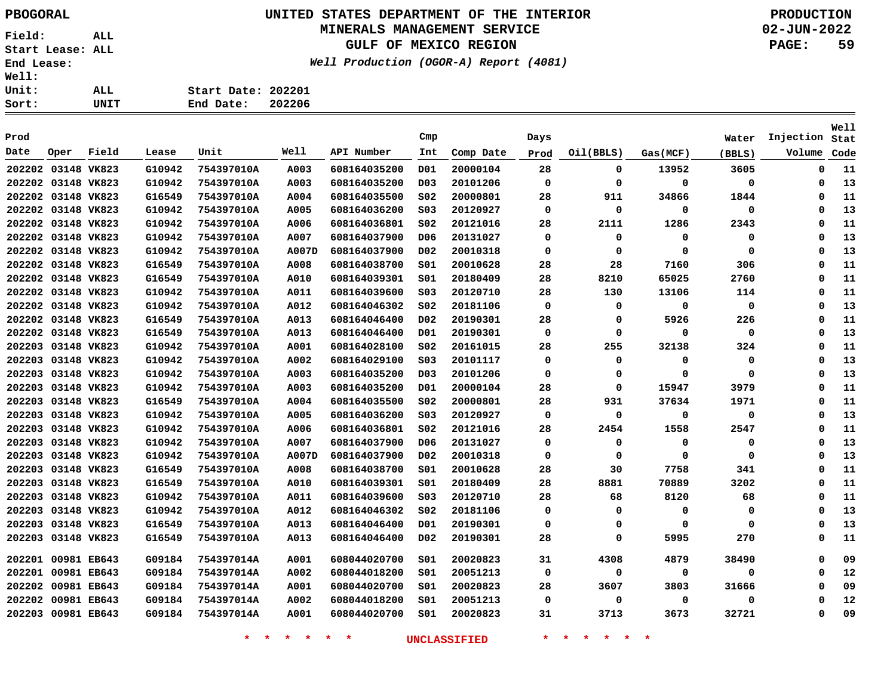PBOGORAL

# UNITED STATES DEPARTMENT OF THE INTERIOR
## MINERALS MANAGEMENT SERVICE
## GULF OF MEXICO REGION

*Well Production (OGOR-A) Report (4081)*

PRODUCTION
02-JUN-2022

Field: ALL
Start Lease: ALL
End Lease:
Well:
Unit: ALL
Sort: UNIT

Start Date: 202201
End Date: 202206

| Prod Date | Oper | Field | Lease | Unit | Well | API Number | Cmp Int | Comp Date | Days Prod | Oil(BBLS) | Gas(MCF) | Water (BBLS) | Injection Volume | Well Stat Code |
|---|---|---|---|---|---|---|---|---|---|---|---|---|---|---|
| 202202 | 03148 | VK823 | G10942 | 754397010A | A003 | 608164035200 | D01 | 20000104 | 28 | 0 | 13952 | 3605 | 0 | 11 |
| 202202 | 03148 | VK823 | G10942 | 754397010A | A003 | 608164035200 | D03 | 20101206 | 0 | 0 | 0 | 0 | 0 | 13 |
| 202202 | 03148 | VK823 | G16549 | 754397010A | A004 | 608164035500 | S02 | 20000801 | 28 | 911 | 34866 | 1844 | 0 | 11 |
| 202202 | 03148 | VK823 | G10942 | 754397010A | A005 | 608164036200 | S03 | 20120927 | 0 | 0 | 0 | 0 | 0 | 13 |
| 202202 | 03148 | VK823 | G10942 | 754397010A | A006 | 608164036801 | S02 | 20121016 | 28 | 2111 | 1286 | 2343 | 0 | 11 |
| 202202 | 03148 | VK823 | G10942 | 754397010A | A007 | 608164037900 | D06 | 20131027 | 0 | 0 | 0 | 0 | 0 | 13 |
| 202202 | 03148 | VK823 | G10942 | 754397010A | A007D | 608164037900 | D02 | 20010318 | 0 | 0 | 0 | 0 | 0 | 13 |
| 202202 | 03148 | VK823 | G16549 | 754397010A | A008 | 608164038700 | S01 | 20010628 | 28 | 28 | 7160 | 306 | 0 | 11 |
| 202202 | 03148 | VK823 | G16549 | 754397010A | A010 | 608164039301 | S01 | 20180409 | 28 | 8210 | 65025 | 2760 | 0 | 11 |
| 202202 | 03148 | VK823 | G10942 | 754397010A | A011 | 608164039600 | S03 | 20120710 | 28 | 130 | 13106 | 114 | 0 | 11 |
| 202202 | 03148 | VK823 | G10942 | 754397010A | A012 | 608164046302 | S02 | 20181106 | 0 | 0 | 0 | 0 | 0 | 13 |
| 202202 | 03148 | VK823 | G16549 | 754397010A | A013 | 608164046400 | D02 | 20190301 | 28 | 0 | 5926 | 226 | 0 | 11 |
| 202202 | 03148 | VK823 | G16549 | 754397010A | A013 | 608164046400 | D01 | 20190301 | 0 | 0 | 0 | 0 | 0 | 13 |
| 202203 | 03148 | VK823 | G10942 | 754397010A | A001 | 608164028100 | S02 | 20161015 | 28 | 255 | 32138 | 324 | 0 | 11 |
| 202203 | 03148 | VK823 | G10942 | 754397010A | A002 | 608164029100 | S03 | 20101117 | 0 | 0 | 0 | 0 | 0 | 13 |
| 202203 | 03148 | VK823 | G10942 | 754397010A | A003 | 608164035200 | D03 | 20101206 | 0 | 0 | 0 | 0 | 0 | 13 |
| 202203 | 03148 | VK823 | G10942 | 754397010A | A003 | 608164035200 | D01 | 20000104 | 28 | 0 | 15947 | 3979 | 0 | 11 |
| 202203 | 03148 | VK823 | G16549 | 754397010A | A004 | 608164035500 | S02 | 20000801 | 28 | 931 | 37634 | 1971 | 0 | 11 |
| 202203 | 03148 | VK823 | G10942 | 754397010A | A005 | 608164036200 | S03 | 20120927 | 0 | 0 | 0 | 0 | 0 | 13 |
| 202203 | 03148 | VK823 | G10942 | 754397010A | A006 | 608164036801 | S02 | 20121016 | 28 | 2454 | 1558 | 2547 | 0 | 11 |
| 202203 | 03148 | VK823 | G10942 | 754397010A | A007 | 608164037900 | D06 | 20131027 | 0 | 0 | 0 | 0 | 0 | 13 |
| 202203 | 03148 | VK823 | G10942 | 754397010A | A007D | 608164037900 | D02 | 20010318 | 0 | 0 | 0 | 0 | 0 | 13 |
| 202203 | 03148 | VK823 | G16549 | 754397010A | A008 | 608164038700 | S01 | 20010628 | 28 | 30 | 7758 | 341 | 0 | 11 |
| 202203 | 03148 | VK823 | G16549 | 754397010A | A010 | 608164039301 | S01 | 20180409 | 28 | 8881 | 70889 | 3202 | 0 | 11 |
| 202203 | 03148 | VK823 | G10942 | 754397010A | A011 | 608164039600 | S03 | 20120710 | 28 | 68 | 8120 | 68 | 0 | 11 |
| 202203 | 03148 | VK823 | G10942 | 754397010A | A012 | 608164046302 | S02 | 20181106 | 0 | 0 | 0 | 0 | 0 | 13 |
| 202203 | 03148 | VK823 | G16549 | 754397010A | A013 | 608164046400 | D01 | 20190301 | 0 | 0 | 0 | 0 | 0 | 13 |
| 202203 | 03148 | VK823 | G16549 | 754397010A | A013 | 608164046400 | D02 | 20190301 | 28 | 0 | 5995 | 270 | 0 | 11 |
| 202201 | 00981 | EB643 | G09184 | 754397014A | A001 | 608044020700 | S01 | 20020823 | 31 | 4308 | 4879 | 38490 | 0 | 09 |
| 202201 | 00981 | EB643 | G09184 | 754397014A | A002 | 608044018200 | S01 | 20051213 | 0 | 0 | 0 | 0 | 0 | 12 |
| 202202 | 00981 | EB643 | G09184 | 754397014A | A001 | 608044020700 | S01 | 20020823 | 28 | 3607 | 3803 | 31666 | 0 | 09 |
| 202202 | 00981 | EB643 | G09184 | 754397014A | A002 | 608044018200 | S01 | 20051213 | 0 | 0 | 0 | 0 | 0 | 12 |
| 202203 | 00981 | EB643 | G09184 | 754397014A | A001 | 608044020700 | S01 | 20020823 | 31 | 3713 | 3673 | 32721 | 0 | 09 |

* * * * * * UNCLASSIFIED * * * * * *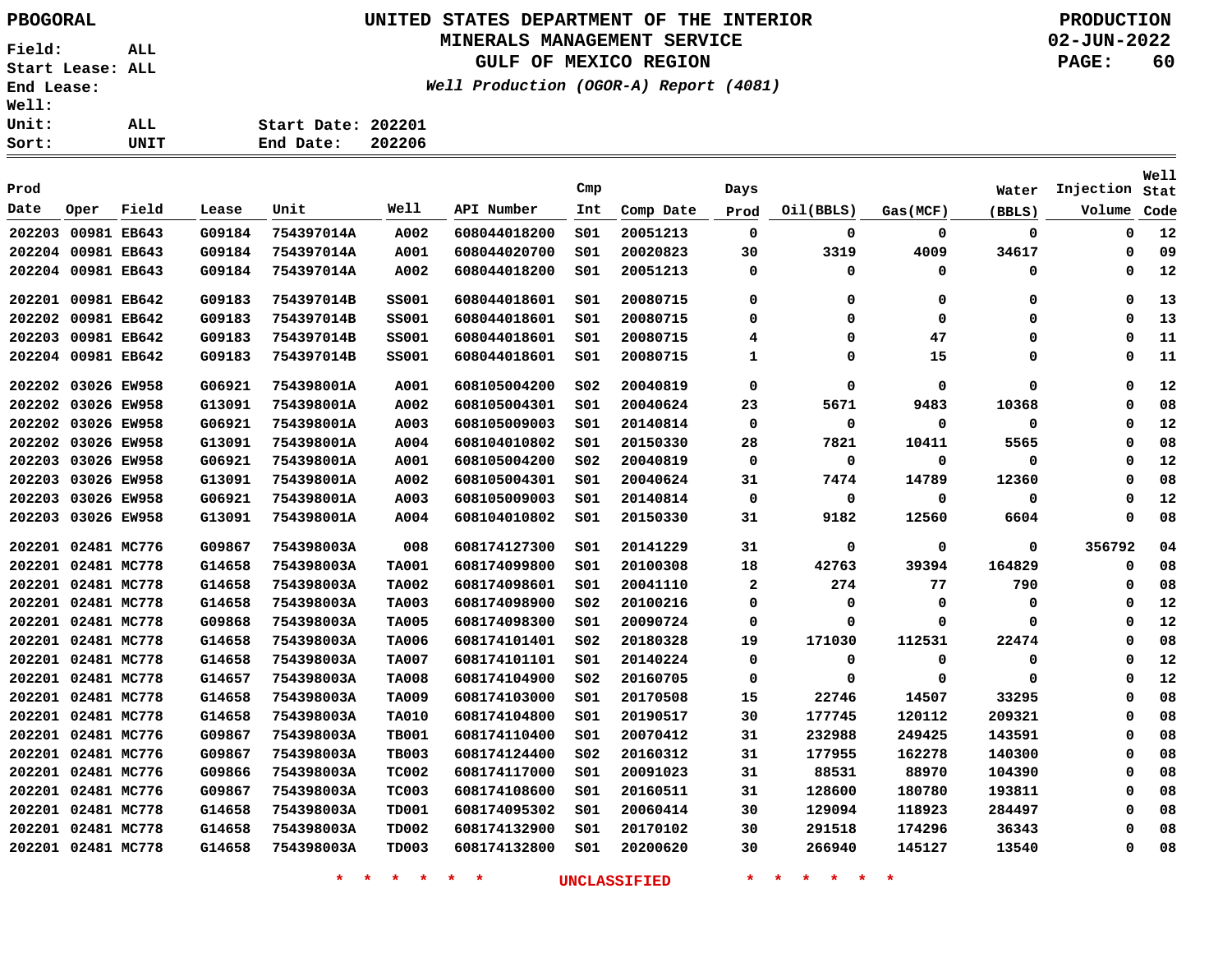# UNITED STATES DEPARTMENT OF THE INTERIOR
## MINERALS MANAGEMENT SERVICE
## GULF OF MEXICO REGION
### *Well Production (OGOR-A) Report (4081)*

PBOGORAL

PRODUCTION
02-JUN-2022

Field: ALL
Start Lease: ALL
End Lease:
Well:
Unit: ALL
Sort: UNIT

Start Date: 202201
End Date: 202206

| Prod Date | Oper | Field | Lease | Unit | Well | API Number | Cmp Int | Comp Date | Days Prod | Oil(BBLS) | Gas(MCF) | Water (BBLS) | Injection Volume | Well Stat Code |
|---|---|---|---|---|---|---|---|---|---|---|---|---|---|---|
| 202203 | 00981 | EB643 | G09184 | 754397014A | A002 | 608044018200 | S01 | 20051213 | 0 | 0 | 0 | 0 | 0 | 12 |
| 202204 | 00981 | EB643 | G09184 | 754397014A | A001 | 608044020700 | S01 | 20020823 | 30 | 3319 | 4009 | 34617 | 0 | 09 |
| 202204 | 00981 | EB643 | G09184 | 754397014A | A002 | 608044018200 | S01 | 20051213 | 0 | 0 | 0 | 0 | 0 | 12 |
| 202201 | 00981 | EB642 | G09183 | 754397014B | SS001 | 608044018601 | S01 | 20080715 | 0 | 0 | 0 | 0 | 0 | 13 |
| 202202 | 00981 | EB642 | G09183 | 754397014B | SS001 | 608044018601 | S01 | 20080715 | 0 | 0 | 0 | 0 | 0 | 13 |
| 202203 | 00981 | EB642 | G09183 | 754397014B | SS001 | 608044018601 | S01 | 20080715 | 4 | 0 | 47 | 0 | 0 | 11 |
| 202204 | 00981 | EB642 | G09183 | 754397014B | SS001 | 608044018601 | S01 | 20080715 | 1 | 0 | 15 | 0 | 0 | 11 |
| 202202 | 03026 | EW958 | G06921 | 754398001A | A001 | 608105004200 | S02 | 20040819 | 0 | 0 | 0 | 0 | 0 | 12 |
| 202202 | 03026 | EW958 | G13091 | 754398001A | A002 | 608105004301 | S01 | 20040624 | 23 | 5671 | 9483 | 10368 | 0 | 08 |
| 202202 | 03026 | EW958 | G06921 | 754398001A | A003 | 608105009003 | S01 | 20140814 | 0 | 0 | 0 | 0 | 0 | 12 |
| 202202 | 03026 | EW958 | G13091 | 754398001A | A004 | 608104010802 | S01 | 20150330 | 28 | 7821 | 10411 | 5565 | 0 | 08 |
| 202203 | 03026 | EW958 | G06921 | 754398001A | A001 | 608105004200 | S02 | 20040819 | 0 | 0 | 0 | 0 | 0 | 12 |
| 202203 | 03026 | EW958 | G13091 | 754398001A | A002 | 608105004301 | S01 | 20040624 | 31 | 7474 | 14789 | 12360 | 0 | 08 |
| 202203 | 03026 | EW958 | G06921 | 754398001A | A003 | 608105009003 | S01 | 20140814 | 0 | 0 | 0 | 0 | 0 | 12 |
| 202203 | 03026 | EW958 | G13091 | 754398001A | A004 | 608104010802 | S01 | 20150330 | 31 | 9182 | 12560 | 6604 | 0 | 08 |
| 202201 | 02481 | MC776 | G09867 | 754398003A | 008 | 608174127300 | S01 | 20141229 | 31 | 0 | 0 | 0 | 356792 | 04 |
| 202201 | 02481 | MC778 | G14658 | 754398003A | TA001 | 608174099800 | S01 | 20100308 | 18 | 42763 | 39394 | 164829 | 0 | 08 |
| 202201 | 02481 | MC778 | G14658 | 754398003A | TA002 | 608174098601 | S01 | 20041110 | 2 | 274 | 77 | 790 | 0 | 08 |
| 202201 | 02481 | MC778 | G14658 | 754398003A | TA003 | 608174098900 | S02 | 20100216 | 0 | 0 | 0 | 0 | 0 | 12 |
| 202201 | 02481 | MC778 | G09868 | 754398003A | TA005 | 608174098300 | S01 | 20090724 | 0 | 0 | 0 | 0 | 0 | 12 |
| 202201 | 02481 | MC778 | G14658 | 754398003A | TA006 | 608174101401 | S02 | 20180328 | 19 | 171030 | 112531 | 22474 | 0 | 08 |
| 202201 | 02481 | MC778 | G14658 | 754398003A | TA007 | 608174101101 | S01 | 20140224 | 0 | 0 | 0 | 0 | 0 | 12 |
| 202201 | 02481 | MC778 | G14657 | 754398003A | TA008 | 608174104900 | S02 | 20160705 | 0 | 0 | 0 | 0 | 0 | 12 |
| 202201 | 02481 | MC778 | G14658 | 754398003A | TA009 | 608174103000 | S01 | 20170508 | 15 | 22746 | 14507 | 33295 | 0 | 08 |
| 202201 | 02481 | MC778 | G14658 | 754398003A | TA010 | 608174104800 | S01 | 20190517 | 30 | 177745 | 120112 | 209321 | 0 | 08 |
| 202201 | 02481 | MC776 | G09867 | 754398003A | TB001 | 608174110400 | S01 | 20070412 | 31 | 232988 | 249425 | 143591 | 0 | 08 |
| 202201 | 02481 | MC776 | G09867 | 754398003A | TB003 | 608174124400 | S02 | 20160312 | 31 | 177955 | 162278 | 140300 | 0 | 08 |
| 202201 | 02481 | MC776 | G09866 | 754398003A | TC002 | 608174117000 | S01 | 20091023 | 31 | 88531 | 88970 | 104390 | 0 | 08 |
| 202201 | 02481 | MC776 | G09867 | 754398003A | TC003 | 608174108600 | S01 | 20160511 | 31 | 128600 | 180780 | 193811 | 0 | 08 |
| 202201 | 02481 | MC778 | G14658 | 754398003A | TD001 | 608174095302 | S01 | 20060414 | 30 | 129094 | 118923 | 284497 | 0 | 08 |
| 202201 | 02481 | MC778 | G14658 | 754398003A | TD002 | 608174132900 | S01 | 20170102 | 30 | 291518 | 174296 | 36343 | 0 | 08 |
| 202201 | 02481 | MC778 | G14658 | 754398003A | TD003 | 608174132800 | S01 | 20200620 | 30 | 266940 | 145127 | 13540 | 0 | 08 |

* * * * * * UNCLASSIFIED * * * * * *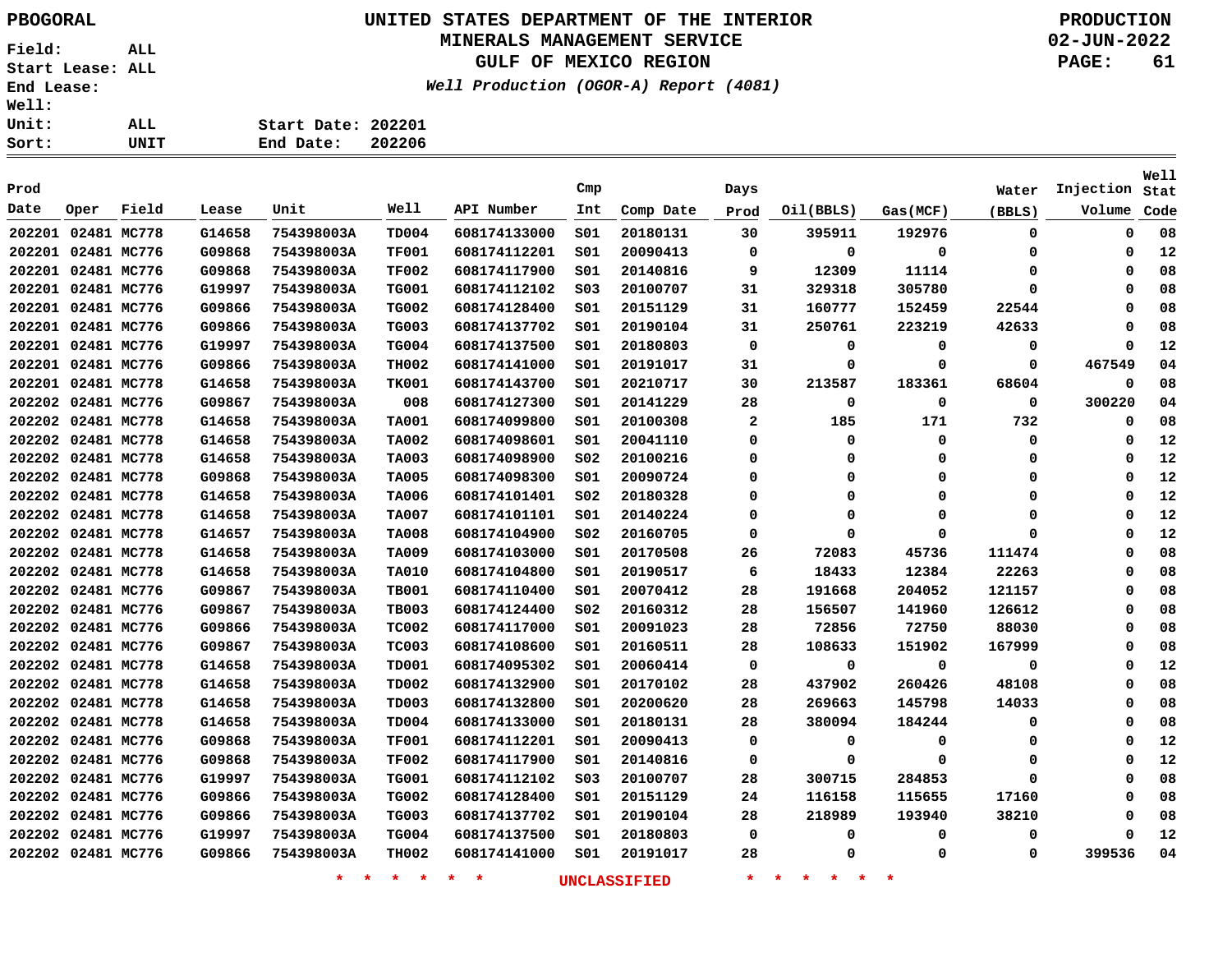PBOGORAL

# UNITED STATES DEPARTMENT OF THE INTERIOR
## MINERALS MANAGEMENT SERVICE
## GULF OF MEXICO REGION

*Well Production (OGOR-A) Report (4081)*

PRODUCTION
02-JUN-2022

Field: ALL
Start Lease: ALL
End Lease:
Well:
Unit: ALL
Sort: UNIT

Start Date: 202201
End Date: 202206

| Prod Date | Oper | Field | Lease | Unit | Well | API Number | Cmp Int | Comp Date | Days Prod | Oil(BBLS) | Gas(MCF) | Water (BBLS) | Injection Volume | Well Stat Code |
|---|---|---|---|---|---|---|---|---|---|---|---|---|---|---|
| 202201 | 02481 | MC778 | G14658 | 754398003A | TD004 | 608174133000 | S01 | 20180131 | 30 | 395911 | 192976 | 0 | 0 | 08 |
| 202201 | 02481 | MC776 | G09868 | 754398003A | TF001 | 608174112201 | S01 | 20090413 | 0 | 0 | 0 | 0 | 0 | 12 |
| 202201 | 02481 | MC776 | G09868 | 754398003A | TF002 | 608174117900 | S01 | 20140816 | 9 | 12309 | 11114 | 0 | 0 | 08 |
| 202201 | 02481 | MC776 | G19997 | 754398003A | TG001 | 608174112102 | S03 | 20100707 | 31 | 329318 | 305780 | 0 | 0 | 08 |
| 202201 | 02481 | MC776 | G09866 | 754398003A | TG002 | 608174128400 | S01 | 20151129 | 31 | 160777 | 152459 | 22544 | 0 | 08 |
| 202201 | 02481 | MC776 | G09866 | 754398003A | TG003 | 608174137702 | S01 | 20190104 | 31 | 250761 | 223219 | 42633 | 0 | 08 |
| 202201 | 02481 | MC776 | G19997 | 754398003A | TG004 | 608174137500 | S01 | 20180803 | 0 | 0 | 0 | 0 | 0 | 12 |
| 202201 | 02481 | MC776 | G09866 | 754398003A | TH002 | 608174141000 | S01 | 20191017 | 31 | 0 | 0 | 0 | 467549 | 04 |
| 202201 | 02481 | MC778 | G14658 | 754398003A | TK001 | 608174143700 | S01 | 20210717 | 30 | 213587 | 183361 | 68604 | 0 | 08 |
| 202202 | 02481 | MC776 | G09867 | 754398003A | 008 | 608174127300 | S01 | 20141229 | 28 | 0 | 0 | 0 | 300220 | 04 |
| 202202 | 02481 | MC778 | G14658 | 754398003A | TA001 | 608174099800 | S01 | 20100308 | 2 | 185 | 171 | 732 | 0 | 08 |
| 202202 | 02481 | MC778 | G14658 | 754398003A | TA002 | 608174098601 | S01 | 20041110 | 0 | 0 | 0 | 0 | 0 | 12 |
| 202202 | 02481 | MC778 | G14658 | 754398003A | TA003 | 608174098900 | S02 | 20100216 | 0 | 0 | 0 | 0 | 0 | 12 |
| 202202 | 02481 | MC778 | G09868 | 754398003A | TA005 | 608174098300 | S01 | 20090724 | 0 | 0 | 0 | 0 | 0 | 12 |
| 202202 | 02481 | MC778 | G14658 | 754398003A | TA006 | 608174101401 | S02 | 20180328 | 0 | 0 | 0 | 0 | 0 | 12 |
| 202202 | 02481 | MC778 | G14658 | 754398003A | TA007 | 608174101101 | S01 | 20140224 | 0 | 0 | 0 | 0 | 0 | 12 |
| 202202 | 02481 | MC778 | G14657 | 754398003A | TA008 | 608174104900 | S02 | 20160705 | 0 | 0 | 0 | 0 | 0 | 12 |
| 202202 | 02481 | MC778 | G14658 | 754398003A | TA009 | 608174103000 | S01 | 20170508 | 26 | 72083 | 45736 | 111474 | 0 | 08 |
| 202202 | 02481 | MC778 | G14658 | 754398003A | TA010 | 608174104800 | S01 | 20190517 | 6 | 18433 | 12384 | 22263 | 0 | 08 |
| 202202 | 02481 | MC776 | G09867 | 754398003A | TB001 | 608174110400 | S01 | 20070412 | 28 | 191668 | 204052 | 121157 | 0 | 08 |
| 202202 | 02481 | MC776 | G09867 | 754398003A | TB003 | 608174124400 | S02 | 20160312 | 28 | 156507 | 141960 | 126612 | 0 | 08 |
| 202202 | 02481 | MC776 | G09866 | 754398003A | TC002 | 608174117000 | S01 | 20091023 | 28 | 72856 | 72750 | 88030 | 0 | 08 |
| 202202 | 02481 | MC776 | G09867 | 754398003A | TC003 | 608174108600 | S01 | 20160511 | 28 | 108633 | 151902 | 167999 | 0 | 08 |
| 202202 | 02481 | MC778 | G14658 | 754398003A | TD001 | 608174095302 | S01 | 20060414 | 0 | 0 | 0 | 0 | 0 | 12 |
| 202202 | 02481 | MC778 | G14658 | 754398003A | TD002 | 608174132900 | S01 | 20170102 | 28 | 437902 | 260426 | 48108 | 0 | 08 |
| 202202 | 02481 | MC778 | G14658 | 754398003A | TD003 | 608174132800 | S01 | 20200620 | 28 | 269663 | 145798 | 14033 | 0 | 08 |
| 202202 | 02481 | MC778 | G14658 | 754398003A | TD004 | 608174133000 | S01 | 20180131 | 28 | 380094 | 184244 | 0 | 0 | 08 |
| 202202 | 02481 | MC776 | G09868 | 754398003A | TF001 | 608174112201 | S01 | 20090413 | 0 | 0 | 0 | 0 | 0 | 12 |
| 202202 | 02481 | MC776 | G09868 | 754398003A | TF002 | 608174117900 | S01 | 20140816 | 0 | 0 | 0 | 0 | 0 | 12 |
| 202202 | 02481 | MC776 | G19997 | 754398003A | TG001 | 608174112102 | S03 | 20100707 | 28 | 300715 | 284853 | 0 | 0 | 08 |
| 202202 | 02481 | MC776 | G09866 | 754398003A | TG002 | 608174128400 | S01 | 20151129 | 24 | 116158 | 115655 | 17160 | 0 | 08 |
| 202202 | 02481 | MC776 | G09866 | 754398003A | TG003 | 608174137702 | S01 | 20190104 | 28 | 218989 | 193940 | 38210 | 0 | 08 |
| 202202 | 02481 | MC776 | G19997 | 754398003A | TG004 | 608174137500 | S01 | 20180803 | 0 | 0 | 0 | 0 | 0 | 12 |
| 202202 | 02481 | MC776 | G09866 | 754398003A | TH002 | 608174141000 | S01 | 20191017 | 28 | 0 | 0 | 0 | 399536 | 04 |

* * * * * * UNCLASSIFIED * * * * * *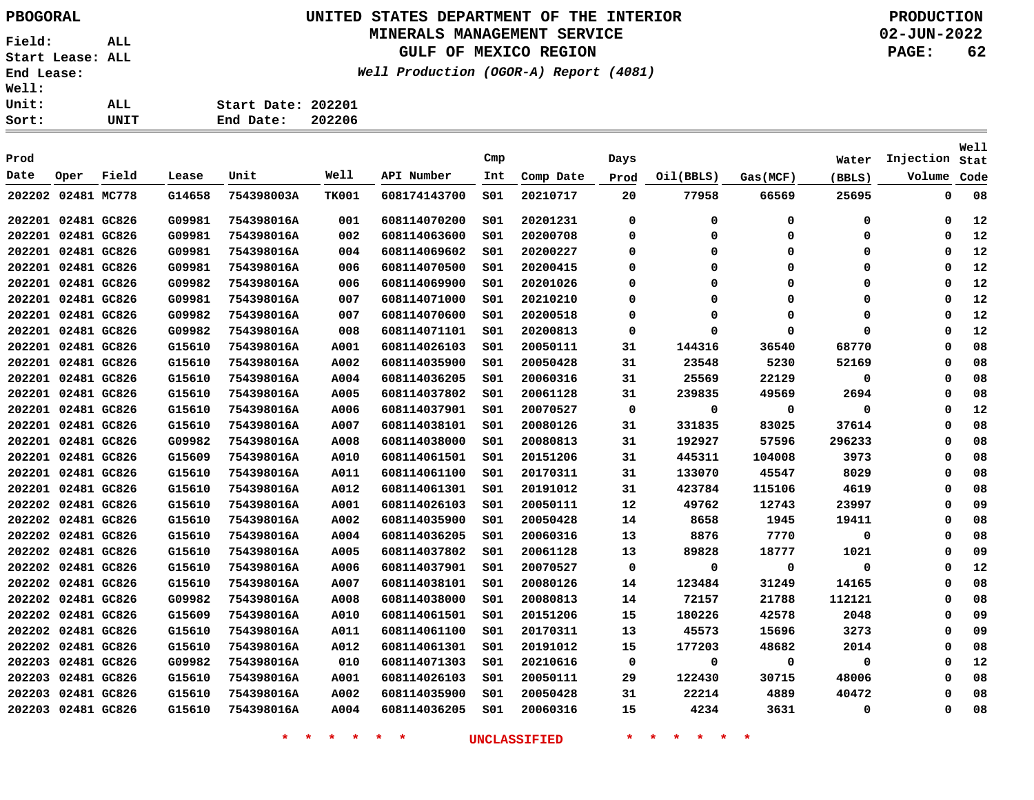PBOGORAL

# UNITED STATES DEPARTMENT OF THE INTERIOR
## MINERALS MANAGEMENT SERVICE
## GULF OF MEXICO REGION

*Well Production (OGOR-A) Report (4081)*

PRODUCTION
02-JUN-2022

Field: ALL
Start Lease: ALL
End Lease:
Well:
Unit: ALL
Sort: UNIT

Start Date: 202201
End Date: 202206

| Prod Date | Oper | Field | Lease | Unit | Well | API Number | Cmp Int | Comp Date | Days Prod | Oil(BBLS) | Gas(MCF) | Water (BBLS) | Injection Volume | Well Stat Code |
|---|---|---|---|---|---|---|---|---|---|---|---|---|---|---|
| 202202 | 02481 | MC778 | G14658 | 754398003A | TK001 | 608174143700 | S01 | 20210717 | 20 | 77958 | 66569 | 25695 | 0 | 08 |
| 202201 | 02481 | GC826 | G09981 | 754398016A | 001 | 608114070200 | S01 | 20201231 | 0 | 0 | 0 | 0 | 0 | 12 |
| 202201 | 02481 | GC826 | G09981 | 754398016A | 002 | 608114063600 | S01 | 20200708 | 0 | 0 | 0 | 0 | 0 | 12 |
| 202201 | 02481 | GC826 | G09981 | 754398016A | 004 | 608114069602 | S01 | 20200227 | 0 | 0 | 0 | 0 | 0 | 12 |
| 202201 | 02481 | GC826 | G09981 | 754398016A | 006 | 608114070500 | S01 | 20200415 | 0 | 0 | 0 | 0 | 0 | 12 |
| 202201 | 02481 | GC826 | G09982 | 754398016A | 006 | 608114069900 | S01 | 20201026 | 0 | 0 | 0 | 0 | 0 | 12 |
| 202201 | 02481 | GC826 | G09981 | 754398016A | 007 | 608114071000 | S01 | 20210210 | 0 | 0 | 0 | 0 | 0 | 12 |
| 202201 | 02481 | GC826 | G09982 | 754398016A | 007 | 608114070600 | S01 | 20200518 | 0 | 0 | 0 | 0 | 0 | 12 |
| 202201 | 02481 | GC826 | G09982 | 754398016A | 008 | 608114071101 | S01 | 20200813 | 0 | 0 | 0 | 0 | 0 | 12 |
| 202201 | 02481 | GC826 | G15610 | 754398016A | A001 | 608114026103 | S01 | 20050111 | 31 | 144316 | 36540 | 68770 | 0 | 08 |
| 202201 | 02481 | GC826 | G15610 | 754398016A | A002 | 608114035900 | S01 | 20050428 | 31 | 23548 | 5230 | 52169 | 0 | 08 |
| 202201 | 02481 | GC826 | G15610 | 754398016A | A004 | 608114036205 | S01 | 20060316 | 31 | 25569 | 22129 | 0 | 0 | 08 |
| 202201 | 02481 | GC826 | G15610 | 754398016A | A005 | 608114037802 | S01 | 20061128 | 31 | 239835 | 49569 | 2694 | 0 | 08 |
| 202201 | 02481 | GC826 | G15610 | 754398016A | A006 | 608114037901 | S01 | 20070527 | 0 | 0 | 0 | 0 | 0 | 12 |
| 202201 | 02481 | GC826 | G15610 | 754398016A | A007 | 608114038101 | S01 | 20080126 | 31 | 331835 | 83025 | 37614 | 0 | 08 |
| 202201 | 02481 | GC826 | G09982 | 754398016A | A008 | 608114038000 | S01 | 20080813 | 31 | 192927 | 57596 | 296233 | 0 | 08 |
| 202201 | 02481 | GC826 | G15609 | 754398016A | A010 | 608114061501 | S01 | 20151206 | 31 | 445311 | 104008 | 3973 | 0 | 08 |
| 202201 | 02481 | GC826 | G15610 | 754398016A | A011 | 608114061100 | S01 | 20170311 | 31 | 133070 | 45547 | 8029 | 0 | 08 |
| 202201 | 02481 | GC826 | G15610 | 754398016A | A012 | 608114061301 | S01 | 20191012 | 31 | 423784 | 115106 | 4619 | 0 | 08 |
| 202202 | 02481 | GC826 | G15610 | 754398016A | A001 | 608114026103 | S01 | 20050111 | 12 | 49762 | 12743 | 23997 | 0 | 09 |
| 202202 | 02481 | GC826 | G15610 | 754398016A | A002 | 608114035900 | S01 | 20050428 | 14 | 8658 | 1945 | 19411 | 0 | 08 |
| 202202 | 02481 | GC826 | G15610 | 754398016A | A004 | 608114036205 | S01 | 20060316 | 13 | 8876 | 7770 | 0 | 0 | 08 |
| 202202 | 02481 | GC826 | G15610 | 754398016A | A005 | 608114037802 | S01 | 20061128 | 13 | 89828 | 18777 | 1021 | 0 | 09 |
| 202202 | 02481 | GC826 | G15610 | 754398016A | A006 | 608114037901 | S01 | 20070527 | 0 | 0 | 0 | 0 | 0 | 12 |
| 202202 | 02481 | GC826 | G15610 | 754398016A | A007 | 608114038101 | S01 | 20080126 | 14 | 123484 | 31249 | 14165 | 0 | 08 |
| 202202 | 02481 | GC826 | G09982 | 754398016A | A008 | 608114038000 | S01 | 20080813 | 14 | 72157 | 21788 | 112121 | 0 | 08 |
| 202202 | 02481 | GC826 | G15609 | 754398016A | A010 | 608114061501 | S01 | 20151206 | 15 | 180226 | 42578 | 2048 | 0 | 09 |
| 202202 | 02481 | GC826 | G15610 | 754398016A | A011 | 608114061100 | S01 | 20170311 | 13 | 45573 | 15696 | 3273 | 0 | 09 |
| 202202 | 02481 | GC826 | G15610 | 754398016A | A012 | 608114061301 | S01 | 20191012 | 15 | 177203 | 48682 | 2014 | 0 | 08 |
| 202203 | 02481 | GC826 | G09982 | 754398016A | 010 | 608114071303 | S01 | 20210616 | 0 | 0 | 0 | 0 | 0 | 12 |
| 202203 | 02481 | GC826 | G15610 | 754398016A | A001 | 608114026103 | S01 | 20050111 | 29 | 122430 | 30715 | 48006 | 0 | 08 |
| 202203 | 02481 | GC826 | G15610 | 754398016A | A002 | 608114035900 | S01 | 20050428 | 31 | 22214 | 4889 | 40472 | 0 | 08 |
| 202203 | 02481 | GC826 | G15610 | 754398016A | A004 | 608114036205 | S01 | 20060316 | 15 | 4234 | 3631 | 0 | 0 | 08 |

* * * * * * UNCLASSIFIED * * * * * *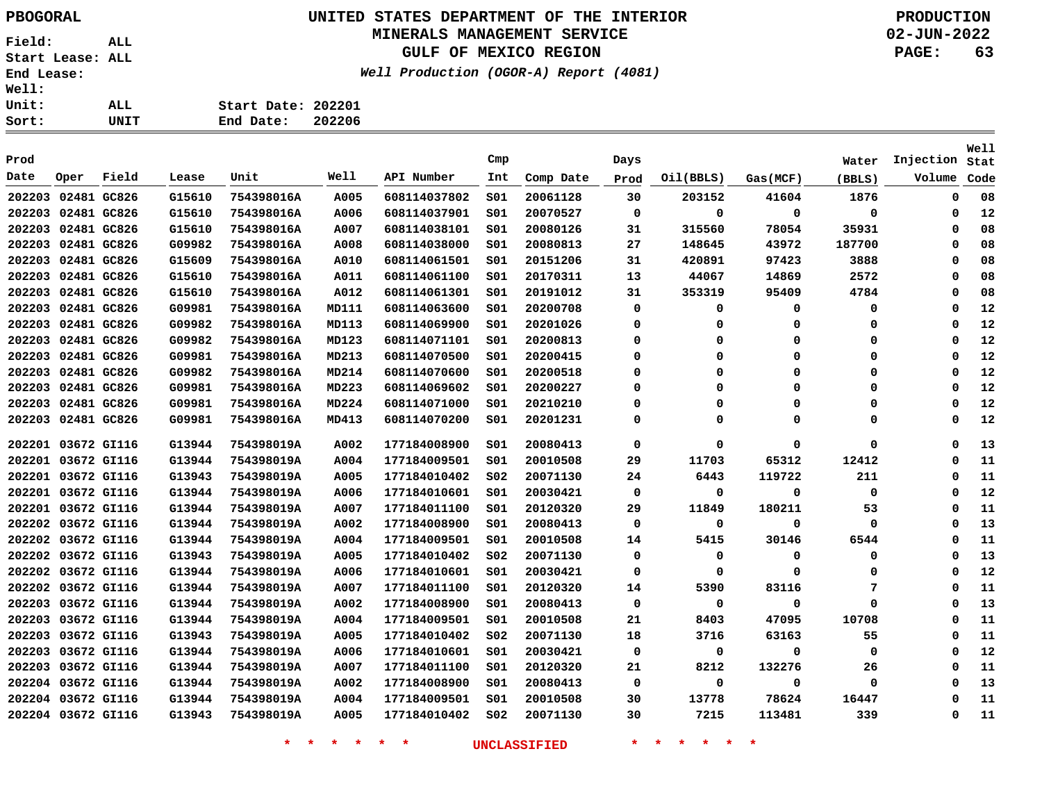PBOGORAL

# UNITED STATES DEPARTMENT OF THE INTERIOR
## MINERALS MANAGEMENT SERVICE
## GULF OF MEXICO REGION
*Well Production (OGOR-A) Report (4081)*

PRODUCTION
02-JUN-2022

Field: ALL
Start Lease: ALL
End Lease:
Well:
Unit: ALL
Sort: UNIT

Start Date: 202201
End Date: 202206

| Prod Date | Oper | Field | Lease | Unit | Well | API Number | Cmp Int | Comp Date | Days Prod | Oil(BBLS) | Gas(MCF) | Water (BBLS) | Injection Volume | Well Stat Code |
|---|---|---|---|---|---|---|---|---|---|---|---|---|---|---|
| 202203 | 02481 | GC826 | G15610 | 754398016A | A005 | 608114037802 | S01 | 20061128 | 30 | 203152 | 41604 | 1876 | 0 | 08 |
| 202203 | 02481 | GC826 | G15610 | 754398016A | A006 | 608114037901 | S01 | 20070527 | 0 | 0 | 0 | 0 | 0 | 12 |
| 202203 | 02481 | GC826 | G15610 | 754398016A | A007 | 608114038101 | S01 | 20080126 | 31 | 315560 | 78054 | 35931 | 0 | 08 |
| 202203 | 02481 | GC826 | G09982 | 754398016A | A008 | 608114038000 | S01 | 20080813 | 27 | 148645 | 43972 | 187700 | 0 | 08 |
| 202203 | 02481 | GC826 | G15609 | 754398016A | A010 | 608114061501 | S01 | 20151206 | 31 | 420891 | 97423 | 3888 | 0 | 08 |
| 202203 | 02481 | GC826 | G15610 | 754398016A | A011 | 608114061100 | S01 | 20170311 | 13 | 44067 | 14869 | 2572 | 0 | 08 |
| 202203 | 02481 | GC826 | G15610 | 754398016A | A012 | 608114061301 | S01 | 20191012 | 31 | 353319 | 95409 | 4784 | 0 | 08 |
| 202203 | 02481 | GC826 | G09981 | 754398016A | MD111 | 608114063600 | S01 | 20200708 | 0 | 0 | 0 | 0 | 0 | 12 |
| 202203 | 02481 | GC826 | G09982 | 754398016A | MD113 | 608114069900 | S01 | 20201026 | 0 | 0 | 0 | 0 | 0 | 12 |
| 202203 | 02481 | GC826 | G09982 | 754398016A | MD123 | 608114071101 | S01 | 20200813 | 0 | 0 | 0 | 0 | 0 | 12 |
| 202203 | 02481 | GC826 | G09981 | 754398016A | MD213 | 608114070500 | S01 | 20200415 | 0 | 0 | 0 | 0 | 0 | 12 |
| 202203 | 02481 | GC826 | G09982 | 754398016A | MD214 | 608114070600 | S01 | 20200518 | 0 | 0 | 0 | 0 | 0 | 12 |
| 202203 | 02481 | GC826 | G09981 | 754398016A | MD223 | 608114069602 | S01 | 20200227 | 0 | 0 | 0 | 0 | 0 | 12 |
| 202203 | 02481 | GC826 | G09981 | 754398016A | MD224 | 608114071000 | S01 | 20210210 | 0 | 0 | 0 | 0 | 0 | 12 |
| 202203 | 02481 | GC826 | G09981 | 754398016A | MD413 | 608114070200 | S01 | 20201231 | 0 | 0 | 0 | 0 | 0 | 12 |
| 202201 | 03672 | GI116 | G13944 | 754398019A | A002 | 177184008900 | S01 | 20080413 | 0 | 0 | 0 | 0 | 0 | 13 |
| 202201 | 03672 | GI116 | G13944 | 754398019A | A004 | 177184009501 | S01 | 20010508 | 29 | 11703 | 65312 | 12412 | 0 | 11 |
| 202201 | 03672 | GI116 | G13943 | 754398019A | A005 | 177184010402 | S02 | 20071130 | 24 | 6443 | 119722 | 211 | 0 | 11 |
| 202201 | 03672 | GI116 | G13944 | 754398019A | A006 | 177184010601 | S01 | 20030421 | 0 | 0 | 0 | 0 | 0 | 12 |
| 202201 | 03672 | GI116 | G13944 | 754398019A | A007 | 177184011100 | S01 | 20120320 | 29 | 11849 | 180211 | 53 | 0 | 11 |
| 202202 | 03672 | GI116 | G13944 | 754398019A | A002 | 177184008900 | S01 | 20080413 | 0 | 0 | 0 | 0 | 0 | 13 |
| 202202 | 03672 | GI116 | G13944 | 754398019A | A004 | 177184009501 | S01 | 20010508 | 14 | 5415 | 30146 | 6544 | 0 | 11 |
| 202202 | 03672 | GI116 | G13943 | 754398019A | A005 | 177184010402 | S02 | 20071130 | 0 | 0 | 0 | 0 | 0 | 13 |
| 202202 | 03672 | GI116 | G13944 | 754398019A | A006 | 177184010601 | S01 | 20030421 | 0 | 0 | 0 | 0 | 0 | 12 |
| 202202 | 03672 | GI116 | G13944 | 754398019A | A007 | 177184011100 | S01 | 20120320 | 14 | 5390 | 83116 | 7 | 0 | 11 |
| 202203 | 03672 | GI116 | G13944 | 754398019A | A002 | 177184008900 | S01 | 20080413 | 0 | 0 | 0 | 0 | 0 | 13 |
| 202203 | 03672 | GI116 | G13944 | 754398019A | A004 | 177184009501 | S01 | 20010508 | 21 | 8403 | 47095 | 10708 | 0 | 11 |
| 202203 | 03672 | GI116 | G13943 | 754398019A | A005 | 177184010402 | S02 | 20071130 | 18 | 3716 | 63163 | 55 | 0 | 11 |
| 202203 | 03672 | GI116 | G13944 | 754398019A | A006 | 177184010601 | S01 | 20030421 | 0 | 0 | 0 | 0 | 0 | 12 |
| 202203 | 03672 | GI116 | G13944 | 754398019A | A007 | 177184011100 | S01 | 20120320 | 21 | 8212 | 132276 | 26 | 0 | 11 |
| 202204 | 03672 | GI116 | G13944 | 754398019A | A002 | 177184008900 | S01 | 20080413 | 0 | 0 | 0 | 0 | 0 | 13 |
| 202204 | 03672 | GI116 | G13944 | 754398019A | A004 | 177184009501 | S01 | 20010508 | 30 | 13778 | 78624 | 16447 | 0 | 11 |
| 202204 | 03672 | GI116 | G13943 | 754398019A | A005 | 177184010402 | S02 | 20071130 | 30 | 7215 | 113481 | 339 | 0 | 11 |

* * * * * * UNCLASSIFIED * * * * * *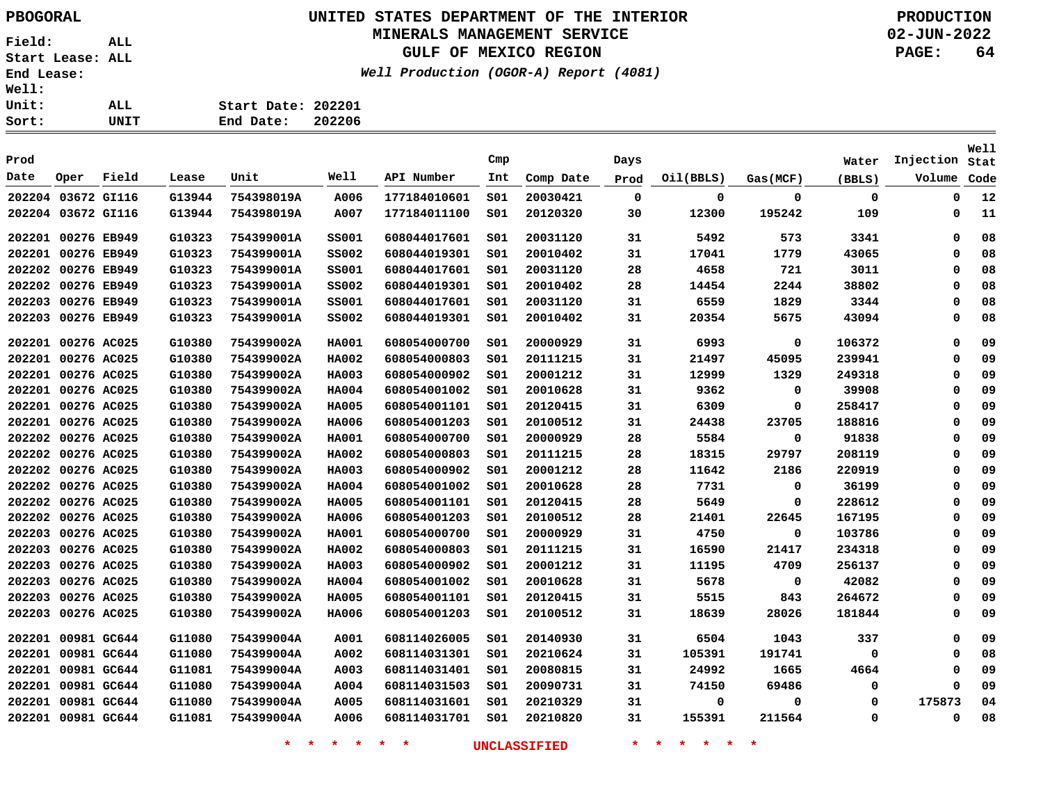PBOGORAL

**UNITED STATES DEPARTMENT OF THE INTERIOR**
**MINERALS MANAGEMENT SERVICE**
**GULF OF MEXICO REGION**
*Well Production (OGOR-A) Report (4081)*

PRODUCTION
02-JUN-2022

Field: ALL
Start Lease: ALL
End Lease:
Well:
Unit: ALL
Sort: UNIT

Start Date: 202201
End Date: 202206

| Prod Date | Oper | Field | Lease | Unit | Well | API Number | Cmp Int | Comp Date | Days Prod | Oil(BBLS) | Gas(MCF) | Water (BBLS) | Injection Volume | Well Stat Code |
|---|---|---|---|---|---|---|---|---|---|---|---|---|---|---|
| 202204 | 03672 | GI116 | G13944 | 754398019A | A006 | 177184010601 | S01 | 20030421 | 0 | 0 | 0 | 0 | 0 | 12 |
| 202204 | 03672 | GI116 | G13944 | 754398019A | A007 | 177184011100 | S01 | 20120320 | 30 | 12300 | 195242 | 109 | 0 | 11 |
| 202201 | 00276 | EB949 | G10323 | 754399001A | SS001 | 608044017601 | S01 | 20031120 | 31 | 5492 | 573 | 3341 | 0 | 08 |
| 202201 | 00276 | EB949 | G10323 | 754399001A | SS002 | 608044019301 | S01 | 20010402 | 31 | 17041 | 1779 | 43065 | 0 | 08 |
| 202202 | 00276 | EB949 | G10323 | 754399001A | SS001 | 608044017601 | S01 | 20031120 | 28 | 4658 | 721 | 3011 | 0 | 08 |
| 202202 | 00276 | EB949 | G10323 | 754399001A | SS002 | 608044019301 | S01 | 20010402 | 28 | 14454 | 2244 | 38802 | 0 | 08 |
| 202203 | 00276 | EB949 | G10323 | 754399001A | SS001 | 608044017601 | S01 | 20031120 | 31 | 6559 | 1829 | 3344 | 0 | 08 |
| 202203 | 00276 | EB949 | G10323 | 754399001A | SS002 | 608044019301 | S01 | 20010402 | 31 | 20354 | 5675 | 43094 | 0 | 08 |
| 202201 | 00276 | AC025 | G10380 | 754399002A | HA001 | 608054000700 | S01 | 20000929 | 31 | 6993 | 0 | 106372 | 0 | 09 |
| 202201 | 00276 | AC025 | G10380 | 754399002A | HA002 | 608054000803 | S01 | 20111215 | 31 | 21497 | 45095 | 239941 | 0 | 09 |
| 202201 | 00276 | AC025 | G10380 | 754399002A | HA003 | 608054000902 | S01 | 20001212 | 31 | 12999 | 1329 | 249318 | 0 | 09 |
| 202201 | 00276 | AC025 | G10380 | 754399002A | HA004 | 608054001002 | S01 | 20010628 | 31 | 9362 | 0 | 39908 | 0 | 09 |
| 202201 | 00276 | AC025 | G10380 | 754399002A | HA005 | 608054001101 | S01 | 20120415 | 31 | 6309 | 0 | 258417 | 0 | 09 |
| 202201 | 00276 | AC025 | G10380 | 754399002A | HA006 | 608054001203 | S01 | 20100512 | 31 | 24438 | 23705 | 188816 | 0 | 09 |
| 202202 | 00276 | AC025 | G10380 | 754399002A | HA001 | 608054000700 | S01 | 20000929 | 28 | 5584 | 0 | 91838 | 0 | 09 |
| 202202 | 00276 | AC025 | G10380 | 754399002A | HA002 | 608054000803 | S01 | 20111215 | 28 | 18315 | 29797 | 208119 | 0 | 09 |
| 202202 | 00276 | AC025 | G10380 | 754399002A | HA003 | 608054000902 | S01 | 20001212 | 28 | 11642 | 2186 | 220919 | 0 | 09 |
| 202202 | 00276 | AC025 | G10380 | 754399002A | HA004 | 608054001002 | S01 | 20010628 | 28 | 7731 | 0 | 36199 | 0 | 09 |
| 202202 | 00276 | AC025 | G10380 | 754399002A | HA005 | 608054001101 | S01 | 20120415 | 28 | 5649 | 0 | 228612 | 0 | 09 |
| 202202 | 00276 | AC025 | G10380 | 754399002A | HA006 | 608054001203 | S01 | 20100512 | 28 | 21401 | 22645 | 167195 | 0 | 09 |
| 202203 | 00276 | AC025 | G10380 | 754399002A | HA001 | 608054000700 | S01 | 20000929 | 31 | 4750 | 0 | 103786 | 0 | 09 |
| 202203 | 00276 | AC025 | G10380 | 754399002A | HA002 | 608054000803 | S01 | 20111215 | 31 | 16590 | 21417 | 234318 | 0 | 09 |
| 202203 | 00276 | AC025 | G10380 | 754399002A | HA003 | 608054000902 | S01 | 20001212 | 31 | 11195 | 4709 | 256137 | 0 | 09 |
| 202203 | 00276 | AC025 | G10380 | 754399002A | HA004 | 608054001002 | S01 | 20010628 | 31 | 5678 | 0 | 42082 | 0 | 09 |
| 202203 | 00276 | AC025 | G10380 | 754399002A | HA005 | 608054001101 | S01 | 20120415 | 31 | 5515 | 843 | 264672 | 0 | 09 |
| 202203 | 00276 | AC025 | G10380 | 754399002A | HA006 | 608054001203 | S01 | 20100512 | 31 | 18639 | 28026 | 181844 | 0 | 09 |
| 202201 | 00981 | GC644 | G11080 | 754399004A | A001 | 608114026005 | S01 | 20140930 | 31 | 6504 | 1043 | 337 | 0 | 09 |
| 202201 | 00981 | GC644 | G11080 | 754399004A | A002 | 608114031301 | S01 | 20210624 | 31 | 105391 | 191741 | 0 | 0 | 08 |
| 202201 | 00981 | GC644 | G11081 | 754399004A | A003 | 608114031401 | S01 | 20080815 | 31 | 24992 | 1665 | 4664 | 0 | 09 |
| 202201 | 00981 | GC644 | G11080 | 754399004A | A004 | 608114031503 | S01 | 20090731 | 31 | 74150 | 69486 | 0 | 0 | 09 |
| 202201 | 00981 | GC644 | G11080 | 754399004A | A005 | 608114031601 | S01 | 20210329 | 31 | 0 | 0 | 0 | 175873 | 04 |
| 202201 | 00981 | GC644 | G11081 | 754399004A | A006 | 608114031701 | S01 | 20210820 | 31 | 155391 | 211564 | 0 | 0 | 08 |

* * * * * * UNCLASSIFIED * * * * * *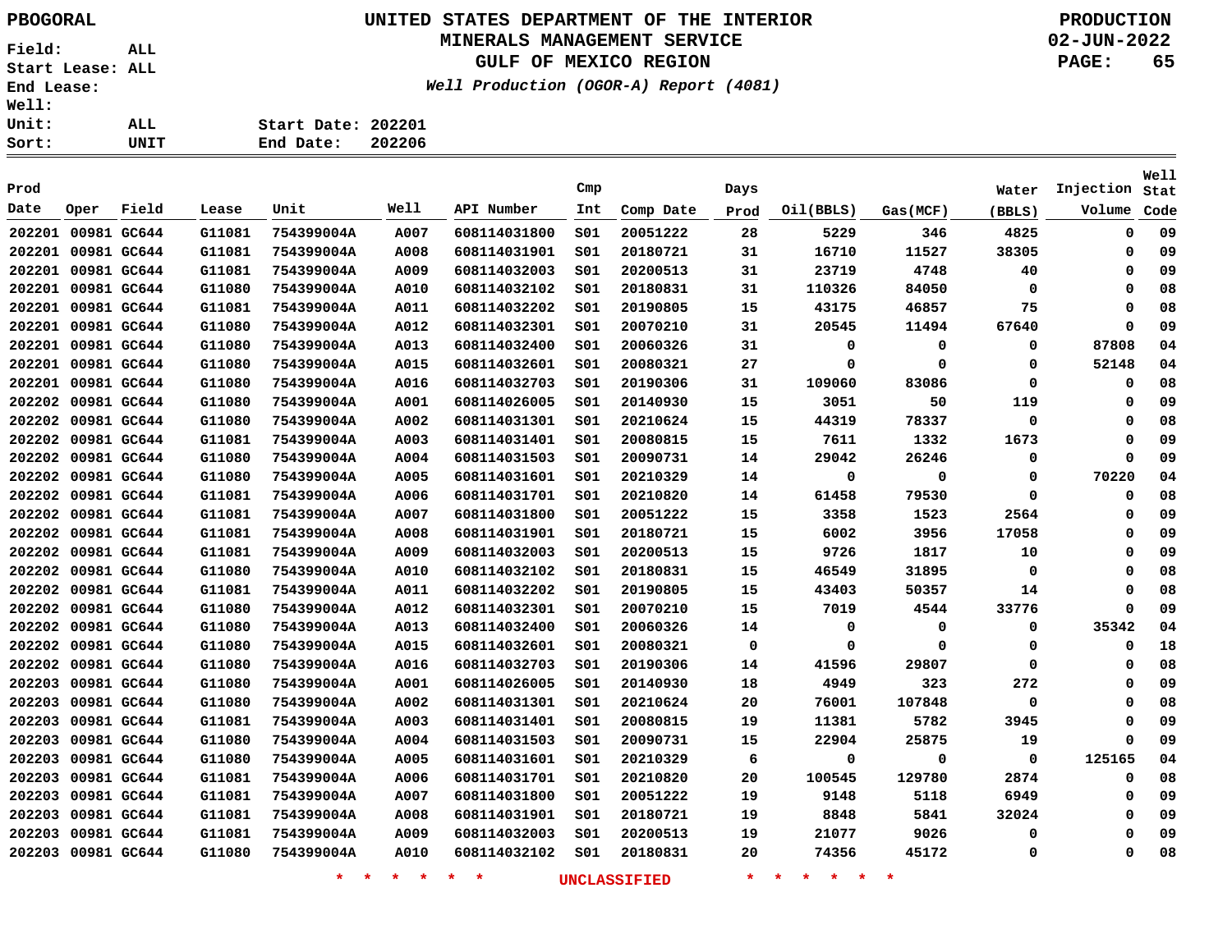PBOGORAL

# UNITED STATES DEPARTMENT OF THE INTERIOR
## MINERALS MANAGEMENT SERVICE
## GULF OF MEXICO REGION
*Well Production (OGOR-A) Report (4081)*

PRODUCTION
02-JUN-2022

Field: ALL
Start Lease: ALL
End Lease:
Well:
Unit: ALL
Sort: UNIT

Start Date: 202201
End Date: 202206

| Prod Date | Oper | Field | Lease | Unit | Well | API Number | Cmp Int | Comp Date | Days Prod | Oil(BBLS) | Gas(MCF) | Water (BBLS) | Injection Volume | Well Stat Code |
|---|---|---|---|---|---|---|---|---|---|---|---|---|---|---|
| 202201 | 00981 | GC644 | G11081 | 754399004A | A007 | 608114031800 | S01 | 20051222 | 28 | 5229 | 346 | 4825 | 0 | 09 |
| 202201 | 00981 | GC644 | G11081 | 754399004A | A008 | 608114031901 | S01 | 20180721 | 31 | 16710 | 11527 | 38305 | 0 | 09 |
| 202201 | 00981 | GC644 | G11081 | 754399004A | A009 | 608114032003 | S01 | 20200513 | 31 | 23719 | 4748 | 40 | 0 | 09 |
| 202201 | 00981 | GC644 | G11080 | 754399004A | A010 | 608114032102 | S01 | 20180831 | 31 | 110326 | 84050 | 0 | 0 | 08 |
| 202201 | 00981 | GC644 | G11081 | 754399004A | A011 | 608114032202 | S01 | 20190805 | 15 | 43175 | 46857 | 75 | 0 | 08 |
| 202201 | 00981 | GC644 | G11080 | 754399004A | A012 | 608114032301 | S01 | 20070210 | 31 | 20545 | 11494 | 67640 | 0 | 09 |
| 202201 | 00981 | GC644 | G11080 | 754399004A | A013 | 608114032400 | S01 | 20060326 | 31 | 0 | 0 | 0 | 87808 | 04 |
| 202201 | 00981 | GC644 | G11080 | 754399004A | A015 | 608114032601 | S01 | 20080321 | 27 | 0 | 0 | 0 | 52148 | 04 |
| 202201 | 00981 | GC644 | G11080 | 754399004A | A016 | 608114032703 | S01 | 20190306 | 31 | 109060 | 83086 | 0 | 0 | 08 |
| 202202 | 00981 | GC644 | G11080 | 754399004A | A001 | 608114026005 | S01 | 20140930 | 15 | 3051 | 50 | 119 | 0 | 09 |
| 202202 | 00981 | GC644 | G11080 | 754399004A | A002 | 608114031301 | S01 | 20210624 | 15 | 44319 | 78337 | 0 | 0 | 08 |
| 202202 | 00981 | GC644 | G11081 | 754399004A | A003 | 608114031401 | S01 | 20080815 | 15 | 7611 | 1332 | 1673 | 0 | 09 |
| 202202 | 00981 | GC644 | G11080 | 754399004A | A004 | 608114031503 | S01 | 20090731 | 14 | 29042 | 26246 | 0 | 0 | 09 |
| 202202 | 00981 | GC644 | G11080 | 754399004A | A005 | 608114031601 | S01 | 20210329 | 14 | 0 | 0 | 0 | 70220 | 04 |
| 202202 | 00981 | GC644 | G11081 | 754399004A | A006 | 608114031701 | S01 | 20210820 | 14 | 61458 | 79530 | 0 | 0 | 08 |
| 202202 | 00981 | GC644 | G11081 | 754399004A | A007 | 608114031800 | S01 | 20051222 | 15 | 3358 | 1523 | 2564 | 0 | 09 |
| 202202 | 00981 | GC644 | G11081 | 754399004A | A008 | 608114031901 | S01 | 20180721 | 15 | 6002 | 3956 | 17058 | 0 | 09 |
| 202202 | 00981 | GC644 | G11081 | 754399004A | A009 | 608114032003 | S01 | 20200513 | 15 | 9726 | 1817 | 10 | 0 | 09 |
| 202202 | 00981 | GC644 | G11080 | 754399004A | A010 | 608114032102 | S01 | 20180831 | 15 | 46549 | 31895 | 0 | 0 | 08 |
| 202202 | 00981 | GC644 | G11081 | 754399004A | A011 | 608114032202 | S01 | 20190805 | 15 | 43403 | 50357 | 14 | 0 | 08 |
| 202202 | 00981 | GC644 | G11080 | 754399004A | A012 | 608114032301 | S01 | 20070210 | 15 | 7019 | 4544 | 33776 | 0 | 09 |
| 202202 | 00981 | GC644 | G11080 | 754399004A | A013 | 608114032400 | S01 | 20060326 | 14 | 0 | 0 | 0 | 35342 | 04 |
| 202202 | 00981 | GC644 | G11080 | 754399004A | A015 | 608114032601 | S01 | 20080321 | 0 | 0 | 0 | 0 | 0 | 18 |
| 202202 | 00981 | GC644 | G11080 | 754399004A | A016 | 608114032703 | S01 | 20190306 | 14 | 41596 | 29807 | 0 | 0 | 08 |
| 202203 | 00981 | GC644 | G11080 | 754399004A | A001 | 608114026005 | S01 | 20140930 | 18 | 4949 | 323 | 272 | 0 | 09 |
| 202203 | 00981 | GC644 | G11080 | 754399004A | A002 | 608114031301 | S01 | 20210624 | 20 | 76001 | 107848 | 0 | 0 | 08 |
| 202203 | 00981 | GC644 | G11081 | 754399004A | A003 | 608114031401 | S01 | 20080815 | 19 | 11381 | 5782 | 3945 | 0 | 09 |
| 202203 | 00981 | GC644 | G11080 | 754399004A | A004 | 608114031503 | S01 | 20090731 | 15 | 22904 | 25875 | 19 | 0 | 09 |
| 202203 | 00981 | GC644 | G11080 | 754399004A | A005 | 608114031601 | S01 | 20210329 | 6 | 0 | 0 | 0 | 125165 | 04 |
| 202203 | 00981 | GC644 | G11081 | 754399004A | A006 | 608114031701 | S01 | 20210820 | 20 | 100545 | 129780 | 2874 | 0 | 08 |
| 202203 | 00981 | GC644 | G11081 | 754399004A | A007 | 608114031800 | S01 | 20051222 | 19 | 9148 | 5118 | 6949 | 0 | 09 |
| 202203 | 00981 | GC644 | G11081 | 754399004A | A008 | 608114031901 | S01 | 20180721 | 19 | 8848 | 5841 | 32024 | 0 | 09 |
| 202203 | 00981 | GC644 | G11081 | 754399004A | A009 | 608114032003 | S01 | 20200513 | 19 | 21077 | 9026 | 0 | 0 | 09 |
| 202203 | 00981 | GC644 | G11080 | 754399004A | A010 | 608114032102 | S01 | 20180831 | 20 | 74356 | 45172 | 0 | 0 | 08 |

* * * * * * UNCLASSIFIED * * * * * *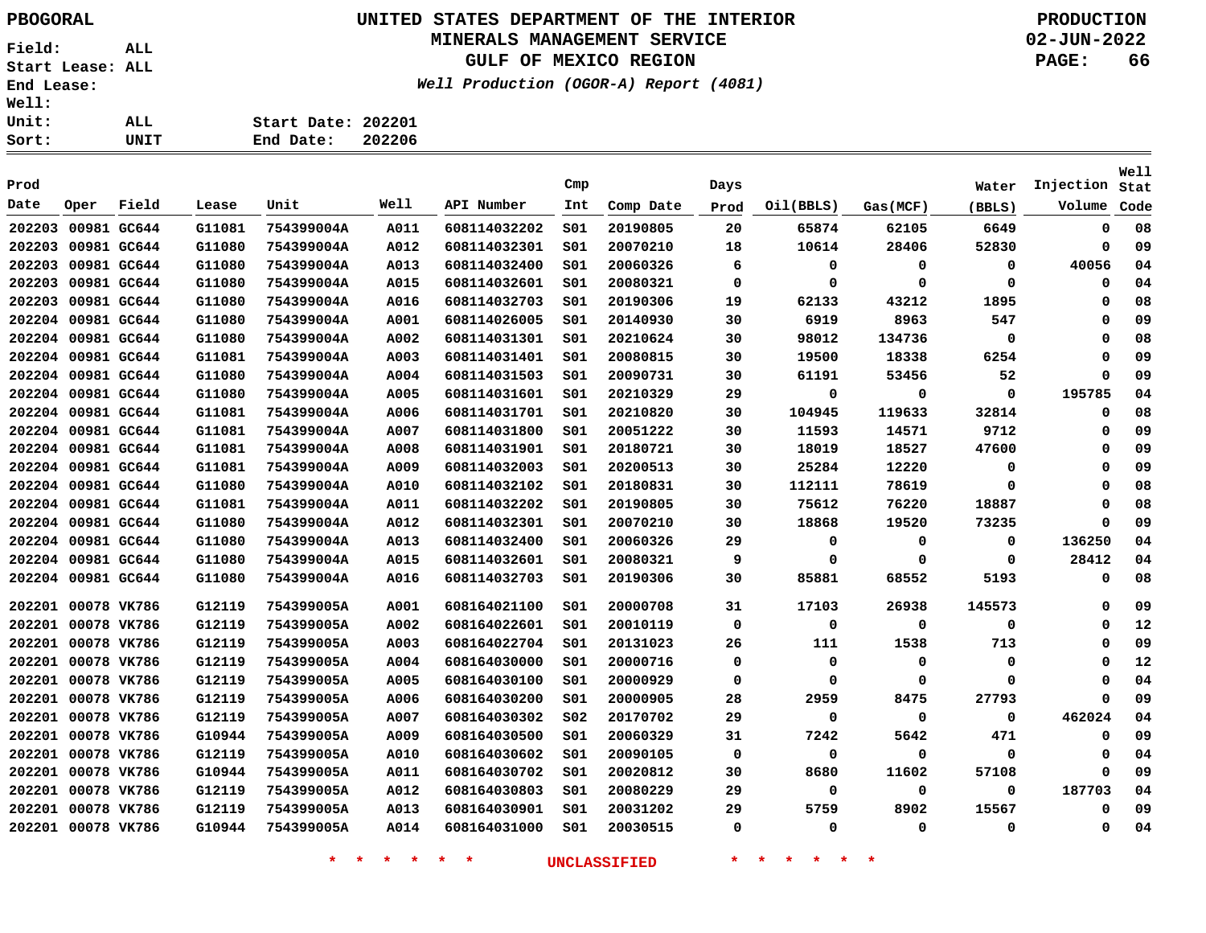# UNITED STATES DEPARTMENT OF THE INTERIOR
## MINERALS MANAGEMENT SERVICE
## GULF OF MEXICO REGION

*Well Production (OGOR-A) Report (4081)*

PBOGORAL

PRODUCTION
02-JUN-2022

Field: ALL
Start Lease: ALL
End Lease:
Well:
Unit: ALL
Sort: UNIT

Start Date: 202201
End Date: 202206

| Prod Date | Oper | Field | Lease | Unit | Well | API Number | Cmp Int | Comp Date | Days Prod | Oil(BBLS) | Gas(MCF) | Water (BBLS) | Injection Volume | Well Stat Code |
|---|---|---|---|---|---|---|---|---|---|---|---|---|---|---|
| 202203 | 00981 | GC644 | G11081 | 754399004A | A011 | 608114032202 | S01 | 20190805 | 20 | 65874 | 62105 | 6649 | 0 | 08 |
| 202203 | 00981 | GC644 | G11080 | 754399004A | A012 | 608114032301 | S01 | 20070210 | 18 | 10614 | 28406 | 52830 | 0 | 09 |
| 202203 | 00981 | GC644 | G11080 | 754399004A | A013 | 608114032400 | S01 | 20060326 | 6 | 0 | 0 | 0 | 40056 | 04 |
| 202203 | 00981 | GC644 | G11080 | 754399004A | A015 | 608114032601 | S01 | 20080321 | 0 | 0 | 0 | 0 | 0 | 04 |
| 202203 | 00981 | GC644 | G11080 | 754399004A | A016 | 608114032703 | S01 | 20190306 | 19 | 62133 | 43212 | 1895 | 0 | 08 |
| 202204 | 00981 | GC644 | G11080 | 754399004A | A001 | 608114026005 | S01 | 20140930 | 30 | 6919 | 8963 | 547 | 0 | 09 |
| 202204 | 00981 | GC644 | G11080 | 754399004A | A002 | 608114031301 | S01 | 20210624 | 30 | 98012 | 134736 | 0 | 0 | 08 |
| 202204 | 00981 | GC644 | G11081 | 754399004A | A003 | 608114031401 | S01 | 20080815 | 30 | 19500 | 18338 | 6254 | 0 | 09 |
| 202204 | 00981 | GC644 | G11080 | 754399004A | A004 | 608114031503 | S01 | 20090731 | 30 | 61191 | 53456 | 52 | 0 | 09 |
| 202204 | 00981 | GC644 | G11080 | 754399004A | A005 | 608114031601 | S01 | 20210329 | 29 | 0 | 0 | 0 | 195785 | 04 |
| 202204 | 00981 | GC644 | G11081 | 754399004A | A006 | 608114031701 | S01 | 20210820 | 30 | 104945 | 119633 | 32814 | 0 | 08 |
| 202204 | 00981 | GC644 | G11081 | 754399004A | A007 | 608114031800 | S01 | 20051222 | 30 | 11593 | 14571 | 9712 | 0 | 09 |
| 202204 | 00981 | GC644 | G11081 | 754399004A | A008 | 608114031901 | S01 | 20180721 | 30 | 18019 | 18527 | 47600 | 0 | 09 |
| 202204 | 00981 | GC644 | G11081 | 754399004A | A009 | 608114032003 | S01 | 20200513 | 30 | 25284 | 12220 | 0 | 0 | 09 |
| 202204 | 00981 | GC644 | G11080 | 754399004A | A010 | 608114032102 | S01 | 20180831 | 30 | 112111 | 78619 | 0 | 0 | 08 |
| 202204 | 00981 | GC644 | G11081 | 754399004A | A011 | 608114032202 | S01 | 20190805 | 30 | 75612 | 76220 | 18887 | 0 | 08 |
| 202204 | 00981 | GC644 | G11080 | 754399004A | A012 | 608114032301 | S01 | 20070210 | 30 | 18868 | 19520 | 73235 | 0 | 09 |
| 202204 | 00981 | GC644 | G11080 | 754399004A | A013 | 608114032400 | S01 | 20060326 | 29 | 0 | 0 | 0 | 136250 | 04 |
| 202204 | 00981 | GC644 | G11080 | 754399004A | A015 | 608114032601 | S01 | 20080321 | 9 | 0 | 0 | 0 | 28412 | 04 |
| 202204 | 00981 | GC644 | G11080 | 754399004A | A016 | 608114032703 | S01 | 20190306 | 30 | 85881 | 68552 | 5193 | 0 | 08 |
| 202201 | 00078 | VK786 | G12119 | 754399005A | A001 | 608164021100 | S01 | 20000708 | 31 | 17103 | 26938 | 145573 | 0 | 09 |
| 202201 | 00078 | VK786 | G12119 | 754399005A | A002 | 608164022601 | S01 | 20010119 | 0 | 0 | 0 | 0 | 0 | 12 |
| 202201 | 00078 | VK786 | G12119 | 754399005A | A003 | 608164022704 | S01 | 20131023 | 26 | 111 | 1538 | 713 | 0 | 09 |
| 202201 | 00078 | VK786 | G12119 | 754399005A | A004 | 608164030000 | S01 | 20000716 | 0 | 0 | 0 | 0 | 0 | 12 |
| 202201 | 00078 | VK786 | G12119 | 754399005A | A005 | 608164030100 | S01 | 20000929 | 0 | 0 | 0 | 0 | 0 | 04 |
| 202201 | 00078 | VK786 | G12119 | 754399005A | A006 | 608164030200 | S01 | 20000905 | 28 | 2959 | 8475 | 27793 | 0 | 09 |
| 202201 | 00078 | VK786 | G12119 | 754399005A | A007 | 608164030302 | S02 | 20170702 | 29 | 0 | 0 | 0 | 462024 | 04 |
| 202201 | 00078 | VK786 | G10944 | 754399005A | A009 | 608164030500 | S01 | 20060329 | 31 | 7242 | 5642 | 471 | 0 | 09 |
| 202201 | 00078 | VK786 | G12119 | 754399005A | A010 | 608164030602 | S01 | 20090105 | 0 | 0 | 0 | 0 | 0 | 04 |
| 202201 | 00078 | VK786 | G10944 | 754399005A | A011 | 608164030702 | S01 | 20020812 | 30 | 8680 | 11602 | 57108 | 0 | 09 |
| 202201 | 00078 | VK786 | G12119 | 754399005A | A012 | 608164030803 | S01 | 20080229 | 29 | 0 | 0 | 0 | 187703 | 04 |
| 202201 | 00078 | VK786 | G12119 | 754399005A | A013 | 608164030901 | S01 | 20031202 | 29 | 5759 | 8902 | 15567 | 0 | 09 |
| 202201 | 00078 | VK786 | G10944 | 754399005A | A014 | 608164031000 | S01 | 20030515 | 0 | 0 | 0 | 0 | 0 | 04 |

* * * * * * UNCLASSIFIED * * * * * *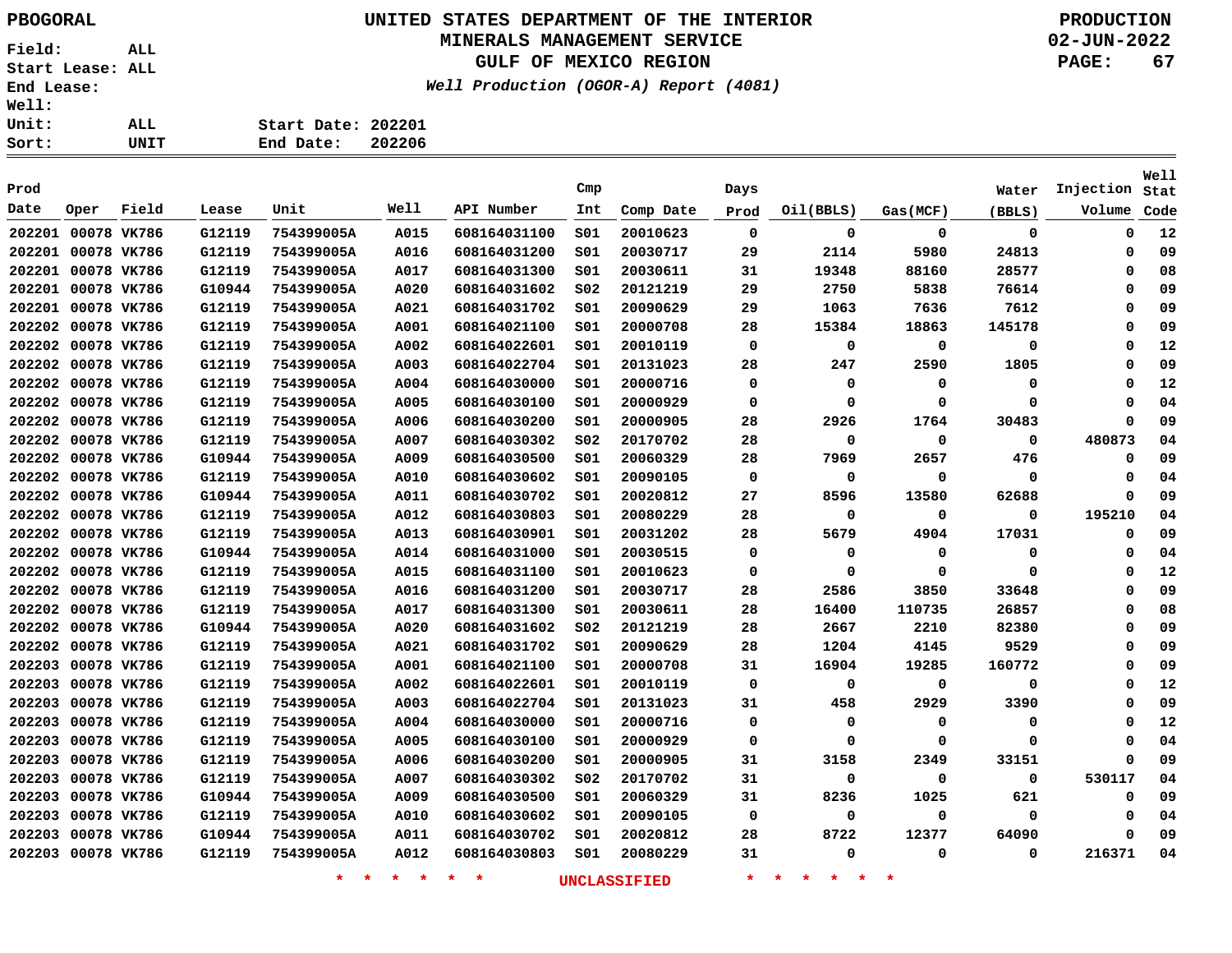PBOGORAL

# UNITED STATES DEPARTMENT OF THE INTERIOR
## MINERALS MANAGEMENT SERVICE
## GULF OF MEXICO REGION

*Well Production (OGOR-A) Report (4081)*

PRODUCTION
02-JUN-2022

Field: ALL
Start Lease: ALL
End Lease:
Well:
Unit: ALL
Sort: UNIT

Start Date: 202201
End Date: 202206

| Prod Date | Oper | Field | Lease | Unit | Well | API Number | Cmp Int | Comp Date | Days Prod | Oil(BBLS) | Gas(MCF) | Water (BBLS) | Injection Volume | Well Stat Code |
|---|---|---|---|---|---|---|---|---|---|---|---|---|---|---|
| 202201 | 00078 | VK786 | G12119 | 754399005A | A015 | 608164031100 | S01 | 20010623 | 0 | 0 | 0 | 0 | 0 | 12 |
| 202201 | 00078 | VK786 | G12119 | 754399005A | A016 | 608164031200 | S01 | 20030717 | 29 | 2114 | 5980 | 24813 | 0 | 09 |
| 202201 | 00078 | VK786 | G12119 | 754399005A | A017 | 608164031300 | S01 | 20030611 | 31 | 19348 | 88160 | 28577 | 0 | 08 |
| 202201 | 00078 | VK786 | G10944 | 754399005A | A020 | 608164031602 | S02 | 20121219 | 29 | 2750 | 5838 | 76614 | 0 | 09 |
| 202201 | 00078 | VK786 | G12119 | 754399005A | A021 | 608164031702 | S01 | 20090629 | 29 | 1063 | 7636 | 7612 | 0 | 09 |
| 202202 | 00078 | VK786 | G12119 | 754399005A | A001 | 608164021100 | S01 | 20000708 | 28 | 15384 | 18863 | 145178 | 0 | 09 |
| 202202 | 00078 | VK786 | G12119 | 754399005A | A002 | 608164022601 | S01 | 20010119 | 0 | 0 | 0 | 0 | 0 | 12 |
| 202202 | 00078 | VK786 | G12119 | 754399005A | A003 | 608164022704 | S01 | 20131023 | 28 | 247 | 2590 | 1805 | 0 | 09 |
| 202202 | 00078 | VK786 | G12119 | 754399005A | A004 | 608164030000 | S01 | 20000716 | 0 | 0 | 0 | 0 | 0 | 12 |
| 202202 | 00078 | VK786 | G12119 | 754399005A | A005 | 608164030100 | S01 | 20000929 | 0 | 0 | 0 | 0 | 0 | 04 |
| 202202 | 00078 | VK786 | G12119 | 754399005A | A006 | 608164030200 | S01 | 20000905 | 28 | 2926 | 1764 | 30483 | 0 | 09 |
| 202202 | 00078 | VK786 | G12119 | 754399005A | A007 | 608164030302 | S02 | 20170702 | 28 | 0 | 0 | 0 | 480873 | 04 |
| 202202 | 00078 | VK786 | G10944 | 754399005A | A009 | 608164030500 | S01 | 20060329 | 28 | 7969 | 2657 | 476 | 0 | 09 |
| 202202 | 00078 | VK786 | G12119 | 754399005A | A010 | 608164030602 | S01 | 20090105 | 0 | 0 | 0 | 0 | 0 | 04 |
| 202202 | 00078 | VK786 | G10944 | 754399005A | A011 | 608164030702 | S01 | 20020812 | 27 | 8596 | 13580 | 62688 | 0 | 09 |
| 202202 | 00078 | VK786 | G12119 | 754399005A | A012 | 608164030803 | S01 | 20080229 | 28 | 0 | 0 | 0 | 195210 | 04 |
| 202202 | 00078 | VK786 | G12119 | 754399005A | A013 | 608164030901 | S01 | 20031202 | 28 | 5679 | 4904 | 17031 | 0 | 09 |
| 202202 | 00078 | VK786 | G10944 | 754399005A | A014 | 608164031000 | S01 | 20030515 | 0 | 0 | 0 | 0 | 0 | 04 |
| 202202 | 00078 | VK786 | G12119 | 754399005A | A015 | 608164031100 | S01 | 20010623 | 0 | 0 | 0 | 0 | 0 | 12 |
| 202202 | 00078 | VK786 | G12119 | 754399005A | A016 | 608164031200 | S01 | 20030717 | 28 | 2586 | 3850 | 33648 | 0 | 09 |
| 202202 | 00078 | VK786 | G12119 | 754399005A | A017 | 608164031300 | S01 | 20030611 | 28 | 16400 | 110735 | 26857 | 0 | 08 |
| 202202 | 00078 | VK786 | G10944 | 754399005A | A020 | 608164031602 | S02 | 20121219 | 28 | 2667 | 2210 | 82380 | 0 | 09 |
| 202202 | 00078 | VK786 | G12119 | 754399005A | A021 | 608164031702 | S01 | 20090629 | 28 | 1204 | 4145 | 9529 | 0 | 09 |
| 202203 | 00078 | VK786 | G12119 | 754399005A | A001 | 608164021100 | S01 | 20000708 | 31 | 16904 | 19285 | 160772 | 0 | 09 |
| 202203 | 00078 | VK786 | G12119 | 754399005A | A002 | 608164022601 | S01 | 20010119 | 0 | 0 | 0 | 0 | 0 | 12 |
| 202203 | 00078 | VK786 | G12119 | 754399005A | A003 | 608164022704 | S01 | 20131023 | 31 | 458 | 2929 | 3390 | 0 | 09 |
| 202203 | 00078 | VK786 | G12119 | 754399005A | A004 | 608164030000 | S01 | 20000716 | 0 | 0 | 0 | 0 | 0 | 12 |
| 202203 | 00078 | VK786 | G12119 | 754399005A | A005 | 608164030100 | S01 | 20000929 | 0 | 0 | 0 | 0 | 0 | 04 |
| 202203 | 00078 | VK786 | G12119 | 754399005A | A006 | 608164030200 | S01 | 20000905 | 31 | 3158 | 2349 | 33151 | 0 | 09 |
| 202203 | 00078 | VK786 | G12119 | 754399005A | A007 | 608164030302 | S02 | 20170702 | 31 | 0 | 0 | 0 | 530117 | 04 |
| 202203 | 00078 | VK786 | G10944 | 754399005A | A009 | 608164030500 | S01 | 20060329 | 31 | 8236 | 1025 | 621 | 0 | 09 |
| 202203 | 00078 | VK786 | G12119 | 754399005A | A010 | 608164030602 | S01 | 20090105 | 0 | 0 | 0 | 0 | 0 | 04 |
| 202203 | 00078 | VK786 | G10944 | 754399005A | A011 | 608164030702 | S01 | 20020812 | 28 | 8722 | 12377 | 64090 | 0 | 09 |
| 202203 | 00078 | VK786 | G12119 | 754399005A | A012 | 608164030803 | S01 | 20080229 | 31 | 0 | 0 | 0 | 216371 | 04 |

* * * * * * UNCLASSIFIED * * * * * *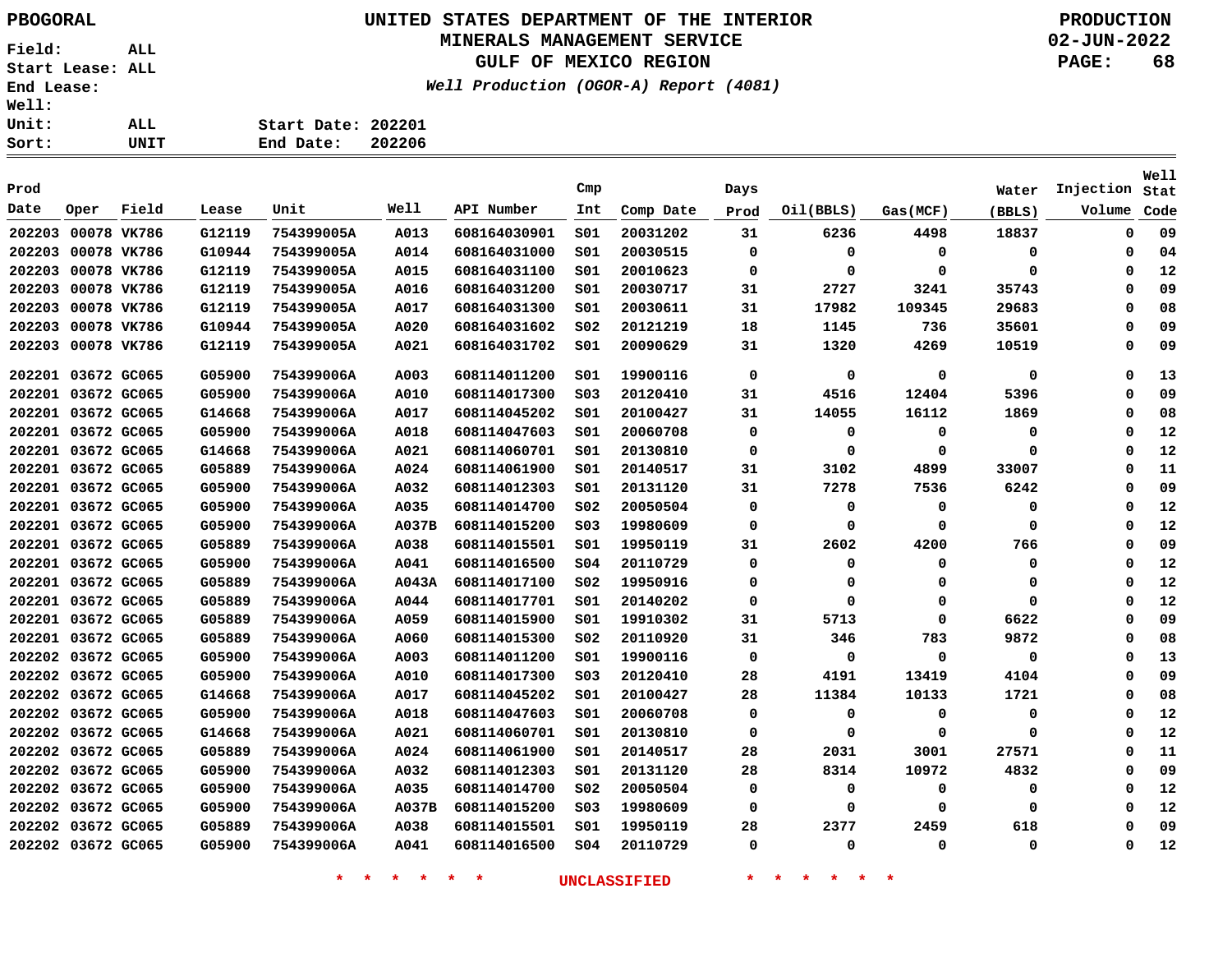PBOGORAL

Field: ALL
Start Lease: ALL
End Lease:
Well:
Unit: ALL
Sort: UNIT

# UNITED STATES DEPARTMENT OF THE INTERIOR
## MINERALS MANAGEMENT SERVICE
## GULF OF MEXICO REGION
*Well Production (OGOR-A) Report (4081)*

Start Date: 202201
End Date: 202206

PRODUCTION
02-JUN-2022

| Prod Date | Oper | Field | Lease | Unit | Well | API Number | Cmp Int | Comp Date | Days Prod | Oil(BBLS) | Gas(MCF) | Water (BBLS) | Injection Volume | Well Stat Code |
|---|---|---|---|---|---|---|---|---|---|---|---|---|---|---|
| 202203 | 00078 | VK786 | G12119 | 754399005A | A013 | 608164030901 | S01 | 20031202 | 31 | 6236 | 4498 | 18837 | 0 | 09 |
| 202203 | 00078 | VK786 | G10944 | 754399005A | A014 | 608164031000 | S01 | 20030515 | 0 | 0 | 0 | 0 | 0 | 04 |
| 202203 | 00078 | VK786 | G12119 | 754399005A | A015 | 608164031100 | S01 | 20010623 | 0 | 0 | 0 | 0 | 0 | 12 |
| 202203 | 00078 | VK786 | G12119 | 754399005A | A016 | 608164031200 | S01 | 20030717 | 31 | 2727 | 3241 | 35743 | 0 | 09 |
| 202203 | 00078 | VK786 | G12119 | 754399005A | A017 | 608164031300 | S01 | 20030611 | 31 | 17982 | 109345 | 29683 | 0 | 08 |
| 202203 | 00078 | VK786 | G10944 | 754399005A | A020 | 608164031602 | S02 | 20121219 | 18 | 1145 | 736 | 35601 | 0 | 09 |
| 202203 | 00078 | VK786 | G12119 | 754399005A | A021 | 608164031702 | S01 | 20090629 | 31 | 1320 | 4269 | 10519 | 0 | 09 |
| 202201 | 03672 | GC065 | G05900 | 754399006A | A003 | 608114011200 | S01 | 19900116 | 0 | 0 | 0 | 0 | 0 | 13 |
| 202201 | 03672 | GC065 | G05900 | 754399006A | A010 | 608114017300 | S03 | 20120410 | 31 | 4516 | 12404 | 5396 | 0 | 09 |
| 202201 | 03672 | GC065 | G14668 | 754399006A | A017 | 608114045202 | S01 | 20100427 | 31 | 14055 | 16112 | 1869 | 0 | 08 |
| 202201 | 03672 | GC065 | G05900 | 754399006A | A018 | 608114047603 | S01 | 20060708 | 0 | 0 | 0 | 0 | 0 | 12 |
| 202201 | 03672 | GC065 | G14668 | 754399006A | A021 | 608114060701 | S01 | 20130810 | 0 | 0 | 0 | 0 | 0 | 12 |
| 202201 | 03672 | GC065 | G05889 | 754399006A | A024 | 608114061900 | S01 | 20140517 | 31 | 3102 | 4899 | 33007 | 0 | 11 |
| 202201 | 03672 | GC065 | G05900 | 754399006A | A032 | 608114012303 | S01 | 20131120 | 31 | 7278 | 7536 | 6242 | 0 | 09 |
| 202201 | 03672 | GC065 | G05900 | 754399006A | A035 | 608114014700 | S02 | 20050504 | 0 | 0 | 0 | 0 | 0 | 12 |
| 202201 | 03672 | GC065 | G05900 | 754399006A | A037B | 608114015200 | S03 | 19980609 | 0 | 0 | 0 | 0 | 0 | 12 |
| 202201 | 03672 | GC065 | G05889 | 754399006A | A038 | 608114015501 | S01 | 19950119 | 31 | 2602 | 4200 | 766 | 0 | 09 |
| 202201 | 03672 | GC065 | G05900 | 754399006A | A041 | 608114016500 | S04 | 20110729 | 0 | 0 | 0 | 0 | 0 | 12 |
| 202201 | 03672 | GC065 | G05889 | 754399006A | A043A | 608114017100 | S02 | 19950916 | 0 | 0 | 0 | 0 | 0 | 12 |
| 202201 | 03672 | GC065 | G05889 | 754399006A | A044 | 608114017701 | S01 | 20140202 | 0 | 0 | 0 | 0 | 0 | 12 |
| 202201 | 03672 | GC065 | G05889 | 754399006A | A059 | 608114015900 | S01 | 19910302 | 31 | 5713 | 0 | 6622 | 0 | 09 |
| 202201 | 03672 | GC065 | G05889 | 754399006A | A060 | 608114015300 | S02 | 20110920 | 31 | 346 | 783 | 9872 | 0 | 08 |
| 202202 | 03672 | GC065 | G05900 | 754399006A | A003 | 608114011200 | S01 | 19900116 | 0 | 0 | 0 | 0 | 0 | 13 |
| 202202 | 03672 | GC065 | G05900 | 754399006A | A010 | 608114017300 | S03 | 20120410 | 28 | 4191 | 13419 | 4104 | 0 | 09 |
| 202202 | 03672 | GC065 | G14668 | 754399006A | A017 | 608114045202 | S01 | 20100427 | 28 | 11384 | 10133 | 1721 | 0 | 08 |
| 202202 | 03672 | GC065 | G05900 | 754399006A | A018 | 608114047603 | S01 | 20060708 | 0 | 0 | 0 | 0 | 0 | 12 |
| 202202 | 03672 | GC065 | G14668 | 754399006A | A021 | 608114060701 | S01 | 20130810 | 0 | 0 | 0 | 0 | 0 | 12 |
| 202202 | 03672 | GC065 | G05889 | 754399006A | A024 | 608114061900 | S01 | 20140517 | 28 | 2031 | 3001 | 27571 | 0 | 11 |
| 202202 | 03672 | GC065 | G05900 | 754399006A | A032 | 608114012303 | S01 | 20131120 | 28 | 8314 | 10972 | 4832 | 0 | 09 |
| 202202 | 03672 | GC065 | G05900 | 754399006A | A035 | 608114014700 | S02 | 20050504 | 0 | 0 | 0 | 0 | 0 | 12 |
| 202202 | 03672 | GC065 | G05900 | 754399006A | A037B | 608114015200 | S03 | 19980609 | 0 | 0 | 0 | 0 | 0 | 12 |
| 202202 | 03672 | GC065 | G05889 | 754399006A | A038 | 608114015501 | S01 | 19950119 | 28 | 2377 | 2459 | 618 | 0 | 09 |
| 202202 | 03672 | GC065 | G05900 | 754399006A | A041 | 608114016500 | S04 | 20110729 | 0 | 0 | 0 | 0 | 0 | 12 |

* * * * * * UNCLASSIFIED * * * * * *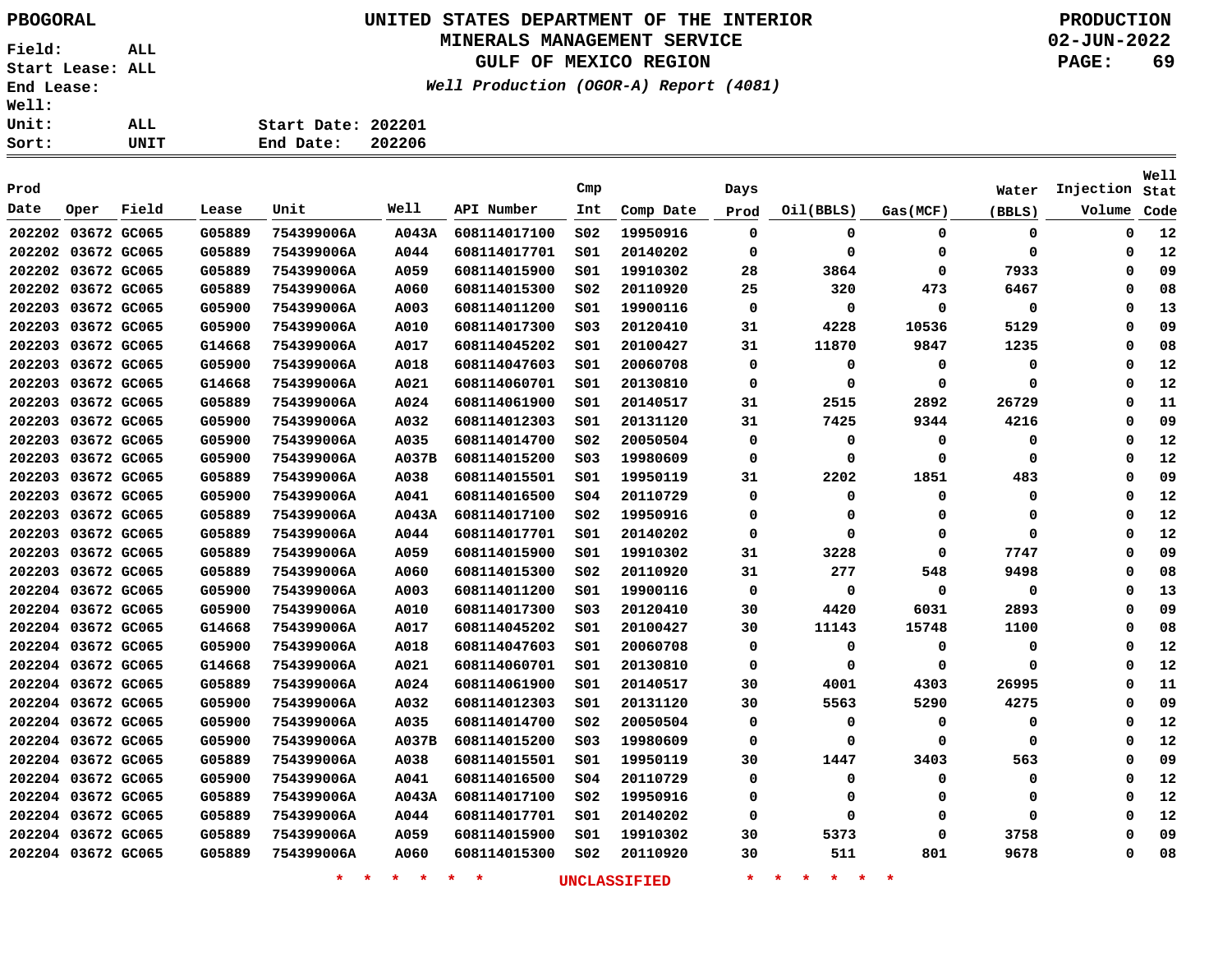PBOGORAL

# UNITED STATES DEPARTMENT OF THE INTERIOR
## MINERALS MANAGEMENT SERVICE
## GULF OF MEXICO REGION

*Well Production (OGOR-A) Report (4081)*

PRODUCTION
02-JUN-2022

Field: ALL
Start Lease: ALL
End Lease:
Well:
Unit: ALL
Sort: UNIT

Start Date: 202201
End Date: 202206

| Prod Date | Oper | Field | Lease | Unit | Well | API Number | Cmp Int | Comp Date | Days Prod | Oil(BBLS) | Gas(MCF) | Water (BBLS) | Injection Volume | Well Stat Code |
|---|---|---|---|---|---|---|---|---|---|---|---|---|---|---|
| 202202 | 03672 | GC065 | G05889 | 754399006A | A043A | 608114017100 | S02 | 19950916 | 0 | 0 | 0 | 0 | 0 | 12 |
| 202202 | 03672 | GC065 | G05889 | 754399006A | A044 | 608114017701 | S01 | 20140202 | 0 | 0 | 0 | 0 | 0 | 12 |
| 202202 | 03672 | GC065 | G05889 | 754399006A | A059 | 608114015900 | S01 | 19910302 | 28 | 3864 | 0 | 7933 | 0 | 09 |
| 202202 | 03672 | GC065 | G05889 | 754399006A | A060 | 608114015300 | S02 | 20110920 | 25 | 320 | 473 | 6467 | 0 | 08 |
| 202203 | 03672 | GC065 | G05900 | 754399006A | A003 | 608114011200 | S01 | 19900116 | 0 | 0 | 0 | 0 | 0 | 13 |
| 202203 | 03672 | GC065 | G05900 | 754399006A | A010 | 608114017300 | S03 | 20120410 | 31 | 4228 | 10536 | 5129 | 0 | 09 |
| 202203 | 03672 | GC065 | G14668 | 754399006A | A017 | 608114045202 | S01 | 20100427 | 31 | 11870 | 9847 | 1235 | 0 | 08 |
| 202203 | 03672 | GC065 | G05900 | 754399006A | A018 | 608114047603 | S01 | 20060708 | 0 | 0 | 0 | 0 | 0 | 12 |
| 202203 | 03672 | GC065 | G14668 | 754399006A | A021 | 608114060701 | S01 | 20130810 | 0 | 0 | 0 | 0 | 0 | 12 |
| 202203 | 03672 | GC065 | G05889 | 754399006A | A024 | 608114061900 | S01 | 20140517 | 31 | 2515 | 2892 | 26729 | 0 | 11 |
| 202203 | 03672 | GC065 | G05900 | 754399006A | A032 | 608114012303 | S01 | 20131120 | 31 | 7425 | 9344 | 4216 | 0 | 09 |
| 202203 | 03672 | GC065 | G05900 | 754399006A | A035 | 608114014700 | S02 | 20050504 | 0 | 0 | 0 | 0 | 0 | 12 |
| 202203 | 03672 | GC065 | G05900 | 754399006A | A037B | 608114015200 | S03 | 19980609 | 0 | 0 | 0 | 0 | 0 | 12 |
| 202203 | 03672 | GC065 | G05889 | 754399006A | A038 | 608114015501 | S01 | 19950119 | 31 | 2202 | 1851 | 483 | 0 | 09 |
| 202203 | 03672 | GC065 | G05900 | 754399006A | A041 | 608114016500 | S04 | 20110729 | 0 | 0 | 0 | 0 | 0 | 12 |
| 202203 | 03672 | GC065 | G05889 | 754399006A | A043A | 608114017100 | S02 | 19950916 | 0 | 0 | 0 | 0 | 0 | 12 |
| 202203 | 03672 | GC065 | G05889 | 754399006A | A044 | 608114017701 | S01 | 20140202 | 0 | 0 | 0 | 0 | 0 | 12 |
| 202203 | 03672 | GC065 | G05889 | 754399006A | A059 | 608114015900 | S01 | 19910302 | 31 | 3228 | 0 | 7747 | 0 | 09 |
| 202203 | 03672 | GC065 | G05889 | 754399006A | A060 | 608114015300 | S02 | 20110920 | 31 | 277 | 548 | 9498 | 0 | 08 |
| 202204 | 03672 | GC065 | G05900 | 754399006A | A003 | 608114011200 | S01 | 19900116 | 0 | 0 | 0 | 0 | 0 | 13 |
| 202204 | 03672 | GC065 | G05900 | 754399006A | A010 | 608114017300 | S03 | 20120410 | 30 | 4420 | 6031 | 2893 | 0 | 09 |
| 202204 | 03672 | GC065 | G14668 | 754399006A | A017 | 608114045202 | S01 | 20100427 | 30 | 11143 | 15748 | 1100 | 0 | 08 |
| 202204 | 03672 | GC065 | G05900 | 754399006A | A018 | 608114047603 | S01 | 20060708 | 0 | 0 | 0 | 0 | 0 | 12 |
| 202204 | 03672 | GC065 | G14668 | 754399006A | A021 | 608114060701 | S01 | 20130810 | 0 | 0 | 0 | 0 | 0 | 12 |
| 202204 | 03672 | GC065 | G05889 | 754399006A | A024 | 608114061900 | S01 | 20140517 | 30 | 4001 | 4303 | 26995 | 0 | 11 |
| 202204 | 03672 | GC065 | G05900 | 754399006A | A032 | 608114012303 | S01 | 20131120 | 30 | 5563 | 5290 | 4275 | 0 | 09 |
| 202204 | 03672 | GC065 | G05900 | 754399006A | A035 | 608114014700 | S02 | 20050504 | 0 | 0 | 0 | 0 | 0 | 12 |
| 202204 | 03672 | GC065 | G05900 | 754399006A | A037B | 608114015200 | S03 | 19980609 | 0 | 0 | 0 | 0 | 0 | 12 |
| 202204 | 03672 | GC065 | G05889 | 754399006A | A038 | 608114015501 | S01 | 19950119 | 30 | 1447 | 3403 | 563 | 0 | 09 |
| 202204 | 03672 | GC065 | G05900 | 754399006A | A041 | 608114016500 | S04 | 20110729 | 0 | 0 | 0 | 0 | 0 | 12 |
| 202204 | 03672 | GC065 | G05889 | 754399006A | A043A | 608114017100 | S02 | 19950916 | 0 | 0 | 0 | 0 | 0 | 12 |
| 202204 | 03672 | GC065 | G05889 | 754399006A | A044 | 608114017701 | S01 | 20140202 | 0 | 0 | 0 | 0 | 0 | 12 |
| 202204 | 03672 | GC065 | G05889 | 754399006A | A059 | 608114015900 | S01 | 19910302 | 30 | 5373 | 0 | 3758 | 0 | 09 |
| 202204 | 03672 | GC065 | G05889 | 754399006A | A060 | 608114015300 | S02 | 20110920 | 30 | 511 | 801 | 9678 | 0 | 08 |

* * * * * * UNCLASSIFIED * * * * * *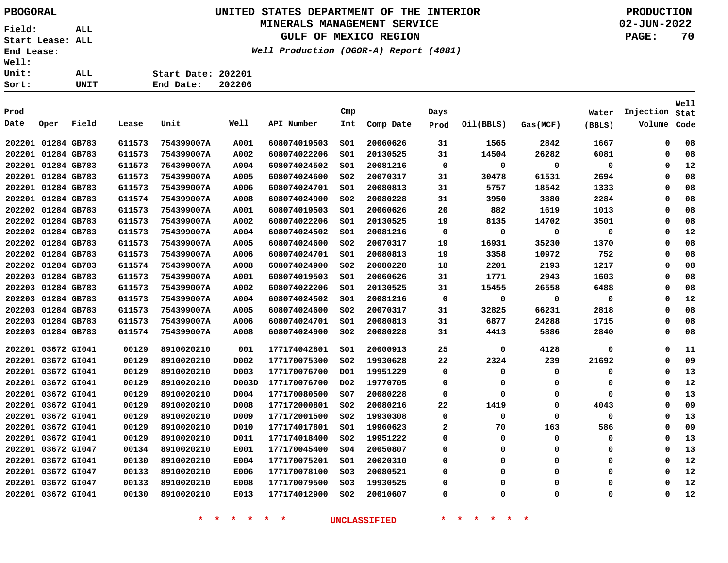PBOGORAL

# UNITED STATES DEPARTMENT OF THE INTERIOR
## MINERALS MANAGEMENT SERVICE
## GULF OF MEXICO REGION
### *Well Production (OGOR-A) Report (4081)*

PRODUCTION
02-JUN-2022

Field: ALL
Start Lease: ALL
End Lease:
Well:
Unit: ALL
Sort: UNIT

Start Date: 202201
End Date: 202206

| Prod Date | Oper | Field | Lease | Unit | Well | API Number | Cmp Int | Comp Date | Days Prod | Oil(BBLS) | Gas(MCF) | Water (BBLS) | Injection Volume | Well Stat Code |
|---|---|---|---|---|---|---|---|---|---|---|---|---|---|---|
| 202201 | 01284 | GB783 | G11573 | 754399007A | A001 | 608074019503 | S01 | 20060626 | 31 | 1565 | 2842 | 1667 | 0 | 08 |
| 202201 | 01284 | GB783 | G11573 | 754399007A | A002 | 608074022206 | S01 | 20130525 | 31 | 14504 | 26282 | 6081 | 0 | 08 |
| 202201 | 01284 | GB783 | G11573 | 754399007A | A004 | 608074024502 | S01 | 20081216 | 0 | 0 | 0 | 0 | 0 | 12 |
| 202201 | 01284 | GB783 | G11573 | 754399007A | A005 | 608074024600 | S02 | 20070317 | 31 | 30478 | 61531 | 2694 | 0 | 08 |
| 202201 | 01284 | GB783 | G11573 | 754399007A | A006 | 608074024701 | S01 | 20080813 | 31 | 5757 | 18542 | 1333 | 0 | 08 |
| 202201 | 01284 | GB783 | G11574 | 754399007A | A008 | 608074024900 | S02 | 20080228 | 31 | 3950 | 3880 | 2284 | 0 | 08 |
| 202202 | 01284 | GB783 | G11573 | 754399007A | A001 | 608074019503 | S01 | 20060626 | 20 | 882 | 1619 | 1013 | 0 | 08 |
| 202202 | 01284 | GB783 | G11573 | 754399007A | A002 | 608074022206 | S01 | 20130525 | 19 | 8135 | 14702 | 3501 | 0 | 08 |
| 202202 | 01284 | GB783 | G11573 | 754399007A | A004 | 608074024502 | S01 | 20081216 | 0 | 0 | 0 | 0 | 0 | 12 |
| 202202 | 01284 | GB783 | G11573 | 754399007A | A005 | 608074024600 | S02 | 20070317 | 19 | 16931 | 35230 | 1370 | 0 | 08 |
| 202202 | 01284 | GB783 | G11573 | 754399007A | A006 | 608074024701 | S01 | 20080813 | 19 | 3358 | 10972 | 752 | 0 | 08 |
| 202202 | 01284 | GB783 | G11574 | 754399007A | A008 | 608074024900 | S02 | 20080228 | 18 | 2201 | 2193 | 1217 | 0 | 08 |
| 202203 | 01284 | GB783 | G11573 | 754399007A | A001 | 608074019503 | S01 | 20060626 | 31 | 1771 | 2943 | 1603 | 0 | 08 |
| 202203 | 01284 | GB783 | G11573 | 754399007A | A002 | 608074022206 | S01 | 20130525 | 31 | 15455 | 26558 | 6488 | 0 | 08 |
| 202203 | 01284 | GB783 | G11573 | 754399007A | A004 | 608074024502 | S01 | 20081216 | 0 | 0 | 0 | 0 | 0 | 12 |
| 202203 | 01284 | GB783 | G11573 | 754399007A | A005 | 608074024600 | S02 | 20070317 | 31 | 32825 | 66231 | 2818 | 0 | 08 |
| 202203 | 01284 | GB783 | G11573 | 754399007A | A006 | 608074024701 | S01 | 20080813 | 31 | 6877 | 24288 | 1715 | 0 | 08 |
| 202203 | 01284 | GB783 | G11574 | 754399007A | A008 | 608074024900 | S02 | 20080228 | 31 | 4413 | 5886 | 2840 | 0 | 08 |
| 202201 | 03672 | GI041 | 00129 | 8910020210 | 001 | 177174042801 | S01 | 20000913 | 25 | 0 | 4128 | 0 | 0 | 11 |
| 202201 | 03672 | GI041 | 00129 | 8910020210 | D002 | 177170075300 | S02 | 19930628 | 22 | 2324 | 239 | 21692 | 0 | 09 |
| 202201 | 03672 | GI041 | 00129 | 8910020210 | D003 | 177170076700 | D01 | 19951229 | 0 | 0 | 0 | 0 | 0 | 13 |
| 202201 | 03672 | GI041 | 00129 | 8910020210 | D003D | 177170076700 | D02 | 19770705 | 0 | 0 | 0 | 0 | 0 | 12 |
| 202201 | 03672 | GI041 | 00129 | 8910020210 | D004 | 177170080500 | S07 | 20080228 | 0 | 0 | 0 | 0 | 0 | 13 |
| 202201 | 03672 | GI041 | 00129 | 8910020210 | D008 | 177172000801 | S02 | 20080216 | 22 | 1419 | 0 | 4043 | 0 | 09 |
| 202201 | 03672 | GI041 | 00129 | 8910020210 | D009 | 177172001500 | S02 | 19930308 | 0 | 0 | 0 | 0 | 0 | 13 |
| 202201 | 03672 | GI041 | 00129 | 8910020210 | D010 | 177174017801 | S01 | 19960623 | 2 | 70 | 163 | 586 | 0 | 09 |
| 202201 | 03672 | GI041 | 00129 | 8910020210 | D011 | 177174018400 | S02 | 19951222 | 0 | 0 | 0 | 0 | 0 | 13 |
| 202201 | 03672 | GI047 | 00134 | 8910020210 | E001 | 177170045400 | S04 | 20050807 | 0 | 0 | 0 | 0 | 0 | 13 |
| 202201 | 03672 | GI041 | 00130 | 8910020210 | E004 | 177170075201 | S01 | 20020310 | 0 | 0 | 0 | 0 | 0 | 12 |
| 202201 | 03672 | GI047 | 00133 | 8910020210 | E006 | 177170078100 | S03 | 20080521 | 0 | 0 | 0 | 0 | 0 | 12 |
| 202201 | 03672 | GI047 | 00133 | 8910020210 | E008 | 177170079500 | S03 | 19930525 | 0 | 0 | 0 | 0 | 0 | 12 |
| 202201 | 03672 | GI041 | 00130 | 8910020210 | E013 | 177174012900 | S02 | 20010607 | 0 | 0 | 0 | 0 | 0 | 12 |

* * * * * * UNCLASSIFIED * * * * * *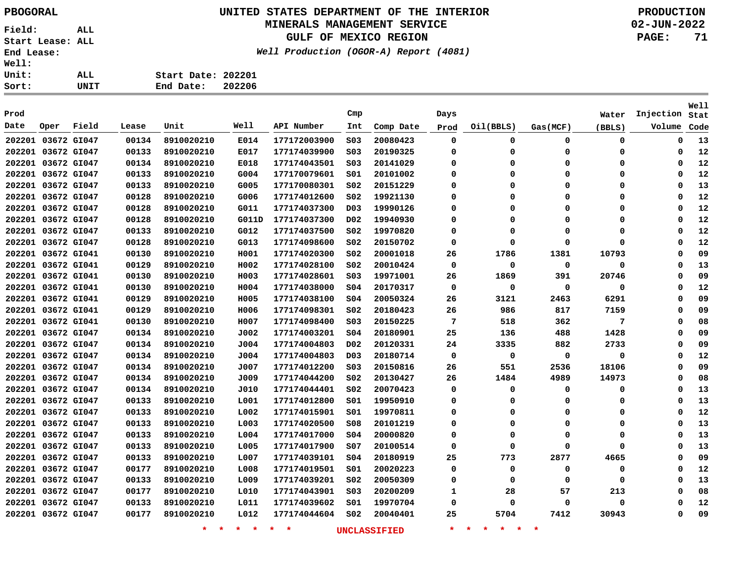PBOGORAL

# UNITED STATES DEPARTMENT OF THE INTERIOR
## MINERALS MANAGEMENT SERVICE
## GULF OF MEXICO REGION
### *Well Production (OGOR-A) Report (4081)*

PRODUCTION
02-JUN-2022

Field: ALL
Start Lease: ALL
End Lease:
Well:
Unit: ALL
Sort: UNIT

Start Date: 202201
End Date: 202206

| Prod Date | Oper | Field | Lease | Unit | Well | API Number | Cmp Int | Comp Date | Days Prod | Oil(BBLS) | Gas(MCF) | Water (BBLS) | Injection Volume | Well Stat Code |
|---|---|---|---|---|---|---|---|---|---|---|---|---|---|---|
| 202201 | 03672 | GI047 | 00134 | 8910020210 | E014 | 177172003900 | S03 | 20080423 | 0 | 0 | 0 | 0 | 0 | 13 |
| 202201 | 03672 | GI047 | 00133 | 8910020210 | E017 | 177174039900 | S03 | 20190325 | 0 | 0 | 0 | 0 | 0 | 12 |
| 202201 | 03672 | GI047 | 00134 | 8910020210 | E018 | 177174043501 | S03 | 20141029 | 0 | 0 | 0 | 0 | 0 | 12 |
| 202201 | 03672 | GI047 | 00133 | 8910020210 | G004 | 177170079601 | S01 | 20101002 | 0 | 0 | 0 | 0 | 0 | 12 |
| 202201 | 03672 | GI047 | 00133 | 8910020210 | G005 | 177170080301 | S02 | 20151229 | 0 | 0 | 0 | 0 | 0 | 13 |
| 202201 | 03672 | GI047 | 00128 | 8910020210 | G006 | 177174012600 | S02 | 19921130 | 0 | 0 | 0 | 0 | 0 | 12 |
| 202201 | 03672 | GI047 | 00128 | 8910020210 | G011 | 177174037300 | D03 | 19990126 | 0 | 0 | 0 | 0 | 0 | 12 |
| 202201 | 03672 | GI047 | 00128 | 8910020210 | G011D | 177174037300 | D02 | 19940930 | 0 | 0 | 0 | 0 | 0 | 12 |
| 202201 | 03672 | GI047 | 00133 | 8910020210 | G012 | 177174037500 | S02 | 19970820 | 0 | 0 | 0 | 0 | 0 | 12 |
| 202201 | 03672 | GI047 | 00128 | 8910020210 | G013 | 177174098600 | S02 | 20150702 | 0 | 0 | 0 | 0 | 0 | 12 |
| 202201 | 03672 | GI041 | 00130 | 8910020210 | H001 | 177174020300 | S02 | 20001018 | 26 | 1786 | 1381 | 10793 | 0 | 09 |
| 202201 | 03672 | GI041 | 00129 | 8910020210 | H002 | 177174028100 | S02 | 20010424 | 0 | 0 | 0 | 0 | 0 | 13 |
| 202201 | 03672 | GI041 | 00130 | 8910020210 | H003 | 177174028601 | S03 | 19971001 | 26 | 1869 | 391 | 20746 | 0 | 09 |
| 202201 | 03672 | GI041 | 00130 | 8910020210 | H004 | 177174038000 | S04 | 20170317 | 0 | 0 | 0 | 0 | 0 | 12 |
| 202201 | 03672 | GI041 | 00129 | 8910020210 | H005 | 177174038100 | S04 | 20050324 | 26 | 3121 | 2463 | 6291 | 0 | 09 |
| 202201 | 03672 | GI041 | 00129 | 8910020210 | H006 | 177174098301 | S02 | 20180423 | 26 | 986 | 817 | 7159 | 0 | 09 |
| 202201 | 03672 | GI041 | 00130 | 8910020210 | H007 | 177174098400 | S03 | 20150225 | 7 | 518 | 362 | 7 | 0 | 08 |
| 202201 | 03672 | GI047 | 00134 | 8910020210 | J002 | 177174003201 | S04 | 20180901 | 25 | 136 | 488 | 1428 | 0 | 09 |
| 202201 | 03672 | GI047 | 00134 | 8910020210 | J004 | 177174004803 | D02 | 20120331 | 24 | 3335 | 882 | 2733 | 0 | 09 |
| 202201 | 03672 | GI047 | 00134 | 8910020210 | J004 | 177174004803 | D03 | 20180714 | 0 | 0 | 0 | 0 | 0 | 12 |
| 202201 | 03672 | GI047 | 00134 | 8910020210 | J007 | 177174012200 | S03 | 20150816 | 26 | 551 | 2536 | 18106 | 0 | 09 |
| 202201 | 03672 | GI047 | 00134 | 8910020210 | J009 | 177174044200 | S02 | 20130427 | 26 | 1484 | 4989 | 14973 | 0 | 08 |
| 202201 | 03672 | GI047 | 00134 | 8910020210 | J010 | 177174044401 | S02 | 20070423 | 0 | 0 | 0 | 0 | 0 | 13 |
| 202201 | 03672 | GI047 | 00133 | 8910020210 | L001 | 177174012800 | S01 | 19950910 | 0 | 0 | 0 | 0 | 0 | 13 |
| 202201 | 03672 | GI047 | 00133 | 8910020210 | L002 | 177174015901 | S01 | 19970811 | 0 | 0 | 0 | 0 | 0 | 12 |
| 202201 | 03672 | GI047 | 00133 | 8910020210 | L003 | 177174020500 | S08 | 20101219 | 0 | 0 | 0 | 0 | 0 | 13 |
| 202201 | 03672 | GI047 | 00133 | 8910020210 | L004 | 177174017000 | S04 | 20000820 | 0 | 0 | 0 | 0 | 0 | 13 |
| 202201 | 03672 | GI047 | 00133 | 8910020210 | L005 | 177174017900 | S07 | 20100514 | 0 | 0 | 0 | 0 | 0 | 13 |
| 202201 | 03672 | GI047 | 00133 | 8910020210 | L007 | 177174039101 | S04 | 20180919 | 25 | 773 | 2877 | 4665 | 0 | 09 |
| 202201 | 03672 | GI047 | 00177 | 8910020210 | L008 | 177174019501 | S01 | 20020223 | 0 | 0 | 0 | 0 | 0 | 12 |
| 202201 | 03672 | GI047 | 00133 | 8910020210 | L009 | 177174039201 | S02 | 20050309 | 0 | 0 | 0 | 0 | 0 | 13 |
| 202201 | 03672 | GI047 | 00177 | 8910020210 | L010 | 177174043901 | S03 | 20200209 | 1 | 28 | 57 | 213 | 0 | 08 |
| 202201 | 03672 | GI047 | 00133 | 8910020210 | L011 | 177174039602 | S01 | 19970704 | 0 | 0 | 0 | 0 | 0 | 12 |
| 202201 | 03672 | GI047 | 00177 | 8910020210 | L012 | 177174044604 | S02 | 20040401 | 25 | 5704 | 7412 | 30943 | 0 | 09 |

* * * * * * UNCLASSIFIED * * * * * *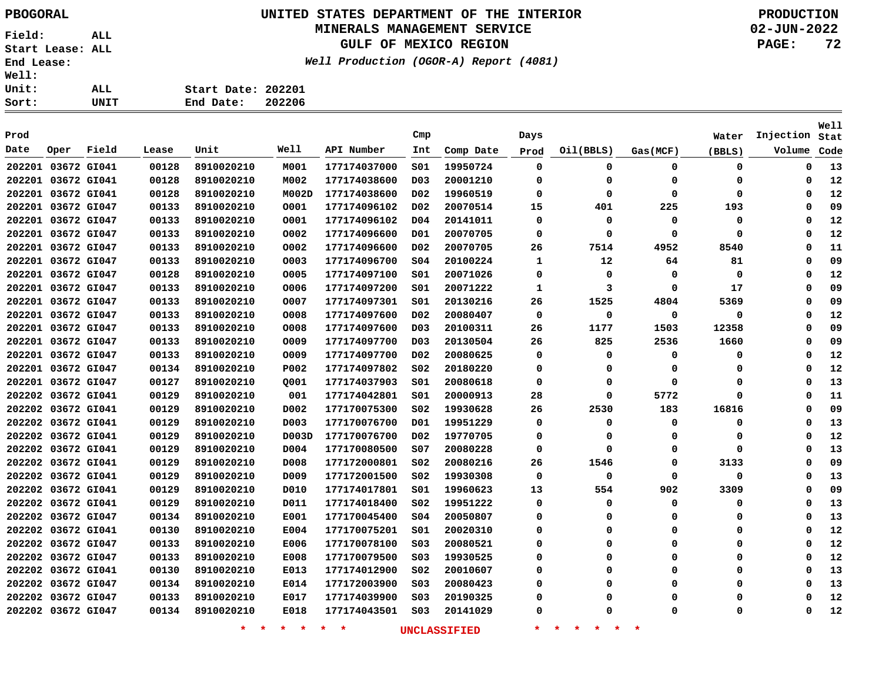PBOGORAL

**UNITED STATES DEPARTMENT OF THE INTERIOR**
**MINERALS MANAGEMENT SERVICE**
**GULF OF MEXICO REGION**
*Well Production (OGOR-A) Report (4081)*

PRODUCTION
02-JUN-2022

Field: ALL
Start Lease: ALL
End Lease:
Well:
Unit: ALL
Sort: UNIT

Start Date: 202201
End Date: 202206

| Prod Date | Oper | Field | Lease | Unit | Well | API Number | Cmp Int | Comp Date | Days Prod | Oil(BBLS) | Gas(MCF) | Water (BBLS) | Injection Volume | Well Stat Code |
|---|---|---|---|---|---|---|---|---|---|---|---|---|---|---|
| 202201 | 03672 | GI041 | 00128 | 8910020210 | M001 | 177174037000 | S01 | 19950724 | 0 | 0 | 0 | 0 | 0 | 13 |
| 202201 | 03672 | GI041 | 00128 | 8910020210 | M002 | 177174038600 | D03 | 20001210 | 0 | 0 | 0 | 0 | 0 | 12 |
| 202201 | 03672 | GI041 | 00128 | 8910020210 | M002D | 177174038600 | D02 | 19960519 | 0 | 0 | 0 | 0 | 0 | 12 |
| 202201 | 03672 | GI047 | 00133 | 8910020210 | O001 | 177174096102 | D02 | 20070514 | 15 | 401 | 225 | 193 | 0 | 09 |
| 202201 | 03672 | GI047 | 00133 | 8910020210 | O001 | 177174096102 | D04 | 20141011 | 0 | 0 | 0 | 0 | 0 | 12 |
| 202201 | 03672 | GI047 | 00133 | 8910020210 | O002 | 177174096600 | D01 | 20070705 | 0 | 0 | 0 | 0 | 0 | 12 |
| 202201 | 03672 | GI047 | 00133 | 8910020210 | O002 | 177174096600 | D02 | 20070705 | 26 | 7514 | 4952 | 8540 | 0 | 11 |
| 202201 | 03672 | GI047 | 00133 | 8910020210 | O003 | 177174096700 | S04 | 20100224 | 1 | 12 | 64 | 81 | 0 | 09 |
| 202201 | 03672 | GI047 | 00128 | 8910020210 | O005 | 177174097100 | S01 | 20071026 | 0 | 0 | 0 | 0 | 0 | 12 |
| 202201 | 03672 | GI047 | 00133 | 8910020210 | O006 | 177174097200 | S01 | 20071222 | 1 | 3 | 0 | 17 | 0 | 09 |
| 202201 | 03672 | GI047 | 00133 | 8910020210 | O007 | 177174097301 | S01 | 20130216 | 26 | 1525 | 4804 | 5369 | 0 | 09 |
| 202201 | 03672 | GI047 | 00133 | 8910020210 | O008 | 177174097600 | D02 | 20080407 | 0 | 0 | 0 | 0 | 0 | 12 |
| 202201 | 03672 | GI047 | 00133 | 8910020210 | O008 | 177174097600 | D03 | 20100311 | 26 | 1177 | 1503 | 12358 | 0 | 09 |
| 202201 | 03672 | GI047 | 00133 | 8910020210 | O009 | 177174097700 | D03 | 20130504 | 26 | 825 | 2536 | 1660 | 0 | 09 |
| 202201 | 03672 | GI047 | 00133 | 8910020210 | O009 | 177174097700 | D02 | 20080625 | 0 | 0 | 0 | 0 | 0 | 12 |
| 202201 | 03672 | GI047 | 00134 | 8910020210 | P002 | 177174097802 | S02 | 20180220 | 0 | 0 | 0 | 0 | 0 | 12 |
| 202201 | 03672 | GI047 | 00127 | 8910020210 | Q001 | 177174037903 | S01 | 20080618 | 0 | 0 | 0 | 0 | 0 | 13 |
| 202202 | 03672 | GI041 | 00129 | 8910020210 | 001 | 177174042801 | S01 | 20000913 | 28 | 0 | 5772 | 0 | 0 | 11 |
| 202202 | 03672 | GI041 | 00129 | 8910020210 | D002 | 177170075300 | S02 | 19930628 | 26 | 2530 | 183 | 16816 | 0 | 09 |
| 202202 | 03672 | GI041 | 00129 | 8910020210 | D003 | 177170076700 | D01 | 19951229 | 0 | 0 | 0 | 0 | 0 | 13 |
| 202202 | 03672 | GI041 | 00129 | 8910020210 | D003D | 177170076700 | D02 | 19770705 | 0 | 0 | 0 | 0 | 0 | 12 |
| 202202 | 03672 | GI041 | 00129 | 8910020210 | D004 | 177170080500 | S07 | 20080228 | 0 | 0 | 0 | 0 | 0 | 13 |
| 202202 | 03672 | GI041 | 00129 | 8910020210 | D008 | 177172000801 | S02 | 20080216 | 26 | 1546 | 0 | 3133 | 0 | 09 |
| 202202 | 03672 | GI041 | 00129 | 8910020210 | D009 | 177172001500 | S02 | 19930308 | 0 | 0 | 0 | 0 | 0 | 13 |
| 202202 | 03672 | GI041 | 00129 | 8910020210 | D010 | 177174017801 | S01 | 19960623 | 13 | 554 | 902 | 3309 | 0 | 09 |
| 202202 | 03672 | GI041 | 00129 | 8910020210 | D011 | 177174018400 | S02 | 19951222 | 0 | 0 | 0 | 0 | 0 | 13 |
| 202202 | 03672 | GI047 | 00134 | 8910020210 | E001 | 177170045400 | S04 | 20050807 | 0 | 0 | 0 | 0 | 0 | 13 |
| 202202 | 03672 | GI041 | 00130 | 8910020210 | E004 | 177170075201 | S01 | 20020310 | 0 | 0 | 0 | 0 | 0 | 12 |
| 202202 | 03672 | GI047 | 00133 | 8910020210 | E006 | 177170078100 | S03 | 20080521 | 0 | 0 | 0 | 0 | 0 | 12 |
| 202202 | 03672 | GI047 | 00133 | 8910020210 | E008 | 177170079500 | S03 | 19930525 | 0 | 0 | 0 | 0 | 0 | 12 |
| 202202 | 03672 | GI041 | 00130 | 8910020210 | E013 | 177174012900 | S02 | 20010607 | 0 | 0 | 0 | 0 | 0 | 13 |
| 202202 | 03672 | GI047 | 00134 | 8910020210 | E014 | 177172003900 | S03 | 20080423 | 0 | 0 | 0 | 0 | 0 | 13 |
| 202202 | 03672 | GI047 | 00133 | 8910020210 | E017 | 177174039900 | S03 | 20190325 | 0 | 0 | 0 | 0 | 0 | 12 |
| 202202 | 03672 | GI047 | 00134 | 8910020210 | E018 | 177174043501 | S03 | 20141029 | 0 | 0 | 0 | 0 | 0 | 12 |

* * * * * * UNCLASSIFIED * * * * * *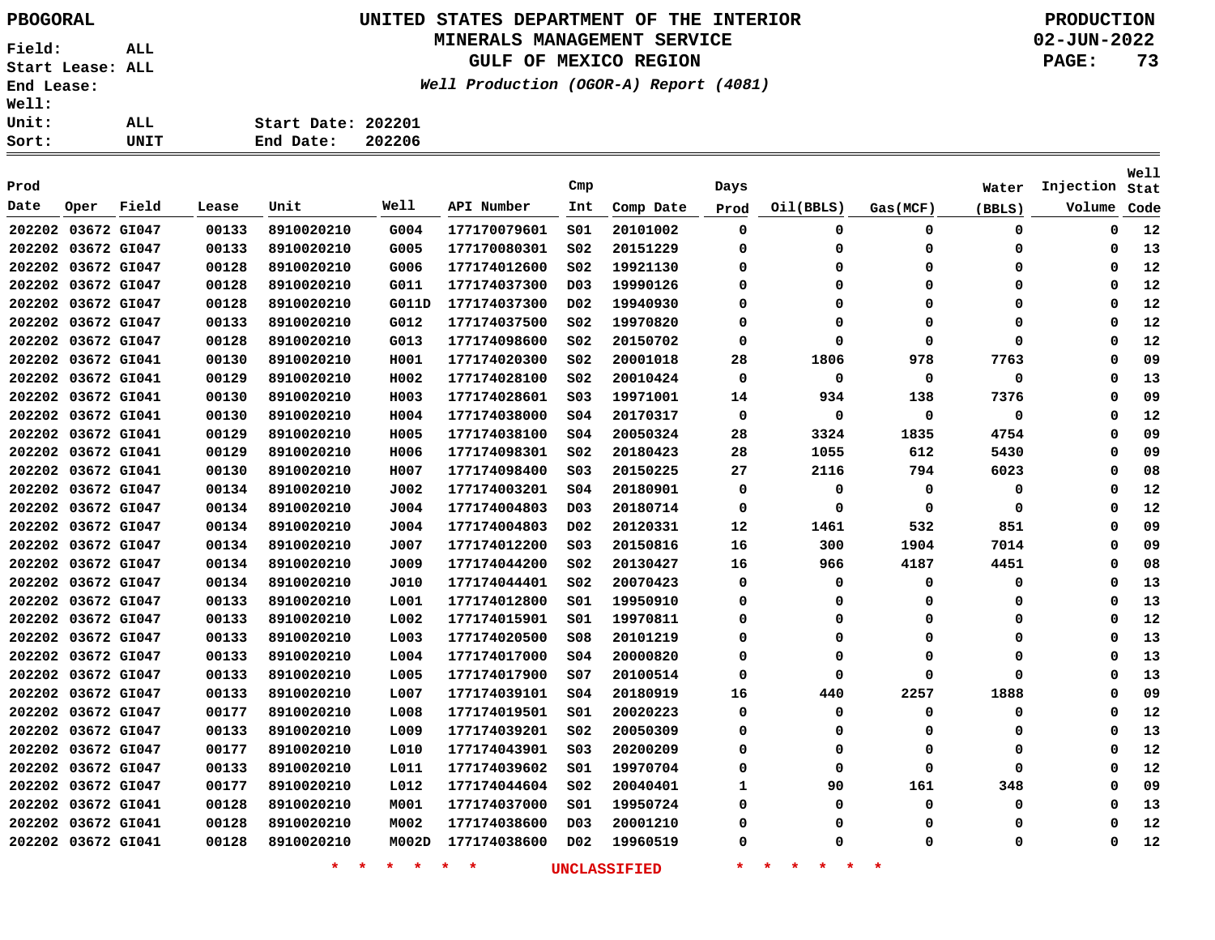PBOGORAL

# UNITED STATES DEPARTMENT OF THE INTERIOR
## MINERALS MANAGEMENT SERVICE
## GULF OF MEXICO REGION
*Well Production (OGOR-A) Report (4081)*

PRODUCTION
02-JUN-2022

Field: ALL
Start Lease: ALL
End Lease:
Well:
Unit: ALL
Sort: UNIT

Start Date: 202201
End Date: 202206

| Prod Date | Oper | Field | Lease | Unit | Well | API Number | Cmp Int | Comp Date | Days Prod | Oil(BBLS) | Gas(MCF) | Water (BBLS) | Injection Volume | Well Stat Code |
|---|---|---|---|---|---|---|---|---|---|---|---|---|---|---|
| 202202 | 03672 | GI047 | 00133 | 8910020210 | G004 | 177170079601 | S01 | 20101002 | 0 | 0 | 0 | 0 | 0 | 12 |
| 202202 | 03672 | GI047 | 00133 | 8910020210 | G005 | 177170080301 | S02 | 20151229 | 0 | 0 | 0 | 0 | 0 | 13 |
| 202202 | 03672 | GI047 | 00128 | 8910020210 | G006 | 177174012600 | S02 | 19921130 | 0 | 0 | 0 | 0 | 0 | 12 |
| 202202 | 03672 | GI047 | 00128 | 8910020210 | G011 | 177174037300 | D03 | 19990126 | 0 | 0 | 0 | 0 | 0 | 12 |
| 202202 | 03672 | GI047 | 00128 | 8910020210 | G011D | 177174037300 | D02 | 19940930 | 0 | 0 | 0 | 0 | 0 | 12 |
| 202202 | 03672 | GI047 | 00133 | 8910020210 | G012 | 177174037500 | S02 | 19970820 | 0 | 0 | 0 | 0 | 0 | 12 |
| 202202 | 03672 | GI047 | 00128 | 8910020210 | G013 | 177174098600 | S02 | 20150702 | 0 | 0 | 0 | 0 | 0 | 12 |
| 202202 | 03672 | GI041 | 00130 | 8910020210 | H001 | 177174020300 | S02 | 20001018 | 28 | 1806 | 978 | 7763 | 0 | 09 |
| 202202 | 03672 | GI041 | 00129 | 8910020210 | H002 | 177174028100 | S02 | 20010424 | 0 | 0 | 0 | 0 | 0 | 13 |
| 202202 | 03672 | GI041 | 00130 | 8910020210 | H003 | 177174028601 | S03 | 19971001 | 14 | 934 | 138 | 7376 | 0 | 09 |
| 202202 | 03672 | GI041 | 00130 | 8910020210 | H004 | 177174038000 | S04 | 20170317 | 0 | 0 | 0 | 0 | 0 | 12 |
| 202202 | 03672 | GI041 | 00129 | 8910020210 | H005 | 177174038100 | S04 | 20050324 | 28 | 3324 | 1835 | 4754 | 0 | 09 |
| 202202 | 03672 | GI041 | 00129 | 8910020210 | H006 | 177174098301 | S02 | 20180423 | 28 | 1055 | 612 | 5430 | 0 | 09 |
| 202202 | 03672 | GI041 | 00130 | 8910020210 | H007 | 177174098400 | S03 | 20150225 | 27 | 2116 | 794 | 6023 | 0 | 08 |
| 202202 | 03672 | GI047 | 00134 | 8910020210 | J002 | 177174003201 | S04 | 20180901 | 0 | 0 | 0 | 0 | 0 | 12 |
| 202202 | 03672 | GI047 | 00134 | 8910020210 | J004 | 177174004803 | D03 | 20180714 | 0 | 0 | 0 | 0 | 0 | 12 |
| 202202 | 03672 | GI047 | 00134 | 8910020210 | J004 | 177174004803 | D02 | 20120331 | 12 | 1461 | 532 | 851 | 0 | 09 |
| 202202 | 03672 | GI047 | 00134 | 8910020210 | J007 | 177174012200 | S03 | 20150816 | 16 | 300 | 1904 | 7014 | 0 | 09 |
| 202202 | 03672 | GI047 | 00134 | 8910020210 | J009 | 177174044200 | S02 | 20130427 | 16 | 966 | 4187 | 4451 | 0 | 08 |
| 202202 | 03672 | GI047 | 00134 | 8910020210 | J010 | 177174044401 | S02 | 20070423 | 0 | 0 | 0 | 0 | 0 | 13 |
| 202202 | 03672 | GI047 | 00133 | 8910020210 | L001 | 177174012800 | S01 | 19950910 | 0 | 0 | 0 | 0 | 0 | 13 |
| 202202 | 03672 | GI047 | 00133 | 8910020210 | L002 | 177174015901 | S01 | 19970811 | 0 | 0 | 0 | 0 | 0 | 12 |
| 202202 | 03672 | GI047 | 00133 | 8910020210 | L003 | 177174020500 | S08 | 20101219 | 0 | 0 | 0 | 0 | 0 | 13 |
| 202202 | 03672 | GI047 | 00133 | 8910020210 | L004 | 177174017000 | S04 | 20000820 | 0 | 0 | 0 | 0 | 0 | 13 |
| 202202 | 03672 | GI047 | 00133 | 8910020210 | L005 | 177174017900 | S07 | 20100514 | 0 | 0 | 0 | 0 | 0 | 13 |
| 202202 | 03672 | GI047 | 00133 | 8910020210 | L007 | 177174039101 | S04 | 20180919 | 16 | 440 | 2257 | 1888 | 0 | 09 |
| 202202 | 03672 | GI047 | 00177 | 8910020210 | L008 | 177174019501 | S01 | 20020223 | 0 | 0 | 0 | 0 | 0 | 12 |
| 202202 | 03672 | GI047 | 00133 | 8910020210 | L009 | 177174039201 | S02 | 20050309 | 0 | 0 | 0 | 0 | 0 | 13 |
| 202202 | 03672 | GI047 | 00177 | 8910020210 | L010 | 177174043901 | S03 | 20200209 | 0 | 0 | 0 | 0 | 0 | 12 |
| 202202 | 03672 | GI047 | 00133 | 8910020210 | L011 | 177174039602 | S01 | 19970704 | 0 | 0 | 0 | 0 | 0 | 12 |
| 202202 | 03672 | GI047 | 00177 | 8910020210 | L012 | 177174044604 | S02 | 20040401 | 1 | 90 | 161 | 348 | 0 | 09 |
| 202202 | 03672 | GI041 | 00128 | 8910020210 | M001 | 177174037000 | S01 | 19950724 | 0 | 0 | 0 | 0 | 0 | 13 |
| 202202 | 03672 | GI041 | 00128 | 8910020210 | M002 | 177174038600 | D03 | 20001210 | 0 | 0 | 0 | 0 | 0 | 12 |
| 202202 | 03672 | GI041 | 00128 | 8910020210 | M002D | 177174038600 | D02 | 19960519 | 0 | 0 | 0 | 0 | 0 | 12 |

* * * * * * UNCLASSIFIED * * * * * *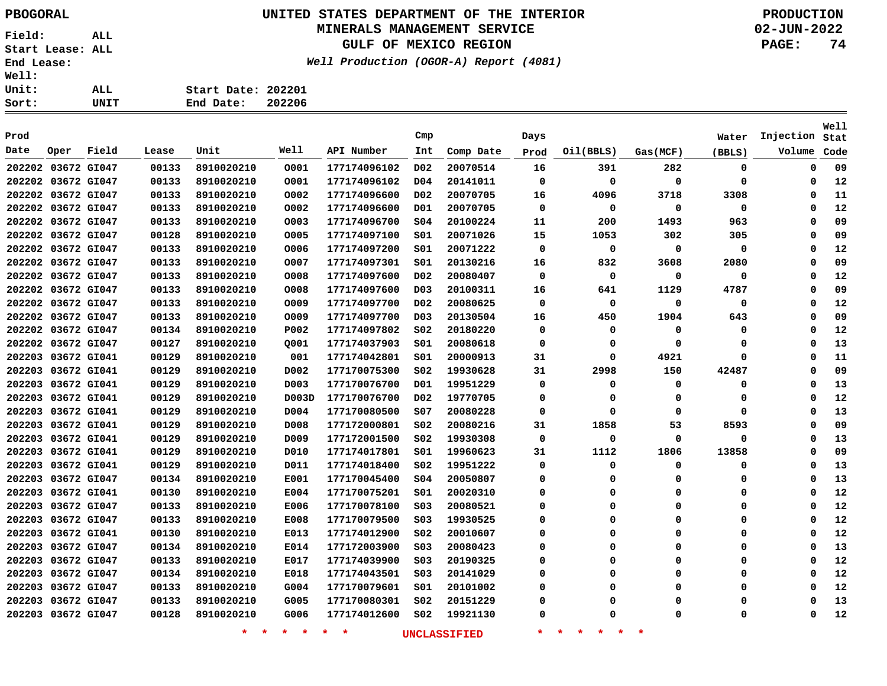PBOGORAL

**UNITED STATES DEPARTMENT OF THE INTERIOR**
**MINERALS MANAGEMENT SERVICE**
**GULF OF MEXICO REGION**
*Well Production (OGOR-A) Report (4081)*

PRODUCTION
02-JUN-2022

Field: ALL
Start Lease: ALL
End Lease:
Well:
Unit: ALL
Sort: UNIT

Start Date: 202201
End Date: 202206

| Prod Date | Oper | Field | Lease | Unit | Well | API Number | Cmp Int | Comp Date | Days Prod | Oil(BBLS) | Gas(MCF) | Water (BBLS) | Injection Volume | Well Stat Code |
|---|---|---|---|---|---|---|---|---|---|---|---|---|---|---|
| 202202 | 03672 | GI047 | 00133 | 8910020210 | 0001 | 177174096102 | D02 | 20070514 | 16 | 391 | 282 | 0 | 0 | 09 |
| 202202 | 03672 | GI047 | 00133 | 8910020210 | 0001 | 177174096102 | D04 | 20141011 | 0 | 0 | 0 | 0 | 0 | 12 |
| 202202 | 03672 | GI047 | 00133 | 8910020210 | 0002 | 177174096600 | D02 | 20070705 | 16 | 4096 | 3718 | 3308 | 0 | 11 |
| 202202 | 03672 | GI047 | 00133 | 8910020210 | 0002 | 177174096600 | D01 | 20070705 | 0 | 0 | 0 | 0 | 0 | 12 |
| 202202 | 03672 | GI047 | 00133 | 8910020210 | 0003 | 177174096700 | S04 | 20100224 | 11 | 200 | 1493 | 963 | 0 | 09 |
| 202202 | 03672 | GI047 | 00128 | 8910020210 | 0005 | 177174097100 | S01 | 20071026 | 15 | 1053 | 302 | 305 | 0 | 09 |
| 202202 | 03672 | GI047 | 00133 | 8910020210 | 0006 | 177174097200 | S01 | 20071222 | 0 | 0 | 0 | 0 | 0 | 12 |
| 202202 | 03672 | GI047 | 00133 | 8910020210 | 0007 | 177174097301 | S01 | 20130216 | 16 | 832 | 3608 | 2080 | 0 | 09 |
| 202202 | 03672 | GI047 | 00133 | 8910020210 | 0008 | 177174097600 | D02 | 20080407 | 0 | 0 | 0 | 0 | 0 | 12 |
| 202202 | 03672 | GI047 | 00133 | 8910020210 | 0008 | 177174097600 | D03 | 20100311 | 16 | 641 | 1129 | 4787 | 0 | 09 |
| 202202 | 03672 | GI047 | 00133 | 8910020210 | 0009 | 177174097700 | D02 | 20080625 | 0 | 0 | 0 | 0 | 0 | 12 |
| 202202 | 03672 | GI047 | 00133 | 8910020210 | 0009 | 177174097700 | D03 | 20130504 | 16 | 450 | 1904 | 643 | 0 | 09 |
| 202202 | 03672 | GI047 | 00134 | 8910020210 | P002 | 177174097802 | S02 | 20180220 | 0 | 0 | 0 | 0 | 0 | 12 |
| 202202 | 03672 | GI047 | 00127 | 8910020210 | Q001 | 177174037903 | S01 | 20080618 | 0 | 0 | 0 | 0 | 0 | 13 |
| 202203 | 03672 | GI041 | 00129 | 8910020210 | 001 | 177174042801 | S01 | 20000913 | 31 | 0 | 4921 | 0 | 0 | 11 |
| 202203 | 03672 | GI041 | 00129 | 8910020210 | D002 | 177170075300 | S02 | 19930628 | 31 | 2998 | 150 | 42487 | 0 | 09 |
| 202203 | 03672 | GI041 | 00129 | 8910020210 | D003 | 177170076700 | D01 | 19951229 | 0 | 0 | 0 | 0 | 0 | 13 |
| 202203 | 03672 | GI041 | 00129 | 8910020210 | D003D | 177170076700 | D02 | 19770705 | 0 | 0 | 0 | 0 | 0 | 12 |
| 202203 | 03672 | GI041 | 00129 | 8910020210 | D004 | 177170080500 | S07 | 20080228 | 0 | 0 | 0 | 0 | 0 | 13 |
| 202203 | 03672 | GI041 | 00129 | 8910020210 | D008 | 177172000801 | S02 | 20080216 | 31 | 1858 | 53 | 8593 | 0 | 09 |
| 202203 | 03672 | GI041 | 00129 | 8910020210 | D009 | 177172001500 | S02 | 19930308 | 0 | 0 | 0 | 0 | 0 | 13 |
| 202203 | 03672 | GI041 | 00129 | 8910020210 | D010 | 177174017801 | S01 | 19960623 | 31 | 1112 | 1806 | 13858 | 0 | 09 |
| 202203 | 03672 | GI041 | 00129 | 8910020210 | D011 | 177174018400 | S02 | 19951222 | 0 | 0 | 0 | 0 | 0 | 13 |
| 202203 | 03672 | GI047 | 00134 | 8910020210 | E001 | 177170045400 | S04 | 20050807 | 0 | 0 | 0 | 0 | 0 | 13 |
| 202203 | 03672 | GI041 | 00130 | 8910020210 | E004 | 177170075201 | S01 | 20020310 | 0 | 0 | 0 | 0 | 0 | 12 |
| 202203 | 03672 | GI047 | 00133 | 8910020210 | E006 | 177170078100 | S03 | 20080521 | 0 | 0 | 0 | 0 | 0 | 12 |
| 202203 | 03672 | GI047 | 00133 | 8910020210 | E008 | 177170079500 | S03 | 19930525 | 0 | 0 | 0 | 0 | 0 | 12 |
| 202203 | 03672 | GI041 | 00130 | 8910020210 | E013 | 177174012900 | S02 | 20010607 | 0 | 0 | 0 | 0 | 0 | 12 |
| 202203 | 03672 | GI047 | 00134 | 8910020210 | E014 | 177172003900 | S03 | 20080423 | 0 | 0 | 0 | 0 | 0 | 13 |
| 202203 | 03672 | GI047 | 00133 | 8910020210 | E017 | 177174039900 | S03 | 20190325 | 0 | 0 | 0 | 0 | 0 | 12 |
| 202203 | 03672 | GI047 | 00134 | 8910020210 | E018 | 177174043501 | S03 | 20141029 | 0 | 0 | 0 | 0 | 0 | 12 |
| 202203 | 03672 | GI047 | 00133 | 8910020210 | G004 | 177170079601 | S01 | 20101002 | 0 | 0 | 0 | 0 | 0 | 12 |
| 202203 | 03672 | GI047 | 00133 | 8910020210 | G005 | 177170080301 | S02 | 20151229 | 0 | 0 | 0 | 0 | 0 | 13 |
| 202203 | 03672 | GI047 | 00128 | 8910020210 | G006 | 177174012600 | S02 | 19921130 | 0 | 0 | 0 | 0 | 0 | 12 |

* * * * * * UNCLASSIFIED * * * * * *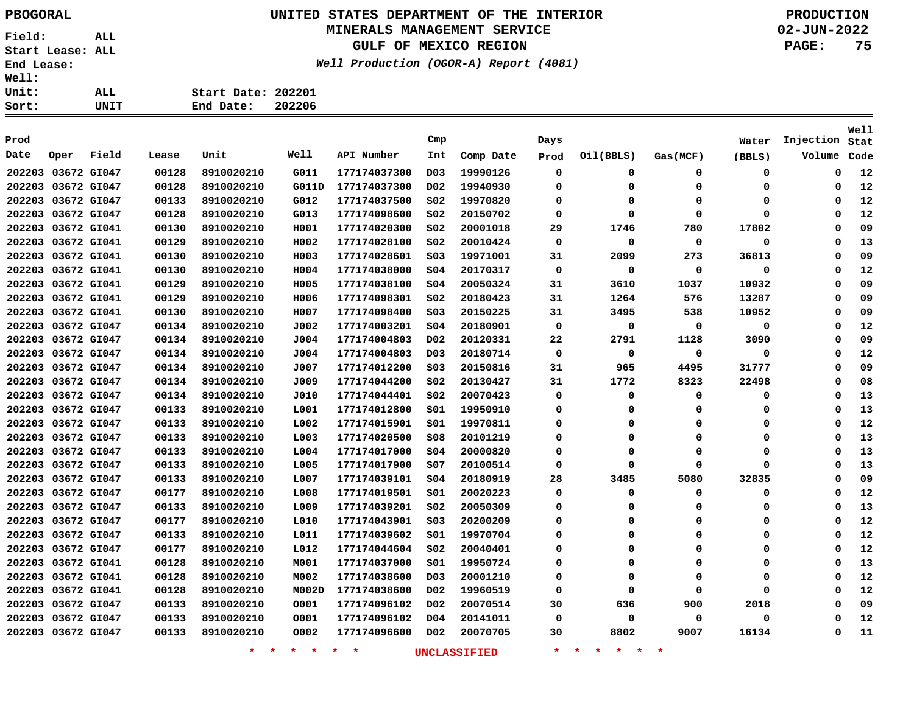PBOGORAL

# UNITED STATES DEPARTMENT OF THE INTERIOR
## MINERALS MANAGEMENT SERVICE
## GULF OF MEXICO REGION

*Well Production (OGOR-A) Report (4081)*

PRODUCTION
02-JUN-2022

Field: ALL
Start Lease: ALL
End Lease:
Well:
Unit: ALL
Sort: UNIT

Start Date: 202201
End Date: 202206

| Prod Date | Oper | Field | Lease | Unit | Well | API Number | Cmp Int | Comp Date | Days Prod | Oil(BBLS) | Gas(MCF) | Water (BBLS) | Injection Volume | Well Stat Code |
|---|---|---|---|---|---|---|---|---|---|---|---|---|---|---|
| 202203 | 03672 | GI047 | 00128 | 8910020210 | G011 | 177174037300 | D03 | 19990126 | 0 | 0 | 0 | 0 | 0 | 12 |
| 202203 | 03672 | GI047 | 00128 | 8910020210 | G011D | 177174037300 | D02 | 19940930 | 0 | 0 | 0 | 0 | 0 | 12 |
| 202203 | 03672 | GI047 | 00133 | 8910020210 | G012 | 177174037500 | S02 | 19970820 | 0 | 0 | 0 | 0 | 0 | 12 |
| 202203 | 03672 | GI047 | 00128 | 8910020210 | G013 | 177174098600 | S02 | 20150702 | 0 | 0 | 0 | 0 | 0 | 12 |
| 202203 | 03672 | GI041 | 00130 | 8910020210 | H001 | 177174020300 | S02 | 20001018 | 29 | 1746 | 780 | 17802 | 0 | 09 |
| 202203 | 03672 | GI041 | 00129 | 8910020210 | H002 | 177174028100 | S02 | 20010424 | 0 | 0 | 0 | 0 | 0 | 13 |
| 202203 | 03672 | GI041 | 00130 | 8910020210 | H003 | 177174028601 | S03 | 19971001 | 31 | 2099 | 273 | 36813 | 0 | 09 |
| 202203 | 03672 | GI041 | 00130 | 8910020210 | H004 | 177174038000 | S04 | 20170317 | 0 | 0 | 0 | 0 | 0 | 12 |
| 202203 | 03672 | GI041 | 00129 | 8910020210 | H005 | 177174038100 | S04 | 20050324 | 31 | 3610 | 1037 | 10932 | 0 | 09 |
| 202203 | 03672 | GI041 | 00129 | 8910020210 | H006 | 177174098301 | S02 | 20180423 | 31 | 1264 | 576 | 13287 | 0 | 09 |
| 202203 | 03672 | GI041 | 00130 | 8910020210 | H007 | 177174098400 | S03 | 20150225 | 31 | 3495 | 538 | 10952 | 0 | 09 |
| 202203 | 03672 | GI047 | 00134 | 8910020210 | J002 | 177174003201 | S04 | 20180901 | 0 | 0 | 0 | 0 | 0 | 12 |
| 202203 | 03672 | GI047 | 00134 | 8910020210 | J004 | 177174004803 | D02 | 20120331 | 22 | 2791 | 1128 | 3090 | 0 | 09 |
| 202203 | 03672 | GI047 | 00134 | 8910020210 | J004 | 177174004803 | D03 | 20180714 | 0 | 0 | 0 | 0 | 0 | 12 |
| 202203 | 03672 | GI047 | 00134 | 8910020210 | J007 | 177174012200 | S03 | 20150816 | 31 | 965 | 4495 | 31777 | 0 | 09 |
| 202203 | 03672 | GI047 | 00134 | 8910020210 | J009 | 177174044200 | S02 | 20130427 | 31 | 1772 | 8323 | 22498 | 0 | 08 |
| 202203 | 03672 | GI047 | 00134 | 8910020210 | J010 | 177174044401 | S02 | 20070423 | 0 | 0 | 0 | 0 | 0 | 13 |
| 202203 | 03672 | GI047 | 00133 | 8910020210 | L001 | 177174012800 | S01 | 19950910 | 0 | 0 | 0 | 0 | 0 | 13 |
| 202203 | 03672 | GI047 | 00133 | 8910020210 | L002 | 177174015901 | S01 | 19970811 | 0 | 0 | 0 | 0 | 0 | 12 |
| 202203 | 03672 | GI047 | 00133 | 8910020210 | L003 | 177174020500 | S08 | 20101219 | 0 | 0 | 0 | 0 | 0 | 13 |
| 202203 | 03672 | GI047 | 00133 | 8910020210 | L004 | 177174017000 | S04 | 20000820 | 0 | 0 | 0 | 0 | 0 | 13 |
| 202203 | 03672 | GI047 | 00133 | 8910020210 | L005 | 177174017900 | S07 | 20100514 | 0 | 0 | 0 | 0 | 0 | 13 |
| 202203 | 03672 | GI047 | 00133 | 8910020210 | L007 | 177174039101 | S04 | 20180919 | 28 | 3485 | 5080 | 32835 | 0 | 09 |
| 202203 | 03672 | GI047 | 00177 | 8910020210 | L008 | 177174019501 | S01 | 20020223 | 0 | 0 | 0 | 0 | 0 | 12 |
| 202203 | 03672 | GI047 | 00133 | 8910020210 | L009 | 177174039201 | S02 | 20050309 | 0 | 0 | 0 | 0 | 0 | 13 |
| 202203 | 03672 | GI047 | 00177 | 8910020210 | L010 | 177174043901 | S03 | 20200209 | 0 | 0 | 0 | 0 | 0 | 12 |
| 202203 | 03672 | GI047 | 00133 | 8910020210 | L011 | 177174039602 | S01 | 19970704 | 0 | 0 | 0 | 0 | 0 | 12 |
| 202203 | 03672 | GI047 | 00177 | 8910020210 | L012 | 177174044604 | S02 | 20040401 | 0 | 0 | 0 | 0 | 0 | 12 |
| 202203 | 03672 | GI041 | 00128 | 8910020210 | M001 | 177174037000 | S01 | 19950724 | 0 | 0 | 0 | 0 | 0 | 13 |
| 202203 | 03672 | GI041 | 00128 | 8910020210 | M002 | 177174038600 | D03 | 20001210 | 0 | 0 | 0 | 0 | 0 | 12 |
| 202203 | 03672 | GI041 | 00128 | 8910020210 | M002D | 177174038600 | D02 | 19960519 | 0 | 0 | 0 | 0 | 0 | 12 |
| 202203 | 03672 | GI047 | 00133 | 8910020210 | O001 | 177174096102 | D02 | 20070514 | 30 | 636 | 900 | 2018 | 0 | 09 |
| 202203 | 03672 | GI047 | 00133 | 8910020210 | O001 | 177174096102 | D04 | 20141011 | 0 | 0 | 0 | 0 | 0 | 12 |
| 202203 | 03672 | GI047 | 00133 | 8910020210 | O002 | 177174096600 | D02 | 20070705 | 30 | 8802 | 9007 | 16134 | 0 | 11 |

* * * * * * UNCLASSIFIED * * * * * *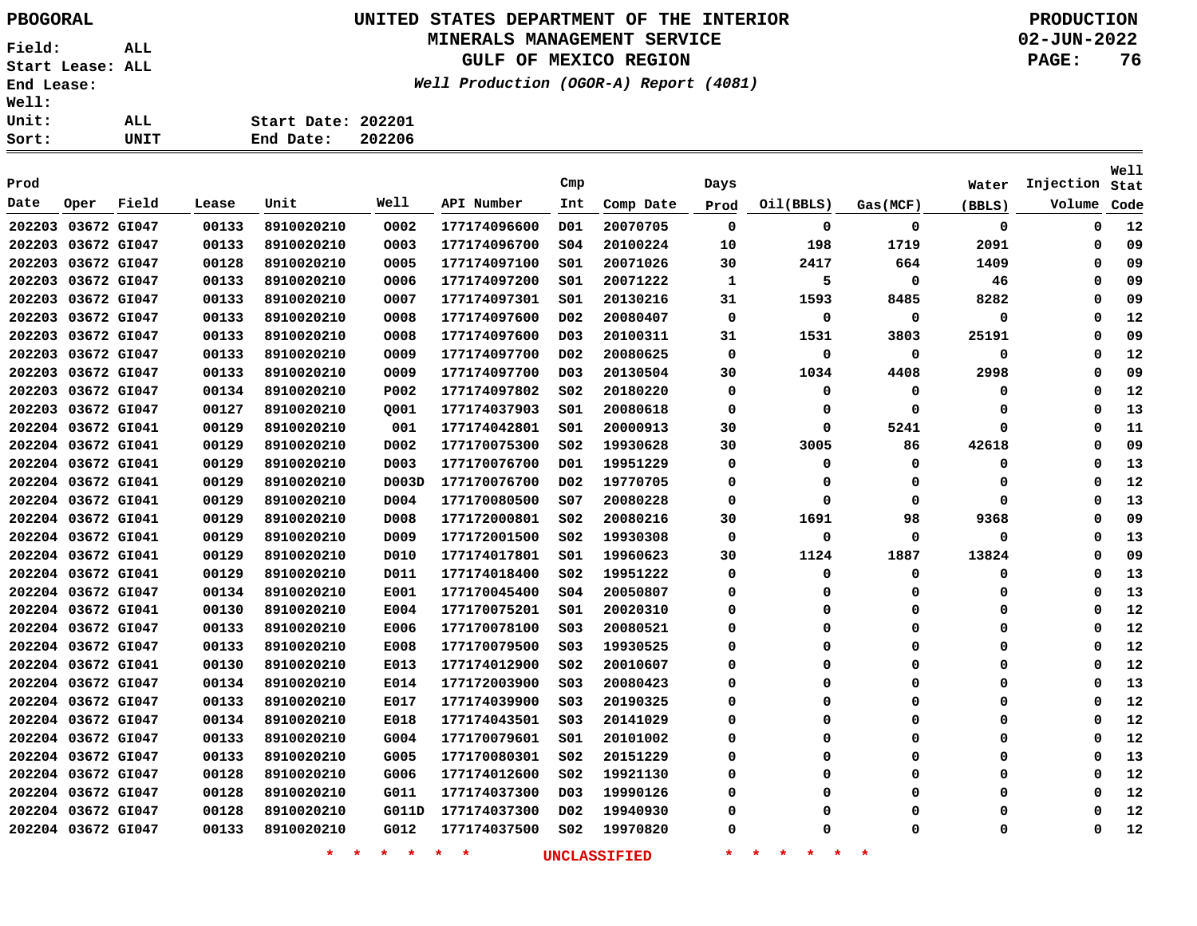PBOGORAL

# UNITED STATES DEPARTMENT OF THE INTERIOR
## MINERALS MANAGEMENT SERVICE
## GULF OF MEXICO REGION

*Well Production (OGOR-A) Report (4081)*

PRODUCTION
02-JUN-2022

Field: ALL
Start Lease: ALL
End Lease:
Well:
Unit: ALL
Sort: UNIT

Start Date: 202201
End Date: 202206

| Prod Date | Oper | Field | Lease | Unit | Well | API Number | Cmp Int | Comp Date | Days Prod | Oil(BBLS) | Gas(MCF) | Water (BBLS) | Injection Volume | Well Stat Code |
|---|---|---|---|---|---|---|---|---|---|---|---|---|---|---|
| 202203 | 03672 | GI047 | 00133 | 8910020210 | 0002 | 177174096600 | D01 | 20070705 | 0 | 0 | 0 | 0 | 0 | 12 |
| 202203 | 03672 | GI047 | 00133 | 8910020210 | 0003 | 177174096700 | S04 | 20100224 | 10 | 198 | 1719 | 2091 | 0 | 09 |
| 202203 | 03672 | GI047 | 00128 | 8910020210 | 0005 | 177174097100 | S01 | 20071026 | 30 | 2417 | 664 | 1409 | 0 | 09 |
| 202203 | 03672 | GI047 | 00133 | 8910020210 | 0006 | 177174097200 | S01 | 20071222 | 1 | 5 | 0 | 46 | 0 | 09 |
| 202203 | 03672 | GI047 | 00133 | 8910020210 | 0007 | 177174097301 | S01 | 20130216 | 31 | 1593 | 8485 | 8282 | 0 | 09 |
| 202203 | 03672 | GI047 | 00133 | 8910020210 | 0008 | 177174097600 | D02 | 20080407 | 0 | 0 | 0 | 0 | 0 | 12 |
| 202203 | 03672 | GI047 | 00133 | 8910020210 | 0008 | 177174097600 | D03 | 20100311 | 31 | 1531 | 3803 | 25191 | 0 | 09 |
| 202203 | 03672 | GI047 | 00133 | 8910020210 | 0009 | 177174097700 | D02 | 20080625 | 0 | 0 | 0 | 0 | 0 | 12 |
| 202203 | 03672 | GI047 | 00133 | 8910020210 | 0009 | 177174097700 | D03 | 20130504 | 30 | 1034 | 4408 | 2998 | 0 | 09 |
| 202203 | 03672 | GI047 | 00134 | 8910020210 | P002 | 177174097802 | S02 | 20180220 | 0 | 0 | 0 | 0 | 0 | 12 |
| 202203 | 03672 | GI047 | 00127 | 8910020210 | Q001 | 177174037903 | S01 | 20080618 | 0 | 0 | 0 | 0 | 0 | 13 |
| 202204 | 03672 | GI041 | 00129 | 8910020210 | 001 | 177174042801 | S01 | 20000913 | 30 | 0 | 5241 | 0 | 0 | 11 |
| 202204 | 03672 | GI041 | 00129 | 8910020210 | D002 | 177170075300 | S02 | 19930628 | 30 | 3005 | 86 | 42618 | 0 | 09 |
| 202204 | 03672 | GI041 | 00129 | 8910020210 | D003 | 177170076700 | D01 | 19951229 | 0 | 0 | 0 | 0 | 0 | 13 |
| 202204 | 03672 | GI041 | 00129 | 8910020210 | D003D | 177170076700 | D02 | 19770705 | 0 | 0 | 0 | 0 | 0 | 12 |
| 202204 | 03672 | GI041 | 00129 | 8910020210 | D004 | 177170080500 | S07 | 20080228 | 0 | 0 | 0 | 0 | 0 | 13 |
| 202204 | 03672 | GI041 | 00129 | 8910020210 | D008 | 177172000801 | S02 | 20080216 | 30 | 1691 | 98 | 9368 | 0 | 09 |
| 202204 | 03672 | GI041 | 00129 | 8910020210 | D009 | 177172001500 | S02 | 19930308 | 0 | 0 | 0 | 0 | 0 | 13 |
| 202204 | 03672 | GI041 | 00129 | 8910020210 | D010 | 177174017801 | S01 | 19960623 | 30 | 1124 | 1887 | 13824 | 0 | 09 |
| 202204 | 03672 | GI041 | 00129 | 8910020210 | D011 | 177174018400 | S02 | 19951222 | 0 | 0 | 0 | 0 | 0 | 13 |
| 202204 | 03672 | GI047 | 00134 | 8910020210 | E001 | 177170045400 | S04 | 20050807 | 0 | 0 | 0 | 0 | 0 | 13 |
| 202204 | 03672 | GI041 | 00130 | 8910020210 | E004 | 177170075201 | S01 | 20020310 | 0 | 0 | 0 | 0 | 0 | 12 |
| 202204 | 03672 | GI047 | 00133 | 8910020210 | E006 | 177170078100 | S03 | 20080521 | 0 | 0 | 0 | 0 | 0 | 12 |
| 202204 | 03672 | GI047 | 00133 | 8910020210 | E008 | 177170079500 | S03 | 19930525 | 0 | 0 | 0 | 0 | 0 | 12 |
| 202204 | 03672 | GI041 | 00130 | 8910020210 | E013 | 177174012900 | S02 | 20010607 | 0 | 0 | 0 | 0 | 0 | 12 |
| 202204 | 03672 | GI047 | 00134 | 8910020210 | E014 | 177172003900 | S03 | 20080423 | 0 | 0 | 0 | 0 | 0 | 13 |
| 202204 | 03672 | GI047 | 00133 | 8910020210 | E017 | 177174039900 | S03 | 20190325 | 0 | 0 | 0 | 0 | 0 | 12 |
| 202204 | 03672 | GI047 | 00134 | 8910020210 | E018 | 177174043501 | S03 | 20141029 | 0 | 0 | 0 | 0 | 0 | 12 |
| 202204 | 03672 | GI047 | 00133 | 8910020210 | G004 | 177170079601 | S01 | 20101002 | 0 | 0 | 0 | 0 | 0 | 12 |
| 202204 | 03672 | GI047 | 00133 | 8910020210 | G005 | 177170080301 | S02 | 20151229 | 0 | 0 | 0 | 0 | 0 | 13 |
| 202204 | 03672 | GI047 | 00128 | 8910020210 | G006 | 177174012600 | S02 | 19921130 | 0 | 0 | 0 | 0 | 0 | 12 |
| 202204 | 03672 | GI047 | 00128 | 8910020210 | G011 | 177174037300 | D03 | 19990126 | 0 | 0 | 0 | 0 | 0 | 12 |
| 202204 | 03672 | GI047 | 00128 | 8910020210 | G011D | 177174037300 | D02 | 19940930 | 0 | 0 | 0 | 0 | 0 | 12 |
| 202204 | 03672 | GI047 | 00133 | 8910020210 | G012 | 177174037500 | S02 | 19970820 | 0 | 0 | 0 | 0 | 0 | 12 |

* * * * * * UNCLASSIFIED * * * * * *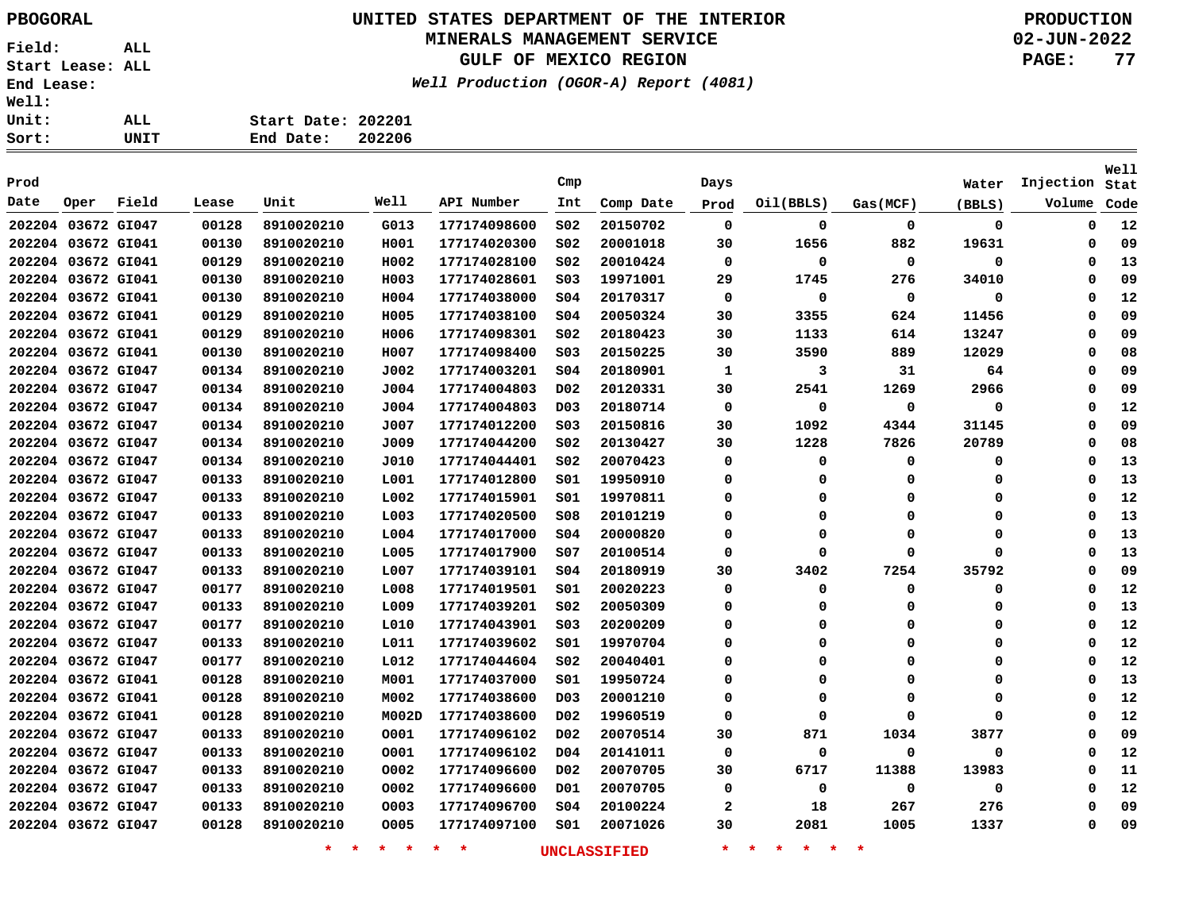PBOGORAL

Field: ALL
Start Lease: ALL
End Lease:
Well:
Unit: ALL
Sort: UNIT

# UNITED STATES DEPARTMENT OF THE INTERIOR
## MINERALS MANAGEMENT SERVICE
## GULF OF MEXICO REGION
*Well Production (OGOR-A) Report (4081)*

PRODUCTION
02-JUN-2022

Start Date: 202201
End Date: 202206

| Prod Date | Oper | Field | Lease | Unit | Well | API Number | Cmp Int | Comp Date | Days Prod | Oil(BBLS) | Gas(MCF) | Water (BBLS) | Injection Volume | Well Stat Code |
|---|---|---|---|---|---|---|---|---|---|---|---|---|---|---|
| 202204 | 03672 | GI047 | 00128 | 8910020210 | G013 | 177174098600 | S02 | 20150702 | 0 | 0 | 0 | 0 | 0 | 12 |
| 202204 | 03672 | GI041 | 00130 | 8910020210 | H001 | 177174020300 | S02 | 20001018 | 30 | 1656 | 882 | 19631 | 0 | 09 |
| 202204 | 03672 | GI041 | 00129 | 8910020210 | H002 | 177174028100 | S02 | 20010424 | 0 | 0 | 0 | 0 | 0 | 13 |
| 202204 | 03672 | GI041 | 00130 | 8910020210 | H003 | 177174028601 | S03 | 19971001 | 29 | 1745 | 276 | 34010 | 0 | 09 |
| 202204 | 03672 | GI041 | 00130 | 8910020210 | H004 | 177174038000 | S04 | 20170317 | 0 | 0 | 0 | 0 | 0 | 12 |
| 202204 | 03672 | GI041 | 00129 | 8910020210 | H005 | 177174038100 | S04 | 20050324 | 30 | 3355 | 624 | 11456 | 0 | 09 |
| 202204 | 03672 | GI041 | 00129 | 8910020210 | H006 | 177174098301 | S02 | 20180423 | 30 | 1133 | 614 | 13247 | 0 | 09 |
| 202204 | 03672 | GI041 | 00130 | 8910020210 | H007 | 177174098400 | S03 | 20150225 | 30 | 3590 | 889 | 12029 | 0 | 08 |
| 202204 | 03672 | GI047 | 00134 | 8910020210 | J002 | 177174003201 | S04 | 20180901 | 1 | 3 | 31 | 64 | 0 | 09 |
| 202204 | 03672 | GI047 | 00134 | 8910020210 | J004 | 177174004803 | D02 | 20120331 | 30 | 2541 | 1269 | 2966 | 0 | 09 |
| 202204 | 03672 | GI047 | 00134 | 8910020210 | J004 | 177174004803 | D03 | 20180714 | 0 | 0 | 0 | 0 | 0 | 12 |
| 202204 | 03672 | GI047 | 00134 | 8910020210 | J007 | 177174012200 | S03 | 20150816 | 30 | 1092 | 4344 | 31145 | 0 | 09 |
| 202204 | 03672 | GI047 | 00134 | 8910020210 | J009 | 177174044200 | S02 | 20130427 | 30 | 1228 | 7826 | 20789 | 0 | 08 |
| 202204 | 03672 | GI047 | 00134 | 8910020210 | J010 | 177174044401 | S02 | 20070423 | 0 | 0 | 0 | 0 | 0 | 13 |
| 202204 | 03672 | GI047 | 00133 | 8910020210 | L001 | 177174012800 | S01 | 19950910 | 0 | 0 | 0 | 0 | 0 | 13 |
| 202204 | 03672 | GI047 | 00133 | 8910020210 | L002 | 177174015901 | S01 | 19970811 | 0 | 0 | 0 | 0 | 0 | 12 |
| 202204 | 03672 | GI047 | 00133 | 8910020210 | L003 | 177174020500 | S08 | 20101219 | 0 | 0 | 0 | 0 | 0 | 13 |
| 202204 | 03672 | GI047 | 00133 | 8910020210 | L004 | 177174017000 | S04 | 20000820 | 0 | 0 | 0 | 0 | 0 | 13 |
| 202204 | 03672 | GI047 | 00133 | 8910020210 | L005 | 177174017900 | S07 | 20100514 | 0 | 0 | 0 | 0 | 0 | 13 |
| 202204 | 03672 | GI047 | 00133 | 8910020210 | L007 | 177174039101 | S04 | 20180919 | 30 | 3402 | 7254 | 35792 | 0 | 09 |
| 202204 | 03672 | GI047 | 00177 | 8910020210 | L008 | 177174019501 | S01 | 20020223 | 0 | 0 | 0 | 0 | 0 | 12 |
| 202204 | 03672 | GI047 | 00133 | 8910020210 | L009 | 177174039201 | S02 | 20050309 | 0 | 0 | 0 | 0 | 0 | 13 |
| 202204 | 03672 | GI047 | 00177 | 8910020210 | L010 | 177174043901 | S03 | 20200209 | 0 | 0 | 0 | 0 | 0 | 12 |
| 202204 | 03672 | GI047 | 00133 | 8910020210 | L011 | 177174039602 | S01 | 19970704 | 0 | 0 | 0 | 0 | 0 | 12 |
| 202204 | 03672 | GI047 | 00177 | 8910020210 | L012 | 177174044604 | S02 | 20040401 | 0 | 0 | 0 | 0 | 0 | 12 |
| 202204 | 03672 | GI041 | 00128 | 8910020210 | M001 | 177174037000 | S01 | 19950724 | 0 | 0 | 0 | 0 | 0 | 13 |
| 202204 | 03672 | GI041 | 00128 | 8910020210 | M002 | 177174038600 | D03 | 20001210 | 0 | 0 | 0 | 0 | 0 | 12 |
| 202204 | 03672 | GI041 | 00128 | 8910020210 | M002D | 177174038600 | D02 | 19960519 | 0 | 0 | 0 | 0 | 0 | 12 |
| 202204 | 03672 | GI047 | 00133 | 8910020210 | O001 | 177174096102 | D02 | 20070514 | 30 | 871 | 1034 | 3877 | 0 | 09 |
| 202204 | 03672 | GI047 | 00133 | 8910020210 | O001 | 177174096102 | D04 | 20141011 | 0 | 0 | 0 | 0 | 0 | 12 |
| 202204 | 03672 | GI047 | 00133 | 8910020210 | O002 | 177174096600 | D02 | 20070705 | 30 | 6717 | 11388 | 13983 | 0 | 11 |
| 202204 | 03672 | GI047 | 00133 | 8910020210 | O002 | 177174096600 | D01 | 20070705 | 0 | 0 | 0 | 0 | 0 | 12 |
| 202204 | 03672 | GI047 | 00133 | 8910020210 | O003 | 177174096700 | S04 | 20100224 | 2 | 18 | 267 | 276 | 0 | 09 |
| 202204 | 03672 | GI047 | 00128 | 8910020210 | O005 | 177174097100 | S01 | 20071026 | 30 | 2081 | 1005 | 1337 | 0 | 09 |

* * * * * * UNCLASSIFIED * * * * * *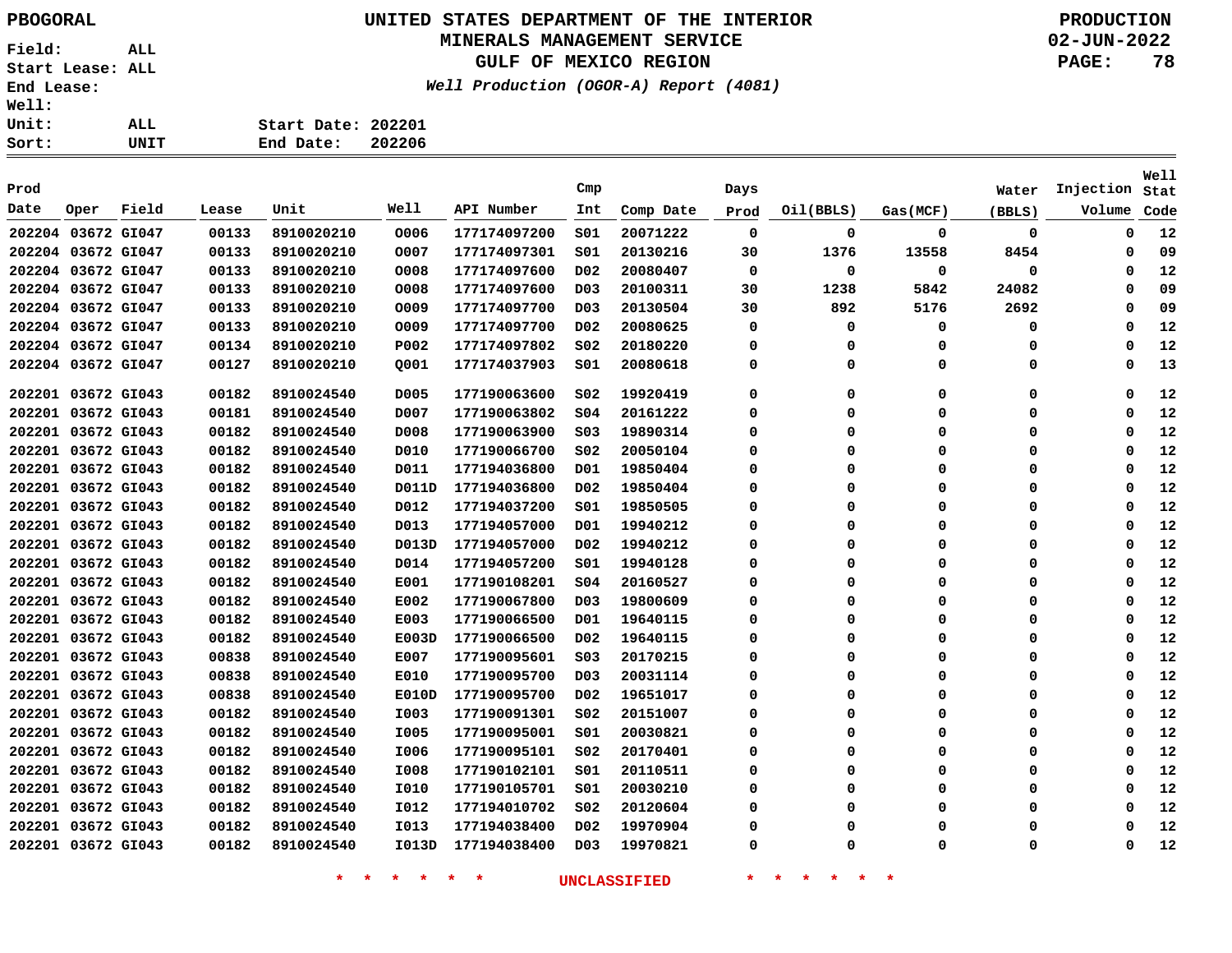PBOGORAL

**UNITED STATES DEPARTMENT OF THE INTERIOR**
**MINERALS MANAGEMENT SERVICE**
**GULF OF MEXICO REGION**
*Well Production (OGOR-A) Report (4081)*

PRODUCTION
02-JUN-2022

Field: ALL
Start Lease: ALL
End Lease:
Well:
Unit: ALL
Sort: UNIT

Start Date: 202201
End Date: 202206

| Prod Date | Oper | Field | Lease | Unit | Well | API Number | Cmp Int | Comp Date | Days Prod | Oil(BBLS) | Gas(MCF) | Water (BBLS) | Injection Volume | Well Stat Code |
|---|---|---|---|---|---|---|---|---|---|---|---|---|---|---|
| 202204 | 03672 | GI047 | 00133 | 8910020210 | 0006 | 177174097200 | S01 | 20071222 | 0 | 0 | 0 | 0 | 0 | 12 |
| 202204 | 03672 | GI047 | 00133 | 8910020210 | 0007 | 177174097301 | S01 | 20130216 | 30 | 1376 | 13558 | 8454 | 0 | 09 |
| 202204 | 03672 | GI047 | 00133 | 8910020210 | 0008 | 177174097600 | D02 | 20080407 | 0 | 0 | 0 | 0 | 0 | 12 |
| 202204 | 03672 | GI047 | 00133 | 8910020210 | 0008 | 177174097600 | D03 | 20100311 | 30 | 1238 | 5842 | 24082 | 0 | 09 |
| 202204 | 03672 | GI047 | 00133 | 8910020210 | 0009 | 177174097700 | D03 | 20130504 | 30 | 892 | 5176 | 2692 | 0 | 09 |
| 202204 | 03672 | GI047 | 00133 | 8910020210 | 0009 | 177174097700 | D02 | 20080625 | 0 | 0 | 0 | 0 | 0 | 12 |
| 202204 | 03672 | GI047 | 00134 | 8910020210 | P002 | 177174097802 | S02 | 20180220 | 0 | 0 | 0 | 0 | 0 | 12 |
| 202204 | 03672 | GI047 | 00127 | 8910020210 | Q001 | 177174037903 | S01 | 20080618 | 0 | 0 | 0 | 0 | 0 | 13 |
| 202201 | 03672 | GI043 | 00182 | 8910024540 | D005 | 177190063600 | S02 | 19920419 | 0 | 0 | 0 | 0 | 0 | 12 |
| 202201 | 03672 | GI043 | 00181 | 8910024540 | D007 | 177190063802 | S04 | 20161222 | 0 | 0 | 0 | 0 | 0 | 12 |
| 202201 | 03672 | GI043 | 00182 | 8910024540 | D008 | 177190063900 | S03 | 19890314 | 0 | 0 | 0 | 0 | 0 | 12 |
| 202201 | 03672 | GI043 | 00182 | 8910024540 | D010 | 177190066700 | S02 | 20050104 | 0 | 0 | 0 | 0 | 0 | 12 |
| 202201 | 03672 | GI043 | 00182 | 8910024540 | D011 | 177194036800 | D01 | 19850404 | 0 | 0 | 0 | 0 | 0 | 12 |
| 202201 | 03672 | GI043 | 00182 | 8910024540 | D011D | 177194036800 | D02 | 19850404 | 0 | 0 | 0 | 0 | 0 | 12 |
| 202201 | 03672 | GI043 | 00182 | 8910024540 | D012 | 177194037200 | S01 | 19850505 | 0 | 0 | 0 | 0 | 0 | 12 |
| 202201 | 03672 | GI043 | 00182 | 8910024540 | D013 | 177194057000 | D01 | 19940212 | 0 | 0 | 0 | 0 | 0 | 12 |
| 202201 | 03672 | GI043 | 00182 | 8910024540 | D013D | 177194057000 | D02 | 19940212 | 0 | 0 | 0 | 0 | 0 | 12 |
| 202201 | 03672 | GI043 | 00182 | 8910024540 | D014 | 177194057200 | S01 | 19940128 | 0 | 0 | 0 | 0 | 0 | 12 |
| 202201 | 03672 | GI043 | 00182 | 8910024540 | E001 | 177190108201 | S04 | 20160527 | 0 | 0 | 0 | 0 | 0 | 12 |
| 202201 | 03672 | GI043 | 00182 | 8910024540 | E002 | 177190067800 | D03 | 19800609 | 0 | 0 | 0 | 0 | 0 | 12 |
| 202201 | 03672 | GI043 | 00182 | 8910024540 | E003 | 177190066500 | D01 | 19640115 | 0 | 0 | 0 | 0 | 0 | 12 |
| 202201 | 03672 | GI043 | 00182 | 8910024540 | E003D | 177190066500 | D02 | 19640115 | 0 | 0 | 0 | 0 | 0 | 12 |
| 202201 | 03672 | GI043 | 00838 | 8910024540 | E007 | 177190095601 | S03 | 20170215 | 0 | 0 | 0 | 0 | 0 | 12 |
| 202201 | 03672 | GI043 | 00838 | 8910024540 | E010 | 177190095700 | D03 | 20031114 | 0 | 0 | 0 | 0 | 0 | 12 |
| 202201 | 03672 | GI043 | 00838 | 8910024540 | E010D | 177190095700 | D02 | 19651017 | 0 | 0 | 0 | 0 | 0 | 12 |
| 202201 | 03672 | GI043 | 00182 | 8910024540 | I003 | 177190091301 | S02 | 20151007 | 0 | 0 | 0 | 0 | 0 | 12 |
| 202201 | 03672 | GI043 | 00182 | 8910024540 | I005 | 177190095001 | S01 | 20030821 | 0 | 0 | 0 | 0 | 0 | 12 |
| 202201 | 03672 | GI043 | 00182 | 8910024540 | I006 | 177190095101 | S02 | 20170401 | 0 | 0 | 0 | 0 | 0 | 12 |
| 202201 | 03672 | GI043 | 00182 | 8910024540 | I008 | 177190102101 | S01 | 20110511 | 0 | 0 | 0 | 0 | 0 | 12 |
| 202201 | 03672 | GI043 | 00182 | 8910024540 | I010 | 177190105701 | S01 | 20030210 | 0 | 0 | 0 | 0 | 0 | 12 |
| 202201 | 03672 | GI043 | 00182 | 8910024540 | I012 | 177194010702 | S02 | 20120604 | 0 | 0 | 0 | 0 | 0 | 12 |
| 202201 | 03672 | GI043 | 00182 | 8910024540 | I013 | 177194038400 | D02 | 19970904 | 0 | 0 | 0 | 0 | 0 | 12 |
| 202201 | 03672 | GI043 | 00182 | 8910024540 | I013D | 177194038400 | D03 | 19970821 | 0 | 0 | 0 | 0 | 0 | 12 |

* * * * * * UNCLASSIFIED * * * * * *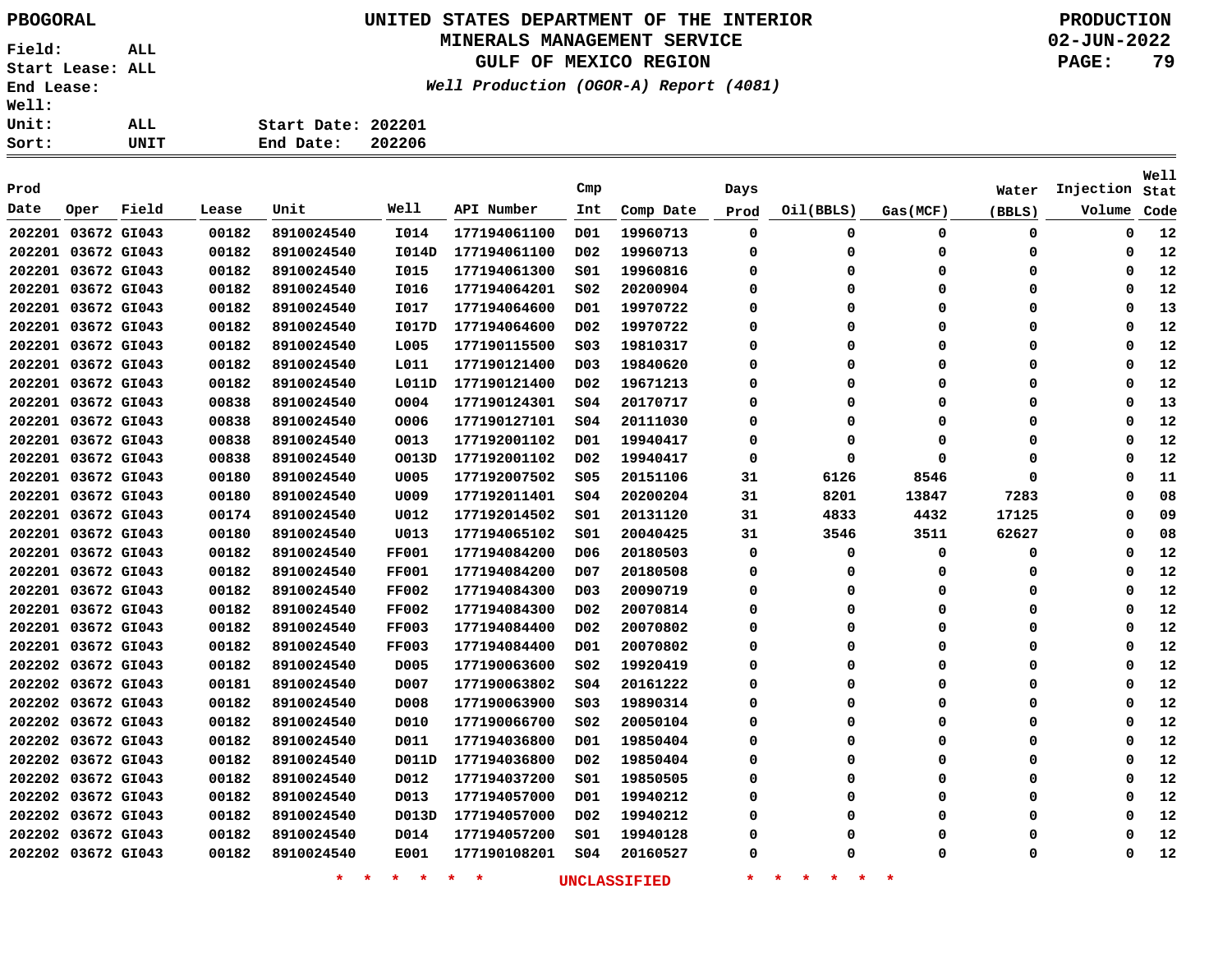PBOGORAL

# UNITED STATES DEPARTMENT OF THE INTERIOR
## MINERALS MANAGEMENT SERVICE
## GULF OF MEXICO REGION
*Well Production (OGOR-A) Report (4081)*

PRODUCTION
02-JUN-2022

Field: ALL
Start Lease: ALL
End Lease:
Well:
Unit: ALL
Sort: UNIT

Start Date: 202201
End Date: 202206

| Prod Date | Oper | Field | Lease | Unit | Well | API Number | Cmp Int | Comp Date | Days Prod | Oil(BBLS) | Gas(MCF) | Water (BBLS) | Injection Volume | Well Stat Code |
|---|---|---|---|---|---|---|---|---|---|---|---|---|---|---|
| 202201 | 03672 | GI043 | 00182 | 8910024540 | I014 | 177194061100 | D01 | 19960713 | 0 | 0 | 0 | 0 | 0 | 12 |
| 202201 | 03672 | GI043 | 00182 | 8910024540 | I014D | 177194061100 | D02 | 19960713 | 0 | 0 | 0 | 0 | 0 | 12 |
| 202201 | 03672 | GI043 | 00182 | 8910024540 | I015 | 177194061300 | S01 | 19960816 | 0 | 0 | 0 | 0 | 0 | 12 |
| 202201 | 03672 | GI043 | 00182 | 8910024540 | I016 | 177194064201 | S02 | 20200904 | 0 | 0 | 0 | 0 | 0 | 12 |
| 202201 | 03672 | GI043 | 00182 | 8910024540 | I017 | 177194064600 | D01 | 19970722 | 0 | 0 | 0 | 0 | 0 | 13 |
| 202201 | 03672 | GI043 | 00182 | 8910024540 | I017D | 177194064600 | D02 | 19970722 | 0 | 0 | 0 | 0 | 0 | 12 |
| 202201 | 03672 | GI043 | 00182 | 8910024540 | L005 | 177190115500 | S03 | 19810317 | 0 | 0 | 0 | 0 | 0 | 12 |
| 202201 | 03672 | GI043 | 00182 | 8910024540 | L011 | 177190121400 | D03 | 19840620 | 0 | 0 | 0 | 0 | 0 | 12 |
| 202201 | 03672 | GI043 | 00182 | 8910024540 | L011D | 177190121400 | D02 | 19671213 | 0 | 0 | 0 | 0 | 0 | 12 |
| 202201 | 03672 | GI043 | 00838 | 8910024540 | O004 | 177190124301 | S04 | 20170717 | 0 | 0 | 0 | 0 | 0 | 13 |
| 202201 | 03672 | GI043 | 00838 | 8910024540 | O006 | 177190127101 | S04 | 20111030 | 0 | 0 | 0 | 0 | 0 | 12 |
| 202201 | 03672 | GI043 | 00838 | 8910024540 | O013 | 177192001102 | D01 | 19940417 | 0 | 0 | 0 | 0 | 0 | 12 |
| 202201 | 03672 | GI043 | 00838 | 8910024540 | O013D | 177192001102 | D02 | 19940417 | 0 | 0 | 0 | 0 | 0 | 12 |
| 202201 | 03672 | GI043 | 00180 | 8910024540 | U005 | 177192007502 | S05 | 20151106 | 31 | 6126 | 8546 | 0 | 0 | 11 |
| 202201 | 03672 | GI043 | 00180 | 8910024540 | U009 | 177192011401 | S04 | 20200204 | 31 | 8201 | 13847 | 7283 | 0 | 08 |
| 202201 | 03672 | GI043 | 00174 | 8910024540 | U012 | 177192014502 | S01 | 20131120 | 31 | 4833 | 4432 | 17125 | 0 | 09 |
| 202201 | 03672 | GI043 | 00180 | 8910024540 | U013 | 177194065102 | S01 | 20040425 | 31 | 3546 | 3511 | 62627 | 0 | 08 |
| 202201 | 03672 | GI043 | 00182 | 8910024540 | FF001 | 177194084200 | D06 | 20180503 | 0 | 0 | 0 | 0 | 0 | 12 |
| 202201 | 03672 | GI043 | 00182 | 8910024540 | FF001 | 177194084200 | D07 | 20180508 | 0 | 0 | 0 | 0 | 0 | 12 |
| 202201 | 03672 | GI043 | 00182 | 8910024540 | FF002 | 177194084300 | D03 | 20090719 | 0 | 0 | 0 | 0 | 0 | 12 |
| 202201 | 03672 | GI043 | 00182 | 8910024540 | FF002 | 177194084300 | D02 | 20070814 | 0 | 0 | 0 | 0 | 0 | 12 |
| 202201 | 03672 | GI043 | 00182 | 8910024540 | FF003 | 177194084400 | D02 | 20070802 | 0 | 0 | 0 | 0 | 0 | 12 |
| 202201 | 03672 | GI043 | 00182 | 8910024540 | FF003 | 177194084400 | D01 | 20070802 | 0 | 0 | 0 | 0 | 0 | 12 |
| 202202 | 03672 | GI043 | 00182 | 8910024540 | D005 | 177190063600 | S02 | 19920419 | 0 | 0 | 0 | 0 | 0 | 12 |
| 202202 | 03672 | GI043 | 00181 | 8910024540 | D007 | 177190063802 | S04 | 20161222 | 0 | 0 | 0 | 0 | 0 | 12 |
| 202202 | 03672 | GI043 | 00182 | 8910024540 | D008 | 177190063900 | S03 | 19890314 | 0 | 0 | 0 | 0 | 0 | 12 |
| 202202 | 03672 | GI043 | 00182 | 8910024540 | D010 | 177190066700 | S02 | 20050104 | 0 | 0 | 0 | 0 | 0 | 12 |
| 202202 | 03672 | GI043 | 00182 | 8910024540 | D011 | 177194036800 | D01 | 19850404 | 0 | 0 | 0 | 0 | 0 | 12 |
| 202202 | 03672 | GI043 | 00182 | 8910024540 | D011D | 177194036800 | D02 | 19850404 | 0 | 0 | 0 | 0 | 0 | 12 |
| 202202 | 03672 | GI043 | 00182 | 8910024540 | D012 | 177194037200 | S01 | 19850505 | 0 | 0 | 0 | 0 | 0 | 12 |
| 202202 | 03672 | GI043 | 00182 | 8910024540 | D013 | 177194057000 | D01 | 19940212 | 0 | 0 | 0 | 0 | 0 | 12 |
| 202202 | 03672 | GI043 | 00182 | 8910024540 | D013D | 177194057000 | D02 | 19940212 | 0 | 0 | 0 | 0 | 0 | 12 |
| 202202 | 03672 | GI043 | 00182 | 8910024540 | D014 | 177194057200 | S01 | 19940128 | 0 | 0 | 0 | 0 | 0 | 12 |
| 202202 | 03672 | GI043 | 00182 | 8910024540 | E001 | 177190108201 | S04 | 20160527 | 0 | 0 | 0 | 0 | 0 | 12 |

* * * * * * UNCLASSIFIED * * * * * *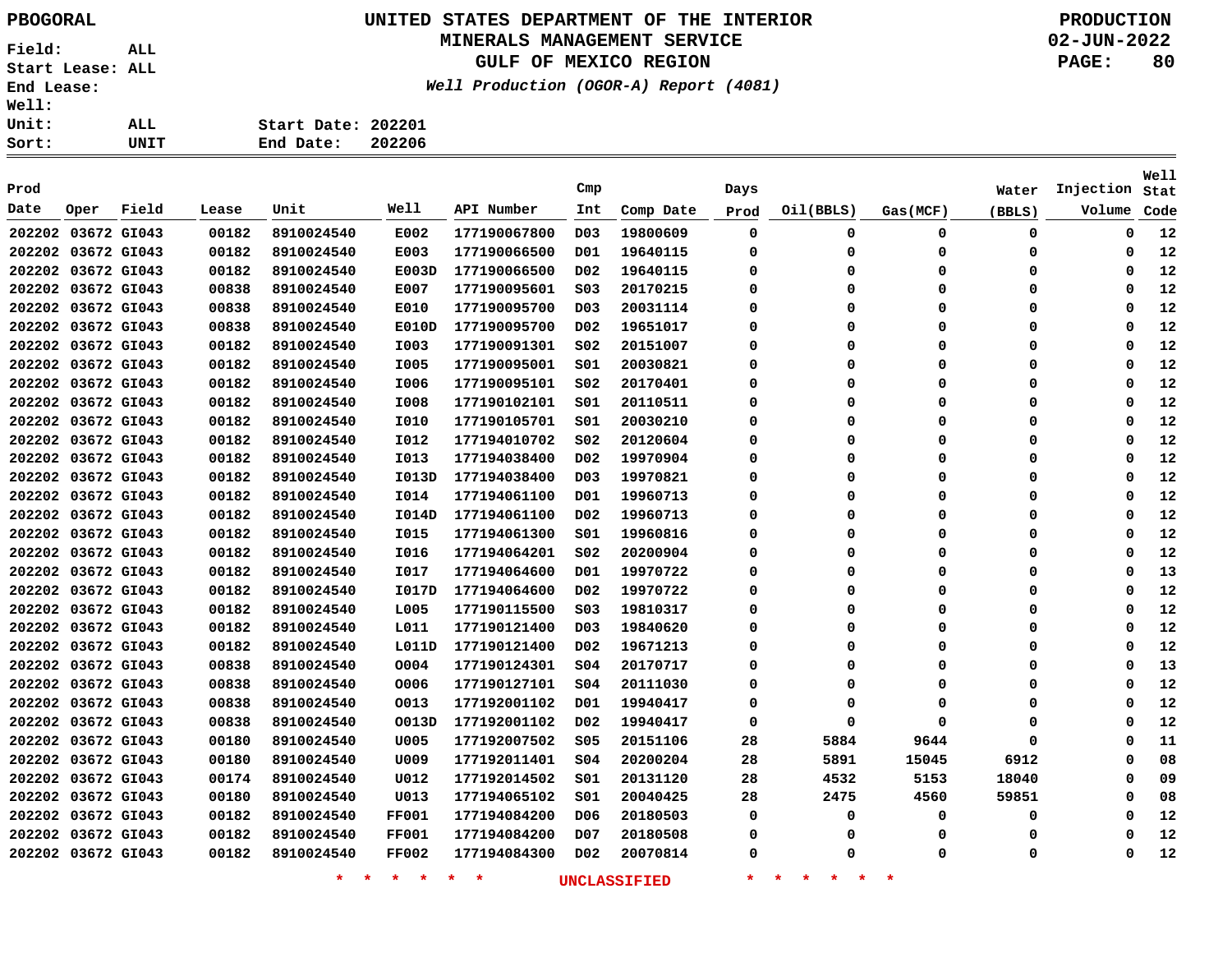PBOGORAL

# UNITED STATES DEPARTMENT OF THE INTERIOR
## MINERALS MANAGEMENT SERVICE
## GULF OF MEXICO REGION
*Well Production (OGOR-A) Report (4081)*

PRODUCTION
02-JUN-2022

Field: ALL
Start Lease: ALL
End Lease:
Well:
Unit: ALL
Sort: UNIT

Start Date: 202201
End Date: 202206

| Prod Date | Oper | Field | Lease | Unit | Well | API Number | Cmp Int | Comp Date | Days Prod | Oil(BBLS) | Gas(MCF) | Water (BBLS) | Injection Volume | Well Stat Code |
|---|---|---|---|---|---|---|---|---|---|---|---|---|---|---|
| 202202 | 03672 | GI043 | 00182 | 8910024540 | E002 | 177190067800 | D03 | 19800609 | 0 | 0 | 0 | 0 | 0 | 12 |
| 202202 | 03672 | GI043 | 00182 | 8910024540 | E003 | 177190066500 | D01 | 19640115 | 0 | 0 | 0 | 0 | 0 | 12 |
| 202202 | 03672 | GI043 | 00182 | 8910024540 | E003D | 177190066500 | D02 | 19640115 | 0 | 0 | 0 | 0 | 0 | 12 |
| 202202 | 03672 | GI043 | 00838 | 8910024540 | E007 | 177190095601 | S03 | 20170215 | 0 | 0 | 0 | 0 | 0 | 12 |
| 202202 | 03672 | GI043 | 00838 | 8910024540 | E010 | 177190095700 | D03 | 20031114 | 0 | 0 | 0 | 0 | 0 | 12 |
| 202202 | 03672 | GI043 | 00838 | 8910024540 | E010D | 177190095700 | D02 | 19651017 | 0 | 0 | 0 | 0 | 0 | 12 |
| 202202 | 03672 | GI043 | 00182 | 8910024540 | I003 | 177190091301 | S02 | 20151007 | 0 | 0 | 0 | 0 | 0 | 12 |
| 202202 | 03672 | GI043 | 00182 | 8910024540 | I005 | 177190095001 | S01 | 20030821 | 0 | 0 | 0 | 0 | 0 | 12 |
| 202202 | 03672 | GI043 | 00182 | 8910024540 | I006 | 177190095101 | S02 | 20170401 | 0 | 0 | 0 | 0 | 0 | 12 |
| 202202 | 03672 | GI043 | 00182 | 8910024540 | I008 | 177190102101 | S01 | 20110511 | 0 | 0 | 0 | 0 | 0 | 12 |
| 202202 | 03672 | GI043 | 00182 | 8910024540 | I010 | 177190105701 | S01 | 20030210 | 0 | 0 | 0 | 0 | 0 | 12 |
| 202202 | 03672 | GI043 | 00182 | 8910024540 | I012 | 177194010702 | S02 | 20120604 | 0 | 0 | 0 | 0 | 0 | 12 |
| 202202 | 03672 | GI043 | 00182 | 8910024540 | I013 | 177194038400 | D02 | 19970904 | 0 | 0 | 0 | 0 | 0 | 12 |
| 202202 | 03672 | GI043 | 00182 | 8910024540 | I013D | 177194038400 | D03 | 19970821 | 0 | 0 | 0 | 0 | 0 | 12 |
| 202202 | 03672 | GI043 | 00182 | 8910024540 | I014 | 177194061100 | D01 | 19960713 | 0 | 0 | 0 | 0 | 0 | 12 |
| 202202 | 03672 | GI043 | 00182 | 8910024540 | I014D | 177194061100 | D02 | 19960713 | 0 | 0 | 0 | 0 | 0 | 12 |
| 202202 | 03672 | GI043 | 00182 | 8910024540 | I015 | 177194061300 | S01 | 19960816 | 0 | 0 | 0 | 0 | 0 | 12 |
| 202202 | 03672 | GI043 | 00182 | 8910024540 | I016 | 177194064201 | S02 | 20200904 | 0 | 0 | 0 | 0 | 0 | 12 |
| 202202 | 03672 | GI043 | 00182 | 8910024540 | I017 | 177194064600 | D01 | 19970722 | 0 | 0 | 0 | 0 | 0 | 13 |
| 202202 | 03672 | GI043 | 00182 | 8910024540 | I017D | 177194064600 | D02 | 19970722 | 0 | 0 | 0 | 0 | 0 | 12 |
| 202202 | 03672 | GI043 | 00182 | 8910024540 | L005 | 177190115500 | S03 | 19810317 | 0 | 0 | 0 | 0 | 0 | 12 |
| 202202 | 03672 | GI043 | 00182 | 8910024540 | L011 | 177190121400 | D03 | 19840620 | 0 | 0 | 0 | 0 | 0 | 12 |
| 202202 | 03672 | GI043 | 00182 | 8910024540 | L011D | 177190121400 | D02 | 19671213 | 0 | 0 | 0 | 0 | 0 | 12 |
| 202202 | 03672 | GI043 | 00838 | 8910024540 | O004 | 177190124301 | S04 | 20170717 | 0 | 0 | 0 | 0 | 0 | 13 |
| 202202 | 03672 | GI043 | 00838 | 8910024540 | O006 | 177190127101 | S04 | 20111030 | 0 | 0 | 0 | 0 | 0 | 12 |
| 202202 | 03672 | GI043 | 00838 | 8910024540 | O013 | 177192001102 | D01 | 19940417 | 0 | 0 | 0 | 0 | 0 | 12 |
| 202202 | 03672 | GI043 | 00838 | 8910024540 | O013D | 177192001102 | D02 | 19940417 | 0 | 0 | 0 | 0 | 0 | 12 |
| 202202 | 03672 | GI043 | 00180 | 8910024540 | U005 | 177192007502 | S05 | 20151106 | 28 | 5884 | 9644 | 0 | 0 | 11 |
| 202202 | 03672 | GI043 | 00180 | 8910024540 | U009 | 177192011401 | S04 | 20200204 | 28 | 5891 | 15045 | 6912 | 0 | 08 |
| 202202 | 03672 | GI043 | 00174 | 8910024540 | U012 | 177192014502 | S01 | 20131120 | 28 | 4532 | 5153 | 18040 | 0 | 09 |
| 202202 | 03672 | GI043 | 00180 | 8910024540 | U013 | 177194065102 | S01 | 20040425 | 28 | 2475 | 4560 | 59851 | 0 | 08 |
| 202202 | 03672 | GI043 | 00182 | 8910024540 | FF001 | 177194084200 | D06 | 20180503 | 0 | 0 | 0 | 0 | 0 | 12 |
| 202202 | 03672 | GI043 | 00182 | 8910024540 | FF001 | 177194084200 | D07 | 20180508 | 0 | 0 | 0 | 0 | 0 | 12 |
| 202202 | 03672 | GI043 | 00182 | 8910024540 | FF002 | 177194084300 | D02 | 20070814 | 0 | 0 | 0 | 0 | 0 | 12 |

* * * * * * UNCLASSIFIED * * * * * *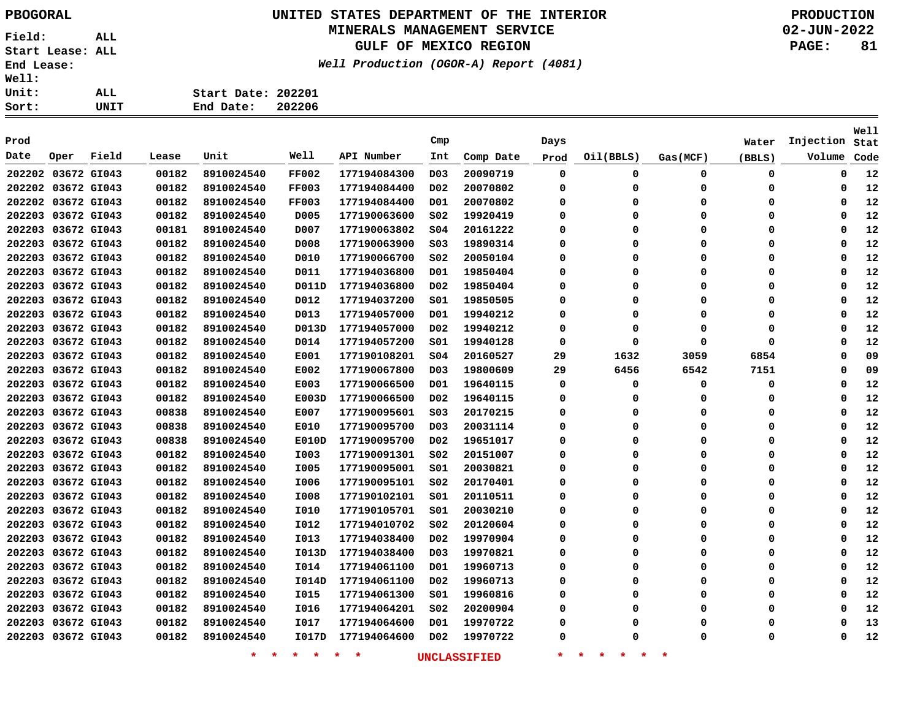PBOGORAL

# UNITED STATES DEPARTMENT OF THE INTERIOR
## MINERALS MANAGEMENT SERVICE
## GULF OF MEXICO REGION

*Well Production (OGOR-A) Report (4081)*

PRODUCTION
02-JUN-2022

Field: ALL
Start Lease: ALL
End Lease:
Well:
Unit: ALL
Sort: UNIT

Start Date: 202201
End Date: 202206

| Prod Date | Oper | Field | Lease | Unit | Well | API Number | Cmp Int | Comp Date | Days Prod | Oil(BBLS) | Gas(MCF) | Water (BBLS) | Injection Volume | Well Stat Code |
|---|---|---|---|---|---|---|---|---|---|---|---|---|---|---|
| 202202 | 03672 | GI043 | 00182 | 8910024540 | FF002 | 177194084300 | D03 | 20090719 | 0 | 0 | 0 | 0 | 0 | 12 |
| 202202 | 03672 | GI043 | 00182 | 8910024540 | FF003 | 177194084400 | D02 | 20070802 | 0 | 0 | 0 | 0 | 0 | 12 |
| 202202 | 03672 | GI043 | 00182 | 8910024540 | FF003 | 177194084400 | D01 | 20070802 | 0 | 0 | 0 | 0 | 0 | 12 |
| 202203 | 03672 | GI043 | 00182 | 8910024540 | D005 | 177190063600 | S02 | 19920419 | 0 | 0 | 0 | 0 | 0 | 12 |
| 202203 | 03672 | GI043 | 00181 | 8910024540 | D007 | 177190063802 | S04 | 20161222 | 0 | 0 | 0 | 0 | 0 | 12 |
| 202203 | 03672 | GI043 | 00182 | 8910024540 | D008 | 177190063900 | S03 | 19890314 | 0 | 0 | 0 | 0 | 0 | 12 |
| 202203 | 03672 | GI043 | 00182 | 8910024540 | D010 | 177190066700 | S02 | 20050104 | 0 | 0 | 0 | 0 | 0 | 12 |
| 202203 | 03672 | GI043 | 00182 | 8910024540 | D011 | 177194036800 | D01 | 19850404 | 0 | 0 | 0 | 0 | 0 | 12 |
| 202203 | 03672 | GI043 | 00182 | 8910024540 | D011D | 177194036800 | D02 | 19850404 | 0 | 0 | 0 | 0 | 0 | 12 |
| 202203 | 03672 | GI043 | 00182 | 8910024540 | D012 | 177194037200 | S01 | 19850505 | 0 | 0 | 0 | 0 | 0 | 12 |
| 202203 | 03672 | GI043 | 00182 | 8910024540 | D013 | 177194057000 | D01 | 19940212 | 0 | 0 | 0 | 0 | 0 | 12 |
| 202203 | 03672 | GI043 | 00182 | 8910024540 | D013D | 177194057000 | D02 | 19940212 | 0 | 0 | 0 | 0 | 0 | 12 |
| 202203 | 03672 | GI043 | 00182 | 8910024540 | D014 | 177194057200 | S01 | 19940128 | 0 | 0 | 0 | 0 | 0 | 12 |
| 202203 | 03672 | GI043 | 00182 | 8910024540 | E001 | 177190108201 | S04 | 20160527 | 29 | 1632 | 3059 | 6854 | 0 | 09 |
| 202203 | 03672 | GI043 | 00182 | 8910024540 | E002 | 177190067800 | D03 | 19800609 | 29 | 6456 | 6542 | 7151 | 0 | 09 |
| 202203 | 03672 | GI043 | 00182 | 8910024540 | E003 | 177190066500 | D01 | 19640115 | 0 | 0 | 0 | 0 | 0 | 12 |
| 202203 | 03672 | GI043 | 00182 | 8910024540 | E003D | 177190066500 | D02 | 19640115 | 0 | 0 | 0 | 0 | 0 | 12 |
| 202203 | 03672 | GI043 | 00838 | 8910024540 | E007 | 177190095601 | S03 | 20170215 | 0 | 0 | 0 | 0 | 0 | 12 |
| 202203 | 03672 | GI043 | 00838 | 8910024540 | E010 | 177190095700 | D03 | 20031114 | 0 | 0 | 0 | 0 | 0 | 12 |
| 202203 | 03672 | GI043 | 00838 | 8910024540 | E010D | 177190095700 | D02 | 19651017 | 0 | 0 | 0 | 0 | 0 | 12 |
| 202203 | 03672 | GI043 | 00182 | 8910024540 | I003 | 177190091301 | S02 | 20151007 | 0 | 0 | 0 | 0 | 0 | 12 |
| 202203 | 03672 | GI043 | 00182 | 8910024540 | I005 | 177190095001 | S01 | 20030821 | 0 | 0 | 0 | 0 | 0 | 12 |
| 202203 | 03672 | GI043 | 00182 | 8910024540 | I006 | 177190095101 | S02 | 20170401 | 0 | 0 | 0 | 0 | 0 | 12 |
| 202203 | 03672 | GI043 | 00182 | 8910024540 | I008 | 177190102101 | S01 | 20110511 | 0 | 0 | 0 | 0 | 0 | 12 |
| 202203 | 03672 | GI043 | 00182 | 8910024540 | I010 | 177190105701 | S01 | 20030210 | 0 | 0 | 0 | 0 | 0 | 12 |
| 202203 | 03672 | GI043 | 00182 | 8910024540 | I012 | 177194010702 | S02 | 20120604 | 0 | 0 | 0 | 0 | 0 | 12 |
| 202203 | 03672 | GI043 | 00182 | 8910024540 | I013 | 177194038400 | D02 | 19970904 | 0 | 0 | 0 | 0 | 0 | 12 |
| 202203 | 03672 | GI043 | 00182 | 8910024540 | I013D | 177194038400 | D03 | 19970821 | 0 | 0 | 0 | 0 | 0 | 12 |
| 202203 | 03672 | GI043 | 00182 | 8910024540 | I014 | 177194061100 | D01 | 19960713 | 0 | 0 | 0 | 0 | 0 | 12 |
| 202203 | 03672 | GI043 | 00182 | 8910024540 | I014D | 177194061100 | D02 | 19960713 | 0 | 0 | 0 | 0 | 0 | 12 |
| 202203 | 03672 | GI043 | 00182 | 8910024540 | I015 | 177194061300 | S01 | 19960816 | 0 | 0 | 0 | 0 | 0 | 12 |
| 202203 | 03672 | GI043 | 00182 | 8910024540 | I016 | 177194064201 | S02 | 20200904 | 0 | 0 | 0 | 0 | 0 | 12 |
| 202203 | 03672 | GI043 | 00182 | 8910024540 | I017 | 177194064600 | D01 | 19970722 | 0 | 0 | 0 | 0 | 0 | 13 |
| 202203 | 03672 | GI043 | 00182 | 8910024540 | I017D | 177194064600 | D02 | 19970722 | 0 | 0 | 0 | 0 | 0 | 12 |

* * * * * * UNCLASSIFIED * * * * * *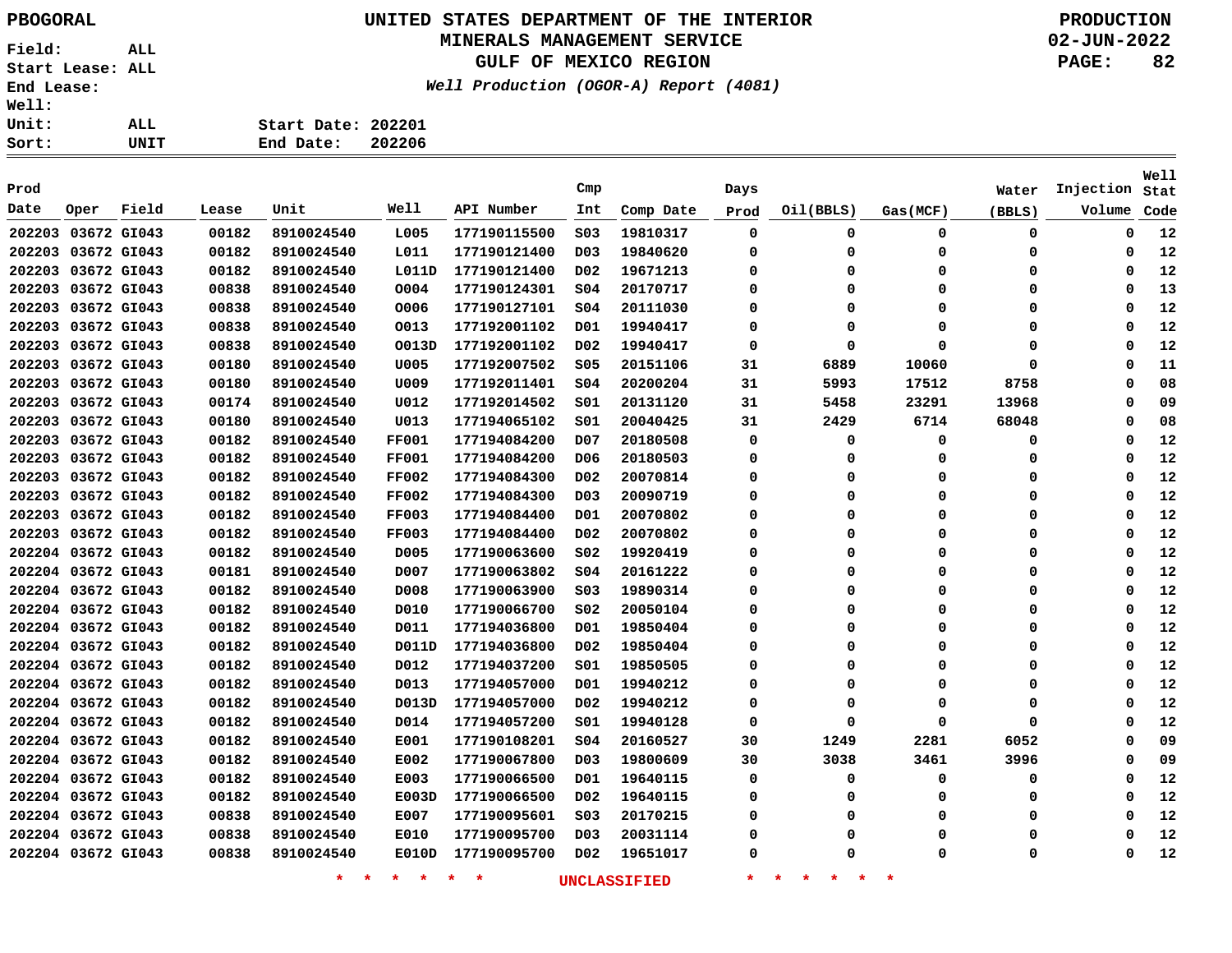PBOGORAL

# UNITED STATES DEPARTMENT OF THE INTERIOR
## MINERALS MANAGEMENT SERVICE
## GULF OF MEXICO REGION

*Well Production (OGOR-A) Report (4081)*

PRODUCTION
02-JUN-2022

Field: ALL
Start Lease: ALL
End Lease:
Well:
Unit: ALL
Sort: UNIT

Start Date: 202201
End Date: 202206

| Prod Date | Oper | Field | Lease | Unit | Well | API Number | Cmp Int | Comp Date | Days Prod | Oil(BBLS) | Gas(MCF) | Water (BBLS) | Injection Volume | Well Stat Code |
|---|---|---|---|---|---|---|---|---|---|---|---|---|---|---|
| 202203 | 03672 | GI043 | 00182 | 8910024540 | L005 | 177190115500 | S03 | 19810317 | 0 | 0 | 0 | 0 | 0 | 12 |
| 202203 | 03672 | GI043 | 00182 | 8910024540 | L011 | 177190121400 | D03 | 19840620 | 0 | 0 | 0 | 0 | 0 | 12 |
| 202203 | 03672 | GI043 | 00182 | 8910024540 | L011D | 177190121400 | D02 | 19671213 | 0 | 0 | 0 | 0 | 0 | 12 |
| 202203 | 03672 | GI043 | 00838 | 8910024540 | O004 | 177190124301 | S04 | 20170717 | 0 | 0 | 0 | 0 | 0 | 13 |
| 202203 | 03672 | GI043 | 00838 | 8910024540 | O006 | 177190127101 | S04 | 20111030 | 0 | 0 | 0 | 0 | 0 | 12 |
| 202203 | 03672 | GI043 | 00838 | 8910024540 | O013 | 177192001102 | D01 | 19940417 | 0 | 0 | 0 | 0 | 0 | 12 |
| 202203 | 03672 | GI043 | 00838 | 8910024540 | O013D | 177192001102 | D02 | 19940417 | 0 | 0 | 0 | 0 | 0 | 12 |
| 202203 | 03672 | GI043 | 00180 | 8910024540 | U005 | 177192007502 | S05 | 20151106 | 31 | 6889 | 10060 | 0 | 0 | 11 |
| 202203 | 03672 | GI043 | 00180 | 8910024540 | U009 | 177192011401 | S04 | 20200204 | 31 | 5993 | 17512 | 8758 | 0 | 08 |
| 202203 | 03672 | GI043 | 00174 | 8910024540 | U012 | 177192014502 | S01 | 20131120 | 31 | 5458 | 23291 | 13968 | 0 | 09 |
| 202203 | 03672 | GI043 | 00180 | 8910024540 | U013 | 177194065102 | S01 | 20040425 | 31 | 2429 | 6714 | 68048 | 0 | 08 |
| 202203 | 03672 | GI043 | 00182 | 8910024540 | FF001 | 177194084200 | D07 | 20180508 | 0 | 0 | 0 | 0 | 0 | 12 |
| 202203 | 03672 | GI043 | 00182 | 8910024540 | FF001 | 177194084200 | D06 | 20180503 | 0 | 0 | 0 | 0 | 0 | 12 |
| 202203 | 03672 | GI043 | 00182 | 8910024540 | FF002 | 177194084300 | D02 | 20070814 | 0 | 0 | 0 | 0 | 0 | 12 |
| 202203 | 03672 | GI043 | 00182 | 8910024540 | FF002 | 177194084300 | D03 | 20090719 | 0 | 0 | 0 | 0 | 0 | 12 |
| 202203 | 03672 | GI043 | 00182 | 8910024540 | FF003 | 177194084400 | D01 | 20070802 | 0 | 0 | 0 | 0 | 0 | 12 |
| 202203 | 03672 | GI043 | 00182 | 8910024540 | FF003 | 177194084400 | D02 | 20070802 | 0 | 0 | 0 | 0 | 0 | 12 |
| 202204 | 03672 | GI043 | 00182 | 8910024540 | D005 | 177190063600 | S02 | 19920419 | 0 | 0 | 0 | 0 | 0 | 12 |
| 202204 | 03672 | GI043 | 00181 | 8910024540 | D007 | 177190063802 | S04 | 20161222 | 0 | 0 | 0 | 0 | 0 | 12 |
| 202204 | 03672 | GI043 | 00182 | 8910024540 | D008 | 177190063900 | S03 | 19890314 | 0 | 0 | 0 | 0 | 0 | 12 |
| 202204 | 03672 | GI043 | 00182 | 8910024540 | D010 | 177190066700 | S02 | 20050104 | 0 | 0 | 0 | 0 | 0 | 12 |
| 202204 | 03672 | GI043 | 00182 | 8910024540 | D011 | 177194036800 | D01 | 19850404 | 0 | 0 | 0 | 0 | 0 | 12 |
| 202204 | 03672 | GI043 | 00182 | 8910024540 | D011D | 177194036800 | D02 | 19850404 | 0 | 0 | 0 | 0 | 0 | 12 |
| 202204 | 03672 | GI043 | 00182 | 8910024540 | D012 | 177194037200 | S01 | 19850505 | 0 | 0 | 0 | 0 | 0 | 12 |
| 202204 | 03672 | GI043 | 00182 | 8910024540 | D013 | 177194057000 | D01 | 19940212 | 0 | 0 | 0 | 0 | 0 | 12 |
| 202204 | 03672 | GI043 | 00182 | 8910024540 | D013D | 177194057000 | D02 | 19940212 | 0 | 0 | 0 | 0 | 0 | 12 |
| 202204 | 03672 | GI043 | 00182 | 8910024540 | D014 | 177194057200 | S01 | 19940128 | 0 | 0 | 0 | 0 | 0 | 12 |
| 202204 | 03672 | GI043 | 00182 | 8910024540 | E001 | 177190108201 | S04 | 20160527 | 30 | 1249 | 2281 | 6052 | 0 | 09 |
| 202204 | 03672 | GI043 | 00182 | 8910024540 | E002 | 177190067800 | D03 | 19800609 | 30 | 3038 | 3461 | 3996 | 0 | 09 |
| 202204 | 03672 | GI043 | 00182 | 8910024540 | E003 | 177190066500 | D01 | 19640115 | 0 | 0 | 0 | 0 | 0 | 12 |
| 202204 | 03672 | GI043 | 00182 | 8910024540 | E003D | 177190066500 | D02 | 19640115 | 0 | 0 | 0 | 0 | 0 | 12 |
| 202204 | 03672 | GI043 | 00838 | 8910024540 | E007 | 177190095601 | S03 | 20170215 | 0 | 0 | 0 | 0 | 0 | 12 |
| 202204 | 03672 | GI043 | 00838 | 8910024540 | E010 | 177190095700 | D03 | 20031114 | 0 | 0 | 0 | 0 | 0 | 12 |
| 202204 | 03672 | GI043 | 00838 | 8910024540 | E010D | 177190095700 | D02 | 19651017 | 0 | 0 | 0 | 0 | 0 | 12 |

* * * * * * UNCLASSIFIED * * * * * *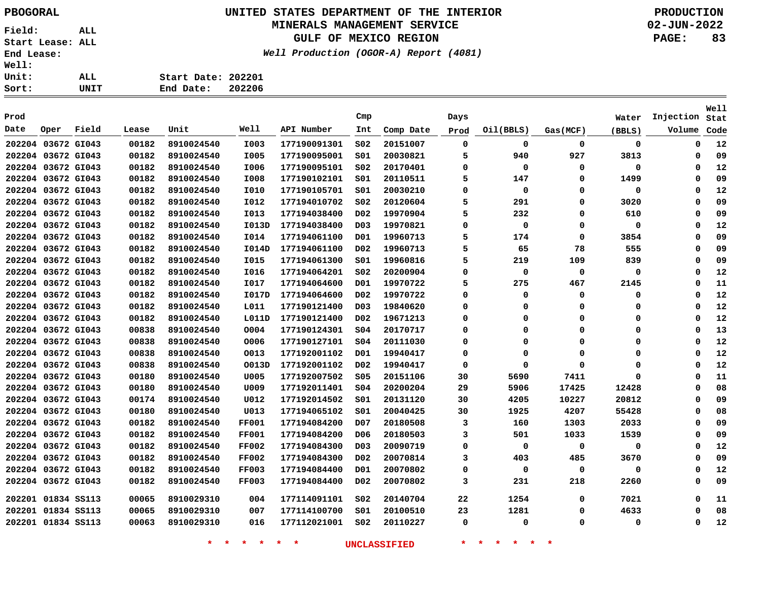PBOGORAL

**UNITED STATES DEPARTMENT OF THE INTERIOR**
**MINERALS MANAGEMENT SERVICE**
**GULF OF MEXICO REGION**
*Well Production (OGOR-A) Report (4081)*

PRODUCTION
02-JUN-2022

Field: ALL
Start Lease: ALL
End Lease:
Well:
Unit: ALL
Sort: UNIT

Start Date: 202201
End Date: 202206

| Prod Date | Oper | Field | Lease | Unit | Well | API Number | Cmp Int | Comp Date | Days Prod | Oil(BBLS) | Gas(MCF) | Water (BBLS) | Injection Volume | Well Stat Code |
|---|---|---|---|---|---|---|---|---|---|---|---|---|---|---|
| 202204 | 03672 | GI043 | 00182 | 8910024540 | I003 | 177190091301 | S02 | 20151007 | 0 | 0 | 0 | 0 | 0 | 12 |
| 202204 | 03672 | GI043 | 00182 | 8910024540 | I005 | 177190095001 | S01 | 20030821 | 5 | 940 | 927 | 3813 | 0 | 09 |
| 202204 | 03672 | GI043 | 00182 | 8910024540 | I006 | 177190095101 | S02 | 20170401 | 0 | 0 | 0 | 0 | 0 | 12 |
| 202204 | 03672 | GI043 | 00182 | 8910024540 | I008 | 177190102101 | S01 | 20110511 | 5 | 147 | 0 | 1499 | 0 | 09 |
| 202204 | 03672 | GI043 | 00182 | 8910024540 | I010 | 177190105701 | S01 | 20030210 | 0 | 0 | 0 | 0 | 0 | 12 |
| 202204 | 03672 | GI043 | 00182 | 8910024540 | I012 | 177194010702 | S02 | 20120604 | 5 | 291 | 0 | 3020 | 0 | 09 |
| 202204 | 03672 | GI043 | 00182 | 8910024540 | I013 | 177194038400 | D02 | 19970904 | 5 | 232 | 0 | 610 | 0 | 09 |
| 202204 | 03672 | GI043 | 00182 | 8910024540 | I013D | 177194038400 | D03 | 19970821 | 0 | 0 | 0 | 0 | 0 | 12 |
| 202204 | 03672 | GI043 | 00182 | 8910024540 | I014 | 177194061100 | D01 | 19960713 | 5 | 174 | 0 | 3854 | 0 | 09 |
| 202204 | 03672 | GI043 | 00182 | 8910024540 | I014D | 177194061100 | D02 | 19960713 | 5 | 65 | 78 | 555 | 0 | 09 |
| 202204 | 03672 | GI043 | 00182 | 8910024540 | I015 | 177194061300 | S01 | 19960816 | 5 | 219 | 109 | 839 | 0 | 09 |
| 202204 | 03672 | GI043 | 00182 | 8910024540 | I016 | 177194064201 | S02 | 20200904 | 0 | 0 | 0 | 0 | 0 | 12 |
| 202204 | 03672 | GI043 | 00182 | 8910024540 | I017 | 177194064600 | D01 | 19970722 | 5 | 275 | 467 | 2145 | 0 | 11 |
| 202204 | 03672 | GI043 | 00182 | 8910024540 | I017D | 177194064600 | D02 | 19970722 | 0 | 0 | 0 | 0 | 0 | 12 |
| 202204 | 03672 | GI043 | 00182 | 8910024540 | L011 | 177190121400 | D03 | 19840620 | 0 | 0 | 0 | 0 | 0 | 12 |
| 202204 | 03672 | GI043 | 00182 | 8910024540 | L011D | 177190121400 | D02 | 19671213 | 0 | 0 | 0 | 0 | 0 | 12 |
| 202204 | 03672 | GI043 | 00838 | 8910024540 | O004 | 177190124301 | S04 | 20170717 | 0 | 0 | 0 | 0 | 0 | 13 |
| 202204 | 03672 | GI043 | 00838 | 8910024540 | O006 | 177190127101 | S04 | 20111030 | 0 | 0 | 0 | 0 | 0 | 12 |
| 202204 | 03672 | GI043 | 00838 | 8910024540 | O013 | 177192001102 | D01 | 19940417 | 0 | 0 | 0 | 0 | 0 | 12 |
| 202204 | 03672 | GI043 | 00838 | 8910024540 | O013D | 177192001102 | D02 | 19940417 | 0 | 0 | 0 | 0 | 0 | 12 |
| 202204 | 03672 | GI043 | 00180 | 8910024540 | U005 | 177192007502 | S05 | 20151106 | 30 | 5690 | 7411 | 0 | 0 | 11 |
| 202204 | 03672 | GI043 | 00180 | 8910024540 | U009 | 177192011401 | S04 | 20200204 | 29 | 5906 | 17425 | 12428 | 0 | 08 |
| 202204 | 03672 | GI043 | 00174 | 8910024540 | U012 | 177192014502 | S01 | 20131120 | 30 | 4205 | 10227 | 20812 | 0 | 09 |
| 202204 | 03672 | GI043 | 00180 | 8910024540 | U013 | 177194065102 | S01 | 20040425 | 30 | 1925 | 4207 | 55428 | 0 | 08 |
| 202204 | 03672 | GI043 | 00182 | 8910024540 | FF001 | 177194084200 | D07 | 20180508 | 3 | 160 | 1303 | 2033 | 0 | 09 |
| 202204 | 03672 | GI043 | 00182 | 8910024540 | FF001 | 177194084200 | D06 | 20180503 | 3 | 501 | 1033 | 1539 | 0 | 09 |
| 202204 | 03672 | GI043 | 00182 | 8910024540 | FF002 | 177194084300 | D03 | 20090719 | 0 | 0 | 0 | 0 | 0 | 12 |
| 202204 | 03672 | GI043 | 00182 | 8910024540 | FF002 | 177194084300 | D02 | 20070814 | 3 | 403 | 485 | 3670 | 0 | 09 |
| 202204 | 03672 | GI043 | 00182 | 8910024540 | FF003 | 177194084400 | D01 | 20070802 | 0 | 0 | 0 | 0 | 0 | 12 |
| 202204 | 03672 | GI043 | 00182 | 8910024540 | FF003 | 177194084400 | D02 | 20070802 | 3 | 231 | 218 | 2260 | 0 | 09 |
| 202201 | 01834 | SS113 | 00065 | 8910029310 | 004 | 177114091101 | S02 | 20140704 | 22 | 1254 | 0 | 7021 | 0 | 11 |
| 202201 | 01834 | SS113 | 00065 | 8910029310 | 007 | 177114100700 | S01 | 20100510 | 23 | 1281 | 0 | 4633 | 0 | 08 |
| 202201 | 01834 | SS113 | 00063 | 8910029310 | 016 | 177112021001 | S02 | 20110227 | 0 | 0 | 0 | 0 | 0 | 12 |

* * * * * * UNCLASSIFIED * * * * * *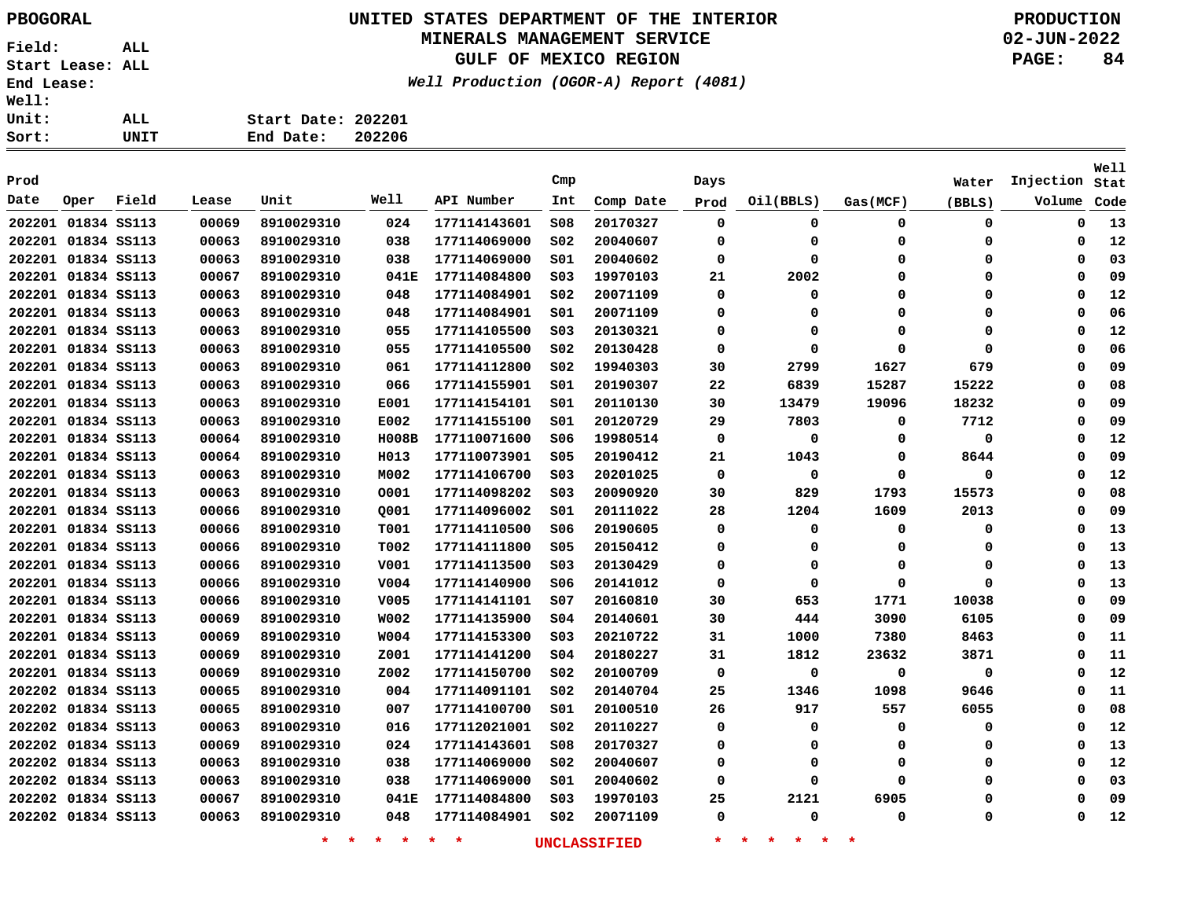PBOGORAL

# UNITED STATES DEPARTMENT OF THE INTERIOR
## MINERALS MANAGEMENT SERVICE
## GULF OF MEXICO REGION
*Well Production (OGOR-A) Report (4081)*

PRODUCTION
02-JUN-2022

Field: ALL
Start Lease: ALL
End Lease:
Well:
Unit: ALL
Sort: UNIT

Start Date: 202201
End Date: 202206

| Prod Date | Oper | Field | Lease | Unit | Well | API Number | Cmp Int | Comp Date | Days Prod | Oil(BBLS) | Gas(MCF) | Water (BBLS) | Injection Volume | Well Stat Code |
|---|---|---|---|---|---|---|---|---|---|---|---|---|---|---|
| 202201 | 01834 | SS113 | 00069 | 8910029310 | 024 | 177114143601 | S08 | 20170327 | 0 | 0 | 0 | 0 | 0 | 13 |
| 202201 | 01834 | SS113 | 00063 | 8910029310 | 038 | 177114069000 | S02 | 20040607 | 0 | 0 | 0 | 0 | 0 | 12 |
| 202201 | 01834 | SS113 | 00063 | 8910029310 | 038 | 177114069000 | S01 | 20040602 | 0 | 0 | 0 | 0 | 0 | 03 |
| 202201 | 01834 | SS113 | 00067 | 8910029310 | 041E | 177114084800 | S03 | 19970103 | 21 | 2002 | 0 | 0 | 0 | 09 |
| 202201 | 01834 | SS113 | 00063 | 8910029310 | 048 | 177114084901 | S02 | 20071109 | 0 | 0 | 0 | 0 | 0 | 12 |
| 202201 | 01834 | SS113 | 00063 | 8910029310 | 048 | 177114084901 | S01 | 20071109 | 0 | 0 | 0 | 0 | 0 | 06 |
| 202201 | 01834 | SS113 | 00063 | 8910029310 | 055 | 177114105500 | S03 | 20130321 | 0 | 0 | 0 | 0 | 0 | 12 |
| 202201 | 01834 | SS113 | 00063 | 8910029310 | 055 | 177114105500 | S02 | 20130428 | 0 | 0 | 0 | 0 | 0 | 06 |
| 202201 | 01834 | SS113 | 00063 | 8910029310 | 061 | 177114112800 | S02 | 19940303 | 30 | 2799 | 1627 | 679 | 0 | 09 |
| 202201 | 01834 | SS113 | 00063 | 8910029310 | 066 | 177114155901 | S01 | 20190307 | 22 | 6839 | 15287 | 15222 | 0 | 08 |
| 202201 | 01834 | SS113 | 00063 | 8910029310 | E001 | 177114154101 | S01 | 20110130 | 30 | 13479 | 19096 | 18232 | 0 | 09 |
| 202201 | 01834 | SS113 | 00063 | 8910029310 | E002 | 177114155100 | S01 | 20120729 | 29 | 7803 | 0 | 7712 | 0 | 09 |
| 202201 | 01834 | SS113 | 00064 | 8910029310 | H008B | 177110071600 | S06 | 19980514 | 0 | 0 | 0 | 0 | 0 | 12 |
| 202201 | 01834 | SS113 | 00064 | 8910029310 | H013 | 177110073901 | S05 | 20190412 | 21 | 1043 | 0 | 8644 | 0 | 09 |
| 202201 | 01834 | SS113 | 00063 | 8910029310 | M002 | 177114106700 | S03 | 20201025 | 0 | 0 | 0 | 0 | 0 | 12 |
| 202201 | 01834 | SS113 | 00063 | 8910029310 | O001 | 177114098202 | S03 | 20090920 | 30 | 829 | 1793 | 15573 | 0 | 08 |
| 202201 | 01834 | SS113 | 00066 | 8910029310 | Q001 | 177114096002 | S01 | 20111022 | 28 | 1204 | 1609 | 2013 | 0 | 09 |
| 202201 | 01834 | SS113 | 00066 | 8910029310 | T001 | 177114110500 | S06 | 20190605 | 0 | 0 | 0 | 0 | 0 | 13 |
| 202201 | 01834 | SS113 | 00066 | 8910029310 | T002 | 177114111800 | S05 | 20150412 | 0 | 0 | 0 | 0 | 0 | 13 |
| 202201 | 01834 | SS113 | 00066 | 8910029310 | V001 | 177114113500 | S03 | 20130429 | 0 | 0 | 0 | 0 | 0 | 13 |
| 202201 | 01834 | SS113 | 00066 | 8910029310 | V004 | 177114140900 | S06 | 20141012 | 0 | 0 | 0 | 0 | 0 | 13 |
| 202201 | 01834 | SS113 | 00066 | 8910029310 | V005 | 177114141101 | S07 | 20160810 | 30 | 653 | 1771 | 10038 | 0 | 09 |
| 202201 | 01834 | SS113 | 00069 | 8910029310 | W002 | 177114135900 | S04 | 20140601 | 30 | 444 | 3090 | 6105 | 0 | 09 |
| 202201 | 01834 | SS113 | 00069 | 8910029310 | W004 | 177114153300 | S03 | 20210722 | 31 | 1000 | 7380 | 8463 | 0 | 11 |
| 202201 | 01834 | SS113 | 00069 | 8910029310 | Z001 | 177114141200 | S04 | 20180227 | 31 | 1812 | 23632 | 3871 | 0 | 11 |
| 202201 | 01834 | SS113 | 00069 | 8910029310 | Z002 | 177114150700 | S02 | 20100709 | 0 | 0 | 0 | 0 | 0 | 12 |
| 202202 | 01834 | SS113 | 00065 | 8910029310 | 004 | 177114091101 | S02 | 20140704 | 25 | 1346 | 1098 | 9646 | 0 | 11 |
| 202202 | 01834 | SS113 | 00065 | 8910029310 | 007 | 177114100700 | S01 | 20100510 | 26 | 917 | 557 | 6055 | 0 | 08 |
| 202202 | 01834 | SS113 | 00063 | 8910029310 | 016 | 177112021001 | S02 | 20110227 | 0 | 0 | 0 | 0 | 0 | 12 |
| 202202 | 01834 | SS113 | 00069 | 8910029310 | 024 | 177114143601 | S08 | 20170327 | 0 | 0 | 0 | 0 | 0 | 13 |
| 202202 | 01834 | SS113 | 00063 | 8910029310 | 038 | 177114069000 | S02 | 20040607 | 0 | 0 | 0 | 0 | 0 | 12 |
| 202202 | 01834 | SS113 | 00063 | 8910029310 | 038 | 177114069000 | S01 | 20040602 | 0 | 0 | 0 | 0 | 0 | 03 |
| 202202 | 01834 | SS113 | 00067 | 8910029310 | 041E | 177114084800 | S03 | 19970103 | 25 | 2121 | 6905 | 0 | 0 | 09 |
| 202202 | 01834 | SS113 | 00063 | 8910029310 | 048 | 177114084901 | S02 | 20071109 | 0 | 0 | 0 | 0 | 0 | 12 |

\* \* \* \* \* \* UNCLASSIFIED \* \* \* \* \* \*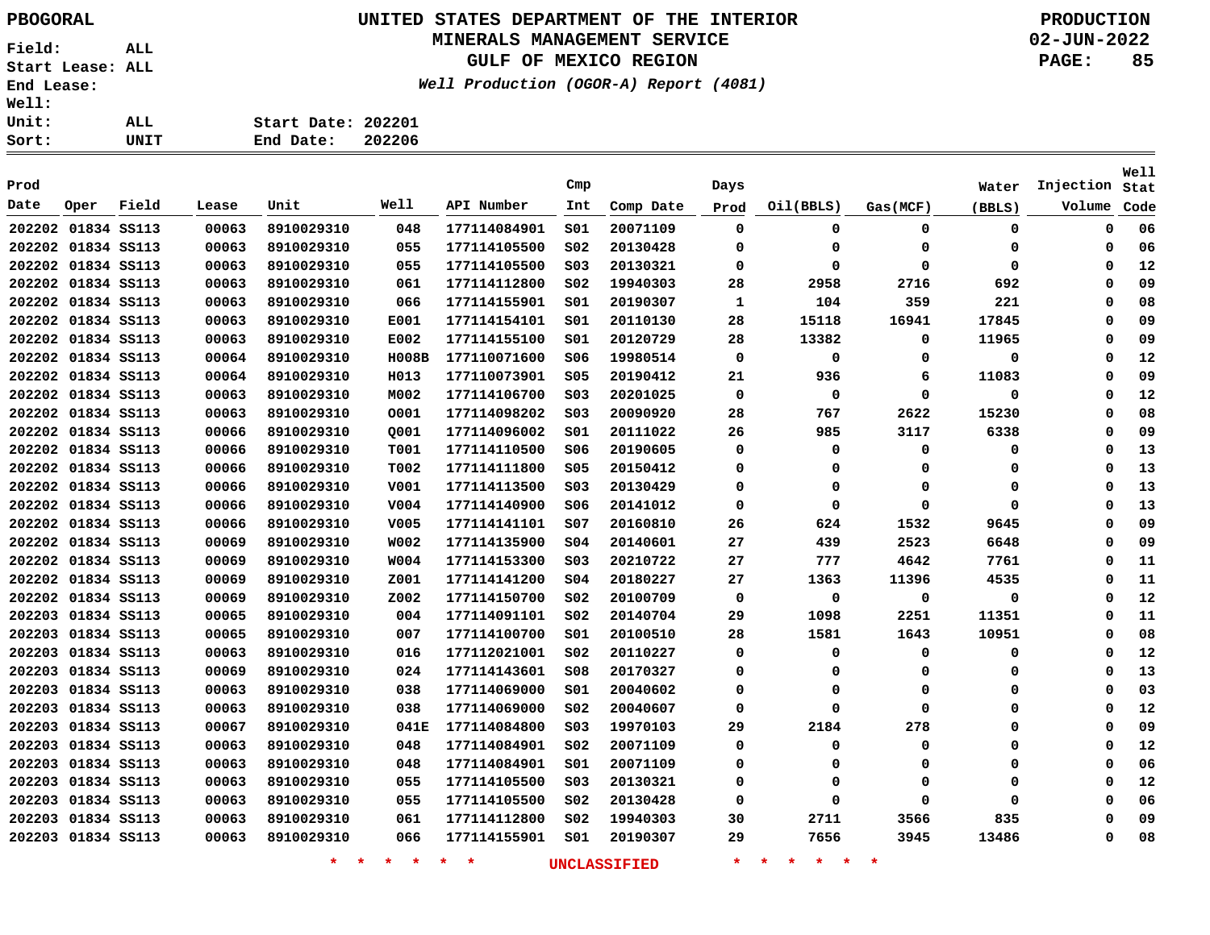# UNITED STATES DEPARTMENT OF THE INTERIOR
## MINERALS MANAGEMENT SERVICE
## GULF OF MEXICO REGION

*Well Production (OGOR-A) Report (4081)*

PBOGORAL

PRODUCTION 02-JUN-2022

Field: ALL
Start Lease: ALL
End Lease:
Well:
Unit: ALL
Sort: UNIT

Start Date: 202201
End Date: 202206

| Prod Date | Oper | Field | Lease | Unit | Well | API Number | Cmp Int | Comp Date | Days Prod | Oil(BBLS) | Gas(MCF) | Water (BBLS) | Injection Volume | Well Stat Code |
|---|---|---|---|---|---|---|---|---|---|---|---|---|---|---|
| 202202 | 01834 | SS113 | 00063 | 8910029310 | 048 | 177114084901 | S01 | 20071109 | 0 | 0 | 0 | 0 | 0 | 06 |
| 202202 | 01834 | SS113 | 00063 | 8910029310 | 055 | 177114105500 | S02 | 20130428 | 0 | 0 | 0 | 0 | 0 | 06 |
| 202202 | 01834 | SS113 | 00063 | 8910029310 | 055 | 177114105500 | S03 | 20130321 | 0 | 0 | 0 | 0 | 0 | 12 |
| 202202 | 01834 | SS113 | 00063 | 8910029310 | 061 | 177114112800 | S02 | 19940303 | 28 | 2958 | 2716 | 692 | 0 | 09 |
| 202202 | 01834 | SS113 | 00063 | 8910029310 | 066 | 177114155901 | S01 | 20190307 | 1 | 104 | 359 | 221 | 0 | 08 |
| 202202 | 01834 | SS113 | 00063 | 8910029310 | E001 | 177114154101 | S01 | 20110130 | 28 | 15118 | 16941 | 17845 | 0 | 09 |
| 202202 | 01834 | SS113 | 00063 | 8910029310 | E002 | 177114155100 | S01 | 20120729 | 28 | 13382 | 0 | 11965 | 0 | 09 |
| 202202 | 01834 | SS113 | 00064 | 8910029310 | H008B | 177110071600 | S06 | 19980514 | 0 | 0 | 0 | 0 | 0 | 12 |
| 202202 | 01834 | SS113 | 00064 | 8910029310 | H013 | 177110073901 | S05 | 20190412 | 21 | 936 | 6 | 11083 | 0 | 09 |
| 202202 | 01834 | SS113 | 00063 | 8910029310 | M002 | 177114106700 | S03 | 20201025 | 0 | 0 | 0 | 0 | 0 | 12 |
| 202202 | 01834 | SS113 | 00063 | 8910029310 | O001 | 177114098202 | S03 | 20090920 | 28 | 767 | 2622 | 15230 | 0 | 08 |
| 202202 | 01834 | SS113 | 00066 | 8910029310 | Q001 | 177114096002 | S01 | 20111022 | 26 | 985 | 3117 | 6338 | 0 | 09 |
| 202202 | 01834 | SS113 | 00066 | 8910029310 | T001 | 177114110500 | S06 | 20190605 | 0 | 0 | 0 | 0 | 0 | 13 |
| 202202 | 01834 | SS113 | 00066 | 8910029310 | T002 | 177114111800 | S05 | 20150412 | 0 | 0 | 0 | 0 | 0 | 13 |
| 202202 | 01834 | SS113 | 00066 | 8910029310 | V001 | 177114113500 | S03 | 20130429 | 0 | 0 | 0 | 0 | 0 | 13 |
| 202202 | 01834 | SS113 | 00066 | 8910029310 | V004 | 177114140900 | S06 | 20141012 | 0 | 0 | 0 | 0 | 0 | 13 |
| 202202 | 01834 | SS113 | 00066 | 8910029310 | V005 | 177114141101 | S07 | 20160810 | 26 | 624 | 1532 | 9645 | 0 | 09 |
| 202202 | 01834 | SS113 | 00069 | 8910029310 | W002 | 177114135900 | S04 | 20140601 | 27 | 439 | 2523 | 6648 | 0 | 09 |
| 202202 | 01834 | SS113 | 00069 | 8910029310 | W004 | 177114153300 | S03 | 20210722 | 27 | 777 | 4642 | 7761 | 0 | 11 |
| 202202 | 01834 | SS113 | 00069 | 8910029310 | Z001 | 177114141200 | S04 | 20180227 | 27 | 1363 | 11396 | 4535 | 0 | 11 |
| 202202 | 01834 | SS113 | 00069 | 8910029310 | Z002 | 177114150700 | S02 | 20100709 | 0 | 0 | 0 | 0 | 0 | 12 |
| 202203 | 01834 | SS113 | 00065 | 8910029310 | 004 | 177114091101 | S02 | 20140704 | 29 | 1098 | 2251 | 11351 | 0 | 11 |
| 202203 | 01834 | SS113 | 00065 | 8910029310 | 007 | 177114100700 | S01 | 20100510 | 28 | 1581 | 1643 | 10951 | 0 | 08 |
| 202203 | 01834 | SS113 | 00063 | 8910029310 | 016 | 177112021001 | S02 | 20110227 | 0 | 0 | 0 | 0 | 0 | 12 |
| 202203 | 01834 | SS113 | 00069 | 8910029310 | 024 | 177114143601 | S08 | 20170327 | 0 | 0 | 0 | 0 | 0 | 13 |
| 202203 | 01834 | SS113 | 00063 | 8910029310 | 038 | 177114069000 | S01 | 20040602 | 0 | 0 | 0 | 0 | 0 | 03 |
| 202203 | 01834 | SS113 | 00063 | 8910029310 | 038 | 177114069000 | S02 | 20040607 | 0 | 0 | 0 | 0 | 0 | 12 |
| 202203 | 01834 | SS113 | 00067 | 8910029310 | 041E | 177114084800 | S03 | 19970103 | 29 | 2184 | 278 | 0 | 0 | 09 |
| 202203 | 01834 | SS113 | 00063 | 8910029310 | 048 | 177114084901 | S02 | 20071109 | 0 | 0 | 0 | 0 | 0 | 12 |
| 202203 | 01834 | SS113 | 00063 | 8910029310 | 048 | 177114084901 | S01 | 20071109 | 0 | 0 | 0 | 0 | 0 | 06 |
| 202203 | 01834 | SS113 | 00063 | 8910029310 | 055 | 177114105500 | S03 | 20130321 | 0 | 0 | 0 | 0 | 0 | 12 |
| 202203 | 01834 | SS113 | 00063 | 8910029310 | 055 | 177114105500 | S02 | 20130428 | 0 | 0 | 0 | 0 | 0 | 06 |
| 202203 | 01834 | SS113 | 00063 | 8910029310 | 061 | 177114112800 | S02 | 19940303 | 30 | 2711 | 3566 | 835 | 0 | 09 |
| 202203 | 01834 | SS113 | 00063 | 8910029310 | 066 | 177114155901 | S01 | 20190307 | 29 | 7656 | 3945 | 13486 | 0 | 08 |

* * * * * * UNCLASSIFIED * * * * * *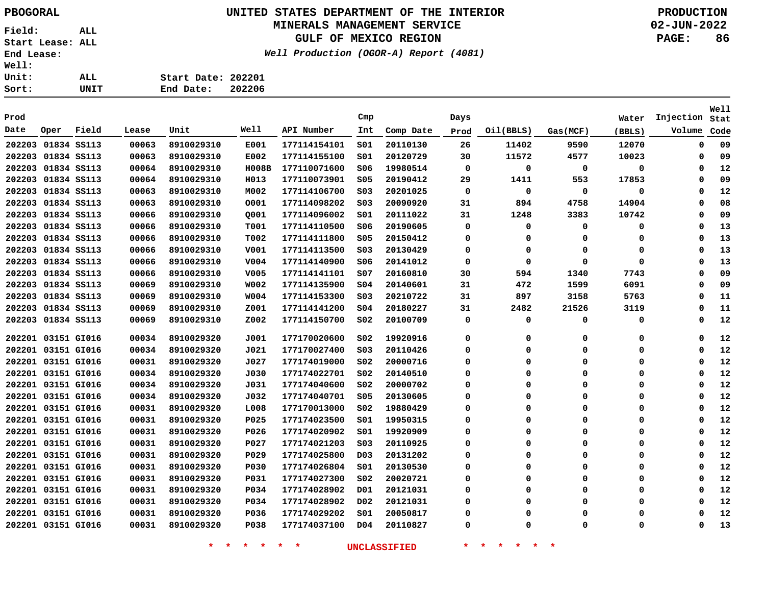PBOGORAL

**UNITED STATES DEPARTMENT OF THE INTERIOR**
**MINERALS MANAGEMENT SERVICE**
**GULF OF MEXICO REGION**
*Well Production (OGOR-A) Report (4081)*

PRODUCTION
02-JUN-2022

Field: ALL
Start Lease: ALL
End Lease:
Well:
Unit: ALL
Sort: UNIT

Start Date: 202201
End Date: 202206

| Prod Date | Oper | Field | Lease | Unit | Well | API Number | Cmp Int | Comp Date | Days Prod | Oil(BBLS) | Gas(MCF) | Water (BBLS) | Injection Volume | Well Stat Code |
|---|---|---|---|---|---|---|---|---|---|---|---|---|---|---|
| 202203 | 01834 | SS113 | 00063 | 8910029310 | E001 | 177114154101 | S01 | 20110130 | 26 | 11402 | 9590 | 12070 | 0 | 09 |
| 202203 | 01834 | SS113 | 00063 | 8910029310 | E002 | 177114155100 | S01 | 20120729 | 30 | 11572 | 4577 | 10023 | 0 | 09 |
| 202203 | 01834 | SS113 | 00064 | 8910029310 | H008B | 177110071600 | S06 | 19980514 | 0 | 0 | 0 | 0 | 0 | 12 |
| 202203 | 01834 | SS113 | 00064 | 8910029310 | H013 | 177110073901 | S05 | 20190412 | 29 | 1411 | 553 | 17853 | 0 | 09 |
| 202203 | 01834 | SS113 | 00063 | 8910029310 | M002 | 177114106700 | S03 | 20201025 | 0 | 0 | 0 | 0 | 0 | 12 |
| 202203 | 01834 | SS113 | 00063 | 8910029310 | O001 | 177114098202 | S03 | 20090920 | 31 | 894 | 4758 | 14904 | 0 | 08 |
| 202203 | 01834 | SS113 | 00066 | 8910029310 | Q001 | 177114096002 | S01 | 20111022 | 31 | 1248 | 3383 | 10742 | 0 | 09 |
| 202203 | 01834 | SS113 | 00066 | 8910029310 | T001 | 177114110500 | S06 | 20190605 | 0 | 0 | 0 | 0 | 0 | 13 |
| 202203 | 01834 | SS113 | 00066 | 8910029310 | T002 | 177114111800 | S05 | 20150412 | 0 | 0 | 0 | 0 | 0 | 13 |
| 202203 | 01834 | SS113 | 00066 | 8910029310 | V001 | 177114113500 | S03 | 20130429 | 0 | 0 | 0 | 0 | 0 | 13 |
| 202203 | 01834 | SS113 | 00066 | 8910029310 | V004 | 177114140900 | S06 | 20141012 | 0 | 0 | 0 | 0 | 0 | 13 |
| 202203 | 01834 | SS113 | 00066 | 8910029310 | V005 | 177114141101 | S07 | 20160810 | 30 | 594 | 1340 | 7743 | 0 | 09 |
| 202203 | 01834 | SS113 | 00069 | 8910029310 | W002 | 177114135900 | S04 | 20140601 | 31 | 472 | 1599 | 6091 | 0 | 09 |
| 202203 | 01834 | SS113 | 00069 | 8910029310 | W004 | 177114153300 | S03 | 20210722 | 31 | 897 | 3158 | 5763 | 0 | 11 |
| 202203 | 01834 | SS113 | 00069 | 8910029310 | Z001 | 177114141200 | S04 | 20180227 | 31 | 2482 | 21526 | 3119 | 0 | 11 |
| 202203 | 01834 | SS113 | 00069 | 8910029310 | Z002 | 177114150700 | S02 | 20100709 | 0 | 0 | 0 | 0 | 0 | 12 |
| 202201 | 03151 | GI016 | 00034 | 8910029320 | J001 | 177170020600 | S02 | 19920916 | 0 | 0 | 0 | 0 | 0 | 12 |
| 202201 | 03151 | GI016 | 00034 | 8910029320 | J021 | 177170027400 | S03 | 20110426 | 0 | 0 | 0 | 0 | 0 | 12 |
| 202201 | 03151 | GI016 | 00031 | 8910029320 | J027 | 177174019000 | S02 | 20000716 | 0 | 0 | 0 | 0 | 0 | 12 |
| 202201 | 03151 | GI016 | 00034 | 8910029320 | J030 | 177174022701 | S02 | 20140510 | 0 | 0 | 0 | 0 | 0 | 12 |
| 202201 | 03151 | GI016 | 00034 | 8910029320 | J031 | 177174040600 | S02 | 20000702 | 0 | 0 | 0 | 0 | 0 | 12 |
| 202201 | 03151 | GI016 | 00034 | 8910029320 | J032 | 177174040701 | S05 | 20130605 | 0 | 0 | 0 | 0 | 0 | 12 |
| 202201 | 03151 | GI016 | 00031 | 8910029320 | L008 | 177170013000 | S02 | 19880429 | 0 | 0 | 0 | 0 | 0 | 12 |
| 202201 | 03151 | GI016 | 00031 | 8910029320 | P025 | 177174023500 | S01 | 19950315 | 0 | 0 | 0 | 0 | 0 | 12 |
| 202201 | 03151 | GI016 | 00031 | 8910029320 | P026 | 177174020902 | S01 | 19920909 | 0 | 0 | 0 | 0 | 0 | 12 |
| 202201 | 03151 | GI016 | 00031 | 8910029320 | P027 | 177174021203 | S03 | 20110925 | 0 | 0 | 0 | 0 | 0 | 12 |
| 202201 | 03151 | GI016 | 00031 | 8910029320 | P029 | 177174025800 | D03 | 20131202 | 0 | 0 | 0 | 0 | 0 | 12 |
| 202201 | 03151 | GI016 | 00031 | 8910029320 | P030 | 177174026804 | S01 | 20130530 | 0 | 0 | 0 | 0 | 0 | 12 |
| 202201 | 03151 | GI016 | 00031 | 8910029320 | P031 | 177174027300 | S02 | 20020721 | 0 | 0 | 0 | 0 | 0 | 12 |
| 202201 | 03151 | GI016 | 00031 | 8910029320 | P034 | 177174028902 | D01 | 20121031 | 0 | 0 | 0 | 0 | 0 | 12 |
| 202201 | 03151 | GI016 | 00031 | 8910029320 | P034 | 177174028902 | D02 | 20121031 | 0 | 0 | 0 | 0 | 0 | 12 |
| 202201 | 03151 | GI016 | 00031 | 8910029320 | P036 | 177174029202 | S01 | 20050817 | 0 | 0 | 0 | 0 | 0 | 12 |
| 202201 | 03151 | GI016 | 00031 | 8910029320 | P038 | 177174037100 | D04 | 20110827 | 0 | 0 | 0 | 0 | 0 | 13 |

\* \* \* \* \* \* UNCLASSIFIED \* \* \* \* \* \*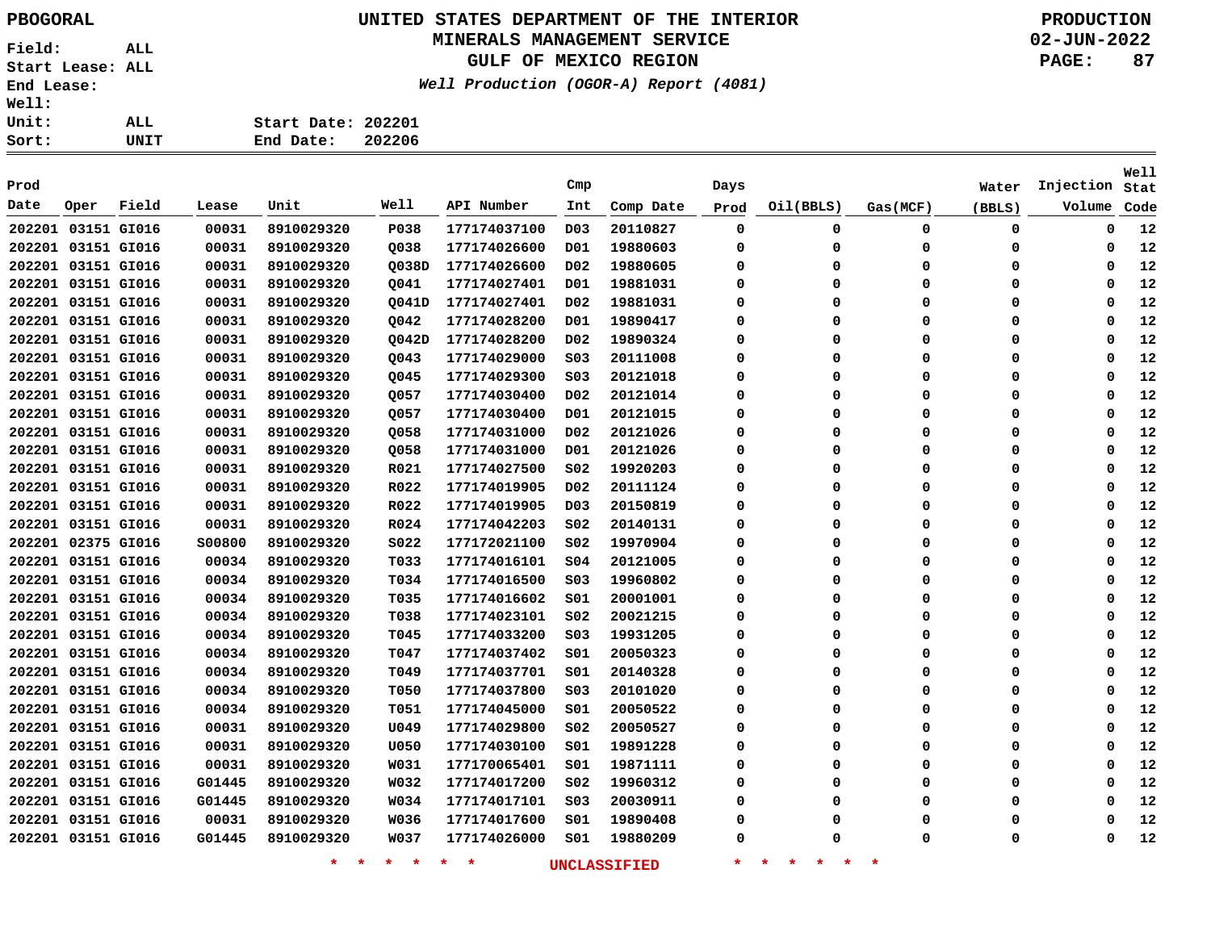PBOGORAL

Field: ALL
Start Lease: ALL
End Lease:
Well:
Unit: ALL
Sort: UNIT

# UNITED STATES DEPARTMENT OF THE INTERIOR
## MINERALS MANAGEMENT SERVICE
## GULF OF MEXICO REGION
*Well Production (OGOR-A) Report (4081)*

PRODUCTION
02-JUN-2022

Start Date: 202201
End Date: 202206

| Prod Date | Oper | Field | Lease | Unit | Well | API Number | Cmp Int | Comp Date | Days Prod | Oil(BBLS) | Gas(MCF) | Water (BBLS) | Injection Volume | Well Stat Code |
|---|---|---|---|---|---|---|---|---|---|---|---|---|---|---|
| 202201 | 03151 | GI016 | 00031 | 8910029320 | P038 | 177174037100 | D03 | 20110827 | 0 | 0 | 0 | 0 | 0 | 12 |
| 202201 | 03151 | GI016 | 00031 | 8910029320 | Q038 | 177174026600 | D01 | 19880603 | 0 | 0 | 0 | 0 | 0 | 12 |
| 202201 | 03151 | GI016 | 00031 | 8910029320 | Q038D | 177174026600 | D02 | 19880605 | 0 | 0 | 0 | 0 | 0 | 12 |
| 202201 | 03151 | GI016 | 00031 | 8910029320 | Q041 | 177174027401 | D01 | 19881031 | 0 | 0 | 0 | 0 | 0 | 12 |
| 202201 | 03151 | GI016 | 00031 | 8910029320 | Q041D | 177174027401 | D02 | 19881031 | 0 | 0 | 0 | 0 | 0 | 12 |
| 202201 | 03151 | GI016 | 00031 | 8910029320 | Q042 | 177174028200 | D01 | 19890417 | 0 | 0 | 0 | 0 | 0 | 12 |
| 202201 | 03151 | GI016 | 00031 | 8910029320 | Q042D | 177174028200 | D02 | 19890324 | 0 | 0 | 0 | 0 | 0 | 12 |
| 202201 | 03151 | GI016 | 00031 | 8910029320 | Q043 | 177174029000 | S03 | 20111008 | 0 | 0 | 0 | 0 | 0 | 12 |
| 202201 | 03151 | GI016 | 00031 | 8910029320 | Q045 | 177174029300 | S03 | 20121018 | 0 | 0 | 0 | 0 | 0 | 12 |
| 202201 | 03151 | GI016 | 00031 | 8910029320 | Q057 | 177174030400 | D02 | 20121014 | 0 | 0 | 0 | 0 | 0 | 12 |
| 202201 | 03151 | GI016 | 00031 | 8910029320 | Q057 | 177174030400 | D01 | 20121015 | 0 | 0 | 0 | 0 | 0 | 12 |
| 202201 | 03151 | GI016 | 00031 | 8910029320 | Q058 | 177174031000 | D02 | 20121026 | 0 | 0 | 0 | 0 | 0 | 12 |
| 202201 | 03151 | GI016 | 00031 | 8910029320 | Q058 | 177174031000 | D01 | 20121026 | 0 | 0 | 0 | 0 | 0 | 12 |
| 202201 | 03151 | GI016 | 00031 | 8910029320 | R021 | 177174027500 | S02 | 19920203 | 0 | 0 | 0 | 0 | 0 | 12 |
| 202201 | 03151 | GI016 | 00031 | 8910029320 | R022 | 177174019905 | D02 | 20111124 | 0 | 0 | 0 | 0 | 0 | 12 |
| 202201 | 03151 | GI016 | 00031 | 8910029320 | R022 | 177174019905 | D03 | 20150819 | 0 | 0 | 0 | 0 | 0 | 12 |
| 202201 | 03151 | GI016 | 00031 | 8910029320 | R024 | 177174042203 | S02 | 20140131 | 0 | 0 | 0 | 0 | 0 | 12 |
| 202201 | 02375 | GI016 | S00800 | 8910029320 | S022 | 177172021100 | S02 | 19970904 | 0 | 0 | 0 | 0 | 0 | 12 |
| 202201 | 03151 | GI016 | 00034 | 8910029320 | T033 | 177174016101 | S04 | 20121005 | 0 | 0 | 0 | 0 | 0 | 12 |
| 202201 | 03151 | GI016 | 00034 | 8910029320 | T034 | 177174016500 | S03 | 19960802 | 0 | 0 | 0 | 0 | 0 | 12 |
| 202201 | 03151 | GI016 | 00034 | 8910029320 | T035 | 177174016602 | S01 | 20001001 | 0 | 0 | 0 | 0 | 0 | 12 |
| 202201 | 03151 | GI016 | 00034 | 8910029320 | T038 | 177174023101 | S02 | 20021215 | 0 | 0 | 0 | 0 | 0 | 12 |
| 202201 | 03151 | GI016 | 00034 | 8910029320 | T045 | 177174033200 | S03 | 19931205 | 0 | 0 | 0 | 0 | 0 | 12 |
| 202201 | 03151 | GI016 | 00034 | 8910029320 | T047 | 177174037402 | S01 | 20050323 | 0 | 0 | 0 | 0 | 0 | 12 |
| 202201 | 03151 | GI016 | 00034 | 8910029320 | T049 | 177174037701 | S01 | 20140328 | 0 | 0 | 0 | 0 | 0 | 12 |
| 202201 | 03151 | GI016 | 00034 | 8910029320 | T050 | 177174037800 | S03 | 20101020 | 0 | 0 | 0 | 0 | 0 | 12 |
| 202201 | 03151 | GI016 | 00034 | 8910029320 | T051 | 177174045000 | S01 | 20050522 | 0 | 0 | 0 | 0 | 0 | 12 |
| 202201 | 03151 | GI016 | 00031 | 8910029320 | U049 | 177174029800 | S02 | 20050527 | 0 | 0 | 0 | 0 | 0 | 12 |
| 202201 | 03151 | GI016 | 00031 | 8910029320 | U050 | 177174030100 | S01 | 19891228 | 0 | 0 | 0 | 0 | 0 | 12 |
| 202201 | 03151 | GI016 | 00031 | 8910029320 | W031 | 177170065401 | S01 | 19871111 | 0 | 0 | 0 | 0 | 0 | 12 |
| 202201 | 03151 | GI016 | G01445 | 8910029320 | W032 | 177174017200 | S02 | 19960312 | 0 | 0 | 0 | 0 | 0 | 12 |
| 202201 | 03151 | GI016 | G01445 | 8910029320 | W034 | 177174017101 | S03 | 20030911 | 0 | 0 | 0 | 0 | 0 | 12 |
| 202201 | 03151 | GI016 | 00031 | 8910029320 | W036 | 177174017600 | S01 | 19890408 | 0 | 0 | 0 | 0 | 0 | 12 |
| 202201 | 03151 | GI016 | G01445 | 8910029320 | W037 | 177174026000 | S01 | 19880209 | 0 | 0 | 0 | 0 | 0 | 12 |

* * * * * * UNCLASSIFIED * * * * * *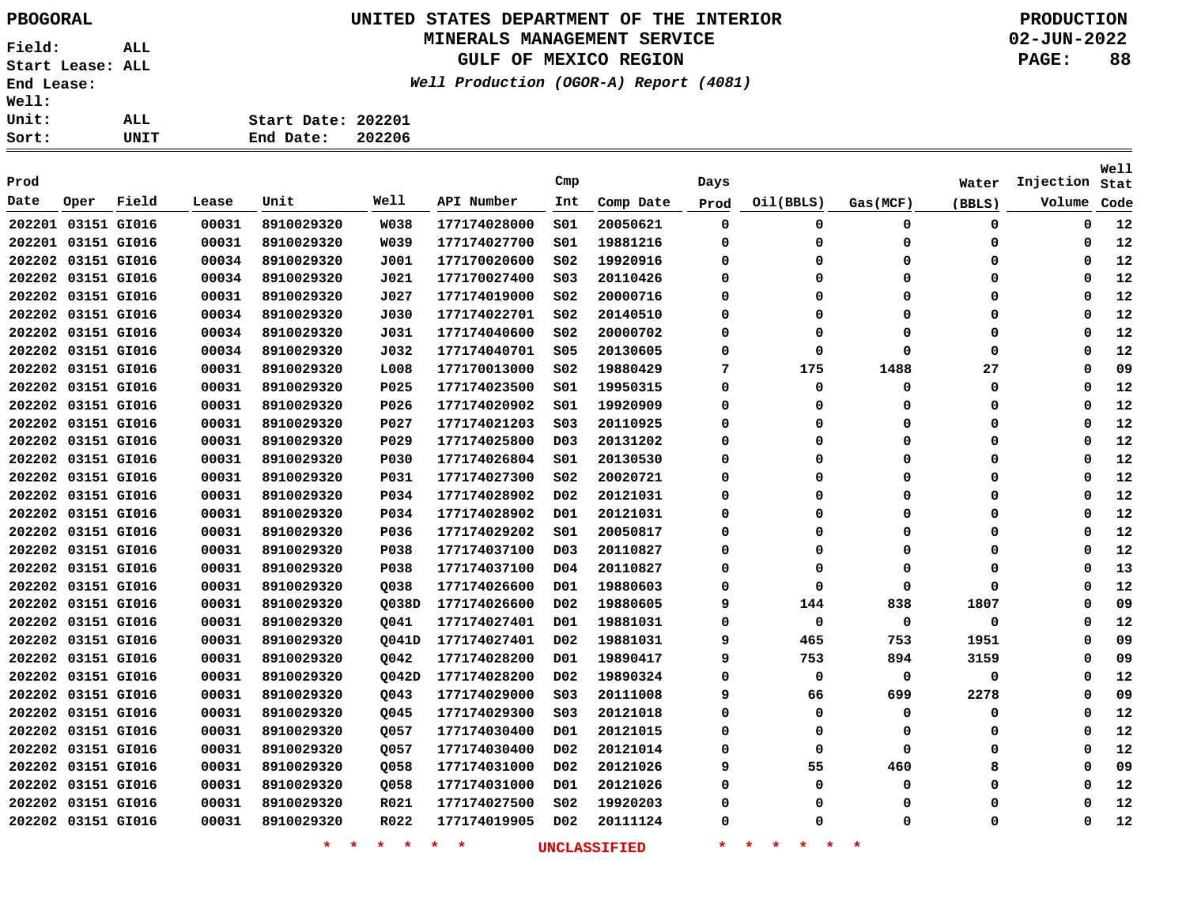PBOGORAL

# UNITED STATES DEPARTMENT OF THE INTERIOR
## MINERALS MANAGEMENT SERVICE
## GULF OF MEXICO REGION

*Well Production (OGOR-A) Report (4081)*

PRODUCTION
02-JUN-2022

Field: ALL
Start Lease: ALL
End Lease:
Well:
Unit: ALL
Sort: UNIT

Start Date: 202201
End Date: 202206

| Prod Date | Oper | Field | Lease | Unit | Well | API Number | Cmp Int | Comp Date | Days Prod | Oil(BBLS) | Gas(MCF) | Water (BBLS) | Injection Volume | Well Stat Code |
|---|---|---|---|---|---|---|---|---|---|---|---|---|---|---|
| 202201 | 03151 | GI016 | 00031 | 8910029320 | W038 | 177174028000 | S01 | 20050621 | 0 | 0 | 0 | 0 | 0 | 12 |
| 202201 | 03151 | GI016 | 00031 | 8910029320 | W039 | 177174027700 | S01 | 19881216 | 0 | 0 | 0 | 0 | 0 | 12 |
| 202202 | 03151 | GI016 | 00034 | 8910029320 | J001 | 177170020600 | S02 | 19920916 | 0 | 0 | 0 | 0 | 0 | 12 |
| 202202 | 03151 | GI016 | 00034 | 8910029320 | J021 | 177170027400 | S03 | 20110426 | 0 | 0 | 0 | 0 | 0 | 12 |
| 202202 | 03151 | GI016 | 00031 | 8910029320 | J027 | 177174019000 | S02 | 20000716 | 0 | 0 | 0 | 0 | 0 | 12 |
| 202202 | 03151 | GI016 | 00034 | 8910029320 | J030 | 177174022701 | S02 | 20140510 | 0 | 0 | 0 | 0 | 0 | 12 |
| 202202 | 03151 | GI016 | 00034 | 8910029320 | J031 | 177174040600 | S02 | 20000702 | 0 | 0 | 0 | 0 | 0 | 12 |
| 202202 | 03151 | GI016 | 00034 | 8910029320 | J032 | 177174040701 | S05 | 20130605 | 0 | 0 | 0 | 0 | 0 | 12 |
| 202202 | 03151 | GI016 | 00031 | 8910029320 | L008 | 177170013000 | S02 | 19880429 | 7 | 175 | 1488 | 27 | 0 | 09 |
| 202202 | 03151 | GI016 | 00031 | 8910029320 | P025 | 177174023500 | S01 | 19950315 | 0 | 0 | 0 | 0 | 0 | 12 |
| 202202 | 03151 | GI016 | 00031 | 8910029320 | P026 | 177174020902 | S01 | 19920909 | 0 | 0 | 0 | 0 | 0 | 12 |
| 202202 | 03151 | GI016 | 00031 | 8910029320 | P027 | 177174021203 | S03 | 20110925 | 0 | 0 | 0 | 0 | 0 | 12 |
| 202202 | 03151 | GI016 | 00031 | 8910029320 | P029 | 177174025800 | D03 | 20131202 | 0 | 0 | 0 | 0 | 0 | 12 |
| 202202 | 03151 | GI016 | 00031 | 8910029320 | P030 | 177174026804 | S01 | 20130530 | 0 | 0 | 0 | 0 | 0 | 12 |
| 202202 | 03151 | GI016 | 00031 | 8910029320 | P031 | 177174027300 | S02 | 20020721 | 0 | 0 | 0 | 0 | 0 | 12 |
| 202202 | 03151 | GI016 | 00031 | 8910029320 | P034 | 177174028902 | D02 | 20121031 | 0 | 0 | 0 | 0 | 0 | 12 |
| 202202 | 03151 | GI016 | 00031 | 8910029320 | P034 | 177174028902 | D01 | 20121031 | 0 | 0 | 0 | 0 | 0 | 12 |
| 202202 | 03151 | GI016 | 00031 | 8910029320 | P036 | 177174029202 | S01 | 20050817 | 0 | 0 | 0 | 0 | 0 | 12 |
| 202202 | 03151 | GI016 | 00031 | 8910029320 | P038 | 177174037100 | D03 | 20110827 | 0 | 0 | 0 | 0 | 0 | 12 |
| 202202 | 03151 | GI016 | 00031 | 8910029320 | P038 | 177174037100 | D04 | 20110827 | 0 | 0 | 0 | 0 | 0 | 13 |
| 202202 | 03151 | GI016 | 00031 | 8910029320 | Q038 | 177174026600 | D01 | 19880603 | 0 | 0 | 0 | 0 | 0 | 12 |
| 202202 | 03151 | GI016 | 00031 | 8910029320 | Q038D | 177174026600 | D02 | 19880605 | 9 | 144 | 838 | 1807 | 0 | 09 |
| 202202 | 03151 | GI016 | 00031 | 8910029320 | Q041 | 177174027401 | D01 | 19881031 | 0 | 0 | 0 | 0 | 0 | 12 |
| 202202 | 03151 | GI016 | 00031 | 8910029320 | Q041D | 177174027401 | D02 | 19881031 | 9 | 465 | 753 | 1951 | 0 | 09 |
| 202202 | 03151 | GI016 | 00031 | 8910029320 | Q042 | 177174028200 | D01 | 19890417 | 9 | 753 | 894 | 3159 | 0 | 09 |
| 202202 | 03151 | GI016 | 00031 | 8910029320 | Q042D | 177174028200 | D02 | 19890324 | 0 | 0 | 0 | 0 | 0 | 12 |
| 202202 | 03151 | GI016 | 00031 | 8910029320 | Q043 | 177174029000 | S03 | 20111008 | 9 | 66 | 699 | 2278 | 0 | 09 |
| 202202 | 03151 | GI016 | 00031 | 8910029320 | Q045 | 177174029300 | S03 | 20121018 | 0 | 0 | 0 | 0 | 0 | 12 |
| 202202 | 03151 | GI016 | 00031 | 8910029320 | Q057 | 177174030400 | D01 | 20121015 | 0 | 0 | 0 | 0 | 0 | 12 |
| 202202 | 03151 | GI016 | 00031 | 8910029320 | Q057 | 177174030400 | D02 | 20121014 | 0 | 0 | 0 | 0 | 0 | 12 |
| 202202 | 03151 | GI016 | 00031 | 8910029320 | Q058 | 177174031000 | D02 | 20121026 | 9 | 55 | 460 | 8 | 0 | 09 |
| 202202 | 03151 | GI016 | 00031 | 8910029320 | Q058 | 177174031000 | D01 | 20121026 | 0 | 0 | 0 | 0 | 0 | 12 |
| 202202 | 03151 | GI016 | 00031 | 8910029320 | R021 | 177174027500 | S02 | 19920203 | 0 | 0 | 0 | 0 | 0 | 12 |
| 202202 | 03151 | GI016 | 00031 | 8910029320 | R022 | 177174019905 | D02 | 20111124 | 0 | 0 | 0 | 0 | 0 | 12 |

* * * * * * UNCLASSIFIED * * * * * *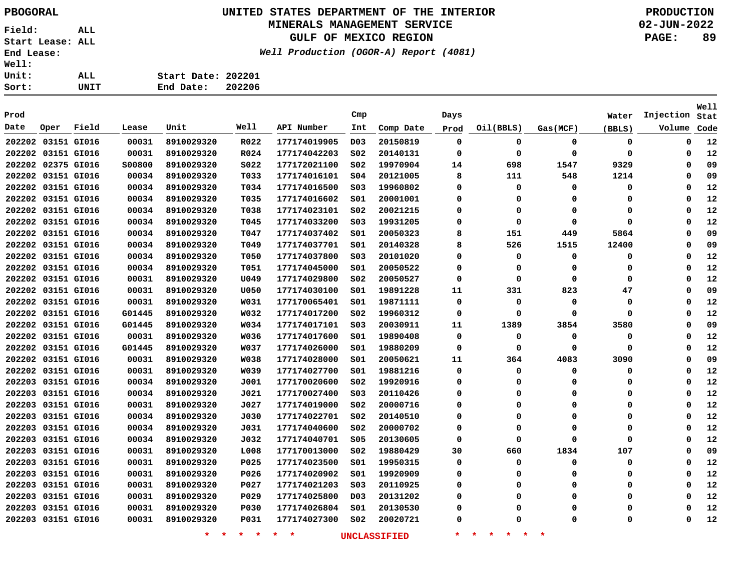# UNITED STATES DEPARTMENT OF THE INTERIOR
## MINERALS MANAGEMENT SERVICE
## GULF OF MEXICO REGION

*Well Production (OGOR-A) Report (4081)*

PBOGORAL

Field: ALL
Start Lease: ALL
End Lease:
Well:
Unit: ALL
Sort: UNIT

Start Date: 202201
End Date: 202206

PRODUCTION
02-JUN-2022

| Prod Date | Oper | Field | Lease | Unit | Well | API Number | Cmp Int | Comp Date | Days Prod | Oil(BBLS) | Gas(MCF) | Water (BBLS) | Injection Volume | Well Stat Code |
|---|---|---|---|---|---|---|---|---|---|---|---|---|---|---|
| 202202 | 03151 | GI016 | 00031 | 8910029320 | R022 | 177174019905 | D03 | 20150819 | 0 | 0 | 0 | 0 | 0 | 12 |
| 202202 | 03151 | GI016 | 00031 | 8910029320 | R024 | 177174042203 | S02 | 20140131 | 0 | 0 | 0 | 0 | 0 | 12 |
| 202202 | 02375 | GI016 | S00800 | 8910029320 | S022 | 177172021100 | S02 | 19970904 | 14 | 698 | 1547 | 9329 | 0 | 09 |
| 202202 | 03151 | GI016 | 00034 | 8910029320 | T033 | 177174016101 | S04 | 20121005 | 8 | 111 | 548 | 1214 | 0 | 09 |
| 202202 | 03151 | GI016 | 00034 | 8910029320 | T034 | 177174016500 | S03 | 19960802 | 0 | 0 | 0 | 0 | 0 | 12 |
| 202202 | 03151 | GI016 | 00034 | 8910029320 | T035 | 177174016602 | S01 | 20001001 | 0 | 0 | 0 | 0 | 0 | 12 |
| 202202 | 03151 | GI016 | 00034 | 8910029320 | T038 | 177174023101 | S02 | 20021215 | 0 | 0 | 0 | 0 | 0 | 12 |
| 202202 | 03151 | GI016 | 00034 | 8910029320 | T045 | 177174033200 | S03 | 19931205 | 0 | 0 | 0 | 0 | 0 | 12 |
| 202202 | 03151 | GI016 | 00034 | 8910029320 | T047 | 177174037402 | S01 | 20050323 | 8 | 151 | 449 | 5864 | 0 | 09 |
| 202202 | 03151 | GI016 | 00034 | 8910029320 | T049 | 177174037701 | S01 | 20140328 | 8 | 526 | 1515 | 12400 | 0 | 09 |
| 202202 | 03151 | GI016 | 00034 | 8910029320 | T050 | 177174037800 | S03 | 20101020 | 0 | 0 | 0 | 0 | 0 | 12 |
| 202202 | 03151 | GI016 | 00034 | 8910029320 | T051 | 177174045000 | S01 | 20050522 | 0 | 0 | 0 | 0 | 0 | 12 |
| 202202 | 03151 | GI016 | 00031 | 8910029320 | U049 | 177174029800 | S02 | 20050527 | 0 | 0 | 0 | 0 | 0 | 12 |
| 202202 | 03151 | GI016 | 00031 | 8910029320 | U050 | 177174030100 | S01 | 19891228 | 11 | 331 | 823 | 47 | 0 | 09 |
| 202202 | 03151 | GI016 | 00031 | 8910029320 | W031 | 177170065401 | S01 | 19871111 | 0 | 0 | 0 | 0 | 0 | 12 |
| 202202 | 03151 | GI016 | G01445 | 8910029320 | W032 | 177174017200 | S02 | 19960312 | 0 | 0 | 0 | 0 | 0 | 12 |
| 202202 | 03151 | GI016 | G01445 | 8910029320 | W034 | 177174017101 | S03 | 20030911 | 11 | 1389 | 3854 | 3580 | 0 | 09 |
| 202202 | 03151 | GI016 | 00031 | 8910029320 | W036 | 177174017600 | S01 | 19890408 | 0 | 0 | 0 | 0 | 0 | 12 |
| 202202 | 03151 | GI016 | G01445 | 8910029320 | W037 | 177174026000 | S01 | 19880209 | 0 | 0 | 0 | 0 | 0 | 12 |
| 202202 | 03151 | GI016 | 00031 | 8910029320 | W038 | 177174028000 | S01 | 20050621 | 11 | 364 | 4083 | 3090 | 0 | 09 |
| 202202 | 03151 | GI016 | 00031 | 8910029320 | W039 | 177174027700 | S01 | 19881216 | 0 | 0 | 0 | 0 | 0 | 12 |
| 202203 | 03151 | GI016 | 00034 | 8910029320 | J001 | 177170020600 | S02 | 19920916 | 0 | 0 | 0 | 0 | 0 | 12 |
| 202203 | 03151 | GI016 | 00034 | 8910029320 | J021 | 177170027400 | S03 | 20110426 | 0 | 0 | 0 | 0 | 0 | 12 |
| 202203 | 03151 | GI016 | 00031 | 8910029320 | J027 | 177174019000 | S02 | 20000716 | 0 | 0 | 0 | 0 | 0 | 12 |
| 202203 | 03151 | GI016 | 00034 | 8910029320 | J030 | 177174022701 | S02 | 20140510 | 0 | 0 | 0 | 0 | 0 | 12 |
| 202203 | 03151 | GI016 | 00034 | 8910029320 | J031 | 177174040600 | S02 | 20000702 | 0 | 0 | 0 | 0 | 0 | 12 |
| 202203 | 03151 | GI016 | 00034 | 8910029320 | J032 | 177174040701 | S05 | 20130605 | 0 | 0 | 0 | 0 | 0 | 12 |
| 202203 | 03151 | GI016 | 00031 | 8910029320 | L008 | 177170013000 | S02 | 19880429 | 30 | 660 | 1834 | 107 | 0 | 09 |
| 202203 | 03151 | GI016 | 00031 | 8910029320 | P025 | 177174023500 | S01 | 19950315 | 0 | 0 | 0 | 0 | 0 | 12 |
| 202203 | 03151 | GI016 | 00031 | 8910029320 | P026 | 177174020902 | S01 | 19920909 | 0 | 0 | 0 | 0 | 0 | 12 |
| 202203 | 03151 | GI016 | 00031 | 8910029320 | P027 | 177174021203 | S03 | 20110925 | 0 | 0 | 0 | 0 | 0 | 12 |
| 202203 | 03151 | GI016 | 00031 | 8910029320 | P029 | 177174025800 | D03 | 20131202 | 0 | 0 | 0 | 0 | 0 | 12 |
| 202203 | 03151 | GI016 | 00031 | 8910029320 | P030 | 177174026804 | S01 | 20130530 | 0 | 0 | 0 | 0 | 0 | 12 |
| 202203 | 03151 | GI016 | 00031 | 8910029320 | P031 | 177174027300 | S02 | 20020721 | 0 | 0 | 0 | 0 | 0 | 12 |

* * * * * * UNCLASSIFIED * * * * * *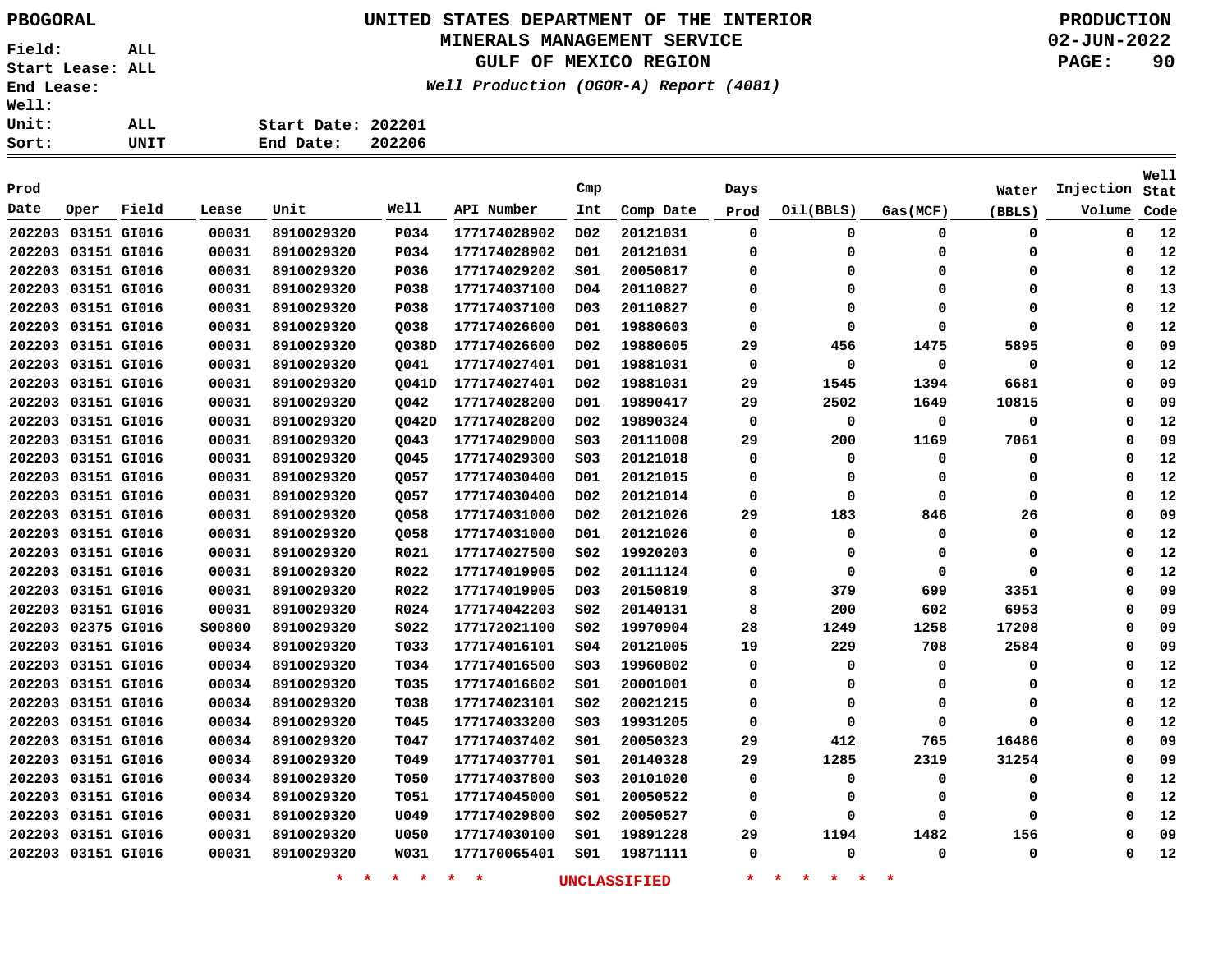PBOGORAL

**UNITED STATES DEPARTMENT OF THE INTERIOR**
**MINERALS MANAGEMENT SERVICE**
**GULF OF MEXICO REGION**

*Well Production (OGOR-A) Report (4081)*

PRODUCTION
02-JUN-2022

Field: ALL
Start Lease: ALL
End Lease:
Well:
Unit: ALL
Sort: UNIT

Start Date: 202201
End Date: 202206

| Prod Date | Oper | Field | Lease | Unit | Well | API Number | Cmp Int | Comp Date | Days Prod | Oil(BBLS) | Gas(MCF) | Water (BBLS) | Injection Volume | Well Stat Code |
|---|---|---|---|---|---|---|---|---|---|---|---|---|---|---|
| 202203 | 03151 | GI016 | 00031 | 8910029320 | P034 | 177174028902 | D02 | 20121031 | 0 | 0 | 0 | 0 | 0 | 12 |
| 202203 | 03151 | GI016 | 00031 | 8910029320 | P034 | 177174028902 | D01 | 20121031 | 0 | 0 | 0 | 0 | 0 | 12 |
| 202203 | 03151 | GI016 | 00031 | 8910029320 | P036 | 177174029202 | S01 | 20050817 | 0 | 0 | 0 | 0 | 0 | 12 |
| 202203 | 03151 | GI016 | 00031 | 8910029320 | P038 | 177174037100 | D04 | 20110827 | 0 | 0 | 0 | 0 | 0 | 13 |
| 202203 | 03151 | GI016 | 00031 | 8910029320 | P038 | 177174037100 | D03 | 20110827 | 0 | 0 | 0 | 0 | 0 | 12 |
| 202203 | 03151 | GI016 | 00031 | 8910029320 | Q038 | 177174026600 | D01 | 19880603 | 0 | 0 | 0 | 0 | 0 | 12 |
| 202203 | 03151 | GI016 | 00031 | 8910029320 | Q038D | 177174026600 | D02 | 19880605 | 29 | 456 | 1475 | 5895 | 0 | 09 |
| 202203 | 03151 | GI016 | 00031 | 8910029320 | Q041 | 177174027401 | D01 | 19881031 | 0 | 0 | 0 | 0 | 0 | 12 |
| 202203 | 03151 | GI016 | 00031 | 8910029320 | Q041D | 177174027401 | D02 | 19881031 | 29 | 1545 | 1394 | 6681 | 0 | 09 |
| 202203 | 03151 | GI016 | 00031 | 8910029320 | Q042 | 177174028200 | D01 | 19890417 | 29 | 2502 | 1649 | 10815 | 0 | 09 |
| 202203 | 03151 | GI016 | 00031 | 8910029320 | Q042D | 177174028200 | D02 | 19890324 | 0 | 0 | 0 | 0 | 0 | 12 |
| 202203 | 03151 | GI016 | 00031 | 8910029320 | Q043 | 177174029000 | S03 | 20111008 | 29 | 200 | 1169 | 7061 | 0 | 09 |
| 202203 | 03151 | GI016 | 00031 | 8910029320 | Q045 | 177174029300 | S03 | 20121018 | 0 | 0 | 0 | 0 | 0 | 12 |
| 202203 | 03151 | GI016 | 00031 | 8910029320 | Q057 | 177174030400 | D01 | 20121015 | 0 | 0 | 0 | 0 | 0 | 12 |
| 202203 | 03151 | GI016 | 00031 | 8910029320 | Q057 | 177174030400 | D02 | 20121014 | 0 | 0 | 0 | 0 | 0 | 12 |
| 202203 | 03151 | GI016 | 00031 | 8910029320 | Q058 | 177174031000 | D02 | 20121026 | 29 | 183 | 846 | 26 | 0 | 09 |
| 202203 | 03151 | GI016 | 00031 | 8910029320 | Q058 | 177174031000 | D01 | 20121026 | 0 | 0 | 0 | 0 | 0 | 12 |
| 202203 | 03151 | GI016 | 00031 | 8910029320 | R021 | 177174027500 | S02 | 19920203 | 0 | 0 | 0 | 0 | 0 | 12 |
| 202203 | 03151 | GI016 | 00031 | 8910029320 | R022 | 177174019905 | D02 | 20111124 | 0 | 0 | 0 | 0 | 0 | 12 |
| 202203 | 03151 | GI016 | 00031 | 8910029320 | R022 | 177174019905 | D03 | 20150819 | 8 | 379 | 699 | 3351 | 0 | 09 |
| 202203 | 03151 | GI016 | 00031 | 8910029320 | R024 | 177174042203 | S02 | 20140131 | 8 | 200 | 602 | 6953 | 0 | 09 |
| 202203 | 02375 | GI016 | S00800 | 8910029320 | S022 | 177172021100 | S02 | 19970904 | 28 | 1249 | 1258 | 17208 | 0 | 09 |
| 202203 | 03151 | GI016 | 00034 | 8910029320 | T033 | 177174016101 | S04 | 20121005 | 19 | 229 | 708 | 2584 | 0 | 09 |
| 202203 | 03151 | GI016 | 00034 | 8910029320 | T034 | 177174016500 | S03 | 19960802 | 0 | 0 | 0 | 0 | 0 | 12 |
| 202203 | 03151 | GI016 | 00034 | 8910029320 | T035 | 177174016602 | S01 | 20001001 | 0 | 0 | 0 | 0 | 0 | 12 |
| 202203 | 03151 | GI016 | 00034 | 8910029320 | T038 | 177174023101 | S02 | 20021215 | 0 | 0 | 0 | 0 | 0 | 12 |
| 202203 | 03151 | GI016 | 00034 | 8910029320 | T045 | 177174033200 | S03 | 19931205 | 0 | 0 | 0 | 0 | 0 | 12 |
| 202203 | 03151 | GI016 | 00034 | 8910029320 | T047 | 177174037402 | S01 | 20050323 | 29 | 412 | 765 | 16486 | 0 | 09 |
| 202203 | 03151 | GI016 | 00034 | 8910029320 | T049 | 177174037701 | S01 | 20140328 | 29 | 1285 | 2319 | 31254 | 0 | 09 |
| 202203 | 03151 | GI016 | 00034 | 8910029320 | T050 | 177174037800 | S03 | 20101020 | 0 | 0 | 0 | 0 | 0 | 12 |
| 202203 | 03151 | GI016 | 00034 | 8910029320 | T051 | 177174045000 | S01 | 20050522 | 0 | 0 | 0 | 0 | 0 | 12 |
| 202203 | 03151 | GI016 | 00031 | 8910029320 | U049 | 177174029800 | S02 | 20050527 | 0 | 0 | 0 | 0 | 0 | 12 |
| 202203 | 03151 | GI016 | 00031 | 8910029320 | U050 | 177174030100 | S01 | 19891228 | 29 | 1194 | 1482 | 156 | 0 | 09 |
| 202203 | 03151 | GI016 | 00031 | 8910029320 | W031 | 177170065401 | S01 | 19871111 | 0 | 0 | 0 | 0 | 0 | 12 |

\* \* \* \* \* \* UNCLASSIFIED \* \* \* \* \* \*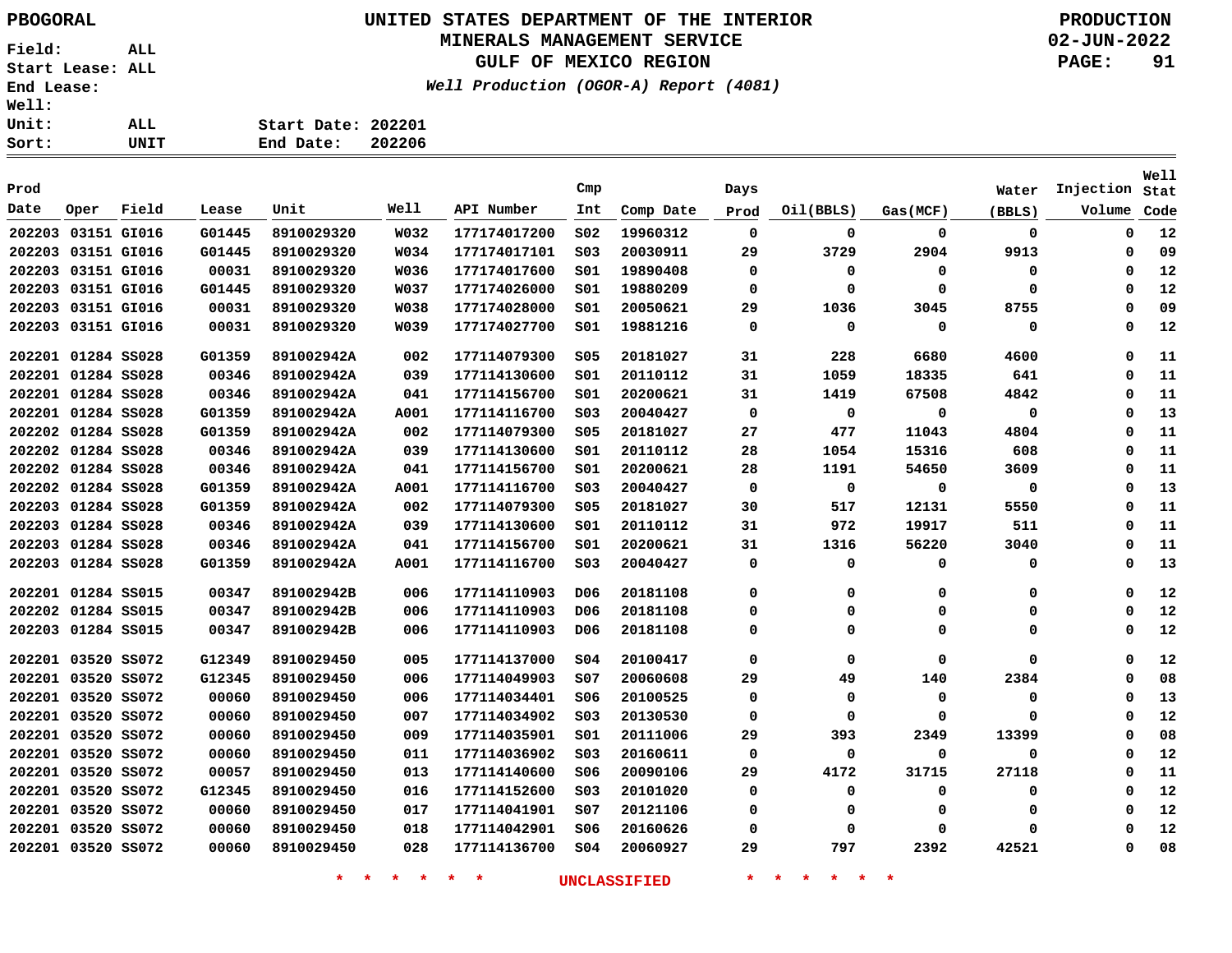PBOGORAL

# UNITED STATES DEPARTMENT OF THE INTERIOR
## MINERALS MANAGEMENT SERVICE
## GULF OF MEXICO REGION
### *Well Production (OGOR-A) Report (4081)*

PRODUCTION
02-JUN-2022

Field: ALL
Start Lease: ALL
End Lease:
Well:
Unit: ALL
Sort: UNIT

Start Date: 202201
End Date: 202206

| Prod Date | Oper | Field | Lease | Unit | Well | API Number | Cmp Int | Comp Date | Days Prod | Oil(BBLS) | Gas(MCF) | Water (BBLS) | Injection Volume | Well Stat Code |
|---|---|---|---|---|---|---|---|---|---|---|---|---|---|---|
| 202203 | 03151 | GI016 | G01445 | 8910029320 | W032 | 177174017200 | S02 | 19960312 | 0 | 0 | 0 | 0 | 0 | 12 |
| 202203 | 03151 | GI016 | G01445 | 8910029320 | W034 | 177174017101 | S03 | 20030911 | 29 | 3729 | 2904 | 9913 | 0 | 09 |
| 202203 | 03151 | GI016 | 00031 | 8910029320 | W036 | 177174017600 | S01 | 19890408 | 0 | 0 | 0 | 0 | 0 | 12 |
| 202203 | 03151 | GI016 | G01445 | 8910029320 | W037 | 177174026000 | S01 | 19880209 | 0 | 0 | 0 | 0 | 0 | 12 |
| 202203 | 03151 | GI016 | 00031 | 8910029320 | W038 | 177174028000 | S01 | 20050621 | 29 | 1036 | 3045 | 8755 | 0 | 09 |
| 202203 | 03151 | GI016 | 00031 | 8910029320 | W039 | 177174027700 | S01 | 19881216 | 0 | 0 | 0 | 0 | 0 | 12 |
| 202201 | 01284 | SS028 | G01359 | 891002942A | 002 | 177114079300 | S05 | 20181027 | 31 | 228 | 6680 | 4600 | 0 | 11 |
| 202201 | 01284 | SS028 | 00346 | 891002942A | 039 | 177114130600 | S01 | 20110112 | 31 | 1059 | 18335 | 641 | 0 | 11 |
| 202201 | 01284 | SS028 | 00346 | 891002942A | 041 | 177114156700 | S01 | 20200621 | 31 | 1419 | 67508 | 4842 | 0 | 11 |
| 202201 | 01284 | SS028 | G01359 | 891002942A | A001 | 177114116700 | S03 | 20040427 | 0 | 0 | 0 | 0 | 0 | 13 |
| 202202 | 01284 | SS028 | G01359 | 891002942A | 002 | 177114079300 | S05 | 20181027 | 27 | 477 | 11043 | 4804 | 0 | 11 |
| 202202 | 01284 | SS028 | 00346 | 891002942A | 039 | 177114130600 | S01 | 20110112 | 28 | 1054 | 15316 | 608 | 0 | 11 |
| 202202 | 01284 | SS028 | 00346 | 891002942A | 041 | 177114156700 | S01 | 20200621 | 28 | 1191 | 54650 | 3609 | 0 | 11 |
| 202202 | 01284 | SS028 | G01359 | 891002942A | A001 | 177114116700 | S03 | 20040427 | 0 | 0 | 0 | 0 | 0 | 13 |
| 202203 | 01284 | SS028 | G01359 | 891002942A | 002 | 177114079300 | S05 | 20181027 | 30 | 517 | 12131 | 5550 | 0 | 11 |
| 202203 | 01284 | SS028 | 00346 | 891002942A | 039 | 177114130600 | S01 | 20110112 | 31 | 972 | 19917 | 511 | 0 | 11 |
| 202203 | 01284 | SS028 | 00346 | 891002942A | 041 | 177114156700 | S01 | 20200621 | 31 | 1316 | 56220 | 3040 | 0 | 11 |
| 202203 | 01284 | SS028 | G01359 | 891002942A | A001 | 177114116700 | S03 | 20040427 | 0 | 0 | 0 | 0 | 0 | 13 |
| 202201 | 01284 | SS015 | 00347 | 891002942B | 006 | 177114110903 | D06 | 20181108 | 0 | 0 | 0 | 0 | 0 | 12 |
| 202202 | 01284 | SS015 | 00347 | 891002942B | 006 | 177114110903 | D06 | 20181108 | 0 | 0 | 0 | 0 | 0 | 12 |
| 202203 | 01284 | SS015 | 00347 | 891002942B | 006 | 177114110903 | D06 | 20181108 | 0 | 0 | 0 | 0 | 0 | 12 |
| 202201 | 03520 | SS072 | G12349 | 8910029450 | 005 | 177114137000 | S04 | 20100417 | 0 | 0 | 0 | 0 | 0 | 12 |
| 202201 | 03520 | SS072 | G12345 | 8910029450 | 006 | 177114049903 | S07 | 20060608 | 29 | 49 | 140 | 2384 | 0 | 08 |
| 202201 | 03520 | SS072 | 00060 | 8910029450 | 006 | 177114034401 | S06 | 20100525 | 0 | 0 | 0 | 0 | 0 | 13 |
| 202201 | 03520 | SS072 | 00060 | 8910029450 | 007 | 177114034902 | S03 | 20130530 | 0 | 0 | 0 | 0 | 0 | 12 |
| 202201 | 03520 | SS072 | 00060 | 8910029450 | 009 | 177114035901 | S01 | 20111006 | 29 | 393 | 2349 | 13399 | 0 | 08 |
| 202201 | 03520 | SS072 | 00060 | 8910029450 | 011 | 177114036902 | S03 | 20160611 | 0 | 0 | 0 | 0 | 0 | 12 |
| 202201 | 03520 | SS072 | 00057 | 8910029450 | 013 | 177114140600 | S06 | 20090106 | 29 | 4172 | 31715 | 27118 | 0 | 11 |
| 202201 | 03520 | SS072 | G12345 | 8910029450 | 016 | 177114152600 | S03 | 20101020 | 0 | 0 | 0 | 0 | 0 | 12 |
| 202201 | 03520 | SS072 | 00060 | 8910029450 | 017 | 177114041901 | S07 | 20121106 | 0 | 0 | 0 | 0 | 0 | 12 |
| 202201 | 03520 | SS072 | 00060 | 8910029450 | 018 | 177114042901 | S06 | 20160626 | 0 | 0 | 0 | 0 | 0 | 12 |
| 202201 | 03520 | SS072 | 00060 | 8910029450 | 028 | 177114136700 | S04 | 20060927 | 29 | 797 | 2392 | 42521 | 0 | 08 |

* * * * * * UNCLASSIFIED * * * * * *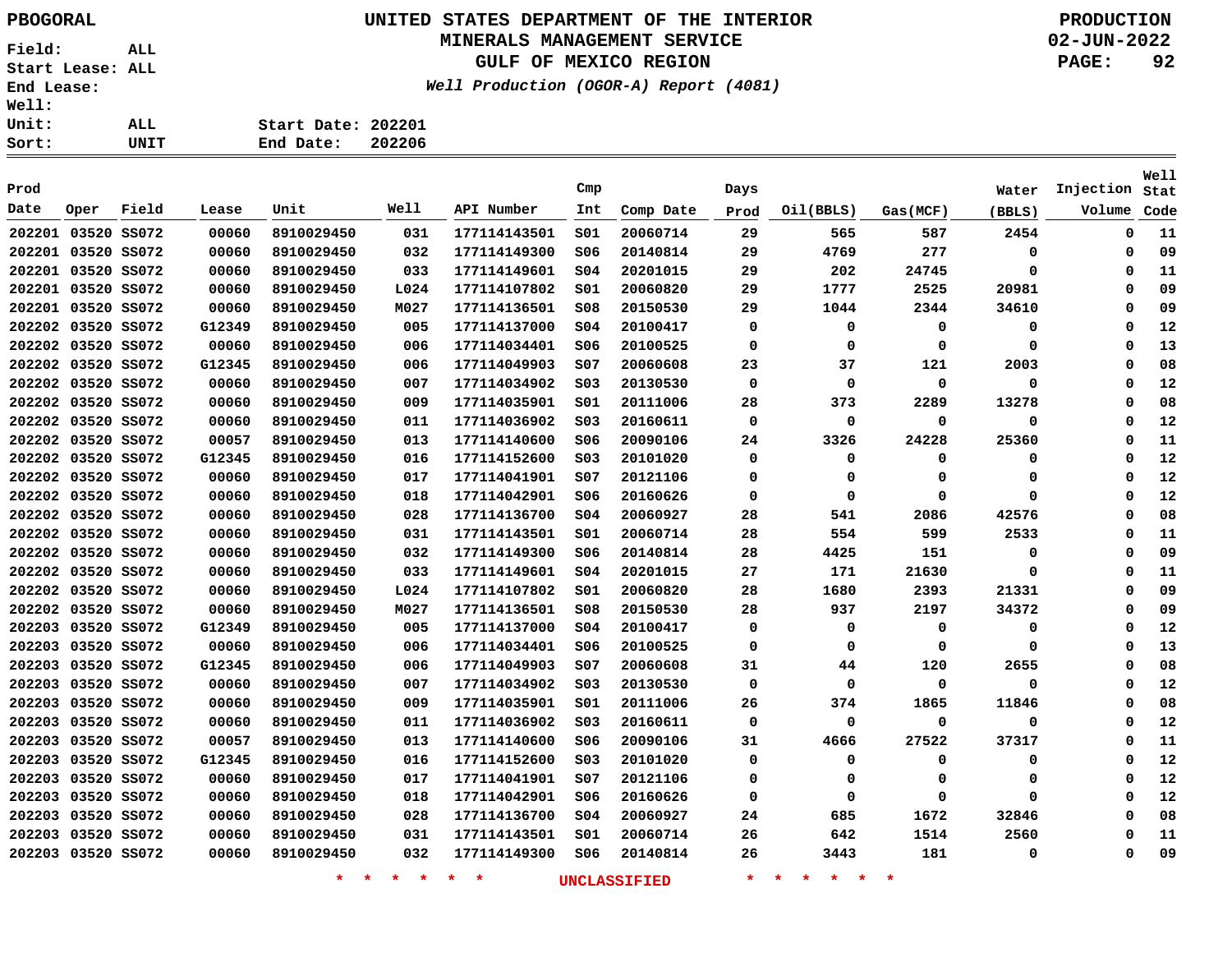PBOGORAL

Field: ALL
Start Lease: ALL
End Lease:
Well:
Unit: ALL
Sort: UNIT

# UNITED STATES DEPARTMENT OF THE INTERIOR
## MINERALS MANAGEMENT SERVICE
## GULF OF MEXICO REGION

*Well Production (OGOR-A) Report (4081)*

PRODUCTION
02-JUN-2022

Start Date: 202201
End Date: 202206

| Prod Date | Oper | Field | Lease | Unit | Well | API Number | Cmp Int | Comp Date | Days Prod | Oil(BBLS) | Gas(MCF) | Water (BBLS) | Injection Volume | Well Stat Code |
|---|---|---|---|---|---|---|---|---|---|---|---|---|---|---|
| 202201 | 03520 | SS072 | 00060 | 8910029450 | 031 | 177114143501 | S01 | 20060714 | 29 | 565 | 587 | 2454 | 0 | 11 |
| 202201 | 03520 | SS072 | 00060 | 8910029450 | 032 | 177114149300 | S06 | 20140814 | 29 | 4769 | 277 | 0 | 0 | 09 |
| 202201 | 03520 | SS072 | 00060 | 8910029450 | 033 | 177114149601 | S04 | 20201015 | 29 | 202 | 24745 | 0 | 0 | 11 |
| 202201 | 03520 | SS072 | 00060 | 8910029450 | L024 | 177114107802 | S01 | 20060820 | 29 | 1777 | 2525 | 20981 | 0 | 09 |
| 202201 | 03520 | SS072 | 00060 | 8910029450 | M027 | 177114136501 | S08 | 20150530 | 29 | 1044 | 2344 | 34610 | 0 | 09 |
| 202202 | 03520 | SS072 | G12349 | 8910029450 | 005 | 177114137000 | S04 | 20100417 | 0 | 0 | 0 | 0 | 0 | 12 |
| 202202 | 03520 | SS072 | 00060 | 8910029450 | 006 | 177114034401 | S06 | 20100525 | 0 | 0 | 0 | 0 | 0 | 13 |
| 202202 | 03520 | SS072 | G12345 | 8910029450 | 006 | 177114049903 | S07 | 20060608 | 23 | 37 | 121 | 2003 | 0 | 08 |
| 202202 | 03520 | SS072 | 00060 | 8910029450 | 007 | 177114034902 | S03 | 20130530 | 0 | 0 | 0 | 0 | 0 | 12 |
| 202202 | 03520 | SS072 | 00060 | 8910029450 | 009 | 177114035901 | S01 | 20111006 | 28 | 373 | 2289 | 13278 | 0 | 08 |
| 202202 | 03520 | SS072 | 00060 | 8910029450 | 011 | 177114036902 | S03 | 20160611 | 0 | 0 | 0 | 0 | 0 | 12 |
| 202202 | 03520 | SS072 | 00057 | 8910029450 | 013 | 177114140600 | S06 | 20090106 | 24 | 3326 | 24228 | 25360 | 0 | 11 |
| 202202 | 03520 | SS072 | G12345 | 8910029450 | 016 | 177114152600 | S03 | 20101020 | 0 | 0 | 0 | 0 | 0 | 12 |
| 202202 | 03520 | SS072 | 00060 | 8910029450 | 017 | 177114041901 | S07 | 20121106 | 0 | 0 | 0 | 0 | 0 | 12 |
| 202202 | 03520 | SS072 | 00060 | 8910029450 | 018 | 177114042901 | S06 | 20160626 | 0 | 0 | 0 | 0 | 0 | 12 |
| 202202 | 03520 | SS072 | 00060 | 8910029450 | 028 | 177114136700 | S04 | 20060927 | 28 | 541 | 2086 | 42576 | 0 | 08 |
| 202202 | 03520 | SS072 | 00060 | 8910029450 | 031 | 177114143501 | S01 | 20060714 | 28 | 554 | 599 | 2533 | 0 | 11 |
| 202202 | 03520 | SS072 | 00060 | 8910029450 | 032 | 177114149300 | S06 | 20140814 | 28 | 4425 | 151 | 0 | 0 | 09 |
| 202202 | 03520 | SS072 | 00060 | 8910029450 | 033 | 177114149601 | S04 | 20201015 | 27 | 171 | 21630 | 0 | 0 | 11 |
| 202202 | 03520 | SS072 | 00060 | 8910029450 | L024 | 177114107802 | S01 | 20060820 | 28 | 1680 | 2393 | 21331 | 0 | 09 |
| 202202 | 03520 | SS072 | 00060 | 8910029450 | M027 | 177114136501 | S08 | 20150530 | 28 | 937 | 2197 | 34372 | 0 | 09 |
| 202203 | 03520 | SS072 | G12349 | 8910029450 | 005 | 177114137000 | S04 | 20100417 | 0 | 0 | 0 | 0 | 0 | 12 |
| 202203 | 03520 | SS072 | 00060 | 8910029450 | 006 | 177114034401 | S06 | 20100525 | 0 | 0 | 0 | 0 | 0 | 13 |
| 202203 | 03520 | SS072 | G12345 | 8910029450 | 006 | 177114049903 | S07 | 20060608 | 31 | 44 | 120 | 2655 | 0 | 08 |
| 202203 | 03520 | SS072 | 00060 | 8910029450 | 007 | 177114034902 | S03 | 20130530 | 0 | 0 | 0 | 0 | 0 | 12 |
| 202203 | 03520 | SS072 | 00060 | 8910029450 | 009 | 177114035901 | S01 | 20111006 | 26 | 374 | 1865 | 11846 | 0 | 08 |
| 202203 | 03520 | SS072 | 00060 | 8910029450 | 011 | 177114036902 | S03 | 20160611 | 0 | 0 | 0 | 0 | 0 | 12 |
| 202203 | 03520 | SS072 | 00057 | 8910029450 | 013 | 177114140600 | S06 | 20090106 | 31 | 4666 | 27522 | 37317 | 0 | 11 |
| 202203 | 03520 | SS072 | G12345 | 8910029450 | 016 | 177114152600 | S03 | 20101020 | 0 | 0 | 0 | 0 | 0 | 12 |
| 202203 | 03520 | SS072 | 00060 | 8910029450 | 017 | 177114041901 | S07 | 20121106 | 0 | 0 | 0 | 0 | 0 | 12 |
| 202203 | 03520 | SS072 | 00060 | 8910029450 | 018 | 177114042901 | S06 | 20160626 | 0 | 0 | 0 | 0 | 0 | 12 |
| 202203 | 03520 | SS072 | 00060 | 8910029450 | 028 | 177114136700 | S04 | 20060927 | 24 | 685 | 1672 | 32846 | 0 | 08 |
| 202203 | 03520 | SS072 | 00060 | 8910029450 | 031 | 177114143501 | S01 | 20060714 | 26 | 642 | 1514 | 2560 | 0 | 11 |
| 202203 | 03520 | SS072 | 00060 | 8910029450 | 032 | 177114149300 | S06 | 20140814 | 26 | 3443 | 181 | 0 | 0 | 09 |

* * * * * * UNCLASSIFIED * * * * * *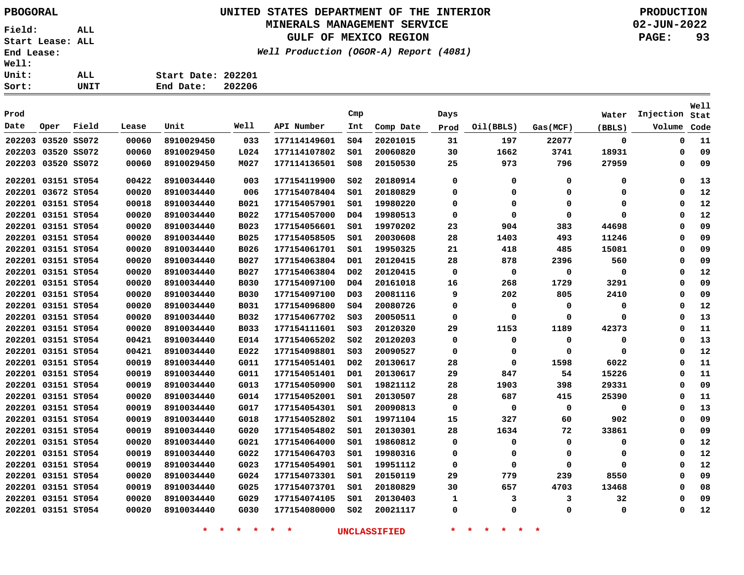PBOGORAL

# UNITED STATES DEPARTMENT OF THE INTERIOR
## MINERALS MANAGEMENT SERVICE
## GULF OF MEXICO REGION

*Well Production (OGOR-A) Report (4081)*

PRODUCTION
02-JUN-2022

Field: ALL
Start Lease: ALL
End Lease:
Well:
Unit: ALL
Sort: UNIT

Start Date: 202201
End Date: 202206

| Prod Date | Oper | Field | Lease | Unit | Well | API Number | Cmp Int | Comp Date | Days Prod | Oil(BBLS) | Gas(MCF) | Water (BBLS) | Injection Volume | Well Stat Code |
|---|---|---|---|---|---|---|---|---|---|---|---|---|---|---|
| 202203 | 03520 | SS072 | 00060 | 8910029450 | 033 | 177114149601 | S04 | 20201015 | 31 | 197 | 22077 | 0 | 0 | 11 |
| 202203 | 03520 | SS072 | 00060 | 8910029450 | L024 | 177114107802 | S01 | 20060820 | 30 | 1662 | 3741 | 18931 | 0 | 09 |
| 202203 | 03520 | SS072 | 00060 | 8910029450 | M027 | 177114136501 | S08 | 20150530 | 25 | 973 | 796 | 27959 | 0 | 09 |
| 202201 | 03151 | ST054 | 00422 | 8910034440 | 003 | 177154119900 | S02 | 20180914 | 0 | 0 | 0 | 0 | 0 | 13 |
| 202201 | 03672 | ST054 | 00020 | 8910034440 | 006 | 177154078404 | S01 | 20180829 | 0 | 0 | 0 | 0 | 0 | 12 |
| 202201 | 03151 | ST054 | 00018 | 8910034440 | B021 | 177154057901 | S01 | 19980220 | 0 | 0 | 0 | 0 | 0 | 12 |
| 202201 | 03151 | ST054 | 00020 | 8910034440 | B022 | 177154057000 | D04 | 19980513 | 0 | 0 | 0 | 0 | 0 | 12 |
| 202201 | 03151 | ST054 | 00020 | 8910034440 | B023 | 177154056601 | S01 | 19970202 | 23 | 904 | 383 | 44698 | 0 | 09 |
| 202201 | 03151 | ST054 | 00020 | 8910034440 | B025 | 177154058505 | S01 | 20030608 | 28 | 1403 | 493 | 11246 | 0 | 09 |
| 202201 | 03151 | ST054 | 00020 | 8910034440 | B026 | 177154061701 | S01 | 19950325 | 21 | 418 | 485 | 15081 | 0 | 09 |
| 202201 | 03151 | ST054 | 00020 | 8910034440 | B027 | 177154063804 | D01 | 20120415 | 28 | 878 | 2396 | 560 | 0 | 09 |
| 202201 | 03151 | ST054 | 00020 | 8910034440 | B027 | 177154063804 | D02 | 20120415 | 0 | 0 | 0 | 0 | 0 | 12 |
| 202201 | 03151 | ST054 | 00020 | 8910034440 | B030 | 177154097100 | D04 | 20161018 | 16 | 268 | 1729 | 3291 | 0 | 09 |
| 202201 | 03151 | ST054 | 00020 | 8910034440 | B030 | 177154097100 | D03 | 20081116 | 9 | 202 | 805 | 2410 | 0 | 09 |
| 202201 | 03151 | ST054 | 00020 | 8910034440 | B031 | 177154096800 | S04 | 20080726 | 0 | 0 | 0 | 0 | 0 | 12 |
| 202201 | 03151 | ST054 | 00020 | 8910034440 | B032 | 177154067702 | S03 | 20050511 | 0 | 0 | 0 | 0 | 0 | 13 |
| 202201 | 03151 | ST054 | 00020 | 8910034440 | B033 | 177154111601 | S03 | 20120320 | 29 | 1153 | 1189 | 42373 | 0 | 11 |
| 202201 | 03151 | ST054 | 00421 | 8910034440 | E014 | 177154065202 | S02 | 20120203 | 0 | 0 | 0 | 0 | 0 | 13 |
| 202201 | 03151 | ST054 | 00421 | 8910034440 | E022 | 177154098801 | S03 | 20090527 | 0 | 0 | 0 | 0 | 0 | 12 |
| 202201 | 03151 | ST054 | 00019 | 8910034440 | G011 | 177154051401 | D02 | 20130617 | 28 | 0 | 1598 | 6022 | 0 | 11 |
| 202201 | 03151 | ST054 | 00019 | 8910034440 | G011 | 177154051401 | D01 | 20130617 | 29 | 847 | 54 | 15226 | 0 | 11 |
| 202201 | 03151 | ST054 | 00019 | 8910034440 | G013 | 177154050900 | S01 | 19821112 | 28 | 1903 | 398 | 29331 | 0 | 09 |
| 202201 | 03151 | ST054 | 00020 | 8910034440 | G014 | 177154052001 | S01 | 20130507 | 28 | 687 | 415 | 25390 | 0 | 11 |
| 202201 | 03151 | ST054 | 00019 | 8910034440 | G017 | 177154054301 | S01 | 20090813 | 0 | 0 | 0 | 0 | 0 | 13 |
| 202201 | 03151 | ST054 | 00019 | 8910034440 | G018 | 177154052802 | S01 | 19971104 | 15 | 327 | 60 | 902 | 0 | 09 |
| 202201 | 03151 | ST054 | 00019 | 8910034440 | G020 | 177154054802 | S01 | 20130301 | 28 | 1634 | 72 | 33861 | 0 | 09 |
| 202201 | 03151 | ST054 | 00020 | 8910034440 | G021 | 177154064000 | S01 | 19860812 | 0 | 0 | 0 | 0 | 0 | 12 |
| 202201 | 03151 | ST054 | 00019 | 8910034440 | G022 | 177154064703 | S01 | 19980316 | 0 | 0 | 0 | 0 | 0 | 12 |
| 202201 | 03151 | ST054 | 00019 | 8910034440 | G023 | 177154054901 | S01 | 19951112 | 0 | 0 | 0 | 0 | 0 | 12 |
| 202201 | 03151 | ST054 | 00020 | 8910034440 | G024 | 177154073301 | S01 | 20150119 | 29 | 779 | 239 | 8550 | 0 | 09 |
| 202201 | 03151 | ST054 | 00019 | 8910034440 | G025 | 177154073701 | S01 | 20180829 | 30 | 657 | 4703 | 13468 | 0 | 08 |
| 202201 | 03151 | ST054 | 00020 | 8910034440 | G029 | 177154074105 | S01 | 20130403 | 1 | 3 | 3 | 32 | 0 | 09 |
| 202201 | 03151 | ST054 | 00020 | 8910034440 | G030 | 177154080000 | S02 | 20021117 | 0 | 0 | 0 | 0 | 0 | 12 |

\* \* \* \* \* \* UNCLASSIFIED \* \* \* \* \* \*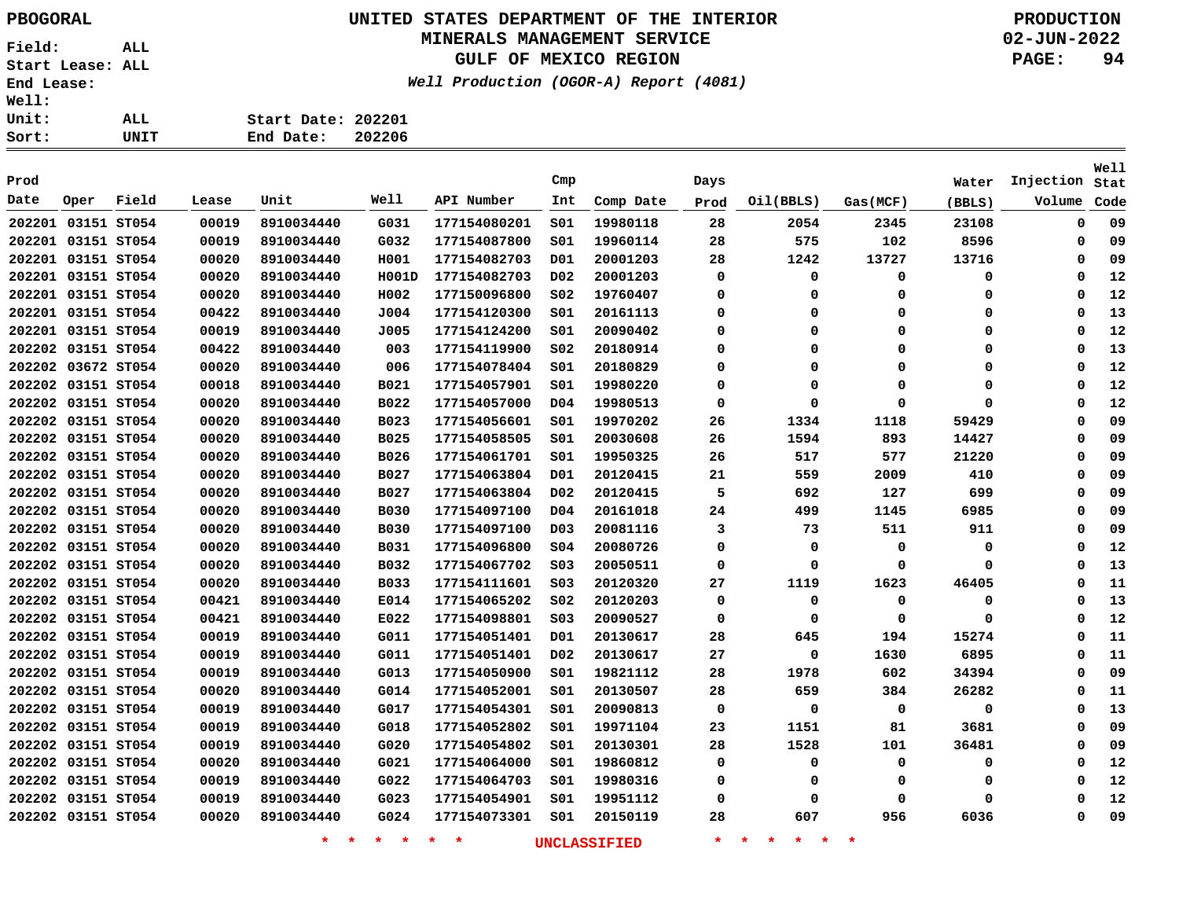PBOGORAL

# UNITED STATES DEPARTMENT OF THE INTERIOR
## MINERALS MANAGEMENT SERVICE
## GULF OF MEXICO REGION
*Well Production (OGOR-A) Report (4081)*

PRODUCTION
02-JUN-2022

Field: ALL
Start Lease: ALL
End Lease:
Well:
Unit: ALL
Sort: UNIT

Start Date: 202201
End Date: 202206

| Prod Date | Oper | Field | Lease | Unit | Well | API Number | Cmp Int | Comp Date | Days Prod | Oil(BBLS) | Gas(MCF) | Water (BBLS) | Injection Volume | Well Stat Code |
|---|---|---|---|---|---|---|---|---|---|---|---|---|---|---|
| 202201 | 03151 | ST054 | 00019 | 8910034440 | G031 | 177154080201 | S01 | 19980118 | 28 | 2054 | 2345 | 23108 | 0 | 09 |
| 202201 | 03151 | ST054 | 00019 | 8910034440 | G032 | 177154087800 | S01 | 19960114 | 28 | 575 | 102 | 8596 | 0 | 09 |
| 202201 | 03151 | ST054 | 00020 | 8910034440 | H001 | 177154082703 | D01 | 20001203 | 28 | 1242 | 13727 | 13716 | 0 | 09 |
| 202201 | 03151 | ST054 | 00020 | 8910034440 | H001D | 177154082703 | D02 | 20001203 | 0 | 0 | 0 | 0 | 0 | 12 |
| 202201 | 03151 | ST054 | 00020 | 8910034440 | H002 | 177150096800 | S02 | 19760407 | 0 | 0 | 0 | 0 | 0 | 12 |
| 202201 | 03151 | ST054 | 00422 | 8910034440 | J004 | 177154120300 | S01 | 20161113 | 0 | 0 | 0 | 0 | 0 | 13 |
| 202201 | 03151 | ST054 | 00019 | 8910034440 | J005 | 177154124200 | S01 | 20090402 | 0 | 0 | 0 | 0 | 0 | 12 |
| 202202 | 03151 | ST054 | 00422 | 8910034440 | 003 | 177154119900 | S02 | 20180914 | 0 | 0 | 0 | 0 | 0 | 13 |
| 202202 | 03672 | ST054 | 00020 | 8910034440 | 006 | 177154078404 | S01 | 20180829 | 0 | 0 | 0 | 0 | 0 | 12 |
| 202202 | 03151 | ST054 | 00018 | 8910034440 | B021 | 177154057901 | S01 | 19980220 | 0 | 0 | 0 | 0 | 0 | 12 |
| 202202 | 03151 | ST054 | 00020 | 8910034440 | B022 | 177154057000 | D04 | 19980513 | 0 | 0 | 0 | 0 | 0 | 12 |
| 202202 | 03151 | ST054 | 00020 | 8910034440 | B023 | 177154056601 | S01 | 19970202 | 26 | 1334 | 1118 | 59429 | 0 | 09 |
| 202202 | 03151 | ST054 | 00020 | 8910034440 | B025 | 177154058505 | S01 | 20030608 | 26 | 1594 | 893 | 14427 | 0 | 09 |
| 202202 | 03151 | ST054 | 00020 | 8910034440 | B026 | 177154061701 | S01 | 19950325 | 26 | 517 | 577 | 21220 | 0 | 09 |
| 202202 | 03151 | ST054 | 00020 | 8910034440 | B027 | 177154063804 | D01 | 20120415 | 21 | 559 | 2009 | 410 | 0 | 09 |
| 202202 | 03151 | ST054 | 00020 | 8910034440 | B027 | 177154063804 | D02 | 20120415 | 5 | 692 | 127 | 699 | 0 | 09 |
| 202202 | 03151 | ST054 | 00020 | 8910034440 | B030 | 177154097100 | D04 | 20161018 | 24 | 499 | 1145 | 6985 | 0 | 09 |
| 202202 | 03151 | ST054 | 00020 | 8910034440 | B030 | 177154097100 | D03 | 20081116 | 3 | 73 | 511 | 911 | 0 | 09 |
| 202202 | 03151 | ST054 | 00020 | 8910034440 | B031 | 177154096800 | S04 | 20080726 | 0 | 0 | 0 | 0 | 0 | 12 |
| 202202 | 03151 | ST054 | 00020 | 8910034440 | B032 | 177154067702 | S03 | 20050511 | 0 | 0 | 0 | 0 | 0 | 13 |
| 202202 | 03151 | ST054 | 00020 | 8910034440 | B033 | 177154111601 | S03 | 20120320 | 27 | 1119 | 1623 | 46405 | 0 | 11 |
| 202202 | 03151 | ST054 | 00421 | 8910034440 | E014 | 177154065202 | S02 | 20120203 | 0 | 0 | 0 | 0 | 0 | 13 |
| 202202 | 03151 | ST054 | 00421 | 8910034440 | E022 | 177154098801 | S03 | 20090527 | 0 | 0 | 0 | 0 | 0 | 12 |
| 202202 | 03151 | ST054 | 00019 | 8910034440 | G011 | 177154051401 | D01 | 20130617 | 28 | 645 | 194 | 15274 | 0 | 11 |
| 202202 | 03151 | ST054 | 00019 | 8910034440 | G011 | 177154051401 | D02 | 20130617 | 27 | 0 | 1630 | 6895 | 0 | 11 |
| 202202 | 03151 | ST054 | 00019 | 8910034440 | G013 | 177154050900 | S01 | 19821112 | 28 | 1978 | 602 | 34394 | 0 | 09 |
| 202202 | 03151 | ST054 | 00020 | 8910034440 | G014 | 177154052001 | S01 | 20130507 | 28 | 659 | 384 | 26282 | 0 | 11 |
| 202202 | 03151 | ST054 | 00019 | 8910034440 | G017 | 177154054301 | S01 | 20090813 | 0 | 0 | 0 | 0 | 0 | 13 |
| 202202 | 03151 | ST054 | 00019 | 8910034440 | G018 | 177154052802 | S01 | 19971104 | 23 | 1151 | 81 | 3681 | 0 | 09 |
| 202202 | 03151 | ST054 | 00019 | 8910034440 | G020 | 177154054802 | S01 | 20130301 | 28 | 1528 | 101 | 36481 | 0 | 09 |
| 202202 | 03151 | ST054 | 00020 | 8910034440 | G021 | 177154064000 | S01 | 19860812 | 0 | 0 | 0 | 0 | 0 | 12 |
| 202202 | 03151 | ST054 | 00019 | 8910034440 | G022 | 177154064703 | S01 | 19980316 | 0 | 0 | 0 | 0 | 0 | 12 |
| 202202 | 03151 | ST054 | 00019 | 8910034440 | G023 | 177154054901 | S01 | 19951112 | 0 | 0 | 0 | 0 | 0 | 12 |
| 202202 | 03151 | ST054 | 00020 | 8910034440 | G024 | 177154073301 | S01 | 20150119 | 28 | 607 | 956 | 6036 | 0 | 09 |

* * * * * * UNCLASSIFIED * * * * * *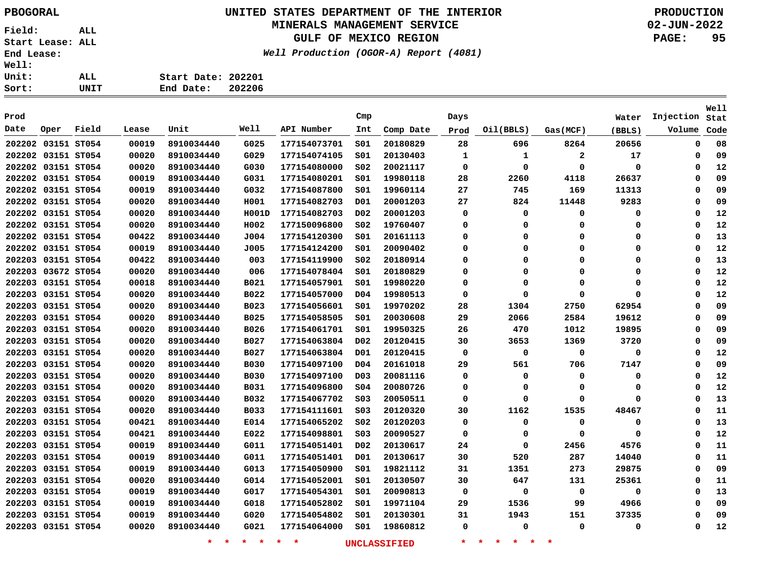PBOGORAL

# UNITED STATES DEPARTMENT OF THE INTERIOR
## MINERALS MANAGEMENT SERVICE
## GULF OF MEXICO REGION

*Well Production (OGOR-A) Report (4081)*

PRODUCTION
02-JUN-2022

Field: ALL
Start Lease: ALL
End Lease:
Well:
Unit: ALL
Sort: UNIT

Start Date: 202201
End Date: 202206

| Prod Date | Oper | Field | Lease | Unit | Well | API Number | Cmp Int | Comp Date | Days Prod | Oil(BBLS) | Gas(MCF) | Water (BBLS) | Injection Volume | Well Stat Code |
|---|---|---|---|---|---|---|---|---|---|---|---|---|---|---|
| 202202 | 03151 | ST054 | 00019 | 8910034440 | G025 | 177154073701 | S01 | 20180829 | 28 | 696 | 8264 | 20656 | 0 | 08 |
| 202202 | 03151 | ST054 | 00020 | 8910034440 | G029 | 177154074105 | S01 | 20130403 | 1 | 1 | 2 | 17 | 0 | 09 |
| 202202 | 03151 | ST054 | 00020 | 8910034440 | G030 | 177154080000 | S02 | 20021117 | 0 | 0 | 0 | 0 | 0 | 12 |
| 202202 | 03151 | ST054 | 00019 | 8910034440 | G031 | 177154080201 | S01 | 19980118 | 28 | 2260 | 4118 | 26637 | 0 | 09 |
| 202202 | 03151 | ST054 | 00019 | 8910034440 | G032 | 177154087800 | S01 | 19960114 | 27 | 745 | 169 | 11313 | 0 | 09 |
| 202202 | 03151 | ST054 | 00020 | 8910034440 | H001 | 177154082703 | D01 | 20001203 | 27 | 824 | 11448 | 9283 | 0 | 09 |
| 202202 | 03151 | ST054 | 00020 | 8910034440 | H001D | 177154082703 | D02 | 20001203 | 0 | 0 | 0 | 0 | 0 | 12 |
| 202202 | 03151 | ST054 | 00020 | 8910034440 | H002 | 177150096800 | S02 | 19760407 | 0 | 0 | 0 | 0 | 0 | 12 |
| 202202 | 03151 | ST054 | 00422 | 8910034440 | J004 | 177154120300 | S01 | 20161113 | 0 | 0 | 0 | 0 | 0 | 13 |
| 202202 | 03151 | ST054 | 00019 | 8910034440 | J005 | 177154124200 | S01 | 20090402 | 0 | 0 | 0 | 0 | 0 | 12 |
| 202203 | 03151 | ST054 | 00422 | 8910034440 | 003 | 177154119900 | S02 | 20180914 | 0 | 0 | 0 | 0 | 0 | 13 |
| 202203 | 03672 | ST054 | 00020 | 8910034440 | 006 | 177154078404 | S01 | 20180829 | 0 | 0 | 0 | 0 | 0 | 12 |
| 202203 | 03151 | ST054 | 00018 | 8910034440 | B021 | 177154057901 | S01 | 19980220 | 0 | 0 | 0 | 0 | 0 | 12 |
| 202203 | 03151 | ST054 | 00020 | 8910034440 | B022 | 177154057000 | D04 | 19980513 | 0 | 0 | 0 | 0 | 0 | 12 |
| 202203 | 03151 | ST054 | 00020 | 8910034440 | B023 | 177154056601 | S01 | 19970202 | 28 | 1304 | 2750 | 62954 | 0 | 09 |
| 202203 | 03151 | ST054 | 00020 | 8910034440 | B025 | 177154058505 | S01 | 20030608 | 29 | 2066 | 2584 | 19612 | 0 | 09 |
| 202203 | 03151 | ST054 | 00020 | 8910034440 | B026 | 177154061701 | S01 | 19950325 | 26 | 470 | 1012 | 19895 | 0 | 09 |
| 202203 | 03151 | ST054 | 00020 | 8910034440 | B027 | 177154063804 | D02 | 20120415 | 30 | 3653 | 1369 | 3720 | 0 | 09 |
| 202203 | 03151 | ST054 | 00020 | 8910034440 | B027 | 177154063804 | D01 | 20120415 | 0 | 0 | 0 | 0 | 0 | 12 |
| 202203 | 03151 | ST054 | 00020 | 8910034440 | B030 | 177154097100 | D04 | 20161018 | 29 | 561 | 706 | 7147 | 0 | 09 |
| 202203 | 03151 | ST054 | 00020 | 8910034440 | B030 | 177154097100 | D03 | 20081116 | 0 | 0 | 0 | 0 | 0 | 12 |
| 202203 | 03151 | ST054 | 00020 | 8910034440 | B031 | 177154096800 | S04 | 20080726 | 0 | 0 | 0 | 0 | 0 | 12 |
| 202203 | 03151 | ST054 | 00020 | 8910034440 | B032 | 177154067702 | S03 | 20050511 | 0 | 0 | 0 | 0 | 0 | 13 |
| 202203 | 03151 | ST054 | 00020 | 8910034440 | B033 | 177154111601 | S03 | 20120320 | 30 | 1162 | 1535 | 48467 | 0 | 11 |
| 202203 | 03151 | ST054 | 00421 | 8910034440 | E014 | 177154065202 | S02 | 20120203 | 0 | 0 | 0 | 0 | 0 | 13 |
| 202203 | 03151 | ST054 | 00421 | 8910034440 | E022 | 177154098801 | S03 | 20090527 | 0 | 0 | 0 | 0 | 0 | 12 |
| 202203 | 03151 | ST054 | 00019 | 8910034440 | G011 | 177154051401 | D02 | 20130617 | 24 | 0 | 2456 | 4576 | 0 | 11 |
| 202203 | 03151 | ST054 | 00019 | 8910034440 | G011 | 177154051401 | D01 | 20130617 | 30 | 520 | 287 | 14040 | 0 | 11 |
| 202203 | 03151 | ST054 | 00019 | 8910034440 | G013 | 177154050900 | S01 | 19821112 | 31 | 1351 | 273 | 29875 | 0 | 09 |
| 202203 | 03151 | ST054 | 00020 | 8910034440 | G014 | 177154052001 | S01 | 20130507 | 30 | 647 | 131 | 25361 | 0 | 11 |
| 202203 | 03151 | ST054 | 00019 | 8910034440 | G017 | 177154054301 | S01 | 20090813 | 0 | 0 | 0 | 0 | 0 | 13 |
| 202203 | 03151 | ST054 | 00019 | 8910034440 | G018 | 177154052802 | S01 | 19971104 | 29 | 1536 | 99 | 4966 | 0 | 09 |
| 202203 | 03151 | ST054 | 00019 | 8910034440 | G020 | 177154054802 | S01 | 20130301 | 31 | 1943 | 151 | 37335 | 0 | 09 |
| 202203 | 03151 | ST054 | 00020 | 8910034440 | G021 | 177154064000 | S01 | 19860812 | 0 | 0 | 0 | 0 | 0 | 12 |

* * * * * * UNCLASSIFIED * * * * * *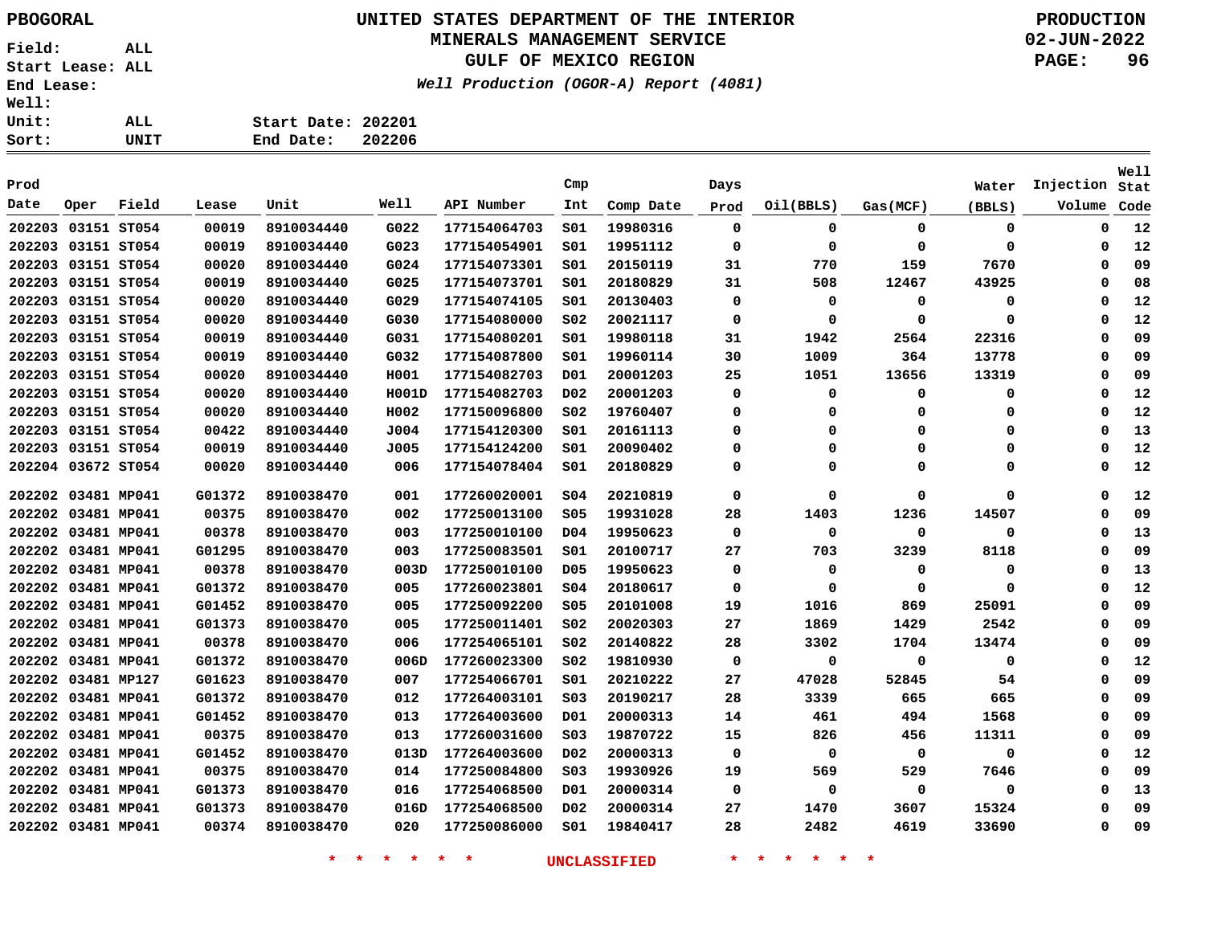PBOGORAL

# UNITED STATES DEPARTMENT OF THE INTERIOR
## MINERALS MANAGEMENT SERVICE
## GULF OF MEXICO REGION

*Well Production (OGOR-A) Report (4081)*

PRODUCTION
02-JUN-2022

Field: ALL
Start Lease: ALL
End Lease:
Well:
Unit: ALL
Sort: UNIT

Start Date: 202201
End Date: 202206

| Prod Date | Oper | Field | Lease | Unit | Well | API Number | Cmp Int | Comp Date | Days Prod | Oil(BBLS) | Gas(MCF) | Water (BBLS) | Injection Volume | Well Stat Code |
|---|---|---|---|---|---|---|---|---|---|---|---|---|---|---|
| 202203 | 03151 | ST054 | 00019 | 8910034440 | G022 | 177154064703 | S01 | 19980316 | 0 | 0 | 0 | 0 | 0 | 12 |
| 202203 | 03151 | ST054 | 00019 | 8910034440 | G023 | 177154054901 | S01 | 19951112 | 0 | 0 | 0 | 0 | 0 | 12 |
| 202203 | 03151 | ST054 | 00020 | 8910034440 | G024 | 177154073301 | S01 | 20150119 | 31 | 770 | 159 | 7670 | 0 | 09 |
| 202203 | 03151 | ST054 | 00019 | 8910034440 | G025 | 177154073701 | S01 | 20180829 | 31 | 508 | 12467 | 43925 | 0 | 08 |
| 202203 | 03151 | ST054 | 00020 | 8910034440 | G029 | 177154074105 | S01 | 20130403 | 0 | 0 | 0 | 0 | 0 | 12 |
| 202203 | 03151 | ST054 | 00020 | 8910034440 | G030 | 177154080000 | S02 | 20021117 | 0 | 0 | 0 | 0 | 0 | 12 |
| 202203 | 03151 | ST054 | 00019 | 8910034440 | G031 | 177154080201 | S01 | 19980118 | 31 | 1942 | 2564 | 22316 | 0 | 09 |
| 202203 | 03151 | ST054 | 00019 | 8910034440 | G032 | 177154087800 | S01 | 19960114 | 30 | 1009 | 364 | 13778 | 0 | 09 |
| 202203 | 03151 | ST054 | 00020 | 8910034440 | H001 | 177154082703 | D01 | 20001203 | 25 | 1051 | 13656 | 13319 | 0 | 09 |
| 202203 | 03151 | ST054 | 00020 | 8910034440 | H001D | 177154082703 | D02 | 20001203 | 0 | 0 | 0 | 0 | 0 | 12 |
| 202203 | 03151 | ST054 | 00020 | 8910034440 | H002 | 177150096800 | S02 | 19760407 | 0 | 0 | 0 | 0 | 0 | 12 |
| 202203 | 03151 | ST054 | 00422 | 8910034440 | J004 | 177154120300 | S01 | 20161113 | 0 | 0 | 0 | 0 | 0 | 13 |
| 202203 | 03151 | ST054 | 00019 | 8910034440 | J005 | 177154124200 | S01 | 20090402 | 0 | 0 | 0 | 0 | 0 | 12 |
| 202204 | 03672 | ST054 | 00020 | 8910034440 | 006 | 177154078404 | S01 | 20180829 | 0 | 0 | 0 | 0 | 0 | 12 |
| 202202 | 03481 | MP041 | G01372 | 8910038470 | 001 | 177260020001 | S04 | 20210819 | 0 | 0 | 0 | 0 | 0 | 12 |
| 202202 | 03481 | MP041 | 00375 | 8910038470 | 002 | 177250013100 | S05 | 19931028 | 28 | 1403 | 1236 | 14507 | 0 | 09 |
| 202202 | 03481 | MP041 | 00378 | 8910038470 | 003 | 177250010100 | D04 | 19950623 | 0 | 0 | 0 | 0 | 0 | 13 |
| 202202 | 03481 | MP041 | G01295 | 8910038470 | 003 | 177250083501 | S01 | 20100717 | 27 | 703 | 3239 | 8118 | 0 | 09 |
| 202202 | 03481 | MP041 | 00378 | 8910038470 | 003D | 177250010100 | D05 | 19950623 | 0 | 0 | 0 | 0 | 0 | 13 |
| 202202 | 03481 | MP041 | G01372 | 8910038470 | 005 | 177260023801 | S04 | 20180617 | 0 | 0 | 0 | 0 | 0 | 12 |
| 202202 | 03481 | MP041 | G01452 | 8910038470 | 005 | 177250092200 | S05 | 20101008 | 19 | 1016 | 869 | 25091 | 0 | 09 |
| 202202 | 03481 | MP041 | G01373 | 8910038470 | 005 | 177250011401 | S02 | 20020303 | 27 | 1869 | 1429 | 2542 | 0 | 09 |
| 202202 | 03481 | MP041 | 00378 | 8910038470 | 006 | 177254065101 | S02 | 20140822 | 28 | 3302 | 1704 | 13474 | 0 | 09 |
| 202202 | 03481 | MP041 | G01372 | 8910038470 | 006D | 177260023300 | S02 | 19810930 | 0 | 0 | 0 | 0 | 0 | 12 |
| 202202 | 03481 | MP127 | G01623 | 8910038470 | 007 | 177254066701 | S01 | 20210222 | 27 | 47028 | 52845 | 54 | 0 | 09 |
| 202202 | 03481 | MP041 | G01372 | 8910038470 | 012 | 177264003101 | S03 | 20190217 | 28 | 3339 | 665 | 665 | 0 | 09 |
| 202202 | 03481 | MP041 | G01452 | 8910038470 | 013 | 177264003600 | D01 | 20000313 | 14 | 461 | 494 | 1568 | 0 | 09 |
| 202202 | 03481 | MP041 | 00375 | 8910038470 | 013 | 177260031600 | S03 | 19870722 | 15 | 826 | 456 | 11311 | 0 | 09 |
| 202202 | 03481 | MP041 | G01452 | 8910038470 | 013D | 177264003600 | D02 | 20000313 | 0 | 0 | 0 | 0 | 0 | 12 |
| 202202 | 03481 | MP041 | 00375 | 8910038470 | 014 | 177250084800 | S03 | 19930926 | 19 | 569 | 529 | 7646 | 0 | 09 |
| 202202 | 03481 | MP041 | G01373 | 8910038470 | 016 | 177254068500 | D01 | 20000314 | 0 | 0 | 0 | 0 | 0 | 13 |
| 202202 | 03481 | MP041 | G01373 | 8910038470 | 016D | 177254068500 | D02 | 20000314 | 27 | 1470 | 3607 | 15324 | 0 | 09 |
| 202202 | 03481 | MP041 | 00374 | 8910038470 | 020 | 177250086000 | S01 | 19840417 | 28 | 2482 | 4619 | 33690 | 0 | 09 |

* * * * * * UNCLASSIFIED * * * * * *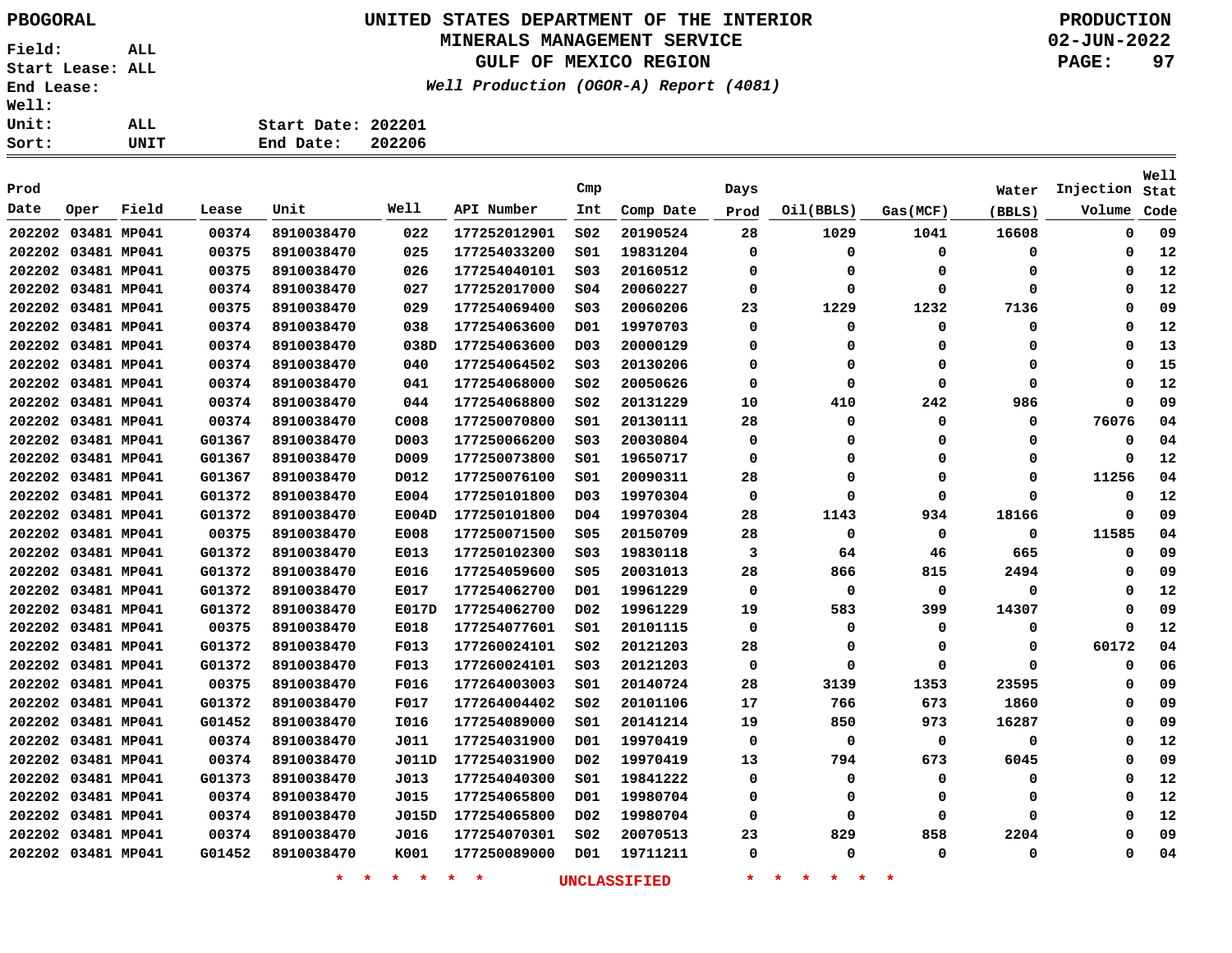PBOGORAL

# UNITED STATES DEPARTMENT OF THE INTERIOR
## MINERALS MANAGEMENT SERVICE
## GULF OF MEXICO REGION
### *Well Production (OGOR-A) Report (4081)*

PRODUCTION
02-JUN-2022

Field: ALL
Start Lease: ALL
End Lease:
Well:
Unit: ALL
Sort: UNIT

Start Date: 202201
End Date: 202206

| Prod Date | Oper | Field | Lease | Unit | Well | API Number | Cmp Int | Comp Date | Days Prod | Oil(BBLS) | Gas(MCF) | Water (BBLS) | Injection Volume | Well Stat Code |
|---|---|---|---|---|---|---|---|---|---|---|---|---|---|---|
| 202202 | 03481 | MP041 | 00374 | 8910038470 | 022 | 177252012901 | S02 | 20190524 | 28 | 1029 | 1041 | 16608 | 0 | 09 |
| 202202 | 03481 | MP041 | 00375 | 8910038470 | 025 | 177254033200 | S01 | 19831204 | 0 | 0 | 0 | 0 | 0 | 12 |
| 202202 | 03481 | MP041 | 00375 | 8910038470 | 026 | 177254040101 | S03 | 20160512 | 0 | 0 | 0 | 0 | 0 | 12 |
| 202202 | 03481 | MP041 | 00374 | 8910038470 | 027 | 177252017000 | S04 | 20060227 | 0 | 0 | 0 | 0 | 0 | 12 |
| 202202 | 03481 | MP041 | 00375 | 8910038470 | 029 | 177254069400 | S03 | 20060206 | 23 | 1229 | 1232 | 7136 | 0 | 09 |
| 202202 | 03481 | MP041 | 00374 | 8910038470 | 038 | 177254063600 | D01 | 19970703 | 0 | 0 | 0 | 0 | 0 | 12 |
| 202202 | 03481 | MP041 | 00374 | 8910038470 | 038D | 177254063600 | D03 | 20000129 | 0 | 0 | 0 | 0 | 0 | 13 |
| 202202 | 03481 | MP041 | 00374 | 8910038470 | 040 | 177254064502 | S03 | 20130206 | 0 | 0 | 0 | 0 | 0 | 15 |
| 202202 | 03481 | MP041 | 00374 | 8910038470 | 041 | 177254068000 | S02 | 20050626 | 0 | 0 | 0 | 0 | 0 | 12 |
| 202202 | 03481 | MP041 | 00374 | 8910038470 | 044 | 177254068800 | S02 | 20131229 | 10 | 410 | 242 | 986 | 0 | 09 |
| 202202 | 03481 | MP041 | 00374 | 8910038470 | C008 | 177250070800 | S01 | 20130111 | 28 | 0 | 0 | 0 | 76076 | 04 |
| 202202 | 03481 | MP041 | G01367 | 8910038470 | D003 | 177250066200 | S03 | 20030804 | 0 | 0 | 0 | 0 | 0 | 04 |
| 202202 | 03481 | MP041 | G01367 | 8910038470 | D009 | 177250073800 | S01 | 19650717 | 0 | 0 | 0 | 0 | 0 | 12 |
| 202202 | 03481 | MP041 | G01367 | 8910038470 | D012 | 177250076100 | S01 | 20090311 | 28 | 0 | 0 | 0 | 11256 | 04 |
| 202202 | 03481 | MP041 | G01372 | 8910038470 | E004 | 177250101800 | D03 | 19970304 | 0 | 0 | 0 | 0 | 0 | 12 |
| 202202 | 03481 | MP041 | G01372 | 8910038470 | E004D | 177250101800 | D04 | 19970304 | 28 | 1143 | 934 | 18166 | 0 | 09 |
| 202202 | 03481 | MP041 | 00375 | 8910038470 | E008 | 177250071500 | S05 | 20150709 | 28 | 0 | 0 | 0 | 11585 | 04 |
| 202202 | 03481 | MP041 | G01372 | 8910038470 | E013 | 177250102300 | S03 | 19830118 | 3 | 64 | 46 | 665 | 0 | 09 |
| 202202 | 03481 | MP041 | G01372 | 8910038470 | E016 | 177254059600 | S05 | 20031013 | 28 | 866 | 815 | 2494 | 0 | 09 |
| 202202 | 03481 | MP041 | G01372 | 8910038470 | E017 | 177254062700 | D01 | 19961229 | 0 | 0 | 0 | 0 | 0 | 12 |
| 202202 | 03481 | MP041 | G01372 | 8910038470 | E017D | 177254062700 | D02 | 19961229 | 19 | 583 | 399 | 14307 | 0 | 09 |
| 202202 | 03481 | MP041 | 00375 | 8910038470 | E018 | 177254077601 | S01 | 20101115 | 0 | 0 | 0 | 0 | 0 | 12 |
| 202202 | 03481 | MP041 | G01372 | 8910038470 | F013 | 177260024101 | S02 | 20121203 | 28 | 0 | 0 | 0 | 60172 | 04 |
| 202202 | 03481 | MP041 | G01372 | 8910038470 | F013 | 177260024101 | S03 | 20121203 | 0 | 0 | 0 | 0 | 0 | 06 |
| 202202 | 03481 | MP041 | 00375 | 8910038470 | F016 | 177264003003 | S01 | 20140724 | 28 | 3139 | 1353 | 23595 | 0 | 09 |
| 202202 | 03481 | MP041 | G01372 | 8910038470 | F017 | 177264004402 | S02 | 20101106 | 17 | 766 | 673 | 1860 | 0 | 09 |
| 202202 | 03481 | MP041 | G01452 | 8910038470 | I016 | 177254089000 | S01 | 20141214 | 19 | 850 | 973 | 16287 | 0 | 09 |
| 202202 | 03481 | MP041 | 00374 | 8910038470 | J011 | 177254031900 | D01 | 19970419 | 0 | 0 | 0 | 0 | 0 | 12 |
| 202202 | 03481 | MP041 | 00374 | 8910038470 | J011D | 177254031900 | D02 | 19970419 | 13 | 794 | 673 | 6045 | 0 | 09 |
| 202202 | 03481 | MP041 | G01373 | 8910038470 | J013 | 177254040300 | S01 | 19841222 | 0 | 0 | 0 | 0 | 0 | 12 |
| 202202 | 03481 | MP041 | 00374 | 8910038470 | J015 | 177254065800 | D01 | 19980704 | 0 | 0 | 0 | 0 | 0 | 12 |
| 202202 | 03481 | MP041 | 00374 | 8910038470 | J015D | 177254065800 | D02 | 19980704 | 0 | 0 | 0 | 0 | 0 | 12 |
| 202202 | 03481 | MP041 | 00374 | 8910038470 | J016 | 177254070301 | S02 | 20070513 | 23 | 829 | 858 | 2204 | 0 | 09 |
| 202202 | 03481 | MP041 | G01452 | 8910038470 | K001 | 177250089000 | D01 | 19711211 | 0 | 0 | 0 | 0 | 0 | 04 |

* * * * * * UNCLASSIFIED * * * * * *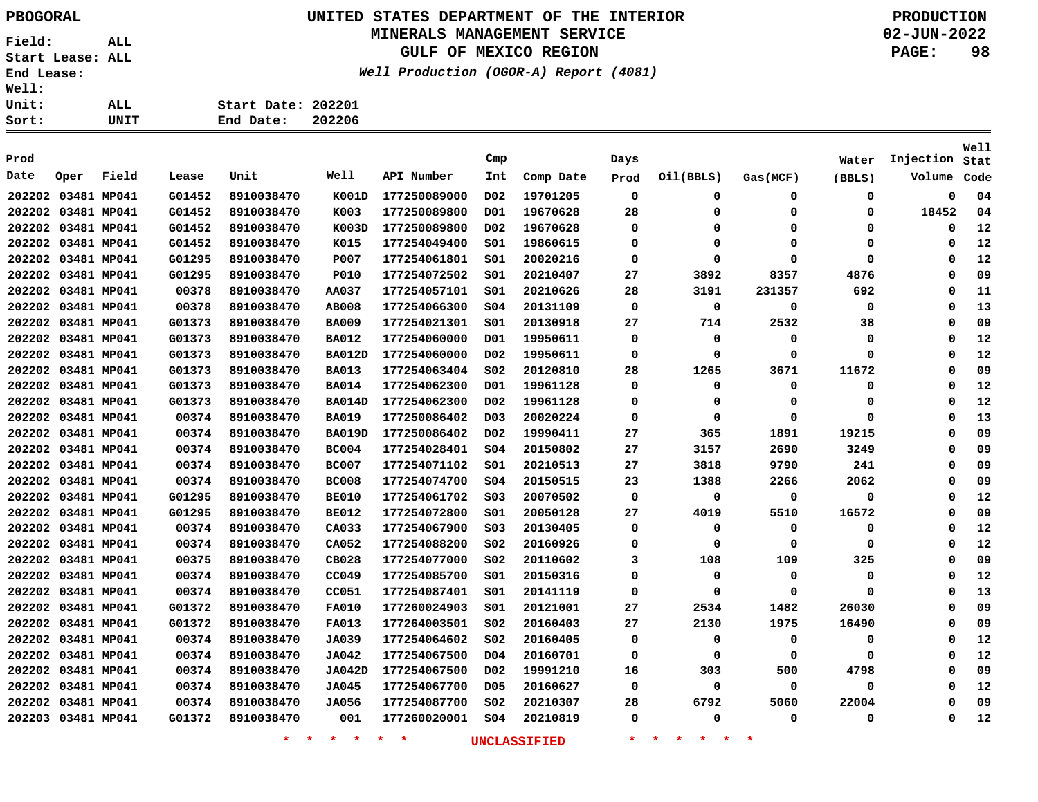PBOGORAL

# UNITED STATES DEPARTMENT OF THE INTERIOR
## MINERALS MANAGEMENT SERVICE
## GULF OF MEXICO REGION

*Well Production (OGOR-A) Report (4081)*

PRODUCTION
02-JUN-2022

Field: ALL
Start Lease: ALL
End Lease:
Well:
Unit: ALL
Sort: UNIT

Start Date: 202201
End Date: 202206

| Prod Date | Oper | Field | Lease | Unit | Well | API Number | Cmp Int | Comp Date | Days Prod | Oil(BBLS) | Gas(MCF) | Water (BBLS) | Injection Volume | Well Stat Code |
|---|---|---|---|---|---|---|---|---|---|---|---|---|---|---|
| 202202 | 03481 | MP041 | G01452 | 8910038470 | K001D | 177250089000 | D02 | 19701205 | 0 | 0 | 0 | 0 | 0 | 04 |
| 202202 | 03481 | MP041 | G01452 | 8910038470 | K003 | 177250089800 | D01 | 19670628 | 28 | 0 | 0 | 0 | 18452 | 04 |
| 202202 | 03481 | MP041 | G01452 | 8910038470 | K003D | 177250089800 | D02 | 19670628 | 0 | 0 | 0 | 0 | 0 | 12 |
| 202202 | 03481 | MP041 | G01452 | 8910038470 | K015 | 177254049400 | S01 | 19860615 | 0 | 0 | 0 | 0 | 0 | 12 |
| 202202 | 03481 | MP041 | G01295 | 8910038470 | P007 | 177254061801 | S01 | 20020216 | 0 | 0 | 0 | 0 | 0 | 12 |
| 202202 | 03481 | MP041 | G01295 | 8910038470 | P010 | 177254072502 | S01 | 20210407 | 27 | 3892 | 8357 | 4876 | 0 | 09 |
| 202202 | 03481 | MP041 | 00378 | 8910038470 | AA037 | 177254057101 | S01 | 20210626 | 28 | 3191 | 231357 | 692 | 0 | 11 |
| 202202 | 03481 | MP041 | 00378 | 8910038470 | AB008 | 177254066300 | S04 | 20131109 | 0 | 0 | 0 | 0 | 0 | 13 |
| 202202 | 03481 | MP041 | G01373 | 8910038470 | BA009 | 177254021301 | S01 | 20130918 | 27 | 714 | 2532 | 38 | 0 | 09 |
| 202202 | 03481 | MP041 | G01373 | 8910038470 | BA012 | 177254060000 | D01 | 19950611 | 0 | 0 | 0 | 0 | 0 | 12 |
| 202202 | 03481 | MP041 | G01373 | 8910038470 | BA012D | 177254060000 | D02 | 19950611 | 0 | 0 | 0 | 0 | 0 | 12 |
| 202202 | 03481 | MP041 | G01373 | 8910038470 | BA013 | 177254063404 | S02 | 20120810 | 28 | 1265 | 3671 | 11672 | 0 | 09 |
| 202202 | 03481 | MP041 | G01373 | 8910038470 | BA014 | 177254062300 | D01 | 19961128 | 0 | 0 | 0 | 0 | 0 | 12 |
| 202202 | 03481 | MP041 | G01373 | 8910038470 | BA014D | 177254062300 | D02 | 19961128 | 0 | 0 | 0 | 0 | 0 | 12 |
| 202202 | 03481 | MP041 | 00374 | 8910038470 | BA019 | 177250086402 | D03 | 20020224 | 0 | 0 | 0 | 0 | 0 | 13 |
| 202202 | 03481 | MP041 | 00374 | 8910038470 | BA019D | 177250086402 | D02 | 19990411 | 27 | 365 | 1891 | 19215 | 0 | 09 |
| 202202 | 03481 | MP041 | 00374 | 8910038470 | BC004 | 177254028401 | S04 | 20150802 | 27 | 3157 | 2690 | 3249 | 0 | 09 |
| 202202 | 03481 | MP041 | 00374 | 8910038470 | BC007 | 177254071102 | S01 | 20210513 | 27 | 3818 | 9790 | 241 | 0 | 09 |
| 202202 | 03481 | MP041 | 00374 | 8910038470 | BC008 | 177254074700 | S04 | 20150515 | 23 | 1388 | 2266 | 2062 | 0 | 09 |
| 202202 | 03481 | MP041 | G01295 | 8910038470 | BE010 | 177254061702 | S03 | 20070502 | 0 | 0 | 0 | 0 | 0 | 12 |
| 202202 | 03481 | MP041 | G01295 | 8910038470 | BE012 | 177254072800 | S01 | 20050128 | 27 | 4019 | 5510 | 16572 | 0 | 09 |
| 202202 | 03481 | MP041 | 00374 | 8910038470 | CA033 | 177254067900 | S03 | 20130405 | 0 | 0 | 0 | 0 | 0 | 12 |
| 202202 | 03481 | MP041 | 00374 | 8910038470 | CA052 | 177254088200 | S02 | 20160926 | 0 | 0 | 0 | 0 | 0 | 12 |
| 202202 | 03481 | MP041 | 00375 | 8910038470 | CB028 | 177254077000 | S02 | 20110602 | 3 | 108 | 109 | 325 | 0 | 09 |
| 202202 | 03481 | MP041 | 00374 | 8910038470 | CC049 | 177254085700 | S01 | 20150316 | 0 | 0 | 0 | 0 | 0 | 12 |
| 202202 | 03481 | MP041 | 00374 | 8910038470 | CC051 | 177254087401 | S01 | 20141119 | 0 | 0 | 0 | 0 | 0 | 13 |
| 202202 | 03481 | MP041 | G01372 | 8910038470 | FA010 | 177260024903 | S01 | 20121001 | 27 | 2534 | 1482 | 26030 | 0 | 09 |
| 202202 | 03481 | MP041 | G01372 | 8910038470 | FA013 | 177264003501 | S02 | 20160403 | 27 | 2130 | 1975 | 16490 | 0 | 09 |
| 202202 | 03481 | MP041 | 00374 | 8910038470 | JA039 | 177254064602 | S02 | 20160405 | 0 | 0 | 0 | 0 | 0 | 12 |
| 202202 | 03481 | MP041 | 00374 | 8910038470 | JA042 | 177254067500 | D04 | 20160701 | 0 | 0 | 0 | 0 | 0 | 12 |
| 202202 | 03481 | MP041 | 00374 | 8910038470 | JA042D | 177254067500 | D02 | 19991210 | 16 | 303 | 500 | 4798 | 0 | 09 |
| 202202 | 03481 | MP041 | 00374 | 8910038470 | JA045 | 177254067700 | D05 | 20160627 | 0 | 0 | 0 | 0 | 0 | 12 |
| 202202 | 03481 | MP041 | 00374 | 8910038470 | JA056 | 177254087700 | S02 | 20210307 | 28 | 6792 | 5060 | 22004 | 0 | 09 |
| 202203 | 03481 | MP041 | G01372 | 8910038470 | 001 | 177260020001 | S04 | 20210819 | 0 | 0 | 0 | 0 | 0 | 12 |

* * * * * * UNCLASSIFIED * * * * * *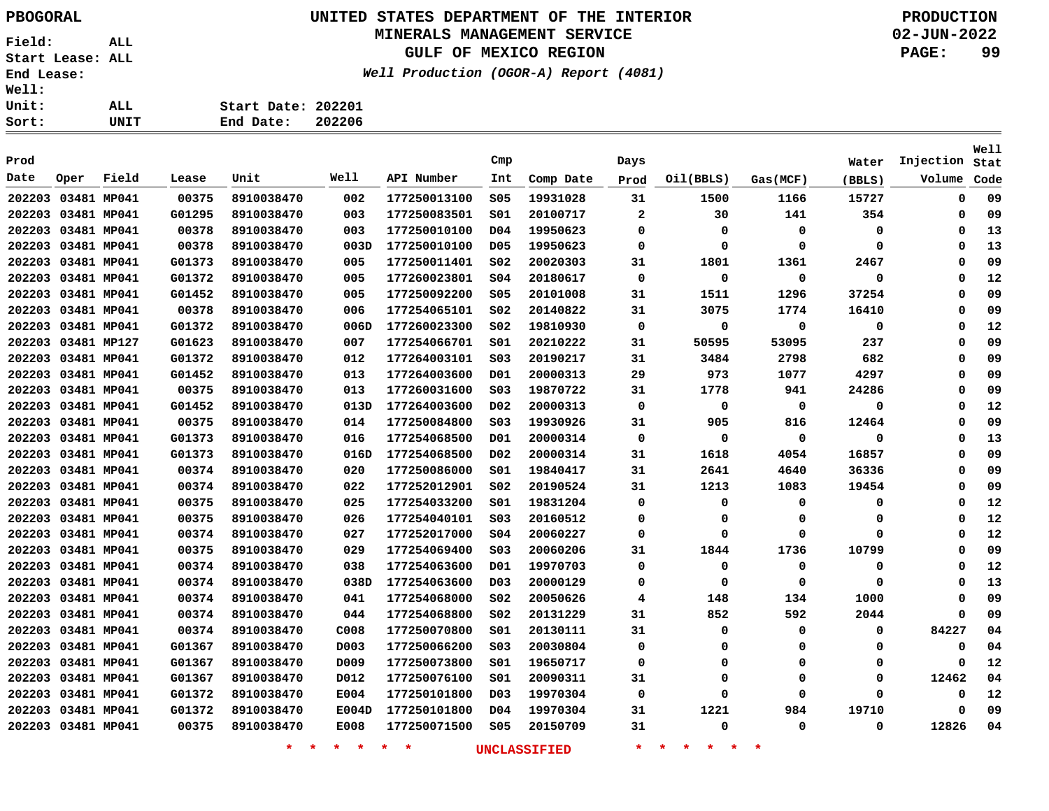PBOGORAL

# UNITED STATES DEPARTMENT OF THE INTERIOR
## MINERALS MANAGEMENT SERVICE
## GULF OF MEXICO REGION

*Well Production (OGOR-A) Report (4081)*

PRODUCTION
02-JUN-2022

Field: ALL
Start Lease: ALL
End Lease:
Well:
Unit: ALL
Sort: UNIT

Start Date: 202201
End Date: 202206

| Prod Date | Oper | Field | Lease | Unit | Well | API Number | Cmp Int | Comp Date | Days Prod | Oil(BBLS) | Gas(MCF) | Water (BBLS) | Injection Volume | Well Stat Code |
|---|---|---|---|---|---|---|---|---|---|---|---|---|---|---|
| 202203 | 03481 | MP041 | 00375 | 8910038470 | 002 | 177250013100 | S05 | 19931028 | 31 | 1500 | 1166 | 15727 | 0 | 09 |
| 202203 | 03481 | MP041 | G01295 | 8910038470 | 003 | 177250083501 | S01 | 20100717 | 2 | 30 | 141 | 354 | 0 | 09 |
| 202203 | 03481 | MP041 | 00378 | 8910038470 | 003 | 177250010100 | D04 | 19950623 | 0 | 0 | 0 | 0 | 0 | 13 |
| 202203 | 03481 | MP041 | 00378 | 8910038470 | 003D | 177250010100 | D05 | 19950623 | 0 | 0 | 0 | 0 | 0 | 13 |
| 202203 | 03481 | MP041 | G01373 | 8910038470 | 005 | 177250011401 | S02 | 20020303 | 31 | 1801 | 1361 | 2467 | 0 | 09 |
| 202203 | 03481 | MP041 | G01372 | 8910038470 | 005 | 177260023801 | S04 | 20180617 | 0 | 0 | 0 | 0 | 0 | 12 |
| 202203 | 03481 | MP041 | G01452 | 8910038470 | 005 | 177250092200 | S05 | 20101008 | 31 | 1511 | 1296 | 37254 | 0 | 09 |
| 202203 | 03481 | MP041 | 00378 | 8910038470 | 006 | 177254065101 | S02 | 20140822 | 31 | 3075 | 1774 | 16410 | 0 | 09 |
| 202203 | 03481 | MP041 | G01372 | 8910038470 | 006D | 177260023300 | S02 | 19810930 | 0 | 0 | 0 | 0 | 0 | 12 |
| 202203 | 03481 | MP127 | G01623 | 8910038470 | 007 | 177254066701 | S01 | 20210222 | 31 | 50595 | 53095 | 237 | 0 | 09 |
| 202203 | 03481 | MP041 | G01372 | 8910038470 | 012 | 177264003101 | S03 | 20190217 | 31 | 3484 | 2798 | 682 | 0 | 09 |
| 202203 | 03481 | MP041 | G01452 | 8910038470 | 013 | 177264003600 | D01 | 20000313 | 29 | 973 | 1077 | 4297 | 0 | 09 |
| 202203 | 03481 | MP041 | 00375 | 8910038470 | 013 | 177260031600 | S03 | 19870722 | 31 | 1778 | 941 | 24286 | 0 | 09 |
| 202203 | 03481 | MP041 | G01452 | 8910038470 | 013D | 177264003600 | D02 | 20000313 | 0 | 0 | 0 | 0 | 0 | 12 |
| 202203 | 03481 | MP041 | 00375 | 8910038470 | 014 | 177250084800 | S03 | 19930926 | 31 | 905 | 816 | 12464 | 0 | 09 |
| 202203 | 03481 | MP041 | G01373 | 8910038470 | 016 | 177254068500 | D01 | 20000314 | 0 | 0 | 0 | 0 | 0 | 13 |
| 202203 | 03481 | MP041 | G01373 | 8910038470 | 016D | 177254068500 | D02 | 20000314 | 31 | 1618 | 4054 | 16857 | 0 | 09 |
| 202203 | 03481 | MP041 | 00374 | 8910038470 | 020 | 177250086000 | S01 | 19840417 | 31 | 2641 | 4640 | 36336 | 0 | 09 |
| 202203 | 03481 | MP041 | 00374 | 8910038470 | 022 | 177252012901 | S02 | 20190524 | 31 | 1213 | 1083 | 19454 | 0 | 09 |
| 202203 | 03481 | MP041 | 00375 | 8910038470 | 025 | 177254033200 | S01 | 19831204 | 0 | 0 | 0 | 0 | 0 | 12 |
| 202203 | 03481 | MP041 | 00375 | 8910038470 | 026 | 177254040101 | S03 | 20160512 | 0 | 0 | 0 | 0 | 0 | 12 |
| 202203 | 03481 | MP041 | 00374 | 8910038470 | 027 | 177252017000 | S04 | 20060227 | 0 | 0 | 0 | 0 | 0 | 12 |
| 202203 | 03481 | MP041 | 00375 | 8910038470 | 029 | 177254069400 | S03 | 20060206 | 31 | 1844 | 1736 | 10799 | 0 | 09 |
| 202203 | 03481 | MP041 | 00374 | 8910038470 | 038 | 177254063600 | D01 | 19970703 | 0 | 0 | 0 | 0 | 0 | 12 |
| 202203 | 03481 | MP041 | 00374 | 8910038470 | 038D | 177254063600 | D03 | 20000129 | 0 | 0 | 0 | 0 | 0 | 13 |
| 202203 | 03481 | MP041 | 00374 | 8910038470 | 041 | 177254068000 | S02 | 20050626 | 4 | 148 | 134 | 1000 | 0 | 09 |
| 202203 | 03481 | MP041 | 00374 | 8910038470 | 044 | 177254068800 | S02 | 20131229 | 31 | 852 | 592 | 2044 | 0 | 09 |
| 202203 | 03481 | MP041 | 00374 | 8910038470 | C008 | 177250070800 | S01 | 20130111 | 31 | 0 | 0 | 0 | 84227 | 04 |
| 202203 | 03481 | MP041 | G01367 | 8910038470 | D003 | 177250066200 | S03 | 20030804 | 0 | 0 | 0 | 0 | 0 | 04 |
| 202203 | 03481 | MP041 | G01367 | 8910038470 | D009 | 177250073800 | S01 | 19650717 | 0 | 0 | 0 | 0 | 0 | 12 |
| 202203 | 03481 | MP041 | G01367 | 8910038470 | D012 | 177250076100 | S01 | 20090311 | 31 | 0 | 0 | 0 | 12462 | 04 |
| 202203 | 03481 | MP041 | G01372 | 8910038470 | E004 | 177250101800 | D03 | 19970304 | 0 | 0 | 0 | 0 | 0 | 12 |
| 202203 | 03481 | MP041 | G01372 | 8910038470 | E004D | 177250101800 | D04 | 19970304 | 31 | 1221 | 984 | 19710 | 0 | 09 |
| 202203 | 03481 | MP041 | 00375 | 8910038470 | E008 | 177250071500 | S05 | 20150709 | 31 | 0 | 0 | 0 | 12826 | 04 |

\* \* \* \* \* \* UNCLASSIFIED \* \* \* \* \* \*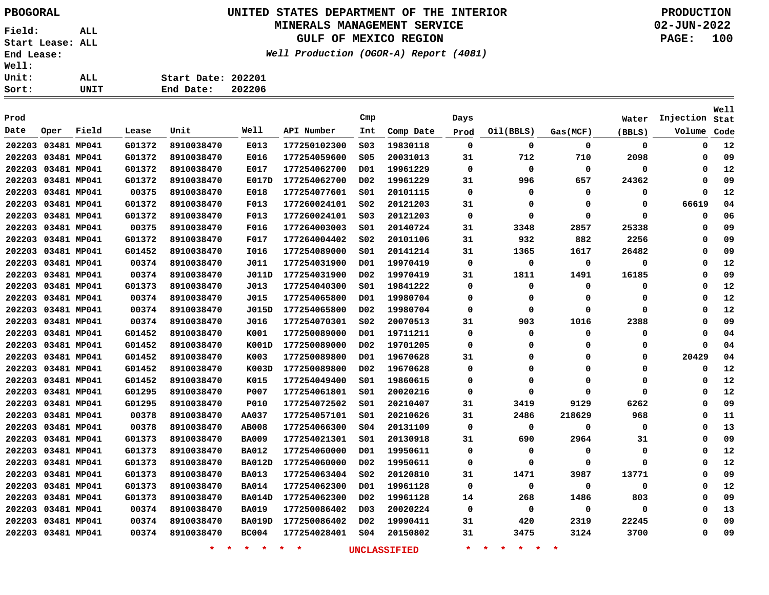PBOGORAL

# UNITED STATES DEPARTMENT OF THE INTERIOR
## MINERALS MANAGEMENT SERVICE
## GULF OF MEXICO REGION

*Well Production (OGOR-A) Report (4081)*

PRODUCTION
02-JUN-2022

Field: ALL
Start Lease: ALL
End Lease:
Well:
Unit: ALL
Sort: UNIT

Start Date: 202201
End Date: 202206

| Prod Date | Oper | Field | Lease | Unit | Well | API Number | Cmp Int | Comp Date | Days Prod | Oil(BBLS) | Gas(MCF) | Water (BBLS) | Injection Volume | Well Stat Code |
|---|---|---|---|---|---|---|---|---|---|---|---|---|---|---|
| 202203 | 03481 | MP041 | G01372 | 8910038470 | E013 | 177250102300 | S03 | 19830118 | 0 | 0 | 0 | 0 | 0 | 12 |
| 202203 | 03481 | MP041 | G01372 | 8910038470 | E016 | 177254059600 | S05 | 20031013 | 31 | 712 | 710 | 2098 | 0 | 09 |
| 202203 | 03481 | MP041 | G01372 | 8910038470 | E017 | 177254062700 | D01 | 19961229 | 0 | 0 | 0 | 0 | 0 | 12 |
| 202203 | 03481 | MP041 | G01372 | 8910038470 | E017D | 177254062700 | D02 | 19961229 | 31 | 996 | 657 | 24362 | 0 | 09 |
| 202203 | 03481 | MP041 | 00375 | 8910038470 | E018 | 177254077601 | S01 | 20101115 | 0 | 0 | 0 | 0 | 0 | 12 |
| 202203 | 03481 | MP041 | G01372 | 8910038470 | F013 | 177260024101 | S02 | 20121203 | 31 | 0 | 0 | 0 | 66619 | 04 |
| 202203 | 03481 | MP041 | G01372 | 8910038470 | F013 | 177260024101 | S03 | 20121203 | 0 | 0 | 0 | 0 | 0 | 06 |
| 202203 | 03481 | MP041 | 00375 | 8910038470 | F016 | 177264003003 | S01 | 20140724 | 31 | 3348 | 2857 | 25338 | 0 | 09 |
| 202203 | 03481 | MP041 | G01372 | 8910038470 | F017 | 177264004402 | S02 | 20101106 | 31 | 932 | 882 | 2256 | 0 | 09 |
| 202203 | 03481 | MP041 | G01452 | 8910038470 | I016 | 177254089000 | S01 | 20141214 | 31 | 1365 | 1617 | 26482 | 0 | 09 |
| 202203 | 03481 | MP041 | 00374 | 8910038470 | J011 | 177254031900 | D01 | 19970419 | 0 | 0 | 0 | 0 | 0 | 12 |
| 202203 | 03481 | MP041 | 00374 | 8910038470 | J011D | 177254031900 | D02 | 19970419 | 31 | 1811 | 1491 | 16185 | 0 | 09 |
| 202203 | 03481 | MP041 | G01373 | 8910038470 | J013 | 177254040300 | S01 | 19841222 | 0 | 0 | 0 | 0 | 0 | 12 |
| 202203 | 03481 | MP041 | 00374 | 8910038470 | J015 | 177254065800 | D01 | 19980704 | 0 | 0 | 0 | 0 | 0 | 12 |
| 202203 | 03481 | MP041 | 00374 | 8910038470 | J015D | 177254065800 | D02 | 19980704 | 0 | 0 | 0 | 0 | 0 | 12 |
| 202203 | 03481 | MP041 | 00374 | 8910038470 | J016 | 177254070301 | S02 | 20070513 | 31 | 903 | 1016 | 2388 | 0 | 09 |
| 202203 | 03481 | MP041 | G01452 | 8910038470 | K001 | 177250089000 | D01 | 19711211 | 0 | 0 | 0 | 0 | 0 | 04 |
| 202203 | 03481 | MP041 | G01452 | 8910038470 | K001D | 177250089000 | D02 | 19701205 | 0 | 0 | 0 | 0 | 0 | 04 |
| 202203 | 03481 | MP041 | G01452 | 8910038470 | K003 | 177250089800 | D01 | 19670628 | 31 | 0 | 0 | 0 | 20429 | 04 |
| 202203 | 03481 | MP041 | G01452 | 8910038470 | K003D | 177250089800 | D02 | 19670628 | 0 | 0 | 0 | 0 | 0 | 12 |
| 202203 | 03481 | MP041 | G01452 | 8910038470 | K015 | 177254049400 | S01 | 19860615 | 0 | 0 | 0 | 0 | 0 | 12 |
| 202203 | 03481 | MP041 | G01295 | 8910038470 | P007 | 177254061801 | S01 | 20020216 | 0 | 0 | 0 | 0 | 0 | 12 |
| 202203 | 03481 | MP041 | G01295 | 8910038470 | P010 | 177254072502 | S01 | 20210407 | 31 | 3419 | 9129 | 6262 | 0 | 09 |
| 202203 | 03481 | MP041 | 00378 | 8910038470 | AA037 | 177254057101 | S01 | 20210626 | 31 | 2486 | 218629 | 968 | 0 | 11 |
| 202203 | 03481 | MP041 | 00378 | 8910038470 | AB008 | 177254066300 | S04 | 20131109 | 0 | 0 | 0 | 0 | 0 | 13 |
| 202203 | 03481 | MP041 | G01373 | 8910038470 | BA009 | 177254021301 | S01 | 20130918 | 31 | 690 | 2964 | 31 | 0 | 09 |
| 202203 | 03481 | MP041 | G01373 | 8910038470 | BA012 | 177254060000 | D01 | 19950611 | 0 | 0 | 0 | 0 | 0 | 12 |
| 202203 | 03481 | MP041 | G01373 | 8910038470 | BA012D | 177254060000 | D02 | 19950611 | 0 | 0 | 0 | 0 | 0 | 12 |
| 202203 | 03481 | MP041 | G01373 | 8910038470 | BA013 | 177254063404 | S02 | 20120810 | 31 | 1471 | 3987 | 13771 | 0 | 09 |
| 202203 | 03481 | MP041 | G01373 | 8910038470 | BA014 | 177254062300 | D01 | 19961128 | 0 | 0 | 0 | 0 | 0 | 12 |
| 202203 | 03481 | MP041 | G01373 | 8910038470 | BA014D | 177254062300 | D02 | 19961128 | 14 | 268 | 1486 | 803 | 0 | 09 |
| 202203 | 03481 | MP041 | 00374 | 8910038470 | BA019 | 177250086402 | D03 | 20020224 | 0 | 0 | 0 | 0 | 0 | 13 |
| 202203 | 03481 | MP041 | 00374 | 8910038470 | BA019D | 177250086402 | D02 | 19990411 | 31 | 420 | 2319 | 22245 | 0 | 09 |
| 202203 | 03481 | MP041 | 00374 | 8910038470 | BC004 | 177254028401 | S04 | 20150802 | 31 | 3475 | 3124 | 3700 | 0 | 09 |

* * * * * * UNCLASSIFIED * * * * * *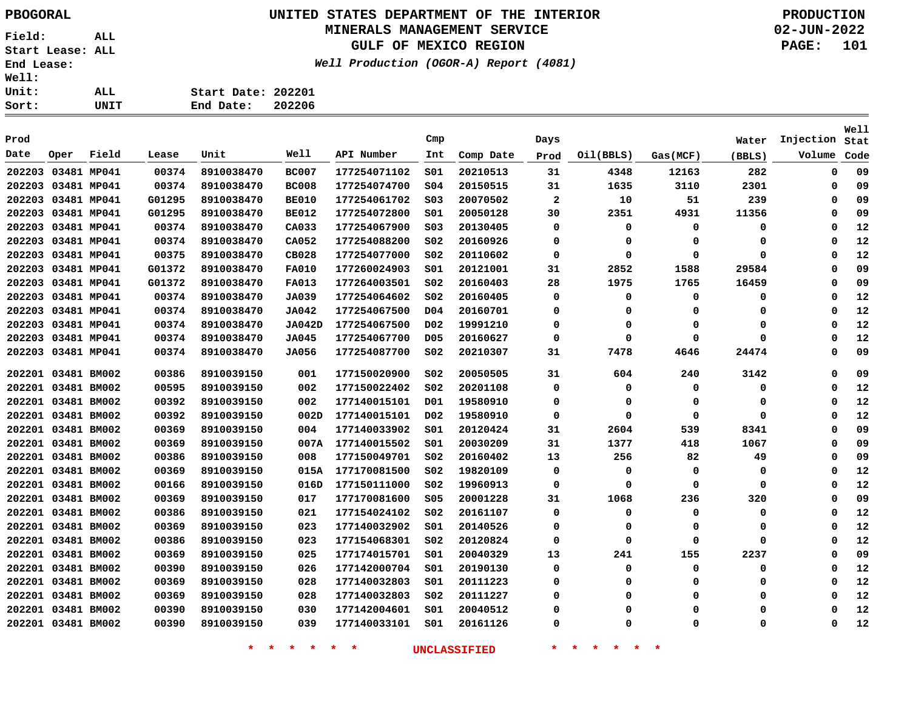PBOGORAL

Field: ALL
Start Lease: ALL
End Lease:
Well:
Unit: ALL
Sort: UNIT

# UNITED STATES DEPARTMENT OF THE INTERIOR
## MINERALS MANAGEMENT SERVICE
## GULF OF MEXICO REGION

*Well Production (OGOR-A) Report (4081)*

Start Date: 202201
End Date: 202206

PRODUCTION
02-JUN-2022

| Prod Date | Oper | Field | Lease | Unit | Well | API Number | Cmp Int | Comp Date | Days Prod | Oil(BBLS) | Gas(MCF) | Water (BBLS) | Injection Volume | Well Stat Code |
|---|---|---|---|---|---|---|---|---|---|---|---|---|---|---|
| 202203 | 03481 | MP041 | 00374 | 8910038470 | BC007 | 177254071102 | S01 | 20210513 | 31 | 4348 | 12163 | 282 | 0 | 09 |
| 202203 | 03481 | MP041 | 00374 | 8910038470 | BC008 | 177254074700 | S04 | 20150515 | 31 | 1635 | 3110 | 2301 | 0 | 09 |
| 202203 | 03481 | MP041 | G01295 | 8910038470 | BE010 | 177254061702 | S03 | 20070502 | 2 | 10 | 51 | 239 | 0 | 09 |
| 202203 | 03481 | MP041 | G01295 | 8910038470 | BE012 | 177254072800 | S01 | 20050128 | 30 | 2351 | 4931 | 11356 | 0 | 09 |
| 202203 | 03481 | MP041 | 00374 | 8910038470 | CA033 | 177254067900 | S03 | 20130405 | 0 | 0 | 0 | 0 | 0 | 12 |
| 202203 | 03481 | MP041 | 00374 | 8910038470 | CA052 | 177254088200 | S02 | 20160926 | 0 | 0 | 0 | 0 | 0 | 12 |
| 202203 | 03481 | MP041 | 00375 | 8910038470 | CB028 | 177254077000 | S02 | 20110602 | 0 | 0 | 0 | 0 | 0 | 12 |
| 202203 | 03481 | MP041 | G01372 | 8910038470 | FA010 | 177260024903 | S01 | 20121001 | 31 | 2852 | 1588 | 29584 | 0 | 09 |
| 202203 | 03481 | MP041 | G01372 | 8910038470 | FA013 | 177264003501 | S02 | 20160403 | 28 | 1975 | 1765 | 16459 | 0 | 09 |
| 202203 | 03481 | MP041 | 00374 | 8910038470 | JA039 | 177254064602 | S02 | 20160405 | 0 | 0 | 0 | 0 | 0 | 12 |
| 202203 | 03481 | MP041 | 00374 | 8910038470 | JA042 | 177254067500 | D04 | 20160701 | 0 | 0 | 0 | 0 | 0 | 12 |
| 202203 | 03481 | MP041 | 00374 | 8910038470 | JA042D | 177254067500 | D02 | 19991210 | 0 | 0 | 0 | 0 | 0 | 12 |
| 202203 | 03481 | MP041 | 00374 | 8910038470 | JA045 | 177254067700 | D05 | 20160627 | 0 | 0 | 0 | 0 | 0 | 12 |
| 202203 | 03481 | MP041 | 00374 | 8910038470 | JA056 | 177254087700 | S02 | 20210307 | 31 | 7478 | 4646 | 24474 | 0 | 09 |
| 202201 | 03481 | BM002 | 00386 | 8910039150 | 001 | 177150020900 | S02 | 20050505 | 31 | 604 | 240 | 3142 | 0 | 09 |
| 202201 | 03481 | BM002 | 00595 | 8910039150 | 002 | 177150022402 | S02 | 20201108 | 0 | 0 | 0 | 0 | 0 | 12 |
| 202201 | 03481 | BM002 | 00392 | 8910039150 | 002 | 177140015101 | D01 | 19580910 | 0 | 0 | 0 | 0 | 0 | 12 |
| 202201 | 03481 | BM002 | 00392 | 8910039150 | 002D | 177140015101 | D02 | 19580910 | 0 | 0 | 0 | 0 | 0 | 12 |
| 202201 | 03481 | BM002 | 00369 | 8910039150 | 004 | 177140033902 | S01 | 20120424 | 31 | 2604 | 539 | 8341 | 0 | 09 |
| 202201 | 03481 | BM002 | 00369 | 8910039150 | 007A | 177140015502 | S01 | 20030209 | 31 | 1377 | 418 | 1067 | 0 | 09 |
| 202201 | 03481 | BM002 | 00386 | 8910039150 | 008 | 177150049701 | S02 | 20160402 | 13 | 256 | 82 | 49 | 0 | 09 |
| 202201 | 03481 | BM002 | 00369 | 8910039150 | 015A | 177170081500 | S02 | 19820109 | 0 | 0 | 0 | 0 | 0 | 12 |
| 202201 | 03481 | BM002 | 00166 | 8910039150 | 016D | 177150111000 | S02 | 19960913 | 0 | 0 | 0 | 0 | 0 | 12 |
| 202201 | 03481 | BM002 | 00369 | 8910039150 | 017 | 177170081600 | S05 | 20001228 | 31 | 1068 | 236 | 320 | 0 | 09 |
| 202201 | 03481 | BM002 | 00386 | 8910039150 | 021 | 177154024102 | S02 | 20161107 | 0 | 0 | 0 | 0 | 0 | 12 |
| 202201 | 03481 | BM002 | 00369 | 8910039150 | 023 | 177140032902 | S01 | 20140526 | 0 | 0 | 0 | 0 | 0 | 12 |
| 202201 | 03481 | BM002 | 00386 | 8910039150 | 023 | 177154068301 | S02 | 20120824 | 0 | 0 | 0 | 0 | 0 | 12 |
| 202201 | 03481 | BM002 | 00369 | 8910039150 | 025 | 177174015701 | S01 | 20040329 | 13 | 241 | 155 | 2237 | 0 | 09 |
| 202201 | 03481 | BM002 | 00390 | 8910039150 | 026 | 177142000704 | S01 | 20190130 | 0 | 0 | 0 | 0 | 0 | 12 |
| 202201 | 03481 | BM002 | 00369 | 8910039150 | 028 | 177140032803 | S01 | 20111223 | 0 | 0 | 0 | 0 | 0 | 12 |
| 202201 | 03481 | BM002 | 00369 | 8910039150 | 028 | 177140032803 | S02 | 20111227 | 0 | 0 | 0 | 0 | 0 | 12 |
| 202201 | 03481 | BM002 | 00390 | 8910039150 | 030 | 177142004601 | S01 | 20040512 | 0 | 0 | 0 | 0 | 0 | 12 |
| 202201 | 03481 | BM002 | 00390 | 8910039150 | 039 | 177140033101 | S01 | 20161126 | 0 | 0 | 0 | 0 | 0 | 12 |

* * * * * * UNCLASSIFIED * * * * * *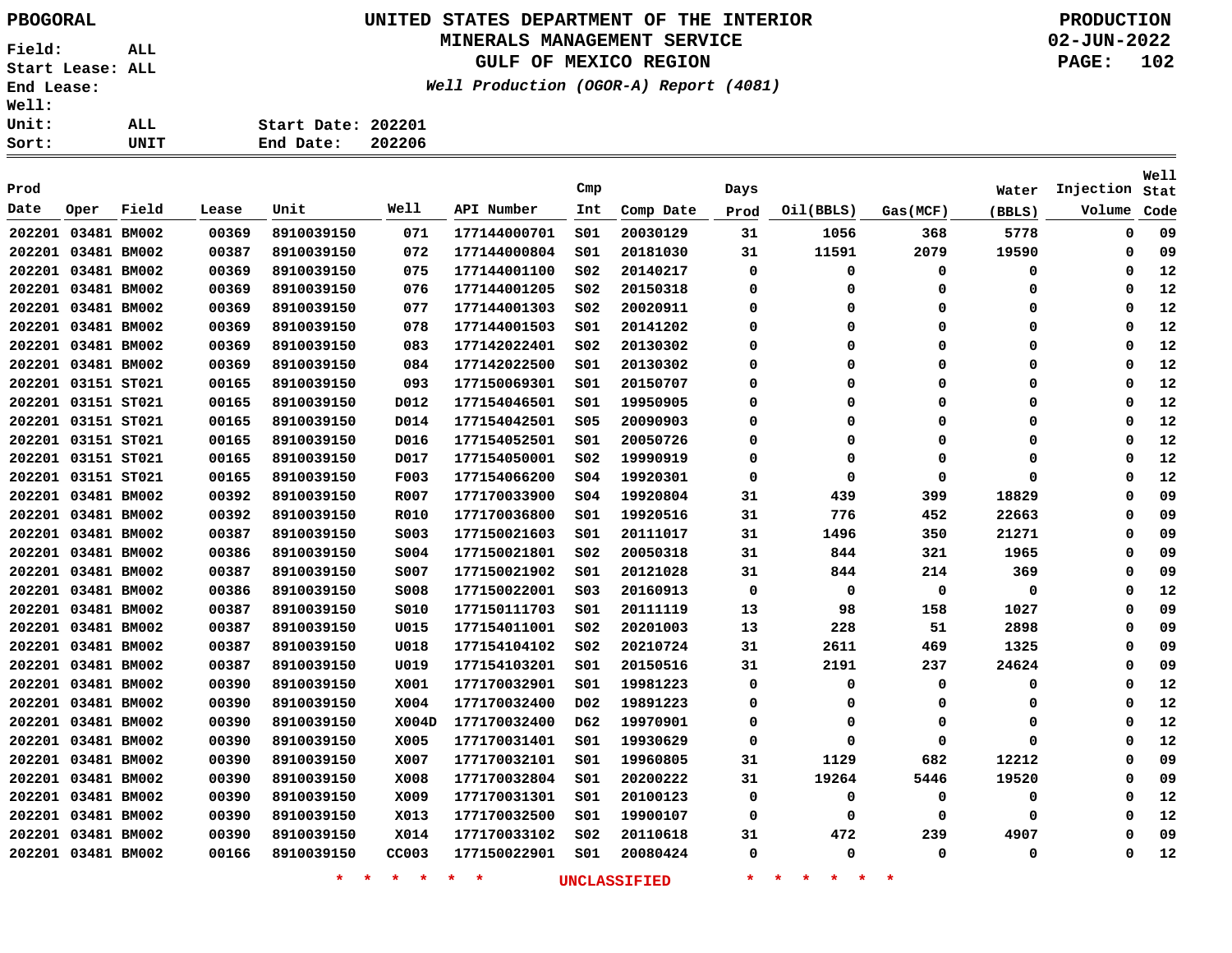PBOGORAL

# UNITED STATES DEPARTMENT OF THE INTERIOR
## MINERALS MANAGEMENT SERVICE
## GULF OF MEXICO REGION

*Well Production (OGOR-A) Report (4081)*

PRODUCTION
02-JUN-2022

Field: ALL
Start Lease: ALL
End Lease:
Well:
Unit: ALL
Sort: UNIT

Start Date: 202201
End Date: 202206

| Prod Date | Oper | Field | Lease | Unit | Well | API Number | Cmp Int | Comp Date | Days Prod | Oil(BBLS) | Gas(MCF) | Water (BBLS) | Injection Volume | Well Stat Code |
|---|---|---|---|---|---|---|---|---|---|---|---|---|---|---|
| 202201 | 03481 | BM002 | 00369 | 8910039150 | 071 | 177144000701 | S01 | 20030129 | 31 | 1056 | 368 | 5778 | 0 | 09 |
| 202201 | 03481 | BM002 | 00387 | 8910039150 | 072 | 177144000804 | S01 | 20181030 | 31 | 11591 | 2079 | 19590 | 0 | 09 |
| 202201 | 03481 | BM002 | 00369 | 8910039150 | 075 | 177144001100 | S02 | 20140217 | 0 | 0 | 0 | 0 | 0 | 12 |
| 202201 | 03481 | BM002 | 00369 | 8910039150 | 076 | 177144001205 | S02 | 20150318 | 0 | 0 | 0 | 0 | 0 | 12 |
| 202201 | 03481 | BM002 | 00369 | 8910039150 | 077 | 177144001303 | S02 | 20020911 | 0 | 0 | 0 | 0 | 0 | 12 |
| 202201 | 03481 | BM002 | 00369 | 8910039150 | 078 | 177144001503 | S01 | 20141202 | 0 | 0 | 0 | 0 | 0 | 12 |
| 202201 | 03481 | BM002 | 00369 | 8910039150 | 083 | 177142022401 | S02 | 20130302 | 0 | 0 | 0 | 0 | 0 | 12 |
| 202201 | 03481 | BM002 | 00369 | 8910039150 | 084 | 177142022500 | S01 | 20130302 | 0 | 0 | 0 | 0 | 0 | 12 |
| 202201 | 03151 | ST021 | 00165 | 8910039150 | 093 | 177150069301 | S01 | 20150707 | 0 | 0 | 0 | 0 | 0 | 12 |
| 202201 | 03151 | ST021 | 00165 | 8910039150 | D012 | 177154046501 | S01 | 19950905 | 0 | 0 | 0 | 0 | 0 | 12 |
| 202201 | 03151 | ST021 | 00165 | 8910039150 | D014 | 177154042501 | S05 | 20090903 | 0 | 0 | 0 | 0 | 0 | 12 |
| 202201 | 03151 | ST021 | 00165 | 8910039150 | D016 | 177154052501 | S01 | 20050726 | 0 | 0 | 0 | 0 | 0 | 12 |
| 202201 | 03151 | ST021 | 00165 | 8910039150 | D017 | 177154050001 | S02 | 19990919 | 0 | 0 | 0 | 0 | 0 | 12 |
| 202201 | 03151 | ST021 | 00165 | 8910039150 | F003 | 177154066200 | S04 | 19920301 | 0 | 0 | 0 | 0 | 0 | 12 |
| 202201 | 03481 | BM002 | 00392 | 8910039150 | R007 | 177170033900 | S04 | 19920804 | 31 | 439 | 399 | 18829 | 0 | 09 |
| 202201 | 03481 | BM002 | 00392 | 8910039150 | R010 | 177170036800 | S01 | 19920516 | 31 | 776 | 452 | 22663 | 0 | 09 |
| 202201 | 03481 | BM002 | 00387 | 8910039150 | S003 | 177150021603 | S01 | 20111017 | 31 | 1496 | 350 | 21271 | 0 | 09 |
| 202201 | 03481 | BM002 | 00386 | 8910039150 | S004 | 177150021801 | S02 | 20050318 | 31 | 844 | 321 | 1965 | 0 | 09 |
| 202201 | 03481 | BM002 | 00387 | 8910039150 | S007 | 177150021902 | S01 | 20121028 | 31 | 844 | 214 | 369 | 0 | 09 |
| 202201 | 03481 | BM002 | 00386 | 8910039150 | S008 | 177150022001 | S03 | 20160913 | 0 | 0 | 0 | 0 | 0 | 12 |
| 202201 | 03481 | BM002 | 00387 | 8910039150 | S010 | 177150111703 | S01 | 20111119 | 13 | 98 | 158 | 1027 | 0 | 09 |
| 202201 | 03481 | BM002 | 00387 | 8910039150 | U015 | 177154011001 | S02 | 20201003 | 13 | 228 | 51 | 2898 | 0 | 09 |
| 202201 | 03481 | BM002 | 00387 | 8910039150 | U018 | 177154104102 | S02 | 20210724 | 31 | 2611 | 469 | 1325 | 0 | 09 |
| 202201 | 03481 | BM002 | 00387 | 8910039150 | U019 | 177154103201 | S01 | 20150516 | 31 | 2191 | 237 | 24624 | 0 | 09 |
| 202201 | 03481 | BM002 | 00390 | 8910039150 | X001 | 177170032901 | S01 | 19981223 | 0 | 0 | 0 | 0 | 0 | 12 |
| 202201 | 03481 | BM002 | 00390 | 8910039150 | X004 | 177170032400 | D02 | 19891223 | 0 | 0 | 0 | 0 | 0 | 12 |
| 202201 | 03481 | BM002 | 00390 | 8910039150 | X004D | 177170032400 | D62 | 19970901 | 0 | 0 | 0 | 0 | 0 | 12 |
| 202201 | 03481 | BM002 | 00390 | 8910039150 | X005 | 177170031401 | S01 | 19930629 | 0 | 0 | 0 | 0 | 0 | 12 |
| 202201 | 03481 | BM002 | 00390 | 8910039150 | X007 | 177170032101 | S01 | 19960805 | 31 | 1129 | 682 | 12212 | 0 | 09 |
| 202201 | 03481 | BM002 | 00390 | 8910039150 | X008 | 177170032804 | S01 | 20200222 | 31 | 19264 | 5446 | 19520 | 0 | 09 |
| 202201 | 03481 | BM002 | 00390 | 8910039150 | X009 | 177170031301 | S01 | 20100123 | 0 | 0 | 0 | 0 | 0 | 12 |
| 202201 | 03481 | BM002 | 00390 | 8910039150 | X013 | 177170032500 | S01 | 19900107 | 0 | 0 | 0 | 0 | 0 | 12 |
| 202201 | 03481 | BM002 | 00390 | 8910039150 | X014 | 177170033102 | S02 | 20110618 | 31 | 472 | 239 | 4907 | 0 | 09 |
| 202201 | 03481 | BM002 | 00166 | 8910039150 | CC003 | 177150022901 | S01 | 20080424 | 0 | 0 | 0 | 0 | 0 | 12 |

* * * * * * UNCLASSIFIED * * * * * *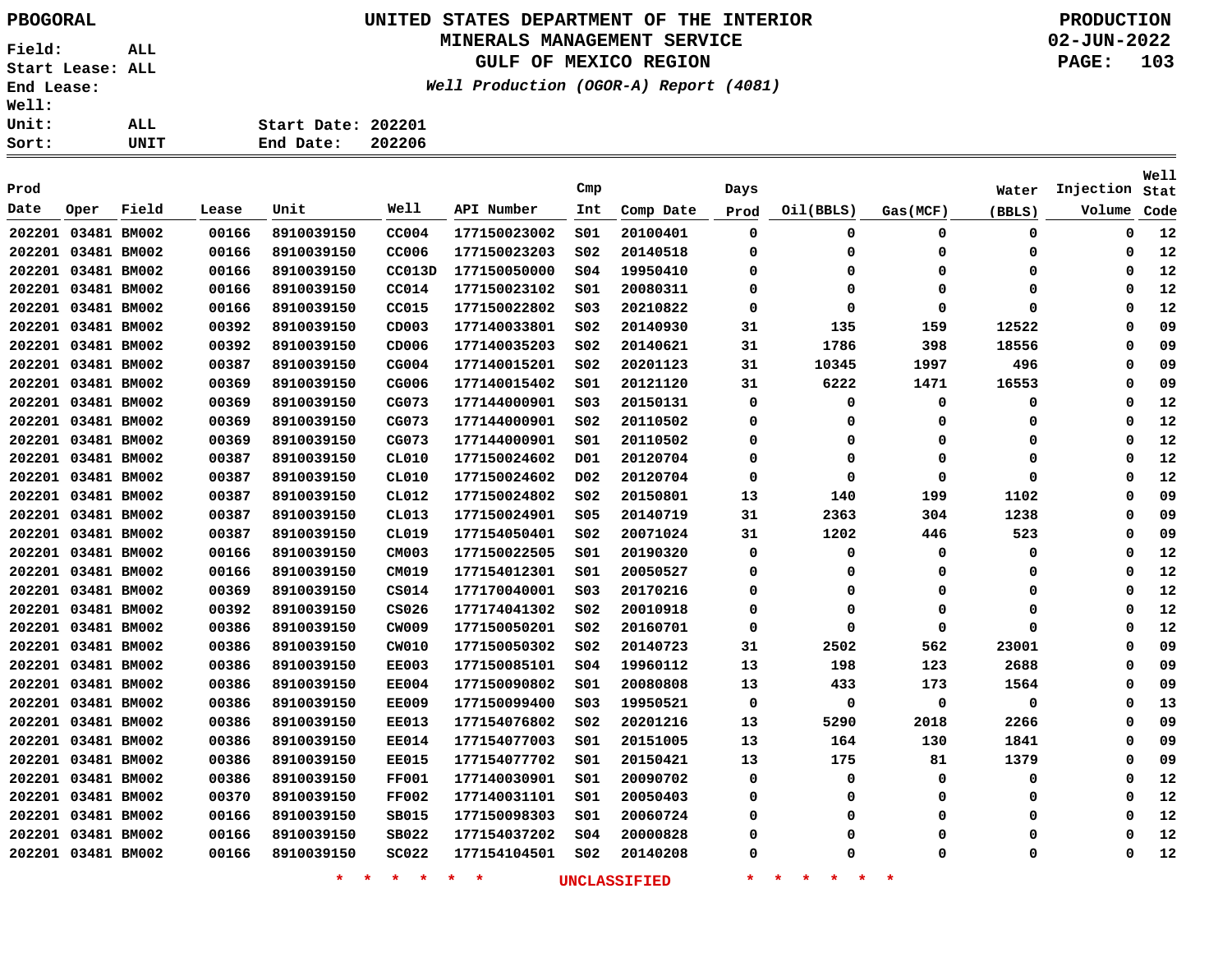PBOGORAL

# UNITED STATES DEPARTMENT OF THE INTERIOR
## MINERALS MANAGEMENT SERVICE
## GULF OF MEXICO REGION

*Well Production (OGOR-A) Report (4081)*

PRODUCTION
02-JUN-2022

Field: ALL
Start Lease: ALL
End Lease:
Well:
Unit: ALL
Sort: UNIT

Start Date: 202201
End Date: 202206

| Prod Date | Oper | Field | Lease | Unit | Well | API Number | Cmp Int | Comp Date | Days Prod | Oil(BBLS) | Gas(MCF) | Water (BBLS) | Injection Volume | Well Stat Code |
|---|---|---|---|---|---|---|---|---|---|---|---|---|---|---|
| 202201 | 03481 | BM002 | 00166 | 8910039150 | CC004 | 177150023002 | S01 | 20100401 | 0 | 0 | 0 | 0 | 0 | 12 |
| 202201 | 03481 | BM002 | 00166 | 8910039150 | CC006 | 177150023203 | S02 | 20140518 | 0 | 0 | 0 | 0 | 0 | 12 |
| 202201 | 03481 | BM002 | 00166 | 8910039150 | CC013D | 177150050000 | S04 | 19950410 | 0 | 0 | 0 | 0 | 0 | 12 |
| 202201 | 03481 | BM002 | 00166 | 8910039150 | CC014 | 177150023102 | S01 | 20080311 | 0 | 0 | 0 | 0 | 0 | 12 |
| 202201 | 03481 | BM002 | 00166 | 8910039150 | CC015 | 177150022802 | S03 | 20210822 | 0 | 0 | 0 | 0 | 0 | 12 |
| 202201 | 03481 | BM002 | 00392 | 8910039150 | CD003 | 177140033801 | S02 | 20140930 | 31 | 135 | 159 | 12522 | 0 | 09 |
| 202201 | 03481 | BM002 | 00392 | 8910039150 | CD006 | 177140035203 | S02 | 20140621 | 31 | 1786 | 398 | 18556 | 0 | 09 |
| 202201 | 03481 | BM002 | 00387 | 8910039150 | CG004 | 177140015201 | S02 | 20201123 | 31 | 10345 | 1997 | 496 | 0 | 09 |
| 202201 | 03481 | BM002 | 00369 | 8910039150 | CG006 | 177140015402 | S01 | 20121120 | 31 | 6222 | 1471 | 16553 | 0 | 09 |
| 202201 | 03481 | BM002 | 00369 | 8910039150 | CG073 | 177144000901 | S03 | 20150131 | 0 | 0 | 0 | 0 | 0 | 12 |
| 202201 | 03481 | BM002 | 00369 | 8910039150 | CG073 | 177144000901 | S02 | 20110502 | 0 | 0 | 0 | 0 | 0 | 12 |
| 202201 | 03481 | BM002 | 00369 | 8910039150 | CG073 | 177144000901 | S01 | 20110502 | 0 | 0 | 0 | 0 | 0 | 12 |
| 202201 | 03481 | BM002 | 00387 | 8910039150 | CL010 | 177150024602 | D01 | 20120704 | 0 | 0 | 0 | 0 | 0 | 12 |
| 202201 | 03481 | BM002 | 00387 | 8910039150 | CL010 | 177150024602 | D02 | 20120704 | 0 | 0 | 0 | 0 | 0 | 12 |
| 202201 | 03481 | BM002 | 00387 | 8910039150 | CL012 | 177150024802 | S02 | 20150801 | 13 | 140 | 199 | 1102 | 0 | 09 |
| 202201 | 03481 | BM002 | 00387 | 8910039150 | CL013 | 177150024901 | S05 | 20140719 | 31 | 2363 | 304 | 1238 | 0 | 09 |
| 202201 | 03481 | BM002 | 00387 | 8910039150 | CL019 | 177154050401 | S02 | 20071024 | 31 | 1202 | 446 | 523 | 0 | 09 |
| 202201 | 03481 | BM002 | 00166 | 8910039150 | CM003 | 177150022505 | S01 | 20190320 | 0 | 0 | 0 | 0 | 0 | 12 |
| 202201 | 03481 | BM002 | 00166 | 8910039150 | CM019 | 177154012301 | S01 | 20050527 | 0 | 0 | 0 | 0 | 0 | 12 |
| 202201 | 03481 | BM002 | 00369 | 8910039150 | CS014 | 177170040001 | S03 | 20170216 | 0 | 0 | 0 | 0 | 0 | 12 |
| 202201 | 03481 | BM002 | 00392 | 8910039150 | CS026 | 177174041302 | S02 | 20010918 | 0 | 0 | 0 | 0 | 0 | 12 |
| 202201 | 03481 | BM002 | 00386 | 8910039150 | CW009 | 177150050201 | S02 | 20160701 | 0 | 0 | 0 | 0 | 0 | 12 |
| 202201 | 03481 | BM002 | 00386 | 8910039150 | CW010 | 177150050302 | S02 | 20140723 | 31 | 2502 | 562 | 23001 | 0 | 09 |
| 202201 | 03481 | BM002 | 00386 | 8910039150 | EE003 | 177150085101 | S04 | 19960112 | 13 | 198 | 123 | 2688 | 0 | 09 |
| 202201 | 03481 | BM002 | 00386 | 8910039150 | EE004 | 177150090802 | S01 | 20080808 | 13 | 433 | 173 | 1564 | 0 | 09 |
| 202201 | 03481 | BM002 | 00386 | 8910039150 | EE009 | 177150099400 | S03 | 19950521 | 0 | 0 | 0 | 0 | 0 | 13 |
| 202201 | 03481 | BM002 | 00386 | 8910039150 | EE013 | 177154076802 | S02 | 20201216 | 13 | 5290 | 2018 | 2266 | 0 | 09 |
| 202201 | 03481 | BM002 | 00386 | 8910039150 | EE014 | 177154077003 | S01 | 20151005 | 13 | 164 | 130 | 1841 | 0 | 09 |
| 202201 | 03481 | BM002 | 00386 | 8910039150 | EE015 | 177154077702 | S01 | 20150421 | 13 | 175 | 81 | 1379 | 0 | 09 |
| 202201 | 03481 | BM002 | 00386 | 8910039150 | FF001 | 177140030901 | S01 | 20090702 | 0 | 0 | 0 | 0 | 0 | 12 |
| 202201 | 03481 | BM002 | 00370 | 8910039150 | FF002 | 177140031101 | S01 | 20050403 | 0 | 0 | 0 | 0 | 0 | 12 |
| 202201 | 03481 | BM002 | 00166 | 8910039150 | SB015 | 177150098303 | S01 | 20060724 | 0 | 0 | 0 | 0 | 0 | 12 |
| 202201 | 03481 | BM002 | 00166 | 8910039150 | SB022 | 177154037202 | S04 | 20000828 | 0 | 0 | 0 | 0 | 0 | 12 |
| 202201 | 03481 | BM002 | 00166 | 8910039150 | SC022 | 177154104501 | S02 | 20140208 | 0 | 0 | 0 | 0 | 0 | 12 |

* * * * * * UNCLASSIFIED * * * * * *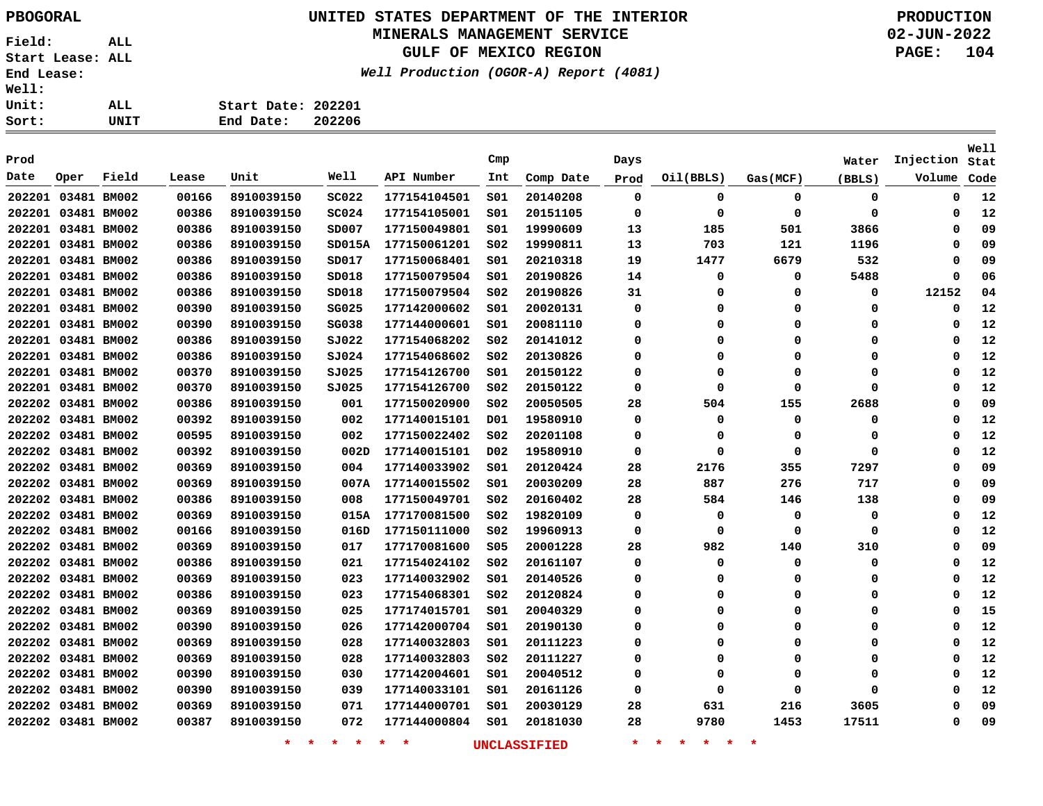PBOGORAL

# UNITED STATES DEPARTMENT OF THE INTERIOR
## MINERALS MANAGEMENT SERVICE
## GULF OF MEXICO REGION

*Well Production (OGOR-A) Report (4081)*

PRODUCTION
02-JUN-2022

Field: ALL
Start Lease: ALL
End Lease:
Well:
Unit: ALL
Sort: UNIT

Start Date: 202201
End Date: 202206

| Prod Date | Oper | Field | Lease | Unit | Well | API Number | Cmp Int | Comp Date | Days Prod | Oil(BBLS) | Gas(MCF) | Water (BBLS) | Injection Volume | Well Stat Code |
|---|---|---|---|---|---|---|---|---|---|---|---|---|---|---|
| 202201 | 03481 | BM002 | 00166 | 8910039150 | SC022 | 177154104501 | S01 | 20140208 | 0 | 0 | 0 | 0 | 0 | 12 |
| 202201 | 03481 | BM002 | 00386 | 8910039150 | SC024 | 177154105001 | S01 | 20151105 | 0 | 0 | 0 | 0 | 0 | 12 |
| 202201 | 03481 | BM002 | 00386 | 8910039150 | SD007 | 177150049801 | S01 | 19990609 | 13 | 185 | 501 | 3866 | 0 | 09 |
| 202201 | 03481 | BM002 | 00386 | 8910039150 | SD015A | 177150061201 | S02 | 19990811 | 13 | 703 | 121 | 1196 | 0 | 09 |
| 202201 | 03481 | BM002 | 00386 | 8910039150 | SD017 | 177150068401 | S01 | 20210318 | 19 | 1477 | 6679 | 532 | 0 | 09 |
| 202201 | 03481 | BM002 | 00386 | 8910039150 | SD018 | 177150079504 | S01 | 20190826 | 14 | 0 | 0 | 5488 | 0 | 06 |
| 202201 | 03481 | BM002 | 00386 | 8910039150 | SD018 | 177150079504 | S02 | 20190826 | 31 | 0 | 0 | 0 | 12152 | 04 |
| 202201 | 03481 | BM002 | 00390 | 8910039150 | SG025 | 177142000602 | S01 | 20020131 | 0 | 0 | 0 | 0 | 0 | 12 |
| 202201 | 03481 | BM002 | 00390 | 8910039150 | SG038 | 177144000601 | S01 | 20081110 | 0 | 0 | 0 | 0 | 0 | 12 |
| 202201 | 03481 | BM002 | 00386 | 8910039150 | SJ022 | 177154068202 | S02 | 20141012 | 0 | 0 | 0 | 0 | 0 | 12 |
| 202201 | 03481 | BM002 | 00386 | 8910039150 | SJ024 | 177154068602 | S02 | 20130826 | 0 | 0 | 0 | 0 | 0 | 12 |
| 202201 | 03481 | BM002 | 00370 | 8910039150 | SJ025 | 177154126700 | S01 | 20150122 | 0 | 0 | 0 | 0 | 0 | 12 |
| 202201 | 03481 | BM002 | 00370 | 8910039150 | SJ025 | 177154126700 | S02 | 20150122 | 0 | 0 | 0 | 0 | 0 | 12 |
| 202202 | 03481 | BM002 | 00386 | 8910039150 | 001 | 177150020900 | S02 | 20050505 | 28 | 504 | 155 | 2688 | 0 | 09 |
| 202202 | 03481 | BM002 | 00392 | 8910039150 | 002 | 177140015101 | D01 | 19580910 | 0 | 0 | 0 | 0 | 0 | 12 |
| 202202 | 03481 | BM002 | 00595 | 8910039150 | 002 | 177150022402 | S02 | 20201108 | 0 | 0 | 0 | 0 | 0 | 12 |
| 202202 | 03481 | BM002 | 00392 | 8910039150 | 002D | 177140015101 | D02 | 19580910 | 0 | 0 | 0 | 0 | 0 | 12 |
| 202202 | 03481 | BM002 | 00369 | 8910039150 | 004 | 177140033902 | S01 | 20120424 | 28 | 2176 | 355 | 7297 | 0 | 09 |
| 202202 | 03481 | BM002 | 00369 | 8910039150 | 007A | 177140015502 | S01 | 20030209 | 28 | 887 | 276 | 717 | 0 | 09 |
| 202202 | 03481 | BM002 | 00386 | 8910039150 | 008 | 177150049701 | S02 | 20160402 | 28 | 584 | 146 | 138 | 0 | 09 |
| 202202 | 03481 | BM002 | 00369 | 8910039150 | 015A | 177170081500 | S02 | 19820109 | 0 | 0 | 0 | 0 | 0 | 12 |
| 202202 | 03481 | BM002 | 00166 | 8910039150 | 016D | 177150111000 | S02 | 19960913 | 0 | 0 | 0 | 0 | 0 | 12 |
| 202202 | 03481 | BM002 | 00369 | 8910039150 | 017 | 177170081600 | S05 | 20001228 | 28 | 982 | 140 | 310 | 0 | 09 |
| 202202 | 03481 | BM002 | 00386 | 8910039150 | 021 | 177154024102 | S02 | 20161107 | 0 | 0 | 0 | 0 | 0 | 12 |
| 202202 | 03481 | BM002 | 00369 | 8910039150 | 023 | 177140032902 | S01 | 20140526 | 0 | 0 | 0 | 0 | 0 | 12 |
| 202202 | 03481 | BM002 | 00386 | 8910039150 | 023 | 177154068301 | S02 | 20120824 | 0 | 0 | 0 | 0 | 0 | 12 |
| 202202 | 03481 | BM002 | 00369 | 8910039150 | 025 | 177174015701 | S01 | 20040329 | 0 | 0 | 0 | 0 | 0 | 15 |
| 202202 | 03481 | BM002 | 00390 | 8910039150 | 026 | 177142000704 | S01 | 20190130 | 0 | 0 | 0 | 0 | 0 | 12 |
| 202202 | 03481 | BM002 | 00369 | 8910039150 | 028 | 177140032803 | S01 | 20111223 | 0 | 0 | 0 | 0 | 0 | 12 |
| 202202 | 03481 | BM002 | 00369 | 8910039150 | 028 | 177140032803 | S02 | 20111227 | 0 | 0 | 0 | 0 | 0 | 12 |
| 202202 | 03481 | BM002 | 00390 | 8910039150 | 030 | 177142004601 | S01 | 20040512 | 0 | 0 | 0 | 0 | 0 | 12 |
| 202202 | 03481 | BM002 | 00390 | 8910039150 | 039 | 177140033101 | S01 | 20161126 | 0 | 0 | 0 | 0 | 0 | 12 |
| 202202 | 03481 | BM002 | 00369 | 8910039150 | 071 | 177144000701 | S01 | 20030129 | 28 | 631 | 216 | 3605 | 0 | 09 |
| 202202 | 03481 | BM002 | 00387 | 8910039150 | 072 | 177144000804 | S01 | 20181030 | 28 | 9780 | 1453 | 17511 | 0 | 09 |

* * * * * * UNCLASSIFIED * * * * * *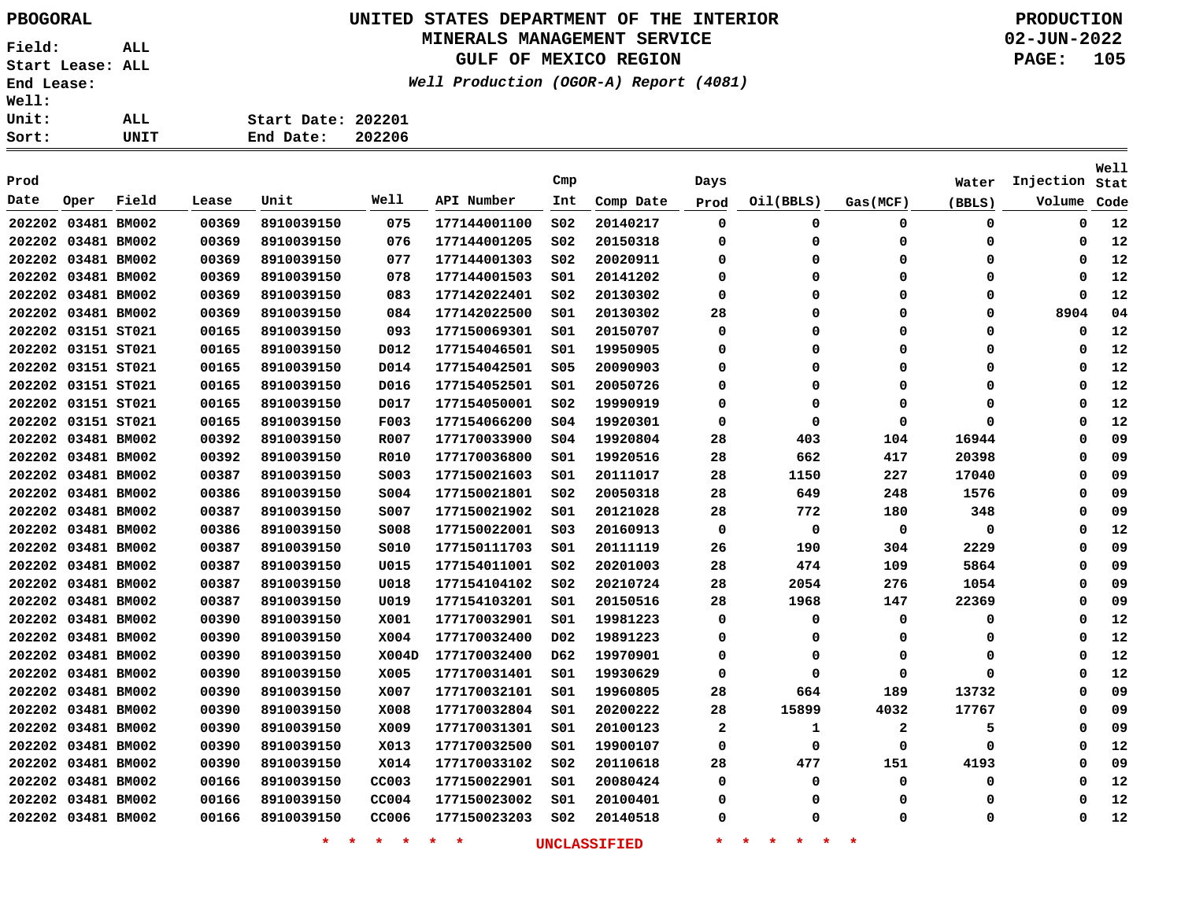PBOGORAL

**UNITED STATES DEPARTMENT OF THE INTERIOR**
**MINERALS MANAGEMENT SERVICE**
**GULF OF MEXICO REGION**

*Well Production (OGOR-A) Report (4081)*

PRODUCTION
02-JUN-2022

Field: ALL
Start Lease: ALL
End Lease:
Well:
Unit: ALL
Sort: UNIT

Start Date: 202201
End Date: 202206

| Prod Date | Oper | Field | Lease | Unit | Well | API Number | Cmp Int | Comp Date | Days Prod | Oil(BBLS) | Gas(MCF) | Water (BBLS) | Injection Volume | Well Stat Code |
|---|---|---|---|---|---|---|---|---|---|---|---|---|---|---|
| 202202 | 03481 | BM002 | 00369 | 8910039150 | 075 | 177144001100 | S02 | 20140217 | 0 | 0 | 0 | 0 | 0 | 12 |
| 202202 | 03481 | BM002 | 00369 | 8910039150 | 076 | 177144001205 | S02 | 20150318 | 0 | 0 | 0 | 0 | 0 | 12 |
| 202202 | 03481 | BM002 | 00369 | 8910039150 | 077 | 177144001303 | S02 | 20020911 | 0 | 0 | 0 | 0 | 0 | 12 |
| 202202 | 03481 | BM002 | 00369 | 8910039150 | 078 | 177144001503 | S01 | 20141202 | 0 | 0 | 0 | 0 | 0 | 12 |
| 202202 | 03481 | BM002 | 00369 | 8910039150 | 083 | 177142022401 | S02 | 20130302 | 0 | 0 | 0 | 0 | 0 | 12 |
| 202202 | 03481 | BM002 | 00369 | 8910039150 | 084 | 177142022500 | S01 | 20130302 | 28 | 0 | 0 | 0 | 8904 | 04 |
| 202202 | 03151 | ST021 | 00165 | 8910039150 | 093 | 177150069301 | S01 | 20150707 | 0 | 0 | 0 | 0 | 0 | 12 |
| 202202 | 03151 | ST021 | 00165 | 8910039150 | D012 | 177154046501 | S01 | 19950905 | 0 | 0 | 0 | 0 | 0 | 12 |
| 202202 | 03151 | ST021 | 00165 | 8910039150 | D014 | 177154042501 | S05 | 20090903 | 0 | 0 | 0 | 0 | 0 | 12 |
| 202202 | 03151 | ST021 | 00165 | 8910039150 | D016 | 177154052501 | S01 | 20050726 | 0 | 0 | 0 | 0 | 0 | 12 |
| 202202 | 03151 | ST021 | 00165 | 8910039150 | D017 | 177154050001 | S02 | 19990919 | 0 | 0 | 0 | 0 | 0 | 12 |
| 202202 | 03151 | ST021 | 00165 | 8910039150 | F003 | 177154066200 | S04 | 19920301 | 0 | 0 | 0 | 0 | 0 | 12 |
| 202202 | 03481 | BM002 | 00392 | 8910039150 | R007 | 177170033900 | S04 | 19920804 | 28 | 403 | 104 | 16944 | 0 | 09 |
| 202202 | 03481 | BM002 | 00392 | 8910039150 | R010 | 177170036800 | S01 | 19920516 | 28 | 662 | 417 | 20398 | 0 | 09 |
| 202202 | 03481 | BM002 | 00387 | 8910039150 | S003 | 177150021603 | S01 | 20111017 | 28 | 1150 | 227 | 17040 | 0 | 09 |
| 202202 | 03481 | BM002 | 00386 | 8910039150 | S004 | 177150021801 | S02 | 20050318 | 28 | 649 | 248 | 1576 | 0 | 09 |
| 202202 | 03481 | BM002 | 00387 | 8910039150 | S007 | 177150021902 | S01 | 20121028 | 28 | 772 | 180 | 348 | 0 | 09 |
| 202202 | 03481 | BM002 | 00386 | 8910039150 | S008 | 177150022001 | S03 | 20160913 | 0 | 0 | 0 | 0 | 0 | 12 |
| 202202 | 03481 | BM002 | 00387 | 8910039150 | S010 | 177150111703 | S01 | 20111119 | 26 | 190 | 304 | 2229 | 0 | 09 |
| 202202 | 03481 | BM002 | 00387 | 8910039150 | U015 | 177154011001 | S02 | 20201003 | 28 | 474 | 109 | 5864 | 0 | 09 |
| 202202 | 03481 | BM002 | 00387 | 8910039150 | U018 | 177154104102 | S02 | 20210724 | 28 | 2054 | 276 | 1054 | 0 | 09 |
| 202202 | 03481 | BM002 | 00387 | 8910039150 | U019 | 177154103201 | S01 | 20150516 | 28 | 1968 | 147 | 22369 | 0 | 09 |
| 202202 | 03481 | BM002 | 00390 | 8910039150 | X001 | 177170032901 | S01 | 19981223 | 0 | 0 | 0 | 0 | 0 | 12 |
| 202202 | 03481 | BM002 | 00390 | 8910039150 | X004 | 177170032400 | D02 | 19891223 | 0 | 0 | 0 | 0 | 0 | 12 |
| 202202 | 03481 | BM002 | 00390 | 8910039150 | X004D | 177170032400 | D62 | 19970901 | 0 | 0 | 0 | 0 | 0 | 12 |
| 202202 | 03481 | BM002 | 00390 | 8910039150 | X005 | 177170031401 | S01 | 19930629 | 0 | 0 | 0 | 0 | 0 | 12 |
| 202202 | 03481 | BM002 | 00390 | 8910039150 | X007 | 177170032101 | S01 | 19960805 | 28 | 664 | 189 | 13732 | 0 | 09 |
| 202202 | 03481 | BM002 | 00390 | 8910039150 | X008 | 177170032804 | S01 | 20200222 | 28 | 15899 | 4032 | 17767 | 0 | 09 |
| 202202 | 03481 | BM002 | 00390 | 8910039150 | X009 | 177170031301 | S01 | 20100123 | 2 | 1 | 2 | 5 | 0 | 09 |
| 202202 | 03481 | BM002 | 00390 | 8910039150 | X013 | 177170032500 | S01 | 19900107 | 0 | 0 | 0 | 0 | 0 | 12 |
| 202202 | 03481 | BM002 | 00390 | 8910039150 | X014 | 177170033102 | S02 | 20110618 | 28 | 477 | 151 | 4193 | 0 | 09 |
| 202202 | 03481 | BM002 | 00166 | 8910039150 | CC003 | 177150022901 | S01 | 20080424 | 0 | 0 | 0 | 0 | 0 | 12 |
| 202202 | 03481 | BM002 | 00166 | 8910039150 | CC004 | 177150023002 | S01 | 20100401 | 0 | 0 | 0 | 0 | 0 | 12 |
| 202202 | 03481 | BM002 | 00166 | 8910039150 | CC006 | 177150023203 | S02 | 20140518 | 0 | 0 | 0 | 0 | 0 | 12 |

\* \* \* \* \* \* UNCLASSIFIED \* \* \* \* \* \*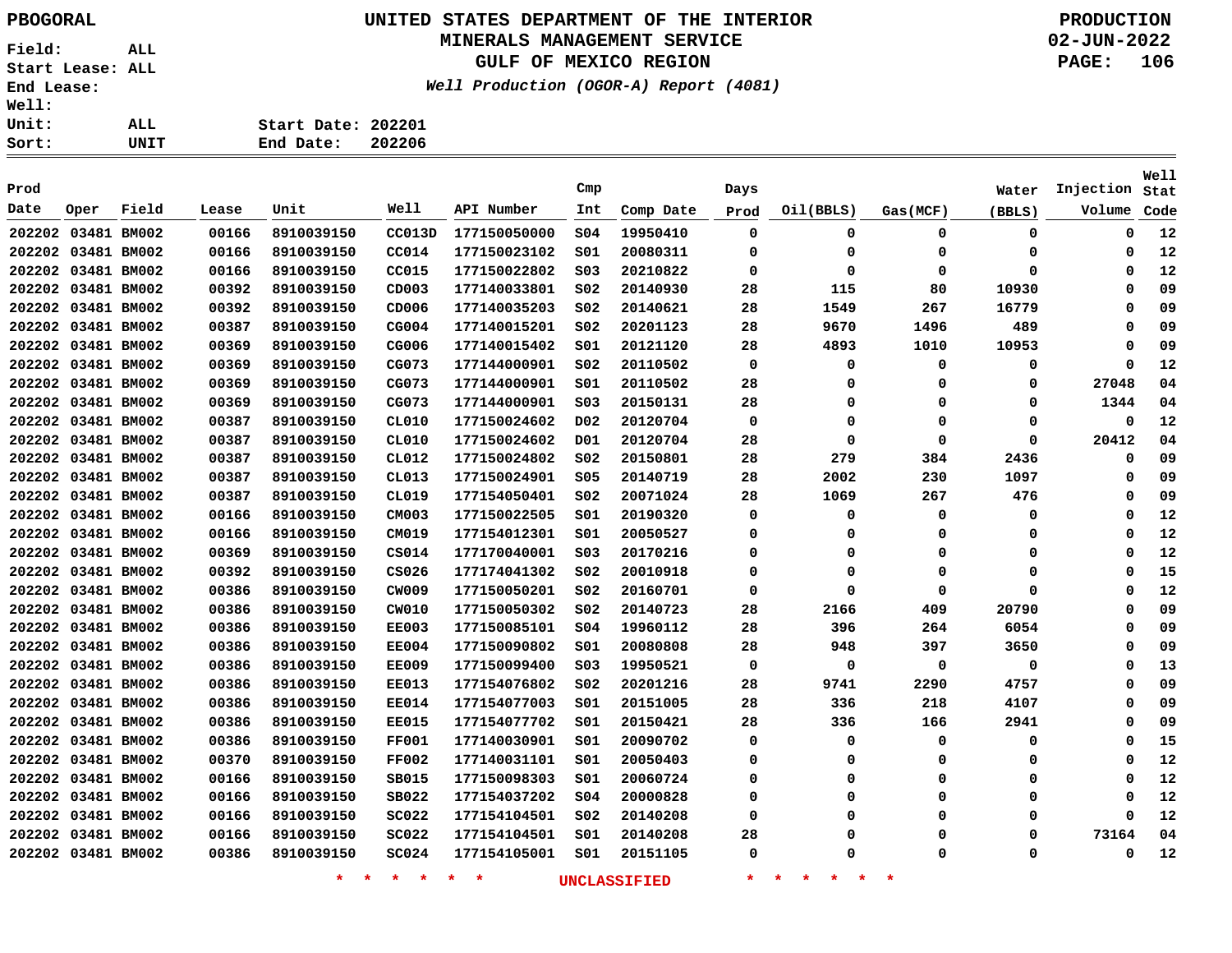PBOGORAL

Field: ALL
Start Lease: ALL
End Lease:
Well:
Unit: ALL
Sort: UNIT

# UNITED STATES DEPARTMENT OF THE INTERIOR
## MINERALS MANAGEMENT SERVICE
## GULF OF MEXICO REGION

*Well Production (OGOR-A) Report (4081)*

PRODUCTION
02-JUN-2022

Start Date: 202201
End Date: 202206

| Prod Date | Oper | Field | Lease | Unit | Well | API Number | Cmp Int | Comp Date | Days Prod | Oil(BBLS) | Gas(MCF) | Water (BBLS) | Injection Volume | Well Stat Code |
|---|---|---|---|---|---|---|---|---|---|---|---|---|---|---|
| 202202 | 03481 | BM002 | 00166 | 8910039150 | CC013D | 177150050000 | S04 | 19950410 | 0 | 0 | 0 | 0 | 0 | 12 |
| 202202 | 03481 | BM002 | 00166 | 8910039150 | CC014 | 177150023102 | S01 | 20080311 | 0 | 0 | 0 | 0 | 0 | 12 |
| 202202 | 03481 | BM002 | 00166 | 8910039150 | CC015 | 177150022802 | S03 | 20210822 | 0 | 0 | 0 | 0 | 0 | 12 |
| 202202 | 03481 | BM002 | 00392 | 8910039150 | CD003 | 177140033801 | S02 | 20140930 | 28 | 115 | 80 | 10930 | 0 | 09 |
| 202202 | 03481 | BM002 | 00392 | 8910039150 | CD006 | 177140035203 | S02 | 20140621 | 28 | 1549 | 267 | 16779 | 0 | 09 |
| 202202 | 03481 | BM002 | 00387 | 8910039150 | CG004 | 177140015201 | S02 | 20201123 | 28 | 9670 | 1496 | 489 | 0 | 09 |
| 202202 | 03481 | BM002 | 00369 | 8910039150 | CG006 | 177140015402 | S01 | 20121120 | 28 | 4893 | 1010 | 10953 | 0 | 09 |
| 202202 | 03481 | BM002 | 00369 | 8910039150 | CG073 | 177144000901 | S02 | 20110502 | 0 | 0 | 0 | 0 | 0 | 12 |
| 202202 | 03481 | BM002 | 00369 | 8910039150 | CG073 | 177144000901 | S01 | 20110502 | 28 | 0 | 0 | 0 | 27048 | 04 |
| 202202 | 03481 | BM002 | 00369 | 8910039150 | CG073 | 177144000901 | S03 | 20150131 | 28 | 0 | 0 | 0 | 1344 | 04 |
| 202202 | 03481 | BM002 | 00387 | 8910039150 | CL010 | 177150024602 | D02 | 20120704 | 0 | 0 | 0 | 0 | 0 | 12 |
| 202202 | 03481 | BM002 | 00387 | 8910039150 | CL010 | 177150024602 | D01 | 20120704 | 28 | 0 | 0 | 0 | 20412 | 04 |
| 202202 | 03481 | BM002 | 00387 | 8910039150 | CL012 | 177150024802 | S02 | 20150801 | 28 | 279 | 384 | 2436 | 0 | 09 |
| 202202 | 03481 | BM002 | 00387 | 8910039150 | CL013 | 177150024901 | S05 | 20140719 | 28 | 2002 | 230 | 1097 | 0 | 09 |
| 202202 | 03481 | BM002 | 00387 | 8910039150 | CL019 | 177154050401 | S02 | 20071024 | 28 | 1069 | 267 | 476 | 0 | 09 |
| 202202 | 03481 | BM002 | 00166 | 8910039150 | CM003 | 177150022505 | S01 | 20190320 | 0 | 0 | 0 | 0 | 0 | 12 |
| 202202 | 03481 | BM002 | 00166 | 8910039150 | CM019 | 177154012301 | S01 | 20050527 | 0 | 0 | 0 | 0 | 0 | 12 |
| 202202 | 03481 | BM002 | 00369 | 8910039150 | CS014 | 177170040001 | S03 | 20170216 | 0 | 0 | 0 | 0 | 0 | 12 |
| 202202 | 03481 | BM002 | 00392 | 8910039150 | CS026 | 177174041302 | S02 | 20010918 | 0 | 0 | 0 | 0 | 0 | 15 |
| 202202 | 03481 | BM002 | 00386 | 8910039150 | CW009 | 177150050201 | S02 | 20160701 | 0 | 0 | 0 | 0 | 0 | 12 |
| 202202 | 03481 | BM002 | 00386 | 8910039150 | CW010 | 177150050302 | S02 | 20140723 | 28 | 2166 | 409 | 20790 | 0 | 09 |
| 202202 | 03481 | BM002 | 00386 | 8910039150 | EE003 | 177150085101 | S04 | 19960112 | 28 | 396 | 264 | 6054 | 0 | 09 |
| 202202 | 03481 | BM002 | 00386 | 8910039150 | EE004 | 177150090802 | S01 | 20080808 | 28 | 948 | 397 | 3650 | 0 | 09 |
| 202202 | 03481 | BM002 | 00386 | 8910039150 | EE009 | 177150099400 | S03 | 19950521 | 0 | 0 | 0 | 0 | 0 | 13 |
| 202202 | 03481 | BM002 | 00386 | 8910039150 | EE013 | 177154076802 | S02 | 20201216 | 28 | 9741 | 2290 | 4757 | 0 | 09 |
| 202202 | 03481 | BM002 | 00386 | 8910039150 | EE014 | 177154077003 | S01 | 20151005 | 28 | 336 | 218 | 4107 | 0 | 09 |
| 202202 | 03481 | BM002 | 00386 | 8910039150 | EE015 | 177154077702 | S01 | 20150421 | 28 | 336 | 166 | 2941 | 0 | 09 |
| 202202 | 03481 | BM002 | 00386 | 8910039150 | FF001 | 177140030901 | S01 | 20090702 | 0 | 0 | 0 | 0 | 0 | 15 |
| 202202 | 03481 | BM002 | 00370 | 8910039150 | FF002 | 177140031101 | S01 | 20050403 | 0 | 0 | 0 | 0 | 0 | 12 |
| 202202 | 03481 | BM002 | 00166 | 8910039150 | SB015 | 177150098303 | S01 | 20060724 | 0 | 0 | 0 | 0 | 0 | 12 |
| 202202 | 03481 | BM002 | 00166 | 8910039150 | SB022 | 177154037202 | S04 | 20000828 | 0 | 0 | 0 | 0 | 0 | 12 |
| 202202 | 03481 | BM002 | 00166 | 8910039150 | SC022 | 177154104501 | S02 | 20140208 | 0 | 0 | 0 | 0 | 0 | 12 |
| 202202 | 03481 | BM002 | 00166 | 8910039150 | SC022 | 177154104501 | S01 | 20140208 | 28 | 0 | 0 | 0 | 73164 | 04 |
| 202202 | 03481 | BM002 | 00386 | 8910039150 | SC024 | 177154105001 | S01 | 20151105 | 0 | 0 | 0 | 0 | 0 | 12 |

* * * * * * UNCLASSIFIED * * * * * *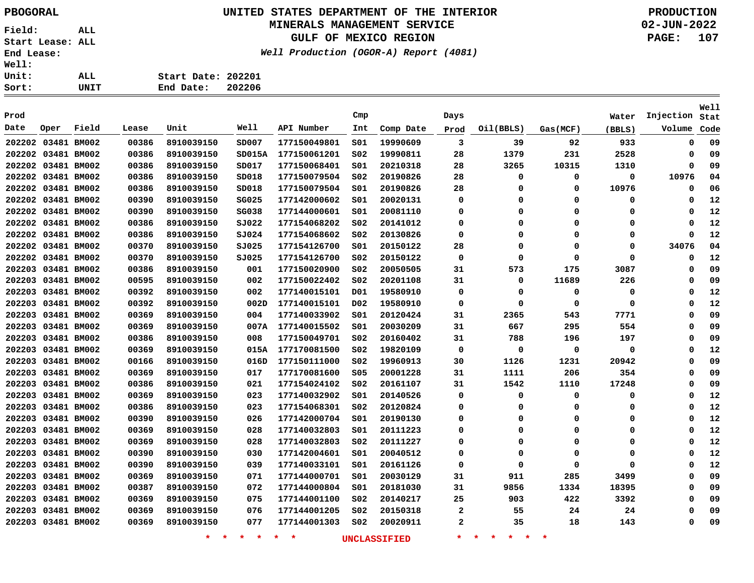# UNITED STATES DEPARTMENT OF THE INTERIOR
## MINERALS MANAGEMENT SERVICE
## GULF OF MEXICO REGION

*Well Production (OGOR-A) Report (4081)*

PBOGORAL

Field: ALL
Start Lease: ALL
End Lease:
Well:
Unit: ALL
Sort: UNIT

Start Date: 202201
End Date: 202206

PRODUCTION
02-JUN-2022

| Prod Date | Oper | Field | Lease | Unit | Well | API Number | Cmp Int | Comp Date | Days Prod | Oil(BBLS) | Gas(MCF) | Water (BBLS) | Injection Volume | Well Stat Code |
|---|---|---|---|---|---|---|---|---|---|---|---|---|---|---|
| 202202 | 03481 | BM002 | 00386 | 8910039150 | SD007 | 177150049801 | S01 | 19990609 | 3 | 39 | 92 | 933 | 0 | 09 |
| 202202 | 03481 | BM002 | 00386 | 8910039150 | SD015A | 177150061201 | S02 | 19990811 | 28 | 1379 | 231 | 2528 | 0 | 09 |
| 202202 | 03481 | BM002 | 00386 | 8910039150 | SD017 | 177150068401 | S01 | 20210318 | 28 | 3265 | 10315 | 1310 | 0 | 09 |
| 202202 | 03481 | BM002 | 00386 | 8910039150 | SD018 | 177150079504 | S02 | 20190826 | 28 | 0 | 0 | 0 | 10976 | 04 |
| 202202 | 03481 | BM002 | 00386 | 8910039150 | SD018 | 177150079504 | S01 | 20190826 | 28 | 0 | 0 | 10976 | 0 | 06 |
| 202202 | 03481 | BM002 | 00390 | 8910039150 | SG025 | 177142000602 | S01 | 20020131 | 0 | 0 | 0 | 0 | 0 | 12 |
| 202202 | 03481 | BM002 | 00390 | 8910039150 | SG038 | 177144000601 | S01 | 20081110 | 0 | 0 | 0 | 0 | 0 | 12 |
| 202202 | 03481 | BM002 | 00386 | 8910039150 | SJ022 | 177154068202 | S02 | 20141012 | 0 | 0 | 0 | 0 | 0 | 12 |
| 202202 | 03481 | BM002 | 00386 | 8910039150 | SJ024 | 177154068602 | S02 | 20130826 | 0 | 0 | 0 | 0 | 0 | 12 |
| 202202 | 03481 | BM002 | 00370 | 8910039150 | SJ025 | 177154126700 | S01 | 20150122 | 28 | 0 | 0 | 0 | 34076 | 04 |
| 202202 | 03481 | BM002 | 00370 | 8910039150 | SJ025 | 177154126700 | S02 | 20150122 | 0 | 0 | 0 | 0 | 0 | 12 |
| 202203 | 03481 | BM002 | 00386 | 8910039150 | 001 | 177150020900 | S02 | 20050505 | 31 | 573 | 175 | 3087 | 0 | 09 |
| 202203 | 03481 | BM002 | 00595 | 8910039150 | 002 | 177150022402 | S02 | 20201108 | 31 | 0 | 11689 | 226 | 0 | 09 |
| 202203 | 03481 | BM002 | 00392 | 8910039150 | 002 | 177140015101 | D01 | 19580910 | 0 | 0 | 0 | 0 | 0 | 12 |
| 202203 | 03481 | BM002 | 00392 | 8910039150 | 002D | 177140015101 | D02 | 19580910 | 0 | 0 | 0 | 0 | 0 | 12 |
| 202203 | 03481 | BM002 | 00369 | 8910039150 | 004 | 177140033902 | S01 | 20120424 | 31 | 2365 | 543 | 7771 | 0 | 09 |
| 202203 | 03481 | BM002 | 00369 | 8910039150 | 007A | 177140015502 | S01 | 20030209 | 31 | 667 | 295 | 554 | 0 | 09 |
| 202203 | 03481 | BM002 | 00386 | 8910039150 | 008 | 177150049701 | S02 | 20160402 | 31 | 788 | 196 | 197 | 0 | 09 |
| 202203 | 03481 | BM002 | 00369 | 8910039150 | 015A | 177170081500 | S02 | 19820109 | 0 | 0 | 0 | 0 | 0 | 12 |
| 202203 | 03481 | BM002 | 00166 | 8910039150 | 016D | 177150111000 | S02 | 19960913 | 30 | 1126 | 1231 | 20942 | 0 | 09 |
| 202203 | 03481 | BM002 | 00369 | 8910039150 | 017 | 177170081600 | S05 | 20001228 | 31 | 1111 | 206 | 354 | 0 | 09 |
| 202203 | 03481 | BM002 | 00386 | 8910039150 | 021 | 177154024102 | S02 | 20161107 | 31 | 1542 | 1110 | 17248 | 0 | 09 |
| 202203 | 03481 | BM002 | 00369 | 8910039150 | 023 | 177140032902 | S01 | 20140526 | 0 | 0 | 0 | 0 | 0 | 12 |
| 202203 | 03481 | BM002 | 00386 | 8910039150 | 023 | 177154068301 | S02 | 20120824 | 0 | 0 | 0 | 0 | 0 | 12 |
| 202203 | 03481 | BM002 | 00390 | 8910039150 | 026 | 177142000704 | S01 | 20190130 | 0 | 0 | 0 | 0 | 0 | 12 |
| 202203 | 03481 | BM002 | 00369 | 8910039150 | 028 | 177140032803 | S01 | 20111223 | 0 | 0 | 0 | 0 | 0 | 12 |
| 202203 | 03481 | BM002 | 00369 | 8910039150 | 028 | 177140032803 | S02 | 20111227 | 0 | 0 | 0 | 0 | 0 | 12 |
| 202203 | 03481 | BM002 | 00390 | 8910039150 | 030 | 177142004601 | S01 | 20040512 | 0 | 0 | 0 | 0 | 0 | 12 |
| 202203 | 03481 | BM002 | 00390 | 8910039150 | 039 | 177140033101 | S01 | 20161126 | 0 | 0 | 0 | 0 | 0 | 12 |
| 202203 | 03481 | BM002 | 00369 | 8910039150 | 071 | 177144000701 | S01 | 20030129 | 31 | 911 | 285 | 3499 | 0 | 09 |
| 202203 | 03481 | BM002 | 00387 | 8910039150 | 072 | 177144000804 | S01 | 20181030 | 31 | 9856 | 1334 | 18395 | 0 | 09 |
| 202203 | 03481 | BM002 | 00369 | 8910039150 | 075 | 177144001100 | S02 | 20140217 | 25 | 903 | 422 | 3392 | 0 | 09 |
| 202203 | 03481 | BM002 | 00369 | 8910039150 | 076 | 177144001205 | S02 | 20150318 | 2 | 55 | 24 | 24 | 0 | 09 |
| 202203 | 03481 | BM002 | 00369 | 8910039150 | 077 | 177144001303 | S02 | 20020911 | 2 | 35 | 18 | 143 | 0 | 09 |

* * * * * * UNCLASSIFIED * * * * * *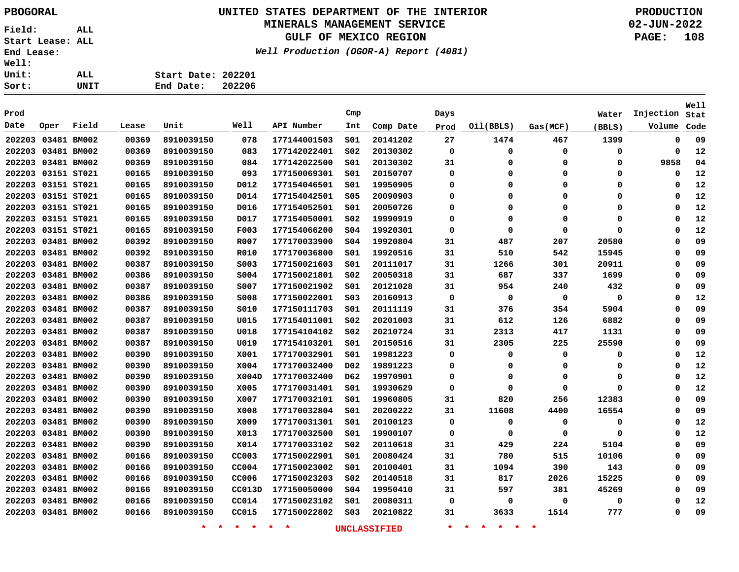PBOGORAL

# UNITED STATES DEPARTMENT OF THE INTERIOR
## MINERALS MANAGEMENT SERVICE
## GULF OF MEXICO REGION

*Well Production (OGOR-A) Report (4081)*

PRODUCTION
02-JUN-2022

Field: ALL
Start Lease: ALL
End Lease:
Well:
Unit: ALL
Sort: UNIT

Start Date: 202201
End Date: 202206

| Prod Date | Oper | Field | Lease | Unit | Well | API Number | Cmp Int | Comp Date | Days Prod | Oil(BBLS) | Gas(MCF) | Water (BBLS) | Injection Volume | Well Stat Code |
|---|---|---|---|---|---|---|---|---|---|---|---|---|---|---|
| 202203 | 03481 | BM002 | 00369 | 8910039150 | 078 | 177144001503 | S01 | 20141202 | 27 | 1474 | 467 | 1399 | 0 | 09 |
| 202203 | 03481 | BM002 | 00369 | 8910039150 | 083 | 177142022401 | S02 | 20130302 | 0 | 0 | 0 | 0 | 0 | 12 |
| 202203 | 03481 | BM002 | 00369 | 8910039150 | 084 | 177142022500 | S01 | 20130302 | 31 | 0 | 0 | 0 | 9858 | 04 |
| 202203 | 03151 | ST021 | 00165 | 8910039150 | 093 | 177150069301 | S01 | 20150707 | 0 | 0 | 0 | 0 | 0 | 12 |
| 202203 | 03151 | ST021 | 00165 | 8910039150 | D012 | 177154046501 | S01 | 19950905 | 0 | 0 | 0 | 0 | 0 | 12 |
| 202203 | 03151 | ST021 | 00165 | 8910039150 | D014 | 177154042501 | S05 | 20090903 | 0 | 0 | 0 | 0 | 0 | 12 |
| 202203 | 03151 | ST021 | 00165 | 8910039150 | D016 | 177154052501 | S01 | 20050726 | 0 | 0 | 0 | 0 | 0 | 12 |
| 202203 | 03151 | ST021 | 00165 | 8910039150 | D017 | 177154050001 | S02 | 19990919 | 0 | 0 | 0 | 0 | 0 | 12 |
| 202203 | 03151 | ST021 | 00165 | 8910039150 | F003 | 177154066200 | S04 | 19920301 | 0 | 0 | 0 | 0 | 0 | 12 |
| 202203 | 03481 | BM002 | 00392 | 8910039150 | R007 | 177170033900 | S04 | 19920804 | 31 | 487 | 207 | 20580 | 0 | 09 |
| 202203 | 03481 | BM002 | 00392 | 8910039150 | R010 | 177170036800 | S01 | 19920516 | 31 | 510 | 542 | 15945 | 0 | 09 |
| 202203 | 03481 | BM002 | 00387 | 8910039150 | S003 | 177150021603 | S01 | 20111017 | 31 | 1266 | 301 | 20911 | 0 | 09 |
| 202203 | 03481 | BM002 | 00386 | 8910039150 | S004 | 177150021801 | S02 | 20050318 | 31 | 687 | 337 | 1699 | 0 | 09 |
| 202203 | 03481 | BM002 | 00387 | 8910039150 | S007 | 177150021902 | S01 | 20121028 | 31 | 954 | 240 | 432 | 0 | 09 |
| 202203 | 03481 | BM002 | 00386 | 8910039150 | S008 | 177150022001 | S03 | 20160913 | 0 | 0 | 0 | 0 | 0 | 12 |
| 202203 | 03481 | BM002 | 00387 | 8910039150 | S010 | 177150111703 | S01 | 20111119 | 31 | 376 | 354 | 5904 | 0 | 09 |
| 202203 | 03481 | BM002 | 00387 | 8910039150 | U015 | 177154011001 | S02 | 20201003 | 31 | 612 | 126 | 6882 | 0 | 09 |
| 202203 | 03481 | BM002 | 00387 | 8910039150 | U018 | 177154104102 | S02 | 20210724 | 31 | 2313 | 417 | 1131 | 0 | 09 |
| 202203 | 03481 | BM002 | 00387 | 8910039150 | U019 | 177154103201 | S01 | 20150516 | 31 | 2305 | 225 | 25590 | 0 | 09 |
| 202203 | 03481 | BM002 | 00390 | 8910039150 | X001 | 177170032901 | S01 | 19981223 | 0 | 0 | 0 | 0 | 0 | 12 |
| 202203 | 03481 | BM002 | 00390 | 8910039150 | X004 | 177170032400 | D02 | 19891223 | 0 | 0 | 0 | 0 | 0 | 12 |
| 202203 | 03481 | BM002 | 00390 | 8910039150 | X004D | 177170032400 | D62 | 19970901 | 0 | 0 | 0 | 0 | 0 | 12 |
| 202203 | 03481 | BM002 | 00390 | 8910039150 | X005 | 177170031401 | S01 | 19930629 | 0 | 0 | 0 | 0 | 0 | 12 |
| 202203 | 03481 | BM002 | 00390 | 8910039150 | X007 | 177170032101 | S01 | 19960805 | 31 | 820 | 256 | 12383 | 0 | 09 |
| 202203 | 03481 | BM002 | 00390 | 8910039150 | X008 | 177170032804 | S01 | 20200222 | 31 | 11608 | 4400 | 16554 | 0 | 09 |
| 202203 | 03481 | BM002 | 00390 | 8910039150 | X009 | 177170031301 | S01 | 20100123 | 0 | 0 | 0 | 0 | 0 | 12 |
| 202203 | 03481 | BM002 | 00390 | 8910039150 | X013 | 177170032500 | S01 | 19900107 | 0 | 0 | 0 | 0 | 0 | 12 |
| 202203 | 03481 | BM002 | 00390 | 8910039150 | X014 | 177170033102 | S02 | 20110618 | 31 | 429 | 224 | 5104 | 0 | 09 |
| 202203 | 03481 | BM002 | 00166 | 8910039150 | CC003 | 177150022901 | S01 | 20080424 | 31 | 780 | 515 | 10106 | 0 | 09 |
| 202203 | 03481 | BM002 | 00166 | 8910039150 | CC004 | 177150023002 | S01 | 20100401 | 31 | 1094 | 390 | 143 | 0 | 09 |
| 202203 | 03481 | BM002 | 00166 | 8910039150 | CC006 | 177150023203 | S02 | 20140518 | 31 | 817 | 2026 | 15225 | 0 | 09 |
| 202203 | 03481 | BM002 | 00166 | 8910039150 | CC013D | 177150050000 | S04 | 19950410 | 31 | 597 | 381 | 45269 | 0 | 09 |
| 202203 | 03481 | BM002 | 00166 | 8910039150 | CC014 | 177150023102 | S01 | 20080311 | 0 | 0 | 0 | 0 | 0 | 12 |
| 202203 | 03481 | BM002 | 00166 | 8910039150 | CC015 | 177150022802 | S03 | 20210822 | 31 | 3633 | 1514 | 777 | 0 | 09 |

* * * * * * UNCLASSIFIED * * * * * *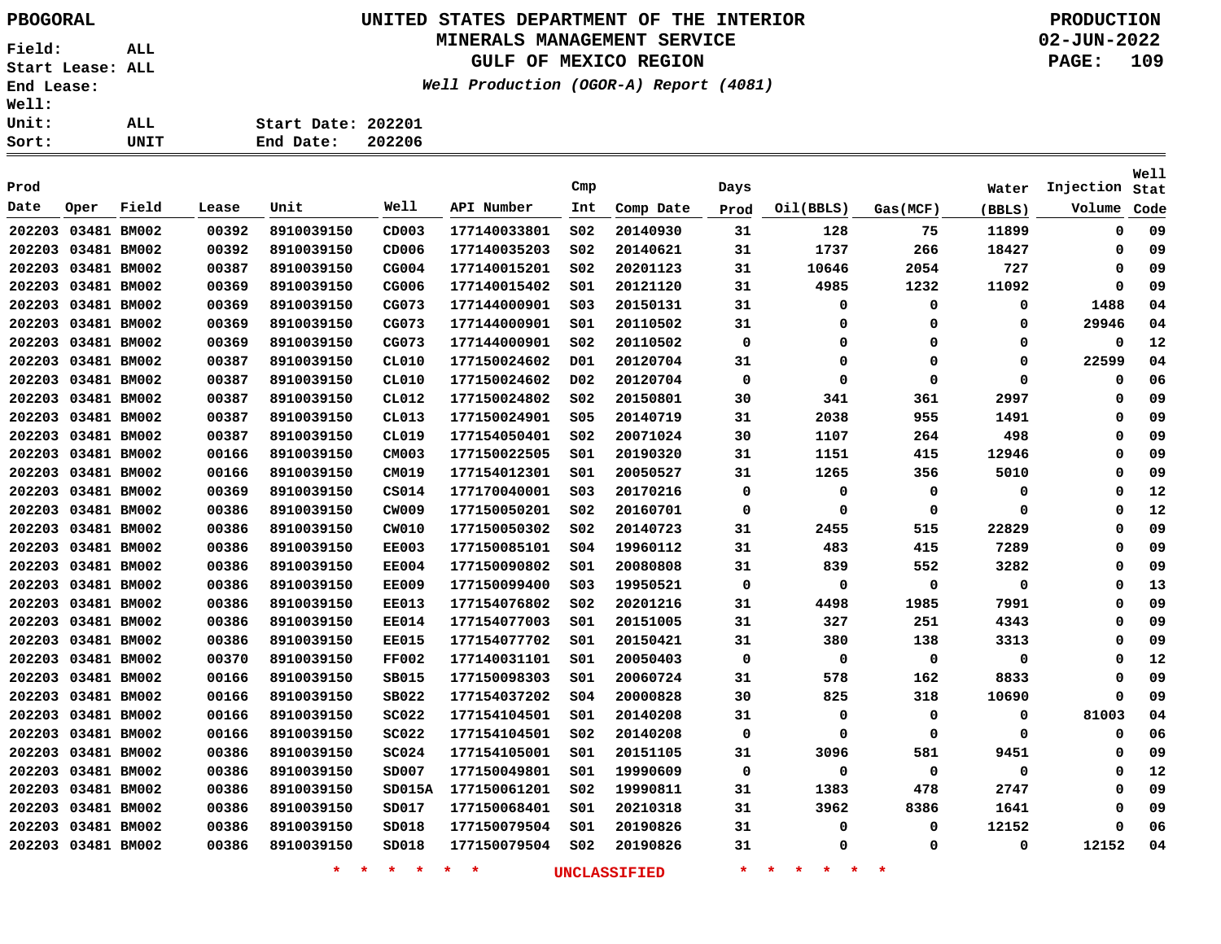PBOGORAL

# UNITED STATES DEPARTMENT OF THE INTERIOR
## MINERALS MANAGEMENT SERVICE
## GULF OF MEXICO REGION

*Well Production (OGOR-A) Report (4081)*

PRODUCTION
02-JUN-2022

Field: ALL
Start Lease: ALL
End Lease:
Well:
Unit: ALL
Sort: UNIT

Start Date: 202201
End Date: 202206

| Prod Date | Oper | Field | Lease | Unit | Well | API Number | Cmp Int | Comp Date | Days Prod | Oil(BBLS) | Gas(MCF) | Water (BBLS) | Injection Volume | Well Stat Code |
|---|---|---|---|---|---|---|---|---|---|---|---|---|---|---|
| 202203 | 03481 | BM002 | 00392 | 8910039150 | CD003 | 177140033801 | S02 | 20140930 | 31 | 128 | 75 | 11899 | 0 | 09 |
| 202203 | 03481 | BM002 | 00392 | 8910039150 | CD006 | 177140035203 | S02 | 20140621 | 31 | 1737 | 266 | 18427 | 0 | 09 |
| 202203 | 03481 | BM002 | 00387 | 8910039150 | CG004 | 177140015201 | S02 | 20201123 | 31 | 10646 | 2054 | 727 | 0 | 09 |
| 202203 | 03481 | BM002 | 00369 | 8910039150 | CG006 | 177140015402 | S01 | 20121120 | 31 | 4985 | 1232 | 11092 | 0 | 09 |
| 202203 | 03481 | BM002 | 00369 | 8910039150 | CG073 | 177144000901 | S03 | 20150131 | 31 | 0 | 0 | 0 | 1488 | 04 |
| 202203 | 03481 | BM002 | 00369 | 8910039150 | CG073 | 177144000901 | S01 | 20110502 | 31 | 0 | 0 | 0 | 29946 | 04 |
| 202203 | 03481 | BM002 | 00369 | 8910039150 | CG073 | 177144000901 | S02 | 20110502 | 0 | 0 | 0 | 0 | 0 | 12 |
| 202203 | 03481 | BM002 | 00387 | 8910039150 | CL010 | 177150024602 | D01 | 20120704 | 31 | 0 | 0 | 0 | 22599 | 04 |
| 202203 | 03481 | BM002 | 00387 | 8910039150 | CL010 | 177150024602 | D02 | 20120704 | 0 | 0 | 0 | 0 | 0 | 06 |
| 202203 | 03481 | BM002 | 00387 | 8910039150 | CL012 | 177150024802 | S02 | 20150801 | 30 | 341 | 361 | 2997 | 0 | 09 |
| 202203 | 03481 | BM002 | 00387 | 8910039150 | CL013 | 177150024901 | S05 | 20140719 | 31 | 2038 | 955 | 1491 | 0 | 09 |
| 202203 | 03481 | BM002 | 00387 | 8910039150 | CL019 | 177154050401 | S02 | 20071024 | 30 | 1107 | 264 | 498 | 0 | 09 |
| 202203 | 03481 | BM002 | 00166 | 8910039150 | CM003 | 177150022505 | S01 | 20190320 | 31 | 1151 | 415 | 12946 | 0 | 09 |
| 202203 | 03481 | BM002 | 00166 | 8910039150 | CM019 | 177154012301 | S01 | 20050527 | 31 | 1265 | 356 | 5010 | 0 | 09 |
| 202203 | 03481 | BM002 | 00369 | 8910039150 | CS014 | 177170040001 | S03 | 20170216 | 0 | 0 | 0 | 0 | 0 | 12 |
| 202203 | 03481 | BM002 | 00386 | 8910039150 | CW009 | 177150050201 | S02 | 20160701 | 0 | 0 | 0 | 0 | 0 | 12 |
| 202203 | 03481 | BM002 | 00386 | 8910039150 | CW010 | 177150050302 | S02 | 20140723 | 31 | 2455 | 515 | 22829 | 0 | 09 |
| 202203 | 03481 | BM002 | 00386 | 8910039150 | EE003 | 177150085101 | S04 | 19960112 | 31 | 483 | 415 | 7289 | 0 | 09 |
| 202203 | 03481 | BM002 | 00386 | 8910039150 | EE004 | 177150090802 | S01 | 20080808 | 31 | 839 | 552 | 3282 | 0 | 09 |
| 202203 | 03481 | BM002 | 00386 | 8910039150 | EE009 | 177150099400 | S03 | 19950521 | 0 | 0 | 0 | 0 | 0 | 13 |
| 202203 | 03481 | BM002 | 00386 | 8910039150 | EE013 | 177154076802 | S02 | 20201216 | 31 | 4498 | 1985 | 7991 | 0 | 09 |
| 202203 | 03481 | BM002 | 00386 | 8910039150 | EE014 | 177154077003 | S01 | 20151005 | 31 | 327 | 251 | 4343 | 0 | 09 |
| 202203 | 03481 | BM002 | 00386 | 8910039150 | EE015 | 177154077702 | S01 | 20150421 | 31 | 380 | 138 | 3313 | 0 | 09 |
| 202203 | 03481 | BM002 | 00370 | 8910039150 | FF002 | 177140031101 | S01 | 20050403 | 0 | 0 | 0 | 0 | 0 | 12 |
| 202203 | 03481 | BM002 | 00166 | 8910039150 | SB015 | 177150098303 | S01 | 20060724 | 31 | 578 | 162 | 8833 | 0 | 09 |
| 202203 | 03481 | BM002 | 00166 | 8910039150 | SB022 | 177154037202 | S04 | 20000828 | 30 | 825 | 318 | 10690 | 0 | 09 |
| 202203 | 03481 | BM002 | 00166 | 8910039150 | SC022 | 177154104501 | S01 | 20140208 | 31 | 0 | 0 | 0 | 81003 | 04 |
| 202203 | 03481 | BM002 | 00166 | 8910039150 | SC022 | 177154104501 | S02 | 20140208 | 0 | 0 | 0 | 0 | 0 | 06 |
| 202203 | 03481 | BM002 | 00386 | 8910039150 | SC024 | 177154105001 | S01 | 20151105 | 31 | 3096 | 581 | 9451 | 0 | 09 |
| 202203 | 03481 | BM002 | 00386 | 8910039150 | SD007 | 177150049801 | S01 | 19990609 | 0 | 0 | 0 | 0 | 0 | 12 |
| 202203 | 03481 | BM002 | 00386 | 8910039150 | SD015A | 177150061201 | S02 | 19990811 | 31 | 1383 | 478 | 2747 | 0 | 09 |
| 202203 | 03481 | BM002 | 00386 | 8910039150 | SD017 | 177150068401 | S01 | 20210318 | 31 | 3962 | 8386 | 1641 | 0 | 09 |
| 202203 | 03481 | BM002 | 00386 | 8910039150 | SD018 | 177150079504 | S01 | 20190826 | 31 | 0 | 0 | 12152 | 0 | 06 |
| 202203 | 03481 | BM002 | 00386 | 8910039150 | SD018 | 177150079504 | S02 | 20190826 | 31 | 0 | 0 | 0 | 12152 | 04 |

* * * * * * UNCLASSIFIED * * * * * *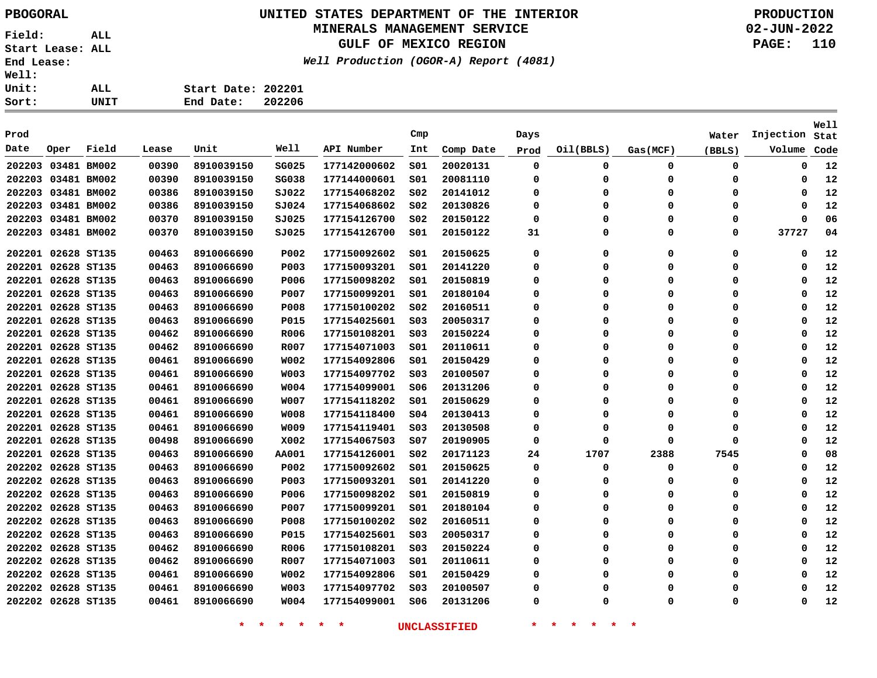# UNITED STATES DEPARTMENT OF THE INTERIOR
## MINERALS MANAGEMENT SERVICE
## GULF OF MEXICO REGION

*Well Production (OGOR-A) Report (4081)*

PBOGORAL

Field: ALL
Start Lease: ALL
End Lease:
Well:
Unit: ALL
Sort: UNIT

Start Date: 202201
End Date: 202206

PRODUCTION
02-JUN-2022

| Prod Date | Oper | Field | Lease | Unit | Well | API Number | Cmp Int | Comp Date | Days Prod | Oil(BBLS) | Gas(MCF) | Water (BBLS) | Injection Volume | Well Stat Code |
|---|---|---|---|---|---|---|---|---|---|---|---|---|---|---|
| 202203 | 03481 | BM002 | 00390 | 8910039150 | SG025 | 177142000602 | S01 | 20020131 | 0 | 0 | 0 | 0 | 0 | 12 |
| 202203 | 03481 | BM002 | 00390 | 8910039150 | SG038 | 177144000601 | S01 | 20081110 | 0 | 0 | 0 | 0 | 0 | 12 |
| 202203 | 03481 | BM002 | 00386 | 8910039150 | SJ022 | 177154068202 | S02 | 20141012 | 0 | 0 | 0 | 0 | 0 | 12 |
| 202203 | 03481 | BM002 | 00386 | 8910039150 | SJ024 | 177154068602 | S02 | 20130826 | 0 | 0 | 0 | 0 | 0 | 12 |
| 202203 | 03481 | BM002 | 00370 | 8910039150 | SJ025 | 177154126700 | S02 | 20150122 | 0 | 0 | 0 | 0 | 0 | 06 |
| 202203 | 03481 | BM002 | 00370 | 8910039150 | SJ025 | 177154126700 | S01 | 20150122 | 31 | 0 | 0 | 0 | 37727 | 04 |
| 202201 | 02628 | ST135 | 00463 | 8910066690 | P002 | 177150092602 | S01 | 20150625 | 0 | 0 | 0 | 0 | 0 | 12 |
| 202201 | 02628 | ST135 | 00463 | 8910066690 | P003 | 177150093201 | S01 | 20141220 | 0 | 0 | 0 | 0 | 0 | 12 |
| 202201 | 02628 | ST135 | 00463 | 8910066690 | P006 | 177150098202 | S01 | 20150819 | 0 | 0 | 0 | 0 | 0 | 12 |
| 202201 | 02628 | ST135 | 00463 | 8910066690 | P007 | 177150099201 | S01 | 20180104 | 0 | 0 | 0 | 0 | 0 | 12 |
| 202201 | 02628 | ST135 | 00463 | 8910066690 | P008 | 177150100202 | S02 | 20160511 | 0 | 0 | 0 | 0 | 0 | 12 |
| 202201 | 02628 | ST135 | 00463 | 8910066690 | P015 | 177154025601 | S03 | 20050317 | 0 | 0 | 0 | 0 | 0 | 12 |
| 202201 | 02628 | ST135 | 00462 | 8910066690 | R006 | 177150108201 | S03 | 20150224 | 0 | 0 | 0 | 0 | 0 | 12 |
| 202201 | 02628 | ST135 | 00462 | 8910066690 | R007 | 177154071003 | S01 | 20110611 | 0 | 0 | 0 | 0 | 0 | 12 |
| 202201 | 02628 | ST135 | 00461 | 8910066690 | W002 | 177154092806 | S01 | 20150429 | 0 | 0 | 0 | 0 | 0 | 12 |
| 202201 | 02628 | ST135 | 00461 | 8910066690 | W003 | 177154097702 | S03 | 20100507 | 0 | 0 | 0 | 0 | 0 | 12 |
| 202201 | 02628 | ST135 | 00461 | 8910066690 | W004 | 177154099001 | S06 | 20131206 | 0 | 0 | 0 | 0 | 0 | 12 |
| 202201 | 02628 | ST135 | 00461 | 8910066690 | W007 | 177154118202 | S01 | 20150629 | 0 | 0 | 0 | 0 | 0 | 12 |
| 202201 | 02628 | ST135 | 00461 | 8910066690 | W008 | 177154118400 | S04 | 20130413 | 0 | 0 | 0 | 0 | 0 | 12 |
| 202201 | 02628 | ST135 | 00461 | 8910066690 | W009 | 177154119401 | S03 | 20130508 | 0 | 0 | 0 | 0 | 0 | 12 |
| 202201 | 02628 | ST135 | 00498 | 8910066690 | X002 | 177154067503 | S07 | 20190905 | 0 | 0 | 0 | 0 | 0 | 12 |
| 202201 | 02628 | ST135 | 00463 | 8910066690 | AA001 | 177154126001 | S02 | 20171123 | 24 | 1707 | 2388 | 7545 | 0 | 08 |
| 202202 | 02628 | ST135 | 00463 | 8910066690 | P002 | 177150092602 | S01 | 20150625 | 0 | 0 | 0 | 0 | 0 | 12 |
| 202202 | 02628 | ST135 | 00463 | 8910066690 | P003 | 177150093201 | S01 | 20141220 | 0 | 0 | 0 | 0 | 0 | 12 |
| 202202 | 02628 | ST135 | 00463 | 8910066690 | P006 | 177150098202 | S01 | 20150819 | 0 | 0 | 0 | 0 | 0 | 12 |
| 202202 | 02628 | ST135 | 00463 | 8910066690 | P007 | 177150099201 | S01 | 20180104 | 0 | 0 | 0 | 0 | 0 | 12 |
| 202202 | 02628 | ST135 | 00463 | 8910066690 | P008 | 177150100202 | S02 | 20160511 | 0 | 0 | 0 | 0 | 0 | 12 |
| 202202 | 02628 | ST135 | 00463 | 8910066690 | P015 | 177154025601 | S03 | 20050317 | 0 | 0 | 0 | 0 | 0 | 12 |
| 202202 | 02628 | ST135 | 00462 | 8910066690 | R006 | 177150108201 | S03 | 20150224 | 0 | 0 | 0 | 0 | 0 | 12 |
| 202202 | 02628 | ST135 | 00462 | 8910066690 | R007 | 177154071003 | S01 | 20110611 | 0 | 0 | 0 | 0 | 0 | 12 |
| 202202 | 02628 | ST135 | 00461 | 8910066690 | W002 | 177154092806 | S01 | 20150429 | 0 | 0 | 0 | 0 | 0 | 12 |
| 202202 | 02628 | ST135 | 00461 | 8910066690 | W003 | 177154097702 | S03 | 20100507 | 0 | 0 | 0 | 0 | 0 | 12 |
| 202202 | 02628 | ST135 | 00461 | 8910066690 | W004 | 177154099001 | S06 | 20131206 | 0 | 0 | 0 | 0 | 0 | 12 |

\* \* \* \* \* \* UNCLASSIFIED \* \* \* \* \* \*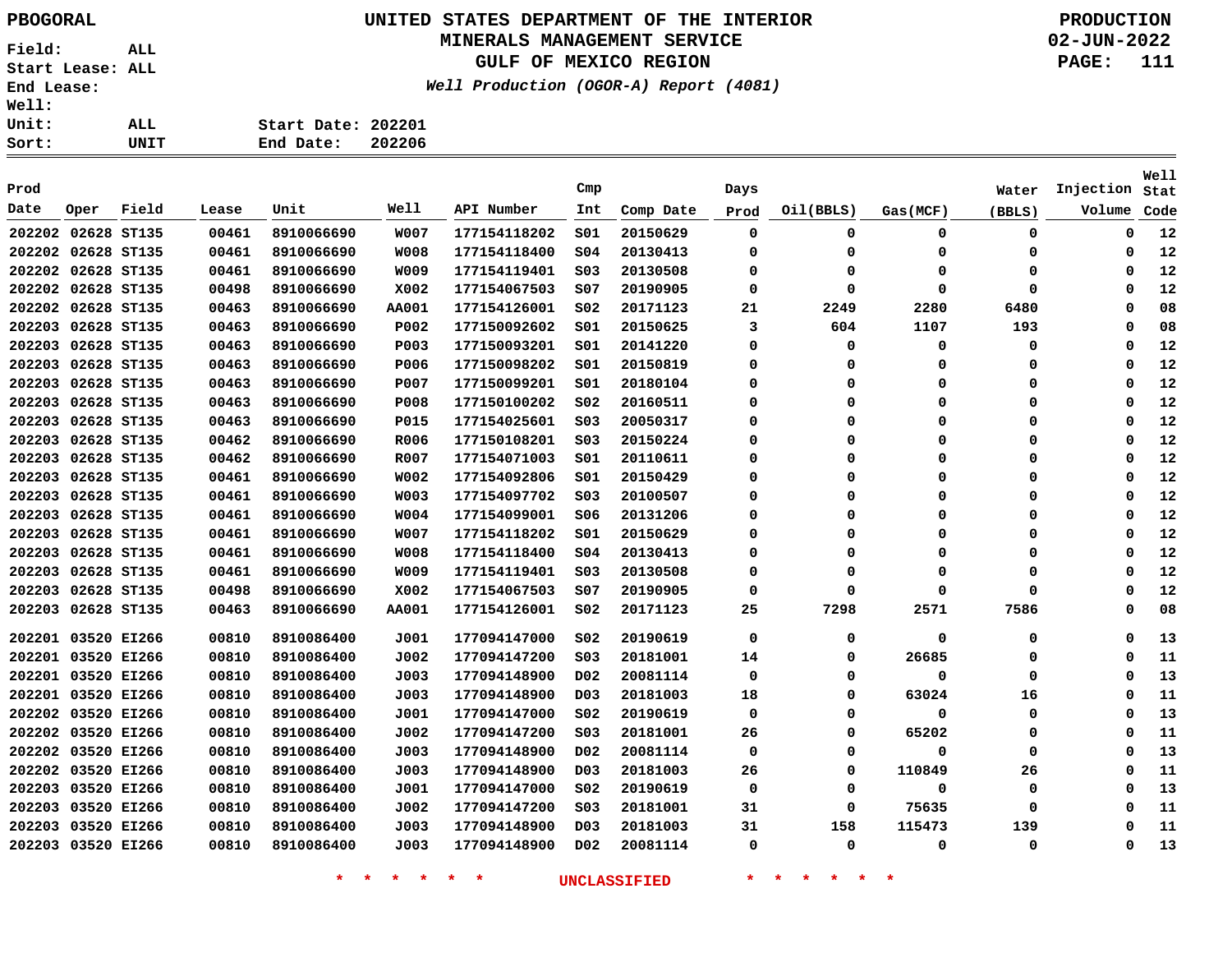PBOGORAL

**UNITED STATES DEPARTMENT OF THE INTERIOR**
**MINERALS MANAGEMENT SERVICE**
**GULF OF MEXICO REGION**
*Well Production (OGOR-A) Report (4081)*

PRODUCTION
02-JUN-2022

Field: ALL
Start Lease: ALL
End Lease:
Well:
Unit: ALL
Sort: UNIT

Start Date: 202201
End Date: 202206

| Prod Date | Oper | Field | Lease | Unit | Well | API Number | Cmp Int | Comp Date | Days Prod | Oil(BBLS) | Gas(MCF) | Water (BBLS) | Injection Volume | Well Stat Code |
|---|---|---|---|---|---|---|---|---|---|---|---|---|---|---|
| 202202 | 02628 | ST135 | 00461 | 8910066690 | W007 | 177154118202 | S01 | 20150629 | 0 | 0 | 0 | 0 | 0 | 12 |
| 202202 | 02628 | ST135 | 00461 | 8910066690 | W008 | 177154118400 | S04 | 20130413 | 0 | 0 | 0 | 0 | 0 | 12 |
| 202202 | 02628 | ST135 | 00461 | 8910066690 | W009 | 177154119401 | S03 | 20130508 | 0 | 0 | 0 | 0 | 0 | 12 |
| 202202 | 02628 | ST135 | 00498 | 8910066690 | X002 | 177154067503 | S07 | 20190905 | 0 | 0 | 0 | 0 | 0 | 12 |
| 202202 | 02628 | ST135 | 00463 | 8910066690 | AA001 | 177154126001 | S02 | 20171123 | 21 | 2249 | 2280 | 6480 | 0 | 08 |
| 202203 | 02628 | ST135 | 00463 | 8910066690 | P002 | 177150092602 | S01 | 20150625 | 3 | 604 | 1107 | 193 | 0 | 08 |
| 202203 | 02628 | ST135 | 00463 | 8910066690 | P003 | 177150093201 | S01 | 20141220 | 0 | 0 | 0 | 0 | 0 | 12 |
| 202203 | 02628 | ST135 | 00463 | 8910066690 | P006 | 177150098202 | S01 | 20150819 | 0 | 0 | 0 | 0 | 0 | 12 |
| 202203 | 02628 | ST135 | 00463 | 8910066690 | P007 | 177150099201 | S01 | 20180104 | 0 | 0 | 0 | 0 | 0 | 12 |
| 202203 | 02628 | ST135 | 00463 | 8910066690 | P008 | 177150100202 | S02 | 20160511 | 0 | 0 | 0 | 0 | 0 | 12 |
| 202203 | 02628 | ST135 | 00463 | 8910066690 | P015 | 177154025601 | S03 | 20050317 | 0 | 0 | 0 | 0 | 0 | 12 |
| 202203 | 02628 | ST135 | 00462 | 8910066690 | R006 | 177150108201 | S03 | 20150224 | 0 | 0 | 0 | 0 | 0 | 12 |
| 202203 | 02628 | ST135 | 00462 | 8910066690 | R007 | 177154071003 | S01 | 20110611 | 0 | 0 | 0 | 0 | 0 | 12 |
| 202203 | 02628 | ST135 | 00461 | 8910066690 | W002 | 177154092806 | S01 | 20150429 | 0 | 0 | 0 | 0 | 0 | 12 |
| 202203 | 02628 | ST135 | 00461 | 8910066690 | W003 | 177154097702 | S03 | 20100507 | 0 | 0 | 0 | 0 | 0 | 12 |
| 202203 | 02628 | ST135 | 00461 | 8910066690 | W004 | 177154099001 | S06 | 20131206 | 0 | 0 | 0 | 0 | 0 | 12 |
| 202203 | 02628 | ST135 | 00461 | 8910066690 | W007 | 177154118202 | S01 | 20150629 | 0 | 0 | 0 | 0 | 0 | 12 |
| 202203 | 02628 | ST135 | 00461 | 8910066690 | W008 | 177154118400 | S04 | 20130413 | 0 | 0 | 0 | 0 | 0 | 12 |
| 202203 | 02628 | ST135 | 00461 | 8910066690 | W009 | 177154119401 | S03 | 20130508 | 0 | 0 | 0 | 0 | 0 | 12 |
| 202203 | 02628 | ST135 | 00498 | 8910066690 | X002 | 177154067503 | S07 | 20190905 | 0 | 0 | 0 | 0 | 0 | 12 |
| 202203 | 02628 | ST135 | 00463 | 8910066690 | AA001 | 177154126001 | S02 | 20171123 | 25 | 7298 | 2571 | 7586 | 0 | 08 |
| 202201 | 03520 | EI266 | 00810 | 8910086400 | J001 | 177094147000 | S02 | 20190619 | 0 | 0 | 0 | 0 | 0 | 13 |
| 202201 | 03520 | EI266 | 00810 | 8910086400 | J002 | 177094147200 | S03 | 20181001 | 14 | 0 | 26685 | 0 | 0 | 11 |
| 202201 | 03520 | EI266 | 00810 | 8910086400 | J003 | 177094148900 | D02 | 20081114 | 0 | 0 | 0 | 0 | 0 | 13 |
| 202201 | 03520 | EI266 | 00810 | 8910086400 | J003 | 177094148900 | D03 | 20181003 | 18 | 0 | 63024 | 16 | 0 | 11 |
| 202202 | 03520 | EI266 | 00810 | 8910086400 | J001 | 177094147000 | S02 | 20190619 | 0 | 0 | 0 | 0 | 0 | 13 |
| 202202 | 03520 | EI266 | 00810 | 8910086400 | J002 | 177094147200 | S03 | 20181001 | 26 | 0 | 65202 | 0 | 0 | 11 |
| 202202 | 03520 | EI266 | 00810 | 8910086400 | J003 | 177094148900 | D02 | 20081114 | 0 | 0 | 0 | 0 | 0 | 13 |
| 202202 | 03520 | EI266 | 00810 | 8910086400 | J003 | 177094148900 | D03 | 20181003 | 26 | 0 | 110849 | 26 | 0 | 11 |
| 202203 | 03520 | EI266 | 00810 | 8910086400 | J001 | 177094147000 | S02 | 20190619 | 0 | 0 | 0 | 0 | 0 | 13 |
| 202203 | 03520 | EI266 | 00810 | 8910086400 | J002 | 177094147200 | S03 | 20181001 | 31 | 0 | 75635 | 0 | 0 | 11 |
| 202203 | 03520 | EI266 | 00810 | 8910086400 | J003 | 177094148900 | D03 | 20181003 | 31 | 158 | 115473 | 139 | 0 | 11 |
| 202203 | 03520 | EI266 | 00810 | 8910086400 | J003 | 177094148900 | D02 | 20081114 | 0 | 0 | 0 | 0 | 0 | 13 |

* * * * * * UNCLASSIFIED * * * * * *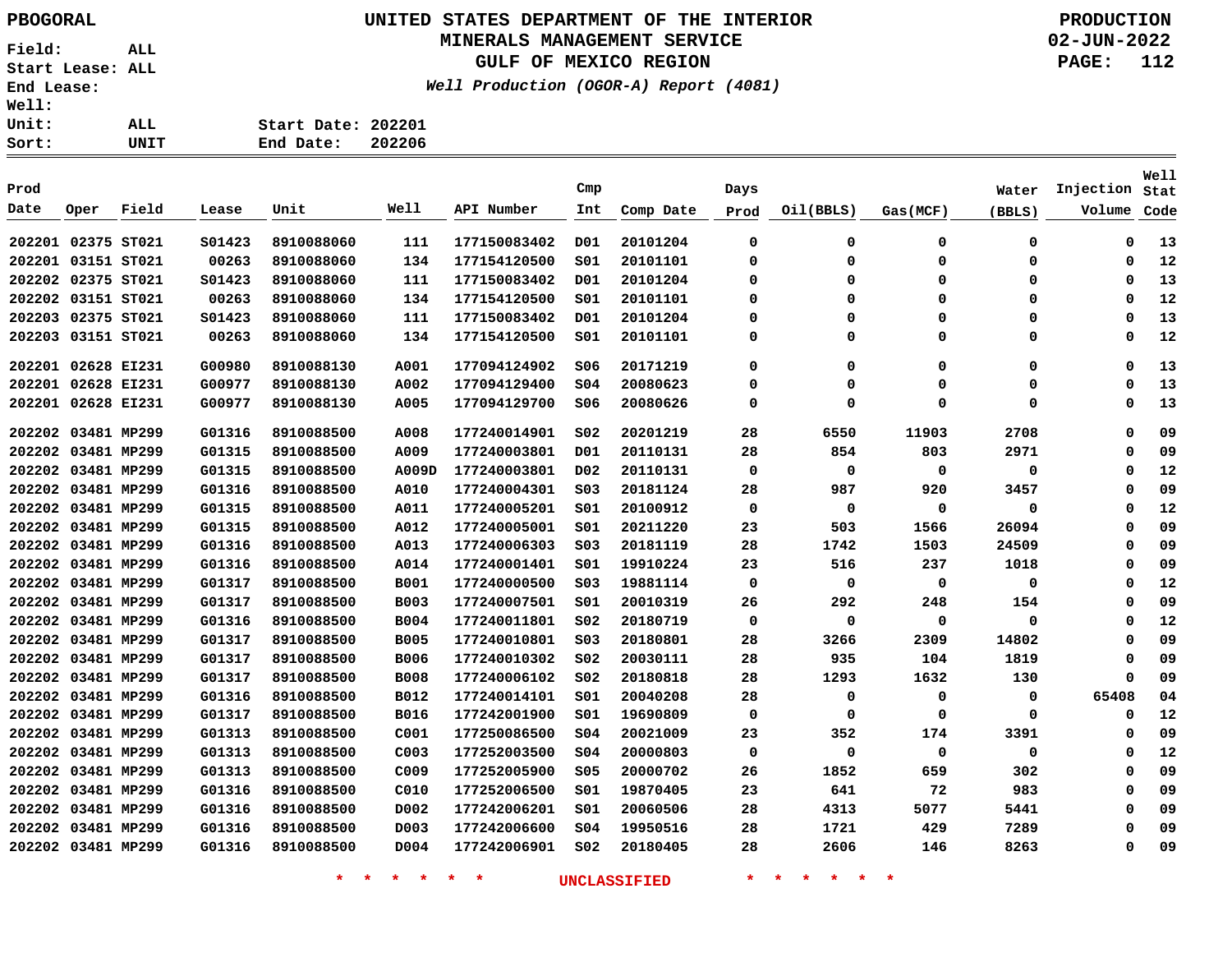PBOGORAL

**UNITED STATES DEPARTMENT OF THE INTERIOR**
**MINERALS MANAGEMENT SERVICE**
**GULF OF MEXICO REGION**

*Well Production (OGOR-A) Report (4081)*

PRODUCTION
02-JUN-2022

Field: ALL
Start Lease: ALL
End Lease:
Well:
Unit: ALL
Sort: UNIT

Start Date: 202201
End Date: 202206

| Prod Date | Oper | Field | Lease | Unit | Well | API Number | Cmp Int | Comp Date | Days Prod | Oil(BBLS) | Gas(MCF) | Water (BBLS) | Injection Volume | Well Stat Code |
|---|---|---|---|---|---|---|---|---|---|---|---|---|---|---|
| 202201 | 02375 | ST021 | S01423 | 8910088060 | 111 | 177150083402 | D01 | 20101204 | 0 | 0 | 0 | 0 | 0 | 13 |
| 202201 | 03151 | ST021 | 00263 | 8910088060 | 134 | 177154120500 | S01 | 20101101 | 0 | 0 | 0 | 0 | 0 | 12 |
| 202202 | 02375 | ST021 | S01423 | 8910088060 | 111 | 177150083402 | D01 | 20101204 | 0 | 0 | 0 | 0 | 0 | 13 |
| 202202 | 03151 | ST021 | 00263 | 8910088060 | 134 | 177154120500 | S01 | 20101101 | 0 | 0 | 0 | 0 | 0 | 12 |
| 202203 | 02375 | ST021 | S01423 | 8910088060 | 111 | 177150083402 | D01 | 20101204 | 0 | 0 | 0 | 0 | 0 | 13 |
| 202203 | 03151 | ST021 | 00263 | 8910088060 | 134 | 177154120500 | S01 | 20101101 | 0 | 0 | 0 | 0 | 0 | 12 |
| 202201 | 02628 | EI231 | G00980 | 8910088130 | A001 | 177094124902 | S06 | 20171219 | 0 | 0 | 0 | 0 | 0 | 13 |
| 202201 | 02628 | EI231 | G00977 | 8910088130 | A002 | 177094129400 | S04 | 20080623 | 0 | 0 | 0 | 0 | 0 | 13 |
| 202201 | 02628 | EI231 | G00977 | 8910088130 | A005 | 177094129700 | S06 | 20080626 | 0 | 0 | 0 | 0 | 0 | 13 |
| 202202 | 03481 | MP299 | G01316 | 8910088500 | A008 | 177240014901 | S02 | 20201219 | 28 | 6550 | 11903 | 2708 | 0 | 09 |
| 202202 | 03481 | MP299 | G01315 | 8910088500 | A009 | 177240003801 | D01 | 20110131 | 28 | 854 | 803 | 2971 | 0 | 09 |
| 202202 | 03481 | MP299 | G01315 | 8910088500 | A009D | 177240003801 | D02 | 20110131 | 0 | 0 | 0 | 0 | 0 | 12 |
| 202202 | 03481 | MP299 | G01316 | 8910088500 | A010 | 177240004301 | S03 | 20181124 | 28 | 987 | 920 | 3457 | 0 | 09 |
| 202202 | 03481 | MP299 | G01315 | 8910088500 | A011 | 177240005201 | S01 | 20100912 | 0 | 0 | 0 | 0 | 0 | 12 |
| 202202 | 03481 | MP299 | G01315 | 8910088500 | A012 | 177240005001 | S01 | 20211220 | 23 | 503 | 1566 | 26094 | 0 | 09 |
| 202202 | 03481 | MP299 | G01316 | 8910088500 | A013 | 177240006303 | S03 | 20181119 | 28 | 1742 | 1503 | 24509 | 0 | 09 |
| 202202 | 03481 | MP299 | G01316 | 8910088500 | A014 | 177240001401 | S01 | 19910224 | 23 | 516 | 237 | 1018 | 0 | 09 |
| 202202 | 03481 | MP299 | G01317 | 8910088500 | B001 | 177240000500 | S03 | 19881114 | 0 | 0 | 0 | 0 | 0 | 12 |
| 202202 | 03481 | MP299 | G01317 | 8910088500 | B003 | 177240007501 | S01 | 20010319 | 26 | 292 | 248 | 154 | 0 | 09 |
| 202202 | 03481 | MP299 | G01316 | 8910088500 | B004 | 177240011801 | S02 | 20180719 | 0 | 0 | 0 | 0 | 0 | 12 |
| 202202 | 03481 | MP299 | G01317 | 8910088500 | B005 | 177240010801 | S03 | 20180801 | 28 | 3266 | 2309 | 14802 | 0 | 09 |
| 202202 | 03481 | MP299 | G01317 | 8910088500 | B006 | 177240010302 | S02 | 20030111 | 28 | 935 | 104 | 1819 | 0 | 09 |
| 202202 | 03481 | MP299 | G01317 | 8910088500 | B008 | 177240006102 | S02 | 20180818 | 28 | 1293 | 1632 | 130 | 0 | 09 |
| 202202 | 03481 | MP299 | G01316 | 8910088500 | B012 | 177240014101 | S01 | 20040208 | 28 | 0 | 0 | 0 | 65408 | 04 |
| 202202 | 03481 | MP299 | G01317 | 8910088500 | B016 | 177242001900 | S01 | 19690809 | 0 | 0 | 0 | 0 | 0 | 12 |
| 202202 | 03481 | MP299 | G01313 | 8910088500 | C001 | 177250086500 | S04 | 20021009 | 23 | 352 | 174 | 3391 | 0 | 09 |
| 202202 | 03481 | MP299 | G01313 | 8910088500 | C003 | 177252003500 | S04 | 20000803 | 0 | 0 | 0 | 0 | 0 | 12 |
| 202202 | 03481 | MP299 | G01313 | 8910088500 | C009 | 177252005900 | S05 | 20000702 | 26 | 1852 | 659 | 302 | 0 | 09 |
| 202202 | 03481 | MP299 | G01316 | 8910088500 | C010 | 177252006500 | S01 | 19870405 | 23 | 641 | 72 | 983 | 0 | 09 |
| 202202 | 03481 | MP299 | G01316 | 8910088500 | D002 | 177242006201 | S01 | 20060506 | 28 | 4313 | 5077 | 5441 | 0 | 09 |
| 202202 | 03481 | MP299 | G01316 | 8910088500 | D003 | 177242006600 | S04 | 19950516 | 28 | 1721 | 429 | 7289 | 0 | 09 |
| 202202 | 03481 | MP299 | G01316 | 8910088500 | D004 | 177242006901 | S02 | 20180405 | 28 | 2606 | 146 | 8263 | 0 | 09 |

* * * * * * UNCLASSIFIED * * * * * *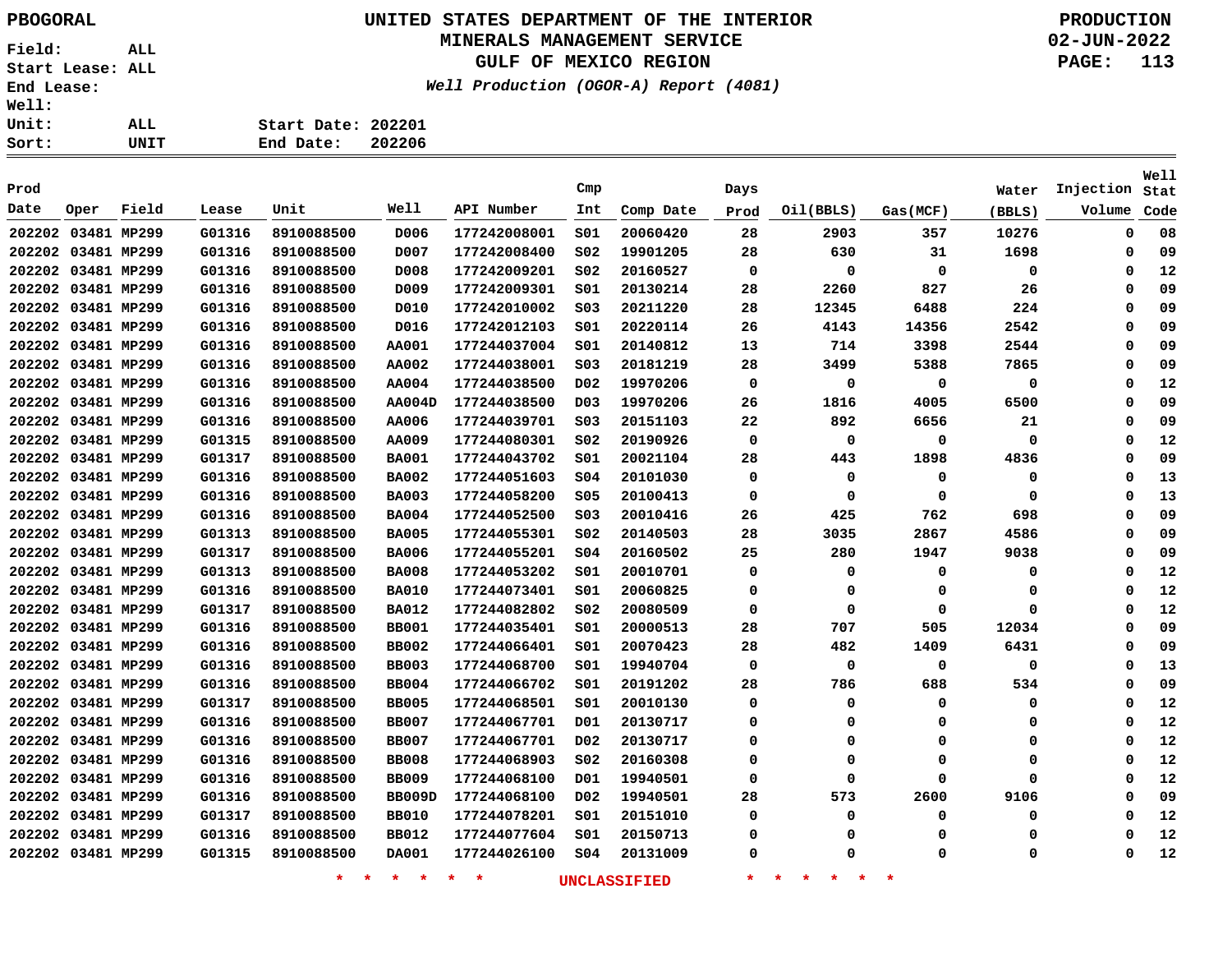PBOGORAL

**UNITED STATES DEPARTMENT OF THE INTERIOR**
**MINERALS MANAGEMENT SERVICE**
**GULF OF MEXICO REGION**
*Well Production (OGOR-A) Report (4081)*

PRODUCTION
02-JUN-2022

Field: ALL
Start Lease: ALL
End Lease:
Well:
Unit: ALL
Sort: UNIT

Start Date: 202201
End Date: 202206

| Prod Date | Oper | Field | Lease | Unit | Well | API Number | Cmp Int | Comp Date | Days Prod | Oil(BBLS) | Gas(MCF) | Water (BBLS) | Injection Volume | Well Stat Code |
|---|---|---|---|---|---|---|---|---|---|---|---|---|---|---|
| 202202 | 03481 | MP299 | G01316 | 8910088500 | D006 | 177242008001 | S01 | 20060420 | 28 | 2903 | 357 | 10276 | 0 | 08 |
| 202202 | 03481 | MP299 | G01316 | 8910088500 | D007 | 177242008400 | S02 | 19901205 | 28 | 630 | 31 | 1698 | 0 | 09 |
| 202202 | 03481 | MP299 | G01316 | 8910088500 | D008 | 177242009201 | S02 | 20160527 | 0 | 0 | 0 | 0 | 0 | 12 |
| 202202 | 03481 | MP299 | G01316 | 8910088500 | D009 | 177242009301 | S01 | 20130214 | 28 | 2260 | 827 | 26 | 0 | 09 |
| 202202 | 03481 | MP299 | G01316 | 8910088500 | D010 | 177242010002 | S03 | 20211220 | 28 | 12345 | 6488 | 224 | 0 | 09 |
| 202202 | 03481 | MP299 | G01316 | 8910088500 | D016 | 177242012103 | S01 | 20220114 | 26 | 4143 | 14356 | 2542 | 0 | 09 |
| 202202 | 03481 | MP299 | G01316 | 8910088500 | AA001 | 177244037004 | S01 | 20140812 | 13 | 714 | 3398 | 2544 | 0 | 09 |
| 202202 | 03481 | MP299 | G01316 | 8910088500 | AA002 | 177244038001 | S03 | 20181219 | 28 | 3499 | 5388 | 7865 | 0 | 09 |
| 202202 | 03481 | MP299 | G01316 | 8910088500 | AA004 | 177244038500 | D02 | 19970206 | 0 | 0 | 0 | 0 | 0 | 12 |
| 202202 | 03481 | MP299 | G01316 | 8910088500 | AA004D | 177244038500 | D03 | 19970206 | 26 | 1816 | 4005 | 6500 | 0 | 09 |
| 202202 | 03481 | MP299 | G01316 | 8910088500 | AA006 | 177244039701 | S03 | 20151103 | 22 | 892 | 6656 | 21 | 0 | 09 |
| 202202 | 03481 | MP299 | G01315 | 8910088500 | AA009 | 177244080301 | S02 | 20190926 | 0 | 0 | 0 | 0 | 0 | 12 |
| 202202 | 03481 | MP299 | G01317 | 8910088500 | BA001 | 177244043702 | S01 | 20021104 | 28 | 443 | 1898 | 4836 | 0 | 09 |
| 202202 | 03481 | MP299 | G01316 | 8910088500 | BA002 | 177244051603 | S04 | 20101030 | 0 | 0 | 0 | 0 | 0 | 13 |
| 202202 | 03481 | MP299 | G01316 | 8910088500 | BA003 | 177244058200 | S05 | 20100413 | 0 | 0 | 0 | 0 | 0 | 13 |
| 202202 | 03481 | MP299 | G01316 | 8910088500 | BA004 | 177244052500 | S03 | 20010416 | 26 | 425 | 762 | 698 | 0 | 09 |
| 202202 | 03481 | MP299 | G01313 | 8910088500 | BA005 | 177244055301 | S02 | 20140503 | 28 | 3035 | 2867 | 4586 | 0 | 09 |
| 202202 | 03481 | MP299 | G01317 | 8910088500 | BA006 | 177244055201 | S04 | 20160502 | 25 | 280 | 1947 | 9038 | 0 | 09 |
| 202202 | 03481 | MP299 | G01313 | 8910088500 | BA008 | 177244053202 | S01 | 20010701 | 0 | 0 | 0 | 0 | 0 | 12 |
| 202202 | 03481 | MP299 | G01316 | 8910088500 | BA010 | 177244073401 | S01 | 20060825 | 0 | 0 | 0 | 0 | 0 | 12 |
| 202202 | 03481 | MP299 | G01317 | 8910088500 | BA012 | 177244082802 | S02 | 20080509 | 0 | 0 | 0 | 0 | 0 | 12 |
| 202202 | 03481 | MP299 | G01316 | 8910088500 | BB001 | 177244035401 | S01 | 20000513 | 28 | 707 | 505 | 12034 | 0 | 09 |
| 202202 | 03481 | MP299 | G01316 | 8910088500 | BB002 | 177244066401 | S01 | 20070423 | 28 | 482 | 1409 | 6431 | 0 | 09 |
| 202202 | 03481 | MP299 | G01316 | 8910088500 | BB003 | 177244068700 | S01 | 19940704 | 0 | 0 | 0 | 0 | 0 | 13 |
| 202202 | 03481 | MP299 | G01316 | 8910088500 | BB004 | 177244066702 | S01 | 20191202 | 28 | 786 | 688 | 534 | 0 | 09 |
| 202202 | 03481 | MP299 | G01317 | 8910088500 | BB005 | 177244068501 | S01 | 20010130 | 0 | 0 | 0 | 0 | 0 | 12 |
| 202202 | 03481 | MP299 | G01316 | 8910088500 | BB007 | 177244067701 | D01 | 20130717 | 0 | 0 | 0 | 0 | 0 | 12 |
| 202202 | 03481 | MP299 | G01316 | 8910088500 | BB007 | 177244067701 | D02 | 20130717 | 0 | 0 | 0 | 0 | 0 | 12 |
| 202202 | 03481 | MP299 | G01316 | 8910088500 | BB008 | 177244068903 | S02 | 20160308 | 0 | 0 | 0 | 0 | 0 | 12 |
| 202202 | 03481 | MP299 | G01316 | 8910088500 | BB009 | 177244068100 | D01 | 19940501 | 0 | 0 | 0 | 0 | 0 | 12 |
| 202202 | 03481 | MP299 | G01316 | 8910088500 | BB009D | 177244068100 | D02 | 19940501 | 28 | 573 | 2600 | 9106 | 0 | 09 |
| 202202 | 03481 | MP299 | G01317 | 8910088500 | BB010 | 177244078201 | S01 | 20151010 | 0 | 0 | 0 | 0 | 0 | 12 |
| 202202 | 03481 | MP299 | G01316 | 8910088500 | BB012 | 177244077604 | S01 | 20150713 | 0 | 0 | 0 | 0 | 0 | 12 |
| 202202 | 03481 | MP299 | G01315 | 8910088500 | DA001 | 177244026100 | S04 | 20131009 | 0 | 0 | 0 | 0 | 0 | 12 |

* * * * * * UNCLASSIFIED * * * * * *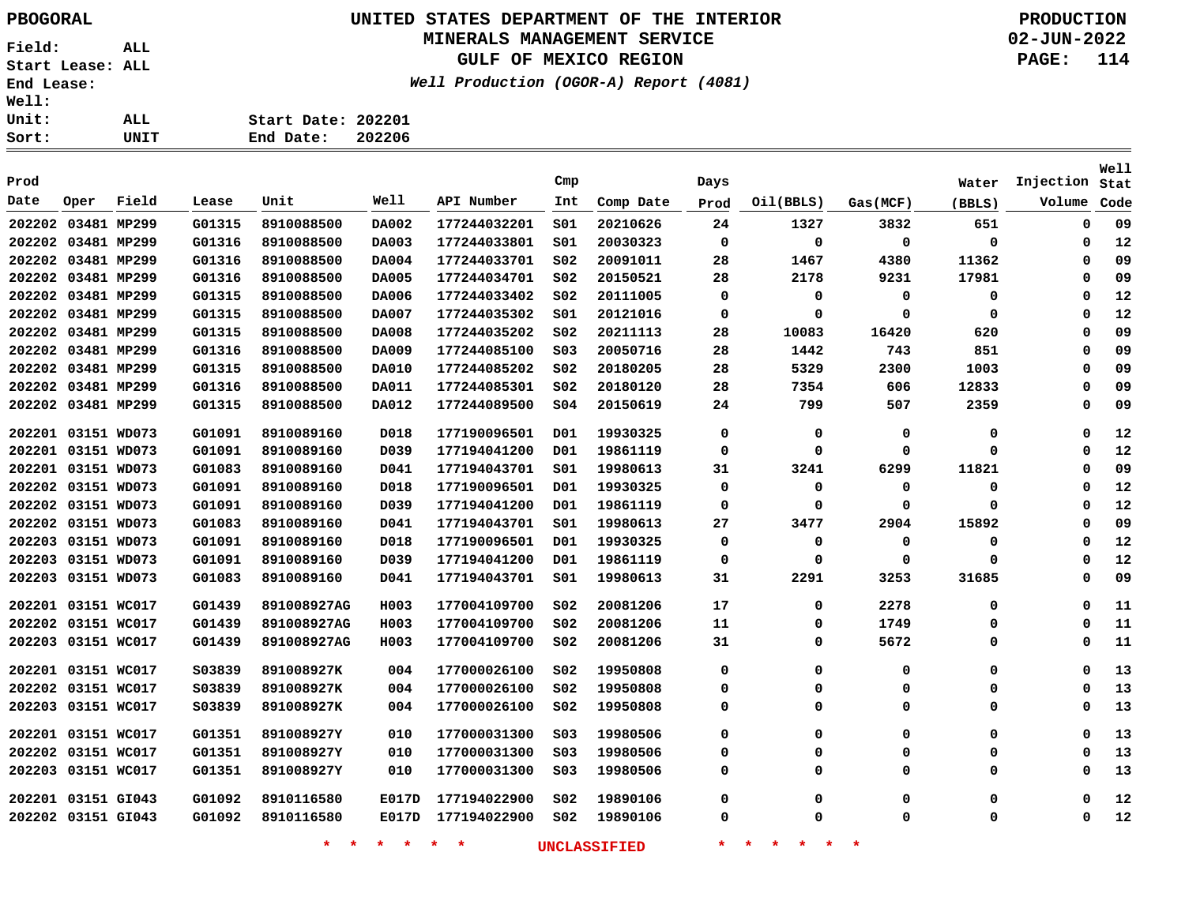PBOGORAL

**UNITED STATES DEPARTMENT OF THE INTERIOR**
**MINERALS MANAGEMENT SERVICE**
**GULF OF MEXICO REGION**
*Well Production (OGOR-A) Report (4081)*

PRODUCTION
02-JUN-2022

Field: ALL
Start Lease: ALL
End Lease:
Well:
Unit: ALL
Sort: UNIT

Start Date: 202201
End Date: 202206

| Prod Date | Oper | Field | Lease | Unit | Well | API Number | Cmp Int | Comp Date | Days Prod | Oil(BBLS) | Gas(MCF) | Water (BBLS) | Injection Volume | Well Stat Code |
|---|---|---|---|---|---|---|---|---|---|---|---|---|---|---|
| 202202 | 03481 | MP299 | G01315 | 8910088500 | DA002 | 177244032201 | S01 | 20210626 | 24 | 1327 | 3832 | 651 | 0 | 09 |
| 202202 | 03481 | MP299 | G01316 | 8910088500 | DA003 | 177244033801 | S01 | 20030323 | 0 | 0 | 0 | 0 | 0 | 12 |
| 202202 | 03481 | MP299 | G01316 | 8910088500 | DA004 | 177244033701 | S02 | 20091011 | 28 | 1467 | 4380 | 11362 | 0 | 09 |
| 202202 | 03481 | MP299 | G01316 | 8910088500 | DA005 | 177244034701 | S02 | 20150521 | 28 | 2178 | 9231 | 17981 | 0 | 09 |
| 202202 | 03481 | MP299 | G01315 | 8910088500 | DA006 | 177244033402 | S02 | 20111005 | 0 | 0 | 0 | 0 | 0 | 12 |
| 202202 | 03481 | MP299 | G01315 | 8910088500 | DA007 | 177244035302 | S01 | 20121016 | 0 | 0 | 0 | 0 | 0 | 12 |
| 202202 | 03481 | MP299 | G01315 | 8910088500 | DA008 | 177244035202 | S02 | 20211113 | 28 | 10083 | 16420 | 620 | 0 | 09 |
| 202202 | 03481 | MP299 | G01316 | 8910088500 | DA009 | 177244085100 | S03 | 20050716 | 28 | 1442 | 743 | 851 | 0 | 09 |
| 202202 | 03481 | MP299 | G01315 | 8910088500 | DA010 | 177244085202 | S02 | 20180205 | 28 | 5329 | 2300 | 1003 | 0 | 09 |
| 202202 | 03481 | MP299 | G01316 | 8910088500 | DA011 | 177244085301 | S02 | 20180120 | 28 | 7354 | 606 | 12833 | 0 | 09 |
| 202202 | 03481 | MP299 | G01315 | 8910088500 | DA012 | 177244089500 | S04 | 20150619 | 24 | 799 | 507 | 2359 | 0 | 09 |
| 202201 | 03151 | WD073 | G01091 | 8910089160 | D018 | 177190096501 | D01 | 19930325 | 0 | 0 | 0 | 0 | 0 | 12 |
| 202201 | 03151 | WD073 | G01091 | 8910089160 | D039 | 177194041200 | D01 | 19861119 | 0 | 0 | 0 | 0 | 0 | 12 |
| 202201 | 03151 | WD073 | G01083 | 8910089160 | D041 | 177194043701 | S01 | 19980613 | 31 | 3241 | 6299 | 11821 | 0 | 09 |
| 202202 | 03151 | WD073 | G01091 | 8910089160 | D018 | 177190096501 | D01 | 19930325 | 0 | 0 | 0 | 0 | 0 | 12 |
| 202202 | 03151 | WD073 | G01091 | 8910089160 | D039 | 177194041200 | D01 | 19861119 | 0 | 0 | 0 | 0 | 0 | 12 |
| 202202 | 03151 | WD073 | G01083 | 8910089160 | D041 | 177194043701 | S01 | 19980613 | 27 | 3477 | 2904 | 15892 | 0 | 09 |
| 202203 | 03151 | WD073 | G01091 | 8910089160 | D018 | 177190096501 | D01 | 19930325 | 0 | 0 | 0 | 0 | 0 | 12 |
| 202203 | 03151 | WD073 | G01091 | 8910089160 | D039 | 177194041200 | D01 | 19861119 | 0 | 0 | 0 | 0 | 0 | 12 |
| 202203 | 03151 | WD073 | G01083 | 8910089160 | D041 | 177194043701 | S01 | 19980613 | 31 | 2291 | 3253 | 31685 | 0 | 09 |
| 202201 | 03151 | WC017 | G01439 | 891008927AG | H003 | 177004109700 | S02 | 20081206 | 17 | 0 | 2278 | 0 | 0 | 11 |
| 202202 | 03151 | WC017 | G01439 | 891008927AG | H003 | 177004109700 | S02 | 20081206 | 11 | 0 | 1749 | 0 | 0 | 11 |
| 202203 | 03151 | WC017 | G01439 | 891008927AG | H003 | 177004109700 | S02 | 20081206 | 31 | 0 | 5672 | 0 | 0 | 11 |
| 202201 | 03151 | WC017 | S03839 | 891008927K | 004 | 177000026100 | S02 | 19950808 | 0 | 0 | 0 | 0 | 0 | 13 |
| 202202 | 03151 | WC017 | S03839 | 891008927K | 004 | 177000026100 | S02 | 19950808 | 0 | 0 | 0 | 0 | 0 | 13 |
| 202203 | 03151 | WC017 | S03839 | 891008927K | 004 | 177000026100 | S02 | 19950808 | 0 | 0 | 0 | 0 | 0 | 13 |
| 202201 | 03151 | WC017 | G01351 | 891008927Y | 010 | 177000031300 | S03 | 19980506 | 0 | 0 | 0 | 0 | 0 | 13 |
| 202202 | 03151 | WC017 | G01351 | 891008927Y | 010 | 177000031300 | S03 | 19980506 | 0 | 0 | 0 | 0 | 0 | 13 |
| 202203 | 03151 | WC017 | G01351 | 891008927Y | 010 | 177000031300 | S03 | 19980506 | 0 | 0 | 0 | 0 | 0 | 13 |
| 202201 | 03151 | GI043 | G01092 | 8910116580 | E017D | 177194022900 | S02 | 19890106 | 0 | 0 | 0 | 0 | 0 | 12 |
| 202202 | 03151 | GI043 | G01092 | 8910116580 | E017D | 177194022900 | S02 | 19890106 | 0 | 0 | 0 | 0 | 0 | 12 |

* * * * * * UNCLASSIFIED * * * * * *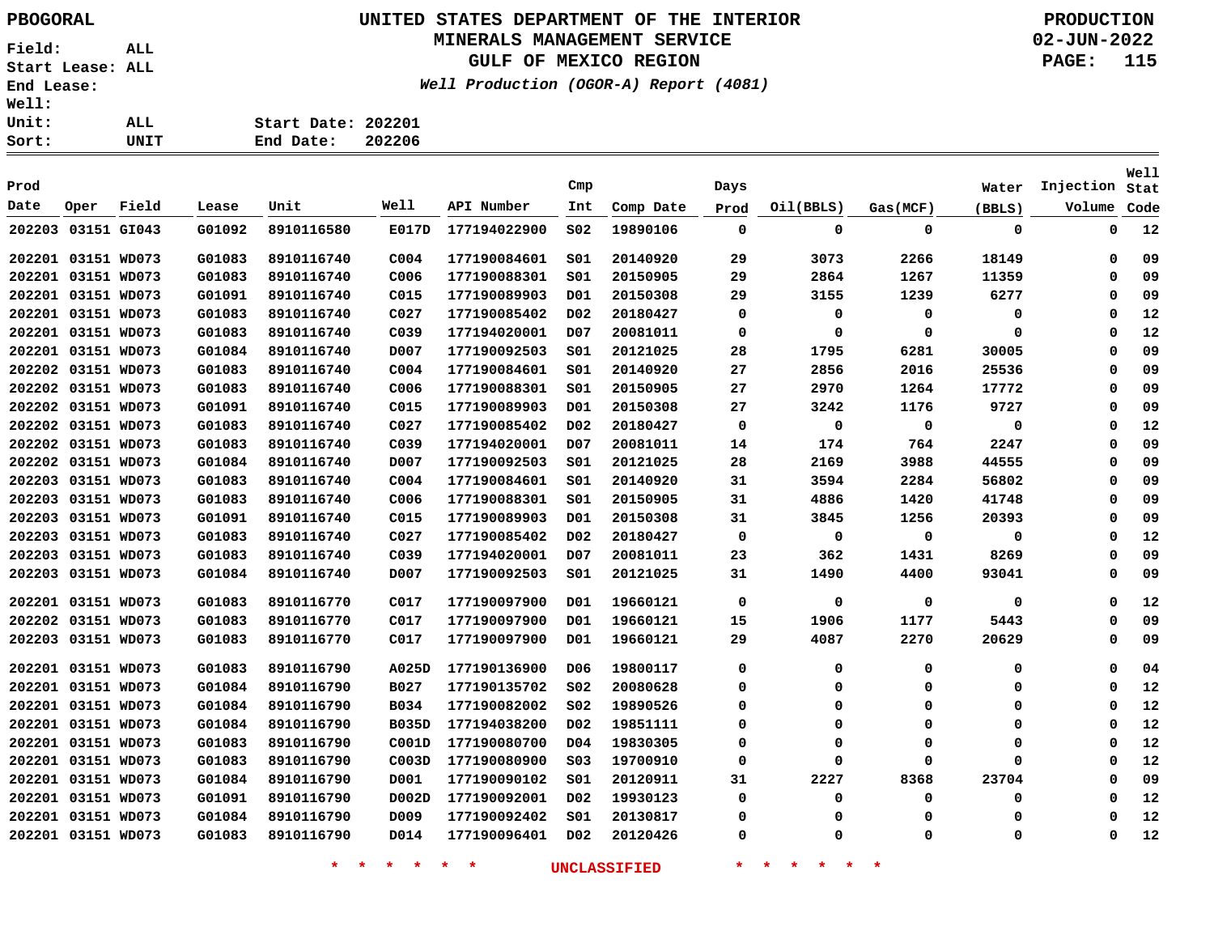**PBOGORAL**

Field: ALL
Start Lease: ALL
End Lease:
Well:
Unit: ALL
Sort: UNIT

Start Date: 202201
End Date: 202206

# UNITED STATES DEPARTMENT OF THE INTERIOR
## MINERALS MANAGEMENT SERVICE
## GULF OF MEXICO REGION
### *Well Production (OGOR-A) Report (4081)*

PRODUCTION
02-JUN-2022

| Prod Date | Oper | Field | Lease | Unit | Well | API Number | Cmp Int | Comp Date | Days Prod | Oil(BBLS) | Gas(MCF) | Water (BBLS) | Injection Volume | Well Stat Code |
|---|---|---|---|---|---|---|---|---|---|---|---|---|---|---|
| 202203 | 03151 | GI043 | G01092 | 8910116580 | E017D | 177194022900 | S02 | 19890106 | 0 | 0 | 0 | 0 | 0 | 12 |
| 202201 | 03151 | WD073 | G01083 | 8910116740 | C004 | 177190084601 | S01 | 20140920 | 29 | 3073 | 2266 | 18149 | 0 | 09 |
| 202201 | 03151 | WD073 | G01083 | 8910116740 | C006 | 177190088301 | S01 | 20150905 | 29 | 2864 | 1267 | 11359 | 0 | 09 |
| 202201 | 03151 | WD073 | G01091 | 8910116740 | C015 | 177190089903 | D01 | 20150308 | 29 | 3155 | 1239 | 6277 | 0 | 09 |
| 202201 | 03151 | WD073 | G01083 | 8910116740 | C027 | 177190085402 | D02 | 20180427 | 0 | 0 | 0 | 0 | 0 | 12 |
| 202201 | 03151 | WD073 | G01083 | 8910116740 | C039 | 177194020001 | D07 | 20081011 | 0 | 0 | 0 | 0 | 0 | 12 |
| 202201 | 03151 | WD073 | G01084 | 8910116740 | D007 | 177190092503 | S01 | 20121025 | 28 | 1795 | 6281 | 30005 | 0 | 09 |
| 202202 | 03151 | WD073 | G01083 | 8910116740 | C004 | 177190084601 | S01 | 20140920 | 27 | 2856 | 2016 | 25536 | 0 | 09 |
| 202202 | 03151 | WD073 | G01083 | 8910116740 | C006 | 177190088301 | S01 | 20150905 | 27 | 2970 | 1264 | 17772 | 0 | 09 |
| 202202 | 03151 | WD073 | G01091 | 8910116740 | C015 | 177190089903 | D01 | 20150308 | 27 | 3242 | 1176 | 9727 | 0 | 09 |
| 202202 | 03151 | WD073 | G01083 | 8910116740 | C027 | 177190085402 | D02 | 20180427 | 0 | 0 | 0 | 0 | 0 | 12 |
| 202202 | 03151 | WD073 | G01083 | 8910116740 | C039 | 177194020001 | D07 | 20081011 | 14 | 174 | 764 | 2247 | 0 | 09 |
| 202202 | 03151 | WD073 | G01084 | 8910116740 | D007 | 177190092503 | S01 | 20121025 | 28 | 2169 | 3988 | 44555 | 0 | 09 |
| 202203 | 03151 | WD073 | G01083 | 8910116740 | C004 | 177190084601 | S01 | 20140920 | 31 | 3594 | 2284 | 56802 | 0 | 09 |
| 202203 | 03151 | WD073 | G01083 | 8910116740 | C006 | 177190088301 | S01 | 20150905 | 31 | 4886 | 1420 | 41748 | 0 | 09 |
| 202203 | 03151 | WD073 | G01091 | 8910116740 | C015 | 177190089903 | D01 | 20150308 | 31 | 3845 | 1256 | 20393 | 0 | 09 |
| 202203 | 03151 | WD073 | G01083 | 8910116740 | C027 | 177190085402 | D02 | 20180427 | 0 | 0 | 0 | 0 | 0 | 12 |
| 202203 | 03151 | WD073 | G01083 | 8910116740 | C039 | 177194020001 | D07 | 20081011 | 23 | 362 | 1431 | 8269 | 0 | 09 |
| 202203 | 03151 | WD073 | G01084 | 8910116740 | D007 | 177190092503 | S01 | 20121025 | 31 | 1490 | 4400 | 93041 | 0 | 09 |
| 202201 | 03151 | WD073 | G01083 | 8910116770 | C017 | 177190097900 | D01 | 19660121 | 0 | 0 | 0 | 0 | 0 | 12 |
| 202202 | 03151 | WD073 | G01083 | 8910116770 | C017 | 177190097900 | D01 | 19660121 | 15 | 1906 | 1177 | 5443 | 0 | 09 |
| 202203 | 03151 | WD073 | G01083 | 8910116770 | C017 | 177190097900 | D01 | 19660121 | 29 | 4087 | 2270 | 20629 | 0 | 09 |
| 202201 | 03151 | WD073 | G01083 | 8910116790 | A025D | 177190136900 | D06 | 19800117 | 0 | 0 | 0 | 0 | 0 | 04 |
| 202201 | 03151 | WD073 | G01084 | 8910116790 | B027 | 177190135702 | S02 | 20080628 | 0 | 0 | 0 | 0 | 0 | 12 |
| 202201 | 03151 | WD073 | G01084 | 8910116790 | B034 | 177190082002 | S02 | 19890526 | 0 | 0 | 0 | 0 | 0 | 12 |
| 202201 | 03151 | WD073 | G01084 | 8910116790 | B035D | 177194038200 | D02 | 19851111 | 0 | 0 | 0 | 0 | 0 | 12 |
| 202201 | 03151 | WD073 | G01083 | 8910116790 | C001D | 177190080700 | D04 | 19830305 | 0 | 0 | 0 | 0 | 0 | 12 |
| 202201 | 03151 | WD073 | G01083 | 8910116790 | C003D | 177190080900 | S03 | 19700910 | 0 | 0 | 0 | 0 | 0 | 12 |
| 202201 | 03151 | WD073 | G01084 | 8910116790 | D001 | 177190090102 | S01 | 20120911 | 31 | 2227 | 8368 | 23704 | 0 | 09 |
| 202201 | 03151 | WD073 | G01091 | 8910116790 | D002D | 177190092001 | D02 | 19930123 | 0 | 0 | 0 | 0 | 0 | 12 |
| 202201 | 03151 | WD073 | G01084 | 8910116790 | D009 | 177190092402 | S01 | 20130817 | 0 | 0 | 0 | 0 | 0 | 12 |
| 202201 | 03151 | WD073 | G01083 | 8910116790 | D014 | 177190096401 | D02 | 20120426 | 0 | 0 | 0 | 0 | 0 | 12 |

\* \* \* \* \* \* UNCLASSIFIED \* \* \* \* \* \*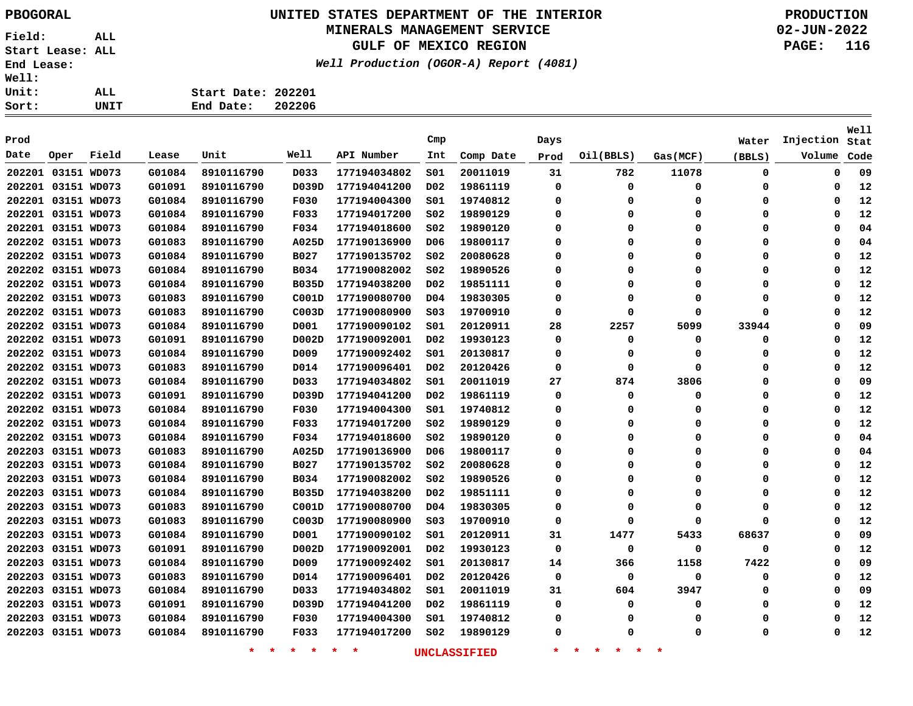PBOGORAL

# UNITED STATES DEPARTMENT OF THE INTERIOR
## MINERALS MANAGEMENT SERVICE
## GULF OF MEXICO REGION

*Well Production (OGOR-A) Report (4081)*

PRODUCTION
02-JUN-2022

Field: ALL
Start Lease: ALL
End Lease:
Well:
Unit: ALL
Sort: UNIT

Start Date: 202201
End Date: 202206

| Prod Date | Oper | Field | Lease | Unit | Well | API Number | Cmp Int | Comp Date | Days Prod | Oil(BBLS) | Gas(MCF) | Water (BBLS) | Injection Volume | Well Stat Code |
|---|---|---|---|---|---|---|---|---|---|---|---|---|---|---|
| 202201 | 03151 | WD073 | G01084 | 8910116790 | D033 | 177194034802 | S01 | 20011019 | 31 | 782 | 11078 | 0 | 0 | 09 |
| 202201 | 03151 | WD073 | G01091 | 8910116790 | D039D | 177194041200 | D02 | 19861119 | 0 | 0 | 0 | 0 | 0 | 12 |
| 202201 | 03151 | WD073 | G01084 | 8910116790 | F030 | 177194004300 | S01 | 19740812 | 0 | 0 | 0 | 0 | 0 | 12 |
| 202201 | 03151 | WD073 | G01084 | 8910116790 | F033 | 177194017200 | S02 | 19890129 | 0 | 0 | 0 | 0 | 0 | 12 |
| 202201 | 03151 | WD073 | G01084 | 8910116790 | F034 | 177194018600 | S02 | 19890120 | 0 | 0 | 0 | 0 | 0 | 04 |
| 202202 | 03151 | WD073 | G01083 | 8910116790 | A025D | 177190136900 | D06 | 19800117 | 0 | 0 | 0 | 0 | 0 | 04 |
| 202202 | 03151 | WD073 | G01084 | 8910116790 | B027 | 177190135702 | S02 | 20080628 | 0 | 0 | 0 | 0 | 0 | 12 |
| 202202 | 03151 | WD073 | G01084 | 8910116790 | B034 | 177190082002 | S02 | 19890526 | 0 | 0 | 0 | 0 | 0 | 12 |
| 202202 | 03151 | WD073 | G01084 | 8910116790 | B035D | 177194038200 | D02 | 19851111 | 0 | 0 | 0 | 0 | 0 | 12 |
| 202202 | 03151 | WD073 | G01083 | 8910116790 | C001D | 177190080700 | D04 | 19830305 | 0 | 0 | 0 | 0 | 0 | 12 |
| 202202 | 03151 | WD073 | G01083 | 8910116790 | C003D | 177190080900 | S03 | 19700910 | 0 | 0 | 0 | 0 | 0 | 12 |
| 202202 | 03151 | WD073 | G01084 | 8910116790 | D001 | 177190090102 | S01 | 20120911 | 28 | 2257 | 5099 | 33944 | 0 | 09 |
| 202202 | 03151 | WD073 | G01091 | 8910116790 | D002D | 177190092001 | D02 | 19930123 | 0 | 0 | 0 | 0 | 0 | 12 |
| 202202 | 03151 | WD073 | G01084 | 8910116790 | D009 | 177190092402 | S01 | 20130817 | 0 | 0 | 0 | 0 | 0 | 12 |
| 202202 | 03151 | WD073 | G01083 | 8910116790 | D014 | 177190096401 | D02 | 20120426 | 0 | 0 | 0 | 0 | 0 | 12 |
| 202202 | 03151 | WD073 | G01084 | 8910116790 | D033 | 177194034802 | S01 | 20011019 | 27 | 874 | 3806 | 0 | 0 | 09 |
| 202202 | 03151 | WD073 | G01091 | 8910116790 | D039D | 177194041200 | D02 | 19861119 | 0 | 0 | 0 | 0 | 0 | 12 |
| 202202 | 03151 | WD073 | G01084 | 8910116790 | F030 | 177194004300 | S01 | 19740812 | 0 | 0 | 0 | 0 | 0 | 12 |
| 202202 | 03151 | WD073 | G01084 | 8910116790 | F033 | 177194017200 | S02 | 19890129 | 0 | 0 | 0 | 0 | 0 | 12 |
| 202202 | 03151 | WD073 | G01084 | 8910116790 | F034 | 177194018600 | S02 | 19890120 | 0 | 0 | 0 | 0 | 0 | 04 |
| 202203 | 03151 | WD073 | G01083 | 8910116790 | A025D | 177190136900 | D06 | 19800117 | 0 | 0 | 0 | 0 | 0 | 04 |
| 202203 | 03151 | WD073 | G01084 | 8910116790 | B027 | 177190135702 | S02 | 20080628 | 0 | 0 | 0 | 0 | 0 | 12 |
| 202203 | 03151 | WD073 | G01084 | 8910116790 | B034 | 177190082002 | S02 | 19890526 | 0 | 0 | 0 | 0 | 0 | 12 |
| 202203 | 03151 | WD073 | G01084 | 8910116790 | B035D | 177194038200 | D02 | 19851111 | 0 | 0 | 0 | 0 | 0 | 12 |
| 202203 | 03151 | WD073 | G01083 | 8910116790 | C001D | 177190080700 | D04 | 19830305 | 0 | 0 | 0 | 0 | 0 | 12 |
| 202203 | 03151 | WD073 | G01083 | 8910116790 | C003D | 177190080900 | S03 | 19700910 | 0 | 0 | 0 | 0 | 0 | 12 |
| 202203 | 03151 | WD073 | G01084 | 8910116790 | D001 | 177190090102 | S01 | 20120911 | 31 | 1477 | 5433 | 68637 | 0 | 09 |
| 202203 | 03151 | WD073 | G01091 | 8910116790 | D002D | 177190092001 | D02 | 19930123 | 0 | 0 | 0 | 0 | 0 | 12 |
| 202203 | 03151 | WD073 | G01084 | 8910116790 | D009 | 177190092402 | S01 | 20130817 | 14 | 366 | 1158 | 7422 | 0 | 09 |
| 202203 | 03151 | WD073 | G01083 | 8910116790 | D014 | 177190096401 | D02 | 20120426 | 0 | 0 | 0 | 0 | 0 | 12 |
| 202203 | 03151 | WD073 | G01084 | 8910116790 | D033 | 177194034802 | S01 | 20011019 | 31 | 604 | 3947 | 0 | 0 | 09 |
| 202203 | 03151 | WD073 | G01091 | 8910116790 | D039D | 177194041200 | D02 | 19861119 | 0 | 0 | 0 | 0 | 0 | 12 |
| 202203 | 03151 | WD073 | G01084 | 8910116790 | F030 | 177194004300 | S01 | 19740812 | 0 | 0 | 0 | 0 | 0 | 12 |
| 202203 | 03151 | WD073 | G01084 | 8910116790 | F033 | 177194017200 | S02 | 19890129 | 0 | 0 | 0 | 0 | 0 | 12 |

* * * * * * UNCLASSIFIED * * * * * *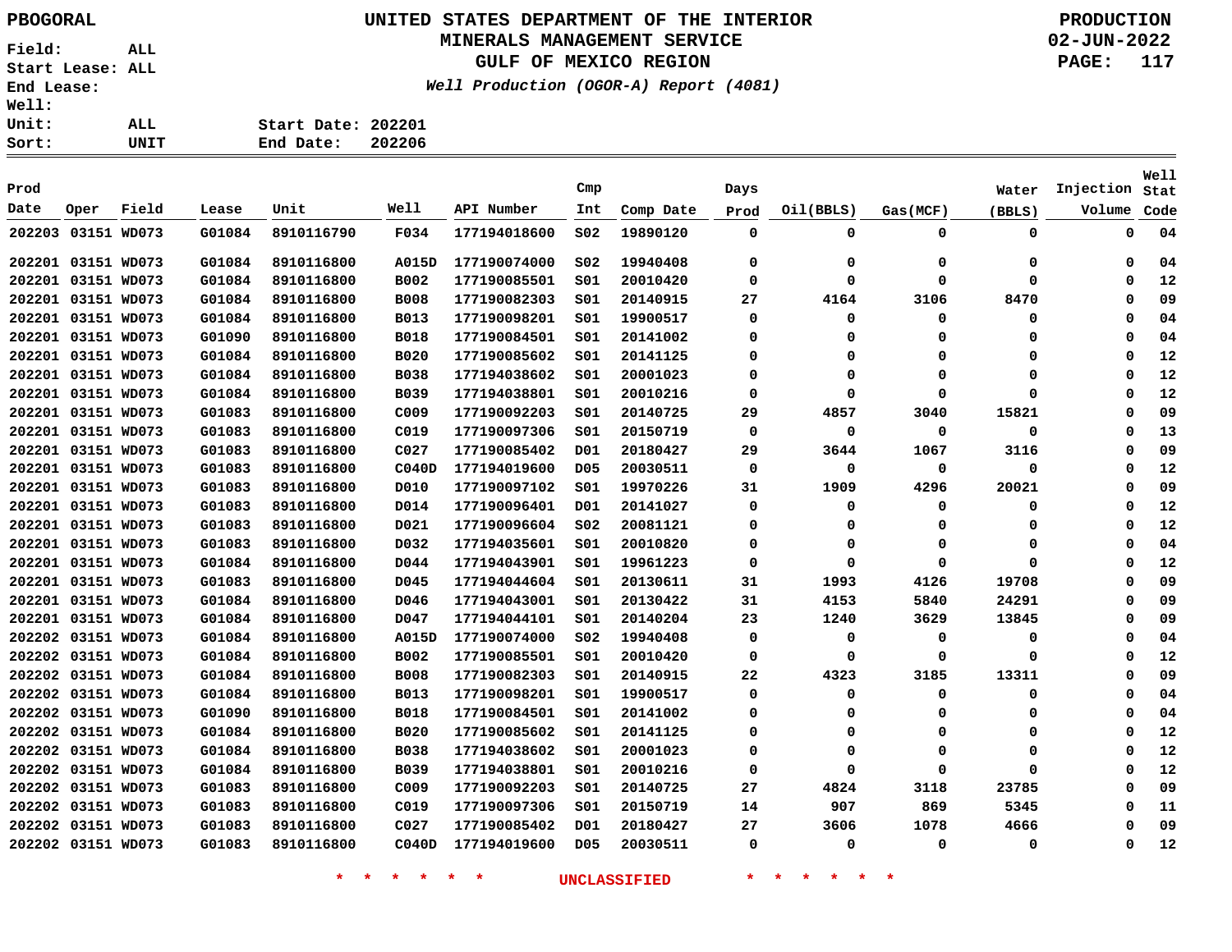PBOGORAL

UNITED STATES DEPARTMENT OF THE INTERIOR
MINERALS MANAGEMENT SERVICE
GULF OF MEXICO REGION
*Well Production (OGOR-A) Report (4081)*

PRODUCTION
02-JUN-2022

Field: ALL
Start Lease: ALL
End Lease:
Well:
Unit: ALL
Sort: UNIT

Start Date: 202201
End Date: 202206

| Prod Date | Oper | Field | Lease | Unit | Well | API Number | Cmp Int | Comp Date | Days Prod | Oil(BBLS) | Gas(MCF) | Water (BBLS) | Injection Volume | Well Stat Code |
|---|---|---|---|---|---|---|---|---|---|---|---|---|---|---|
| 202203 | 03151 | WD073 | G01084 | 8910116790 | F034 | 177194018600 | S02 | 19890120 | 0 | 0 | 0 | 0 | 0 | 04 |
| 202201 | 03151 | WD073 | G01084 | 8910116800 | A015D | 177190074000 | S02 | 19940408 | 0 | 0 | 0 | 0 | 0 | 04 |
| 202201 | 03151 | WD073 | G01084 | 8910116800 | B002 | 177190085501 | S01 | 20010420 | 0 | 0 | 0 | 0 | 0 | 12 |
| 202201 | 03151 | WD073 | G01084 | 8910116800 | B008 | 177190082303 | S01 | 20140915 | 27 | 4164 | 3106 | 8470 | 0 | 09 |
| 202201 | 03151 | WD073 | G01084 | 8910116800 | B013 | 177190098201 | S01 | 19900517 | 0 | 0 | 0 | 0 | 0 | 04 |
| 202201 | 03151 | WD073 | G01090 | 8910116800 | B018 | 177190084501 | S01 | 20141002 | 0 | 0 | 0 | 0 | 0 | 04 |
| 202201 | 03151 | WD073 | G01084 | 8910116800 | B020 | 177190085602 | S01 | 20141125 | 0 | 0 | 0 | 0 | 0 | 12 |
| 202201 | 03151 | WD073 | G01084 | 8910116800 | B038 | 177194038602 | S01 | 20001023 | 0 | 0 | 0 | 0 | 0 | 12 |
| 202201 | 03151 | WD073 | G01084 | 8910116800 | B039 | 177194038801 | S01 | 20010216 | 0 | 0 | 0 | 0 | 0 | 12 |
| 202201 | 03151 | WD073 | G01083 | 8910116800 | C009 | 177190092203 | S01 | 20140725 | 29 | 4857 | 3040 | 15821 | 0 | 09 |
| 202201 | 03151 | WD073 | G01083 | 8910116800 | C019 | 177190097306 | S01 | 20150719 | 0 | 0 | 0 | 0 | 0 | 13 |
| 202201 | 03151 | WD073 | G01083 | 8910116800 | C027 | 177190085402 | D01 | 20180427 | 29 | 3644 | 1067 | 3116 | 0 | 09 |
| 202201 | 03151 | WD073 | G01083 | 8910116800 | C040D | 177194019600 | D05 | 20030511 | 0 | 0 | 0 | 0 | 0 | 12 |
| 202201 | 03151 | WD073 | G01083 | 8910116800 | D010 | 177190097102 | S01 | 19970226 | 31 | 1909 | 4296 | 20021 | 0 | 09 |
| 202201 | 03151 | WD073 | G01083 | 8910116800 | D014 | 177190096401 | D01 | 20141027 | 0 | 0 | 0 | 0 | 0 | 12 |
| 202201 | 03151 | WD073 | G01083 | 8910116800 | D021 | 177190096604 | S02 | 20081121 | 0 | 0 | 0 | 0 | 0 | 12 |
| 202201 | 03151 | WD073 | G01083 | 8910116800 | D032 | 177194035601 | S01 | 20010820 | 0 | 0 | 0 | 0 | 0 | 04 |
| 202201 | 03151 | WD073 | G01084 | 8910116800 | D044 | 177194043901 | S01 | 19961223 | 0 | 0 | 0 | 0 | 0 | 12 |
| 202201 | 03151 | WD073 | G01083 | 8910116800 | D045 | 177194044604 | S01 | 20130611 | 31 | 1993 | 4126 | 19708 | 0 | 09 |
| 202201 | 03151 | WD073 | G01084 | 8910116800 | D046 | 177194043001 | S01 | 20130422 | 31 | 4153 | 5840 | 24291 | 0 | 09 |
| 202201 | 03151 | WD073 | G01084 | 8910116800 | D047 | 177194044101 | S01 | 20140204 | 23 | 1240 | 3629 | 13845 | 0 | 09 |
| 202202 | 03151 | WD073 | G01084 | 8910116800 | A015D | 177190074000 | S02 | 19940408 | 0 | 0 | 0 | 0 | 0 | 04 |
| 202202 | 03151 | WD073 | G01084 | 8910116800 | B002 | 177190085501 | S01 | 20010420 | 0 | 0 | 0 | 0 | 0 | 12 |
| 202202 | 03151 | WD073 | G01084 | 8910116800 | B008 | 177190082303 | S01 | 20140915 | 22 | 4323 | 3185 | 13311 | 0 | 09 |
| 202202 | 03151 | WD073 | G01084 | 8910116800 | B013 | 177190098201 | S01 | 19900517 | 0 | 0 | 0 | 0 | 0 | 04 |
| 202202 | 03151 | WD073 | G01090 | 8910116800 | B018 | 177190084501 | S01 | 20141002 | 0 | 0 | 0 | 0 | 0 | 04 |
| 202202 | 03151 | WD073 | G01084 | 8910116800 | B020 | 177190085602 | S01 | 20141125 | 0 | 0 | 0 | 0 | 0 | 12 |
| 202202 | 03151 | WD073 | G01084 | 8910116800 | B038 | 177194038602 | S01 | 20001023 | 0 | 0 | 0 | 0 | 0 | 12 |
| 202202 | 03151 | WD073 | G01084 | 8910116800 | B039 | 177194038801 | S01 | 20010216 | 0 | 0 | 0 | 0 | 0 | 12 |
| 202202 | 03151 | WD073 | G01083 | 8910116800 | C009 | 177190092203 | S01 | 20140725 | 27 | 4824 | 3118 | 23785 | 0 | 09 |
| 202202 | 03151 | WD073 | G01083 | 8910116800 | C019 | 177190097306 | S01 | 20150719 | 14 | 907 | 869 | 5345 | 0 | 11 |
| 202202 | 03151 | WD073 | G01083 | 8910116800 | C027 | 177190085402 | D01 | 20180427 | 27 | 3606 | 1078 | 4666 | 0 | 09 |
| 202202 | 03151 | WD073 | G01083 | 8910116800 | C040D | 177194019600 | D05 | 20030511 | 0 | 0 | 0 | 0 | 0 | 12 |

* * * * * * UNCLASSIFIED * * * * * *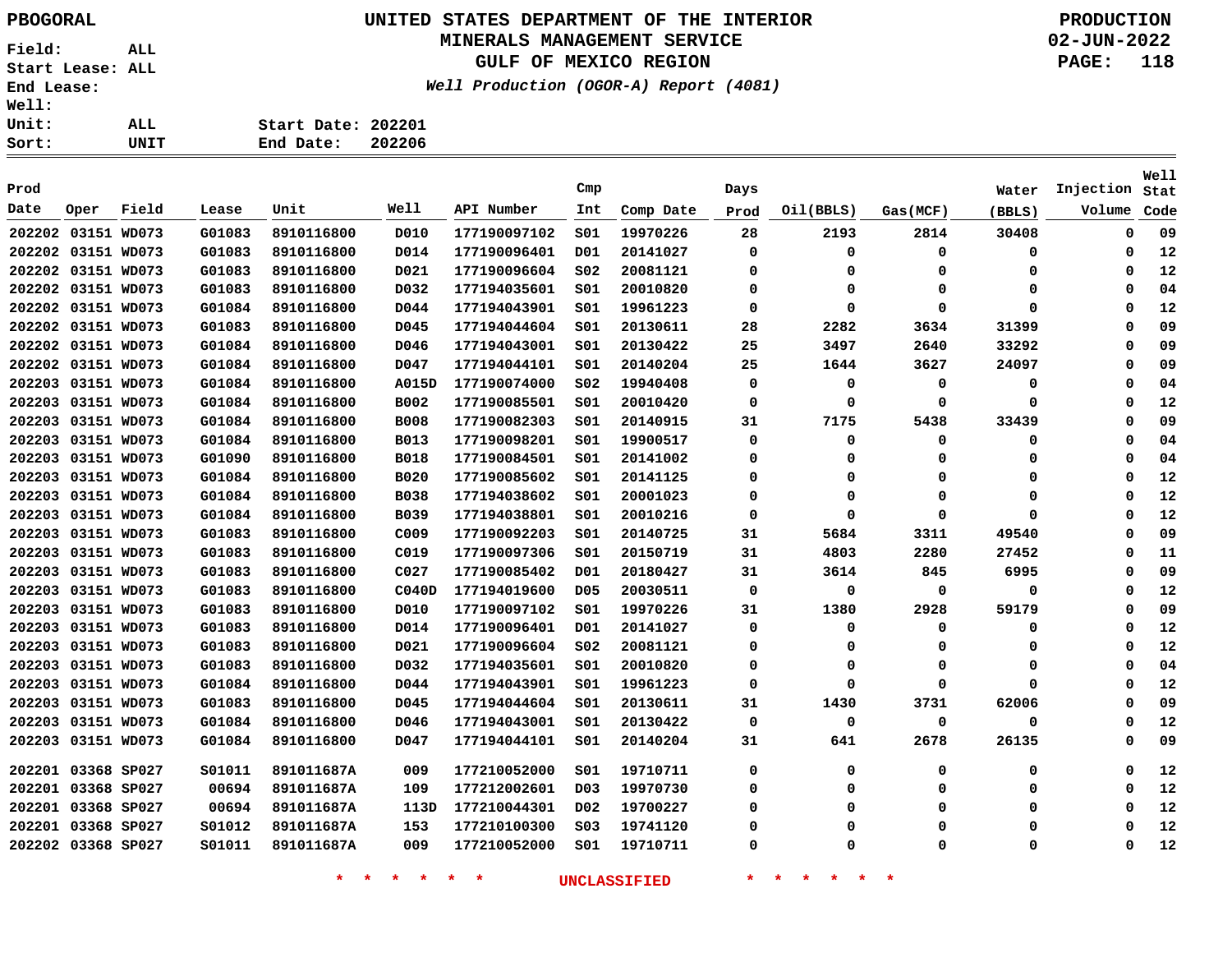PBOGORAL

# UNITED STATES DEPARTMENT OF THE INTERIOR
## MINERALS MANAGEMENT SERVICE
## GULF OF MEXICO REGION

*Well Production (OGOR-A) Report (4081)*

PRODUCTION
02-JUN-2022

Field: ALL
Start Lease: ALL
End Lease:
Well:
Unit: ALL
Sort: UNIT

Start Date: 202201
End Date: 202206

| Prod Date | Oper | Field | Lease | Unit | Well | API Number | Cmp Int | Comp Date | Days Prod | Oil(BBLS) | Gas(MCF) | Water (BBLS) | Injection Volume | Well Stat Code |
|---|---|---|---|---|---|---|---|---|---|---|---|---|---|---|
| 202202 | 03151 | WD073 | G01083 | 8910116800 | D010 | 177190097102 | S01 | 19970226 | 28 | 2193 | 2814 | 30408 | 0 | 09 |
| 202202 | 03151 | WD073 | G01083 | 8910116800 | D014 | 177190096401 | D01 | 20141027 | 0 | 0 | 0 | 0 | 0 | 12 |
| 202202 | 03151 | WD073 | G01083 | 8910116800 | D021 | 177190096604 | S02 | 20081121 | 0 | 0 | 0 | 0 | 0 | 12 |
| 202202 | 03151 | WD073 | G01083 | 8910116800 | D032 | 177194035601 | S01 | 20010820 | 0 | 0 | 0 | 0 | 0 | 04 |
| 202202 | 03151 | WD073 | G01084 | 8910116800 | D044 | 177194043901 | S01 | 19961223 | 0 | 0 | 0 | 0 | 0 | 12 |
| 202202 | 03151 | WD073 | G01083 | 8910116800 | D045 | 177194044604 | S01 | 20130611 | 28 | 2282 | 3634 | 31399 | 0 | 09 |
| 202202 | 03151 | WD073 | G01084 | 8910116800 | D046 | 177194043001 | S01 | 20130422 | 25 | 3497 | 2640 | 33292 | 0 | 09 |
| 202202 | 03151 | WD073 | G01084 | 8910116800 | D047 | 177194044101 | S01 | 20140204 | 25 | 1644 | 3627 | 24097 | 0 | 09 |
| 202203 | 03151 | WD073 | G01084 | 8910116800 | A015D | 177190074000 | S02 | 19940408 | 0 | 0 | 0 | 0 | 0 | 04 |
| 202203 | 03151 | WD073 | G01084 | 8910116800 | B002 | 177190085501 | S01 | 20010420 | 0 | 0 | 0 | 0 | 0 | 12 |
| 202203 | 03151 | WD073 | G01084 | 8910116800 | B008 | 177190082303 | S01 | 20140915 | 31 | 7175 | 5438 | 33439 | 0 | 09 |
| 202203 | 03151 | WD073 | G01084 | 8910116800 | B013 | 177190098201 | S01 | 19900517 | 0 | 0 | 0 | 0 | 0 | 04 |
| 202203 | 03151 | WD073 | G01090 | 8910116800 | B018 | 177190084501 | S01 | 20141002 | 0 | 0 | 0 | 0 | 0 | 04 |
| 202203 | 03151 | WD073 | G01084 | 8910116800 | B020 | 177190085602 | S01 | 20141125 | 0 | 0 | 0 | 0 | 0 | 12 |
| 202203 | 03151 | WD073 | G01084 | 8910116800 | B038 | 177194038602 | S01 | 20001023 | 0 | 0 | 0 | 0 | 0 | 12 |
| 202203 | 03151 | WD073 | G01084 | 8910116800 | B039 | 177194038801 | S01 | 20010216 | 0 | 0 | 0 | 0 | 0 | 12 |
| 202203 | 03151 | WD073 | G01083 | 8910116800 | C009 | 177190092203 | S01 | 20140725 | 31 | 5684 | 3311 | 49540 | 0 | 09 |
| 202203 | 03151 | WD073 | G01083 | 8910116800 | C019 | 177190097306 | S01 | 20150719 | 31 | 4803 | 2280 | 27452 | 0 | 11 |
| 202203 | 03151 | WD073 | G01083 | 8910116800 | C027 | 177190085402 | D01 | 20180427 | 31 | 3614 | 845 | 6995 | 0 | 09 |
| 202203 | 03151 | WD073 | G01083 | 8910116800 | C040D | 177194019600 | D05 | 20030511 | 0 | 0 | 0 | 0 | 0 | 12 |
| 202203 | 03151 | WD073 | G01083 | 8910116800 | D010 | 177190097102 | S01 | 19970226 | 31 | 1380 | 2928 | 59179 | 0 | 09 |
| 202203 | 03151 | WD073 | G01083 | 8910116800 | D014 | 177190096401 | D01 | 20141027 | 0 | 0 | 0 | 0 | 0 | 12 |
| 202203 | 03151 | WD073 | G01083 | 8910116800 | D021 | 177190096604 | S02 | 20081121 | 0 | 0 | 0 | 0 | 0 | 12 |
| 202203 | 03151 | WD073 | G01083 | 8910116800 | D032 | 177194035601 | S01 | 20010820 | 0 | 0 | 0 | 0 | 0 | 04 |
| 202203 | 03151 | WD073 | G01084 | 8910116800 | D044 | 177194043901 | S01 | 19961223 | 0 | 0 | 0 | 0 | 0 | 12 |
| 202203 | 03151 | WD073 | G01083 | 8910116800 | D045 | 177194044604 | S01 | 20130611 | 31 | 1430 | 3731 | 62006 | 0 | 09 |
| 202203 | 03151 | WD073 | G01084 | 8910116800 | D046 | 177194043001 | S01 | 20130422 | 0 | 0 | 0 | 0 | 0 | 12 |
| 202203 | 03151 | WD073 | G01084 | 8910116800 | D047 | 177194044101 | S01 | 20140204 | 31 | 641 | 2678 | 26135 | 0 | 09 |
| 202201 | 03368 | SP027 | S01011 | 891011687A | 009 | 177210052000 | S01 | 19710711 | 0 | 0 | 0 | 0 | 0 | 12 |
| 202201 | 03368 | SP027 | 00694 | 891011687A | 109 | 177212002601 | D03 | 19970730 | 0 | 0 | 0 | 0 | 0 | 12 |
| 202201 | 03368 | SP027 | 00694 | 891011687A | 113D | 177210044301 | D02 | 19700227 | 0 | 0 | 0 | 0 | 0 | 12 |
| 202201 | 03368 | SP027 | S01012 | 891011687A | 153 | 177210100300 | S03 | 19741120 | 0 | 0 | 0 | 0 | 0 | 12 |
| 202202 | 03368 | SP027 | S01011 | 891011687A | 009 | 177210052000 | S01 | 19710711 | 0 | 0 | 0 | 0 | 0 | 12 |

* * * * * * UNCLASSIFIED * * * * * *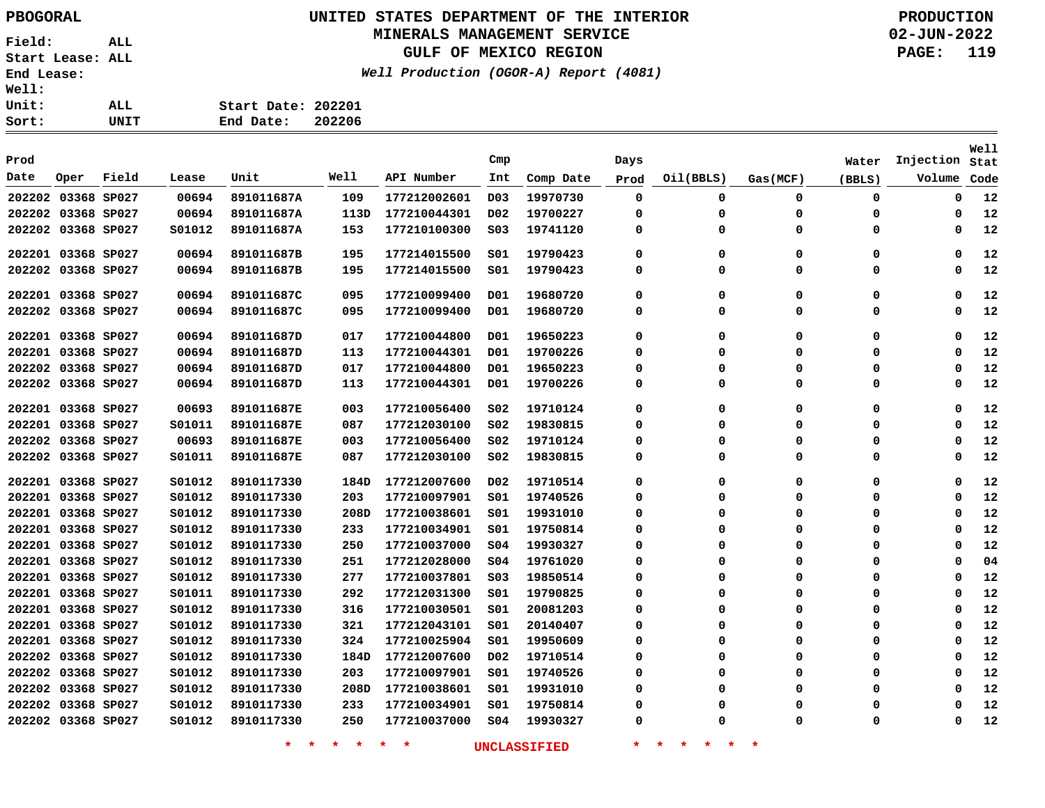PBOGORAL

# UNITED STATES DEPARTMENT OF THE INTERIOR
## MINERALS MANAGEMENT SERVICE
## GULF OF MEXICO REGION
### *Well Production (OGOR-A) Report (4081)*

PRODUCTION
02-JUN-2022

Field: ALL
Start Lease: ALL
End Lease:
Well:
Unit: ALL
Sort: UNIT

Start Date: 202201
End Date: 202206

| Prod Date | Oper | Field | Lease | Unit | Well | API Number | Cmp Int | Comp Date | Days Prod | Oil(BBLS) | Gas(MCF) | Water (BBLS) | Injection Volume | Well Stat Code |
|---|---|---|---|---|---|---|---|---|---|---|---|---|---|---|
| 202202 | 03368 | SP027 | 00694 | 891011687A | 109 | 177212002601 | D03 | 19970730 | 0 | 0 | 0 | 0 | 0 | 12 |
| 202202 | 03368 | SP027 | 00694 | 891011687A | 113D | 177210044301 | D02 | 19700227 | 0 | 0 | 0 | 0 | 0 | 12 |
| 202202 | 03368 | SP027 | S01012 | 891011687A | 153 | 177210100300 | S03 | 19741120 | 0 | 0 | 0 | 0 | 0 | 12 |
| 202201 | 03368 | SP027 | 00694 | 891011687B | 195 | 177214015500 | S01 | 19790423 | 0 | 0 | 0 | 0 | 0 | 12 |
| 202202 | 03368 | SP027 | 00694 | 891011687B | 195 | 177214015500 | S01 | 19790423 | 0 | 0 | 0 | 0 | 0 | 12 |
| 202201 | 03368 | SP027 | 00694 | 891011687C | 095 | 177210099400 | D01 | 19680720 | 0 | 0 | 0 | 0 | 0 | 12 |
| 202202 | 03368 | SP027 | 00694 | 891011687C | 095 | 177210099400 | D01 | 19680720 | 0 | 0 | 0 | 0 | 0 | 12 |
| 202201 | 03368 | SP027 | 00694 | 891011687D | 017 | 177210044800 | D01 | 19650223 | 0 | 0 | 0 | 0 | 0 | 12 |
| 202201 | 03368 | SP027 | 00694 | 891011687D | 113 | 177210044301 | D01 | 19700226 | 0 | 0 | 0 | 0 | 0 | 12 |
| 202202 | 03368 | SP027 | 00694 | 891011687D | 017 | 177210044800 | D01 | 19650223 | 0 | 0 | 0 | 0 | 0 | 12 |
| 202202 | 03368 | SP027 | 00694 | 891011687D | 113 | 177210044301 | D01 | 19700226 | 0 | 0 | 0 | 0 | 0 | 12 |
| 202201 | 03368 | SP027 | 00693 | 891011687E | 003 | 177210056400 | S02 | 19710124 | 0 | 0 | 0 | 0 | 0 | 12 |
| 202201 | 03368 | SP027 | S01011 | 891011687E | 087 | 177212030100 | S02 | 19830815 | 0 | 0 | 0 | 0 | 0 | 12 |
| 202202 | 03368 | SP027 | 00693 | 891011687E | 003 | 177210056400 | S02 | 19710124 | 0 | 0 | 0 | 0 | 0 | 12 |
| 202202 | 03368 | SP027 | S01011 | 891011687E | 087 | 177212030100 | S02 | 19830815 | 0 | 0 | 0 | 0 | 0 | 12 |
| 202201 | 03368 | SP027 | S01012 | 8910117330 | 184D | 177212007600 | D02 | 19710514 | 0 | 0 | 0 | 0 | 0 | 12 |
| 202201 | 03368 | SP027 | S01012 | 8910117330 | 203 | 177210097901 | S01 | 19740526 | 0 | 0 | 0 | 0 | 0 | 12 |
| 202201 | 03368 | SP027 | S01012 | 8910117330 | 208D | 177210038601 | S01 | 19931010 | 0 | 0 | 0 | 0 | 0 | 12 |
| 202201 | 03368 | SP027 | S01012 | 8910117330 | 233 | 177210034901 | S01 | 19750814 | 0 | 0 | 0 | 0 | 0 | 12 |
| 202201 | 03368 | SP027 | S01012 | 8910117330 | 250 | 177210037000 | S04 | 19930327 | 0 | 0 | 0 | 0 | 0 | 12 |
| 202201 | 03368 | SP027 | S01012 | 8910117330 | 251 | 177212028000 | S04 | 19761020 | 0 | 0 | 0 | 0 | 0 | 04 |
| 202201 | 03368 | SP027 | S01012 | 8910117330 | 277 | 177210037801 | S03 | 19850514 | 0 | 0 | 0 | 0 | 0 | 12 |
| 202201 | 03368 | SP027 | S01011 | 8910117330 | 292 | 177212031300 | S01 | 19790825 | 0 | 0 | 0 | 0 | 0 | 12 |
| 202201 | 03368 | SP027 | S01012 | 8910117330 | 316 | 177210030501 | S01 | 20081203 | 0 | 0 | 0 | 0 | 0 | 12 |
| 202201 | 03368 | SP027 | S01012 | 8910117330 | 321 | 177212043101 | S01 | 20140407 | 0 | 0 | 0 | 0 | 0 | 12 |
| 202201 | 03368 | SP027 | S01012 | 8910117330 | 324 | 177210025904 | S01 | 19950609 | 0 | 0 | 0 | 0 | 0 | 12 |
| 202202 | 03368 | SP027 | S01012 | 8910117330 | 184D | 177212007600 | D02 | 19710514 | 0 | 0 | 0 | 0 | 0 | 12 |
| 202202 | 03368 | SP027 | S01012 | 8910117330 | 203 | 177210097901 | S01 | 19740526 | 0 | 0 | 0 | 0 | 0 | 12 |
| 202202 | 03368 | SP027 | S01012 | 8910117330 | 208D | 177210038601 | S01 | 19931010 | 0 | 0 | 0 | 0 | 0 | 12 |
| 202202 | 03368 | SP027 | S01012 | 8910117330 | 233 | 177210034901 | S01 | 19750814 | 0 | 0 | 0 | 0 | 0 | 12 |
| 202202 | 03368 | SP027 | S01012 | 8910117330 | 250 | 177210037000 | S04 | 19930327 | 0 | 0 | 0 | 0 | 0 | 12 |

* * * * * * UNCLASSIFIED * * * * * *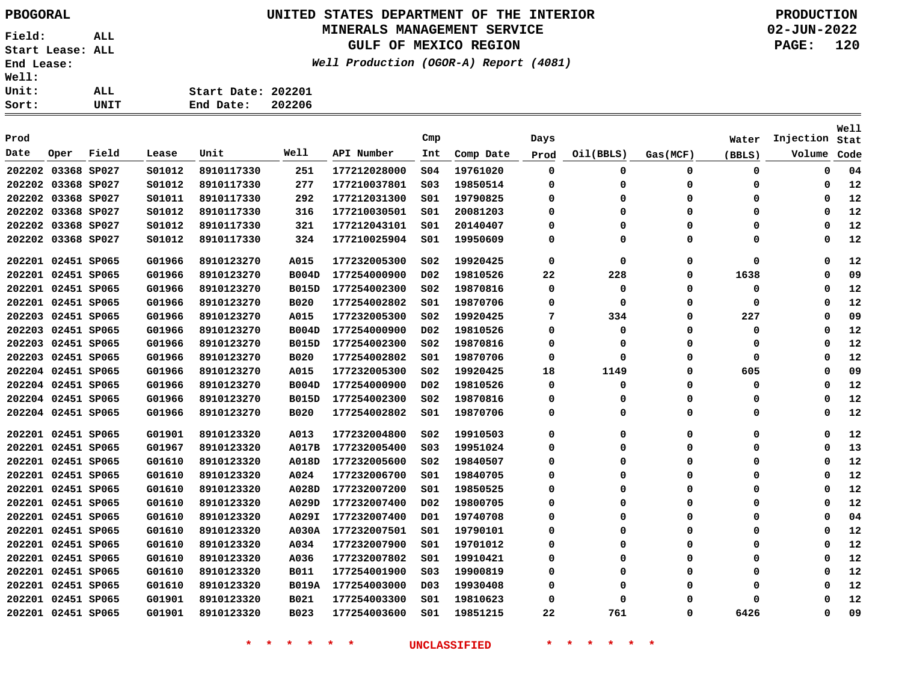PBOGORAL

UNITED STATES DEPARTMENT OF THE INTERIOR
MINERALS MANAGEMENT SERVICE
GULF OF MEXICO REGION
*Well Production (OGOR-A) Report (4081)*

PRODUCTION
02-JUN-2022

Field: ALL
Start Lease: ALL
End Lease:
Well:
Unit: ALL
Sort: UNIT

Start Date: 202201
End Date: 202206

| Prod Date | Oper | Field | Lease | Unit | Well | API Number | Cmp Int | Comp Date | Days Prod | Oil(BBLS) | Gas(MCF) | Water (BBLS) | Injection Volume | Well Stat Code |
|---|---|---|---|---|---|---|---|---|---|---|---|---|---|---|
| 202202 | 03368 | SP027 | S01012 | 8910117330 | 251 | 177212028000 | S04 | 19761020 | 0 | 0 | 0 | 0 | 0 | 04 |
| 202202 | 03368 | SP027 | S01012 | 8910117330 | 277 | 177210037801 | S03 | 19850514 | 0 | 0 | 0 | 0 | 0 | 12 |
| 202202 | 03368 | SP027 | S01011 | 8910117330 | 292 | 177212031300 | S01 | 19790825 | 0 | 0 | 0 | 0 | 0 | 12 |
| 202202 | 03368 | SP027 | S01012 | 8910117330 | 316 | 177210030501 | S01 | 20081203 | 0 | 0 | 0 | 0 | 0 | 12 |
| 202202 | 03368 | SP027 | S01012 | 8910117330 | 321 | 177212043101 | S01 | 20140407 | 0 | 0 | 0 | 0 | 0 | 12 |
| 202202 | 03368 | SP027 | S01012 | 8910117330 | 324 | 177210025904 | S01 | 19950609 | 0 | 0 | 0 | 0 | 0 | 12 |
| 202201 | 02451 | SP065 | G01966 | 8910123270 | A015 | 177232005300 | S02 | 19920425 | 0 | 0 | 0 | 0 | 0 | 12 |
| 202201 | 02451 | SP065 | G01966 | 8910123270 | B004D | 177254000900 | D02 | 19810526 | 22 | 228 | 0 | 1638 | 0 | 09 |
| 202201 | 02451 | SP065 | G01966 | 8910123270 | B015D | 177254002300 | S02 | 19870816 | 0 | 0 | 0 | 0 | 0 | 12 |
| 202201 | 02451 | SP065 | G01966 | 8910123270 | B020 | 177254002802 | S01 | 19870706 | 0 | 0 | 0 | 0 | 0 | 12 |
| 202203 | 02451 | SP065 | G01966 | 8910123270 | A015 | 177232005300 | S02 | 19920425 | 7 | 334 | 0 | 227 | 0 | 09 |
| 202203 | 02451 | SP065 | G01966 | 8910123270 | B004D | 177254000900 | D02 | 19810526 | 0 | 0 | 0 | 0 | 0 | 12 |
| 202203 | 02451 | SP065 | G01966 | 8910123270 | B015D | 177254002300 | S02 | 19870816 | 0 | 0 | 0 | 0 | 0 | 12 |
| 202203 | 02451 | SP065 | G01966 | 8910123270 | B020 | 177254002802 | S01 | 19870706 | 0 | 0 | 0 | 0 | 0 | 12 |
| 202204 | 02451 | SP065 | G01966 | 8910123270 | A015 | 177232005300 | S02 | 19920425 | 18 | 1149 | 0 | 605 | 0 | 09 |
| 202204 | 02451 | SP065 | G01966 | 8910123270 | B004D | 177254000900 | D02 | 19810526 | 0 | 0 | 0 | 0 | 0 | 12 |
| 202204 | 02451 | SP065 | G01966 | 8910123270 | B015D | 177254002300 | S02 | 19870816 | 0 | 0 | 0 | 0 | 0 | 12 |
| 202204 | 02451 | SP065 | G01966 | 8910123270 | B020 | 177254002802 | S01 | 19870706 | 0 | 0 | 0 | 0 | 0 | 12 |
| 202201 | 02451 | SP065 | G01901 | 8910123320 | A013 | 177232004800 | S02 | 19910503 | 0 | 0 | 0 | 0 | 0 | 12 |
| 202201 | 02451 | SP065 | G01967 | 8910123320 | A017B | 177232005400 | S03 | 19951024 | 0 | 0 | 0 | 0 | 0 | 13 |
| 202201 | 02451 | SP065 | G01610 | 8910123320 | A018D | 177232005600 | S02 | 19840507 | 0 | 0 | 0 | 0 | 0 | 12 |
| 202201 | 02451 | SP065 | G01610 | 8910123320 | A024 | 177232006700 | S01 | 19840705 | 0 | 0 | 0 | 0 | 0 | 12 |
| 202201 | 02451 | SP065 | G01610 | 8910123320 | A028D | 177232007200 | S01 | 19850525 | 0 | 0 | 0 | 0 | 0 | 12 |
| 202201 | 02451 | SP065 | G01610 | 8910123320 | A029D | 177232007400 | D02 | 19800705 | 0 | 0 | 0 | 0 | 0 | 12 |
| 202201 | 02451 | SP065 | G01610 | 8910123320 | A029I | 177232007400 | D01 | 19740708 | 0 | 0 | 0 | 0 | 0 | 04 |
| 202201 | 02451 | SP065 | G01610 | 8910123320 | A030A | 177232007501 | S01 | 19790101 | 0 | 0 | 0 | 0 | 0 | 12 |
| 202201 | 02451 | SP065 | G01610 | 8910123320 | A034 | 177232007900 | S01 | 19701012 | 0 | 0 | 0 | 0 | 0 | 12 |
| 202201 | 02451 | SP065 | G01610 | 8910123320 | A036 | 177232007802 | S01 | 19910421 | 0 | 0 | 0 | 0 | 0 | 12 |
| 202201 | 02451 | SP065 | G01610 | 8910123320 | B011 | 177254001900 | S03 | 19900819 | 0 | 0 | 0 | 0 | 0 | 12 |
| 202201 | 02451 | SP065 | G01610 | 8910123320 | B019A | 177254003000 | D03 | 19930408 | 0 | 0 | 0 | 0 | 0 | 12 |
| 202201 | 02451 | SP065 | G01901 | 8910123320 | B021 | 177254003300 | S01 | 19810623 | 0 | 0 | 0 | 0 | 0 | 12 |
| 202201 | 02451 | SP065 | G01901 | 8910123320 | B023 | 177254003600 | S01 | 19851215 | 22 | 761 | 0 | 6426 | 0 | 09 |

* * * * * * UNCLASSIFIED * * * * * *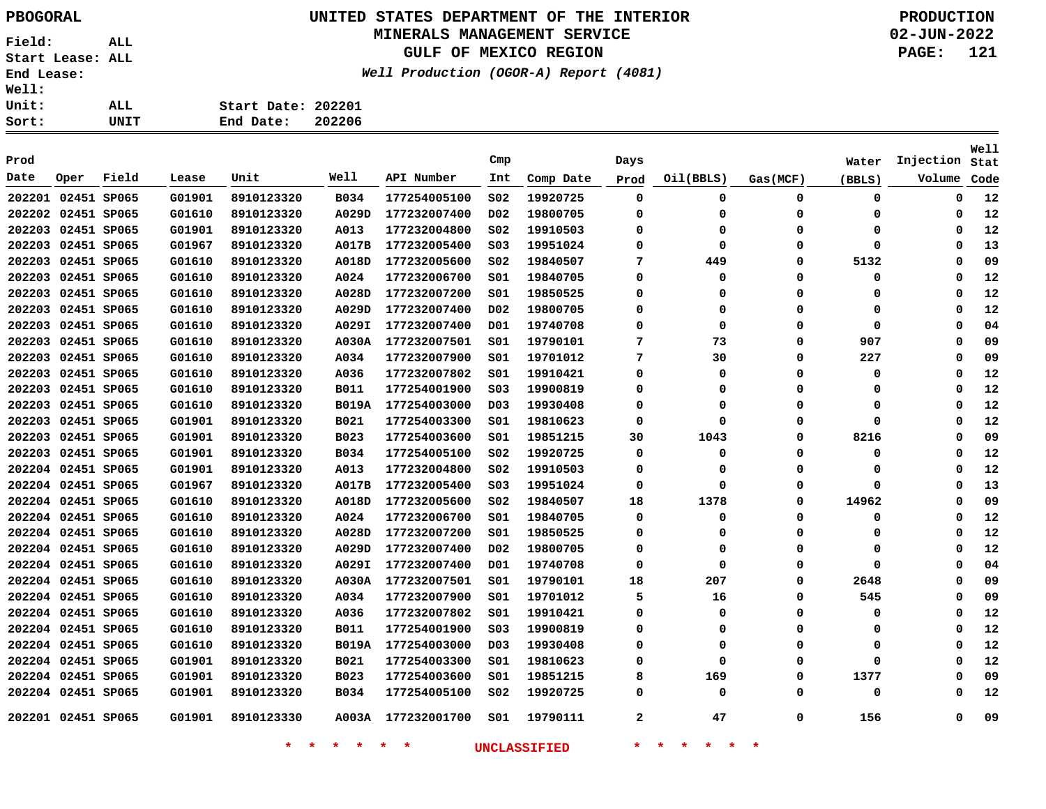PBOGORAL

# UNITED STATES DEPARTMENT OF THE INTERIOR
## MINERALS MANAGEMENT SERVICE
## GULF OF MEXICO REGION

*Well Production (OGOR-A) Report (4081)*

PRODUCTION
02-JUN-2022

Field: ALL
Start Lease: ALL
End Lease:
Well:
Unit: ALL
Sort: UNIT

Start Date: 202201
End Date: 202206

| Prod Date | Oper | Field | Lease | Unit | Well | API Number | Cmp Int | Comp Date | Days Prod | Oil(BBLS) | Gas(MCF) | Water (BBLS) | Injection Volume | Well Stat Code |
|---|---|---|---|---|---|---|---|---|---|---|---|---|---|---|
| 202201 | 02451 | SP065 | G01901 | 8910123320 | B034 | 177254005100 | S02 | 19920725 | 0 | 0 | 0 | 0 | 0 | 12 |
| 202202 | 02451 | SP065 | G01610 | 8910123320 | A029D | 177232007400 | D02 | 19800705 | 0 | 0 | 0 | 0 | 0 | 12 |
| 202203 | 02451 | SP065 | G01901 | 8910123320 | A013 | 177232004800 | S02 | 19910503 | 0 | 0 | 0 | 0 | 0 | 12 |
| 202203 | 02451 | SP065 | G01967 | 8910123320 | A017B | 177232005400 | S03 | 19951024 | 0 | 0 | 0 | 0 | 0 | 13 |
| 202203 | 02451 | SP065 | G01610 | 8910123320 | A018D | 177232005600 | S02 | 19840507 | 7 | 449 | 0 | 5132 | 0 | 09 |
| 202203 | 02451 | SP065 | G01610 | 8910123320 | A024 | 177232006700 | S01 | 19840705 | 0 | 0 | 0 | 0 | 0 | 12 |
| 202203 | 02451 | SP065 | G01610 | 8910123320 | A028D | 177232007200 | S01 | 19850525 | 0 | 0 | 0 | 0 | 0 | 12 |
| 202203 | 02451 | SP065 | G01610 | 8910123320 | A029D | 177232007400 | D02 | 19800705 | 0 | 0 | 0 | 0 | 0 | 12 |
| 202203 | 02451 | SP065 | G01610 | 8910123320 | A029I | 177232007400 | D01 | 19740708 | 0 | 0 | 0 | 0 | 0 | 04 |
| 202203 | 02451 | SP065 | G01610 | 8910123320 | A030A | 177232007501 | S01 | 19790101 | 7 | 73 | 0 | 907 | 0 | 09 |
| 202203 | 02451 | SP065 | G01610 | 8910123320 | A034 | 177232007900 | S01 | 19701012 | 7 | 30 | 0 | 227 | 0 | 09 |
| 202203 | 02451 | SP065 | G01610 | 8910123320 | A036 | 177232007802 | S01 | 19910421 | 0 | 0 | 0 | 0 | 0 | 12 |
| 202203 | 02451 | SP065 | G01610 | 8910123320 | B011 | 177254001900 | S03 | 19900819 | 0 | 0 | 0 | 0 | 0 | 12 |
| 202203 | 02451 | SP065 | G01610 | 8910123320 | B019A | 177254003000 | D03 | 19930408 | 0 | 0 | 0 | 0 | 0 | 12 |
| 202203 | 02451 | SP065 | G01901 | 8910123320 | B021 | 177254003300 | S01 | 19810623 | 0 | 0 | 0 | 0 | 0 | 12 |
| 202203 | 02451 | SP065 | G01901 | 8910123320 | B023 | 177254003600 | S01 | 19851215 | 30 | 1043 | 0 | 8216 | 0 | 09 |
| 202203 | 02451 | SP065 | G01901 | 8910123320 | B034 | 177254005100 | S02 | 19920725 | 0 | 0 | 0 | 0 | 0 | 12 |
| 202204 | 02451 | SP065 | G01901 | 8910123320 | A013 | 177232004800 | S02 | 19910503 | 0 | 0 | 0 | 0 | 0 | 12 |
| 202204 | 02451 | SP065 | G01967 | 8910123320 | A017B | 177232005400 | S03 | 19951024 | 0 | 0 | 0 | 0 | 0 | 13 |
| 202204 | 02451 | SP065 | G01610 | 8910123320 | A018D | 177232005600 | S02 | 19840507 | 18 | 1378 | 0 | 14962 | 0 | 09 |
| 202204 | 02451 | SP065 | G01610 | 8910123320 | A024 | 177232006700 | S01 | 19840705 | 0 | 0 | 0 | 0 | 0 | 12 |
| 202204 | 02451 | SP065 | G01610 | 8910123320 | A028D | 177232007200 | S01 | 19850525 | 0 | 0 | 0 | 0 | 0 | 12 |
| 202204 | 02451 | SP065 | G01610 | 8910123320 | A029D | 177232007400 | D02 | 19800705 | 0 | 0 | 0 | 0 | 0 | 12 |
| 202204 | 02451 | SP065 | G01610 | 8910123320 | A029I | 177232007400 | D01 | 19740708 | 0 | 0 | 0 | 0 | 0 | 04 |
| 202204 | 02451 | SP065 | G01610 | 8910123320 | A030A | 177232007501 | S01 | 19790101 | 18 | 207 | 0 | 2648 | 0 | 09 |
| 202204 | 02451 | SP065 | G01610 | 8910123320 | A034 | 177232007900 | S01 | 19701012 | 5 | 16 | 0 | 545 | 0 | 09 |
| 202204 | 02451 | SP065 | G01610 | 8910123320 | A036 | 177232007802 | S01 | 19910421 | 0 | 0 | 0 | 0 | 0 | 12 |
| 202204 | 02451 | SP065 | G01610 | 8910123320 | B011 | 177254001900 | S03 | 19900819 | 0 | 0 | 0 | 0 | 0 | 12 |
| 202204 | 02451 | SP065 | G01610 | 8910123320 | B019A | 177254003000 | D03 | 19930408 | 0 | 0 | 0 | 0 | 0 | 12 |
| 202204 | 02451 | SP065 | G01901 | 8910123320 | B021 | 177254003300 | S01 | 19810623 | 0 | 0 | 0 | 0 | 0 | 12 |
| 202204 | 02451 | SP065 | G01901 | 8910123320 | B023 | 177254003600 | S01 | 19851215 | 8 | 169 | 0 | 1377 | 0 | 09 |
| 202204 | 02451 | SP065 | G01901 | 8910123320 | B034 | 177254005100 | S02 | 19920725 | 0 | 0 | 0 | 0 | 0 | 12 |
| 202201 | 02451 | SP065 | G01901 | 8910123330 | A003A | 177232001700 | S01 | 19790111 | 2 | 47 | 0 | 156 | 0 | 09 |

* * * * * * UNCLASSIFIED * * * * * *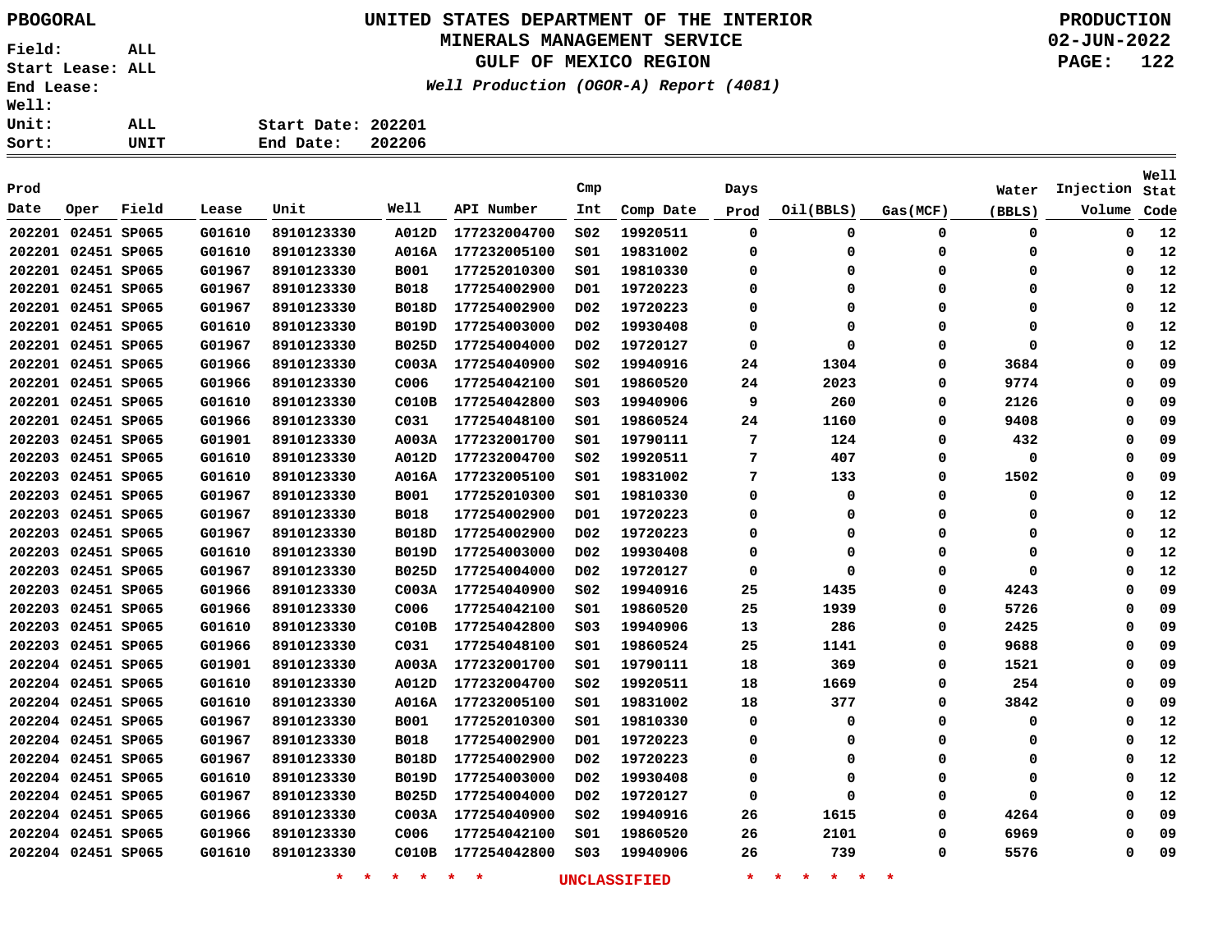PBOGORAL

**UNITED STATES DEPARTMENT OF THE INTERIOR**
**MINERALS MANAGEMENT SERVICE**
**GULF OF MEXICO REGION**
*Well Production (OGOR-A) Report (4081)*

PRODUCTION
02-JUN-2022

Field: ALL
Start Lease: ALL
End Lease:
Well:
Unit: ALL
Sort: UNIT

Start Date: 202201
End Date: 202206

| Prod Date | Oper | Field | Lease | Unit | Well | API Number | Cmp Int | Comp Date | Days Prod | Oil(BBLS) | Gas(MCF) | Water (BBLS) | Injection Volume | Well Stat Code |
|---|---|---|---|---|---|---|---|---|---|---|---|---|---|---|
| 202201 | 02451 | SP065 | G01610 | 8910123330 | A012D | 177232004700 | S02 | 19920511 | 0 | 0 | 0 | 0 | 0 | 12 |
| 202201 | 02451 | SP065 | G01610 | 8910123330 | A016A | 177232005100 | S01 | 19831002 | 0 | 0 | 0 | 0 | 0 | 12 |
| 202201 | 02451 | SP065 | G01967 | 8910123330 | B001 | 177252010300 | S01 | 19810330 | 0 | 0 | 0 | 0 | 0 | 12 |
| 202201 | 02451 | SP065 | G01967 | 8910123330 | B018 | 177254002900 | D01 | 19720223 | 0 | 0 | 0 | 0 | 0 | 12 |
| 202201 | 02451 | SP065 | G01967 | 8910123330 | B018D | 177254002900 | D02 | 19720223 | 0 | 0 | 0 | 0 | 0 | 12 |
| 202201 | 02451 | SP065 | G01610 | 8910123330 | B019D | 177254003000 | D02 | 19930408 | 0 | 0 | 0 | 0 | 0 | 12 |
| 202201 | 02451 | SP065 | G01967 | 8910123330 | B025D | 177254004000 | D02 | 19720127 | 0 | 0 | 0 | 0 | 0 | 12 |
| 202201 | 02451 | SP065 | G01966 | 8910123330 | C003A | 177254040900 | S02 | 19940916 | 24 | 1304 | 0 | 3684 | 0 | 09 |
| 202201 | 02451 | SP065 | G01966 | 8910123330 | C006 | 177254042100 | S01 | 19860520 | 24 | 2023 | 0 | 9774 | 0 | 09 |
| 202201 | 02451 | SP065 | G01610 | 8910123330 | C010B | 177254042800 | S03 | 19940906 | 9 | 260 | 0 | 2126 | 0 | 09 |
| 202201 | 02451 | SP065 | G01966 | 8910123330 | C031 | 177254048100 | S01 | 19860524 | 24 | 1160 | 0 | 9408 | 0 | 09 |
| 202203 | 02451 | SP065 | G01901 | 8910123330 | A003A | 177232001700 | S01 | 19790111 | 7 | 124 | 0 | 432 | 0 | 09 |
| 202203 | 02451 | SP065 | G01610 | 8910123330 | A012D | 177232004700 | S02 | 19920511 | 7 | 407 | 0 | 0 | 0 | 09 |
| 202203 | 02451 | SP065 | G01610 | 8910123330 | A016A | 177232005100 | S01 | 19831002 | 7 | 133 | 0 | 1502 | 0 | 09 |
| 202203 | 02451 | SP065 | G01967 | 8910123330 | B001 | 177252010300 | S01 | 19810330 | 0 | 0 | 0 | 0 | 0 | 12 |
| 202203 | 02451 | SP065 | G01967 | 8910123330 | B018 | 177254002900 | D01 | 19720223 | 0 | 0 | 0 | 0 | 0 | 12 |
| 202203 | 02451 | SP065 | G01967 | 8910123330 | B018D | 177254002900 | D02 | 19720223 | 0 | 0 | 0 | 0 | 0 | 12 |
| 202203 | 02451 | SP065 | G01610 | 8910123330 | B019D | 177254003000 | D02 | 19930408 | 0 | 0 | 0 | 0 | 0 | 12 |
| 202203 | 02451 | SP065 | G01967 | 8910123330 | B025D | 177254004000 | D02 | 19720127 | 0 | 0 | 0 | 0 | 0 | 12 |
| 202203 | 02451 | SP065 | G01966 | 8910123330 | C003A | 177254040900 | S02 | 19940916 | 25 | 1435 | 0 | 4243 | 0 | 09 |
| 202203 | 02451 | SP065 | G01966 | 8910123330 | C006 | 177254042100 | S01 | 19860520 | 25 | 1939 | 0 | 5726 | 0 | 09 |
| 202203 | 02451 | SP065 | G01610 | 8910123330 | C010B | 177254042800 | S03 | 19940906 | 13 | 286 | 0 | 2425 | 0 | 09 |
| 202203 | 02451 | SP065 | G01966 | 8910123330 | C031 | 177254048100 | S01 | 19860524 | 25 | 1141 | 0 | 9688 | 0 | 09 |
| 202204 | 02451 | SP065 | G01901 | 8910123330 | A003A | 177232001700 | S01 | 19790111 | 18 | 369 | 0 | 1521 | 0 | 09 |
| 202204 | 02451 | SP065 | G01610 | 8910123330 | A012D | 177232004700 | S02 | 19920511 | 18 | 1669 | 0 | 254 | 0 | 09 |
| 202204 | 02451 | SP065 | G01610 | 8910123330 | A016A | 177232005100 | S01 | 19831002 | 18 | 377 | 0 | 3842 | 0 | 09 |
| 202204 | 02451 | SP065 | G01967 | 8910123330 | B001 | 177252010300 | S01 | 19810330 | 0 | 0 | 0 | 0 | 0 | 12 |
| 202204 | 02451 | SP065 | G01967 | 8910123330 | B018 | 177254002900 | D01 | 19720223 | 0 | 0 | 0 | 0 | 0 | 12 |
| 202204 | 02451 | SP065 | G01967 | 8910123330 | B018D | 177254002900 | D02 | 19720223 | 0 | 0 | 0 | 0 | 0 | 12 |
| 202204 | 02451 | SP065 | G01610 | 8910123330 | B019D | 177254003000 | D02 | 19930408 | 0 | 0 | 0 | 0 | 0 | 12 |
| 202204 | 02451 | SP065 | G01967 | 8910123330 | B025D | 177254004000 | D02 | 19720127 | 0 | 0 | 0 | 0 | 0 | 12 |
| 202204 | 02451 | SP065 | G01966 | 8910123330 | C003A | 177254040900 | S02 | 19940916 | 26 | 1615 | 0 | 4264 | 0 | 09 |
| 202204 | 02451 | SP065 | G01966 | 8910123330 | C006 | 177254042100 | S01 | 19860520 | 26 | 2101 | 0 | 6969 | 0 | 09 |
| 202204 | 02451 | SP065 | G01610 | 8910123330 | C010B | 177254042800 | S03 | 19940906 | 26 | 739 | 0 | 5576 | 0 | 09 |

* * * * * * UNCLASSIFIED * * * * * *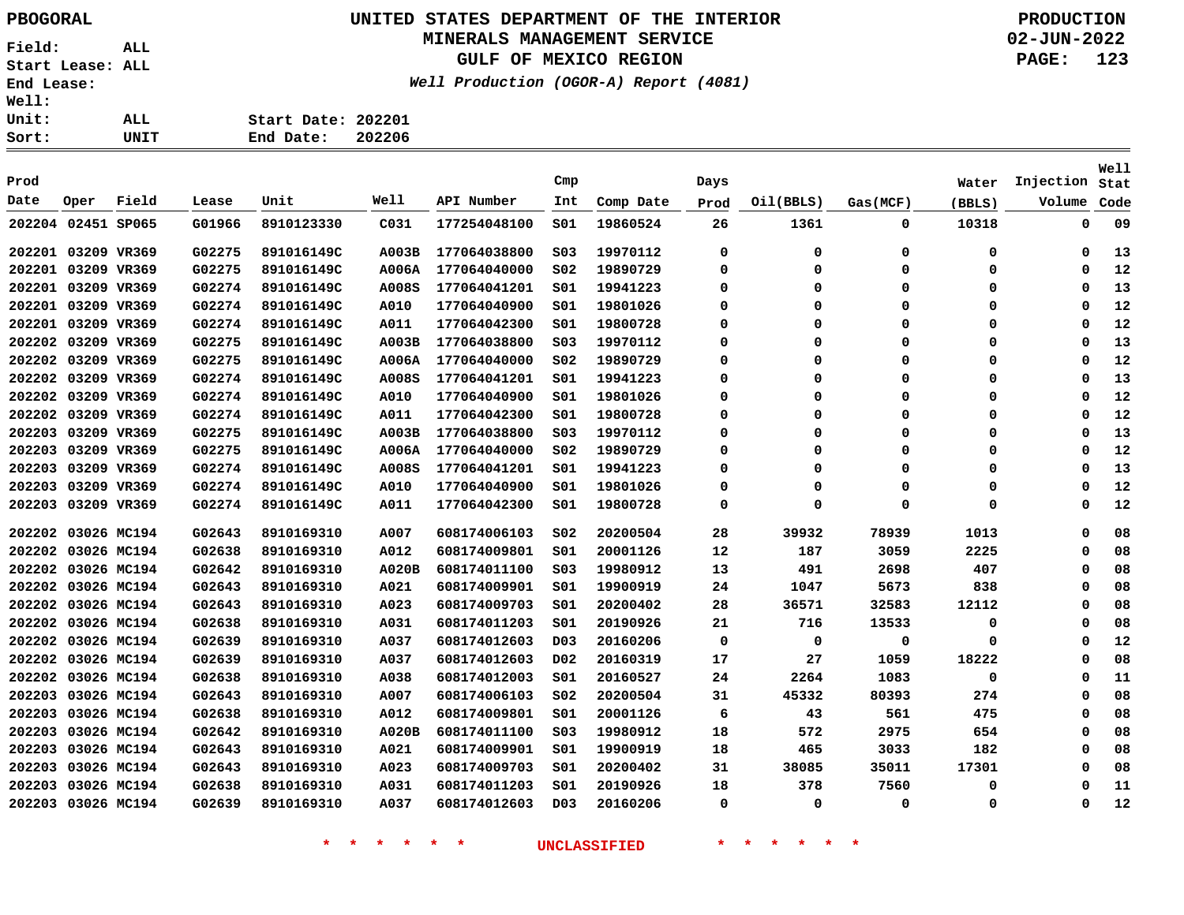**PBOGORAL**

Field: ALL
Start Lease: ALL
End Lease:
Well:
Unit: ALL
Sort: UNIT

# UNITED STATES DEPARTMENT OF THE INTERIOR
## MINERALS MANAGEMENT SERVICE
## GULF OF MEXICO REGION

*Well Production (OGOR-A) Report (4081)*

Start Date: 202201
End Date: 202206

PRODUCTION
02-JUN-2022

| Prod Date | Oper | Field | Lease | Unit | Well | API Number | Cmp Int | Comp Date | Days Prod | Oil(BBLS) | Gas(MCF) | Water (BBLS) | Injection Volume | Well Stat Code |
|---|---|---|---|---|---|---|---|---|---|---|---|---|---|---|
| 202204 | 02451 | SP065 | G01966 | 8910123330 | C031 | 177254048100 | S01 | 19860524 | 26 | 1361 | 0 | 10318 | 0 | 09 |
| 202201 | 03209 | VR369 | G02275 | 891016149C | A003B | 177064038800 | S03 | 19970112 | 0 | 0 | 0 | 0 | 0 | 13 |
| 202201 | 03209 | VR369 | G02275 | 891016149C | A006A | 177064040000 | S02 | 19890729 | 0 | 0 | 0 | 0 | 0 | 12 |
| 202201 | 03209 | VR369 | G02274 | 891016149C | A008S | 177064041201 | S01 | 19941223 | 0 | 0 | 0 | 0 | 0 | 13 |
| 202201 | 03209 | VR369 | G02274 | 891016149C | A010 | 177064040900 | S01 | 19801026 | 0 | 0 | 0 | 0 | 0 | 12 |
| 202201 | 03209 | VR369 | G02274 | 891016149C | A011 | 177064042300 | S01 | 19800728 | 0 | 0 | 0 | 0 | 0 | 12 |
| 202202 | 03209 | VR369 | G02275 | 891016149C | A003B | 177064038800 | S03 | 19970112 | 0 | 0 | 0 | 0 | 0 | 13 |
| 202202 | 03209 | VR369 | G02275 | 891016149C | A006A | 177064040000 | S02 | 19890729 | 0 | 0 | 0 | 0 | 0 | 12 |
| 202202 | 03209 | VR369 | G02274 | 891016149C | A008S | 177064041201 | S01 | 19941223 | 0 | 0 | 0 | 0 | 0 | 13 |
| 202202 | 03209 | VR369 | G02274 | 891016149C | A010 | 177064040900 | S01 | 19801026 | 0 | 0 | 0 | 0 | 0 | 12 |
| 202202 | 03209 | VR369 | G02274 | 891016149C | A011 | 177064042300 | S01 | 19800728 | 0 | 0 | 0 | 0 | 0 | 12 |
| 202203 | 03209 | VR369 | G02275 | 891016149C | A003B | 177064038800 | S03 | 19970112 | 0 | 0 | 0 | 0 | 0 | 13 |
| 202203 | 03209 | VR369 | G02275 | 891016149C | A006A | 177064040000 | S02 | 19890729 | 0 | 0 | 0 | 0 | 0 | 12 |
| 202203 | 03209 | VR369 | G02274 | 891016149C | A008S | 177064041201 | S01 | 19941223 | 0 | 0 | 0 | 0 | 0 | 13 |
| 202203 | 03209 | VR369 | G02274 | 891016149C | A010 | 177064040900 | S01 | 19801026 | 0 | 0 | 0 | 0 | 0 | 12 |
| 202203 | 03209 | VR369 | G02274 | 891016149C | A011 | 177064042300 | S01 | 19800728 | 0 | 0 | 0 | 0 | 0 | 12 |
| 202202 | 03026 | MC194 | G02643 | 8910169310 | A007 | 608174006103 | S02 | 20200504 | 28 | 39932 | 78939 | 1013 | 0 | 08 |
| 202202 | 03026 | MC194 | G02638 | 8910169310 | A012 | 608174009801 | S01 | 20001126 | 12 | 187 | 3059 | 2225 | 0 | 08 |
| 202202 | 03026 | MC194 | G02642 | 8910169310 | A020B | 608174011100 | S03 | 19980912 | 13 | 491 | 2698 | 407 | 0 | 08 |
| 202202 | 03026 | MC194 | G02643 | 8910169310 | A021 | 608174009901 | S01 | 19900919 | 24 | 1047 | 5673 | 838 | 0 | 08 |
| 202202 | 03026 | MC194 | G02643 | 8910169310 | A023 | 608174009703 | S01 | 20200402 | 28 | 36571 | 32583 | 12112 | 0 | 08 |
| 202202 | 03026 | MC194 | G02638 | 8910169310 | A031 | 608174011203 | S01 | 20190926 | 21 | 716 | 13533 | 0 | 0 | 08 |
| 202202 | 03026 | MC194 | G02639 | 8910169310 | A037 | 608174012603 | D03 | 20160206 | 0 | 0 | 0 | 0 | 0 | 12 |
| 202202 | 03026 | MC194 | G02639 | 8910169310 | A037 | 608174012603 | D02 | 20160319 | 17 | 27 | 1059 | 18222 | 0 | 08 |
| 202202 | 03026 | MC194 | G02638 | 8910169310 | A038 | 608174012003 | S01 | 20160527 | 24 | 2264 | 1083 | 0 | 0 | 11 |
| 202203 | 03026 | MC194 | G02643 | 8910169310 | A007 | 608174006103 | S02 | 20200504 | 31 | 45332 | 80393 | 274 | 0 | 08 |
| 202203 | 03026 | MC194 | G02638 | 8910169310 | A012 | 608174009801 | S01 | 20001126 | 6 | 43 | 561 | 475 | 0 | 08 |
| 202203 | 03026 | MC194 | G02642 | 8910169310 | A020B | 608174011100 | S03 | 19980912 | 18 | 572 | 2975 | 654 | 0 | 08 |
| 202203 | 03026 | MC194 | G02643 | 8910169310 | A021 | 608174009901 | S01 | 19900919 | 18 | 465 | 3033 | 182 | 0 | 08 |
| 202203 | 03026 | MC194 | G02643 | 8910169310 | A023 | 608174009703 | S01 | 20200402 | 31 | 38085 | 35011 | 17301 | 0 | 08 |
| 202203 | 03026 | MC194 | G02638 | 8910169310 | A031 | 608174011203 | S01 | 20190926 | 18 | 378 | 7560 | 0 | 0 | 11 |
| 202203 | 03026 | MC194 | G02639 | 8910169310 | A037 | 608174012603 | D03 | 20160206 | 0 | 0 | 0 | 0 | 0 | 12 |

* * * * * * UNCLASSIFIED * * * * * *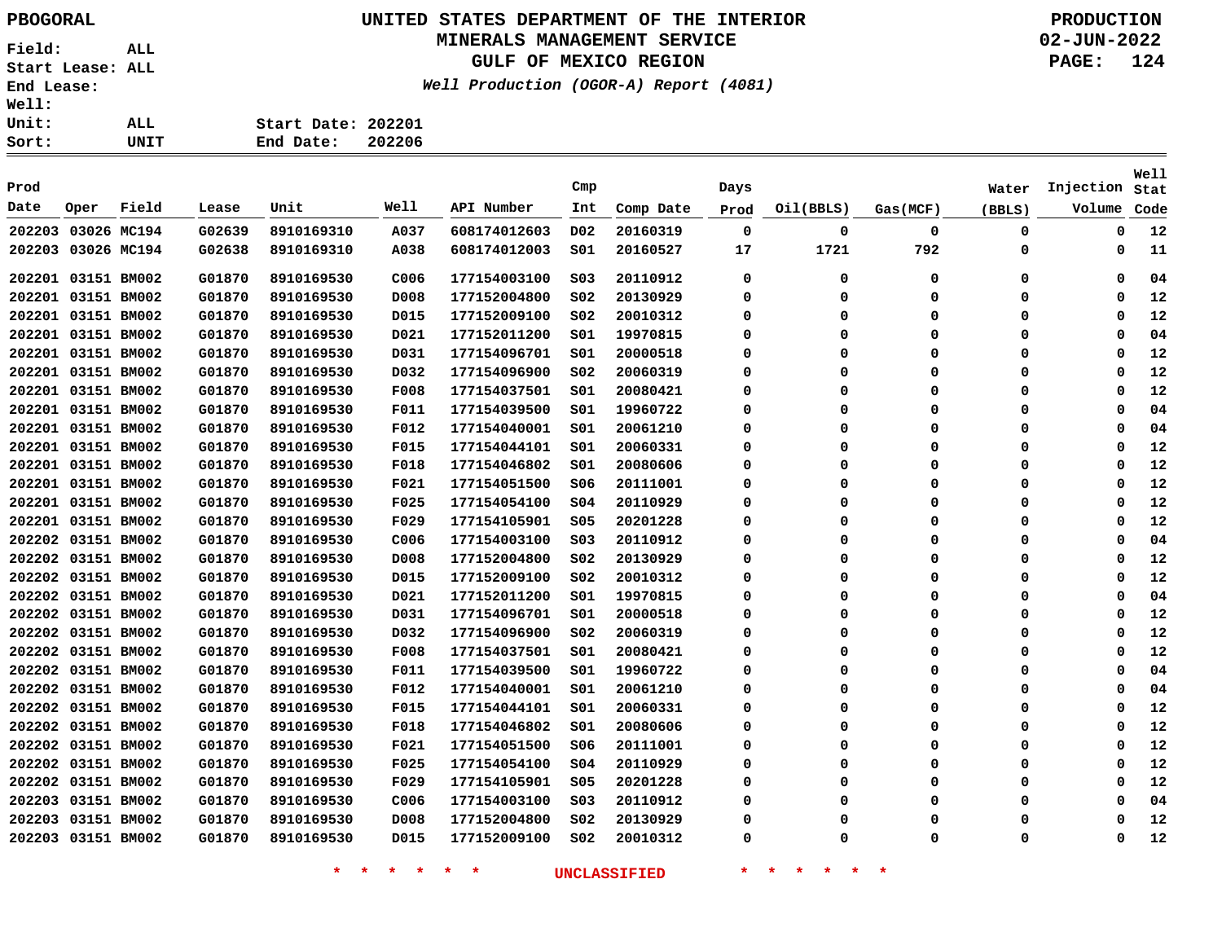PBOGORAL

# UNITED STATES DEPARTMENT OF THE INTERIOR
## MINERALS MANAGEMENT SERVICE
## GULF OF MEXICO REGION

*Well Production (OGOR-A) Report (4081)*

PRODUCTION
02-JUN-2022

Field: ALL
Start Lease: ALL
End Lease:
Well:
Unit: ALL
Sort: UNIT

Start Date: 202201
End Date: 202206

| Prod Date | Oper | Field | Lease | Unit | Well | API Number | Cmp Int | Comp Date | Days Prod | Oil(BBLS) | Gas(MCF) | Water (BBLS) | Injection Volume | Well Stat Code |
|---|---|---|---|---|---|---|---|---|---|---|---|---|---|---|
| 202203 | 03026 | MC194 | G02639 | 8910169310 | A037 | 608174012603 | D02 | 20160319 | 0 | 0 | 0 | 0 | 0 | 12 |
| 202203 | 03026 | MC194 | G02638 | 8910169310 | A038 | 608174012003 | S01 | 20160527 | 17 | 1721 | 792 | 0 | 0 | 11 |
| 202201 | 03151 | BM002 | G01870 | 8910169530 | C006 | 177154003100 | S03 | 20110912 | 0 | 0 | 0 | 0 | 0 | 04 |
| 202201 | 03151 | BM002 | G01870 | 8910169530 | D008 | 177152004800 | S02 | 20130929 | 0 | 0 | 0 | 0 | 0 | 12 |
| 202201 | 03151 | BM002 | G01870 | 8910169530 | D015 | 177152009100 | S02 | 20010312 | 0 | 0 | 0 | 0 | 0 | 12 |
| 202201 | 03151 | BM002 | G01870 | 8910169530 | D021 | 177152011200 | S01 | 19970815 | 0 | 0 | 0 | 0 | 0 | 04 |
| 202201 | 03151 | BM002 | G01870 | 8910169530 | D031 | 177154096701 | S01 | 20000518 | 0 | 0 | 0 | 0 | 0 | 12 |
| 202201 | 03151 | BM002 | G01870 | 8910169530 | D032 | 177154096900 | S02 | 20060319 | 0 | 0 | 0 | 0 | 0 | 12 |
| 202201 | 03151 | BM002 | G01870 | 8910169530 | F008 | 177154037501 | S01 | 20080421 | 0 | 0 | 0 | 0 | 0 | 12 |
| 202201 | 03151 | BM002 | G01870 | 8910169530 | F011 | 177154039500 | S01 | 19960722 | 0 | 0 | 0 | 0 | 0 | 04 |
| 202201 | 03151 | BM002 | G01870 | 8910169530 | F012 | 177154040001 | S01 | 20061210 | 0 | 0 | 0 | 0 | 0 | 04 |
| 202201 | 03151 | BM002 | G01870 | 8910169530 | F015 | 177154044101 | S01 | 20060331 | 0 | 0 | 0 | 0 | 0 | 12 |
| 202201 | 03151 | BM002 | G01870 | 8910169530 | F018 | 177154046802 | S01 | 20080606 | 0 | 0 | 0 | 0 | 0 | 12 |
| 202201 | 03151 | BM002 | G01870 | 8910169530 | F021 | 177154051500 | S06 | 20111001 | 0 | 0 | 0 | 0 | 0 | 12 |
| 202201 | 03151 | BM002 | G01870 | 8910169530 | F025 | 177154054100 | S04 | 20110929 | 0 | 0 | 0 | 0 | 0 | 12 |
| 202201 | 03151 | BM002 | G01870 | 8910169530 | F029 | 177154105901 | S05 | 20201228 | 0 | 0 | 0 | 0 | 0 | 12 |
| 202202 | 03151 | BM002 | G01870 | 8910169530 | C006 | 177154003100 | S03 | 20110912 | 0 | 0 | 0 | 0 | 0 | 04 |
| 202202 | 03151 | BM002 | G01870 | 8910169530 | D008 | 177152004800 | S02 | 20130929 | 0 | 0 | 0 | 0 | 0 | 12 |
| 202202 | 03151 | BM002 | G01870 | 8910169530 | D015 | 177152009100 | S02 | 20010312 | 0 | 0 | 0 | 0 | 0 | 12 |
| 202202 | 03151 | BM002 | G01870 | 8910169530 | D021 | 177152011200 | S01 | 19970815 | 0 | 0 | 0 | 0 | 0 | 04 |
| 202202 | 03151 | BM002 | G01870 | 8910169530 | D031 | 177154096701 | S01 | 20000518 | 0 | 0 | 0 | 0 | 0 | 12 |
| 202202 | 03151 | BM002 | G01870 | 8910169530 | D032 | 177154096900 | S02 | 20060319 | 0 | 0 | 0 | 0 | 0 | 12 |
| 202202 | 03151 | BM002 | G01870 | 8910169530 | F008 | 177154037501 | S01 | 20080421 | 0 | 0 | 0 | 0 | 0 | 12 |
| 202202 | 03151 | BM002 | G01870 | 8910169530 | F011 | 177154039500 | S01 | 19960722 | 0 | 0 | 0 | 0 | 0 | 04 |
| 202202 | 03151 | BM002 | G01870 | 8910169530 | F012 | 177154040001 | S01 | 20061210 | 0 | 0 | 0 | 0 | 0 | 04 |
| 202202 | 03151 | BM002 | G01870 | 8910169530 | F015 | 177154044101 | S01 | 20060331 | 0 | 0 | 0 | 0 | 0 | 12 |
| 202202 | 03151 | BM002 | G01870 | 8910169530 | F018 | 177154046802 | S01 | 20080606 | 0 | 0 | 0 | 0 | 0 | 12 |
| 202202 | 03151 | BM002 | G01870 | 8910169530 | F021 | 177154051500 | S06 | 20111001 | 0 | 0 | 0 | 0 | 0 | 12 |
| 202202 | 03151 | BM002 | G01870 | 8910169530 | F025 | 177154054100 | S04 | 20110929 | 0 | 0 | 0 | 0 | 0 | 12 |
| 202202 | 03151 | BM002 | G01870 | 8910169530 | F029 | 177154105901 | S05 | 20201228 | 0 | 0 | 0 | 0 | 0 | 12 |
| 202203 | 03151 | BM002 | G01870 | 8910169530 | C006 | 177154003100 | S03 | 20110912 | 0 | 0 | 0 | 0 | 0 | 04 |
| 202203 | 03151 | BM002 | G01870 | 8910169530 | D008 | 177152004800 | S02 | 20130929 | 0 | 0 | 0 | 0 | 0 | 12 |
| 202203 | 03151 | BM002 | G01870 | 8910169530 | D015 | 177152009100 | S02 | 20010312 | 0 | 0 | 0 | 0 | 0 | 12 |

* * * * * * UNCLASSIFIED * * * * * *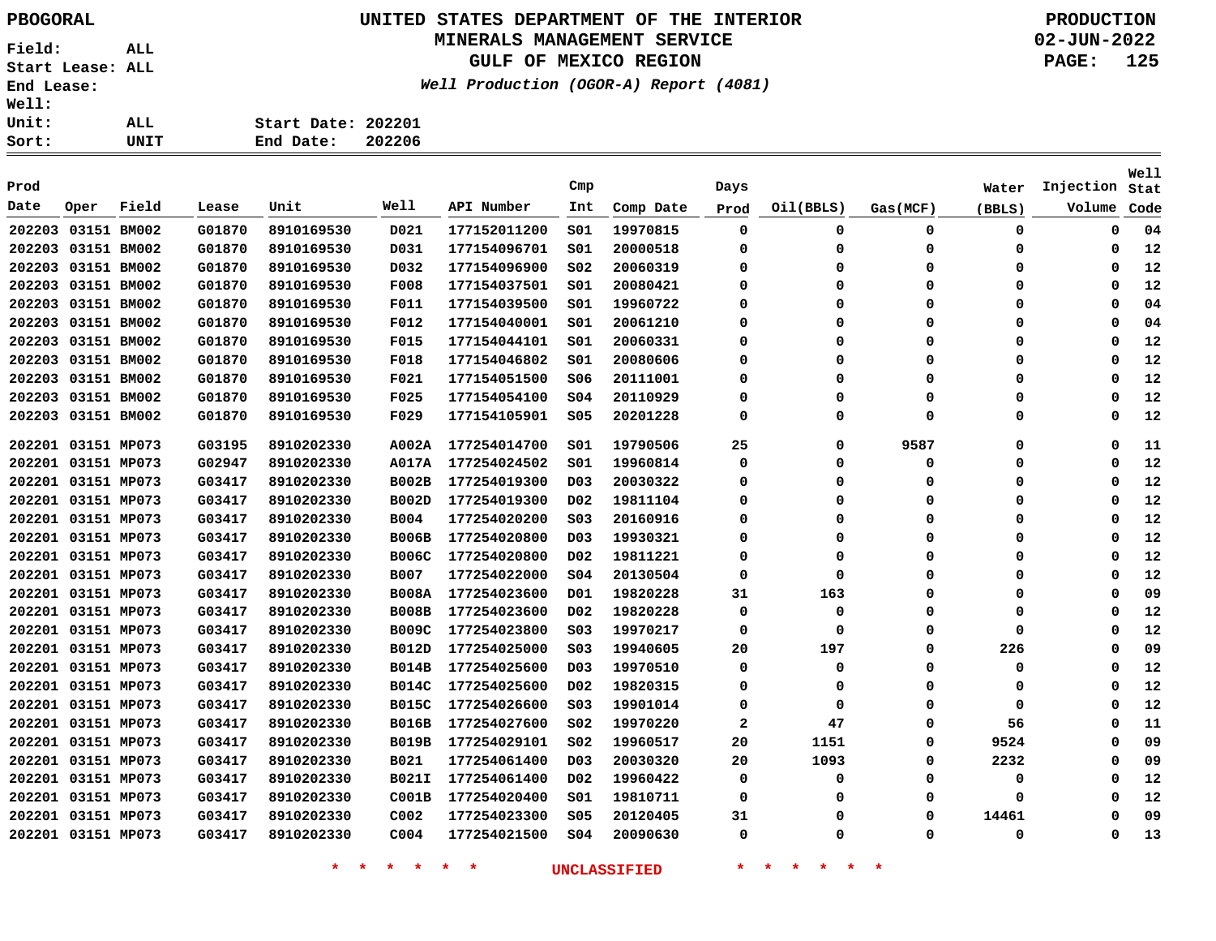# UNITED STATES DEPARTMENT OF THE INTERIOR
## MINERALS MANAGEMENT SERVICE
## GULF OF MEXICO REGION

*Well Production (OGOR-A) Report (4081)*

PBOGORAL

PRODUCTION
02-JUN-2022

Field: ALL
Start Lease: ALL
End Lease:
Well:
Unit: ALL
Sort: UNIT

Start Date: 202201
End Date: 202206

| Prod Date | Oper | Field | Lease | Unit | Well | API Number | Cmp Int | Comp Date | Days Prod | Oil(BBLS) | Gas(MCF) | Water (BBLS) | Injection Volume | Well Stat Code |
|---|---|---|---|---|---|---|---|---|---|---|---|---|---|---|
| 202203 | 03151 | BM002 | G01870 | 8910169530 | D021 | 177152011200 | S01 | 19970815 | 0 | 0 | 0 | 0 | 0 | 04 |
| 202203 | 03151 | BM002 | G01870 | 8910169530 | D031 | 177154096701 | S01 | 20000518 | 0 | 0 | 0 | 0 | 0 | 12 |
| 202203 | 03151 | BM002 | G01870 | 8910169530 | D032 | 177154096900 | S02 | 20060319 | 0 | 0 | 0 | 0 | 0 | 12 |
| 202203 | 03151 | BM002 | G01870 | 8910169530 | F008 | 177154037501 | S01 | 20080421 | 0 | 0 | 0 | 0 | 0 | 12 |
| 202203 | 03151 | BM002 | G01870 | 8910169530 | F011 | 177154039500 | S01 | 19960722 | 0 | 0 | 0 | 0 | 0 | 04 |
| 202203 | 03151 | BM002 | G01870 | 8910169530 | F012 | 177154040001 | S01 | 20061210 | 0 | 0 | 0 | 0 | 0 | 04 |
| 202203 | 03151 | BM002 | G01870 | 8910169530 | F015 | 177154044101 | S01 | 20060331 | 0 | 0 | 0 | 0 | 0 | 12 |
| 202203 | 03151 | BM002 | G01870 | 8910169530 | F018 | 177154046802 | S01 | 20080606 | 0 | 0 | 0 | 0 | 0 | 12 |
| 202203 | 03151 | BM002 | G01870 | 8910169530 | F021 | 177154051500 | S06 | 20111001 | 0 | 0 | 0 | 0 | 0 | 12 |
| 202203 | 03151 | BM002 | G01870 | 8910169530 | F025 | 177154054100 | S04 | 20110929 | 0 | 0 | 0 | 0 | 0 | 12 |
| 202203 | 03151 | BM002 | G01870 | 8910169530 | F029 | 177154105901 | S05 | 20201228 | 0 | 0 | 0 | 0 | 0 | 12 |
| 202201 | 03151 | MP073 | G03195 | 8910202330 | A002A | 177254014700 | S01 | 19790506 | 25 | 0 | 9587 | 0 | 0 | 11 |
| 202201 | 03151 | MP073 | G02947 | 8910202330 | A017A | 177254024502 | S01 | 19960814 | 0 | 0 | 0 | 0 | 0 | 12 |
| 202201 | 03151 | MP073 | G03417 | 8910202330 | B002B | 177254019300 | D03 | 20030322 | 0 | 0 | 0 | 0 | 0 | 12 |
| 202201 | 03151 | MP073 | G03417 | 8910202330 | B002D | 177254019300 | D02 | 19811104 | 0 | 0 | 0 | 0 | 0 | 12 |
| 202201 | 03151 | MP073 | G03417 | 8910202330 | B004 | 177254020200 | S03 | 20160916 | 0 | 0 | 0 | 0 | 0 | 12 |
| 202201 | 03151 | MP073 | G03417 | 8910202330 | B006B | 177254020800 | D03 | 19930321 | 0 | 0 | 0 | 0 | 0 | 12 |
| 202201 | 03151 | MP073 | G03417 | 8910202330 | B006C | 177254020800 | D02 | 19811221 | 0 | 0 | 0 | 0 | 0 | 12 |
| 202201 | 03151 | MP073 | G03417 | 8910202330 | B007 | 177254022000 | S04 | 20130504 | 0 | 0 | 0 | 0 | 0 | 12 |
| 202201 | 03151 | MP073 | G03417 | 8910202330 | B008A | 177254023600 | D01 | 19820228 | 31 | 163 | 0 | 0 | 0 | 09 |
| 202201 | 03151 | MP073 | G03417 | 8910202330 | B008B | 177254023600 | D02 | 19820228 | 0 | 0 | 0 | 0 | 0 | 12 |
| 202201 | 03151 | MP073 | G03417 | 8910202330 | B009C | 177254023800 | S03 | 19970217 | 0 | 0 | 0 | 0 | 0 | 12 |
| 202201 | 03151 | MP073 | G03417 | 8910202330 | B012D | 177254025000 | S03 | 19940605 | 20 | 197 | 0 | 226 | 0 | 09 |
| 202201 | 03151 | MP073 | G03417 | 8910202330 | B014B | 177254025600 | D03 | 19970510 | 0 | 0 | 0 | 0 | 0 | 12 |
| 202201 | 03151 | MP073 | G03417 | 8910202330 | B014C | 177254025600 | D02 | 19820315 | 0 | 0 | 0 | 0 | 0 | 12 |
| 202201 | 03151 | MP073 | G03417 | 8910202330 | B015C | 177254026600 | S03 | 19901014 | 0 | 0 | 0 | 0 | 0 | 12 |
| 202201 | 03151 | MP073 | G03417 | 8910202330 | B016B | 177254027600 | S02 | 19970220 | 2 | 47 | 0 | 56 | 0 | 11 |
| 202201 | 03151 | MP073 | G03417 | 8910202330 | B019B | 177254029101 | S02 | 19960517 | 20 | 1151 | 0 | 9524 | 0 | 09 |
| 202201 | 03151 | MP073 | G03417 | 8910202330 | B021 | 177254061400 | D03 | 20030320 | 20 | 1093 | 0 | 2232 | 0 | 09 |
| 202201 | 03151 | MP073 | G03417 | 8910202330 | B021I | 177254061400 | D02 | 19960422 | 0 | 0 | 0 | 0 | 0 | 12 |
| 202201 | 03151 | MP073 | G03417 | 8910202330 | C001B | 177254020400 | S01 | 19810711 | 0 | 0 | 0 | 0 | 0 | 12 |
| 202201 | 03151 | MP073 | G03417 | 8910202330 | C002 | 177254023300 | S05 | 20120405 | 31 | 0 | 0 | 14461 | 0 | 09 |
| 202201 | 03151 | MP073 | G03417 | 8910202330 | C004 | 177254021500 | S04 | 20090630 | 0 | 0 | 0 | 0 | 0 | 13 |

* * * * * * UNCLASSIFIED * * * * * *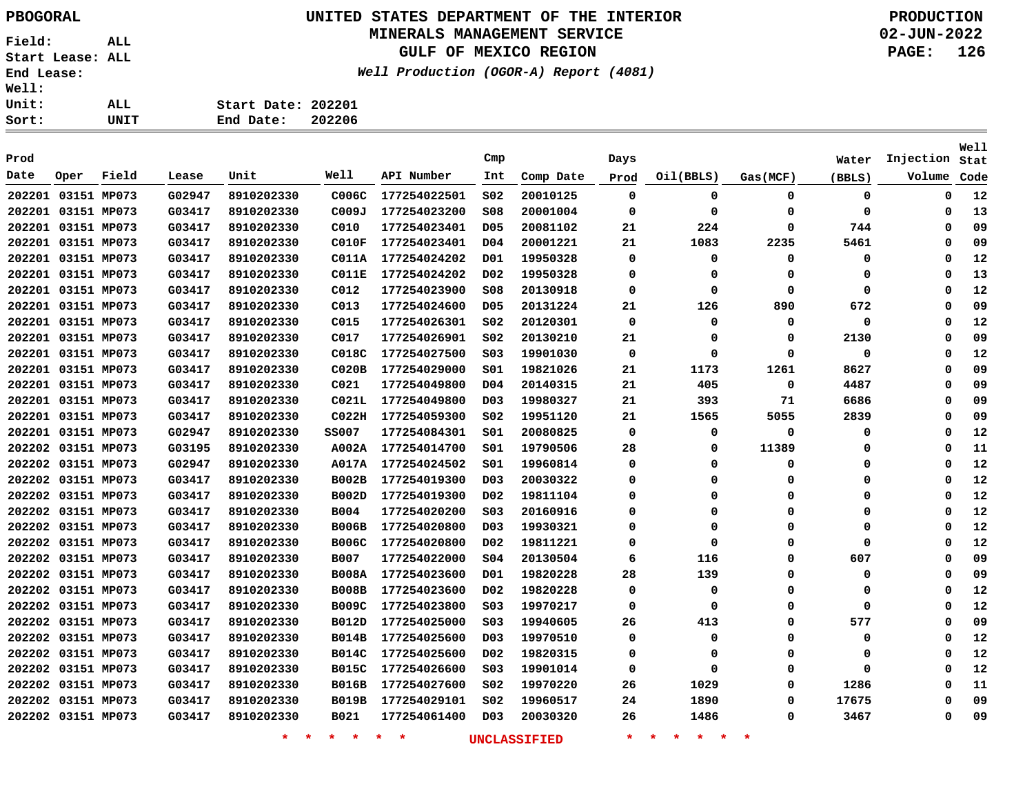PBOGORAL

Field: ALL
Start Lease: ALL
End Lease:
Well:
Unit: ALL
Sort: UNIT

# UNITED STATES DEPARTMENT OF THE INTERIOR
## MINERALS MANAGEMENT SERVICE
## GULF OF MEXICO REGION

*Well Production (OGOR-A) Report (4081)*

PRODUCTION
02-JUN-2022

Start Date: 202201
End Date: 202206

| Prod Date | Oper | Field | Lease | Unit | Well | API Number | Cmp Int | Comp Date | Days Prod | Oil(BBLS) | Gas(MCF) | Water (BBLS) | Injection Volume | Well Stat Code |
|---|---|---|---|---|---|---|---|---|---|---|---|---|---|---|
| 202201 | 03151 | MP073 | G02947 | 8910202330 | C006C | 177254022501 | S02 | 20010125 | 0 | 0 | 0 | 0 | 0 | 12 |
| 202201 | 03151 | MP073 | G03417 | 8910202330 | C009J | 177254023200 | S08 | 20001004 | 0 | 0 | 0 | 0 | 0 | 13 |
| 202201 | 03151 | MP073 | G03417 | 8910202330 | C010 | 177254023401 | D05 | 20081102 | 21 | 224 | 0 | 744 | 0 | 09 |
| 202201 | 03151 | MP073 | G03417 | 8910202330 | C010F | 177254023401 | D04 | 20001221 | 21 | 1083 | 2235 | 5461 | 0 | 09 |
| 202201 | 03151 | MP073 | G03417 | 8910202330 | C011A | 177254024202 | D01 | 19950328 | 0 | 0 | 0 | 0 | 0 | 12 |
| 202201 | 03151 | MP073 | G03417 | 8910202330 | C011E | 177254024202 | D02 | 19950328 | 0 | 0 | 0 | 0 | 0 | 13 |
| 202201 | 03151 | MP073 | G03417 | 8910202330 | C012 | 177254023900 | S08 | 20130918 | 0 | 0 | 0 | 0 | 0 | 12 |
| 202201 | 03151 | MP073 | G03417 | 8910202330 | C013 | 177254024600 | D05 | 20131224 | 21 | 126 | 890 | 672 | 0 | 09 |
| 202201 | 03151 | MP073 | G03417 | 8910202330 | C015 | 177254026301 | S02 | 20120301 | 0 | 0 | 0 | 0 | 0 | 12 |
| 202201 | 03151 | MP073 | G03417 | 8910202330 | C017 | 177254026901 | S02 | 20130210 | 21 | 0 | 0 | 2130 | 0 | 09 |
| 202201 | 03151 | MP073 | G03417 | 8910202330 | C018C | 177254027500 | S03 | 19901030 | 0 | 0 | 0 | 0 | 0 | 12 |
| 202201 | 03151 | MP073 | G03417 | 8910202330 | C020B | 177254029000 | S01 | 19821026 | 21 | 1173 | 1261 | 8627 | 0 | 09 |
| 202201 | 03151 | MP073 | G03417 | 8910202330 | C021 | 177254049800 | D04 | 20140315 | 21 | 405 | 0 | 4487 | 0 | 09 |
| 202201 | 03151 | MP073 | G03417 | 8910202330 | C021L | 177254049800 | D03 | 19980327 | 21 | 393 | 71 | 6686 | 0 | 09 |
| 202201 | 03151 | MP073 | G03417 | 8910202330 | C022H | 177254059300 | S02 | 19951120 | 21 | 1565 | 5055 | 2839 | 0 | 09 |
| 202201 | 03151 | MP073 | G02947 | 8910202330 | SS007 | 177254084301 | S01 | 20080825 | 0 | 0 | 0 | 0 | 0 | 12 |
| 202202 | 03151 | MP073 | G03195 | 8910202330 | A002A | 177254014700 | S01 | 19790506 | 28 | 0 | 11389 | 0 | 0 | 11 |
| 202202 | 03151 | MP073 | G02947 | 8910202330 | A017A | 177254024502 | S01 | 19960814 | 0 | 0 | 0 | 0 | 0 | 12 |
| 202202 | 03151 | MP073 | G03417 | 8910202330 | B002B | 177254019300 | D03 | 20030322 | 0 | 0 | 0 | 0 | 0 | 12 |
| 202202 | 03151 | MP073 | G03417 | 8910202330 | B002D | 177254019300 | D02 | 19811104 | 0 | 0 | 0 | 0 | 0 | 12 |
| 202202 | 03151 | MP073 | G03417 | 8910202330 | B004 | 177254020200 | S03 | 20160916 | 0 | 0 | 0 | 0 | 0 | 12 |
| 202202 | 03151 | MP073 | G03417 | 8910202330 | B006B | 177254020800 | D03 | 19930321 | 0 | 0 | 0 | 0 | 0 | 12 |
| 202202 | 03151 | MP073 | G03417 | 8910202330 | B006C | 177254020800 | D02 | 19811221 | 0 | 0 | 0 | 0 | 0 | 12 |
| 202202 | 03151 | MP073 | G03417 | 8910202330 | B007 | 177254022000 | S04 | 20130504 | 6 | 116 | 0 | 607 | 0 | 09 |
| 202202 | 03151 | MP073 | G03417 | 8910202330 | B008A | 177254023600 | D01 | 19820228 | 28 | 139 | 0 | 0 | 0 | 09 |
| 202202 | 03151 | MP073 | G03417 | 8910202330 | B008B | 177254023600 | D02 | 19820228 | 0 | 0 | 0 | 0 | 0 | 12 |
| 202202 | 03151 | MP073 | G03417 | 8910202330 | B009C | 177254023800 | S03 | 19970217 | 0 | 0 | 0 | 0 | 0 | 12 |
| 202202 | 03151 | MP073 | G03417 | 8910202330 | B012D | 177254025000 | S03 | 19940605 | 26 | 413 | 0 | 577 | 0 | 09 |
| 202202 | 03151 | MP073 | G03417 | 8910202330 | B014B | 177254025600 | D03 | 19970510 | 0 | 0 | 0 | 0 | 0 | 12 |
| 202202 | 03151 | MP073 | G03417 | 8910202330 | B014C | 177254025600 | D02 | 19820315 | 0 | 0 | 0 | 0 | 0 | 12 |
| 202202 | 03151 | MP073 | G03417 | 8910202330 | B015C | 177254026600 | S03 | 19901014 | 0 | 0 | 0 | 0 | 0 | 12 |
| 202202 | 03151 | MP073 | G03417 | 8910202330 | B016B | 177254027600 | S02 | 19970220 | 26 | 1029 | 0 | 1286 | 0 | 11 |
| 202202 | 03151 | MP073 | G03417 | 8910202330 | B019B | 177254029101 | S02 | 19960517 | 24 | 1890 | 0 | 17675 | 0 | 09 |
| 202202 | 03151 | MP073 | G03417 | 8910202330 | B021 | 177254061400 | D03 | 20030320 | 26 | 1486 | 0 | 3467 | 0 | 09 |

* * * * * * UNCLASSIFIED * * * * * *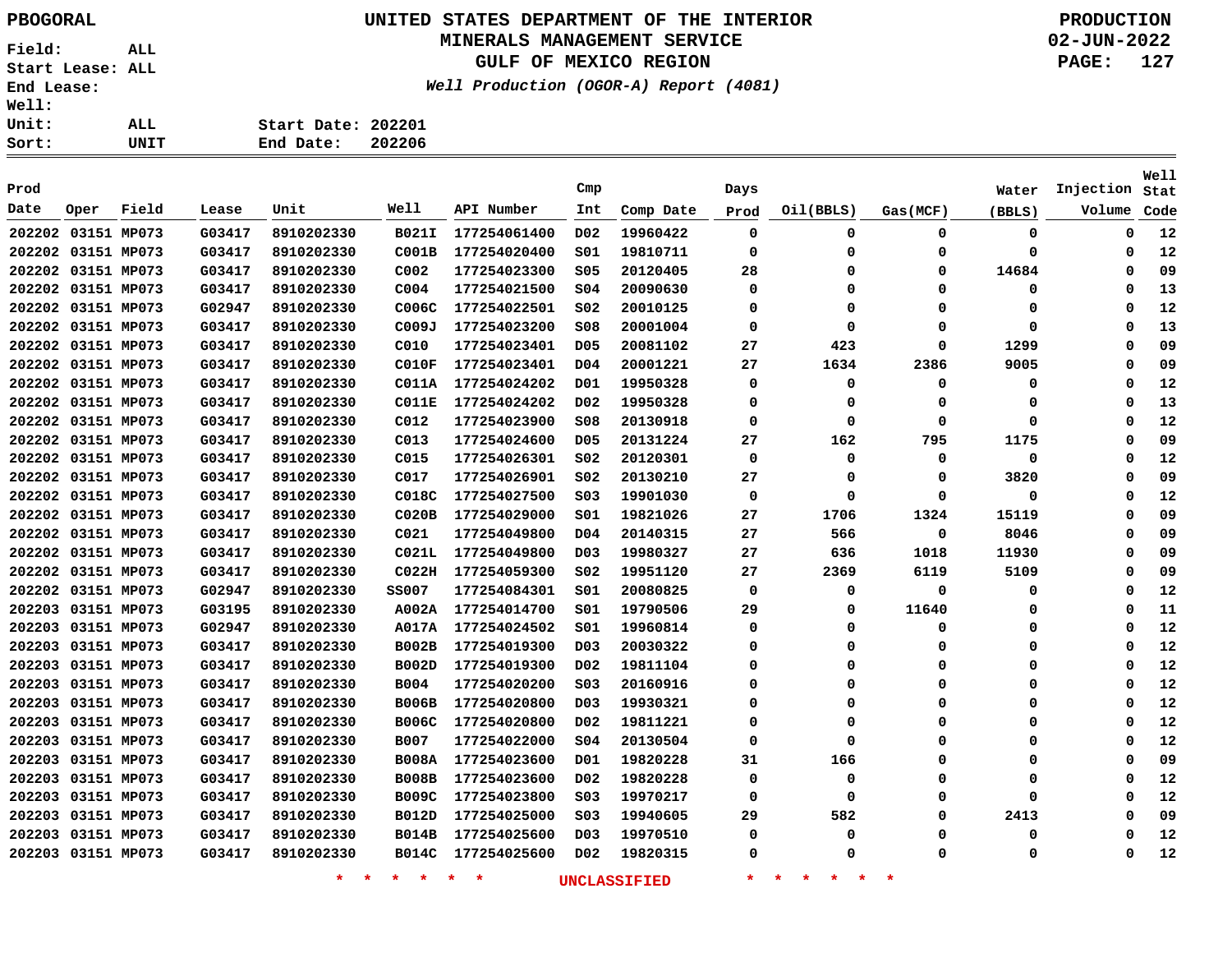PBOGORAL

# UNITED STATES DEPARTMENT OF THE INTERIOR
## MINERALS MANAGEMENT SERVICE
## GULF OF MEXICO REGION

*Well Production (OGOR-A) Report (4081)*

PRODUCTION
02-JUN-2022

Field: ALL
Start Lease: ALL
End Lease:
Well:
Unit: ALL
Sort: UNIT

Start Date: 202201
End Date: 202206

| Prod Date | Oper | Field | Lease | Unit | Well | API Number | Cmp Int | Comp Date | Days Prod | Oil(BBLS) | Gas(MCF) | Water (BBLS) | Injection Volume | Well Stat Code |
|---|---|---|---|---|---|---|---|---|---|---|---|---|---|---|
| 202202 | 03151 | MP073 | G03417 | 8910202330 | B021I | 177254061400 | D02 | 19960422 | 0 | 0 | 0 | 0 | 0 | 12 |
| 202202 | 03151 | MP073 | G03417 | 8910202330 | C001B | 177254020400 | S01 | 19810711 | 0 | 0 | 0 | 0 | 0 | 12 |
| 202202 | 03151 | MP073 | G03417 | 8910202330 | C002 | 177254023300 | S05 | 20120405 | 28 | 0 | 0 | 14684 | 0 | 09 |
| 202202 | 03151 | MP073 | G03417 | 8910202330 | C004 | 177254021500 | S04 | 20090630 | 0 | 0 | 0 | 0 | 0 | 13 |
| 202202 | 03151 | MP073 | G02947 | 8910202330 | C006C | 177254022501 | S02 | 20010125 | 0 | 0 | 0 | 0 | 0 | 12 |
| 202202 | 03151 | MP073 | G03417 | 8910202330 | C009J | 177254023200 | S08 | 20001004 | 0 | 0 | 0 | 0 | 0 | 13 |
| 202202 | 03151 | MP073 | G03417 | 8910202330 | C010 | 177254023401 | D05 | 20081102 | 27 | 423 | 0 | 1299 | 0 | 09 |
| 202202 | 03151 | MP073 | G03417 | 8910202330 | C010F | 177254023401 | D04 | 20001221 | 27 | 1634 | 2386 | 9005 | 0 | 09 |
| 202202 | 03151 | MP073 | G03417 | 8910202330 | C011A | 177254024202 | D01 | 19950328 | 0 | 0 | 0 | 0 | 0 | 12 |
| 202202 | 03151 | MP073 | G03417 | 8910202330 | C011E | 177254024202 | D02 | 19950328 | 0 | 0 | 0 | 0 | 0 | 13 |
| 202202 | 03151 | MP073 | G03417 | 8910202330 | C012 | 177254023900 | S08 | 20130918 | 0 | 0 | 0 | 0 | 0 | 12 |
| 202202 | 03151 | MP073 | G03417 | 8910202330 | C013 | 177254024600 | D05 | 20131224 | 27 | 162 | 795 | 1175 | 0 | 09 |
| 202202 | 03151 | MP073 | G03417 | 8910202330 | C015 | 177254026301 | S02 | 20120301 | 0 | 0 | 0 | 0 | 0 | 12 |
| 202202 | 03151 | MP073 | G03417 | 8910202330 | C017 | 177254026901 | S02 | 20130210 | 27 | 0 | 0 | 3820 | 0 | 09 |
| 202202 | 03151 | MP073 | G03417 | 8910202330 | C018C | 177254027500 | S03 | 19901030 | 0 | 0 | 0 | 0 | 0 | 12 |
| 202202 | 03151 | MP073 | G03417 | 8910202330 | C020B | 177254029000 | S01 | 19821026 | 27 | 1706 | 1324 | 15119 | 0 | 09 |
| 202202 | 03151 | MP073 | G03417 | 8910202330 | C021 | 177254049800 | D04 | 20140315 | 27 | 566 | 0 | 8046 | 0 | 09 |
| 202202 | 03151 | MP073 | G03417 | 8910202330 | C021L | 177254049800 | D03 | 19980327 | 27 | 636 | 1018 | 11930 | 0 | 09 |
| 202202 | 03151 | MP073 | G03417 | 8910202330 | C022H | 177254059300 | S02 | 19951120 | 27 | 2369 | 6119 | 5109 | 0 | 09 |
| 202202 | 03151 | MP073 | G02947 | 8910202330 | SS007 | 177254084301 | S01 | 20080825 | 0 | 0 | 0 | 0 | 0 | 12 |
| 202203 | 03151 | MP073 | G03195 | 8910202330 | A002A | 177254014700 | S01 | 19790506 | 29 | 0 | 11640 | 0 | 0 | 11 |
| 202203 | 03151 | MP073 | G02947 | 8910202330 | A017A | 177254024502 | S01 | 19960814 | 0 | 0 | 0 | 0 | 0 | 12 |
| 202203 | 03151 | MP073 | G03417 | 8910202330 | B002B | 177254019300 | D03 | 20030322 | 0 | 0 | 0 | 0 | 0 | 12 |
| 202203 | 03151 | MP073 | G03417 | 8910202330 | B002D | 177254019300 | D02 | 19811104 | 0 | 0 | 0 | 0 | 0 | 12 |
| 202203 | 03151 | MP073 | G03417 | 8910202330 | B004 | 177254020200 | S03 | 20160916 | 0 | 0 | 0 | 0 | 0 | 12 |
| 202203 | 03151 | MP073 | G03417 | 8910202330 | B006B | 177254020800 | D03 | 19930321 | 0 | 0 | 0 | 0 | 0 | 12 |
| 202203 | 03151 | MP073 | G03417 | 8910202330 | B006C | 177254020800 | D02 | 19811221 | 0 | 0 | 0 | 0 | 0 | 12 |
| 202203 | 03151 | MP073 | G03417 | 8910202330 | B007 | 177254022000 | S04 | 20130504 | 0 | 0 | 0 | 0 | 0 | 12 |
| 202203 | 03151 | MP073 | G03417 | 8910202330 | B008A | 177254023600 | D01 | 19820228 | 31 | 166 | 0 | 0 | 0 | 09 |
| 202203 | 03151 | MP073 | G03417 | 8910202330 | B008B | 177254023600 | D02 | 19820228 | 0 | 0 | 0 | 0 | 0 | 12 |
| 202203 | 03151 | MP073 | G03417 | 8910202330 | B009C | 177254023800 | S03 | 19970217 | 0 | 0 | 0 | 0 | 0 | 12 |
| 202203 | 03151 | MP073 | G03417 | 8910202330 | B012D | 177254025000 | S03 | 19940605 | 29 | 582 | 0 | 2413 | 0 | 09 |
| 202203 | 03151 | MP073 | G03417 | 8910202330 | B014B | 177254025600 | D03 | 19970510 | 0 | 0 | 0 | 0 | 0 | 12 |
| 202203 | 03151 | MP073 | G03417 | 8910202330 | B014C | 177254025600 | D02 | 19820315 | 0 | 0 | 0 | 0 | 0 | 12 |

* * * * * * UNCLASSIFIED * * * * * *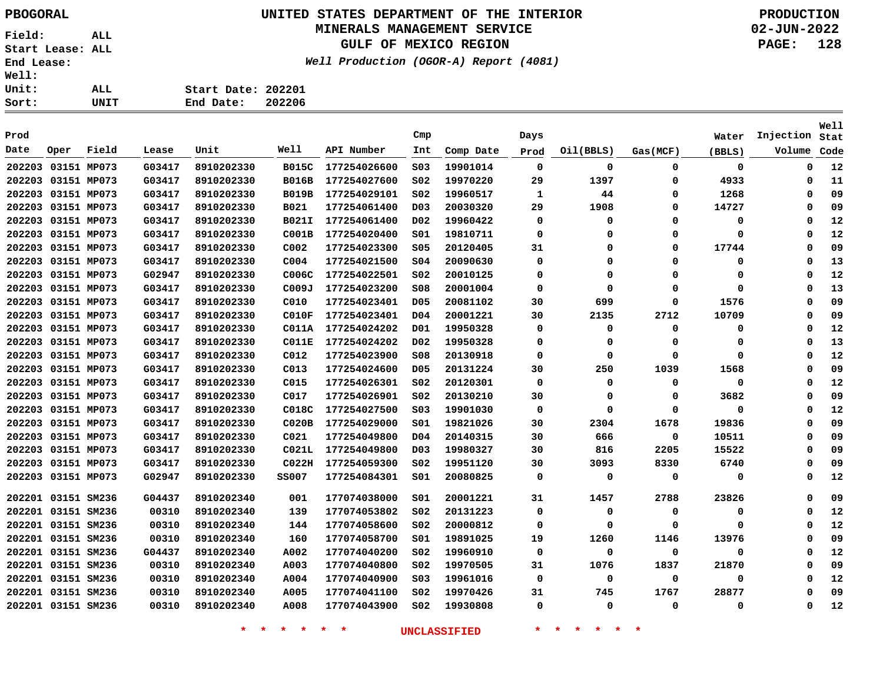PBOGORAL

UNITED STATES DEPARTMENT OF THE INTERIOR
MINERALS MANAGEMENT SERVICE
GULF OF MEXICO REGION

*Well Production (OGOR-A) Report (4081)*

PRODUCTION
02-JUN-2022

Field: ALL
Start Lease: ALL
End Lease:
Well:
Unit: ALL
Sort: UNIT

Start Date: 202201
End Date: 202206

| Prod Date | Oper | Field | Lease | Unit | Well | API Number | Cmp Int | Comp Date | Days Prod | Oil(BBLS) | Gas(MCF) | Water (BBLS) | Injection Volume | Well Stat Code |
|---|---|---|---|---|---|---|---|---|---|---|---|---|---|---|
| 202203 | 03151 | MP073 | G03417 | 8910202330 | B015C | 177254026600 | S03 | 19901014 | 0 | 0 | 0 | 0 | 0 | 12 |
| 202203 | 03151 | MP073 | G03417 | 8910202330 | B016B | 177254027600 | S02 | 19970220 | 29 | 1397 | 0 | 4933 | 0 | 11 |
| 202203 | 03151 | MP073 | G03417 | 8910202330 | B019B | 177254029101 | S02 | 19960517 | 1 | 44 | 0 | 1268 | 0 | 09 |
| 202203 | 03151 | MP073 | G03417 | 8910202330 | B021 | 177254061400 | D03 | 20030320 | 29 | 1908 | 0 | 14727 | 0 | 09 |
| 202203 | 03151 | MP073 | G03417 | 8910202330 | B021I | 177254061400 | D02 | 19960422 | 0 | 0 | 0 | 0 | 0 | 12 |
| 202203 | 03151 | MP073 | G03417 | 8910202330 | C001B | 177254020400 | S01 | 19810711 | 0 | 0 | 0 | 0 | 0 | 12 |
| 202203 | 03151 | MP073 | G03417 | 8910202330 | C002 | 177254023300 | S05 | 20120405 | 31 | 0 | 0 | 17744 | 0 | 09 |
| 202203 | 03151 | MP073 | G03417 | 8910202330 | C004 | 177254021500 | S04 | 20090630 | 0 | 0 | 0 | 0 | 0 | 13 |
| 202203 | 03151 | MP073 | G02947 | 8910202330 | C006C | 177254022501 | S02 | 20010125 | 0 | 0 | 0 | 0 | 0 | 12 |
| 202203 | 03151 | MP073 | G03417 | 8910202330 | C009J | 177254023200 | S08 | 20001004 | 0 | 0 | 0 | 0 | 0 | 13 |
| 202203 | 03151 | MP073 | G03417 | 8910202330 | C010 | 177254023401 | D05 | 20081102 | 30 | 699 | 0 | 1576 | 0 | 09 |
| 202203 | 03151 | MP073 | G03417 | 8910202330 | C010F | 177254023401 | D04 | 20001221 | 30 | 2135 | 2712 | 10709 | 0 | 09 |
| 202203 | 03151 | MP073 | G03417 | 8910202330 | C011A | 177254024202 | D01 | 19950328 | 0 | 0 | 0 | 0 | 0 | 12 |
| 202203 | 03151 | MP073 | G03417 | 8910202330 | C011E | 177254024202 | D02 | 19950328 | 0 | 0 | 0 | 0 | 0 | 13 |
| 202203 | 03151 | MP073 | G03417 | 8910202330 | C012 | 177254023900 | S08 | 20130918 | 0 | 0 | 0 | 0 | 0 | 12 |
| 202203 | 03151 | MP073 | G03417 | 8910202330 | C013 | 177254024600 | D05 | 20131224 | 30 | 250 | 1039 | 1568 | 0 | 09 |
| 202203 | 03151 | MP073 | G03417 | 8910202330 | C015 | 177254026301 | S02 | 20120301 | 0 | 0 | 0 | 0 | 0 | 12 |
| 202203 | 03151 | MP073 | G03417 | 8910202330 | C017 | 177254026901 | S02 | 20130210 | 30 | 0 | 0 | 3682 | 0 | 09 |
| 202203 | 03151 | MP073 | G03417 | 8910202330 | C018C | 177254027500 | S03 | 19901030 | 0 | 0 | 0 | 0 | 0 | 12 |
| 202203 | 03151 | MP073 | G03417 | 8910202330 | C020B | 177254029000 | S01 | 19821026 | 30 | 2304 | 1678 | 19836 | 0 | 09 |
| 202203 | 03151 | MP073 | G03417 | 8910202330 | C021 | 177254049800 | D04 | 20140315 | 30 | 666 | 0 | 10511 | 0 | 09 |
| 202203 | 03151 | MP073 | G03417 | 8910202330 | C021L | 177254049800 | D03 | 19980327 | 30 | 816 | 2205 | 15522 | 0 | 09 |
| 202203 | 03151 | MP073 | G03417 | 8910202330 | C022H | 177254059300 | S02 | 19951120 | 30 | 3093 | 8330 | 6740 | 0 | 09 |
| 202203 | 03151 | MP073 | G02947 | 8910202330 | SS007 | 177254084301 | S01 | 20080825 | 0 | 0 | 0 | 0 | 0 | 12 |
| 202201 | 03151 | SM236 | G04437 | 8910202340 | 001 | 177074038000 | S01 | 20001221 | 31 | 1457 | 2788 | 23826 | 0 | 09 |
| 202201 | 03151 | SM236 | 00310 | 8910202340 | 139 | 177074053802 | S02 | 20131223 | 0 | 0 | 0 | 0 | 0 | 12 |
| 202201 | 03151 | SM236 | 00310 | 8910202340 | 144 | 177074058600 | S02 | 20000812 | 0 | 0 | 0 | 0 | 0 | 12 |
| 202201 | 03151 | SM236 | 00310 | 8910202340 | 160 | 177074058700 | S01 | 19891025 | 19 | 1260 | 1146 | 13976 | 0 | 09 |
| 202201 | 03151 | SM236 | G04437 | 8910202340 | A002 | 177074040200 | S02 | 19960910 | 0 | 0 | 0 | 0 | 0 | 12 |
| 202201 | 03151 | SM236 | 00310 | 8910202340 | A003 | 177074040800 | S02 | 19970505 | 31 | 1076 | 1837 | 21870 | 0 | 09 |
| 202201 | 03151 | SM236 | 00310 | 8910202340 | A004 | 177074040900 | S03 | 19961016 | 0 | 0 | 0 | 0 | 0 | 12 |
| 202201 | 03151 | SM236 | 00310 | 8910202340 | A005 | 177074041100 | S02 | 19970426 | 31 | 745 | 1767 | 28877 | 0 | 09 |
| 202201 | 03151 | SM236 | 00310 | 8910202340 | A008 | 177074043900 | S02 | 19930808 | 0 | 0 | 0 | 0 | 0 | 12 |

* * * * * * UNCLASSIFIED * * * * * *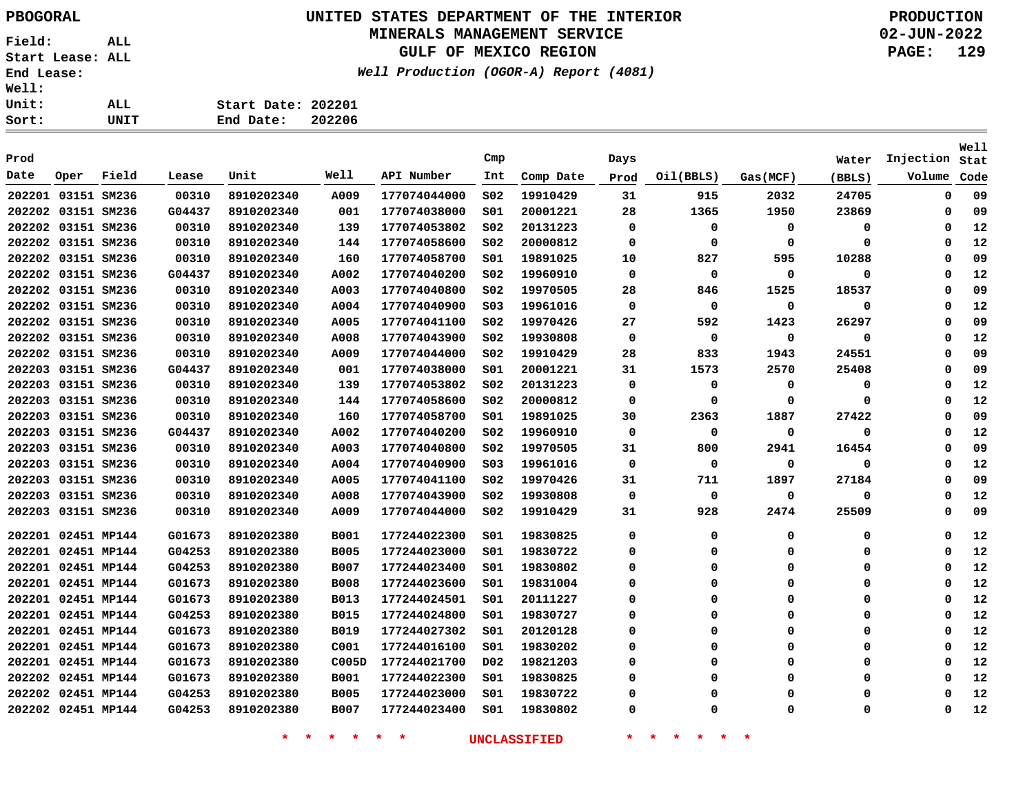PBOGORAL

# UNITED STATES DEPARTMENT OF THE INTERIOR
## MINERALS MANAGEMENT SERVICE
## GULF OF MEXICO REGION

*Well Production (OGOR-A) Report (4081)*

PRODUCTION
02-JUN-2022

Field: ALL
Start Lease: ALL
End Lease:
Well:
Unit: ALL
Sort: UNIT

Start Date: 202201
End Date: 202206

| Prod Date | Oper | Field | Lease | Unit | Well | API Number | Cmp Int | Comp Date | Days Prod | Oil(BBLS) | Gas(MCF) | Water (BBLS) | Injection Volume | Well Stat Code |
|---|---|---|---|---|---|---|---|---|---|---|---|---|---|---|
| 202201 | 03151 | SM236 | 00310 | 8910202340 | A009 | 177074044000 | S02 | 19910429 | 31 | 915 | 2032 | 24705 | 0 | 09 |
| 202202 | 03151 | SM236 | G04437 | 8910202340 | 001 | 177074038000 | S01 | 20001221 | 28 | 1365 | 1950 | 23869 | 0 | 09 |
| 202202 | 03151 | SM236 | 00310 | 8910202340 | 139 | 177074053802 | S02 | 20131223 | 0 | 0 | 0 | 0 | 0 | 12 |
| 202202 | 03151 | SM236 | 00310 | 8910202340 | 144 | 177074058600 | S02 | 20000812 | 0 | 0 | 0 | 0 | 0 | 12 |
| 202202 | 03151 | SM236 | 00310 | 8910202340 | 160 | 177074058700 | S01 | 19891025 | 10 | 827 | 595 | 10288 | 0 | 09 |
| 202202 | 03151 | SM236 | G04437 | 8910202340 | A002 | 177074040200 | S02 | 19960910 | 0 | 0 | 0 | 0 | 0 | 12 |
| 202202 | 03151 | SM236 | 00310 | 8910202340 | A003 | 177074040800 | S02 | 19970505 | 28 | 846 | 1525 | 18537 | 0 | 09 |
| 202202 | 03151 | SM236 | 00310 | 8910202340 | A004 | 177074040900 | S03 | 19961016 | 0 | 0 | 0 | 0 | 0 | 12 |
| 202202 | 03151 | SM236 | 00310 | 8910202340 | A005 | 177074041100 | S02 | 19970426 | 27 | 592 | 1423 | 26297 | 0 | 09 |
| 202202 | 03151 | SM236 | 00310 | 8910202340 | A008 | 177074043900 | S02 | 19930808 | 0 | 0 | 0 | 0 | 0 | 12 |
| 202202 | 03151 | SM236 | 00310 | 8910202340 | A009 | 177074044000 | S02 | 19910429 | 28 | 833 | 1943 | 24551 | 0 | 09 |
| 202203 | 03151 | SM236 | G04437 | 8910202340 | 001 | 177074038000 | S01 | 20001221 | 31 | 1573 | 2570 | 25408 | 0 | 09 |
| 202203 | 03151 | SM236 | 00310 | 8910202340 | 139 | 177074053802 | S02 | 20131223 | 0 | 0 | 0 | 0 | 0 | 12 |
| 202203 | 03151 | SM236 | 00310 | 8910202340 | 144 | 177074058600 | S02 | 20000812 | 0 | 0 | 0 | 0 | 0 | 12 |
| 202203 | 03151 | SM236 | 00310 | 8910202340 | 160 | 177074058700 | S01 | 19891025 | 30 | 2363 | 1887 | 27422 | 0 | 09 |
| 202203 | 03151 | SM236 | G04437 | 8910202340 | A002 | 177074040200 | S02 | 19960910 | 0 | 0 | 0 | 0 | 0 | 12 |
| 202203 | 03151 | SM236 | 00310 | 8910202340 | A003 | 177074040800 | S02 | 19970505 | 31 | 800 | 2941 | 16454 | 0 | 09 |
| 202203 | 03151 | SM236 | 00310 | 8910202340 | A004 | 177074040900 | S03 | 19961016 | 0 | 0 | 0 | 0 | 0 | 12 |
| 202203 | 03151 | SM236 | 00310 | 8910202340 | A005 | 177074041100 | S02 | 19970426 | 31 | 711 | 1897 | 27184 | 0 | 09 |
| 202203 | 03151 | SM236 | 00310 | 8910202340 | A008 | 177074043900 | S02 | 19930808 | 0 | 0 | 0 | 0 | 0 | 12 |
| 202203 | 03151 | SM236 | 00310 | 8910202340 | A009 | 177074044000 | S02 | 19910429 | 31 | 928 | 2474 | 25509 | 0 | 09 |
| 202201 | 02451 | MP144 | G01673 | 8910202380 | B001 | 177244022300 | S01 | 19830825 | 0 | 0 | 0 | 0 | 0 | 12 |
| 202201 | 02451 | MP144 | G04253 | 8910202380 | B005 | 177244023000 | S01 | 19830722 | 0 | 0 | 0 | 0 | 0 | 12 |
| 202201 | 02451 | MP144 | G04253 | 8910202380 | B007 | 177244023400 | S01 | 19830802 | 0 | 0 | 0 | 0 | 0 | 12 |
| 202201 | 02451 | MP144 | G01673 | 8910202380 | B008 | 177244023600 | S01 | 19831004 | 0 | 0 | 0 | 0 | 0 | 12 |
| 202201 | 02451 | MP144 | G01673 | 8910202380 | B013 | 177244024501 | S01 | 20111227 | 0 | 0 | 0 | 0 | 0 | 12 |
| 202201 | 02451 | MP144 | G04253 | 8910202380 | B015 | 177244024800 | S01 | 19830727 | 0 | 0 | 0 | 0 | 0 | 12 |
| 202201 | 02451 | MP144 | G01673 | 8910202380 | B019 | 177244027302 | S01 | 20120128 | 0 | 0 | 0 | 0 | 0 | 12 |
| 202201 | 02451 | MP144 | G01673 | 8910202380 | C001 | 177244016100 | S01 | 19830202 | 0 | 0 | 0 | 0 | 0 | 12 |
| 202201 | 02451 | MP144 | G01673 | 8910202380 | C005D | 177244021700 | D02 | 19821203 | 0 | 0 | 0 | 0 | 0 | 12 |
| 202202 | 02451 | MP144 | G01673 | 8910202380 | B001 | 177244022300 | S01 | 19830825 | 0 | 0 | 0 | 0 | 0 | 12 |
| 202202 | 02451 | MP144 | G04253 | 8910202380 | B005 | 177244023000 | S01 | 19830722 | 0 | 0 | 0 | 0 | 0 | 12 |
| 202202 | 02451 | MP144 | G04253 | 8910202380 | B007 | 177244023400 | S01 | 19830802 | 0 | 0 | 0 | 0 | 0 | 12 |

\* \* \* \* \* \* UNCLASSIFIED \* \* \* \* \* \*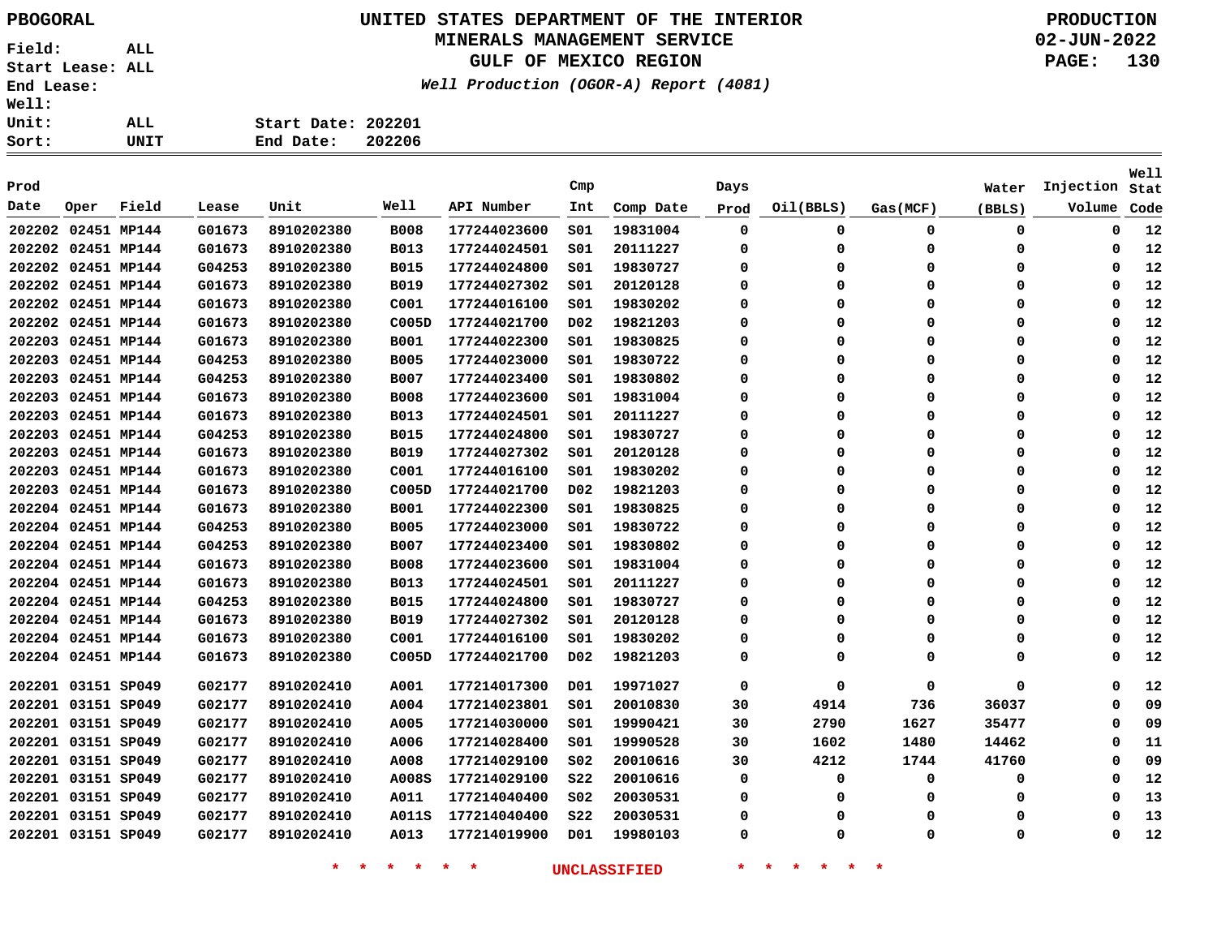PBOGORAL

UNITED STATES DEPARTMENT OF THE INTERIOR
MINERALS MANAGEMENT SERVICE
GULF OF MEXICO REGION

*Well Production (OGOR-A) Report (4081)*

PRODUCTION
02-JUN-2022

Field: ALL
Start Lease: ALL
End Lease:
Well:
Unit: ALL
Sort: UNIT

Start Date: 202201
End Date: 202206

| Prod Date | Oper | Field | Lease | Unit | Well | API Number | Cmp Int | Comp Date | Days Prod | Oil(BBLS) | Gas(MCF) | Water (BBLS) | Injection Volume | Well Stat Code |
|---|---|---|---|---|---|---|---|---|---|---|---|---|---|---|
| 202202 | 02451 | MP144 | G01673 | 8910202380 | B008 | 177244023600 | S01 | 19831004 | 0 | 0 | 0 | 0 | 0 | 12 |
| 202202 | 02451 | MP144 | G01673 | 8910202380 | B013 | 177244024501 | S01 | 20111227 | 0 | 0 | 0 | 0 | 0 | 12 |
| 202202 | 02451 | MP144 | G04253 | 8910202380 | B015 | 177244024800 | S01 | 19830727 | 0 | 0 | 0 | 0 | 0 | 12 |
| 202202 | 02451 | MP144 | G01673 | 8910202380 | B019 | 177244027302 | S01 | 20120128 | 0 | 0 | 0 | 0 | 0 | 12 |
| 202202 | 02451 | MP144 | G01673 | 8910202380 | C001 | 177244016100 | S01 | 19830202 | 0 | 0 | 0 | 0 | 0 | 12 |
| 202202 | 02451 | MP144 | G01673 | 8910202380 | C005D | 177244021700 | D02 | 19821203 | 0 | 0 | 0 | 0 | 0 | 12 |
| 202203 | 02451 | MP144 | G01673 | 8910202380 | B001 | 177244022300 | S01 | 19830825 | 0 | 0 | 0 | 0 | 0 | 12 |
| 202203 | 02451 | MP144 | G04253 | 8910202380 | B005 | 177244023000 | S01 | 19830722 | 0 | 0 | 0 | 0 | 0 | 12 |
| 202203 | 02451 | MP144 | G04253 | 8910202380 | B007 | 177244023400 | S01 | 19830802 | 0 | 0 | 0 | 0 | 0 | 12 |
| 202203 | 02451 | MP144 | G01673 | 8910202380 | B008 | 177244023600 | S01 | 19831004 | 0 | 0 | 0 | 0 | 0 | 12 |
| 202203 | 02451 | MP144 | G01673 | 8910202380 | B013 | 177244024501 | S01 | 20111227 | 0 | 0 | 0 | 0 | 0 | 12 |
| 202203 | 02451 | MP144 | G04253 | 8910202380 | B015 | 177244024800 | S01 | 19830727 | 0 | 0 | 0 | 0 | 0 | 12 |
| 202203 | 02451 | MP144 | G01673 | 8910202380 | B019 | 177244027302 | S01 | 20120128 | 0 | 0 | 0 | 0 | 0 | 12 |
| 202203 | 02451 | MP144 | G01673 | 8910202380 | C001 | 177244016100 | S01 | 19830202 | 0 | 0 | 0 | 0 | 0 | 12 |
| 202203 | 02451 | MP144 | G01673 | 8910202380 | C005D | 177244021700 | D02 | 19821203 | 0 | 0 | 0 | 0 | 0 | 12 |
| 202204 | 02451 | MP144 | G01673 | 8910202380 | B001 | 177244022300 | S01 | 19830825 | 0 | 0 | 0 | 0 | 0 | 12 |
| 202204 | 02451 | MP144 | G04253 | 8910202380 | B005 | 177244023000 | S01 | 19830722 | 0 | 0 | 0 | 0 | 0 | 12 |
| 202204 | 02451 | MP144 | G04253 | 8910202380 | B007 | 177244023400 | S01 | 19830802 | 0 | 0 | 0 | 0 | 0 | 12 |
| 202204 | 02451 | MP144 | G01673 | 8910202380 | B008 | 177244023600 | S01 | 19831004 | 0 | 0 | 0 | 0 | 0 | 12 |
| 202204 | 02451 | MP144 | G01673 | 8910202380 | B013 | 177244024501 | S01 | 20111227 | 0 | 0 | 0 | 0 | 0 | 12 |
| 202204 | 02451 | MP144 | G04253 | 8910202380 | B015 | 177244024800 | S01 | 19830727 | 0 | 0 | 0 | 0 | 0 | 12 |
| 202204 | 02451 | MP144 | G01673 | 8910202380 | B019 | 177244027302 | S01 | 20120128 | 0 | 0 | 0 | 0 | 0 | 12 |
| 202204 | 02451 | MP144 | G01673 | 8910202380 | C001 | 177244016100 | S01 | 19830202 | 0 | 0 | 0 | 0 | 0 | 12 |
| 202204 | 02451 | MP144 | G01673 | 8910202380 | C005D | 177244021700 | D02 | 19821203 | 0 | 0 | 0 | 0 | 0 | 12 |
| 202201 | 03151 | SP049 | G02177 | 8910202410 | A001 | 177214017300 | D01 | 19971027 | 0 | 0 | 0 | 0 | 0 | 12 |
| 202201 | 03151 | SP049 | G02177 | 8910202410 | A004 | 177214023801 | S01 | 20010830 | 30 | 4914 | 736 | 36037 | 0 | 09 |
| 202201 | 03151 | SP049 | G02177 | 8910202410 | A005 | 177214030000 | S01 | 19990421 | 30 | 2790 | 1627 | 35477 | 0 | 09 |
| 202201 | 03151 | SP049 | G02177 | 8910202410 | A006 | 177214028400 | S01 | 19990528 | 30 | 1602 | 1480 | 14462 | 0 | 11 |
| 202201 | 03151 | SP049 | G02177 | 8910202410 | A008 | 177214029100 | S02 | 20010616 | 30 | 4212 | 1744 | 41760 | 0 | 09 |
| 202201 | 03151 | SP049 | G02177 | 8910202410 | A008S | 177214029100 | S22 | 20010616 | 0 | 0 | 0 | 0 | 0 | 12 |
| 202201 | 03151 | SP049 | G02177 | 8910202410 | A011 | 177214040400 | S02 | 20030531 | 0 | 0 | 0 | 0 | 0 | 13 |
| 202201 | 03151 | SP049 | G02177 | 8910202410 | A011S | 177214040400 | S22 | 20030531 | 0 | 0 | 0 | 0 | 0 | 13 |
| 202201 | 03151 | SP049 | G02177 | 8910202410 | A013 | 177214019900 | D01 | 19980103 | 0 | 0 | 0 | 0 | 0 | 12 |

* * * * * * UNCLASSIFIED * * * * * *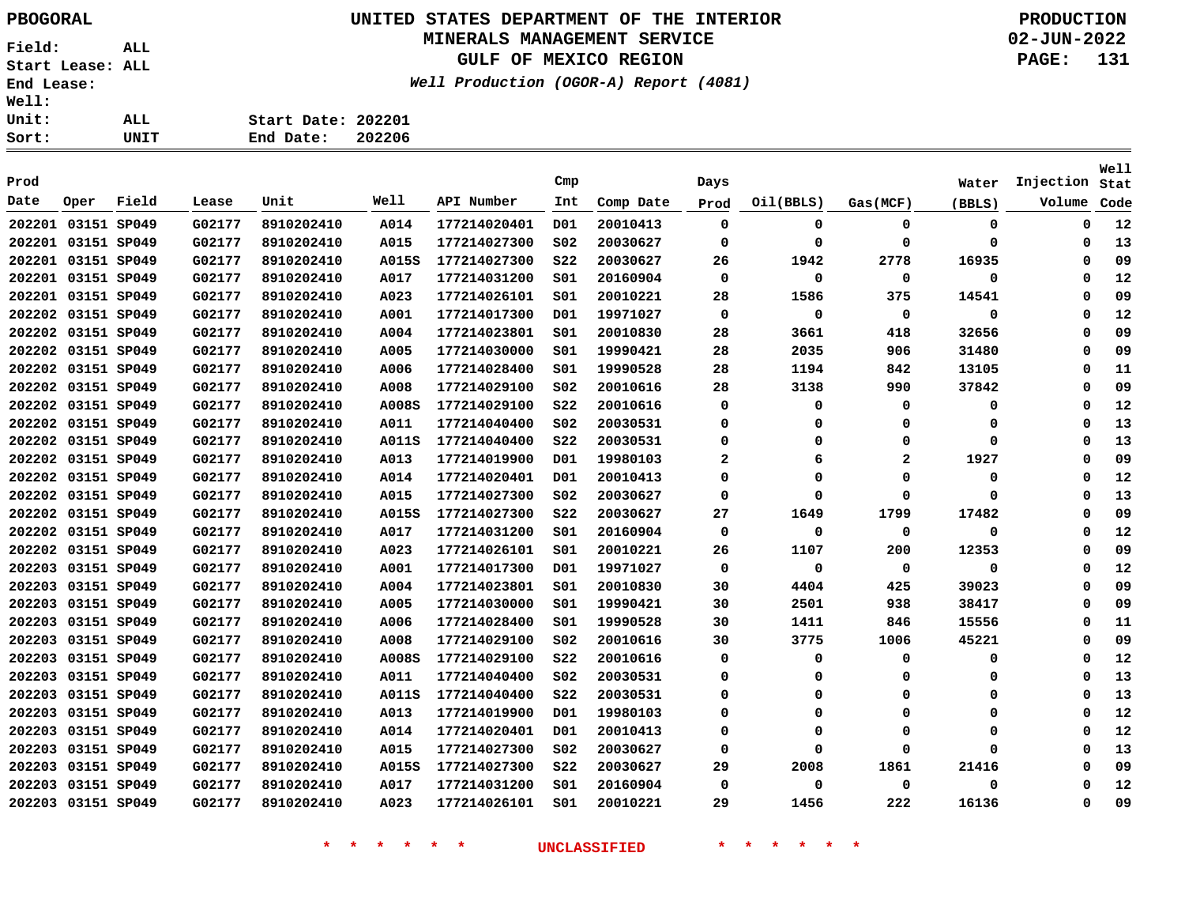PBOGORAL

# UNITED STATES DEPARTMENT OF THE INTERIOR
## MINERALS MANAGEMENT SERVICE
## GULF OF MEXICO REGION

*Well Production (OGOR-A) Report (4081)*

PRODUCTION
02-JUN-2022

Field: ALL
Start Lease: ALL
End Lease:
Well:
Unit: ALL
Sort: UNIT

Start Date: 202201
End Date: 202206

| Prod Date | Oper | Field | Lease | Unit | Well | API Number | Cmp Int | Comp Date | Days Prod | Oil(BBLS) | Gas(MCF) | Water (BBLS) | Injection Volume | Well Stat Code |
|---|---|---|---|---|---|---|---|---|---|---|---|---|---|---|
| 202201 | 03151 | SP049 | G02177 | 8910202410 | A014 | 177214020401 | D01 | 20010413 | 0 | 0 | 0 | 0 | 0 | 12 |
| 202201 | 03151 | SP049 | G02177 | 8910202410 | A015 | 177214027300 | S02 | 20030627 | 0 | 0 | 0 | 0 | 0 | 13 |
| 202201 | 03151 | SP049 | G02177 | 8910202410 | A015S | 177214027300 | S22 | 20030627 | 26 | 1942 | 2778 | 16935 | 0 | 09 |
| 202201 | 03151 | SP049 | G02177 | 8910202410 | A017 | 177214031200 | S01 | 20160904 | 0 | 0 | 0 | 0 | 0 | 12 |
| 202201 | 03151 | SP049 | G02177 | 8910202410 | A023 | 177214026101 | S01 | 20010221 | 28 | 1586 | 375 | 14541 | 0 | 09 |
| 202202 | 03151 | SP049 | G02177 | 8910202410 | A001 | 177214017300 | D01 | 19971027 | 0 | 0 | 0 | 0 | 0 | 12 |
| 202202 | 03151 | SP049 | G02177 | 8910202410 | A004 | 177214023801 | S01 | 20010830 | 28 | 3661 | 418 | 32656 | 0 | 09 |
| 202202 | 03151 | SP049 | G02177 | 8910202410 | A005 | 177214030000 | S01 | 19990421 | 28 | 2035 | 906 | 31480 | 0 | 09 |
| 202202 | 03151 | SP049 | G02177 | 8910202410 | A006 | 177214028400 | S01 | 19990528 | 28 | 1194 | 842 | 13105 | 0 | 11 |
| 202202 | 03151 | SP049 | G02177 | 8910202410 | A008 | 177214029100 | S02 | 20010616 | 28 | 3138 | 990 | 37842 | 0 | 09 |
| 202202 | 03151 | SP049 | G02177 | 8910202410 | A008S | 177214029100 | S22 | 20010616 | 0 | 0 | 0 | 0 | 0 | 12 |
| 202202 | 03151 | SP049 | G02177 | 8910202410 | A011 | 177214040400 | S02 | 20030531 | 0 | 0 | 0 | 0 | 0 | 13 |
| 202202 | 03151 | SP049 | G02177 | 8910202410 | A011S | 177214040400 | S22 | 20030531 | 0 | 0 | 0 | 0 | 0 | 13 |
| 202202 | 03151 | SP049 | G02177 | 8910202410 | A013 | 177214019900 | D01 | 19980103 | 2 | 6 | 2 | 1927 | 0 | 09 |
| 202202 | 03151 | SP049 | G02177 | 8910202410 | A014 | 177214020401 | D01 | 20010413 | 0 | 0 | 0 | 0 | 0 | 12 |
| 202202 | 03151 | SP049 | G02177 | 8910202410 | A015 | 177214027300 | S02 | 20030627 | 0 | 0 | 0 | 0 | 0 | 13 |
| 202202 | 03151 | SP049 | G02177 | 8910202410 | A015S | 177214027300 | S22 | 20030627 | 27 | 1649 | 1799 | 17482 | 0 | 09 |
| 202202 | 03151 | SP049 | G02177 | 8910202410 | A017 | 177214031200 | S01 | 20160904 | 0 | 0 | 0 | 0 | 0 | 12 |
| 202202 | 03151 | SP049 | G02177 | 8910202410 | A023 | 177214026101 | S01 | 20010221 | 26 | 1107 | 200 | 12353 | 0 | 09 |
| 202203 | 03151 | SP049 | G02177 | 8910202410 | A001 | 177214017300 | D01 | 19971027 | 0 | 0 | 0 | 0 | 0 | 12 |
| 202203 | 03151 | SP049 | G02177 | 8910202410 | A004 | 177214023801 | S01 | 20010830 | 30 | 4404 | 425 | 39023 | 0 | 09 |
| 202203 | 03151 | SP049 | G02177 | 8910202410 | A005 | 177214030000 | S01 | 19990421 | 30 | 2501 | 938 | 38417 | 0 | 09 |
| 202203 | 03151 | SP049 | G02177 | 8910202410 | A006 | 177214028400 | S01 | 19990528 | 30 | 1411 | 846 | 15556 | 0 | 11 |
| 202203 | 03151 | SP049 | G02177 | 8910202410 | A008 | 177214029100 | S02 | 20010616 | 30 | 3775 | 1006 | 45221 | 0 | 09 |
| 202203 | 03151 | SP049 | G02177 | 8910202410 | A008S | 177214029100 | S22 | 20010616 | 0 | 0 | 0 | 0 | 0 | 12 |
| 202203 | 03151 | SP049 | G02177 | 8910202410 | A011 | 177214040400 | S02 | 20030531 | 0 | 0 | 0 | 0 | 0 | 13 |
| 202203 | 03151 | SP049 | G02177 | 8910202410 | A011S | 177214040400 | S22 | 20030531 | 0 | 0 | 0 | 0 | 0 | 13 |
| 202203 | 03151 | SP049 | G02177 | 8910202410 | A013 | 177214019900 | D01 | 19980103 | 0 | 0 | 0 | 0 | 0 | 12 |
| 202203 | 03151 | SP049 | G02177 | 8910202410 | A014 | 177214020401 | D01 | 20010413 | 0 | 0 | 0 | 0 | 0 | 12 |
| 202203 | 03151 | SP049 | G02177 | 8910202410 | A015 | 177214027300 | S02 | 20030627 | 0 | 0 | 0 | 0 | 0 | 13 |
| 202203 | 03151 | SP049 | G02177 | 8910202410 | A015S | 177214027300 | S22 | 20030627 | 29 | 2008 | 1861 | 21416 | 0 | 09 |
| 202203 | 03151 | SP049 | G02177 | 8910202410 | A017 | 177214031200 | S01 | 20160904 | 0 | 0 | 0 | 0 | 0 | 12 |
| 202203 | 03151 | SP049 | G02177 | 8910202410 | A023 | 177214026101 | S01 | 20010221 | 29 | 1456 | 222 | 16136 | 0 | 09 |

* * * * * * UNCLASSIFIED * * * * * *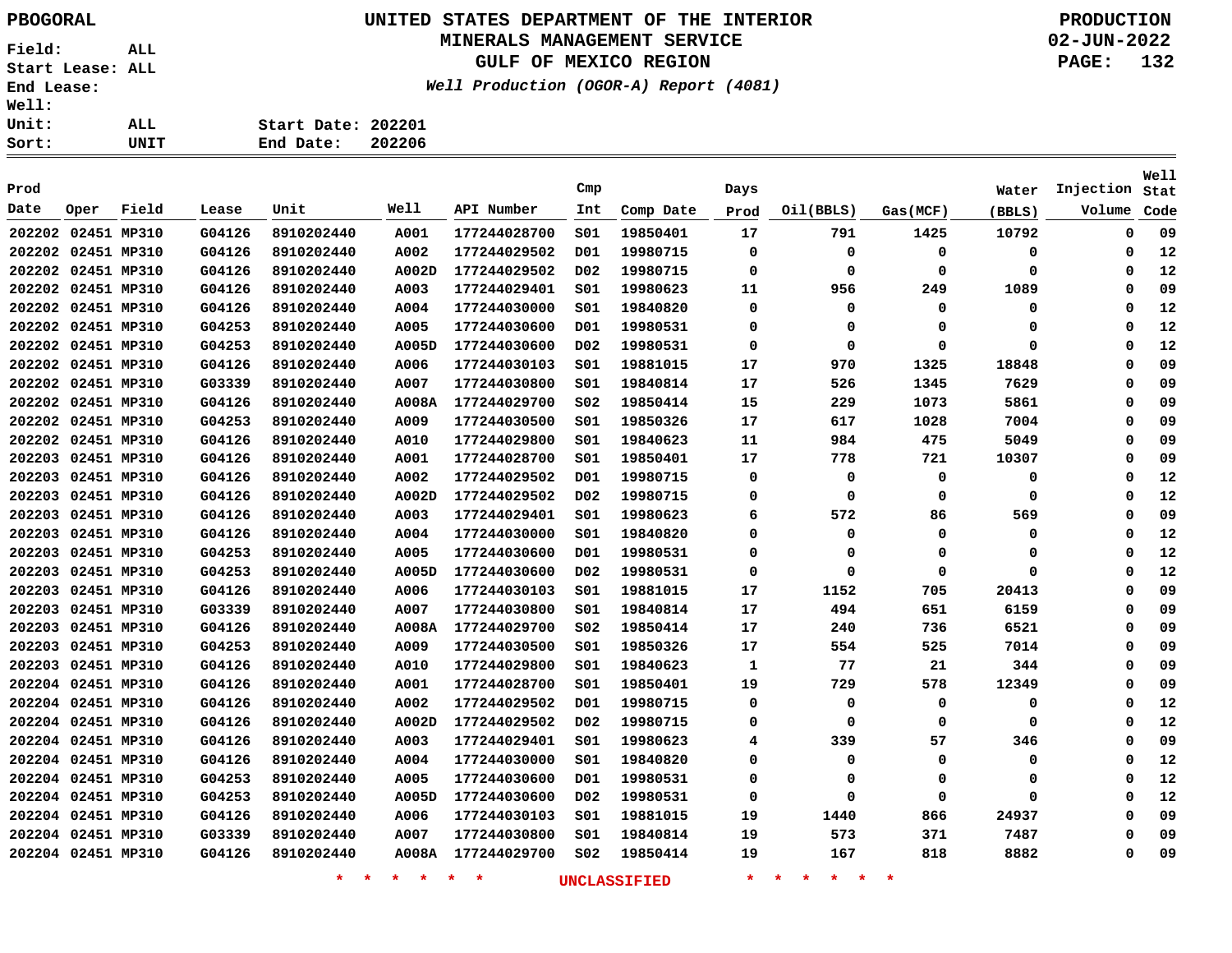PBOGORAL

# UNITED STATES DEPARTMENT OF THE INTERIOR
## MINERALS MANAGEMENT SERVICE
## GULF OF MEXICO REGION
### *Well Production (OGOR-A) Report (4081)*

PRODUCTION
02-JUN-2022

Field: ALL
Start Lease: ALL
End Lease:
Well:
Unit: ALL
Sort: UNIT

Start Date: 202201
End Date: 202206

| Prod Date | Oper | Field | Lease | Unit | Well | API Number | Cmp Int | Comp Date | Days Prod | Oil(BBLS) | Gas(MCF) | Water (BBLS) | Injection Volume | Well Stat Code |
|---|---|---|---|---|---|---|---|---|---|---|---|---|---|---|
| 202202 | 02451 | MP310 | G04126 | 8910202440 | A001 | 177244028700 | S01 | 19850401 | 17 | 791 | 1425 | 10792 | 0 | 09 |
| 202202 | 02451 | MP310 | G04126 | 8910202440 | A002 | 177244029502 | D01 | 19980715 | 0 | 0 | 0 | 0 | 0 | 12 |
| 202202 | 02451 | MP310 | G04126 | 8910202440 | A002D | 177244029502 | D02 | 19980715 | 0 | 0 | 0 | 0 | 0 | 12 |
| 202202 | 02451 | MP310 | G04126 | 8910202440 | A003 | 177244029401 | S01 | 19980623 | 11 | 956 | 249 | 1089 | 0 | 09 |
| 202202 | 02451 | MP310 | G04126 | 8910202440 | A004 | 177244030000 | S01 | 19840820 | 0 | 0 | 0 | 0 | 0 | 12 |
| 202202 | 02451 | MP310 | G04253 | 8910202440 | A005 | 177244030600 | D01 | 19980531 | 0 | 0 | 0 | 0 | 0 | 12 |
| 202202 | 02451 | MP310 | G04253 | 8910202440 | A005D | 177244030600 | D02 | 19980531 | 0 | 0 | 0 | 0 | 0 | 12 |
| 202202 | 02451 | MP310 | G04126 | 8910202440 | A006 | 177244030103 | S01 | 19881015 | 17 | 970 | 1325 | 18848 | 0 | 09 |
| 202202 | 02451 | MP310 | G03339 | 8910202440 | A007 | 177244030800 | S01 | 19840814 | 17 | 526 | 1345 | 7629 | 0 | 09 |
| 202202 | 02451 | MP310 | G04126 | 8910202440 | A008A | 177244029700 | S02 | 19850414 | 15 | 229 | 1073 | 5861 | 0 | 09 |
| 202202 | 02451 | MP310 | G04253 | 8910202440 | A009 | 177244030500 | S01 | 19850326 | 17 | 617 | 1028 | 7004 | 0 | 09 |
| 202202 | 02451 | MP310 | G04126 | 8910202440 | A010 | 177244029800 | S01 | 19840623 | 11 | 984 | 475 | 5049 | 0 | 09 |
| 202203 | 02451 | MP310 | G04126 | 8910202440 | A001 | 177244028700 | S01 | 19850401 | 17 | 778 | 721 | 10307 | 0 | 09 |
| 202203 | 02451 | MP310 | G04126 | 8910202440 | A002 | 177244029502 | D01 | 19980715 | 0 | 0 | 0 | 0 | 0 | 12 |
| 202203 | 02451 | MP310 | G04126 | 8910202440 | A002D | 177244029502 | D02 | 19980715 | 0 | 0 | 0 | 0 | 0 | 12 |
| 202203 | 02451 | MP310 | G04126 | 8910202440 | A003 | 177244029401 | S01 | 19980623 | 6 | 572 | 86 | 569 | 0 | 09 |
| 202203 | 02451 | MP310 | G04126 | 8910202440 | A004 | 177244030000 | S01 | 19840820 | 0 | 0 | 0 | 0 | 0 | 12 |
| 202203 | 02451 | MP310 | G04253 | 8910202440 | A005 | 177244030600 | D01 | 19980531 | 0 | 0 | 0 | 0 | 0 | 12 |
| 202203 | 02451 | MP310 | G04253 | 8910202440 | A005D | 177244030600 | D02 | 19980531 | 0 | 0 | 0 | 0 | 0 | 12 |
| 202203 | 02451 | MP310 | G04126 | 8910202440 | A006 | 177244030103 | S01 | 19881015 | 17 | 1152 | 705 | 20413 | 0 | 09 |
| 202203 | 02451 | MP310 | G03339 | 8910202440 | A007 | 177244030800 | S01 | 19840814 | 17 | 494 | 651 | 6159 | 0 | 09 |
| 202203 | 02451 | MP310 | G04126 | 8910202440 | A008A | 177244029700 | S02 | 19850414 | 17 | 240 | 736 | 6521 | 0 | 09 |
| 202203 | 02451 | MP310 | G04253 | 8910202440 | A009 | 177244030500 | S01 | 19850326 | 17 | 554 | 525 | 7014 | 0 | 09 |
| 202203 | 02451 | MP310 | G04126 | 8910202440 | A010 | 177244029800 | S01 | 19840623 | 1 | 77 | 21 | 344 | 0 | 09 |
| 202204 | 02451 | MP310 | G04126 | 8910202440 | A001 | 177244028700 | S01 | 19850401 | 19 | 729 | 578 | 12349 | 0 | 09 |
| 202204 | 02451 | MP310 | G04126 | 8910202440 | A002 | 177244029502 | D01 | 19980715 | 0 | 0 | 0 | 0 | 0 | 12 |
| 202204 | 02451 | MP310 | G04126 | 8910202440 | A002D | 177244029502 | D02 | 19980715 | 0 | 0 | 0 | 0 | 0 | 12 |
| 202204 | 02451 | MP310 | G04126 | 8910202440 | A003 | 177244029401 | S01 | 19980623 | 4 | 339 | 57 | 346 | 0 | 09 |
| 202204 | 02451 | MP310 | G04126 | 8910202440 | A004 | 177244030000 | S01 | 19840820 | 0 | 0 | 0 | 0 | 0 | 12 |
| 202204 | 02451 | MP310 | G04253 | 8910202440 | A005 | 177244030600 | D01 | 19980531 | 0 | 0 | 0 | 0 | 0 | 12 |
| 202204 | 02451 | MP310 | G04253 | 8910202440 | A005D | 177244030600 | D02 | 19980531 | 0 | 0 | 0 | 0 | 0 | 12 |
| 202204 | 02451 | MP310 | G04126 | 8910202440 | A006 | 177244030103 | S01 | 19881015 | 19 | 1440 | 866 | 24937 | 0 | 09 |
| 202204 | 02451 | MP310 | G03339 | 8910202440 | A007 | 177244030800 | S01 | 19840814 | 19 | 573 | 371 | 7487 | 0 | 09 |
| 202204 | 02451 | MP310 | G04126 | 8910202440 | A008A | 177244029700 | S02 | 19850414 | 19 | 167 | 818 | 8882 | 0 | 09 |

\* \* \* \* \* \* UNCLASSIFIED \* \* \* \* \* \*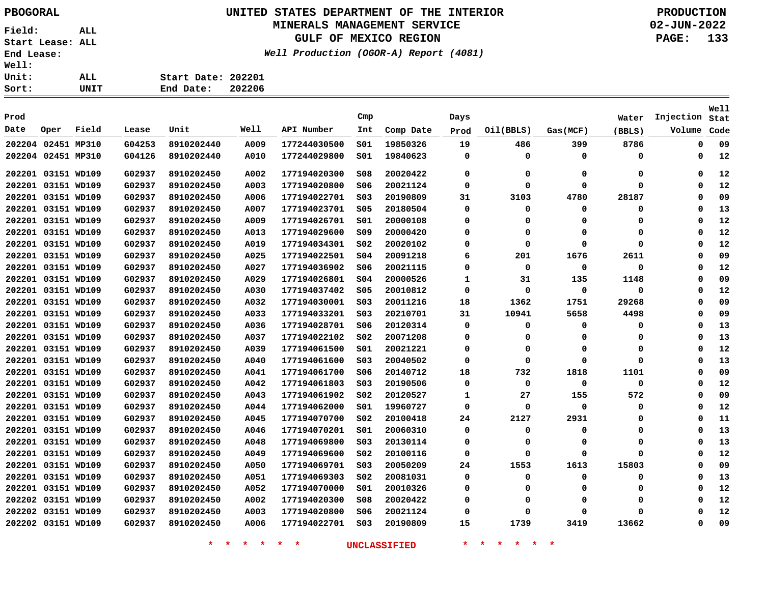PBOGORAL

# UNITED STATES DEPARTMENT OF THE INTERIOR
## MINERALS MANAGEMENT SERVICE
## GULF OF MEXICO REGION

PRODUCTION
02-JUN-2022

*Well Production (OGOR-A) Report (4081)*

Field: ALL
Start Lease: ALL
End Lease:
Well:
Unit: ALL
Sort: UNIT

Start Date: 202201
End Date: 202206

| Prod Date | Oper | Field | Lease | Unit | Well | API Number | Cmp Int | Comp Date | Days Prod | Oil(BBLS) | Gas(MCF) | Water (BBLS) | Injection Volume | Well Stat Code |
|---|---|---|---|---|---|---|---|---|---|---|---|---|---|---|
| 202204 | 02451 | MP310 | G04253 | 8910202440 | A009 | 177244030500 | S01 | 19850326 | 19 | 486 | 399 | 8786 | 0 | 09 |
| 202204 | 02451 | MP310 | G04126 | 8910202440 | A010 | 177244029800 | S01 | 19840623 | 0 | 0 | 0 | 0 | 0 | 12 |
| 202201 | 03151 | WD109 | G02937 | 8910202450 | A002 | 177194020300 | S08 | 20020422 | 0 | 0 | 0 | 0 | 0 | 12 |
| 202201 | 03151 | WD109 | G02937 | 8910202450 | A003 | 177194020800 | S06 | 20021124 | 0 | 0 | 0 | 0 | 0 | 12 |
| 202201 | 03151 | WD109 | G02937 | 8910202450 | A006 | 177194022701 | S03 | 20190809 | 31 | 3103 | 4780 | 28187 | 0 | 09 |
| 202201 | 03151 | WD109 | G02937 | 8910202450 | A007 | 177194023701 | S05 | 20180504 | 0 | 0 | 0 | 0 | 0 | 13 |
| 202201 | 03151 | WD109 | G02937 | 8910202450 | A009 | 177194026701 | S01 | 20000108 | 0 | 0 | 0 | 0 | 0 | 12 |
| 202201 | 03151 | WD109 | G02937 | 8910202450 | A013 | 177194029600 | S09 | 20000420 | 0 | 0 | 0 | 0 | 0 | 12 |
| 202201 | 03151 | WD109 | G02937 | 8910202450 | A019 | 177194034301 | S02 | 20020102 | 0 | 0 | 0 | 0 | 0 | 12 |
| 202201 | 03151 | WD109 | G02937 | 8910202450 | A025 | 177194022501 | S04 | 20091218 | 6 | 201 | 1676 | 2611 | 0 | 09 |
| 202201 | 03151 | WD109 | G02937 | 8910202450 | A027 | 177194036902 | S06 | 20021115 | 0 | 0 | 0 | 0 | 0 | 12 |
| 202201 | 03151 | WD109 | G02937 | 8910202450 | A029 | 177194026801 | S04 | 20000526 | 1 | 31 | 135 | 1148 | 0 | 09 |
| 202201 | 03151 | WD109 | G02937 | 8910202450 | A030 | 177194037402 | S05 | 20010812 | 0 | 0 | 0 | 0 | 0 | 12 |
| 202201 | 03151 | WD109 | G02937 | 8910202450 | A032 | 177194030001 | S03 | 20011216 | 18 | 1362 | 1751 | 29268 | 0 | 09 |
| 202201 | 03151 | WD109 | G02937 | 8910202450 | A033 | 177194033201 | S03 | 20210701 | 31 | 10941 | 5658 | 4498 | 0 | 09 |
| 202201 | 03151 | WD109 | G02937 | 8910202450 | A036 | 177194028701 | S06 | 20120314 | 0 | 0 | 0 | 0 | 0 | 13 |
| 202201 | 03151 | WD109 | G02937 | 8910202450 | A037 | 177194022102 | S02 | 20071208 | 0 | 0 | 0 | 0 | 0 | 13 |
| 202201 | 03151 | WD109 | G02937 | 8910202450 | A039 | 177194061500 | S01 | 20021221 | 0 | 0 | 0 | 0 | 0 | 12 |
| 202201 | 03151 | WD109 | G02937 | 8910202450 | A040 | 177194061600 | S03 | 20040502 | 0 | 0 | 0 | 0 | 0 | 13 |
| 202201 | 03151 | WD109 | G02937 | 8910202450 | A041 | 177194061700 | S06 | 20140712 | 18 | 732 | 1818 | 1101 | 0 | 09 |
| 202201 | 03151 | WD109 | G02937 | 8910202450 | A042 | 177194061803 | S03 | 20190506 | 0 | 0 | 0 | 0 | 0 | 12 |
| 202201 | 03151 | WD109 | G02937 | 8910202450 | A043 | 177194061902 | S02 | 20120527 | 1 | 27 | 155 | 572 | 0 | 09 |
| 202201 | 03151 | WD109 | G02937 | 8910202450 | A044 | 177194062000 | S01 | 19960727 | 0 | 0 | 0 | 0 | 0 | 12 |
| 202201 | 03151 | WD109 | G02937 | 8910202450 | A045 | 177194070700 | S02 | 20100418 | 24 | 2127 | 2931 | 0 | 0 | 11 |
| 202201 | 03151 | WD109 | G02937 | 8910202450 | A046 | 177194070201 | S01 | 20060310 | 0 | 0 | 0 | 0 | 0 | 13 |
| 202201 | 03151 | WD109 | G02937 | 8910202450 | A048 | 177194069800 | S03 | 20130114 | 0 | 0 | 0 | 0 | 0 | 13 |
| 202201 | 03151 | WD109 | G02937 | 8910202450 | A049 | 177194069600 | S02 | 20100116 | 0 | 0 | 0 | 0 | 0 | 12 |
| 202201 | 03151 | WD109 | G02937 | 8910202450 | A050 | 177194069701 | S03 | 20050209 | 24 | 1553 | 1613 | 15803 | 0 | 09 |
| 202201 | 03151 | WD109 | G02937 | 8910202450 | A051 | 177194069303 | S02 | 20081031 | 0 | 0 | 0 | 0 | 0 | 13 |
| 202201 | 03151 | WD109 | G02937 | 8910202450 | A052 | 177194070000 | S01 | 20010326 | 0 | 0 | 0 | 0 | 0 | 12 |
| 202202 | 03151 | WD109 | G02937 | 8910202450 | A002 | 177194020300 | S08 | 20020422 | 0 | 0 | 0 | 0 | 0 | 12 |
| 202202 | 03151 | WD109 | G02937 | 8910202450 | A003 | 177194020800 | S06 | 20021124 | 0 | 0 | 0 | 0 | 0 | 12 |
| 202202 | 03151 | WD109 | G02937 | 8910202450 | A006 | 177194022701 | S03 | 20190809 | 15 | 1739 | 3419 | 13662 | 0 | 09 |

* * * * * * UNCLASSIFIED * * * * * *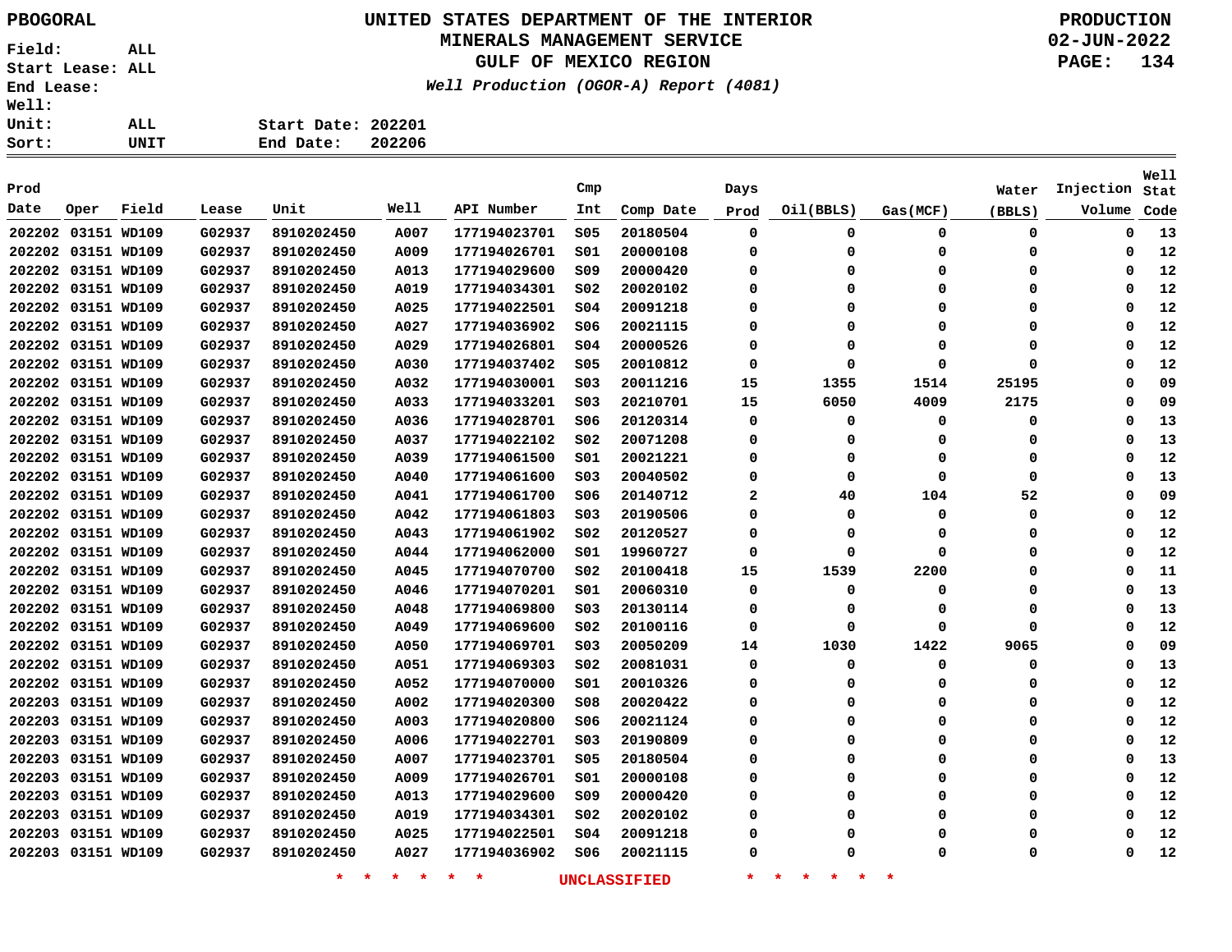PBOGORAL

# UNITED STATES DEPARTMENT OF THE INTERIOR
## MINERALS MANAGEMENT SERVICE
## GULF OF MEXICO REGION

*Well Production (OGOR-A) Report (4081)*

PRODUCTION
02-JUN-2022

Field: ALL
Start Lease: ALL
End Lease:
Well:
Unit: ALL
Sort: UNIT

Start Date: 202201
End Date: 202206

| Prod Date | Oper | Field | Lease | Unit | Well | API Number | Cmp Int | Comp Date | Days Prod | Oil(BBLS) | Gas(MCF) | Water (BBLS) | Injection Volume | Well Stat Code |
|---|---|---|---|---|---|---|---|---|---|---|---|---|---|---|
| 202202 | 03151 | WD109 | G02937 | 8910202450 | A007 | 177194023701 | S05 | 20180504 | 0 | 0 | 0 | 0 | 0 | 13 |
| 202202 | 03151 | WD109 | G02937 | 8910202450 | A009 | 177194026701 | S01 | 20000108 | 0 | 0 | 0 | 0 | 0 | 12 |
| 202202 | 03151 | WD109 | G02937 | 8910202450 | A013 | 177194029600 | S09 | 20000420 | 0 | 0 | 0 | 0 | 0 | 12 |
| 202202 | 03151 | WD109 | G02937 | 8910202450 | A019 | 177194034301 | S02 | 20020102 | 0 | 0 | 0 | 0 | 0 | 12 |
| 202202 | 03151 | WD109 | G02937 | 8910202450 | A025 | 177194022501 | S04 | 20091218 | 0 | 0 | 0 | 0 | 0 | 12 |
| 202202 | 03151 | WD109 | G02937 | 8910202450 | A027 | 177194036902 | S06 | 20021115 | 0 | 0 | 0 | 0 | 0 | 12 |
| 202202 | 03151 | WD109 | G02937 | 8910202450 | A029 | 177194026801 | S04 | 20000526 | 0 | 0 | 0 | 0 | 0 | 12 |
| 202202 | 03151 | WD109 | G02937 | 8910202450 | A030 | 177194037402 | S05 | 20010812 | 0 | 0 | 0 | 0 | 0 | 12 |
| 202202 | 03151 | WD109 | G02937 | 8910202450 | A032 | 177194030001 | S03 | 20011216 | 15 | 1355 | 1514 | 25195 | 0 | 09 |
| 202202 | 03151 | WD109 | G02937 | 8910202450 | A033 | 177194033201 | S03 | 20210701 | 15 | 6050 | 4009 | 2175 | 0 | 09 |
| 202202 | 03151 | WD109 | G02937 | 8910202450 | A036 | 177194028701 | S06 | 20120314 | 0 | 0 | 0 | 0 | 0 | 13 |
| 202202 | 03151 | WD109 | G02937 | 8910202450 | A037 | 177194022102 | S02 | 20071208 | 0 | 0 | 0 | 0 | 0 | 13 |
| 202202 | 03151 | WD109 | G02937 | 8910202450 | A039 | 177194061500 | S01 | 20021221 | 0 | 0 | 0 | 0 | 0 | 12 |
| 202202 | 03151 | WD109 | G02937 | 8910202450 | A040 | 177194061600 | S03 | 20040502 | 0 | 0 | 0 | 0 | 0 | 13 |
| 202202 | 03151 | WD109 | G02937 | 8910202450 | A041 | 177194061700 | S06 | 20140712 | 2 | 40 | 104 | 52 | 0 | 09 |
| 202202 | 03151 | WD109 | G02937 | 8910202450 | A042 | 177194061803 | S03 | 20190506 | 0 | 0 | 0 | 0 | 0 | 12 |
| 202202 | 03151 | WD109 | G02937 | 8910202450 | A043 | 177194061902 | S02 | 20120527 | 0 | 0 | 0 | 0 | 0 | 12 |
| 202202 | 03151 | WD109 | G02937 | 8910202450 | A044 | 177194062000 | S01 | 19960727 | 0 | 0 | 0 | 0 | 0 | 12 |
| 202202 | 03151 | WD109 | G02937 | 8910202450 | A045 | 177194070700 | S02 | 20100418 | 15 | 1539 | 2200 | 0 | 0 | 11 |
| 202202 | 03151 | WD109 | G02937 | 8910202450 | A046 | 177194070201 | S01 | 20060310 | 0 | 0 | 0 | 0 | 0 | 13 |
| 202202 | 03151 | WD109 | G02937 | 8910202450 | A048 | 177194069800 | S03 | 20130114 | 0 | 0 | 0 | 0 | 0 | 13 |
| 202202 | 03151 | WD109 | G02937 | 8910202450 | A049 | 177194069600 | S02 | 20100116 | 0 | 0 | 0 | 0 | 0 | 12 |
| 202202 | 03151 | WD109 | G02937 | 8910202450 | A050 | 177194069701 | S03 | 20050209 | 14 | 1030 | 1422 | 9065 | 0 | 09 |
| 202202 | 03151 | WD109 | G02937 | 8910202450 | A051 | 177194069303 | S02 | 20081031 | 0 | 0 | 0 | 0 | 0 | 13 |
| 202202 | 03151 | WD109 | G02937 | 8910202450 | A052 | 177194070000 | S01 | 20010326 | 0 | 0 | 0 | 0 | 0 | 12 |
| 202203 | 03151 | WD109 | G02937 | 8910202450 | A002 | 177194020300 | S08 | 20020422 | 0 | 0 | 0 | 0 | 0 | 12 |
| 202203 | 03151 | WD109 | G02937 | 8910202450 | A003 | 177194020800 | S06 | 20021124 | 0 | 0 | 0 | 0 | 0 | 12 |
| 202203 | 03151 | WD109 | G02937 | 8910202450 | A006 | 177194022701 | S03 | 20190809 | 0 | 0 | 0 | 0 | 0 | 12 |
| 202203 | 03151 | WD109 | G02937 | 8910202450 | A007 | 177194023701 | S05 | 20180504 | 0 | 0 | 0 | 0 | 0 | 13 |
| 202203 | 03151 | WD109 | G02937 | 8910202450 | A009 | 177194026701 | S01 | 20000108 | 0 | 0 | 0 | 0 | 0 | 12 |
| 202203 | 03151 | WD109 | G02937 | 8910202450 | A013 | 177194029600 | S09 | 20000420 | 0 | 0 | 0 | 0 | 0 | 12 |
| 202203 | 03151 | WD109 | G02937 | 8910202450 | A019 | 177194034301 | S02 | 20020102 | 0 | 0 | 0 | 0 | 0 | 12 |
| 202203 | 03151 | WD109 | G02937 | 8910202450 | A025 | 177194022501 | S04 | 20091218 | 0 | 0 | 0 | 0 | 0 | 12 |
| 202203 | 03151 | WD109 | G02937 | 8910202450 | A027 | 177194036902 | S06 | 20021115 | 0 | 0 | 0 | 0 | 0 | 12 |

* * * * * * UNCLASSIFIED * * * * * *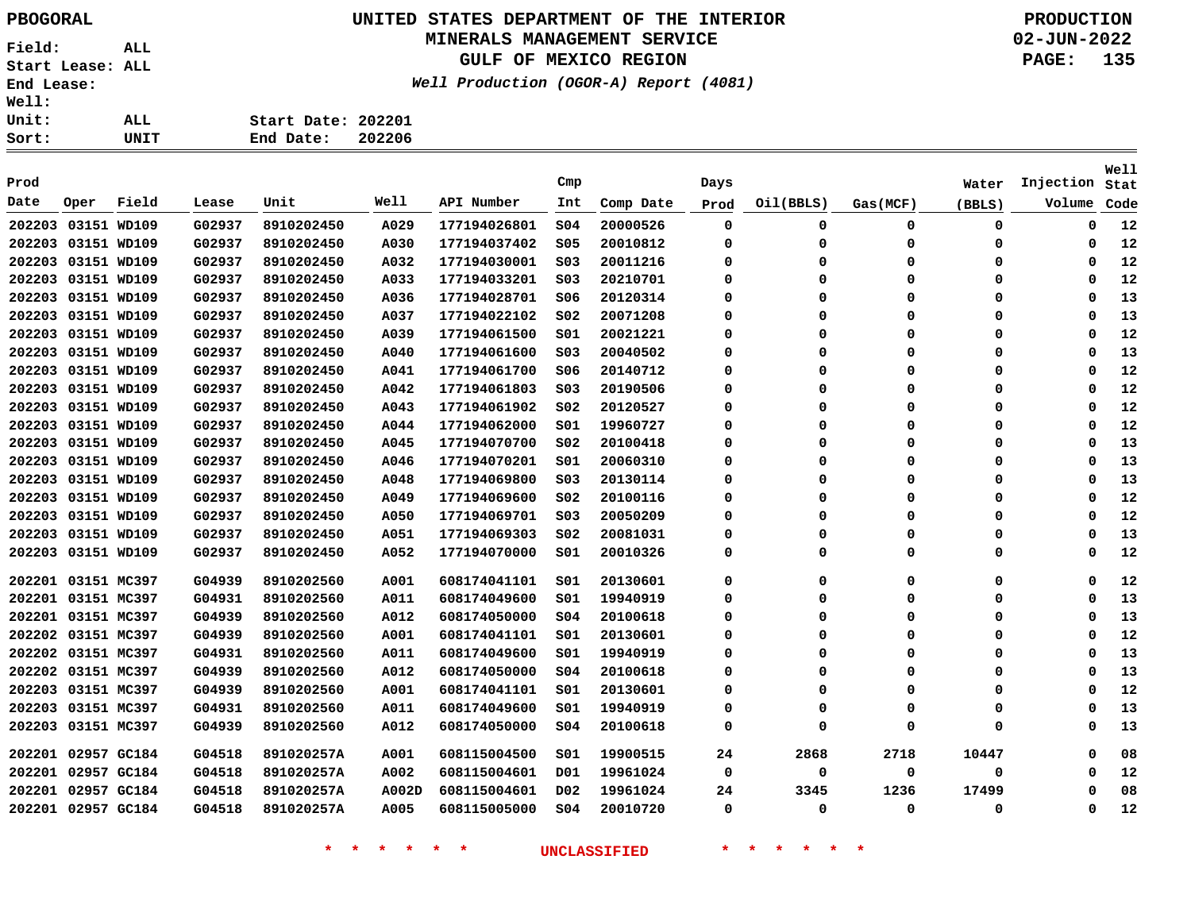PBOGORAL

Field: ALL
Start Lease: ALL
End Lease:
Well:
Unit: ALL
Sort: UNIT

# UNITED STATES DEPARTMENT OF THE INTERIOR
## MINERALS MANAGEMENT SERVICE
## GULF OF MEXICO REGION

*Well Production (OGOR-A) Report (4081)*

PRODUCTION
02-JUN-2022

Start Date: 202201
End Date: 202206

| Prod Date | Oper | Field | Lease | Unit | Well | API Number | Cmp Int | Comp Date | Days Prod | Oil(BBLS) | Gas(MCF) | Water (BBLS) | Injection Volume | Well Stat Code |
|---|---|---|---|---|---|---|---|---|---|---|---|---|---|---|
| 202203 | 03151 | WD109 | G02937 | 8910202450 | A029 | 177194026801 | S04 | 20000526 | 0 | 0 | 0 | 0 | 0 | 12 |
| 202203 | 03151 | WD109 | G02937 | 8910202450 | A030 | 177194037402 | S05 | 20010812 | 0 | 0 | 0 | 0 | 0 | 12 |
| 202203 | 03151 | WD109 | G02937 | 8910202450 | A032 | 177194030001 | S03 | 20011216 | 0 | 0 | 0 | 0 | 0 | 12 |
| 202203 | 03151 | WD109 | G02937 | 8910202450 | A033 | 177194033201 | S03 | 20210701 | 0 | 0 | 0 | 0 | 0 | 12 |
| 202203 | 03151 | WD109 | G02937 | 8910202450 | A036 | 177194028701 | S06 | 20120314 | 0 | 0 | 0 | 0 | 0 | 13 |
| 202203 | 03151 | WD109 | G02937 | 8910202450 | A037 | 177194022102 | S02 | 20071208 | 0 | 0 | 0 | 0 | 0 | 13 |
| 202203 | 03151 | WD109 | G02937 | 8910202450 | A039 | 177194061500 | S01 | 20021221 | 0 | 0 | 0 | 0 | 0 | 12 |
| 202203 | 03151 | WD109 | G02937 | 8910202450 | A040 | 177194061600 | S03 | 20040502 | 0 | 0 | 0 | 0 | 0 | 13 |
| 202203 | 03151 | WD109 | G02937 | 8910202450 | A041 | 177194061700 | S06 | 20140712 | 0 | 0 | 0 | 0 | 0 | 12 |
| 202203 | 03151 | WD109 | G02937 | 8910202450 | A042 | 177194061803 | S03 | 20190506 | 0 | 0 | 0 | 0 | 0 | 12 |
| 202203 | 03151 | WD109 | G02937 | 8910202450 | A043 | 177194061902 | S02 | 20120527 | 0 | 0 | 0 | 0 | 0 | 12 |
| 202203 | 03151 | WD109 | G02937 | 8910202450 | A044 | 177194062000 | S01 | 19960727 | 0 | 0 | 0 | 0 | 0 | 12 |
| 202203 | 03151 | WD109 | G02937 | 8910202450 | A045 | 177194070700 | S02 | 20100418 | 0 | 0 | 0 | 0 | 0 | 13 |
| 202203 | 03151 | WD109 | G02937 | 8910202450 | A046 | 177194070201 | S01 | 20060310 | 0 | 0 | 0 | 0 | 0 | 13 |
| 202203 | 03151 | WD109 | G02937 | 8910202450 | A048 | 177194069800 | S03 | 20130114 | 0 | 0 | 0 | 0 | 0 | 13 |
| 202203 | 03151 | WD109 | G02937 | 8910202450 | A049 | 177194069600 | S02 | 20100116 | 0 | 0 | 0 | 0 | 0 | 12 |
| 202203 | 03151 | WD109 | G02937 | 8910202450 | A050 | 177194069701 | S03 | 20050209 | 0 | 0 | 0 | 0 | 0 | 12 |
| 202203 | 03151 | WD109 | G02937 | 8910202450 | A051 | 177194069303 | S02 | 20081031 | 0 | 0 | 0 | 0 | 0 | 13 |
| 202203 | 03151 | WD109 | G02937 | 8910202450 | A052 | 177194070000 | S01 | 20010326 | 0 | 0 | 0 | 0 | 0 | 12 |
| 202201 | 03151 | MC397 | G04939 | 8910202560 | A001 | 608174041101 | S01 | 20130601 | 0 | 0 | 0 | 0 | 0 | 12 |
| 202201 | 03151 | MC397 | G04931 | 8910202560 | A011 | 608174049600 | S01 | 19940919 | 0 | 0 | 0 | 0 | 0 | 13 |
| 202201 | 03151 | MC397 | G04939 | 8910202560 | A012 | 608174050000 | S04 | 20100618 | 0 | 0 | 0 | 0 | 0 | 13 |
| 202202 | 03151 | MC397 | G04939 | 8910202560 | A001 | 608174041101 | S01 | 20130601 | 0 | 0 | 0 | 0 | 0 | 12 |
| 202202 | 03151 | MC397 | G04931 | 8910202560 | A011 | 608174049600 | S01 | 19940919 | 0 | 0 | 0 | 0 | 0 | 13 |
| 202202 | 03151 | MC397 | G04939 | 8910202560 | A012 | 608174050000 | S04 | 20100618 | 0 | 0 | 0 | 0 | 0 | 13 |
| 202203 | 03151 | MC397 | G04939 | 8910202560 | A001 | 608174041101 | S01 | 20130601 | 0 | 0 | 0 | 0 | 0 | 12 |
| 202203 | 03151 | MC397 | G04931 | 8910202560 | A011 | 608174049600 | S01 | 19940919 | 0 | 0 | 0 | 0 | 0 | 13 |
| 202203 | 03151 | MC397 | G04939 | 8910202560 | A012 | 608174050000 | S04 | 20100618 | 0 | 0 | 0 | 0 | 0 | 13 |
| 202201 | 02957 | GC184 | G04518 | 891020257A | A001 | 608115004500 | S01 | 19900515 | 24 | 2868 | 2718 | 10447 | 0 | 08 |
| 202201 | 02957 | GC184 | G04518 | 891020257A | A002 | 608115004601 | D01 | 19961024 | 0 | 0 | 0 | 0 | 0 | 12 |
| 202201 | 02957 | GC184 | G04518 | 891020257A | A002D | 608115004601 | D02 | 19961024 | 24 | 3345 | 1236 | 17499 | 0 | 08 |
| 202201 | 02957 | GC184 | G04518 | 891020257A | A005 | 608115005000 | S04 | 20010720 | 0 | 0 | 0 | 0 | 0 | 12 |

* * * * * * UNCLASSIFIED * * * * * *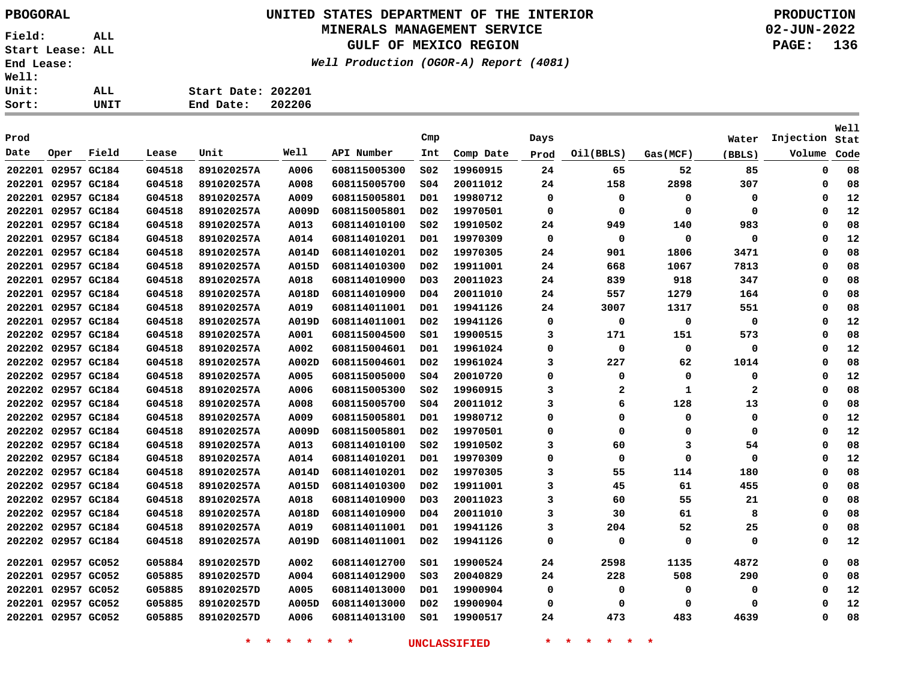PBOGORAL

**UNITED STATES DEPARTMENT OF THE INTERIOR**
**MINERALS MANAGEMENT SERVICE**
**GULF OF MEXICO REGION**

*Well Production (OGOR-A) Report (4081)*

PRODUCTION
02-JUN-2022

Field: ALL
Start Lease: ALL
End Lease:
Well:
Unit: ALL
Sort: UNIT

Start Date: 202201
End Date: 202206

| Prod Date | Oper | Field | Lease | Unit | Well | API Number | Cmp Int | Comp Date | Days Prod | Oil(BBLS) | Gas(MCF) | Water (BBLS) | Injection Volume | Well Stat Code |
|---|---|---|---|---|---|---|---|---|---|---|---|---|---|---|
| 202201 | 02957 | GC184 | G04518 | 891020257A | A006 | 608115005300 | S02 | 19960915 | 24 | 65 | 52 | 85 | 0 | 08 |
| 202201 | 02957 | GC184 | G04518 | 891020257A | A008 | 608115005700 | S04 | 20011012 | 24 | 158 | 2898 | 307 | 0 | 08 |
| 202201 | 02957 | GC184 | G04518 | 891020257A | A009 | 608115005801 | D01 | 19980712 | 0 | 0 | 0 | 0 | 0 | 12 |
| 202201 | 02957 | GC184 | G04518 | 891020257A | A009D | 608115005801 | D02 | 19970501 | 0 | 0 | 0 | 0 | 0 | 12 |
| 202201 | 02957 | GC184 | G04518 | 891020257A | A013 | 608114010100 | S02 | 19910502 | 24 | 949 | 140 | 983 | 0 | 08 |
| 202201 | 02957 | GC184 | G04518 | 891020257A | A014 | 608114010201 | D01 | 19970309 | 0 | 0 | 0 | 0 | 0 | 12 |
| 202201 | 02957 | GC184 | G04518 | 891020257A | A014D | 608114010201 | D02 | 19970305 | 24 | 901 | 1806 | 3471 | 0 | 08 |
| 202201 | 02957 | GC184 | G04518 | 891020257A | A015D | 608114010300 | D02 | 19911001 | 24 | 668 | 1067 | 7813 | 0 | 08 |
| 202201 | 02957 | GC184 | G04518 | 891020257A | A018 | 608114010900 | D03 | 20011023 | 24 | 839 | 918 | 347 | 0 | 08 |
| 202201 | 02957 | GC184 | G04518 | 891020257A | A018D | 608114010900 | D04 | 20011010 | 24 | 557 | 1279 | 164 | 0 | 08 |
| 202201 | 02957 | GC184 | G04518 | 891020257A | A019 | 608114011001 | D01 | 19941126 | 24 | 3007 | 1317 | 551 | 0 | 08 |
| 202201 | 02957 | GC184 | G04518 | 891020257A | A019D | 608114011001 | D02 | 19941126 | 0 | 0 | 0 | 0 | 0 | 12 |
| 202202 | 02957 | GC184 | G04518 | 891020257A | A001 | 608115004500 | S01 | 19900515 | 3 | 171 | 151 | 573 | 0 | 08 |
| 202202 | 02957 | GC184 | G04518 | 891020257A | A002 | 608115004601 | D01 | 19961024 | 0 | 0 | 0 | 0 | 0 | 12 |
| 202202 | 02957 | GC184 | G04518 | 891020257A | A002D | 608115004601 | D02 | 19961024 | 3 | 227 | 62 | 1014 | 0 | 08 |
| 202202 | 02957 | GC184 | G04518 | 891020257A | A005 | 608115005000 | S04 | 20010720 | 0 | 0 | 0 | 0 | 0 | 12 |
| 202202 | 02957 | GC184 | G04518 | 891020257A | A006 | 608115005300 | S02 | 19960915 | 3 | 2 | 1 | 2 | 0 | 08 |
| 202202 | 02957 | GC184 | G04518 | 891020257A | A008 | 608115005700 | S04 | 20011012 | 3 | 6 | 128 | 13 | 0 | 08 |
| 202202 | 02957 | GC184 | G04518 | 891020257A | A009 | 608115005801 | D01 | 19980712 | 0 | 0 | 0 | 0 | 0 | 12 |
| 202202 | 02957 | GC184 | G04518 | 891020257A | A009D | 608115005801 | D02 | 19970501 | 0 | 0 | 0 | 0 | 0 | 12 |
| 202202 | 02957 | GC184 | G04518 | 891020257A | A013 | 608114010100 | S02 | 19910502 | 3 | 60 | 3 | 54 | 0 | 08 |
| 202202 | 02957 | GC184 | G04518 | 891020257A | A014 | 608114010201 | D01 | 19970309 | 0 | 0 | 0 | 0 | 0 | 12 |
| 202202 | 02957 | GC184 | G04518 | 891020257A | A014D | 608114010201 | D02 | 19970305 | 3 | 55 | 114 | 180 | 0 | 08 |
| 202202 | 02957 | GC184 | G04518 | 891020257A | A015D | 608114010300 | D02 | 19911001 | 3 | 45 | 61 | 455 | 0 | 08 |
| 202202 | 02957 | GC184 | G04518 | 891020257A | A018 | 608114010900 | D03 | 20011023 | 3 | 60 | 55 | 21 | 0 | 08 |
| 202202 | 02957 | GC184 | G04518 | 891020257A | A018D | 608114010900 | D04 | 20011010 | 3 | 30 | 61 | 8 | 0 | 08 |
| 202202 | 02957 | GC184 | G04518 | 891020257A | A019 | 608114011001 | D01 | 19941126 | 3 | 204 | 52 | 25 | 0 | 08 |
| 202202 | 02957 | GC184 | G04518 | 891020257A | A019D | 608114011001 | D02 | 19941126 | 0 | 0 | 0 | 0 | 0 | 12 |
| 202201 | 02957 | GC052 | G05884 | 891020257D | A002 | 608114012700 | S01 | 19900524 | 24 | 2598 | 1135 | 4872 | 0 | 08 |
| 202201 | 02957 | GC052 | G05885 | 891020257D | A004 | 608114012900 | S03 | 20040829 | 24 | 228 | 508 | 290 | 0 | 08 |
| 202201 | 02957 | GC052 | G05885 | 891020257D | A005 | 608114013000 | D01 | 19900904 | 0 | 0 | 0 | 0 | 0 | 12 |
| 202201 | 02957 | GC052 | G05885 | 891020257D | A005D | 608114013000 | D02 | 19900904 | 0 | 0 | 0 | 0 | 0 | 12 |
| 202201 | 02957 | GC052 | G05885 | 891020257D | A006 | 608114013100 | S01 | 19900517 | 24 | 473 | 483 | 4639 | 0 | 08 |

* * * * * * UNCLASSIFIED * * * * * *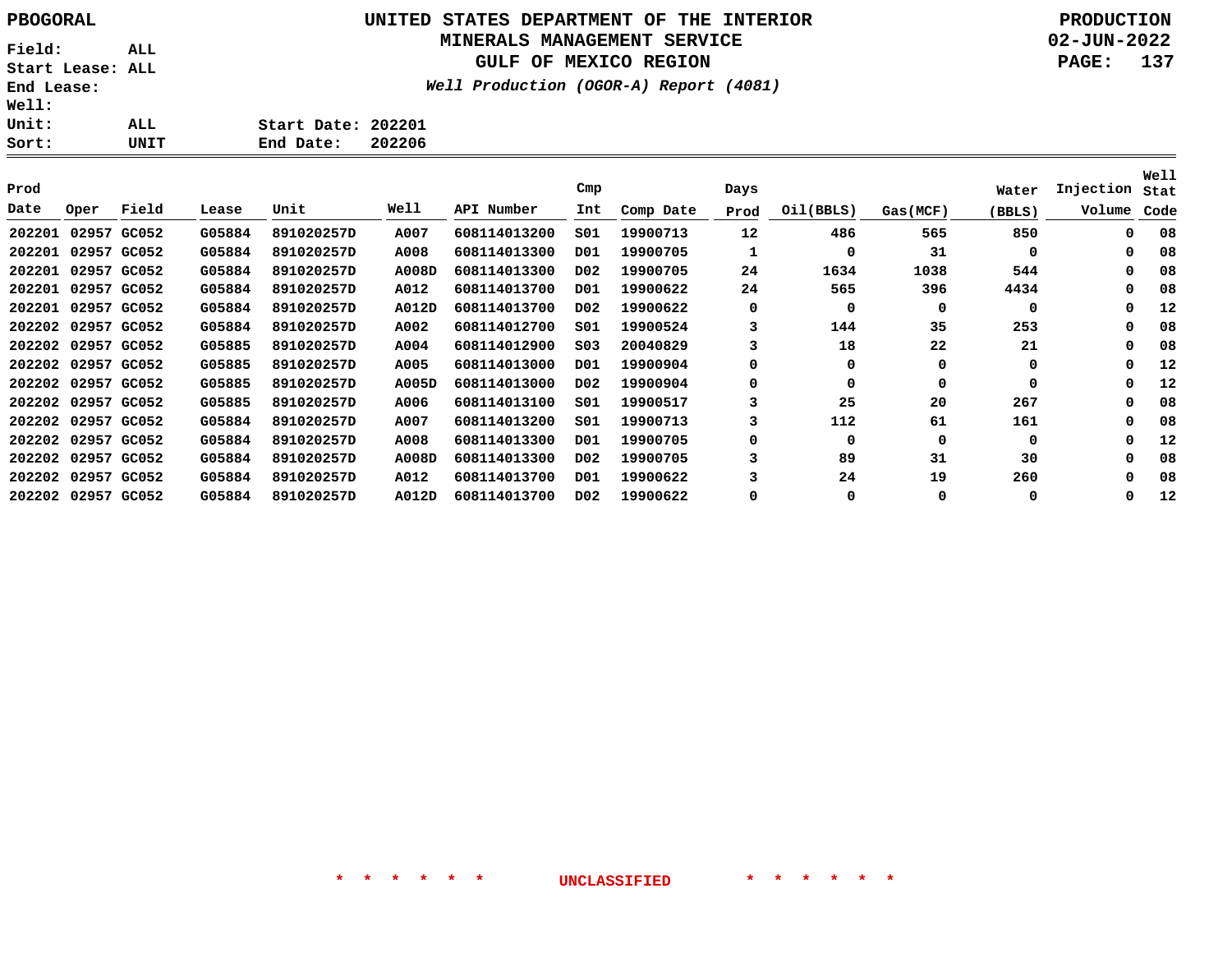PBOGORAL

# UNITED STATES DEPARTMENT OF THE INTERIOR
## MINERALS MANAGEMENT SERVICE
## GULF OF MEXICO REGION

*Well Production (OGOR-A) Report (4081)*

PRODUCTION
02-JUN-2022

Field: ALL
Start Lease: ALL
End Lease:
Well:
Unit: ALL
Sort: UNIT

Start Date: 202201
End Date: 202206

| Prod Date | Oper | Field | Lease | Unit | Well | API Number | Cmp Int | Comp Date | Days Prod | Oil(BBLS) | Gas(MCF) | Water (BBLS) | Injection Volume | Well Stat Code |
|---|---|---|---|---|---|---|---|---|---|---|---|---|---|---|
| 202201 | 02957 | GC052 | G05884 | 891020257D | A007 | 608114013200 | S01 | 19900713 | 12 | 486 | 565 | 850 | 0 | 08 |
| 202201 | 02957 | GC052 | G05884 | 891020257D | A008 | 608114013300 | D01 | 19900705 | 1 | 0 | 31 | 0 | 0 | 08 |
| 202201 | 02957 | GC052 | G05884 | 891020257D | A008D | 608114013300 | D02 | 19900705 | 24 | 1634 | 1038 | 544 | 0 | 08 |
| 202201 | 02957 | GC052 | G05884 | 891020257D | A012 | 608114013700 | D01 | 19900622 | 24 | 565 | 396 | 4434 | 0 | 08 |
| 202201 | 02957 | GC052 | G05884 | 891020257D | A012D | 608114013700 | D02 | 19900622 | 0 | 0 | 0 | 0 | 0 | 12 |
| 202202 | 02957 | GC052 | G05884 | 891020257D | A002 | 608114012700 | S01 | 19900524 | 3 | 144 | 35 | 253 | 0 | 08 |
| 202202 | 02957 | GC052 | G05885 | 891020257D | A004 | 608114012900 | S03 | 20040829 | 3 | 18 | 22 | 21 | 0 | 08 |
| 202202 | 02957 | GC052 | G05885 | 891020257D | A005 | 608114013000 | D01 | 19900904 | 0 | 0 | 0 | 0 | 0 | 12 |
| 202202 | 02957 | GC052 | G05885 | 891020257D | A005D | 608114013000 | D02 | 19900904 | 0 | 0 | 0 | 0 | 0 | 12 |
| 202202 | 02957 | GC052 | G05885 | 891020257D | A006 | 608114013100 | S01 | 19900517 | 3 | 25 | 20 | 267 | 0 | 08 |
| 202202 | 02957 | GC052 | G05884 | 891020257D | A007 | 608114013200 | S01 | 19900713 | 3 | 112 | 61 | 161 | 0 | 08 |
| 202202 | 02957 | GC052 | G05884 | 891020257D | A008 | 608114013300 | D01 | 19900705 | 0 | 0 | 0 | 0 | 0 | 12 |
| 202202 | 02957 | GC052 | G05884 | 891020257D | A008D | 608114013300 | D02 | 19900705 | 3 | 89 | 31 | 30 | 0 | 08 |
| 202202 | 02957 | GC052 | G05884 | 891020257D | A012 | 608114013700 | D01 | 19900622 | 3 | 24 | 19 | 260 | 0 | 08 |
| 202202 | 02957 | GC052 | G05884 | 891020257D | A012D | 608114013700 | D02 | 19900622 | 0 | 0 | 0 | 0 | 0 | 12 |

* * * * * * UNCLASSIFIED * * * * * *